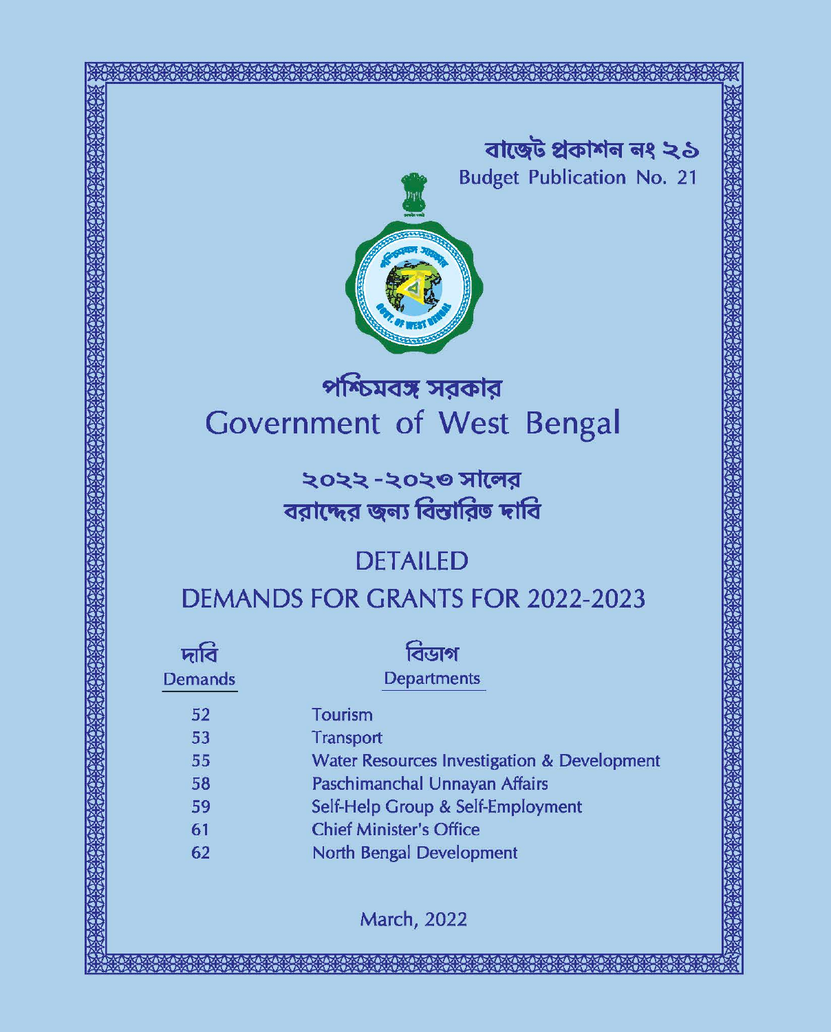বাজেট প্রকাশন নং ২১

Budget Publication No. 21

# পশ্চিমবঙ্গ সরকার

# Government of West Bengal

## ২০২২ -২০২৩ সালের বরাদ্দের জন্য বিস্তারিত দাবি

## DETAILED DEMANDS FOR GRANTS FOR 2022-2023

| দাবি Demands | বিভাগ Departments |
|---|---|
| 52 | Tourism |
| 53 | Transport |
| 55 | Water Resources Investigation & Development |
| 58 | Paschimanchal Unnayan Affairs |
| 59 | Self-Help Group & Self-Employment |
| 61 | Chief Minister's Office |
| 62 | North Bengal Development |

March, 2022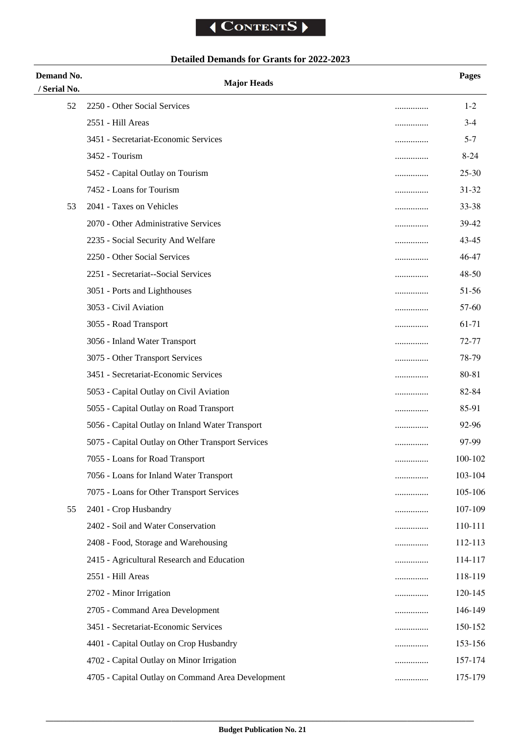**Contents**

## Detailed Demands for Grants for 2022-2023

| Demand No. / Serial No. | Major Heads | | Pages |
|---|---|---|---|
| 52 | 2250 - Other Social Services | ............... | 1-2 |
| | 2551 - Hill Areas | ............... | 3-4 |
| | 3451 - Secretariat-Economic Services | ............... | 5-7 |
| | 3452 - Tourism | ............... | 8-24 |
| | 5452 - Capital Outlay on Tourism | ............... | 25-30 |
| | 7452 - Loans for Tourism | ............... | 31-32 |
| 53 | 2041 - Taxes on Vehicles | ............... | 33-38 |
| | 2070 - Other Administrative Services | ............... | 39-42 |
| | 2235 - Social Security And Welfare | ............... | 43-45 |
| | 2250 - Other Social Services | ............... | 46-47 |
| | 2251 - Secretariat--Social Services | ............... | 48-50 |
| | 3051 - Ports and Lighthouses | ............... | 51-56 |
| | 3053 - Civil Aviation | ............... | 57-60 |
| | 3055 - Road Transport | ............... | 61-71 |
| | 3056 - Inland Water Transport | ............... | 72-77 |
| | 3075 - Other Transport Services | ............... | 78-79 |
| | 3451 - Secretariat-Economic Services | ............... | 80-81 |
| | 5053 - Capital Outlay on Civil Aviation | ............... | 82-84 |
| | 5055 - Capital Outlay on Road Transport | ............... | 85-91 |
| | 5056 - Capital Outlay on Inland Water Transport | ............... | 92-96 |
| | 5075 - Capital Outlay on Other Transport Services | ............... | 97-99 |
| | 7055 - Loans for Road Transport | ............... | 100-102 |
| | 7056 - Loans for Inland Water Transport | ............... | 103-104 |
| | 7075 - Loans for Other Transport Services | ............... | 105-106 |
| 55 | 2401 - Crop Husbandry | ............... | 107-109 |
| | 2402 - Soil and Water Conservation | ............... | 110-111 |
| | 2408 - Food, Storage and Warehousing | ............... | 112-113 |
| | 2415 - Agricultural Research and Education | ............... | 114-117 |
| | 2551 - Hill Areas | ............... | 118-119 |
| | 2702 - Minor Irrigation | ............... | 120-145 |
| | 2705 - Command Area Development | ............... | 146-149 |
| | 3451 - Secretariat-Economic Services | ............... | 150-152 |
| | 4401 - Capital Outlay on Crop Husbandry | ............... | 153-156 |
| | 4702 - Capital Outlay on Minor Irrigation | ............... | 157-174 |
| | 4705 - Capital Outlay on Command Area Development | ............... | 175-179 |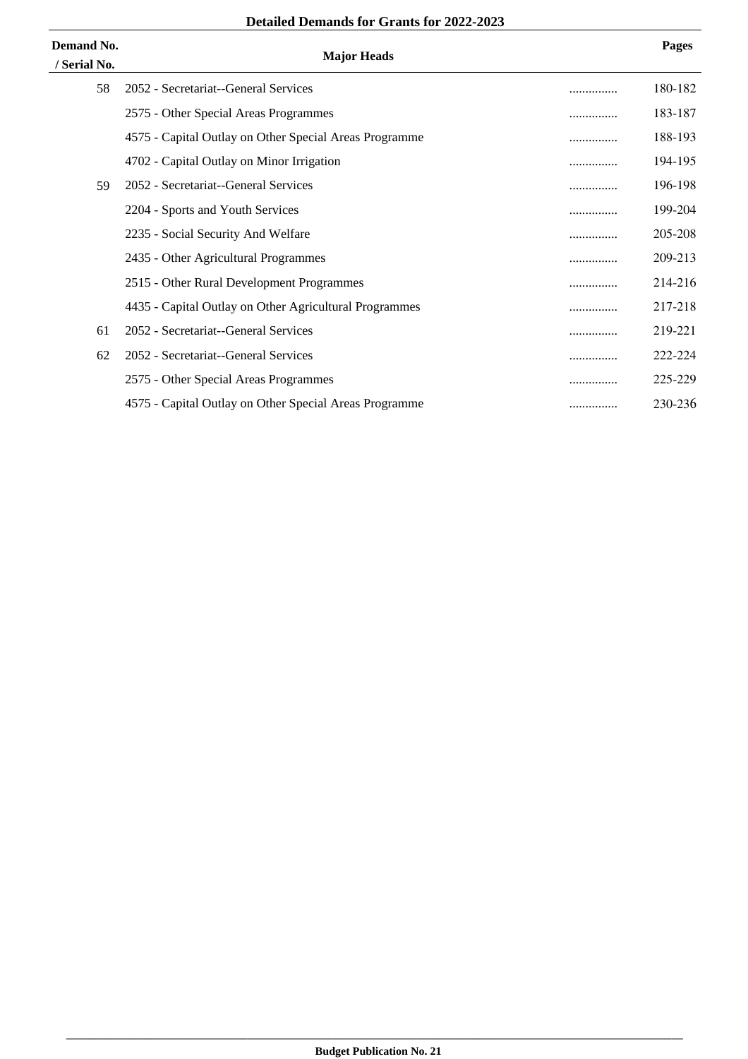**Detailed Demands for Grants for 2022-2023**

| Demand No. / Serial No. | Major Heads | | Pages |
|---|---|---|---|
| 58 | 2052 - Secretariat--General Services | ............... | 180-182 |
| | 2575 - Other Special Areas Programmes | ............... | 183-187 |
| | 4575 - Capital Outlay on Other Special Areas Programme | ............... | 188-193 |
| | 4702 - Capital Outlay on Minor Irrigation | ............... | 194-195 |
| 59 | 2052 - Secretariat--General Services | ............... | 196-198 |
| | 2204 - Sports and Youth Services | ............... | 199-204 |
| | 2235 - Social Security And Welfare | ............... | 205-208 |
| | 2435 - Other Agricultural Programmes | ............... | 209-213 |
| | 2515 - Other Rural Development Programmes | ............... | 214-216 |
| | 4435 - Capital Outlay on Other Agricultural Programmes | ............... | 217-218 |
| 61 | 2052 - Secretariat--General Services | ............... | 219-221 |
| 62 | 2052 - Secretariat--General Services | ............... | 222-224 |
| | 2575 - Other Special Areas Programmes | ............... | 225-229 |
| | 4575 - Capital Outlay on Other Special Areas Programme | ............... | 230-236 |

**Budget Publication No. 21**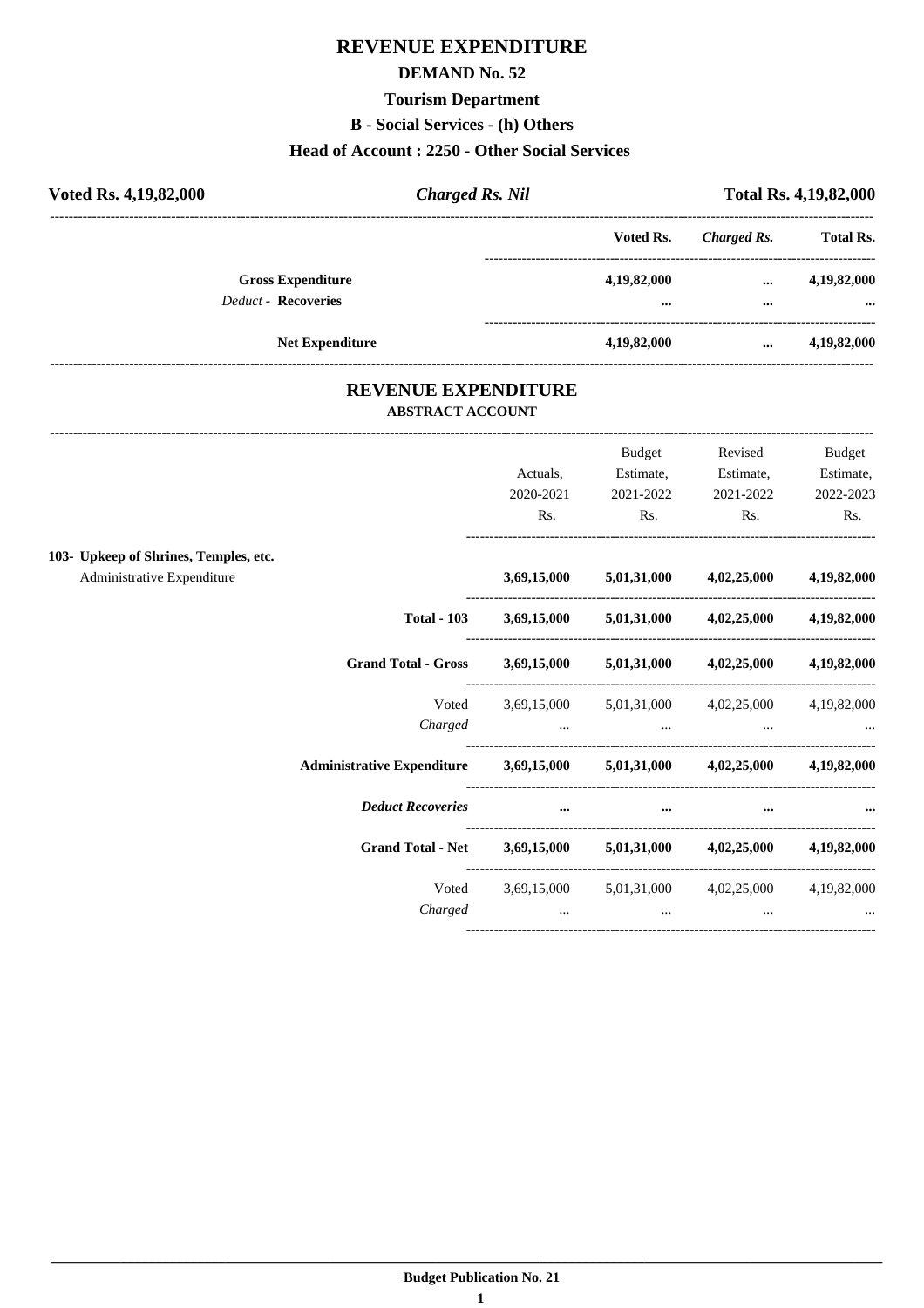# REVENUE EXPENDITURE

## DEMAND No. 52

### Tourism Department

### B - Social Services - (h) Others

### Head of Account : 2250 - Other Social Services

**Voted Rs. 4,19,82,000** | ***Charged Rs. Nil*** | **Total Rs. 4,19,82,000**

| | Voted Rs. | *Charged Rs.* | Total Rs. |
|---|---|---|---|
| **Gross Expenditure** | **4,19,82,000** | **...** | **4,19,82,000** |
| *Deduct* - **Recoveries** | **...** | **...** | **...** |
| **Net Expenditure** | **4,19,82,000** | **...** | **4,19,82,000** |

## REVENUE EXPENDITURE

### ABSTRACT ACCOUNT

| | Actuals, 2020-2021 Rs. | Budget Estimate, 2021-2022 Rs. | Revised Estimate, 2021-2022 Rs. | Budget Estimate, 2022-2023 Rs. |
|---|---|---|---|---|
| **103- Upkeep of Shrines, Temples, etc.** | | | | |
| Administrative Expenditure | **3,69,15,000** | **5,01,31,000** | **4,02,25,000** | **4,19,82,000** |
| **Total - 103** | **3,69,15,000** | **5,01,31,000** | **4,02,25,000** | **4,19,82,000** |
| **Grand Total - Gross** | **3,69,15,000** | **5,01,31,000** | **4,02,25,000** | **4,19,82,000** |
| Voted | 3,69,15,000 | 5,01,31,000 | 4,02,25,000 | 4,19,82,000 |
| *Charged* | ... | ... | ... | ... |
| **Administrative Expenditure** | **3,69,15,000** | **5,01,31,000** | **4,02,25,000** | **4,19,82,000** |
| ***Deduct Recoveries*** | **...** | **...** | **...** | **...** |
| **Grand Total - Net** | **3,69,15,000** | **5,01,31,000** | **4,02,25,000** | **4,19,82,000** |
| Voted | 3,69,15,000 | 5,01,31,000 | 4,02,25,000 | 4,19,82,000 |
| *Charged* | ... | ... | ... | ... |

**Budget Publication No. 21**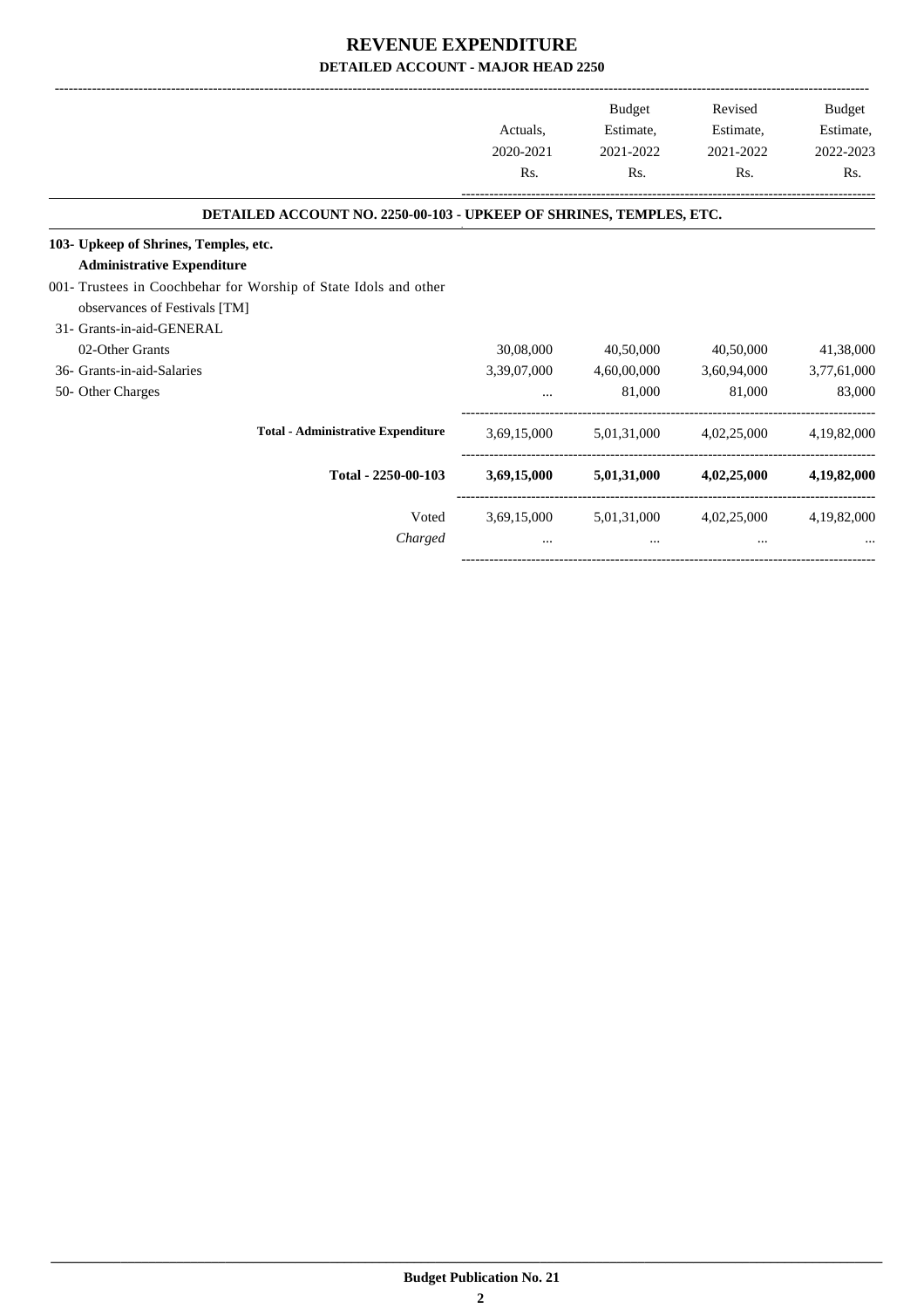# REVENUE EXPENDITURE

## DETAILED ACCOUNT - MAJOR HEAD 2250

| | Actuals, 2020-2021 Rs. | Budget Estimate, 2021-2022 Rs. | Revised Estimate, 2021-2022 Rs. | Budget Estimate, 2022-2023 Rs. |
|---|---|---|---|---|
| **DETAILED ACCOUNT NO. 2250-00-103 - UPKEEP OF SHRINES, TEMPLES, ETC.** | | | | |
| **103- Upkeep of Shrines, Temples, etc.** | | | | |
| **Administrative Expenditure** | | | | |
| 001- Trustees in Coochbehar for Worship of State Idols and other observances of Festivals [TM] | | | | |
| 31- Grants-in-aid-GENERAL | | | | |
| 02-Other Grants | 30,08,000 | 40,50,000 | 40,50,000 | 41,38,000 |
| 36- Grants-in-aid-Salaries | 3,39,07,000 | 4,60,00,000 | 3,60,94,000 | 3,77,61,000 |
| 50- Other Charges | ... | 81,000 | 81,000 | 83,000 |
| **Total - Administrative Expenditure** | 3,69,15,000 | 5,01,31,000 | 4,02,25,000 | 4,19,82,000 |
| **Total - 2250-00-103** | **3,69,15,000** | **5,01,31,000** | **4,02,25,000** | **4,19,82,000** |
| Voted | 3,69,15,000 | 5,01,31,000 | 4,02,25,000 | 4,19,82,000 |
| *Charged* | ... | ... | ... | ... |

**Budget Publication No. 21**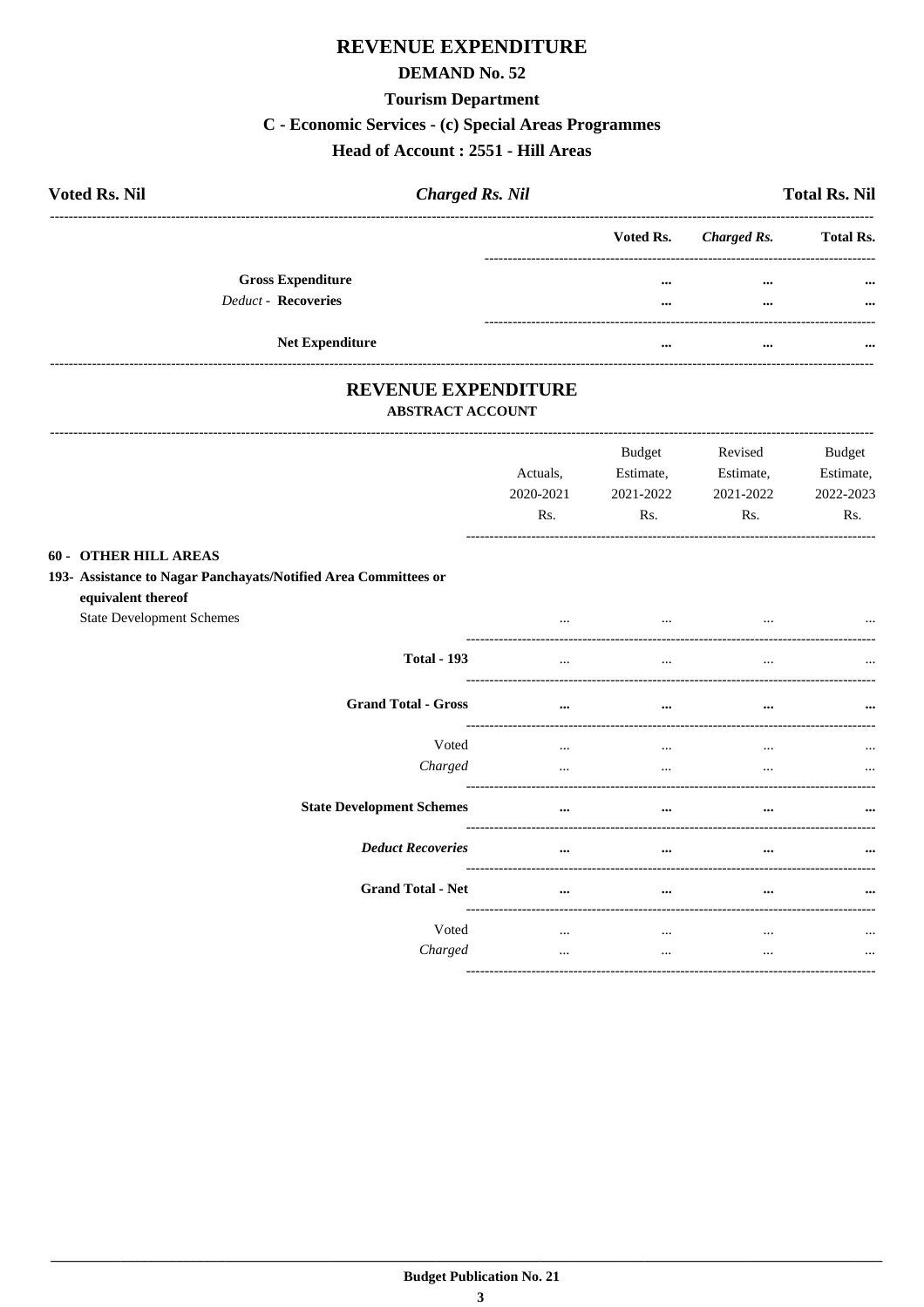# REVENUE EXPENDITURE

## DEMAND No. 52

### Tourism Department

### C - Economic Services - (c) Special Areas Programmes

### Head of Account : 2551 - Hill Areas

**Voted Rs. Nil** | ***Charged Rs. Nil*** | **Total Rs. Nil**

| | Voted Rs. | *Charged Rs.* | Total Rs. |
|---|---|---|---|
| **Gross Expenditure** | ... | ... | ... |
| *Deduct* - **Recoveries** | ... | ... | ... |
| **Net Expenditure** | ... | ... | ... |

## REVENUE EXPENDITURE

### ABSTRACT ACCOUNT

| | Actuals, 2020-2021 Rs. | Budget Estimate, 2021-2022 Rs. | Revised Estimate, 2021-2022 Rs. | Budget Estimate, 2022-2023 Rs. |
|---|---|---|---|---|
| **60 - OTHER HILL AREAS** | | | | |
| **193- Assistance to Nagar Panchayats/Notified Area Committees or equivalent thereof** | | | | |
| State Development Schemes | ... | ... | ... | ... |
| **Total - 193** | ... | ... | ... | ... |
| **Grand Total - Gross** | ... | ... | ... | ... |
| Voted | ... | ... | ... | ... |
| *Charged* | ... | ... | ... | ... |
| **State Development Schemes** | ... | ... | ... | ... |
| ***Deduct Recoveries*** | ... | ... | ... | ... |
| **Grand Total - Net** | ... | ... | ... | ... |
| Voted | ... | ... | ... | ... |
| *Charged* | ... | ... | ... | ... |

**Budget Publication No. 21**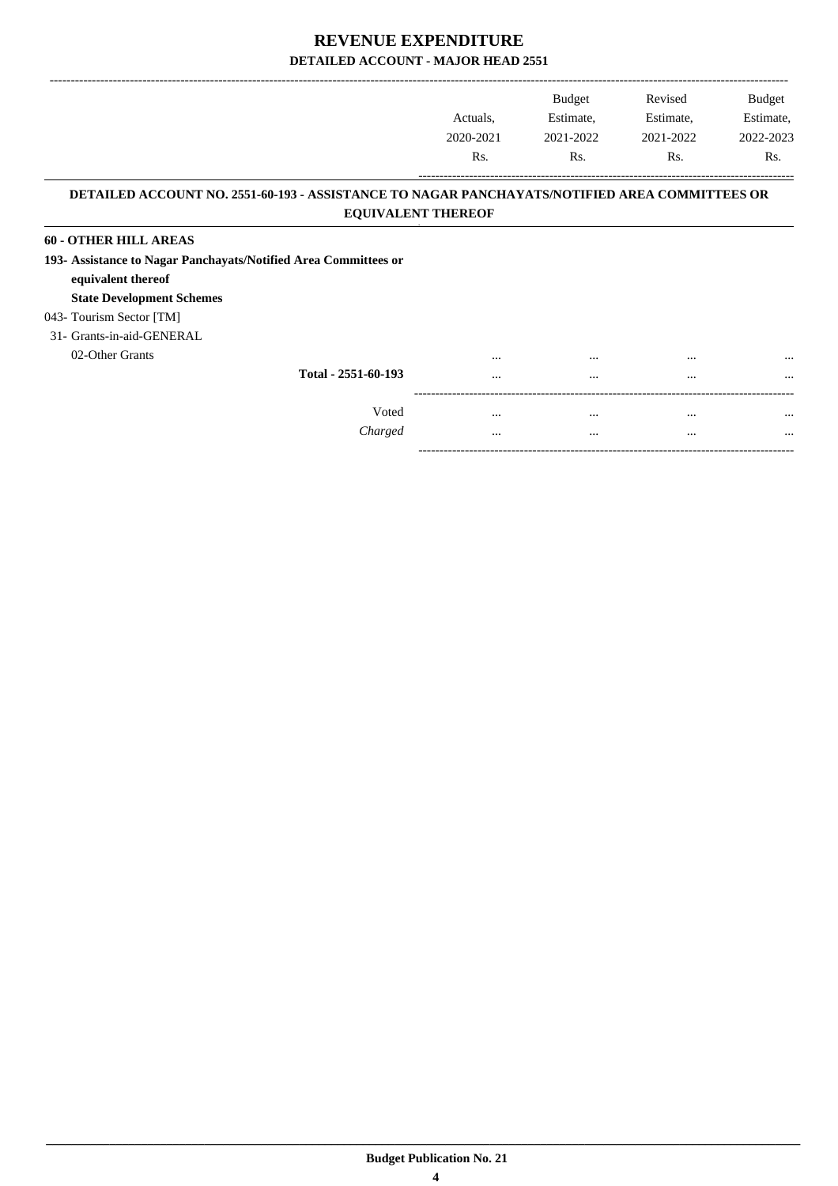# REVENUE EXPENDITURE

## DETAILED ACCOUNT - MAJOR HEAD 2551

| | Actuals, 2020-2021 Rs. | Budget Estimate, 2021-2022 Rs. | Revised Estimate, 2021-2022 Rs. | Budget Estimate, 2022-2023 Rs. |
|---|---|---|---|---|

### DETAILED ACCOUNT NO. 2551-60-193 - ASSISTANCE TO NAGAR PANCHAYATS/NOTIFIED AREA COMMITTEES OR EQUIVALENT THEREOF

| | Actuals, 2020-2021 Rs. | Budget Estimate, 2021-2022 Rs. | Revised Estimate, 2021-2022 Rs. | Budget Estimate, 2022-2023 Rs. |
|---|---|---|---|---|
| **60 - OTHER HILL AREAS** | | | | |
| **193- Assistance to Nagar Panchayats/Notified Area Committees or equivalent thereof** | | | | |
| **State Development Schemes** | | | | |
| 043- Tourism Sector [TM] | | | | |
| 31- Grants-in-aid-GENERAL | | | | |
| 02-Other Grants | ... | ... | ... | ... |
| **Total - 2551-60-193** | ... | ... | ... | ... |
| Voted | ... | ... | ... | ... |
| *Charged* | ... | ... | ... | ... |

**Budget Publication No. 21**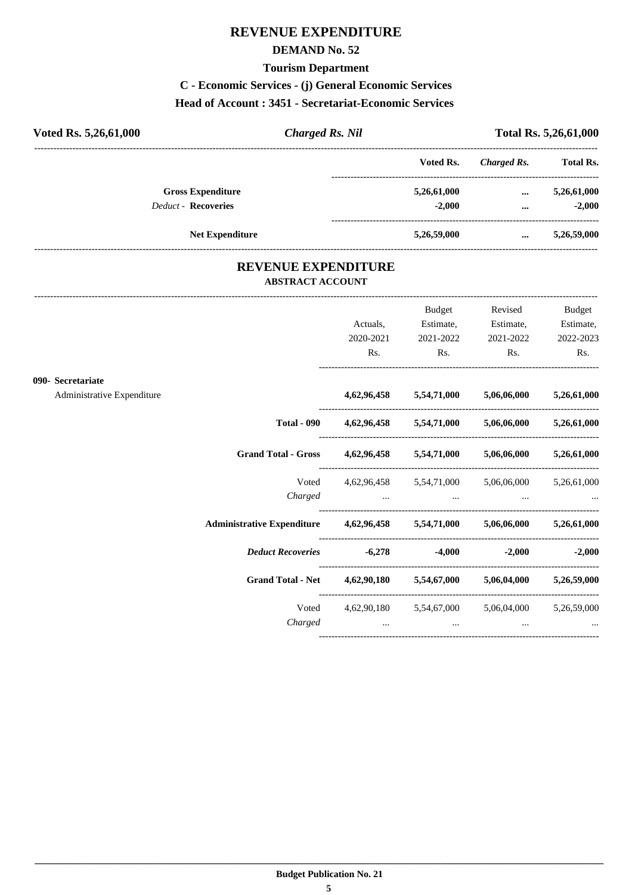# REVENUE EXPENDITURE

## DEMAND No. 52

### Tourism Department

### C - Economic Services - (j) General Economic Services

### Head of Account : 3451 - Secretariat-Economic Services

**Voted Rs. 5,26,61,000** | ***Charged Rs. Nil*** | **Total Rs. 5,26,61,000**

| | Voted Rs. | *Charged Rs.* | Total Rs. |
|---|---|---|---|
| **Gross Expenditure** | **5,26,61,000** | **...** | **5,26,61,000** |
| *Deduct -* **Recoveries** | **-2,000** | **...** | **-2,000** |
| **Net Expenditure** | **5,26,59,000** | **...** | **5,26,59,000** |

## REVENUE EXPENDITURE

### ABSTRACT ACCOUNT

| | Actuals, 2020-2021 Rs. | Budget Estimate, 2021-2022 Rs. | Revised Estimate, 2021-2022 Rs. | Budget Estimate, 2022-2023 Rs. |
|---|---|---|---|---|
| **090- Secretariat** | | | | |
| Administrative Expenditure | **4,62,96,458** | **5,54,71,000** | **5,06,06,000** | **5,26,61,000** |
| **Total - 090** | **4,62,96,458** | **5,54,71,000** | **5,06,06,000** | **5,26,61,000** |
| **Grand Total - Gross** | **4,62,96,458** | **5,54,71,000** | **5,06,06,000** | **5,26,61,000** |
| Voted | 4,62,96,458 | 5,54,71,000 | 5,06,06,000 | 5,26,61,000 |
| *Charged* | ... | ... | ... | ... |
| **Administrative Expenditure** | **4,62,96,458** | **5,54,71,000** | **5,06,06,000** | **5,26,61,000** |
| ***Deduct Recoveries*** | **-6,278** | **-4,000** | **-2,000** | **-2,000** |
| **Grand Total - Net** | **4,62,90,180** | **5,54,67,000** | **5,06,04,000** | **5,26,59,000** |
| Voted | 4,62,90,180 | 5,54,67,000 | 5,06,04,000 | 5,26,59,000 |
| *Charged* | ... | ... | ... | ... |

**Budget Publication No. 21**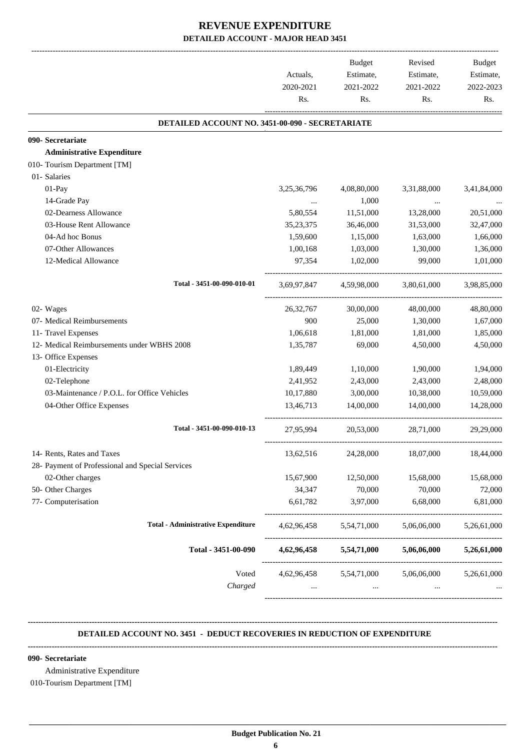# REVENUE EXPENDITURE

## DETAILED ACCOUNT - MAJOR HEAD 3451

| | Actuals, 2020-2021 Rs. | Budget Estimate, 2021-2022 Rs. | Revised Estimate, 2021-2022 Rs. | Budget Estimate, 2022-2023 Rs. |
|---|---|---|---|---|
| **DETAILED ACCOUNT NO. 3451-00-090 - SECRETARIATE** | | | | |
| **090- Secretariate** | | | | |
| **Administrative Expenditure** | | | | |
| 010- Tourism Department [TM] | | | | |
| 01- Salaries | | | | |
| 01-Pay | 3,25,36,796 | 4,08,80,000 | 3,31,88,000 | 3,41,84,000 |
| 14-Grade Pay | ... | 1,000 | ... | ... |
| 02-Dearness Allowance | 5,80,554 | 11,51,000 | 13,28,000 | 20,51,000 |
| 03-House Rent Allowance | 35,23,375 | 36,46,000 | 31,53,000 | 32,47,000 |
| 04-Ad hoc Bonus | 1,59,600 | 1,15,000 | 1,63,000 | 1,66,000 |
| 07-Other Allowances | 1,00,168 | 1,03,000 | 1,30,000 | 1,36,000 |
| 12-Medical Allowance | 97,354 | 1,02,000 | 99,000 | 1,01,000 |
| Total - 3451-00-090-010-01 | 3,69,97,847 | 4,59,98,000 | 3,80,61,000 | 3,98,85,000 |
| 02- Wages | 26,32,767 | 30,00,000 | 48,00,000 | 48,80,000 |
| 07- Medical Reimbursements | 900 | 25,000 | 1,30,000 | 1,67,000 |
| 11- Travel Expenses | 1,06,618 | 1,81,000 | 1,81,000 | 1,85,000 |
| 12- Medical Reimbursements under WBHS 2008 | 1,35,787 | 69,000 | 4,50,000 | 4,50,000 |
| 13- Office Expenses | | | | |
| 01-Electricity | 1,89,449 | 1,10,000 | 1,90,000 | 1,94,000 |
| 02-Telephone | 2,41,952 | 2,43,000 | 2,43,000 | 2,48,000 |
| 03-Maintenance / P.O.L. for Office Vehicles | 10,17,880 | 3,00,000 | 10,38,000 | 10,59,000 |
| 04-Other Office Expenses | 13,46,713 | 14,00,000 | 14,00,000 | 14,28,000 |
| Total - 3451-00-090-010-13 | 27,95,994 | 20,53,000 | 28,71,000 | 29,29,000 |
| 14- Rents, Rates and Taxes | 13,62,516 | 24,28,000 | 18,07,000 | 18,44,000 |
| 28- Payment of Professional and Special Services | | | | |
| 02-Other charges | 15,67,900 | 12,50,000 | 15,68,000 | 15,68,000 |
| 50- Other Charges | 34,347 | 70,000 | 70,000 | 72,000 |
| 77- Computerisation | 6,61,782 | 3,97,000 | 6,68,000 | 6,81,000 |
| **Total - Administrative Expenditure** | 4,62,96,458 | 5,54,71,000 | 5,06,06,000 | 5,26,61,000 |
| **Total - 3451-00-090** | **4,62,96,458** | **5,54,71,000** | **5,06,06,000** | **5,26,61,000** |
| Voted | 4,62,96,458 | 5,54,71,000 | 5,06,06,000 | 5,26,61,000 |
| *Charged* | ... | ... | ... | ... |

**DETAILED ACCOUNT NO. 3451 - DEDUCT RECOVERIES IN REDUCTION OF EXPENDITURE**

**090- Secretariate**

Administrative Expenditure

010-Tourism Department [TM]

**Budget Publication No. 21**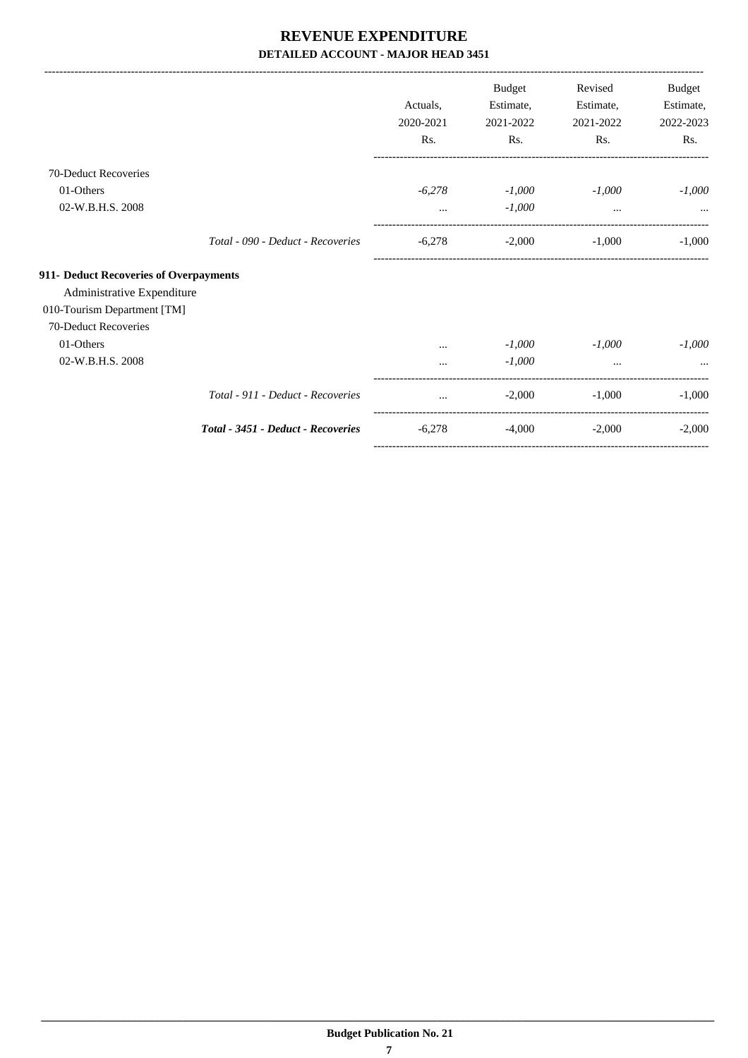# REVENUE EXPENDITURE

**DETAILED ACCOUNT - MAJOR HEAD 3451**

| | Actuals, 2020-2021 Rs. | Budget Estimate, 2021-2022 Rs. | Revised Estimate, 2021-2022 Rs. | Budget Estimate, 2022-2023 Rs. |
|---|---|---|---|---|
| 70-Deduct Recoveries | | | | |
| 01-Others | *-6,278* | *-1,000* | *-1,000* | *-1,000* |
| 02-W.B.H.S. 2008 | ... | *-1,000* | ... | ... |
| *Total - 090 - Deduct - Recoveries* | -6,278 | -2,000 | -1,000 | -1,000 |
| **911- Deduct Recoveries of Overpayments** | | | | |
| Administrative Expenditure | | | | |
| 010-Tourism Department [TM] | | | | |
| 70-Deduct Recoveries | | | | |
| 01-Others | ... | *-1,000* | *-1,000* | *-1,000* |
| 02-W.B.H.S. 2008 | ... | *-1,000* | ... | ... |
| *Total - 911 - Deduct - Recoveries* | ... | -2,000 | -1,000 | -1,000 |
| ***Total - 3451 - Deduct - Recoveries*** | -6,278 | -4,000 | -2,000 | -2,000 |

**Budget Publication No. 21**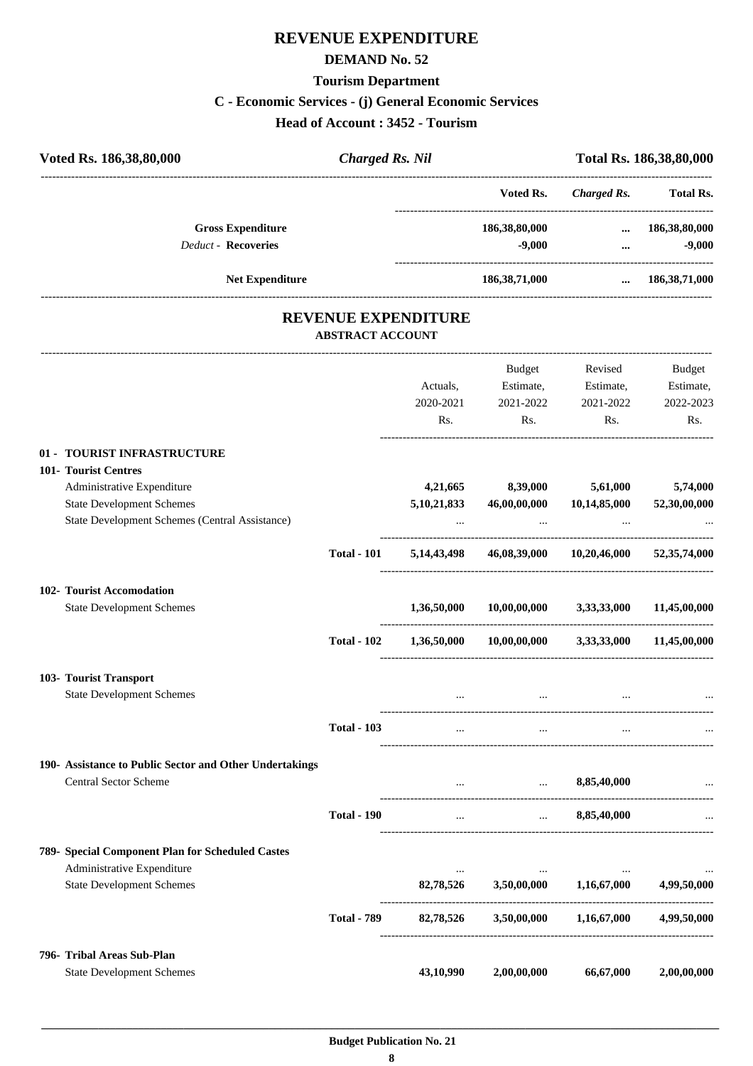# REVENUE EXPENDITURE

## DEMAND No. 52

### Tourism Department

### C - Economic Services - (j) General Economic Services

### Head of Account : 3452 - Tourism

**Voted Rs. 186,38,80,000** | ***Charged Rs. Nil*** | **Total Rs. 186,38,80,000**

| | Voted Rs. | *Charged Rs.* | Total Rs. |
|---|---|---|---|
| **Gross Expenditure** | **186,38,80,000** | **...** | **186,38,80,000** |
| *Deduct* - **Recoveries** | **-9,000** | **...** | **-9,000** |
| **Net Expenditure** | **186,38,71,000** | **...** | **186,38,71,000** |

## REVENUE EXPENDITURE

**ABSTRACT ACCOUNT**

| | | Actuals, 2020-2021 Rs. | Budget Estimate, 2021-2022 Rs. | Revised Estimate, 2021-2022 Rs. | Budget Estimate, 2022-2023 Rs. |
|---|---|---|---|---|---|
| **01 - TOURIST INFRASTRUCTURE** | | | | | |
| **101- Tourist Centres** | | | | | |
| Administrative Expenditure | | **4,21,665** | **8,39,000** | **5,61,000** | **5,74,000** |
| State Development Schemes | | **5,10,21,833** | **46,00,00,000** | **10,14,85,000** | **52,30,00,000** |
| State Development Schemes (Central Assistance) | | ... | ... | ... | ... |
| | **Total - 101** | **5,14,43,498** | **46,08,39,000** | **10,20,46,000** | **52,35,74,000** |
| **102- Tourist Accomodation** | | | | | |
| State Development Schemes | | **1,36,50,000** | **10,00,00,000** | **3,33,33,000** | **11,45,00,000** |
| | **Total - 102** | **1,36,50,000** | **10,00,00,000** | **3,33,33,000** | **11,45,00,000** |
| **103- Tourist Transport** | | | | | |
| State Development Schemes | | ... | ... | ... | ... |
| | **Total - 103** | ... | ... | ... | ... |
| **190- Assistance to Public Sector and Other Undertakings** | | | | | |
| Central Sector Scheme | | ... | ... | **8,85,40,000** | ... |
| | **Total - 190** | ... | ... | **8,85,40,000** | ... |
| **789- Special Component Plan for Scheduled Castes** | | | | | |
| Administrative Expenditure | | ... | ... | ... | ... |
| State Development Schemes | | **82,78,526** | **3,50,00,000** | **1,16,67,000** | **4,99,50,000** |
| | **Total - 789** | **82,78,526** | **3,50,00,000** | **1,16,67,000** | **4,99,50,000** |
| **796- Tribal Areas Sub-Plan** | | | | | |
| State Development Schemes | | **43,10,990** | **2,00,00,000** | **66,67,000** | **2,00,00,000** |

**Budget Publication No. 21**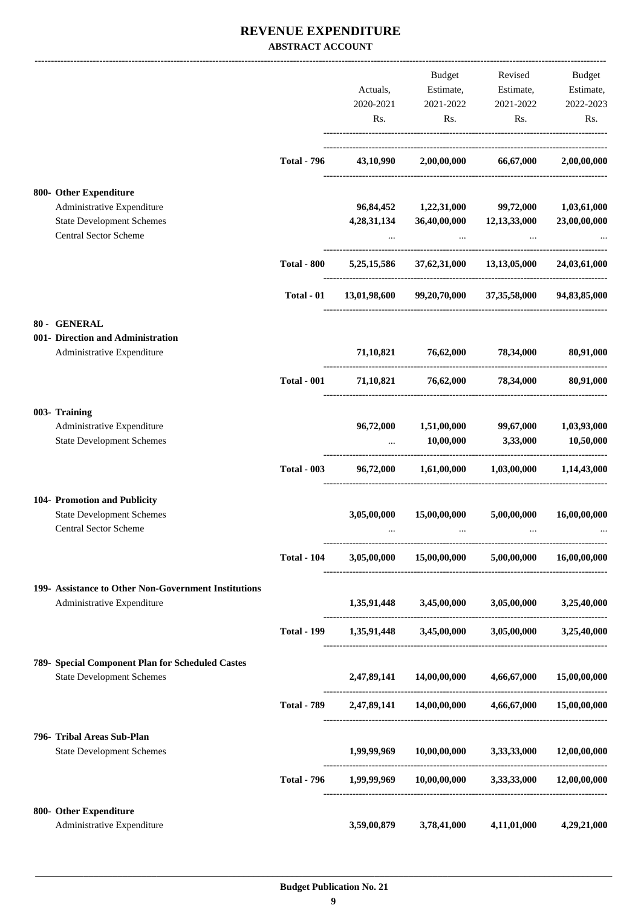# REVENUE EXPENDITURE

## ABSTRACT ACCOUNT

| | | Actuals, 2020-2021 Rs. | Budget Estimate, 2021-2022 Rs. | Revised Estimate, 2021-2022 Rs. | Budget Estimate, 2022-2023 Rs. |
|---|---|---|---|---|---|
| | **Total - 796** | **43,10,990** | **2,00,00,000** | **66,67,000** | **2,00,00,000** |
| **800- Other Expenditure** | | | | | |
| Administrative Expenditure | | **96,84,452** | **1,22,31,000** | **99,72,000** | **1,03,61,000** |
| State Development Schemes | | **4,28,31,134** | **36,40,00,000** | **12,13,33,000** | **23,00,00,000** |
| Central Sector Scheme | | ... | ... | ... | ... |
| | **Total - 800** | **5,25,15,586** | **37,62,31,000** | **13,13,05,000** | **24,03,61,000** |
| | **Total - 01** | **13,01,98,600** | **99,20,70,000** | **37,35,58,000** | **94,83,85,000** |
| **80 - GENERAL** | | | | | |
| **001- Direction and Administration** | | | | | |
| Administrative Expenditure | | **71,10,821** | **76,62,000** | **78,34,000** | **80,91,000** |
| | **Total - 001** | **71,10,821** | **76,62,000** | **78,34,000** | **80,91,000** |
| **003- Training** | | | | | |
| Administrative Expenditure | | **96,72,000** | **1,51,00,000** | **99,67,000** | **1,03,93,000** |
| State Development Schemes | | ... | **10,00,000** | **3,33,000** | **10,50,000** |
| | **Total - 003** | **96,72,000** | **1,61,00,000** | **1,03,00,000** | **1,14,43,000** |
| **104- Promotion and Publicity** | | | | | |
| State Development Schemes | | **3,05,00,000** | **15,00,00,000** | **5,00,00,000** | **16,00,00,000** |
| Central Sector Scheme | | ... | ... | ... | ... |
| | **Total - 104** | **3,05,00,000** | **15,00,00,000** | **5,00,00,000** | **16,00,00,000** |
| **199- Assistance to Other Non-Government Institutions** | | | | | |
| Administrative Expenditure | | **1,35,91,448** | **3,45,00,000** | **3,05,00,000** | **3,25,40,000** |
| | **Total - 199** | **1,35,91,448** | **3,45,00,000** | **3,05,00,000** | **3,25,40,000** |
| **789- Special Component Plan for Scheduled Castes** | | | | | |
| State Development Schemes | | **2,47,89,141** | **14,00,00,000** | **4,66,67,000** | **15,00,00,000** |
| | **Total - 789** | **2,47,89,141** | **14,00,00,000** | **4,66,67,000** | **15,00,00,000** |
| **796- Tribal Areas Sub-Plan** | | | | | |
| State Development Schemes | | **1,99,99,969** | **10,00,00,000** | **3,33,33,000** | **12,00,00,000** |
| | **Total - 796** | **1,99,99,969** | **10,00,00,000** | **3,33,33,000** | **12,00,00,000** |
| **800- Other Expenditure** | | | | | |
| Administrative Expenditure | | **3,59,00,879** | **3,78,41,000** | **4,11,01,000** | **4,29,21,000** |

**Budget Publication No. 21**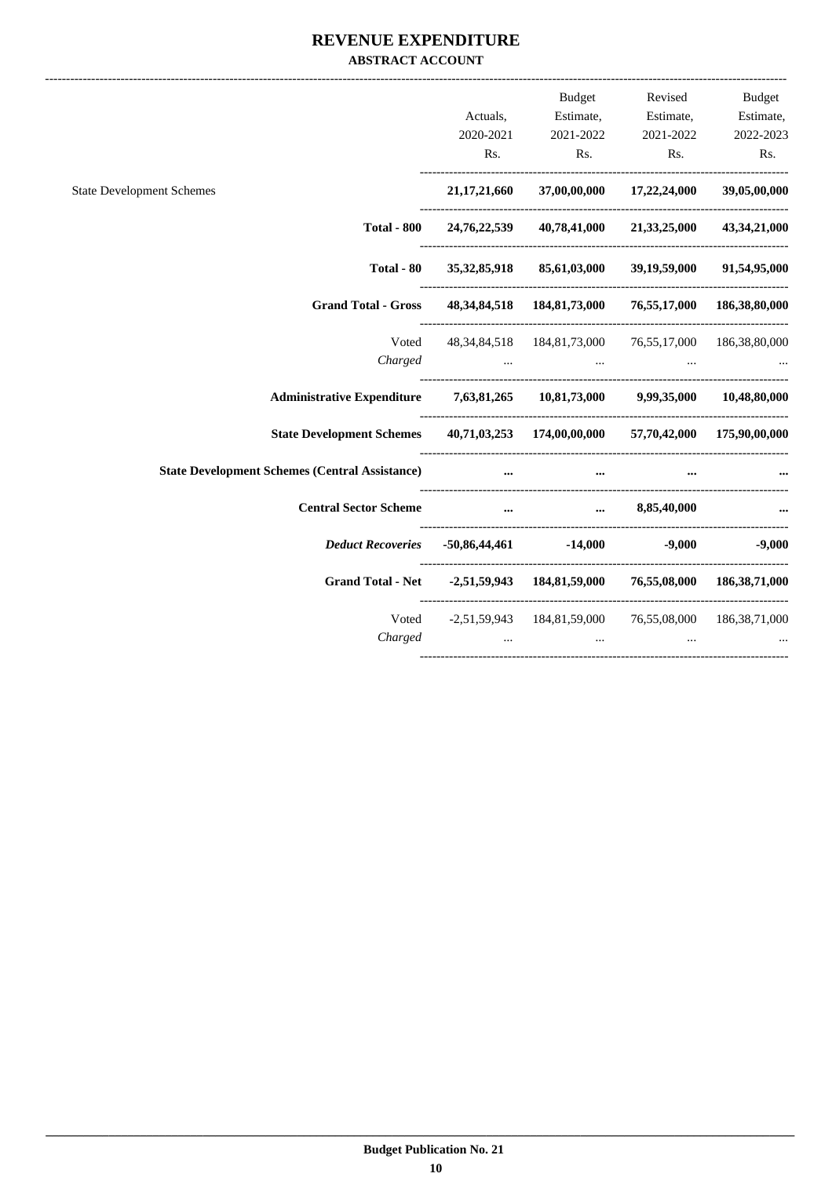# REVENUE EXPENDITURE

## ABSTRACT ACCOUNT

| | Actuals, 2020-2021 Rs. | Budget Estimate, 2021-2022 Rs. | Revised Estimate, 2021-2022 Rs. | Budget Estimate, 2022-2023 Rs. |
|---|---|---|---|---|
| State Development Schemes | **21,17,21,660** | **37,00,00,000** | **17,22,24,000** | **39,05,00,000** |
| **Total - 800** | **24,76,22,539** | **40,78,41,000** | **21,33,25,000** | **43,34,21,000** |
| **Total - 80** | **35,32,85,918** | **85,61,03,000** | **39,19,59,000** | **91,54,95,000** |
| **Grand Total - Gross** | **48,34,84,518** | **184,81,73,000** | **76,55,17,000** | **186,38,80,000** |
| Voted | 48,34,84,518 | 184,81,73,000 | 76,55,17,000 | 186,38,80,000 |
| *Charged* | ... | ... | ... | ... |
| **Administrative Expenditure** | **7,63,81,265** | **10,81,73,000** | **9,99,35,000** | **10,48,80,000** |
| **State Development Schemes** | **40,71,03,253** | **174,00,00,000** | **57,70,42,000** | **175,90,00,000** |
| **State Development Schemes (Central Assistance)** | **...** | **...** | **...** | **...** |
| **Central Sector Scheme** | **...** | **...** | **8,85,40,000** | **...** |
| ***Deduct Recoveries*** | **-50,86,44,461** | **-14,000** | **-9,000** | **-9,000** |
| **Grand Total - Net** | **-2,51,59,943** | **184,81,59,000** | **76,55,08,000** | **186,38,71,000** |
| Voted | -2,51,59,943 | 184,81,59,000 | 76,55,08,000 | 186,38,71,000 |
| *Charged* | ... | ... | ... | ... |

**Budget Publication No. 21**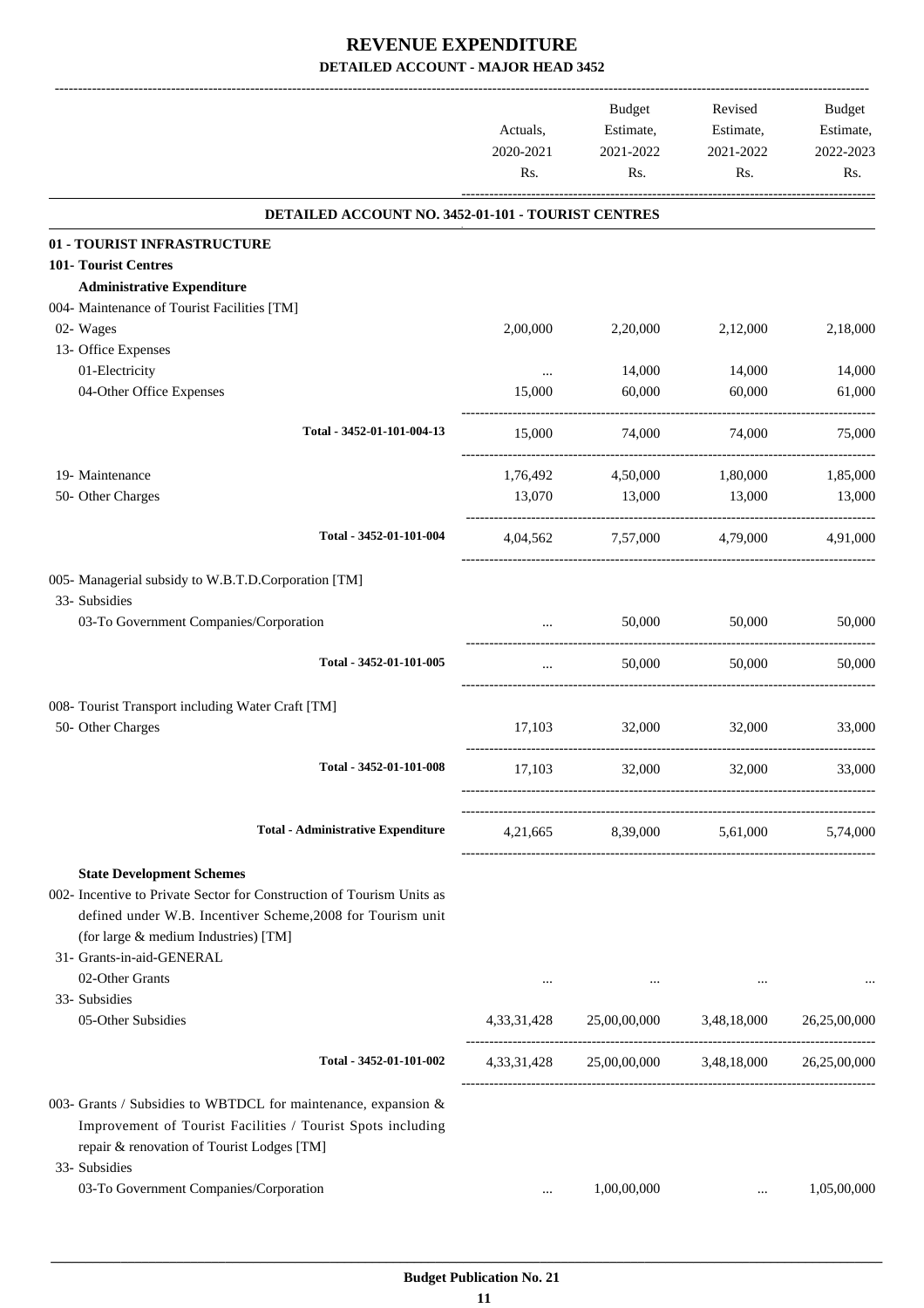# REVENUE EXPENDITURE

## DETAILED ACCOUNT - MAJOR HEAD 3452

| | Actuals, 2020-2021 Rs. | Budget Estimate, 2021-2022 Rs. | Revised Estimate, 2021-2022 Rs. | Budget Estimate, 2022-2023 Rs. |
|---|---|---|---|---|
| **DETAILED ACCOUNT NO. 3452-01-101 - TOURIST CENTRES** | | | | |
| **01 - TOURIST INFRASTRUCTURE** | | | | |
| **101- Tourist Centres** | | | | |
| **Administrative Expenditure** | | | | |
| 004- Maintenance of Tourist Facilities [TM] | | | | |
| 02- Wages | 2,00,000 | 2,20,000 | 2,12,000 | 2,18,000 |
| 13- Office Expenses | | | | |
| 01-Electricity | ... | 14,000 | 14,000 | 14,000 |
| 04-Other Office Expenses | 15,000 | 60,000 | 60,000 | 61,000 |
| Total - 3452-01-101-004-13 | 15,000 | 74,000 | 74,000 | 75,000 |
| 19- Maintenance | 1,76,492 | 4,50,000 | 1,80,000 | 1,85,000 |
| 50- Other Charges | 13,070 | 13,000 | 13,000 | 13,000 |
| Total - 3452-01-101-004 | 4,04,562 | 7,57,000 | 4,79,000 | 4,91,000 |
| 005- Managerial subsidy to W.B.T.D.Corporation [TM] | | | | |
| 33- Subsidies | | | | |
| 03-To Government Companies/Corporation | ... | 50,000 | 50,000 | 50,000 |
| Total - 3452-01-101-005 | ... | 50,000 | 50,000 | 50,000 |
| 008- Tourist Transport including Water Craft [TM] | | | | |
| 50- Other Charges | 17,103 | 32,000 | 32,000 | 33,000 |
| Total - 3452-01-101-008 | 17,103 | 32,000 | 32,000 | 33,000 |
| **Total - Administrative Expenditure** | 4,21,665 | 8,39,000 | 5,61,000 | 5,74,000 |
| **State Development Schemes** | | | | |
| 002- Incentive to Private Sector for Construction of Tourism Units as defined under W.B. Incentiver Scheme,2008 for Tourism unit (for large & medium Industries) [TM] | | | | |
| 31- Grants-in-aid-GENERAL | | | | |
| 02-Other Grants | ... | ... | ... | ... |
| 33- Subsidies | | | | |
| 05-Other Subsidies | 4,33,31,428 | 25,00,00,000 | 3,48,18,000 | 26,25,00,000 |
| Total - 3452-01-101-002 | 4,33,31,428 | 25,00,00,000 | 3,48,18,000 | 26,25,00,000 |
| 003- Grants / Subsidies to WBTDCL for maintenance, expansion & Improvement of Tourist Facilities / Tourist Spots including repair & renovation of Tourist Lodges [TM] | | | | |
| 33- Subsidies | | | | |
| 03-To Government Companies/Corporation | ... | 1,00,00,000 | ... | 1,05,00,000 |

**Budget Publication No. 21**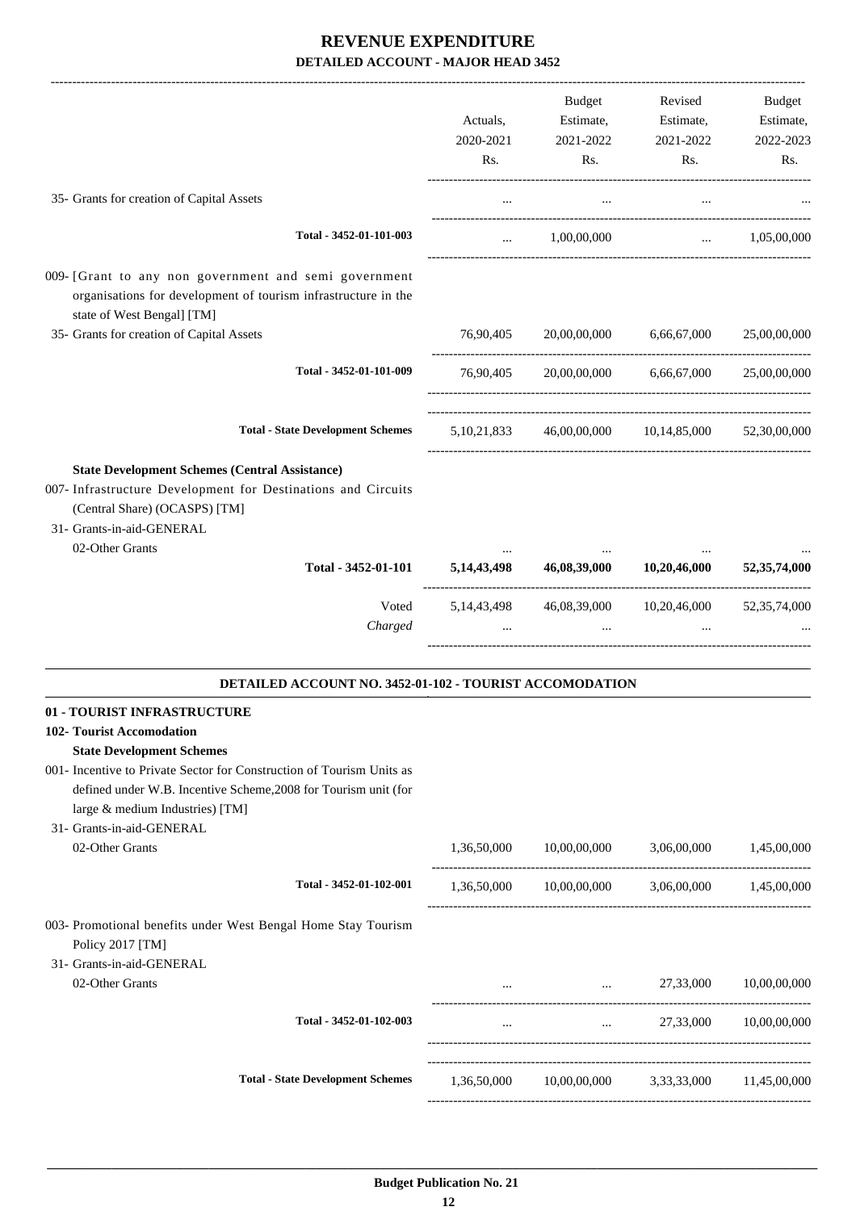# REVENUE EXPENDITURE

## DETAILED ACCOUNT - MAJOR HEAD 3452

| | Actuals, 2020-2021 Rs. | Budget Estimate, 2021-2022 Rs. | Revised Estimate, 2021-2022 Rs. | Budget Estimate, 2022-2023 Rs. |
|---|---|---|---|---|
| 35- Grants for creation of Capital Assets | ... | ... | ... | ... |
| **Total - 3452-01-101-003** | ... | 1,00,00,000 | ... | 1,05,00,000 |
| 009- [Grant to any non government and semi government organisations for development of tourism infrastructure in the state of West Bengal] [TM] | | | | |
| 35- Grants for creation of Capital Assets | 76,90,405 | 20,00,00,000 | 6,66,67,000 | 25,00,00,000 |
| **Total - 3452-01-101-009** | 76,90,405 | 20,00,00,000 | 6,66,67,000 | 25,00,00,000 |
| **Total - State Development Schemes** | 5,10,21,833 | 46,00,00,000 | 10,14,85,000 | 52,30,00,000 |
| **State Development Schemes (Central Assistance)** | | | | |
| 007- Infrastructure Development for Destinations and Circuits (Central Share) (OCASPS) [TM] | | | | |
| 31- Grants-in-aid-GENERAL | | | | |
| 02-Other Grants | ... | ... | ... | ... |
| **Total - 3452-01-101** | **5,14,43,498** | **46,08,39,000** | **10,20,46,000** | **52,35,74,000** |
| Voted | 5,14,43,498 | 46,08,39,000 | 10,20,46,000 | 52,35,74,000 |
| *Charged* | ... | ... | ... | ... |

### DETAILED ACCOUNT NO. 3452-01-102 - TOURIST ACCOMODATION

| | Actuals, 2020-2021 Rs. | Budget Estimate, 2021-2022 Rs. | Revised Estimate, 2021-2022 Rs. | Budget Estimate, 2022-2023 Rs. |
|---|---|---|---|---|
| **01 - TOURIST INFRASTRUCTURE** | | | | |
| **102- Tourist Accomodation** | | | | |
| **State Development Schemes** | | | | |
| 001- Incentive to Private Sector for Construction of Tourism Units as defined under W.B. Incentive Scheme,2008 for Tourism unit (for large & medium Industries) [TM] | | | | |
| 31- Grants-in-aid-GENERAL | | | | |
| 02-Other Grants | 1,36,50,000 | 10,00,00,000 | 3,06,00,000 | 1,45,00,000 |
| **Total - 3452-01-102-001** | 1,36,50,000 | 10,00,00,000 | 3,06,00,000 | 1,45,00,000 |
| 003- Promotional benefits under West Bengal Home Stay Tourism Policy 2017 [TM] | | | | |
| 31- Grants-in-aid-GENERAL | | | | |
| 02-Other Grants | ... | ... | 27,33,000 | 10,00,00,000 |
| **Total - 3452-01-102-003** | ... | ... | 27,33,000 | 10,00,00,000 |
| **Total - State Development Schemes** | 1,36,50,000 | 10,00,00,000 | 3,33,33,000 | 11,45,00,000 |

Budget Publication No. 21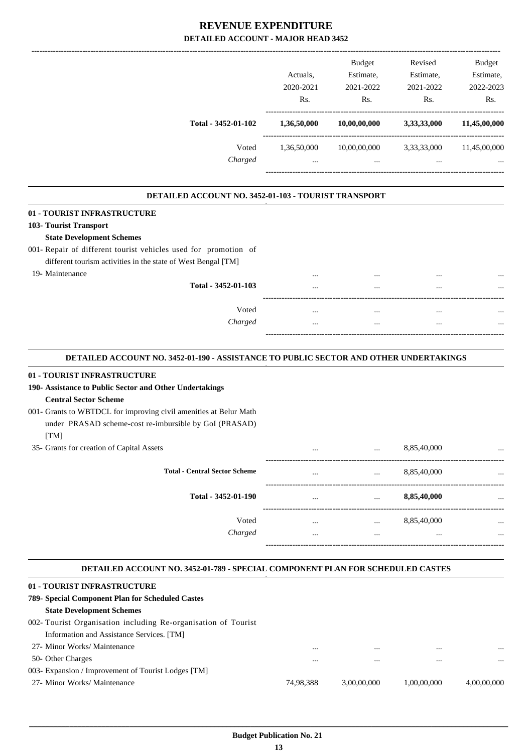# REVENUE EXPENDITURE

## DETAILED ACCOUNT - MAJOR HEAD 3452

| | Actuals, 2020-2021 Rs. | Budget Estimate, 2021-2022 Rs. | Revised Estimate, 2021-2022 Rs. | Budget Estimate, 2022-2023 Rs. |
|---|---|---|---|---|
| **Total - 3452-01-102** | **1,36,50,000** | **10,00,00,000** | **3,33,33,000** | **11,45,00,000** |
| Voted | 1,36,50,000 | 10,00,00,000 | 3,33,33,000 | 11,45,00,000 |
| *Charged* | ... | ... | ... | ... |

### DETAILED ACCOUNT NO. 3452-01-103 - TOURIST TRANSPORT

| | Actuals, 2020-2021 Rs. | Budget Estimate, 2021-2022 Rs. | Revised Estimate, 2021-2022 Rs. | Budget Estimate, 2022-2023 Rs. |
|---|---|---|---|---|
| **01 - TOURIST INFRASTRUCTURE** | | | | |
| **103- Tourist Transport** | | | | |
| **State Development Schemes** | | | | |
| 001- Repair of different tourist vehicles used for promotion of different tourism activities in the state of West Bengal [TM] | | | | |
| 19- Maintenance | ... | ... | ... | ... |
| **Total - 3452-01-103** | ... | ... | ... | ... |
| Voted | ... | ... | ... | ... |
| *Charged* | ... | ... | ... | ... |

### DETAILED ACCOUNT NO. 3452-01-190 - ASSISTANCE TO PUBLIC SECTOR AND OTHER UNDERTAKINGS

| | Actuals, 2020-2021 Rs. | Budget Estimate, 2021-2022 Rs. | Revised Estimate, 2021-2022 Rs. | Budget Estimate, 2022-2023 Rs. |
|---|---|---|---|---|
| **01 - TOURIST INFRASTRUCTURE** | | | | |
| **190- Assistance to Public Sector and Other Undertakings** | | | | |
| **Central Sector Scheme** | | | | |
| 001- Grants to WBTDCL for improving civil amenities at Belur Math under PRASAD scheme-cost re-imbursible by GoI (PRASAD) [TM] | | | | |
| 35- Grants for creation of Capital Assets | ... | ... | 8,85,40,000 | ... |
| **Total - Central Sector Scheme** | ... | ... | 8,85,40,000 | ... |
| **Total - 3452-01-190** | ... | ... | **8,85,40,000** | ... |
| Voted | ... | ... | 8,85,40,000 | ... |
| *Charged* | ... | ... | ... | ... |

### DETAILED ACCOUNT NO. 3452-01-789 - SPECIAL COMPONENT PLAN FOR SCHEDULED CASTES

| | Actuals, 2020-2021 Rs. | Budget Estimate, 2021-2022 Rs. | Revised Estimate, 2021-2022 Rs. | Budget Estimate, 2022-2023 Rs. |
|---|---|---|---|---|
| **01 - TOURIST INFRASTRUCTURE** | | | | |
| **789- Special Component Plan for Scheduled Castes** | | | | |
| **State Development Schemes** | | | | |
| 002- Tourist Organisation including Re-organisation of Tourist Information and Assistance Services. [TM] | | | | |
| 27- Minor Works/ Maintenance | ... | ... | ... | ... |
| 50- Other Charges | ... | ... | ... | ... |
| 003- Expansion / Improvement of Tourist Lodges [TM] | | | | |
| 27- Minor Works/ Maintenance | 74,98,388 | 3,00,00,000 | 1,00,00,000 | 4,00,00,000 |

**Budget Publication No. 21**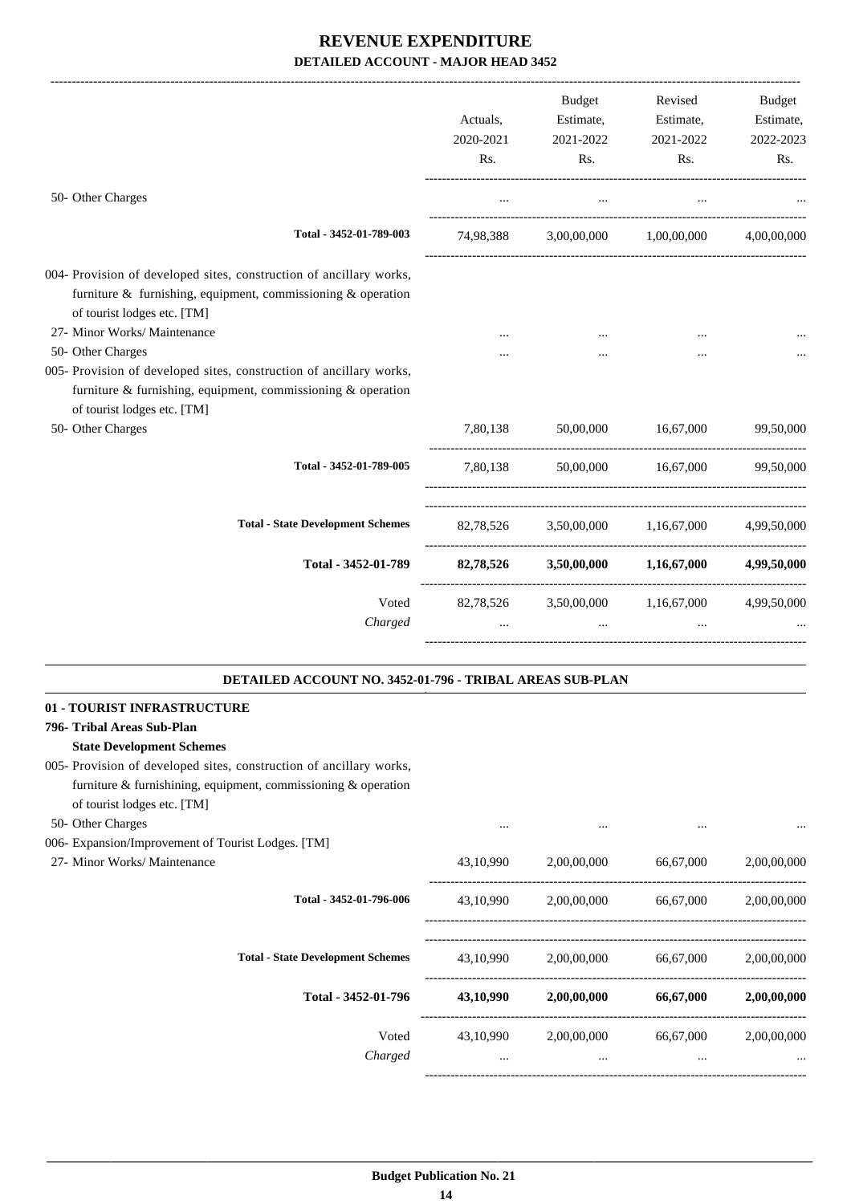# REVENUE EXPENDITURE
## DETAILED ACCOUNT - MAJOR HEAD 3452

| | Actuals, 2020-2021 Rs. | Budget Estimate, 2021-2022 Rs. | Revised Estimate, 2021-2022 Rs. | Budget Estimate, 2022-2023 Rs. |
|---|---|---|---|---|
| 50- Other Charges | ... | ... | ... | ... |
| **Total - 3452-01-789-003** | 74,98,388 | 3,00,00,000 | 1,00,00,000 | 4,00,00,000 |
| 004- Provision of developed sites, construction of ancillary works, furniture & furnishing, equipment, commissioning & operation of tourist lodges etc. [TM] | | | | |
| 27- Minor Works/ Maintenance | ... | ... | ... | ... |
| 50- Other Charges | ... | ... | ... | ... |
| 005- Provision of developed sites, construction of ancillary works, furniture & furnishing, equipment, commissioning & operation of tourist lodges etc. [TM] | | | | |
| 50- Other Charges | 7,80,138 | 50,00,000 | 16,67,000 | 99,50,000 |
| **Total - 3452-01-789-005** | 7,80,138 | 50,00,000 | 16,67,000 | 99,50,000 |
| **Total - State Development Schemes** | 82,78,526 | 3,50,00,000 | 1,16,67,000 | 4,99,50,000 |
| **Total - 3452-01-789** | **82,78,526** | **3,50,00,000** | **1,16,67,000** | **4,99,50,000** |
| Voted | 82,78,526 | 3,50,00,000 | 1,16,67,000 | 4,99,50,000 |
| *Charged* | ... | ... | ... | ... |

### DETAILED ACCOUNT NO. 3452-01-796 - TRIBAL AREAS SUB-PLAN

**01 - TOURIST INFRASTRUCTURE**

**796- Tribal Areas Sub-Plan**

**State Development Schemes**

| | Actuals, 2020-2021 Rs. | Budget Estimate, 2021-2022 Rs. | Revised Estimate, 2021-2022 Rs. | Budget Estimate, 2022-2023 Rs. |
|---|---|---|---|---|
| 005- Provision of developed sites, construction of ancillary works, furniture & furnishining, equipment, commissioning & operation of tourist lodges etc. [TM] | | | | |
| 50- Other Charges | ... | ... | ... | ... |
| 006- Expansion/Improvement of Tourist Lodges. [TM] | | | | |
| 27- Minor Works/ Maintenance | 43,10,990 | 2,00,00,000 | 66,67,000 | 2,00,00,000 |
| **Total - 3452-01-796-006** | 43,10,990 | 2,00,00,000 | 66,67,000 | 2,00,00,000 |
| **Total - State Development Schemes** | 43,10,990 | 2,00,00,000 | 66,67,000 | 2,00,00,000 |
| **Total - 3452-01-796** | **43,10,990** | **2,00,00,000** | **66,67,000** | **2,00,00,000** |
| Voted | 43,10,990 | 2,00,00,000 | 66,67,000 | 2,00,00,000 |
| *Charged* | ... | ... | ... | ... |

**Budget Publication No. 21**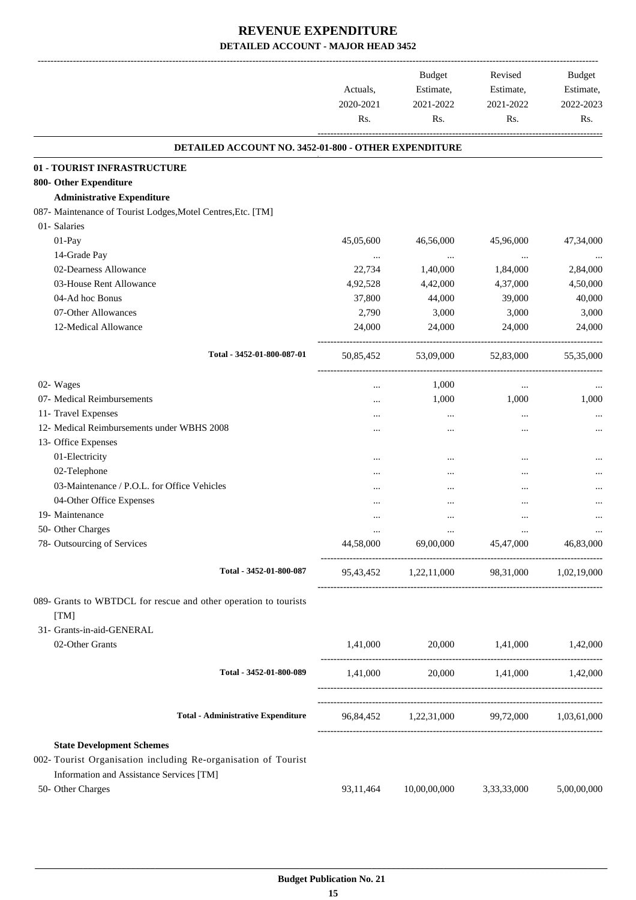# REVENUE EXPENDITURE

## DETAILED ACCOUNT - MAJOR HEAD 3452

| | Actuals, 2020-2021 Rs. | Budget Estimate, 2021-2022 Rs. | Revised Estimate, 2021-2022 Rs. | Budget Estimate, 2022-2023 Rs. |
|---|---|---|---|---|
| **DETAILED ACCOUNT NO. 3452-01-800 - OTHER EXPENDITURE** | | | | |
| **01 - TOURIST INFRASTRUCTURE** | | | | |
| **800- Other Expenditure** | | | | |
| **Administrative Expenditure** | | | | |
| 087- Maintenance of Tourist Lodges,Motel Centres,Etc. [TM] | | | | |
| 01- Salaries | | | | |
| 01-Pay | 45,05,600 | 46,56,000 | 45,96,000 | 47,34,000 |
| 14-Grade Pay | ... | ... | ... | ... |
| 02-Dearness Allowance | 22,734 | 1,40,000 | 1,84,000 | 2,84,000 |
| 03-House Rent Allowance | 4,92,528 | 4,42,000 | 4,37,000 | 4,50,000 |
| 04-Ad hoc Bonus | 37,800 | 44,000 | 39,000 | 40,000 |
| 07-Other Allowances | 2,790 | 3,000 | 3,000 | 3,000 |
| 12-Medical Allowance | 24,000 | 24,000 | 24,000 | 24,000 |
| Total - 3452-01-800-087-01 | 50,85,452 | 53,09,000 | 52,83,000 | 55,35,000 |
| 02- Wages | ... | 1,000 | ... | ... |
| 07- Medical Reimbursements | ... | 1,000 | 1,000 | 1,000 |
| 11- Travel Expenses | ... | ... | ... | ... |
| 12- Medical Reimbursements under WBHS 2008 | ... | ... | ... | ... |
| 13- Office Expenses | | | | |
| 01-Electricity | ... | ... | ... | ... |
| 02-Telephone | ... | ... | ... | ... |
| 03-Maintenance / P.O.L. for Office Vehicles | ... | ... | ... | ... |
| 04-Other Office Expenses | ... | ... | ... | ... |
| 19- Maintenance | ... | ... | ... | ... |
| 50- Other Charges | ... | ... | ... | ... |
| 78- Outsourcing of Services | 44,58,000 | 69,00,000 | 45,47,000 | 46,83,000 |
| Total - 3452-01-800-087 | 95,43,452 | 1,22,11,000 | 98,31,000 | 1,02,19,000 |
| 089- Grants to WBTDCL for rescue and other operation to tourists [TM] | | | | |
| 31- Grants-in-aid-GENERAL | | | | |
| 02-Other Grants | 1,41,000 | 20,000 | 1,41,000 | 1,42,000 |
| Total - 3452-01-800-089 | 1,41,000 | 20,000 | 1,41,000 | 1,42,000 |
| Total - Administrative Expenditure | 96,84,452 | 1,22,31,000 | 99,72,000 | 1,03,61,000 |
| **State Development Schemes** | | | | |
| 002- Tourist Organisation including Re-organisation of Tourist Information and Assistance Services [TM] | | | | |
| 50- Other Charges | 93,11,464 | 10,00,00,000 | 3,33,33,000 | 5,00,00,000 |

Budget Publication No. 21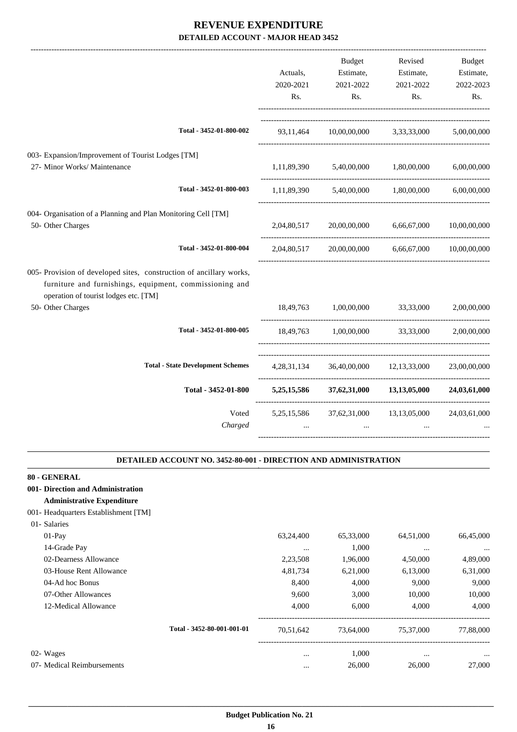# REVENUE EXPENDITURE

## DETAILED ACCOUNT - MAJOR HEAD 3452

| | Actuals, 2020-2021 Rs. | Budget Estimate, 2021-2022 Rs. | Revised Estimate, 2021-2022 Rs. | Budget Estimate, 2022-2023 Rs. |
|---|---|---|---|---|
| Total - 3452-01-800-002 | 93,11,464 | 10,00,00,000 | 3,33,33,000 | 5,00,00,000 |
| 003- Expansion/Improvement of Tourist Lodges [TM] | | | | |
| 27- Minor Works/ Maintenance | 1,11,89,390 | 5,40,00,000 | 1,80,00,000 | 6,00,00,000 |
| Total - 3452-01-800-003 | 1,11,89,390 | 5,40,00,000 | 1,80,00,000 | 6,00,00,000 |
| 004- Organisation of a Planning and Plan Monitoring Cell [TM] | | | | |
| 50- Other Charges | 2,04,80,517 | 20,00,00,000 | 6,66,67,000 | 10,00,00,000 |
| Total - 3452-01-800-004 | 2,04,80,517 | 20,00,00,000 | 6,66,67,000 | 10,00,00,000 |
| 005- Provision of developed sites, construction of ancillary works, furniture and furnishings, equipment, commissioning and operation of tourist lodges etc. [TM] | | | | |
| 50- Other Charges | 18,49,763 | 1,00,00,000 | 33,33,000 | 2,00,00,000 |
| Total - 3452-01-800-005 | 18,49,763 | 1,00,00,000 | 33,33,000 | 2,00,00,000 |
| Total - State Development Schemes | 4,28,31,134 | 36,40,00,000 | 12,13,33,000 | 23,00,00,000 |
| **Total - 3452-01-800** | **5,25,15,586** | **37,62,31,000** | **13,13,05,000** | **24,03,61,000** |
| Voted | 5,25,15,586 | 37,62,31,000 | 13,13,05,000 | 24,03,61,000 |
| *Charged* | ... | ... | ... | ... |

### DETAILED ACCOUNT NO. 3452-80-001 - DIRECTION AND ADMINISTRATION

**80 - GENERAL**

**001- Direction and Administration**

**Administrative Expenditure**

| | Actuals, 2020-2021 Rs. | Budget Estimate, 2021-2022 Rs. | Revised Estimate, 2021-2022 Rs. | Budget Estimate, 2022-2023 Rs. |
|---|---|---|---|---|
| 001- Headquarters Establishment [TM] | | | | |
| 01- Salaries | | | | |
| 01-Pay | 63,24,400 | 65,33,000 | 64,51,000 | 66,45,000 |
| 14-Grade Pay | ... | 1,000 | ... | ... |
| 02-Dearness Allowance | 2,23,508 | 1,96,000 | 4,50,000 | 4,89,000 |
| 03-House Rent Allowance | 4,81,734 | 6,21,000 | 6,13,000 | 6,31,000 |
| 04-Ad hoc Bonus | 8,400 | 4,000 | 9,000 | 9,000 |
| 07-Other Allowances | 9,600 | 3,000 | 10,000 | 10,000 |
| 12-Medical Allowance | 4,000 | 6,000 | 4,000 | 4,000 |
| Total - 3452-80-001-001-01 | 70,51,642 | 73,64,000 | 75,37,000 | 77,88,000 |
| 02- Wages | ... | 1,000 | ... | ... |
| 07- Medical Reimbursements | ... | 26,000 | 26,000 | 27,000 |

Budget Publication No. 21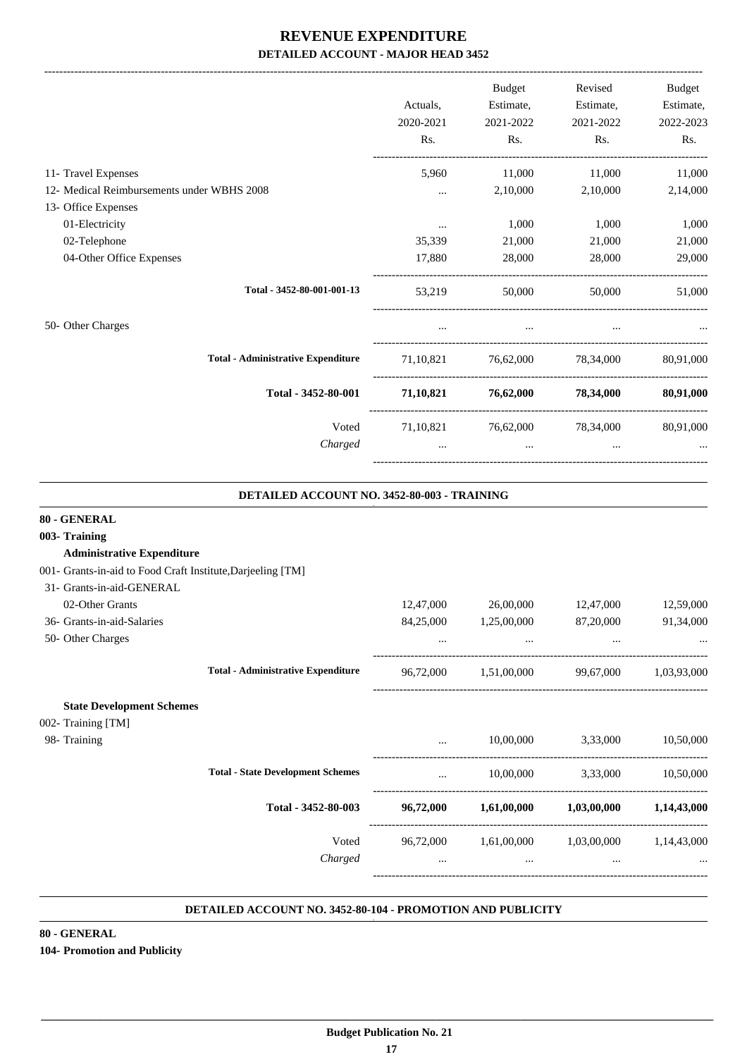# REVENUE EXPENDITURE

## DETAILED ACCOUNT - MAJOR HEAD 3452

| | Actuals, 2020-2021 Rs. | Budget Estimate, 2021-2022 Rs. | Revised Estimate, 2021-2022 Rs. | Budget Estimate, 2022-2023 Rs. |
|---|---|---|---|---|
| 11- Travel Expenses | 5,960 | 11,000 | 11,000 | 11,000 |
| 12- Medical Reimbursements under WBHS 2008 | ... | 2,10,000 | 2,10,000 | 2,14,000 |
| 13- Office Expenses | | | | |
| 01-Electricity | ... | 1,000 | 1,000 | 1,000 |
| 02-Telephone | 35,339 | 21,000 | 21,000 | 21,000 |
| 04-Other Office Expenses | 17,880 | 28,000 | 28,000 | 29,000 |
| Total - 3452-80-001-001-13 | 53,219 | 50,000 | 50,000 | 51,000 |
| 50- Other Charges | ... | ... | ... | ... |
| Total - Administrative Expenditure | 71,10,821 | 76,62,000 | 78,34,000 | 80,91,000 |
| **Total - 3452-80-001** | **71,10,821** | **76,62,000** | **78,34,000** | **80,91,000** |
| Voted | 71,10,821 | 76,62,000 | 78,34,000 | 80,91,000 |
| *Charged* | ... | ... | ... | ... |

### DETAILED ACCOUNT NO. 3452-80-003 - TRAINING

**80 - GENERAL**

**003- Training**

| | Actuals, 2020-2021 Rs. | Budget Estimate, 2021-2022 Rs. | Revised Estimate, 2021-2022 Rs. | Budget Estimate, 2022-2023 Rs. |
|---|---|---|---|---|
| **Administrative Expenditure** | | | | |
| 001- Grants-in-aid to Food Craft Institute,Darjeeling [TM] | | | | |
| 31- Grants-in-aid-GENERAL | | | | |
| 02-Other Grants | 12,47,000 | 26,00,000 | 12,47,000 | 12,59,000 |
| 36- Grants-in-aid-Salaries | 84,25,000 | 1,25,00,000 | 87,20,000 | 91,34,000 |
| 50- Other Charges | ... | ... | ... | ... |
| Total - Administrative Expenditure | 96,72,000 | 1,51,00,000 | 99,67,000 | 1,03,93,000 |
| **State Development Schemes** | | | | |
| 002- Training [TM] | | | | |
| 98- Training | ... | 10,00,000 | 3,33,000 | 10,50,000 |
| Total - State Development Schemes | ... | 10,00,000 | 3,33,000 | 10,50,000 |
| **Total - 3452-80-003** | **96,72,000** | **1,61,00,000** | **1,03,00,000** | **1,14,43,000** |
| Voted | 96,72,000 | 1,61,00,000 | 1,03,00,000 | 1,14,43,000 |
| *Charged* | ... | ... | ... | ... |

### DETAILED ACCOUNT NO. 3452-80-104 - PROMOTION AND PUBLICITY

**80 - GENERAL**

**104- Promotion and Publicity**

Budget Publication No. 21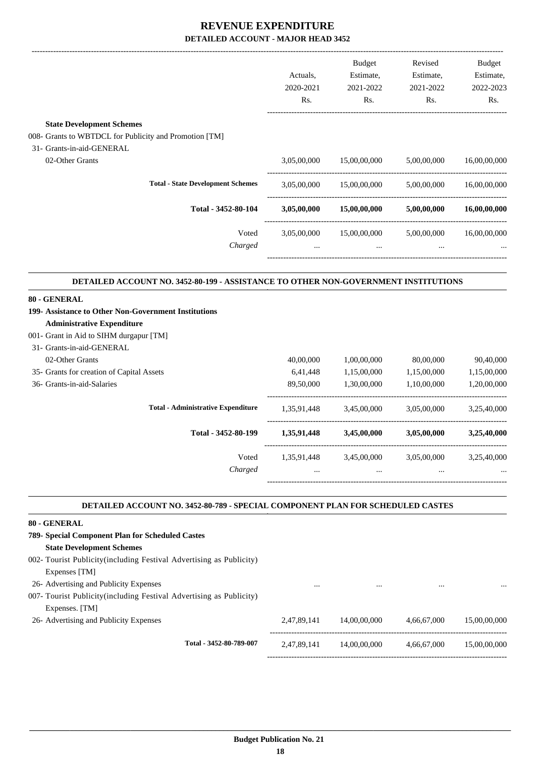# REVENUE EXPENDITURE

## DETAILED ACCOUNT - MAJOR HEAD 3452

| | Actuals, 2020-2021 Rs. | Budget Estimate, 2021-2022 Rs. | Revised Estimate, 2021-2022 Rs. | Budget Estimate, 2022-2023 Rs. |
|---|---|---|---|---|
| **State Development Schemes** | | | | |
| 008- Grants to WBTDCL for Publicity and Promotion [TM] | | | | |
| 31- Grants-in-aid-GENERAL | | | | |
| 02-Other Grants | 3,05,00,000 | 15,00,00,000 | 5,00,00,000 | 16,00,00,000 |
| **Total - State Development Schemes** | 3,05,00,000 | 15,00,00,000 | 5,00,00,000 | 16,00,00,000 |
| **Total - 3452-80-104** | **3,05,00,000** | **15,00,00,000** | **5,00,00,000** | **16,00,00,000** |
| Voted | 3,05,00,000 | 15,00,00,000 | 5,00,00,000 | 16,00,00,000 |
| *Charged* | ... | ... | ... | ... |

### DETAILED ACCOUNT NO. 3452-80-199 - ASSISTANCE TO OTHER NON-GOVERNMENT INSTITUTIONS

| | Actuals, 2020-2021 Rs. | Budget Estimate, 2021-2022 Rs. | Revised Estimate, 2021-2022 Rs. | Budget Estimate, 2022-2023 Rs. |
|---|---|---|---|---|
| **80 - GENERAL** | | | | |
| **199- Assistance to Other Non-Government Institutions** | | | | |
| **Administrative Expenditure** | | | | |
| 001- Grant in Aid to SIHM durgapur [TM] | | | | |
| 31- Grants-in-aid-GENERAL | | | | |
| 02-Other Grants | 40,00,000 | 1,00,00,000 | 80,00,000 | 90,40,000 |
| 35- Grants for creation of Capital Assets | 6,41,448 | 1,15,00,000 | 1,15,00,000 | 1,15,00,000 |
| 36- Grants-in-aid-Salaries | 89,50,000 | 1,30,00,000 | 1,10,00,000 | 1,20,00,000 |
| **Total - Administrative Expenditure** | 1,35,91,448 | 3,45,00,000 | 3,05,00,000 | 3,25,40,000 |
| **Total - 3452-80-199** | **1,35,91,448** | **3,45,00,000** | **3,05,00,000** | **3,25,40,000** |
| Voted | 1,35,91,448 | 3,45,00,000 | 3,05,00,000 | 3,25,40,000 |
| *Charged* | ... | ... | ... | ... |

### DETAILED ACCOUNT NO. 3452-80-789 - SPECIAL COMPONENT PLAN FOR SCHEDULED CASTES

| | Actuals, 2020-2021 Rs. | Budget Estimate, 2021-2022 Rs. | Revised Estimate, 2021-2022 Rs. | Budget Estimate, 2022-2023 Rs. |
|---|---|---|---|---|
| **80 - GENERAL** | | | | |
| **789- Special Component Plan for Scheduled Castes** | | | | |
| **State Development Schemes** | | | | |
| 002- Tourist Publicity(including Festival Advertising as Publicity) Expenses [TM] | | | | |
| 26- Advertising and Publicity Expenses | ... | ... | ... | ... |
| 007- Tourist Publicity(including Festival Advertising as Publicity) Expenses. [TM] | | | | |
| 26- Advertising and Publicity Expenses | 2,47,89,141 | 14,00,00,000 | 4,66,67,000 | 15,00,00,000 |
| **Total - 3452-80-789-007** | 2,47,89,141 | 14,00,00,000 | 4,66,67,000 | 15,00,00,000 |

**Budget Publication No. 21**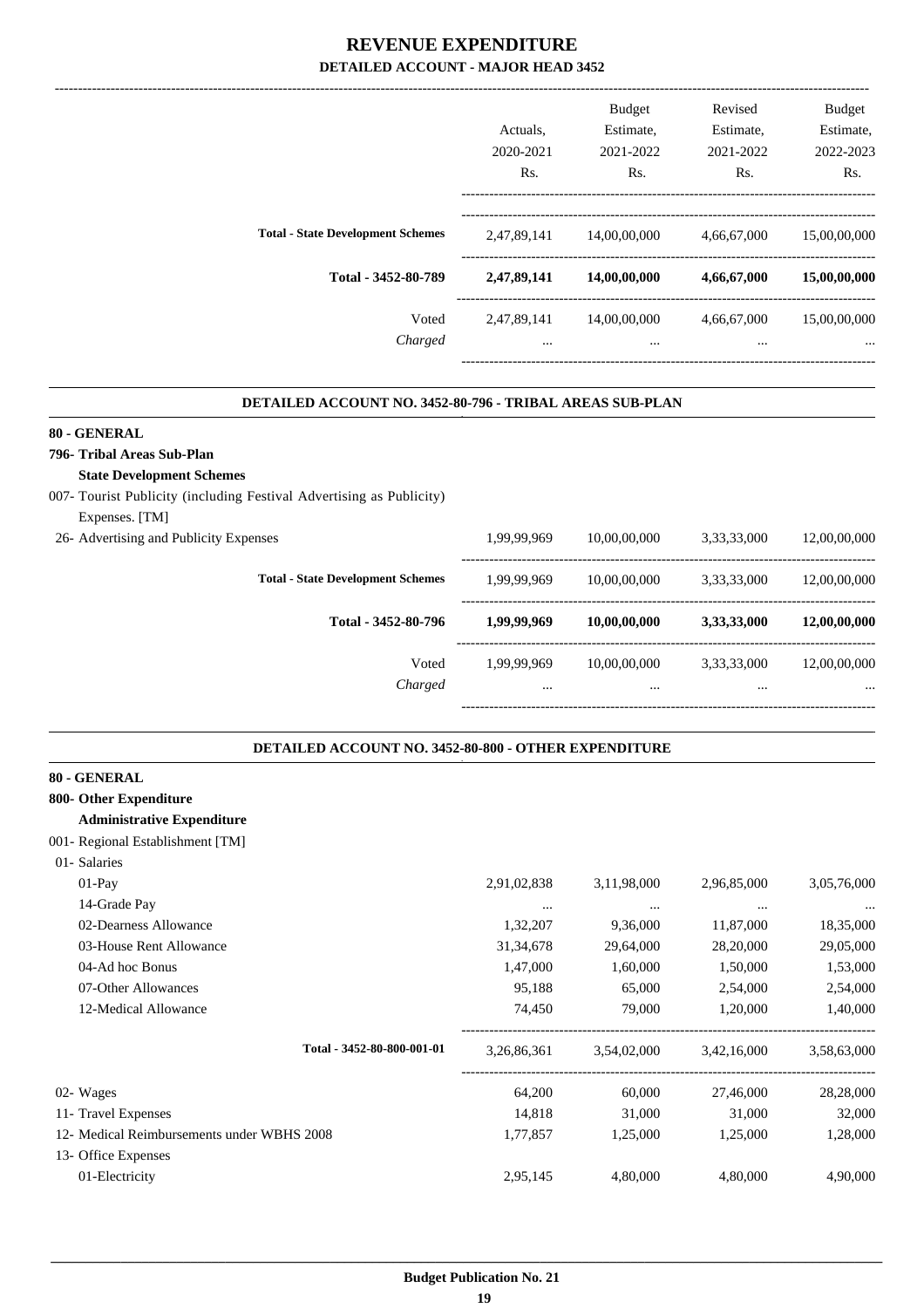# REVENUE EXPENDITURE

## DETAILED ACCOUNT - MAJOR HEAD 3452

| | Actuals, 2020-2021 Rs. | Budget Estimate, 2021-2022 Rs. | Revised Estimate, 2021-2022 Rs. | Budget Estimate, 2022-2023 Rs. |
|---|---|---|---|---|
| **Total - State Development Schemes** | 2,47,89,141 | 14,00,00,000 | 4,66,67,000 | 15,00,00,000 |
| **Total - 3452-80-789** | **2,47,89,141** | **14,00,00,000** | **4,66,67,000** | **15,00,00,000** |
| Voted | 2,47,89,141 | 14,00,00,000 | 4,66,67,000 | 15,00,00,000 |
| *Charged* | ... | ... | ... | ... |

### DETAILED ACCOUNT NO. 3452-80-796 - TRIBAL AREAS SUB-PLAN

**80 - GENERAL**

**796- Tribal Areas Sub-Plan**

**State Development Schemes**

| | Actuals, 2020-2021 Rs. | Budget Estimate, 2021-2022 Rs. | Revised Estimate, 2021-2022 Rs. | Budget Estimate, 2022-2023 Rs. |
|---|---|---|---|---|
| 007- Tourist Publicity (including Festival Advertising as Publicity) Expenses. [TM] | | | | |
| 26- Advertising and Publicity Expenses | 1,99,99,969 | 10,00,00,000 | 3,33,33,000 | 12,00,00,000 |
| **Total - State Development Schemes** | 1,99,99,969 | 10,00,00,000 | 3,33,33,000 | 12,00,00,000 |
| **Total - 3452-80-796** | **1,99,99,969** | **10,00,00,000** | **3,33,33,000** | **12,00,00,000** |
| Voted | 1,99,99,969 | 10,00,00,000 | 3,33,33,000 | 12,00,00,000 |
| *Charged* | ... | ... | ... | ... |

### DETAILED ACCOUNT NO. 3452-80-800 - OTHER EXPENDITURE

**80 - GENERAL**

**800- Other Expenditure**

**Administrative Expenditure**

| | Actuals, 2020-2021 Rs. | Budget Estimate, 2021-2022 Rs. | Revised Estimate, 2021-2022 Rs. | Budget Estimate, 2022-2023 Rs. |
|---|---|---|---|---|
| 001- Regional Establishment [TM] | | | | |
| 01- Salaries | | | | |
| 01-Pay | 2,91,02,838 | 3,11,98,000 | 2,96,85,000 | 3,05,76,000 |
| 14-Grade Pay | ... | ... | ... | ... |
| 02-Dearness Allowance | 1,32,207 | 9,36,000 | 11,87,000 | 18,35,000 |
| 03-House Rent Allowance | 31,34,678 | 29,64,000 | 28,20,000 | 29,05,000 |
| 04-Ad hoc Bonus | 1,47,000 | 1,60,000 | 1,50,000 | 1,53,000 |
| 07-Other Allowances | 95,188 | 65,000 | 2,54,000 | 2,54,000 |
| 12-Medical Allowance | 74,450 | 79,000 | 1,20,000 | 1,40,000 |
| **Total - 3452-80-800-001-01** | 3,26,86,361 | 3,54,02,000 | 3,42,16,000 | 3,58,63,000 |
| 02- Wages | 64,200 | 60,000 | 27,46,000 | 28,28,000 |
| 11- Travel Expenses | 14,818 | 31,000 | 31,000 | 32,000 |
| 12- Medical Reimbursements under WBHS 2008 | 1,77,857 | 1,25,000 | 1,25,000 | 1,28,000 |
| 13- Office Expenses | | | | |
| 01-Electricity | 2,95,145 | 4,80,000 | 4,80,000 | 4,90,000 |

Budget Publication No. 21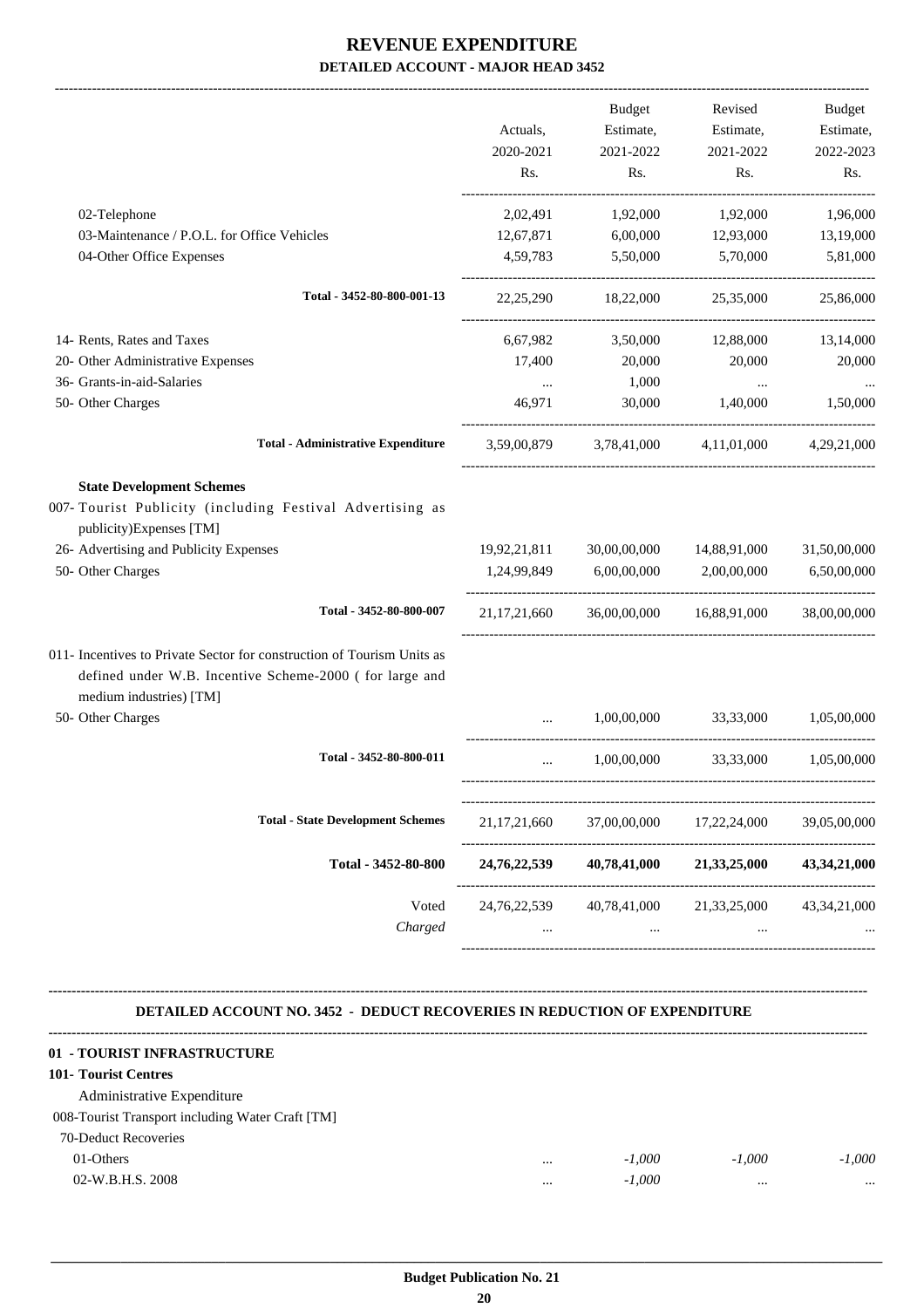# REVENUE EXPENDITURE

## DETAILED ACCOUNT - MAJOR HEAD 3452

| | Actuals, 2020-2021 Rs. | Budget Estimate, 2021-2022 Rs. | Revised Estimate, 2021-2022 Rs. | Budget Estimate, 2022-2023 Rs. |
|---|---|---|---|---|
| 02-Telephone | 2,02,491 | 1,92,000 | 1,92,000 | 1,96,000 |
| 03-Maintenance / P.O.L. for Office Vehicles | 12,67,871 | 6,00,000 | 12,93,000 | 13,19,000 |
| 04-Other Office Expenses | 4,59,783 | 5,50,000 | 5,70,000 | 5,81,000 |
| **Total - 3452-80-800-001-13** | 22,25,290 | 18,22,000 | 25,35,000 | 25,86,000 |
| 14- Rents, Rates and Taxes | 6,67,982 | 3,50,000 | 12,88,000 | 13,14,000 |
| 20- Other Administrative Expenses | 17,400 | 20,000 | 20,000 | 20,000 |
| 36- Grants-in-aid-Salaries | ... | 1,000 | ... | ... |
| 50- Other Charges | 46,971 | 30,000 | 1,40,000 | 1,50,000 |
| **Total - Administrative Expenditure** | 3,59,00,879 | 3,78,41,000 | 4,11,01,000 | 4,29,21,000 |
| **State Development Schemes** | | | | |
| 007- Tourist Publicity (including Festival Advertising as publicity)Expenses [TM] | | | | |
| 26- Advertising and Publicity Expenses | 19,92,21,811 | 30,00,00,000 | 14,88,91,000 | 31,50,00,000 |
| 50- Other Charges | 1,24,99,849 | 6,00,00,000 | 2,00,00,000 | 6,50,00,000 |
| **Total - 3452-80-800-007** | 21,17,21,660 | 36,00,00,000 | 16,88,91,000 | 38,00,00,000 |
| 011- Incentives to Private Sector for construction of Tourism Units as defined under W.B. Incentive Scheme-2000 ( for large and medium industries) [TM] | | | | |
| 50- Other Charges | ... | 1,00,00,000 | 33,33,000 | 1,05,00,000 |
| **Total - 3452-80-800-011** | ... | 1,00,00,000 | 33,33,000 | 1,05,00,000 |
| **Total - State Development Schemes** | 21,17,21,660 | 37,00,00,000 | 17,22,24,000 | 39,05,00,000 |
| **Total - 3452-80-800** | **24,76,22,539** | **40,78,41,000** | **21,33,25,000** | **43,34,21,000** |
| Voted | 24,76,22,539 | 40,78,41,000 | 21,33,25,000 | 43,34,21,000 |
| *Charged* | ... | ... | ... | ... |

### DETAILED ACCOUNT NO. 3452 - DEDUCT RECOVERIES IN REDUCTION OF EXPENDITURE

**01 - TOURIST INFRASTRUCTURE**

**101- Tourist Centres**

| | Actuals, 2020-2021 Rs. | Budget Estimate, 2021-2022 Rs. | Revised Estimate, 2021-2022 Rs. | Budget Estimate, 2022-2023 Rs. |
|---|---|---|---|---|
| Administrative Expenditure | | | | |
| 008-Tourist Transport including Water Craft [TM] | | | | |
| 70-Deduct Recoveries | | | | |
| 01-Others | ... | *-1,000* | *-1,000* | *-1,000* |
| 02-W.B.H.S. 2008 | ... | *-1,000* | ... | ... |

Budget Publication No. 21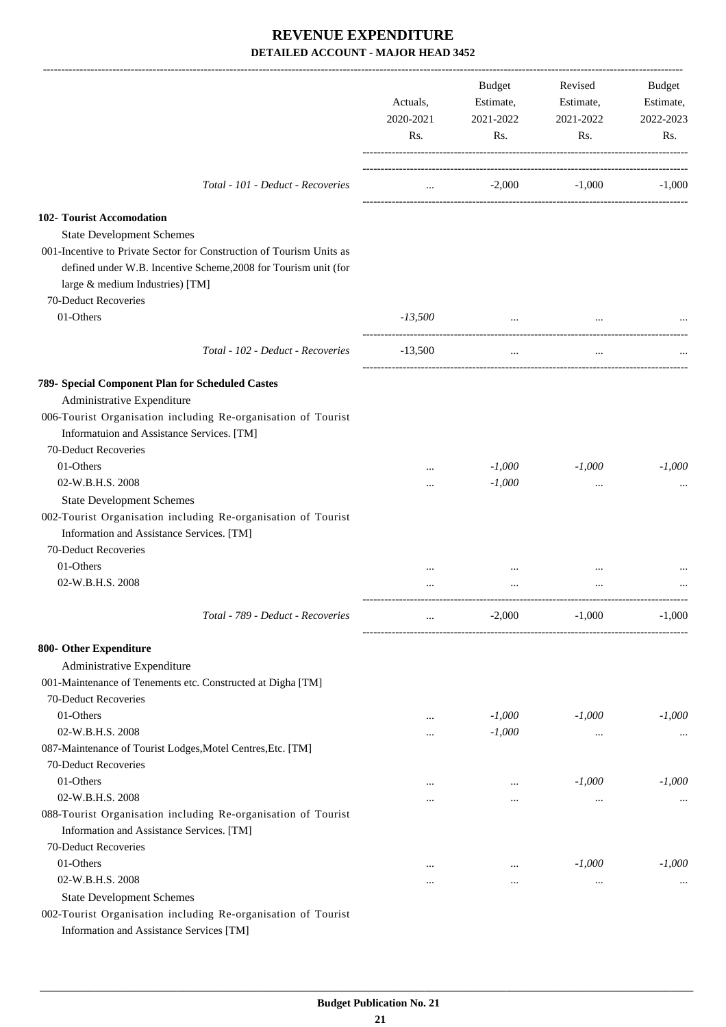# REVENUE EXPENDITURE

## DETAILED ACCOUNT - MAJOR HEAD 3452

| | Actuals, 2020-2021 Rs. | Budget Estimate, 2021-2022 Rs. | Revised Estimate, 2021-2022 Rs. | Budget Estimate, 2022-2023 Rs. |
|---|---|---|---|---|
| *Total - 101 - Deduct - Recoveries* | ... | -2,000 | -1,000 | -1,000 |
| **102- Tourist Accomodation** | | | | |
| State Development Schemes | | | | |
| 001-Incentive to Private Sector for Construction of Tourism Units as defined under W.B. Incentive Scheme,2008 for Tourism unit (for large & medium Industries) [TM] | | | | |
| 70-Deduct Recoveries | | | | |
| 01-Others | *-13,500* | ... | ... | ... |
| *Total - 102 - Deduct - Recoveries* | -13,500 | ... | ... | ... |
| **789- Special Component Plan for Scheduled Castes** | | | | |
| Administrative Expenditure | | | | |
| 006-Tourist Organisation including Re-organisation of Tourist Informatuion and Assistance Services. [TM] | | | | |
| 70-Deduct Recoveries | | | | |
| 01-Others | ... | *-1,000* | *-1,000* | *-1,000* |
| 02-W.B.H.S. 2008 | ... | *-1,000* | ... | ... |
| State Development Schemes | | | | |
| 002-Tourist Organisation including Re-organisation of Tourist Information and Assistance Services. [TM] | | | | |
| 70-Deduct Recoveries | | | | |
| 01-Others | ... | ... | ... | ... |
| 02-W.B.H.S. 2008 | ... | ... | ... | ... |
| *Total - 789 - Deduct - Recoveries* | ... | -2,000 | -1,000 | -1,000 |
| **800- Other Expenditure** | | | | |
| Administrative Expenditure | | | | |
| 001-Maintenance of Tenements etc. Constructed at Digha [TM] | | | | |
| 70-Deduct Recoveries | | | | |
| 01-Others | ... | *-1,000* | *-1,000* | *-1,000* |
| 02-W.B.H.S. 2008 | ... | *-1,000* | ... | ... |
| 087-Maintenance of Tourist Lodges,Motel Centres,Etc. [TM] | | | | |
| 70-Deduct Recoveries | | | | |
| 01-Others | ... | ... | *-1,000* | *-1,000* |
| 02-W.B.H.S. 2008 | ... | ... | ... | ... |
| 088-Tourist Organisation including Re-organisation of Tourist Information and Assistance Services. [TM] | | | | |
| 70-Deduct Recoveries | | | | |
| 01-Others | ... | ... | *-1,000* | *-1,000* |
| 02-W.B.H.S. 2008 | ... | ... | ... | ... |
| State Development Schemes | | | | |
| 002-Tourist Organisation including Re-organisation of Tourist Information and Assistance Services [TM] | | | | |

**Budget Publication No. 21**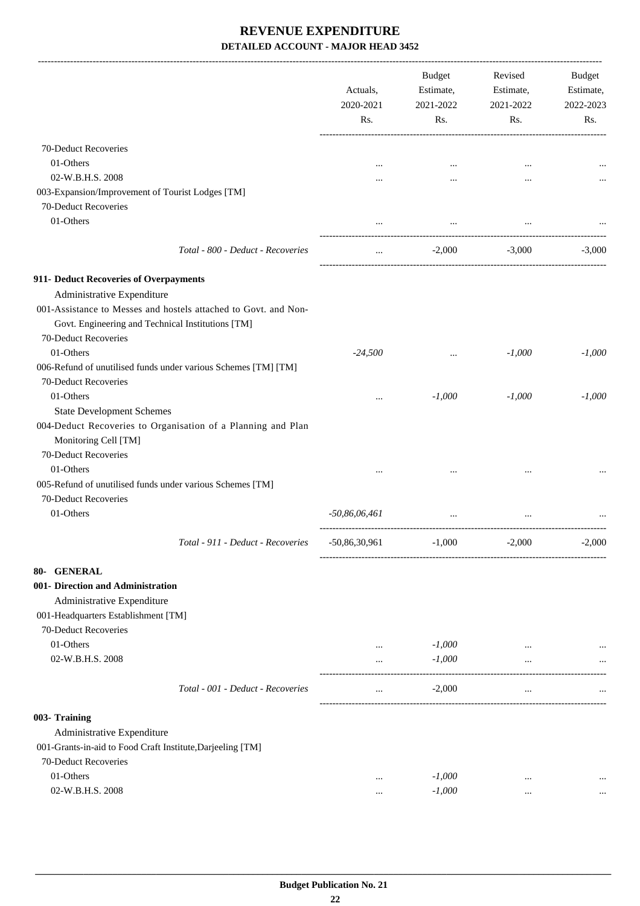# REVENUE EXPENDITURE

**DETAILED ACCOUNT - MAJOR HEAD 3452**

| | Actuals, 2020-2021 Rs. | Budget Estimate, 2021-2022 Rs. | Revised Estimate, 2021-2022 Rs. | Budget Estimate, 2022-2023 Rs. |
|---|---|---|---|---|
| 70-Deduct Recoveries | | | | |
| 01-Others | ... | ... | ... | ... |
| 02-W.B.H.S. 2008 | ... | ... | ... | ... |
| 003-Expansion/Improvement of Tourist Lodges [TM] | | | | |
| 70-Deduct Recoveries | | | | |
| 01-Others | ... | ... | ... | ... |
| *Total - 800 - Deduct - Recoveries* | ... | -2,000 | -3,000 | -3,000 |
| **911- Deduct Recoveries of Overpayments** | | | | |
| Administrative Expenditure | | | | |
| 001-Assistance to Messes and hostels attached to Govt. and Non-Govt. Engineering and Technical Institutions [TM] | | | | |
| 70-Deduct Recoveries | | | | |
| 01-Others | *-24,500* | ... | *-1,000* | *-1,000* |
| 006-Refund of unutilised funds under various Schemes [TM] [TM] | | | | |
| 70-Deduct Recoveries | | | | |
| 01-Others | ... | *-1,000* | *-1,000* | *-1,000* |
| State Development Schemes | | | | |
| 004-Deduct Recoveries to Organisation of a Planning and Plan Monitoring Cell [TM] | | | | |
| 70-Deduct Recoveries | | | | |
| 01-Others | ... | ... | ... | ... |
| 005-Refund of unutilised funds under various Schemes [TM] | | | | |
| 70-Deduct Recoveries | | | | |
| 01-Others | *-50,86,06,461* | ... | ... | ... |
| *Total - 911 - Deduct - Recoveries* | -50,86,30,961 | -1,000 | -2,000 | -2,000 |
| **80- GENERAL** | | | | |
| **001- Direction and Administration** | | | | |
| Administrative Expenditure | | | | |
| 001-Headquarters Establishment [TM] | | | | |
| 70-Deduct Recoveries | | | | |
| 01-Others | ... | *-1,000* | ... | ... |
| 02-W.B.H.S. 2008 | ... | *-1,000* | ... | ... |
| *Total - 001 - Deduct - Recoveries* | ... | -2,000 | ... | ... |
| **003- Training** | | | | |
| Administrative Expenditure | | | | |
| 001-Grants-in-aid to Food Craft Institute,Darjeeling [TM] | | | | |
| 70-Deduct Recoveries | | | | |
| 01-Others | ... | *-1,000* | ... | ... |
| 02-W.B.H.S. 2008 | ... | *-1,000* | ... | ... |

**Budget Publication No. 21**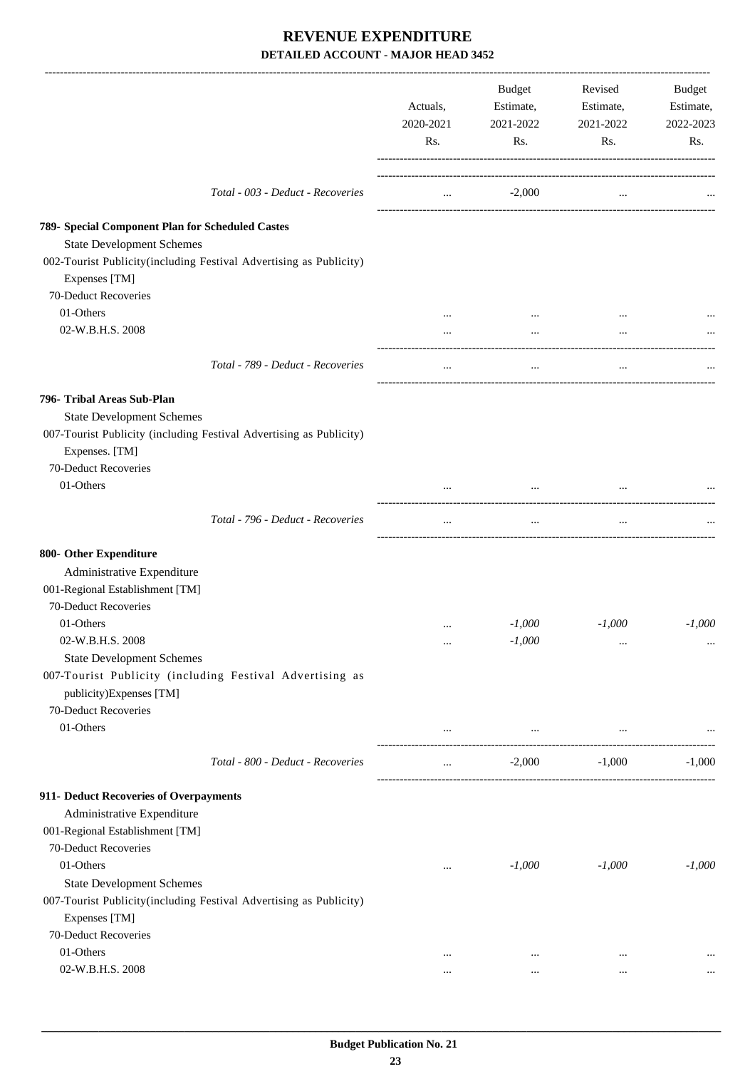# REVENUE EXPENDITURE

## DETAILED ACCOUNT - MAJOR HEAD 3452

| | Actuals, 2020-2021 Rs. | Budget Estimate, 2021-2022 Rs. | Revised Estimate, 2021-2022 Rs. | Budget Estimate, 2022-2023 Rs. |
|---|---|---|---|---|
| *Total - 003 - Deduct - Recoveries* | ... | -2,000 | ... | ... |
| **789- Special Component Plan for Scheduled Castes** | | | | |
| State Development Schemes | | | | |
| 002-Tourist Publicity(including Festival Advertising as Publicity) Expenses [TM] | | | | |
| 70-Deduct Recoveries | | | | |
| 01-Others | ... | ... | ... | ... |
| 02-W.B.H.S. 2008 | ... | ... | ... | ... |
| *Total - 789 - Deduct - Recoveries* | ... | ... | ... | ... |
| **796- Tribal Areas Sub-Plan** | | | | |
| State Development Schemes | | | | |
| 007-Tourist Publicity (including Festival Advertising as Publicity) Expenses. [TM] | | | | |
| 70-Deduct Recoveries | | | | |
| 01-Others | ... | ... | ... | ... |
| *Total - 796 - Deduct - Recoveries* | ... | ... | ... | ... |
| **800- Other Expenditure** | | | | |
| Administrative Expenditure | | | | |
| 001-Regional Establishment [TM] | | | | |
| 70-Deduct Recoveries | | | | |
| 01-Others | ... | *-1,000* | *-1,000* | *-1,000* |
| 02-W.B.H.S. 2008 | ... | *-1,000* | ... | ... |
| State Development Schemes | | | | |
| 007-Tourist Publicity (including Festival Advertising as publicity)Expenses [TM] | | | | |
| 70-Deduct Recoveries | | | | |
| 01-Others | ... | ... | ... | ... |
| *Total - 800 - Deduct - Recoveries* | ... | -2,000 | -1,000 | -1,000 |
| **911- Deduct Recoveries of Overpayments** | | | | |
| Administrative Expenditure | | | | |
| 001-Regional Establishment [TM] | | | | |
| 70-Deduct Recoveries | | | | |
| 01-Others | ... | *-1,000* | *-1,000* | *-1,000* |
| State Development Schemes | | | | |
| 007-Tourist Publicity(including Festival Advertising as Publicity) Expenses [TM] | | | | |
| 70-Deduct Recoveries | | | | |
| 01-Others | ... | ... | ... | ... |
| 02-W.B.H.S. 2008 | ... | ... | ... | ... |

**Budget Publication No. 21**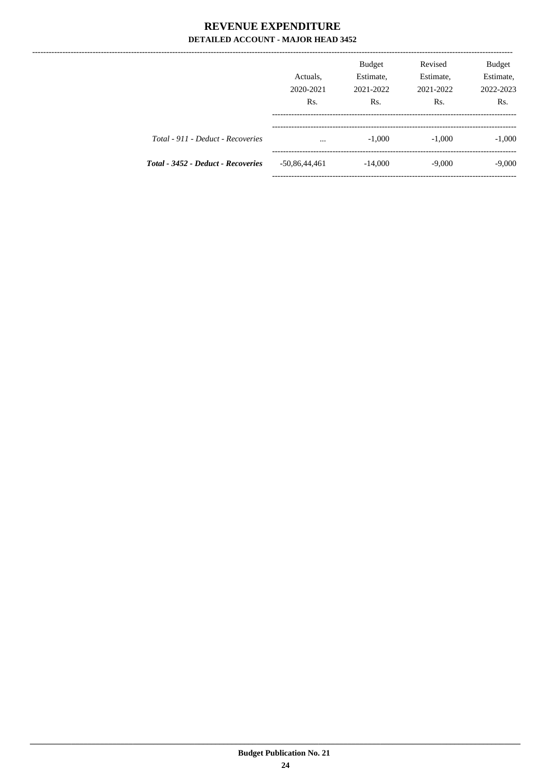# REVENUE EXPENDITURE

## DETAILED ACCOUNT - MAJOR HEAD 3452

| | Actuals, 2020-2021 Rs. | Budget Estimate, 2021-2022 Rs. | Revised Estimate, 2021-2022 Rs. | Budget Estimate, 2022-2023 Rs. |
|---|---|---|---|---|
| *Total - 911 - Deduct - Recoveries* | ... | -1,000 | -1,000 | -1,000 |
| ***Total - 3452 - Deduct - Recoveries*** | -50,86,44,461 | -14,000 | -9,000 | -9,000 |

Budget Publication No. 21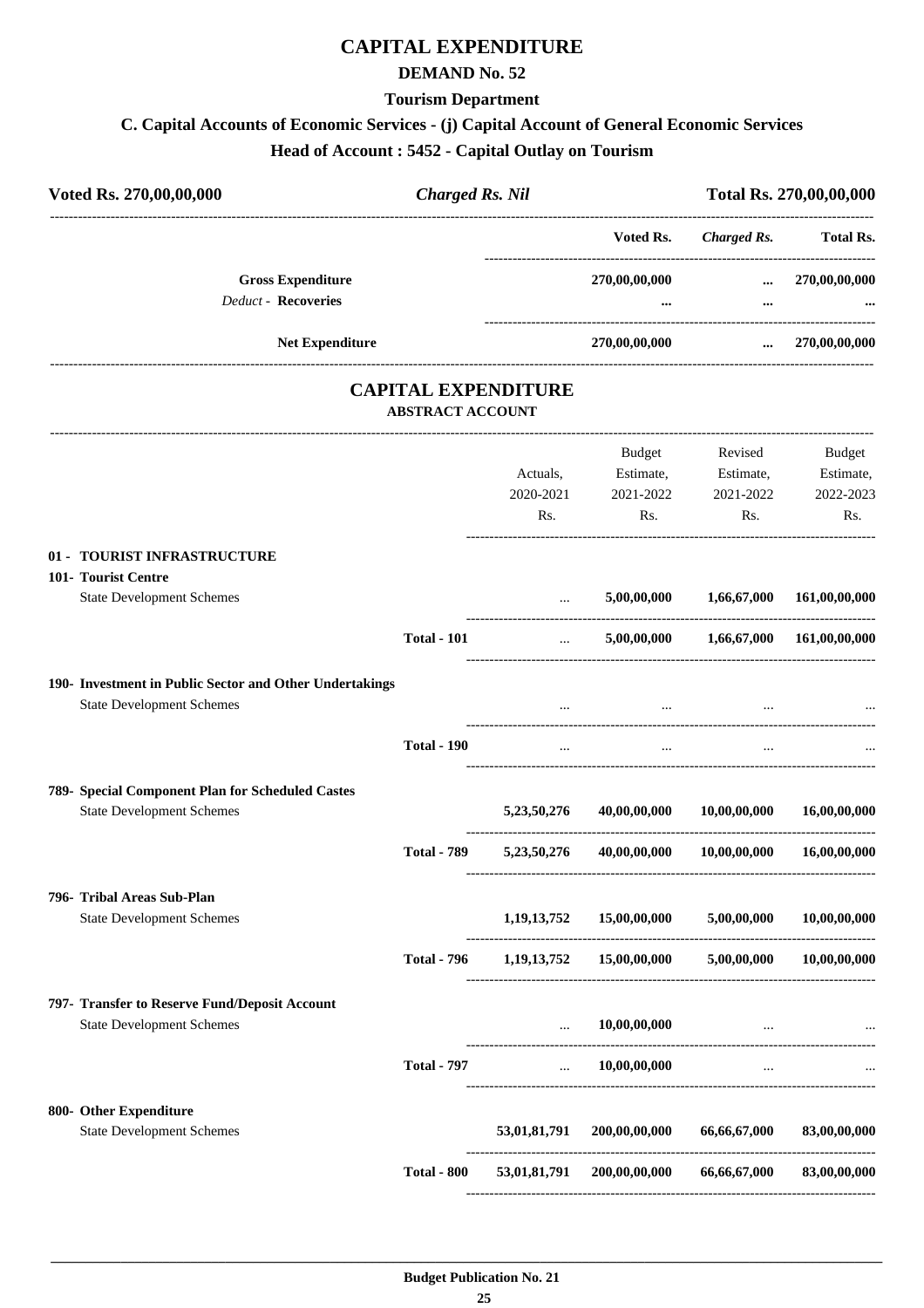# CAPITAL EXPENDITURE

## DEMAND No. 52

### Tourism Department

### C. Capital Accounts of Economic Services - (j) Capital Account of General Economic Services

### Head of Account : 5452 - Capital Outlay on Tourism

| Voted Rs. 270,00,00,000 | *Charged Rs. Nil* | Total Rs. 270,00,00,000 |
|---|---|---|

| | Voted Rs. | *Charged Rs.* | Total Rs. |
|---|---|---|---|
| **Gross Expenditure** | 270,00,00,000 | ... | 270,00,00,000 |
| *Deduct* - **Recoveries** | ... | ... | ... |
| **Net Expenditure** | 270,00,00,000 | ... | 270,00,00,000 |

## CAPITAL EXPENDITURE

### ABSTRACT ACCOUNT

| | | Actuals, 2020-2021 Rs. | Budget Estimate, 2021-2022 Rs. | Revised Estimate, 2021-2022 Rs. | Budget Estimate, 2022-2023 Rs. |
|---|---|---|---|---|---|
| **01 - TOURIST INFRASTRUCTURE** | | | | | |
| **101- Tourist Centre** | | | | | |
| State Development Schemes | | ... | 5,00,00,000 | 1,66,67,000 | 161,00,00,000 |
| | **Total - 101** | ... | 5,00,00,000 | 1,66,67,000 | 161,00,00,000 |
| **190- Investment in Public Sector and Other Undertakings** | | | | | |
| State Development Schemes | | ... | ... | ... | ... |
| | **Total - 190** | ... | ... | ... | ... |
| **789- Special Component Plan for Scheduled Castes** | | | | | |
| State Development Schemes | | 5,23,50,276 | 40,00,00,000 | 10,00,00,000 | 16,00,00,000 |
| | **Total - 789** | 5,23,50,276 | 40,00,00,000 | 10,00,00,000 | 16,00,00,000 |
| **796- Tribal Areas Sub-Plan** | | | | | |
| State Development Schemes | | 1,19,13,752 | 15,00,00,000 | 5,00,00,000 | 10,00,00,000 |
| | **Total - 796** | 1,19,13,752 | 15,00,00,000 | 5,00,00,000 | 10,00,00,000 |
| **797- Transfer to Reserve Fund/Deposit Account** | | | | | |
| State Development Schemes | | ... | 10,00,00,000 | ... | ... |
| | **Total - 797** | ... | 10,00,00,000 | ... | ... |
| **800- Other Expenditure** | | | | | |
| State Development Schemes | | 53,01,81,791 | 200,00,00,000 | 66,66,67,000 | 83,00,00,000 |
| | **Total - 800** | 53,01,81,791 | 200,00,00,000 | 66,66,67,000 | 83,00,00,000 |

**Budget Publication No. 21**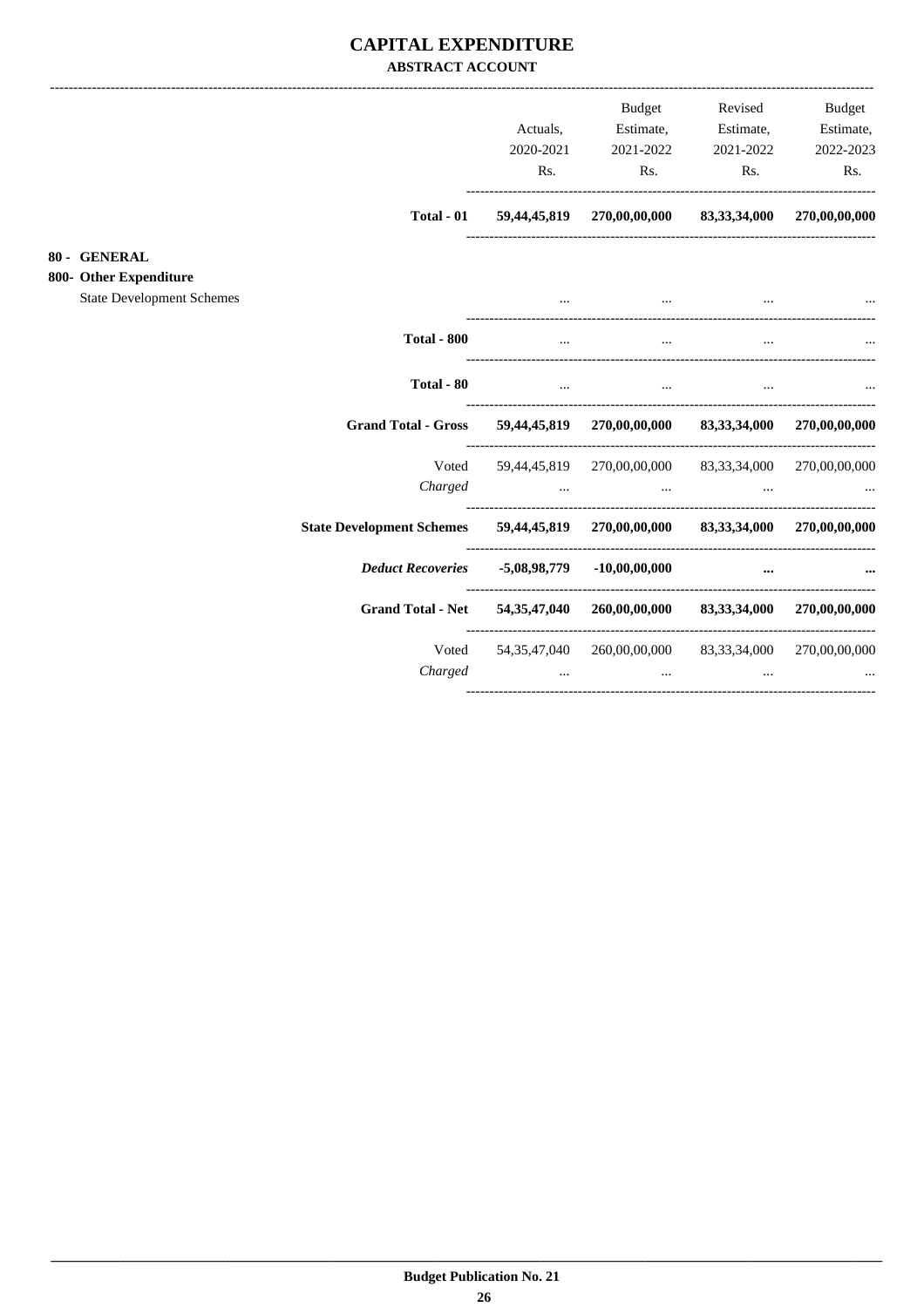# CAPITAL EXPENDITURE

## ABSTRACT ACCOUNT

| | Actuals, 2020-2021 Rs. | Budget Estimate, 2021-2022 Rs. | Revised Estimate, 2021-2022 Rs. | Budget Estimate, 2022-2023 Rs. |
|---|---|---|---|---|
| **Total - 01** | **59,44,45,819** | **270,00,00,000** | **83,33,34,000** | **270,00,00,000** |
| **80 - GENERAL** | | | | |
| **800- Other Expenditure** | | | | |
| State Development Schemes | ... | ... | ... | ... |
| **Total - 800** | ... | ... | ... | ... |
| **Total - 80** | ... | ... | ... | ... |
| **Grand Total - Gross** | **59,44,45,819** | **270,00,00,000** | **83,33,34,000** | **270,00,00,000** |
| Voted | 59,44,45,819 | 270,00,00,000 | 83,33,34,000 | 270,00,00,000 |
| *Charged* | ... | ... | ... | ... |
| **State Development Schemes** | **59,44,45,819** | **270,00,00,000** | **83,33,34,000** | **270,00,00,000** |
| ***Deduct Recoveries*** | **-5,08,98,779** | **-10,00,00,000** | **...** | **...** |
| **Grand Total - Net** | **54,35,47,040** | **260,00,00,000** | **83,33,34,000** | **270,00,00,000** |
| Voted | 54,35,47,040 | 260,00,00,000 | 83,33,34,000 | 270,00,00,000 |
| *Charged* | ... | ... | ... | ... |

**Budget Publication No. 21**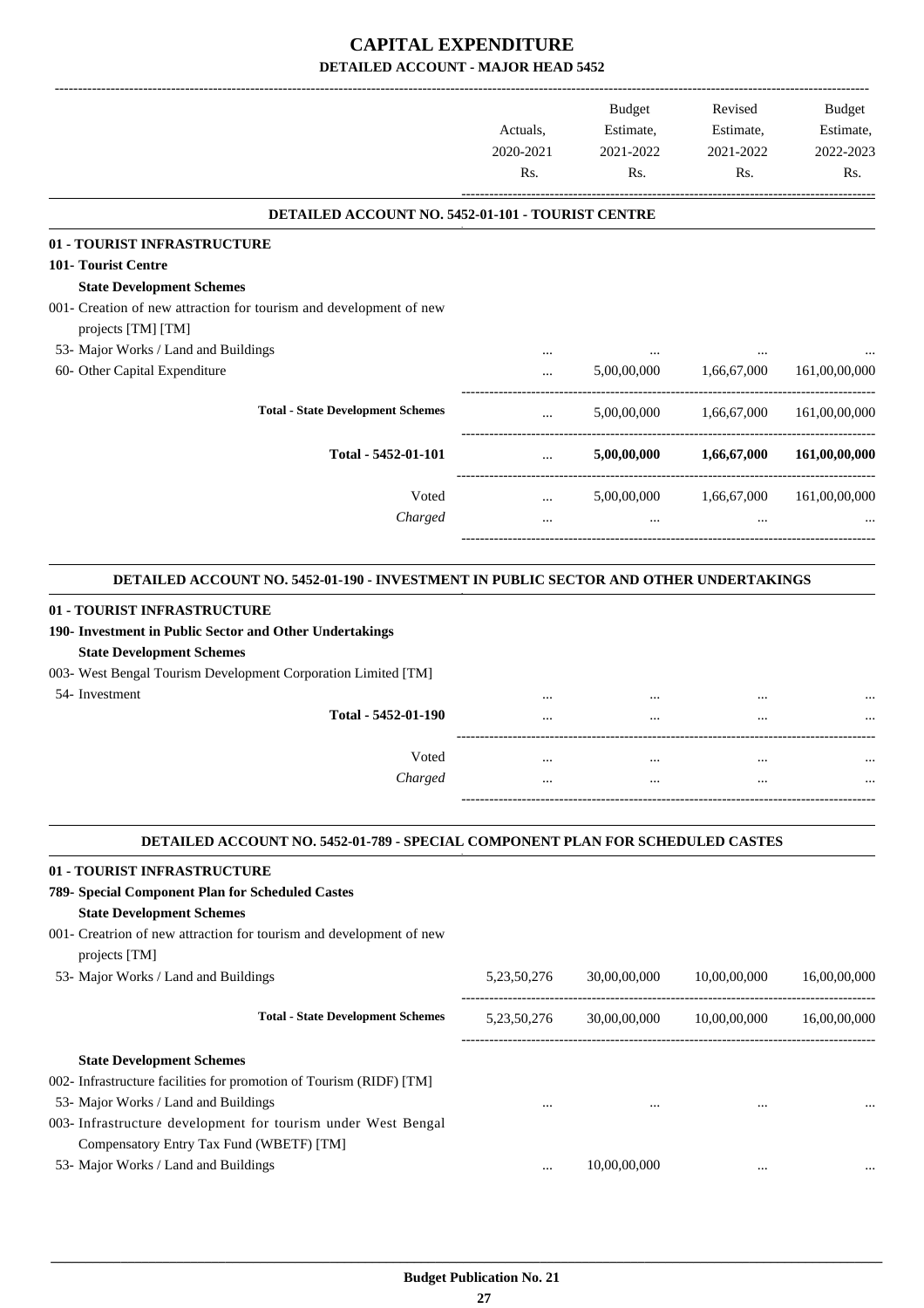# CAPITAL EXPENDITURE

## DETAILED ACCOUNT - MAJOR HEAD 5452

| | Actuals, 2020-2021 Rs. | Budget Estimate, 2021-2022 Rs. | Revised Estimate, 2021-2022 Rs. | Budget Estimate, 2022-2023 Rs. |
|---|---|---|---|---|
| **DETAILED ACCOUNT NO. 5452-01-101 - TOURIST CENTRE** | | | | |
| **01 - TOURIST INFRASTRUCTURE** | | | | |
| **101- Tourist Centre** | | | | |
| **State Development Schemes** | | | | |
| 001- Creation of new attraction for tourism and development of new projects [TM] [TM] | | | | |
| 53- Major Works / Land and Buildings | ... | ... | ... | ... |
| 60- Other Capital Expenditure | ... | 5,00,00,000 | 1,66,67,000 | 161,00,00,000 |
| **Total - State Development Schemes** | ... | 5,00,00,000 | 1,66,67,000 | 161,00,00,000 |
| **Total - 5452-01-101** | ... | **5,00,00,000** | **1,66,67,000** | **161,00,00,000** |
| Voted | ... | 5,00,00,000 | 1,66,67,000 | 161,00,00,000 |
| *Charged* | ... | ... | ... | ... |
| **DETAILED ACCOUNT NO. 5452-01-190 - INVESTMENT IN PUBLIC SECTOR AND OTHER UNDERTAKINGS** | | | | |
| **01 - TOURIST INFRASTRUCTURE** | | | | |
| **190- Investment in Public Sector and Other Undertakings** | | | | |
| **State Development Schemes** | | | | |
| 003- West Bengal Tourism Development Corporation Limited [TM] | | | | |
| 54- Investment | ... | ... | ... | ... |
| **Total - 5452-01-190** | ... | ... | ... | ... |
| Voted | ... | ... | ... | ... |
| *Charged* | ... | ... | ... | ... |
| **DETAILED ACCOUNT NO. 5452-01-789 - SPECIAL COMPONENT PLAN FOR SCHEDULED CASTES** | | | | |
| **01 - TOURIST INFRASTRUCTURE** | | | | |
| **789- Special Component Plan for Scheduled Castes** | | | | |
| **State Development Schemes** | | | | |
| 001- Creatrion of new attraction for tourism and development of new projects [TM] | | | | |
| 53- Major Works / Land and Buildings | 5,23,50,276 | 30,00,00,000 | 10,00,00,000 | 16,00,00,000 |
| **Total - State Development Schemes** | 5,23,50,276 | 30,00,00,000 | 10,00,00,000 | 16,00,00,000 |
| **State Development Schemes** | | | | |
| 002- Infrastructure facilities for promotion of Tourism (RIDF) [TM] | | | | |
| 53- Major Works / Land and Buildings | ... | ... | ... | ... |
| 003- Infrastructure development for tourism under West Bengal Compensatory Entry Tax Fund (WBETF) [TM] | | | | |
| 53- Major Works / Land and Buildings | ... | 10,00,00,000 | ... | ... |

**Budget Publication No. 21**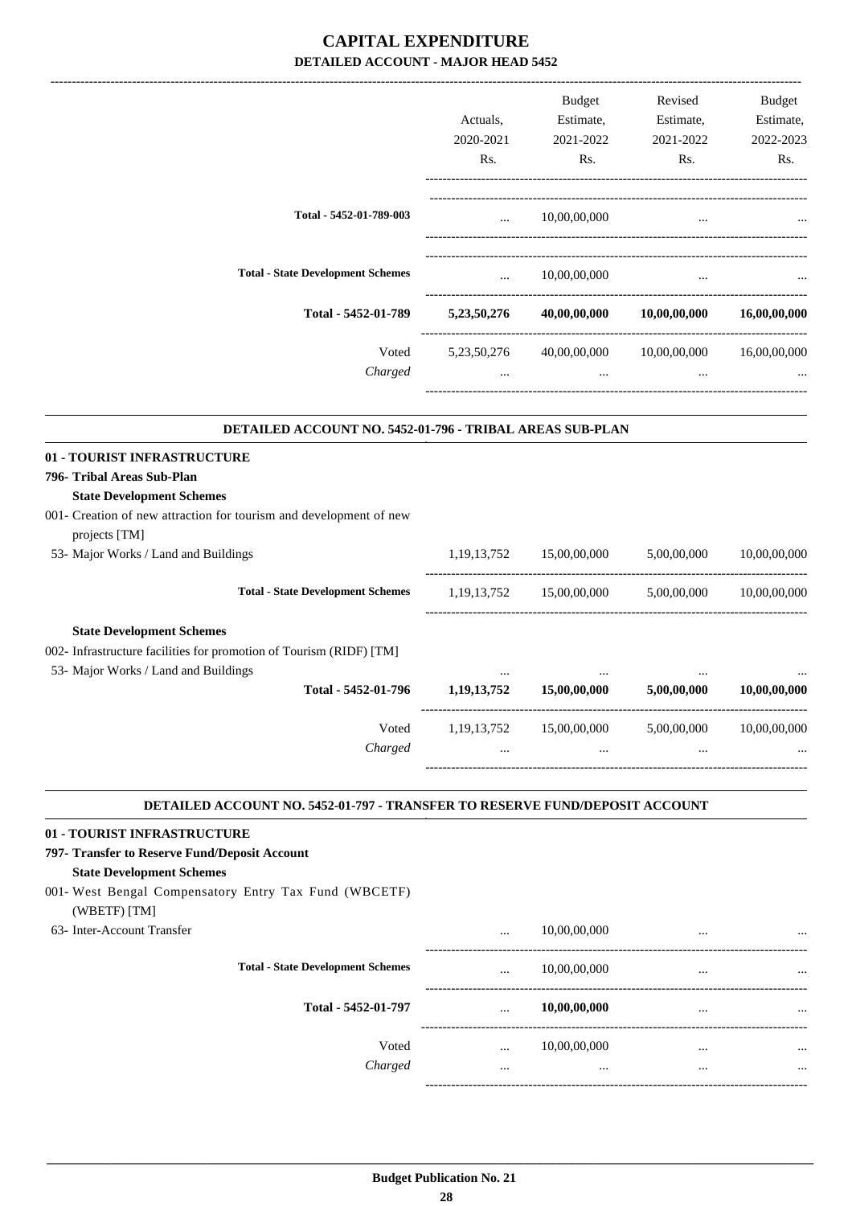# CAPITAL EXPENDITURE

## DETAILED ACCOUNT - MAJOR HEAD 5452

| | Actuals, 2020-2021 Rs. | Budget Estimate, 2021-2022 Rs. | Revised Estimate, 2021-2022 Rs. | Budget Estimate, 2022-2023 Rs. |
|---|---|---|---|---|
| Total - 5452-01-789-003 | ... | 10,00,00,000 | ... | ... |
| Total - State Development Schemes | ... | 10,00,00,000 | ... | ... |
| **Total - 5452-01-789** | **5,23,50,276** | **40,00,00,000** | **10,00,00,000** | **16,00,00,000** |
| Voted | 5,23,50,276 | 40,00,00,000 | 10,00,00,000 | 16,00,00,000 |
| *Charged* | ... | ... | ... | ... |

### DETAILED ACCOUNT NO. 5452-01-796 - TRIBAL AREAS SUB-PLAN

| | Actuals, 2020-2021 Rs. | Budget Estimate, 2021-2022 Rs. | Revised Estimate, 2021-2022 Rs. | Budget Estimate, 2022-2023 Rs. |
|---|---|---|---|---|
| **01 - TOURIST INFRASTRUCTURE** | | | | |
| **796- Tribal Areas Sub-Plan** | | | | |
| **State Development Schemes** | | | | |
| 001- Creation of new attraction for tourism and development of new projects [TM] | | | | |
| 53- Major Works / Land and Buildings | 1,19,13,752 | 15,00,00,000 | 5,00,00,000 | 10,00,00,000 |
| Total - State Development Schemes | 1,19,13,752 | 15,00,00,000 | 5,00,00,000 | 10,00,00,000 |
| **State Development Schemes** | | | | |
| 002- Infrastructure facilities for promotion of Tourism (RIDF) [TM] | | | | |
| 53- Major Works / Land and Buildings | ... | ... | ... | ... |
| **Total - 5452-01-796** | **1,19,13,752** | **15,00,00,000** | **5,00,00,000** | **10,00,00,000** |
| Voted | 1,19,13,752 | 15,00,00,000 | 5,00,00,000 | 10,00,00,000 |
| *Charged* | ... | ... | ... | ... |

### DETAILED ACCOUNT NO. 5452-01-797 - TRANSFER TO RESERVE FUND/DEPOSIT ACCOUNT

| | Actuals, 2020-2021 Rs. | Budget Estimate, 2021-2022 Rs. | Revised Estimate, 2021-2022 Rs. | Budget Estimate, 2022-2023 Rs. |
|---|---|---|---|---|
| **01 - TOURIST INFRASTRUCTURE** | | | | |
| **797- Transfer to Reserve Fund/Deposit Account** | | | | |
| **State Development Schemes** | | | | |
| 001- West Bengal Compensatory Entry Tax Fund (WBCETF) (WBETF) [TM] | | | | |
| 63- Inter-Account Transfer | ... | 10,00,00,000 | ... | ... |
| Total - State Development Schemes | ... | 10,00,00,000 | ... | ... |
| **Total - 5452-01-797** | ... | **10,00,00,000** | ... | ... |
| Voted | ... | 10,00,00,000 | ... | ... |
| *Charged* | ... | ... | ... | ... |

**Budget Publication No. 21**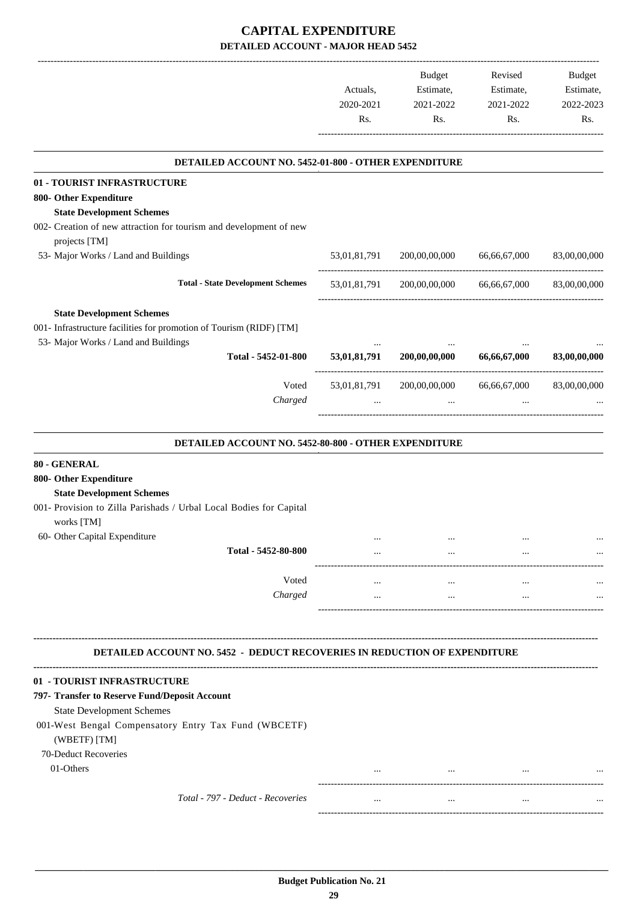# CAPITAL EXPENDITURE

## DETAILED ACCOUNT - MAJOR HEAD 5452

| | Actuals, 2020-2021 Rs. | Budget Estimate, 2021-2022 Rs. | Revised Estimate, 2021-2022 Rs. | Budget Estimate, 2022-2023 Rs. |
|---|---|---|---|---|
| **DETAILED ACCOUNT NO. 5452-01-800 - OTHER EXPENDITURE** | | | | |
| **01 - TOURIST INFRASTRUCTURE** | | | | |
| **800- Other Expenditure** | | | | |
| **State Development Schemes** | | | | |
| 002- Creation of new attraction for tourism and development of new projects [TM] | | | | |
| 53- Major Works / Land and Buildings | 53,01,81,791 | 200,00,00,000 | 66,66,67,000 | 83,00,00,000 |
| **Total - State Development Schemes** | 53,01,81,791 | 200,00,00,000 | 66,66,67,000 | 83,00,00,000 |
| **State Development Schemes** | | | | |
| 001- Infrastructure facilities for promotion of Tourism (RIDF) [TM] | | | | |
| 53- Major Works / Land and Buildings | ... | ... | ... | ... |
| **Total - 5452-01-800** | **53,01,81,791** | **200,00,00,000** | **66,66,67,000** | **83,00,00,000** |
| Voted | 53,01,81,791 | 200,00,00,000 | 66,66,67,000 | 83,00,00,000 |
| *Charged* | ... | ... | ... | ... |
| **DETAILED ACCOUNT NO. 5452-80-800 - OTHER EXPENDITURE** | | | | |
| **80 - GENERAL** | | | | |
| **800- Other Expenditure** | | | | |
| **State Development Schemes** | | | | |
| 001- Provision to Zilla Parishads / Urban Local Bodies for Capital works [TM] | | | | |
| 60- Other Capital Expenditure | ... | ... | ... | ... |
| **Total - 5452-80-800** | ... | ... | ... | ... |
| Voted | ... | ... | ... | ... |
| *Charged* | ... | ... | ... | ... |
| **DETAILED ACCOUNT NO. 5452 - DEDUCT RECOVERIES IN REDUCTION OF EXPENDITURE** | | | | |
| **01 - TOURIST INFRASTRUCTURE** | | | | |
| **797- Transfer to Reserve Fund/Deposit Account** | | | | |
| State Development Schemes | | | | |
| 001-West Bengal Compensatory Entry Tax Fund (WBCETF) (WBETF) [TM] | | | | |
| 70-Deduct Recoveries | | | | |
| 01-Others | ... | ... | ... | ... |
| *Total - 797 - Deduct - Recoveries* | ... | ... | ... | ... |

Budget Publication No. 21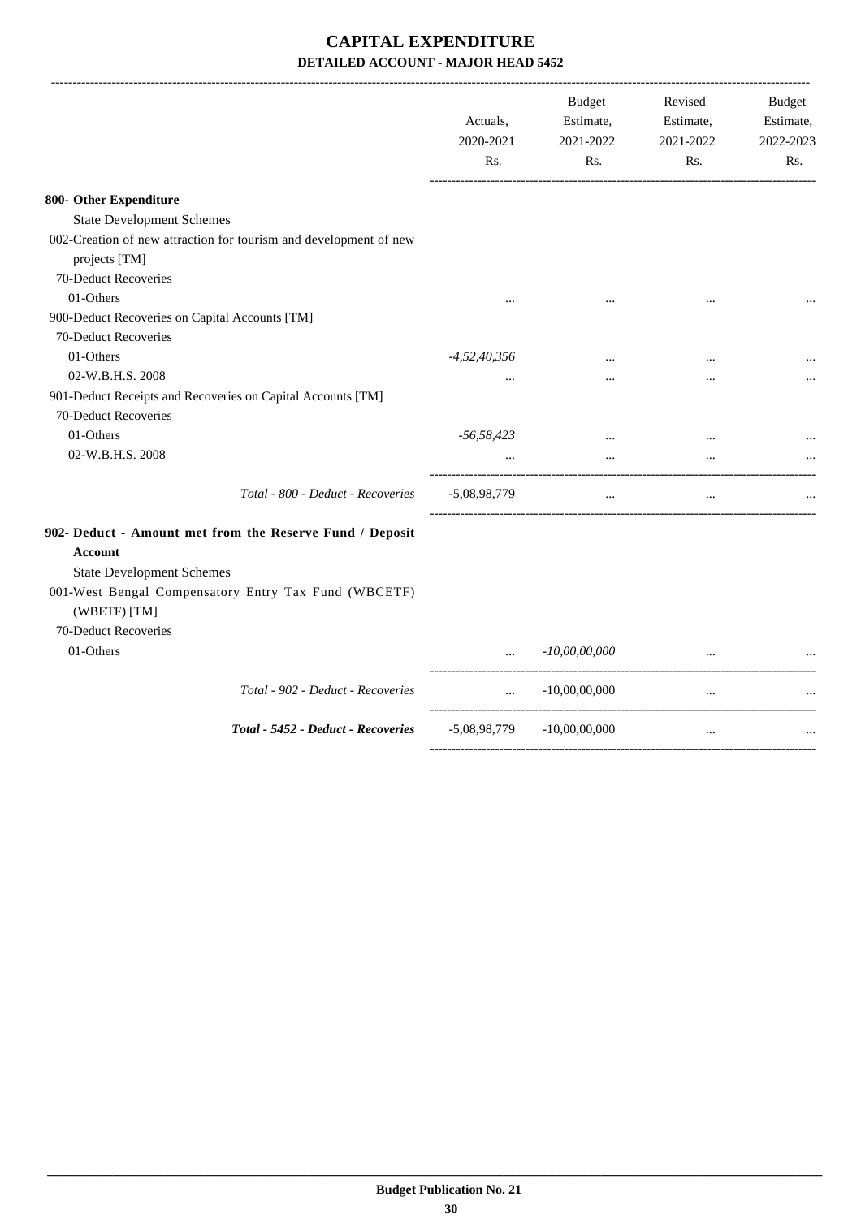# CAPITAL EXPENDITURE

## DETAILED ACCOUNT - MAJOR HEAD 5452

| | Actuals, 2020-2021 Rs. | Budget Estimate, 2021-2022 Rs. | Revised Estimate, 2021-2022 Rs. | Budget Estimate, 2022-2023 Rs. |
|---|---|---|---|---|
| **800- Other Expenditure** | | | | |
| State Development Schemes | | | | |
| 002-Creation of new attraction for tourism and development of new projects [TM] | | | | |
| 70-Deduct Recoveries | | | | |
| 01-Others | ... | ... | ... | ... |
| 900-Deduct Recoveries on Capital Accounts [TM] | | | | |
| 70-Deduct Recoveries | | | | |
| 01-Others | *-4,52,40,356* | ... | ... | ... |
| 02-W.B.H.S. 2008 | ... | ... | ... | ... |
| 901-Deduct Receipts and Recoveries on Capital Accounts [TM] | | | | |
| 70-Deduct Recoveries | | | | |
| 01-Others | *-56,58,423* | ... | ... | ... |
| 02-W.B.H.S. 2008 | ... | ... | ... | ... |
| *Total - 800 - Deduct - Recoveries* | -5,08,98,779 | ... | ... | ... |
| **902- Deduct - Amount met from the Reserve Fund / Deposit Account** | | | | |
| State Development Schemes | | | | |
| 001-West Bengal Compensatory Entry Tax Fund (WBCETF) (WBETF) [TM] | | | | |
| 70-Deduct Recoveries | | | | |
| 01-Others | ... | *-10,00,00,000* | ... | ... |
| *Total - 902 - Deduct - Recoveries* | ... | -10,00,00,000 | ... | ... |
| ***Total - 5452 - Deduct - Recoveries*** | -5,08,98,779 | -10,00,00,000 | ... | ... |

**Budget Publication No. 21**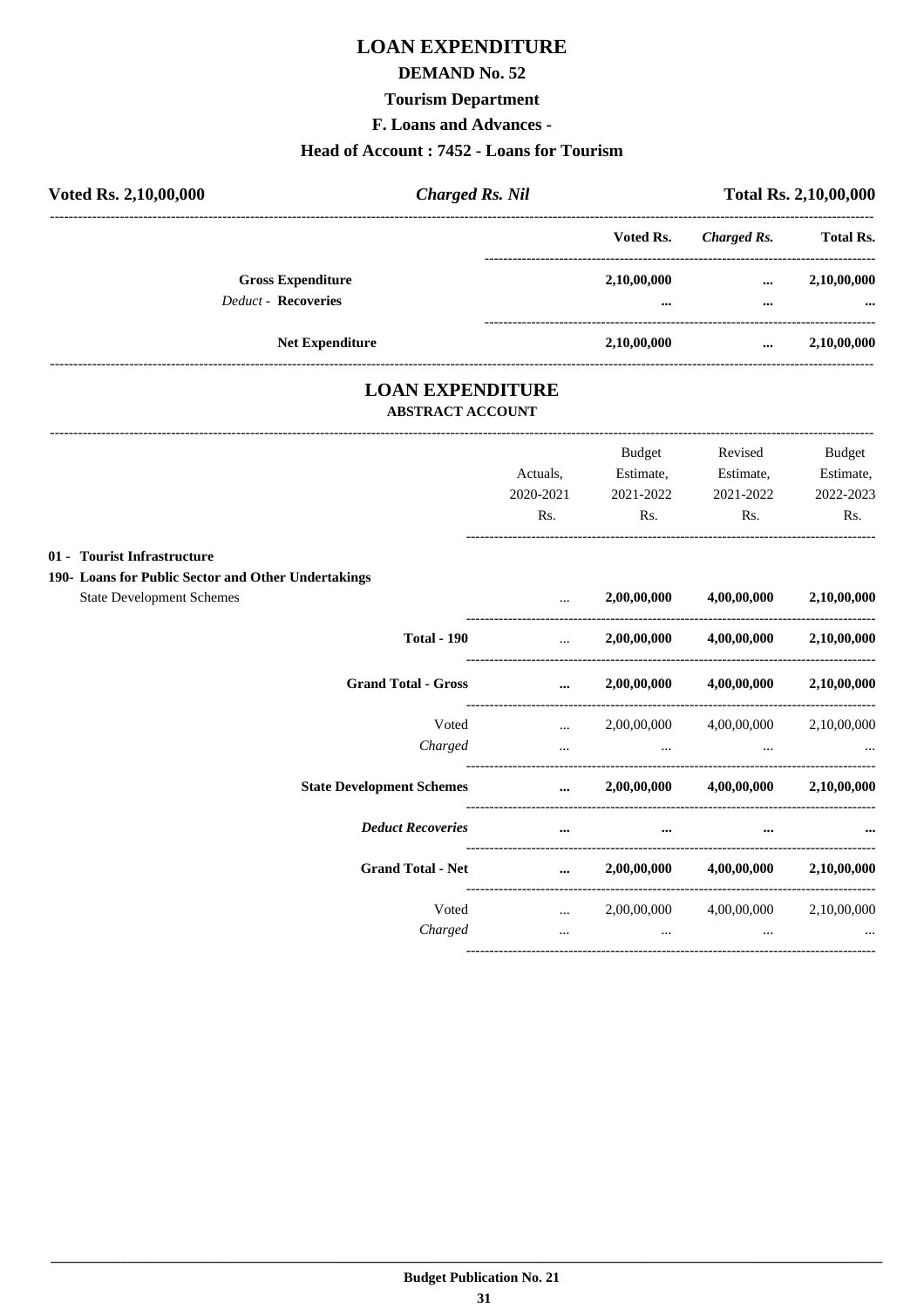# LOAN EXPENDITURE

## DEMAND No. 52

### Tourism Department

### F. Loans and Advances -

### Head of Account : 7452 - Loans for Tourism

**Voted Rs. 2,10,00,000** | ***Charged Rs. Nil*** | **Total Rs. 2,10,00,000**

| | Voted Rs. | *Charged Rs.* | Total Rs. |
|---|---|---|---|
| **Gross Expenditure** | **2,10,00,000** | **...** | **2,10,00,000** |
| *Deduct* - **Recoveries** | **...** | **...** | **...** |
| **Net Expenditure** | **2,10,00,000** | **...** | **2,10,00,000** |

## LOAN EXPENDITURE

### ABSTRACT ACCOUNT

| | Actuals, 2020-2021 Rs. | Budget Estimate, 2021-2022 Rs. | Revised Estimate, 2021-2022 Rs. | Budget Estimate, 2022-2023 Rs. |
|---|---|---|---|---|
| **01 - Tourist Infrastructure** | | | | |
| **190- Loans for Public Sector and Other Undertakings** | | | | |
| State Development Schemes | ... | **2,00,00,000** | **4,00,00,000** | **2,10,00,000** |
| **Total - 190** | ... | **2,00,00,000** | **4,00,00,000** | **2,10,00,000** |
| **Grand Total - Gross** | **...** | **2,00,00,000** | **4,00,00,000** | **2,10,00,000** |
| Voted | ... | 2,00,00,000 | 4,00,00,000 | 2,10,00,000 |
| *Charged* | ... | ... | ... | ... |
| **State Development Schemes** | **...** | **2,00,00,000** | **4,00,00,000** | **2,10,00,000** |
| ***Deduct Recoveries*** | **...** | **...** | **...** | **...** |
| **Grand Total - Net** | **...** | **2,00,00,000** | **4,00,00,000** | **2,10,00,000** |
| Voted | ... | 2,00,00,000 | 4,00,00,000 | 2,10,00,000 |
| *Charged* | ... | ... | ... | ... |

**Budget Publication No. 21**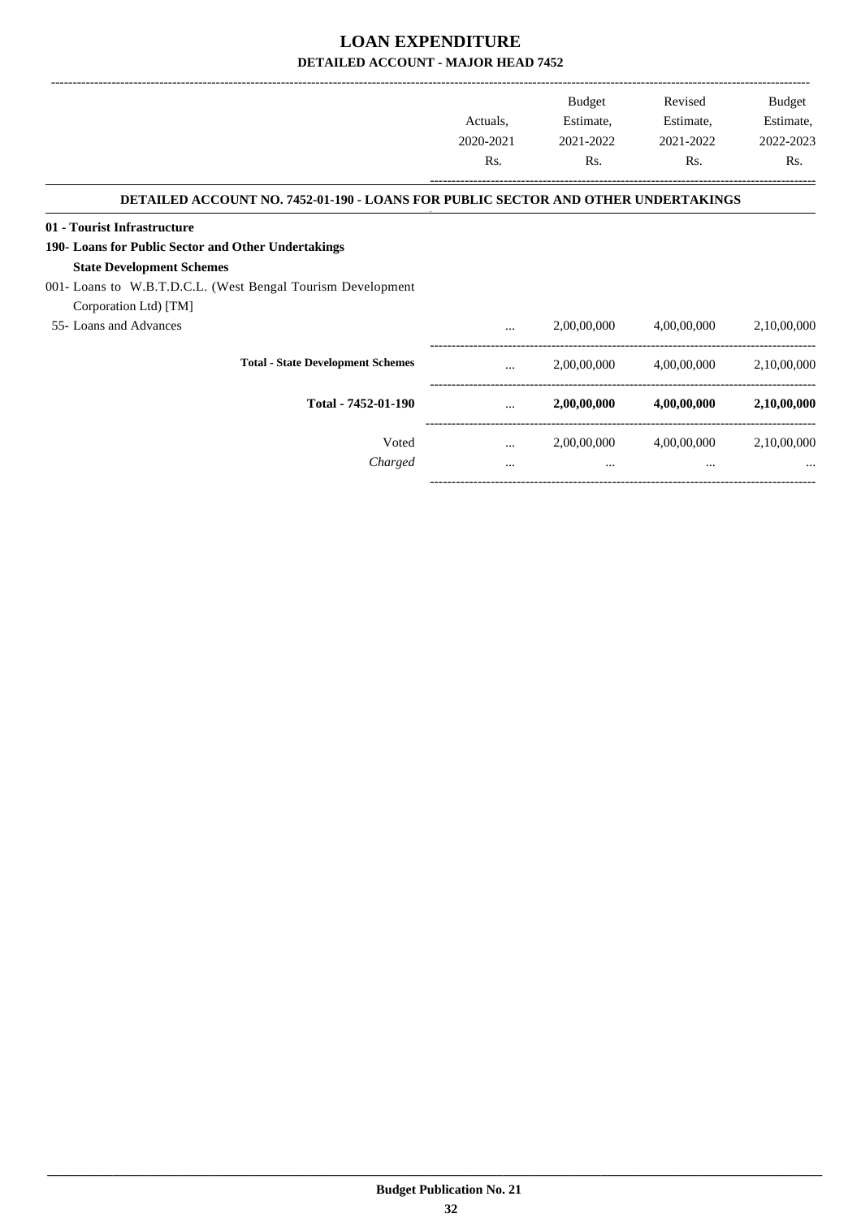# LOAN EXPENDITURE

## DETAILED ACCOUNT - MAJOR HEAD 7452

| | Actuals, 2020-2021 Rs. | Budget Estimate, 2021-2022 Rs. | Revised Estimate, 2021-2022 Rs. | Budget Estimate, 2022-2023 Rs. |
|---|---|---|---|---|
| **DETAILED ACCOUNT NO. 7452-01-190 - LOANS FOR PUBLIC SECTOR AND OTHER UNDERTAKINGS** | | | | |
| **01 - Tourist Infrastructure** | | | | |
| **190- Loans for Public Sector and Other Undertakings** | | | | |
| **State Development Schemes** | | | | |
| 001- Loans to W.B.T.D.C.L. (West Bengal Tourism Development Corporation Ltd) [TM] | | | | |
| 55- Loans and Advances | ... | 2,00,00,000 | 4,00,00,000 | 2,10,00,000 |
| **Total - State Development Schemes** | ... | 2,00,00,000 | 4,00,00,000 | 2,10,00,000 |
| **Total - 7452-01-190** | ... | **2,00,00,000** | **4,00,00,000** | **2,10,00,000** |
| Voted | ... | 2,00,00,000 | 4,00,00,000 | 2,10,00,000 |
| *Charged* | ... | ... | ... | ... |

Budget Publication No. 21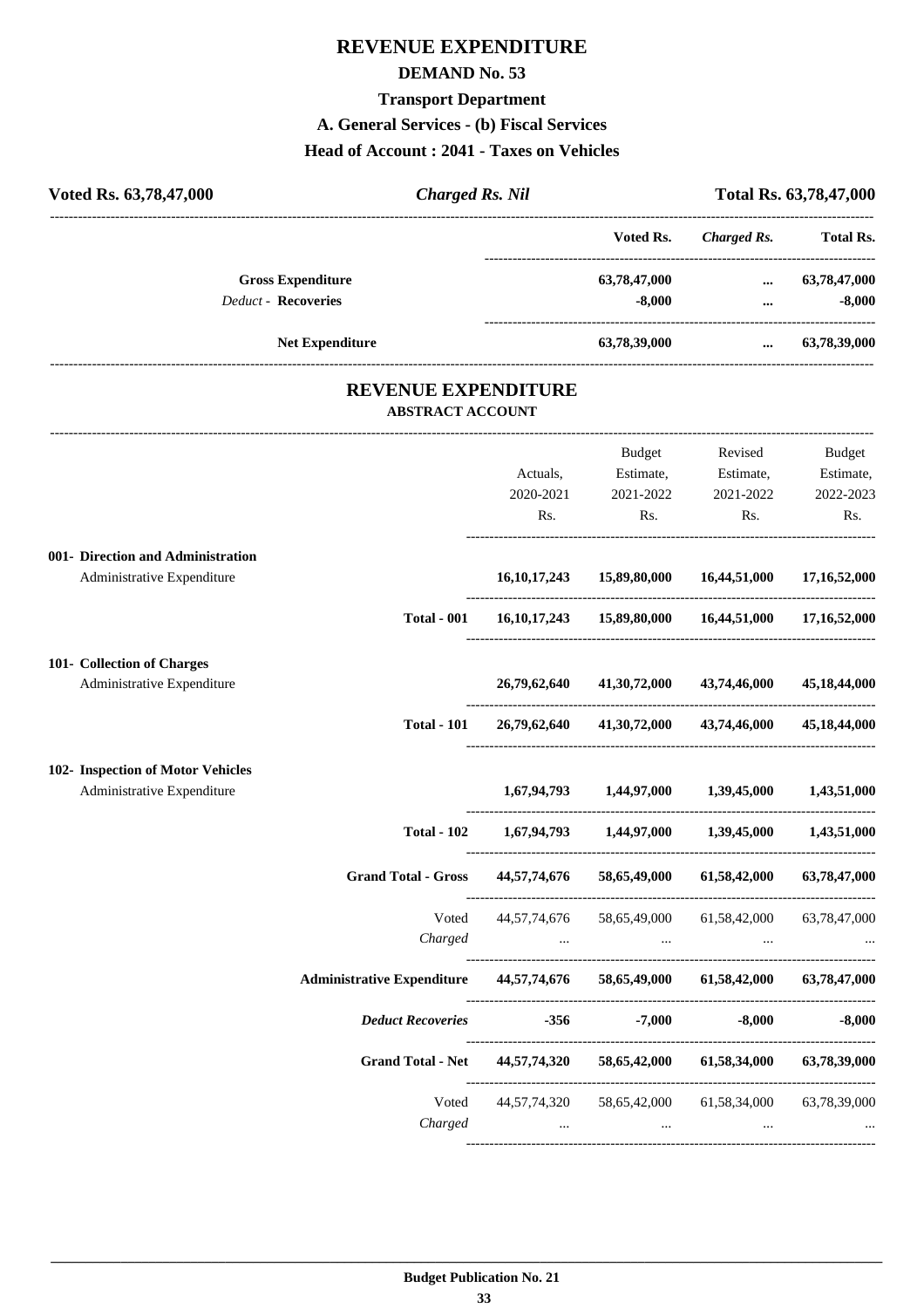# REVENUE EXPENDITURE

## DEMAND No. 53

### Transport Department

### A. General Services - (b) Fiscal Services

### Head of Account : 2041 - Taxes on Vehicles

**Voted Rs. 63,78,47,000** | ***Charged Rs. Nil*** | **Total Rs. 63,78,47,000**

| | Voted Rs. | *Charged Rs.* | Total Rs. |
|---|---|---|---|
| **Gross Expenditure** | **63,78,47,000** | **...** | **63,78,47,000** |
| *Deduct* - **Recoveries** | **-8,000** | **...** | **-8,000** |
| **Net Expenditure** | **63,78,39,000** | **...** | **63,78,39,000** |

## REVENUE EXPENDITURE

### ABSTRACT ACCOUNT

| | Actuals, 2020-2021 Rs. | Budget Estimate, 2021-2022 Rs. | Revised Estimate, 2021-2022 Rs. | Budget Estimate, 2022-2023 Rs. |
|---|---|---|---|---|
| **001- Direction and Administration** | | | | |
| Administrative Expenditure | **16,10,17,243** | **15,89,80,000** | **16,44,51,000** | **17,16,52,000** |
| **Total - 001** | **16,10,17,243** | **15,89,80,000** | **16,44,51,000** | **17,16,52,000** |
| **101- Collection of Charges** | | | | |
| Administrative Expenditure | **26,79,62,640** | **41,30,72,000** | **43,74,46,000** | **45,18,44,000** |
| **Total - 101** | **26,79,62,640** | **41,30,72,000** | **43,74,46,000** | **45,18,44,000** |
| **102- Inspection of Motor Vehicles** | | | | |
| Administrative Expenditure | **1,67,94,793** | **1,44,97,000** | **1,39,45,000** | **1,43,51,000** |
| **Total - 102** | **1,67,94,793** | **1,44,97,000** | **1,39,45,000** | **1,43,51,000** |
| **Grand Total - Gross** | **44,57,74,676** | **58,65,49,000** | **61,58,42,000** | **63,78,47,000** |
| Voted | 44,57,74,676 | 58,65,49,000 | 61,58,42,000 | 63,78,47,000 |
| *Charged* | ... | ... | ... | ... |
| **Administrative Expenditure** | **44,57,74,676** | **58,65,49,000** | **61,58,42,000** | **63,78,47,000** |
| ***Deduct Recoveries*** | **-356** | **-7,000** | **-8,000** | **-8,000** |
| **Grand Total - Net** | **44,57,74,320** | **58,65,42,000** | **61,58,34,000** | **63,78,39,000** |
| Voted | 44,57,74,320 | 58,65,42,000 | 61,58,34,000 | 63,78,39,000 |
| *Charged* | ... | ... | ... | ... |

**Budget Publication No. 21**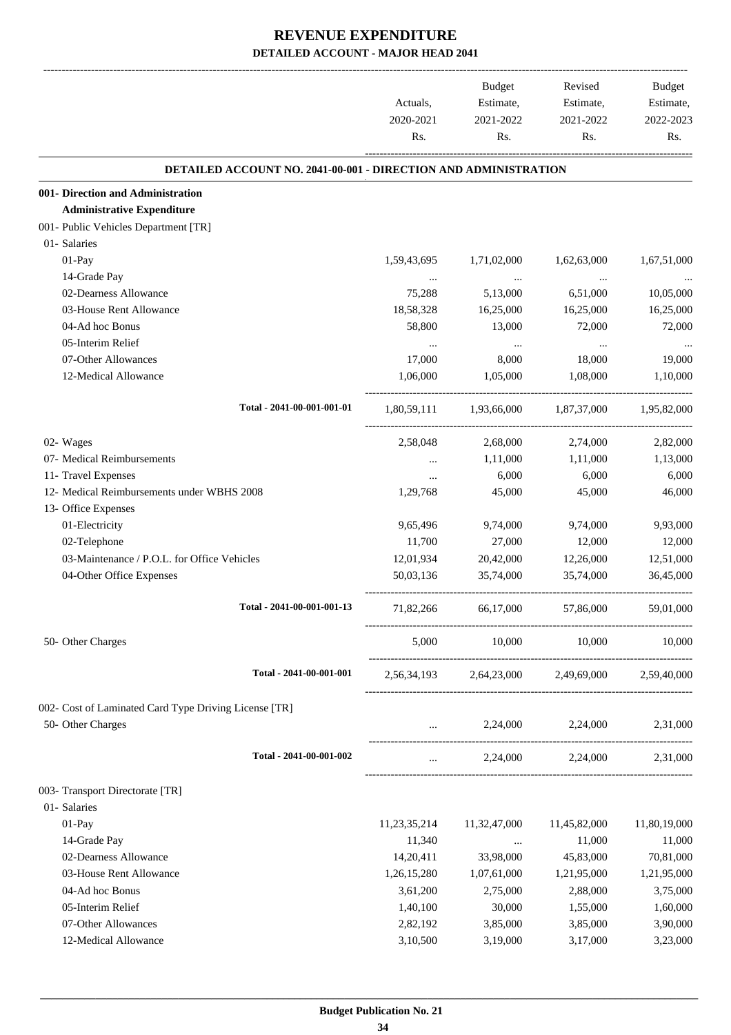# REVENUE EXPENDITURE
## DETAILED ACCOUNT - MAJOR HEAD 2041

| | Actuals, 2020-2021 Rs. | Budget Estimate, 2021-2022 Rs. | Revised Estimate, 2021-2022 Rs. | Budget Estimate, 2022-2023 Rs. |
|---|---|---|---|---|
| **DETAILED ACCOUNT NO. 2041-00-001 - DIRECTION AND ADMINISTRATION** | | | | |
| **001- Direction and Administration** | | | | |
| **Administrative Expenditure** | | | | |
| 001- Public Vehicles Department [TR] | | | | |
| 01- Salaries | | | | |
| 01-Pay | 1,59,43,695 | 1,71,02,000 | 1,62,63,000 | 1,67,51,000 |
| 14-Grade Pay | ... | ... | ... | ... |
| 02-Dearness Allowance | 75,288 | 5,13,000 | 6,51,000 | 10,05,000 |
| 03-House Rent Allowance | 18,58,328 | 16,25,000 | 16,25,000 | 16,25,000 |
| 04-Ad hoc Bonus | 58,800 | 13,000 | 72,000 | 72,000 |
| 05-Interim Relief | ... | ... | ... | ... |
| 07-Other Allowances | 17,000 | 8,000 | 18,000 | 19,000 |
| 12-Medical Allowance | 1,06,000 | 1,05,000 | 1,08,000 | 1,10,000 |
| Total - 2041-00-001-001-01 | 1,80,59,111 | 1,93,66,000 | 1,87,37,000 | 1,95,82,000 |
| 02- Wages | 2,58,048 | 2,68,000 | 2,74,000 | 2,82,000 |
| 07- Medical Reimbursements | ... | 1,11,000 | 1,11,000 | 1,13,000 |
| 11- Travel Expenses | ... | 6,000 | 6,000 | 6,000 |
| 12- Medical Reimbursements under WBHS 2008 | 1,29,768 | 45,000 | 45,000 | 46,000 |
| 13- Office Expenses | | | | |
| 01-Electricity | 9,65,496 | 9,74,000 | 9,74,000 | 9,93,000 |
| 02-Telephone | 11,700 | 27,000 | 12,000 | 12,000 |
| 03-Maintenance / P.O.L. for Office Vehicles | 12,01,934 | 20,42,000 | 12,26,000 | 12,51,000 |
| 04-Other Office Expenses | 50,03,136 | 35,74,000 | 35,74,000 | 36,45,000 |
| Total - 2041-00-001-001-13 | 71,82,266 | 66,17,000 | 57,86,000 | 59,01,000 |
| 50- Other Charges | 5,000 | 10,000 | 10,000 | 10,000 |
| Total - 2041-00-001-001 | 2,56,34,193 | 2,64,23,000 | 2,49,69,000 | 2,59,40,000 |
| 002- Cost of Laminated Card Type Driving License [TR] | | | | |
| 50- Other Charges | ... | 2,24,000 | 2,24,000 | 2,31,000 |
| Total - 2041-00-001-002 | ... | 2,24,000 | 2,24,000 | 2,31,000 |
| 003- Transport Directorate [TR] | | | | |
| 01- Salaries | | | | |
| 01-Pay | 11,23,35,214 | 11,32,47,000 | 11,45,82,000 | 11,80,19,000 |
| 14-Grade Pay | 11,340 | ... | 11,000 | 11,000 |
| 02-Dearness Allowance | 14,20,411 | 33,98,000 | 45,83,000 | 70,81,000 |
| 03-House Rent Allowance | 1,26,15,280 | 1,07,61,000 | 1,21,95,000 | 1,21,95,000 |
| 04-Ad hoc Bonus | 3,61,200 | 2,75,000 | 2,88,000 | 3,75,000 |
| 05-Interim Relief | 1,40,100 | 30,000 | 1,55,000 | 1,60,000 |
| 07-Other Allowances | 2,82,192 | 3,85,000 | 3,85,000 | 3,90,000 |
| 12-Medical Allowance | 3,10,500 | 3,19,000 | 3,17,000 | 3,23,000 |

Budget Publication No. 21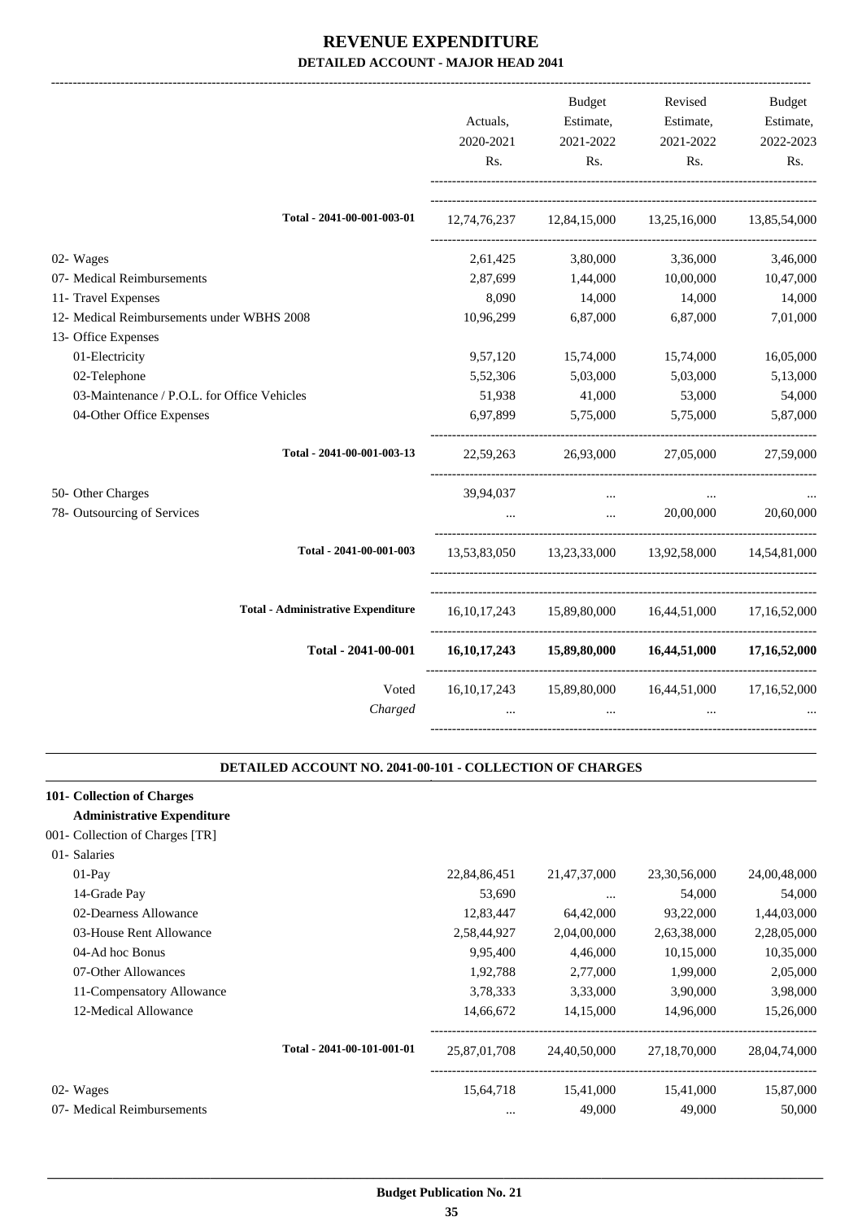# REVENUE EXPENDITURE
## DETAILED ACCOUNT - MAJOR HEAD 2041

| | Actuals, 2020-2021 Rs. | Budget Estimate, 2021-2022 Rs. | Revised Estimate, 2021-2022 Rs. | Budget Estimate, 2022-2023 Rs. |
|---|---|---|---|---|
| Total - 2041-00-001-003-01 | 12,74,76,237 | 12,84,15,000 | 13,25,16,000 | 13,85,54,000 |
| 02- Wages | 2,61,425 | 3,80,000 | 3,36,000 | 3,46,000 |
| 07- Medical Reimbursements | 2,87,699 | 1,44,000 | 10,00,000 | 10,47,000 |
| 11- Travel Expenses | 8,090 | 14,000 | 14,000 | 14,000 |
| 12- Medical Reimbursements under WBHS 2008 | 10,96,299 | 6,87,000 | 6,87,000 | 7,01,000 |
| 13- Office Expenses | | | | |
| 01-Electricity | 9,57,120 | 15,74,000 | 15,74,000 | 16,05,000 |
| 02-Telephone | 5,52,306 | 5,03,000 | 5,03,000 | 5,13,000 |
| 03-Maintenance / P.O.L. for Office Vehicles | 51,938 | 41,000 | 53,000 | 54,000 |
| 04-Other Office Expenses | 6,97,899 | 5,75,000 | 5,75,000 | 5,87,000 |
| Total - 2041-00-001-003-13 | 22,59,263 | 26,93,000 | 27,05,000 | 27,59,000 |
| 50- Other Charges | 39,94,037 | ... | ... | ... |
| 78- Outsourcing of Services | ... | ... | 20,00,000 | 20,60,000 |
| Total - 2041-00-001-003 | 13,53,83,050 | 13,23,33,000 | 13,92,58,000 | 14,54,81,000 |
| Total - Administrative Expenditure | 16,10,17,243 | 15,89,80,000 | 16,44,51,000 | 17,16,52,000 |
| **Total - 2041-00-001** | **16,10,17,243** | **15,89,80,000** | **16,44,51,000** | **17,16,52,000** |
| Voted | 16,10,17,243 | 15,89,80,000 | 16,44,51,000 | 17,16,52,000 |
| *Charged* | ... | ... | ... | ... |

### DETAILED ACCOUNT NO. 2041-00-101 - COLLECTION OF CHARGES

| | Actuals, 2020-2021 Rs. | Budget Estimate, 2021-2022 Rs. | Revised Estimate, 2021-2022 Rs. | Budget Estimate, 2022-2023 Rs. |
|---|---|---|---|---|
| **101- Collection of Charges** | | | | |
| **Administrative Expenditure** | | | | |
| 001- Collection of Charges [TR] | | | | |
| 01- Salaries | | | | |
| 01-Pay | 22,84,86,451 | 21,47,37,000 | 23,30,56,000 | 24,00,48,000 |
| 14-Grade Pay | 53,690 | ... | 54,000 | 54,000 |
| 02-Dearness Allowance | 12,83,447 | 64,42,000 | 93,22,000 | 1,44,03,000 |
| 03-House Rent Allowance | 2,58,44,927 | 2,04,00,000 | 2,63,38,000 | 2,28,05,000 |
| 04-Ad hoc Bonus | 9,95,400 | 4,46,000 | 10,15,000 | 10,35,000 |
| 07-Other Allowances | 1,92,788 | 2,77,000 | 1,99,000 | 2,05,000 |
| 11-Compensatory Allowance | 3,78,333 | 3,33,000 | 3,90,000 | 3,98,000 |
| 12-Medical Allowance | 14,66,672 | 14,15,000 | 14,96,000 | 15,26,000 |
| Total - 2041-00-101-001-01 | 25,87,01,708 | 24,40,50,000 | 27,18,70,000 | 28,04,74,000 |
| 02- Wages | 15,64,718 | 15,41,000 | 15,41,000 | 15,87,000 |
| 07- Medical Reimbursements | ... | 49,000 | 49,000 | 50,000 |

Budget Publication No. 21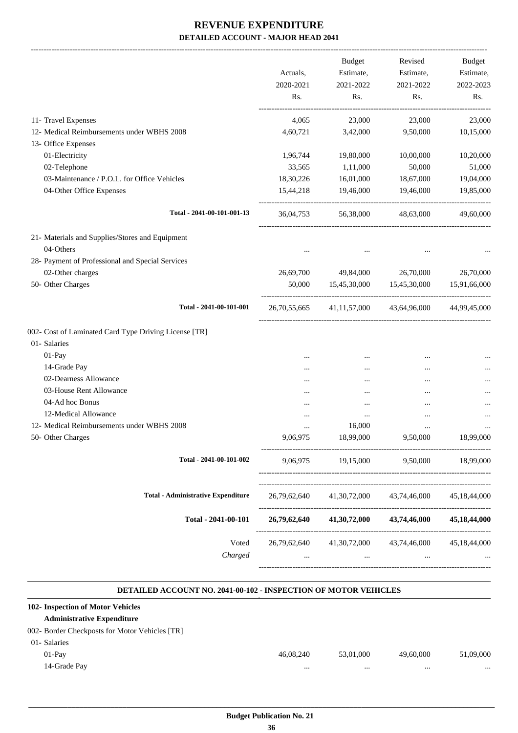# REVENUE EXPENDITURE
## DETAILED ACCOUNT - MAJOR HEAD 2041

| | Actuals, 2020-2021 Rs. | Budget Estimate, 2021-2022 Rs. | Revised Estimate, 2021-2022 Rs. | Budget Estimate, 2022-2023 Rs. |
|---|---|---|---|---|
| 11- Travel Expenses | 4,065 | 23,000 | 23,000 | 23,000 |
| 12- Medical Reimbursements under WBHS 2008 | 4,60,721 | 3,42,000 | 9,50,000 | 10,15,000 |
| 13- Office Expenses | | | | |
| 01-Electricity | 1,96,744 | 19,80,000 | 10,00,000 | 10,20,000 |
| 02-Telephone | 33,565 | 1,11,000 | 50,000 | 51,000 |
| 03-Maintenance / P.O.L. for Office Vehicles | 18,30,226 | 16,01,000 | 18,67,000 | 19,04,000 |
| 04-Other Office Expenses | 15,44,218 | 19,46,000 | 19,46,000 | 19,85,000 |
| Total - 2041-00-101-001-13 | 36,04,753 | 56,38,000 | 48,63,000 | 49,60,000 |
| 21- Materials and Supplies/Stores and Equipment | | | | |
| 04-Others | ... | ... | ... | ... |
| 28- Payment of Professional and Special Services | | | | |
| 02-Other charges | 26,69,700 | 49,84,000 | 26,70,000 | 26,70,000 |
| 50- Other Charges | 50,000 | 15,45,30,000 | 15,45,30,000 | 15,91,66,000 |
| Total - 2041-00-101-001 | 26,70,55,665 | 41,11,57,000 | 43,64,96,000 | 44,99,45,000 |
| 002- Cost of Laminated Card Type Driving License [TR] | | | | |
| 01- Salaries | | | | |
| 01-Pay | ... | ... | ... | ... |
| 14-Grade Pay | ... | ... | ... | ... |
| 02-Dearness Allowance | ... | ... | ... | ... |
| 03-House Rent Allowance | ... | ... | ... | ... |
| 04-Ad hoc Bonus | ... | ... | ... | ... |
| 12-Medical Allowance | ... | ... | ... | ... |
| 12- Medical Reimbursements under WBHS 2008 | ... | 16,000 | ... | ... |
| 50- Other Charges | 9,06,975 | 18,99,000 | 9,50,000 | 18,99,000 |
| Total - 2041-00-101-002 | 9,06,975 | 19,15,000 | 9,50,000 | 18,99,000 |
| Total - Administrative Expenditure | 26,79,62,640 | 41,30,72,000 | 43,74,46,000 | 45,18,44,000 |
| **Total - 2041-00-101** | **26,79,62,640** | **41,30,72,000** | **43,74,46,000** | **45,18,44,000** |
| Voted | 26,79,62,640 | 41,30,72,000 | 43,74,46,000 | 45,18,44,000 |
| *Charged* | ... | ... | ... | ... |

### DETAILED ACCOUNT NO. 2041-00-102 - INSPECTION OF MOTOR VEHICLES

| | Actuals, 2020-2021 Rs. | Budget Estimate, 2021-2022 Rs. | Revised Estimate, 2021-2022 Rs. | Budget Estimate, 2022-2023 Rs. |
|---|---|---|---|---|
| **102- Inspection of Motor Vehicles** | | | | |
| **Administrative Expenditure** | | | | |
| 002- Border Checkposts for Motor Vehicles [TR] | | | | |
| 01- Salaries | | | | |
| 01-Pay | 46,08,240 | 53,01,000 | 49,60,000 | 51,09,000 |
| 14-Grade Pay | ... | ... | ... | ... |

Budget Publication No. 21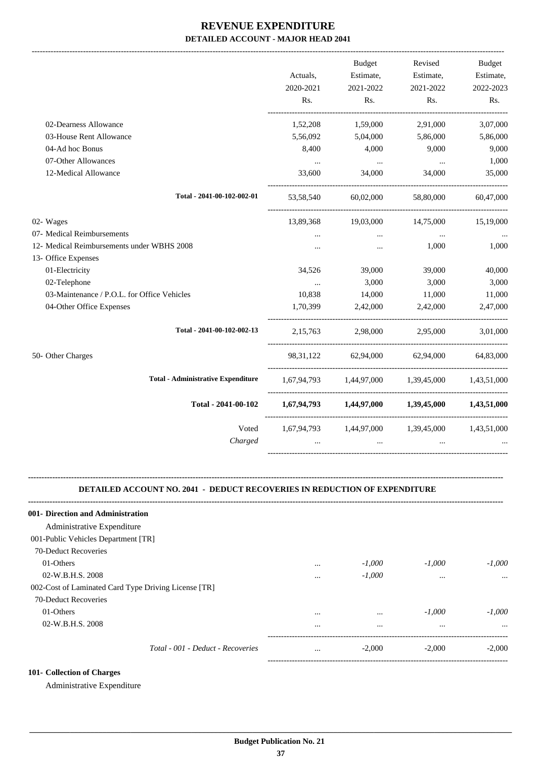# REVENUE EXPENDITURE

## DETAILED ACCOUNT - MAJOR HEAD 2041

| | Actuals, 2020-2021 Rs. | Budget Estimate, 2021-2022 Rs. | Revised Estimate, 2021-2022 Rs. | Budget Estimate, 2022-2023 Rs. |
|---|---|---|---|---|
| 02-Dearness Allowance | 1,52,208 | 1,59,000 | 2,91,000 | 3,07,000 |
| 03-House Rent Allowance | 5,56,092 | 5,04,000 | 5,86,000 | 5,86,000 |
| 04-Ad hoc Bonus | 8,400 | 4,000 | 9,000 | 9,000 |
| 07-Other Allowances | ... | ... | ... | 1,000 |
| 12-Medical Allowance | 33,600 | 34,000 | 34,000 | 35,000 |
| Total - 2041-00-102-002-01 | 53,58,540 | 60,02,000 | 58,80,000 | 60,47,000 |
| 02- Wages | 13,89,368 | 19,03,000 | 14,75,000 | 15,19,000 |
| 07- Medical Reimbursements | ... | ... | ... | ... |
| 12- Medical Reimbursements under WBHS 2008 | ... | ... | 1,000 | 1,000 |
| 13- Office Expenses | | | | |
| 01-Electricity | 34,526 | 39,000 | 39,000 | 40,000 |
| 02-Telephone | ... | 3,000 | 3,000 | 3,000 |
| 03-Maintenance / P.O.L. for Office Vehicles | 10,838 | 14,000 | 11,000 | 11,000 |
| 04-Other Office Expenses | 1,70,399 | 2,42,000 | 2,42,000 | 2,47,000 |
| Total - 2041-00-102-002-13 | 2,15,763 | 2,98,000 | 2,95,000 | 3,01,000 |
| 50- Other Charges | 98,31,122 | 62,94,000 | 62,94,000 | 64,83,000 |
| Total - Administrative Expenditure | 1,67,94,793 | 1,44,97,000 | 1,39,45,000 | 1,43,51,000 |
| **Total - 2041-00-102** | **1,67,94,793** | **1,44,97,000** | **1,39,45,000** | **1,43,51,000** |
| Voted | 1,67,94,793 | 1,44,97,000 | 1,39,45,000 | 1,43,51,000 |
| *Charged* | ... | ... | ... | ... |

### DETAILED ACCOUNT NO. 2041 - DEDUCT RECOVERIES IN REDUCTION OF EXPENDITURE

| | Actuals, 2020-2021 Rs. | Budget Estimate, 2021-2022 Rs. | Revised Estimate, 2021-2022 Rs. | Budget Estimate, 2022-2023 Rs. |
|---|---|---|---|---|
| **001- Direction and Administration** | | | | |
| Administrative Expenditure | | | | |
| 001-Public Vehicles Department [TR] | | | | |
| 70-Deduct Recoveries | | | | |
| 01-Others | ... | *-1,000* | *-1,000* | *-1,000* |
| 02-W.B.H.S. 2008 | ... | *-1,000* | ... | ... |
| 002-Cost of Laminated Card Type Driving License [TR] | | | | |
| 70-Deduct Recoveries | | | | |
| 01-Others | ... | ... | *-1,000* | *-1,000* |
| 02-W.B.H.S. 2008 | ... | ... | ... | ... |
| *Total - 001 - Deduct - Recoveries* | ... | -2,000 | -2,000 | -2,000 |

**101- Collection of Charges**

Administrative Expenditure

Budget Publication No. 21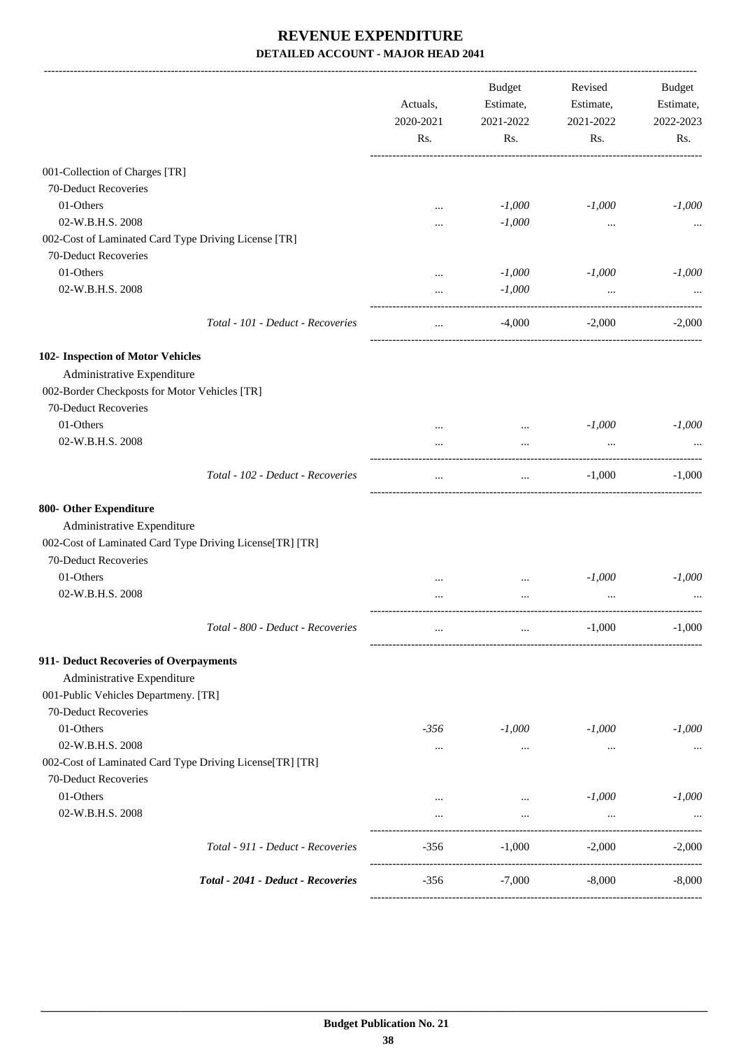# REVENUE EXPENDITURE

## DETAILED ACCOUNT - MAJOR HEAD 2041

| | Actuals, 2020-2021 Rs. | Budget Estimate, 2021-2022 Rs. | Revised Estimate, 2021-2022 Rs. | Budget Estimate, 2022-2023 Rs. |
|---|---|---|---|---|
| 001-Collection of Charges [TR] | | | | |
| 70-Deduct Recoveries | | | | |
| 01-Others | ... | *-1,000* | *-1,000* | *-1,000* |
| 02-W.B.H.S. 2008 | ... | *-1,000* | ... | ... |
| 002-Cost of Laminated Card Type Driving License [TR] | | | | |
| 70-Deduct Recoveries | | | | |
| 01-Others | ... | *-1,000* | *-1,000* | *-1,000* |
| 02-W.B.H.S. 2008 | ... | *-1,000* | ... | ... |
| *Total - 101 - Deduct - Recoveries* | ... | -4,000 | -2,000 | -2,000 |
| **102- Inspection of Motor Vehicles** | | | | |
| Administrative Expenditure | | | | |
| 002-Border Checkposts for Motor Vehicles [TR] | | | | |
| 70-Deduct Recoveries | | | | |
| 01-Others | ... | ... | *-1,000* | *-1,000* |
| 02-W.B.H.S. 2008 | ... | ... | ... | ... |
| *Total - 102 - Deduct - Recoveries* | ... | ... | -1,000 | -1,000 |
| **800- Other Expenditure** | | | | |
| Administrative Expenditure | | | | |
| 002-Cost of Laminated Card Type Driving License[TR] [TR] | | | | |
| 70-Deduct Recoveries | | | | |
| 01-Others | ... | ... | *-1,000* | *-1,000* |
| 02-W.B.H.S. 2008 | ... | ... | ... | ... |
| *Total - 800 - Deduct - Recoveries* | ... | ... | -1,000 | -1,000 |
| **911- Deduct Recoveries of Overpayments** | | | | |
| Administrative Expenditure | | | | |
| 001-Public Vehicles Departmeny. [TR] | | | | |
| 70-Deduct Recoveries | | | | |
| 01-Others | *-356* | *-1,000* | *-1,000* | *-1,000* |
| 02-W.B.H.S. 2008 | ... | ... | ... | ... |
| 002-Cost of Laminated Card Type Driving License[TR] [TR] | | | | |
| 70-Deduct Recoveries | | | | |
| 01-Others | ... | ... | *-1,000* | *-1,000* |
| 02-W.B.H.S. 2008 | ... | ... | ... | ... |
| *Total - 911 - Deduct - Recoveries* | -356 | -1,000 | -2,000 | -2,000 |
| ***Total - 2041 - Deduct - Recoveries*** | -356 | -7,000 | -8,000 | -8,000 |

**Budget Publication No. 21**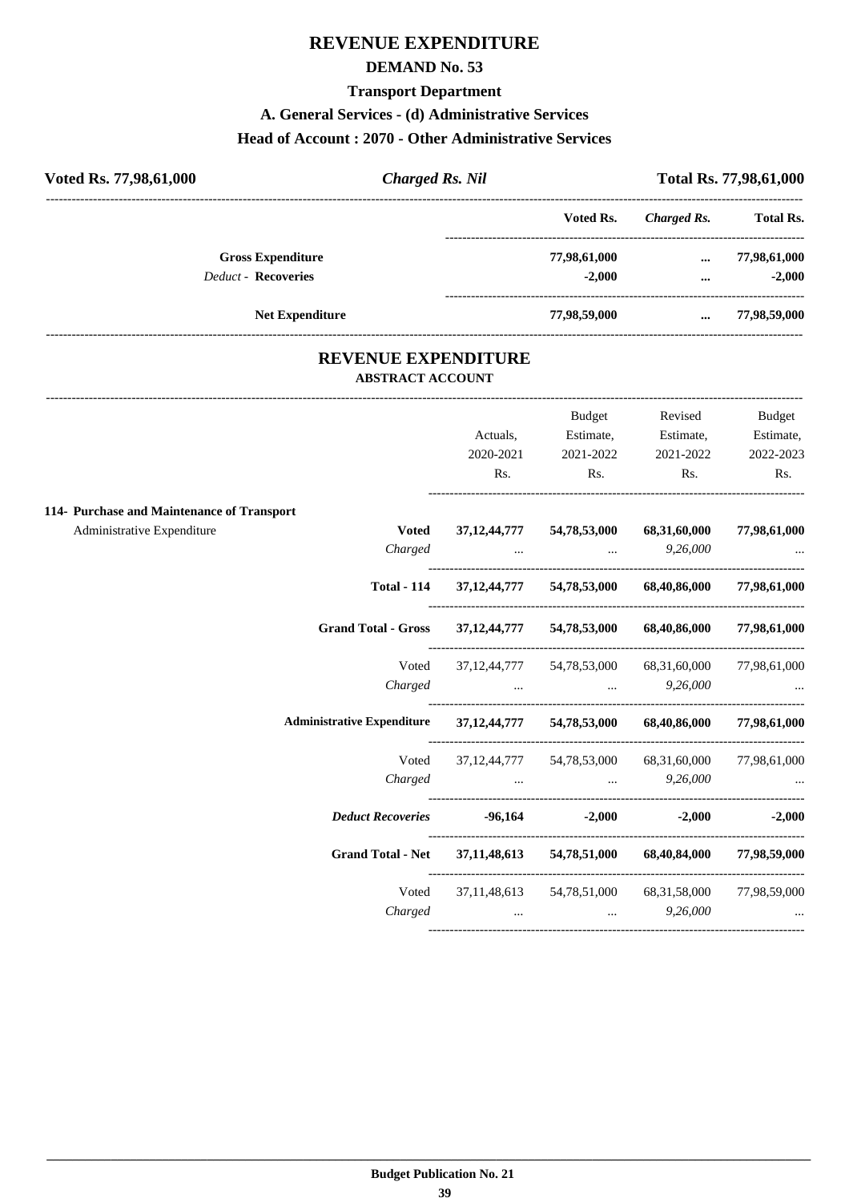# REVENUE EXPENDITURE

## DEMAND No. 53

### Transport Department

### A. General Services - (d) Administrative Services

### Head of Account : 2070 - Other Administrative Services

| Voted Rs. 77,98,61,000 | *Charged Rs. Nil* | Total Rs. 77,98,61,000 |
|---|---|---|

| | Voted Rs. | *Charged Rs.* | Total Rs. |
|---|---|---|---|
| **Gross Expenditure** | 77,98,61,000 | ... | 77,98,61,000 |
| *Deduct* - **Recoveries** | -2,000 | ... | -2,000 |
| **Net Expenditure** | 77,98,59,000 | ... | 77,98,59,000 |

## REVENUE EXPENDITURE

### ABSTRACT ACCOUNT

| | | Actuals, 2020-2021 Rs. | Budget Estimate, 2021-2022 Rs. | Revised Estimate, 2021-2022 Rs. | Budget Estimate, 2022-2023 Rs. |
|---|---|---|---|---|---|
| **114- Purchase and Maintenance of Transport** | | | | | |
| Administrative Expenditure | **Voted** | **37,12,44,777** | **54,78,53,000** | **68,31,60,000** | **77,98,61,000** |
| | *Charged* | ... | ... | *9,26,000* | ... |
| | **Total - 114** | **37,12,44,777** | **54,78,53,000** | **68,40,86,000** | **77,98,61,000** |
| | **Grand Total - Gross** | **37,12,44,777** | **54,78,53,000** | **68,40,86,000** | **77,98,61,000** |
| | Voted | 37,12,44,777 | 54,78,53,000 | 68,31,60,000 | 77,98,61,000 |
| | *Charged* | ... | ... | *9,26,000* | ... |
| | **Administrative Expenditure** | **37,12,44,777** | **54,78,53,000** | **68,40,86,000** | **77,98,61,000** |
| | Voted | 37,12,44,777 | 54,78,53,000 | 68,31,60,000 | 77,98,61,000 |
| | *Charged* | ... | ... | *9,26,000* | ... |
| | ***Deduct Recoveries*** | **-96,164** | **-2,000** | **-2,000** | **-2,000** |
| | **Grand Total - Net** | **37,11,48,613** | **54,78,51,000** | **68,40,84,000** | **77,98,59,000** |
| | Voted | 37,11,48,613 | 54,78,51,000 | 68,31,58,000 | 77,98,59,000 |
| | *Charged* | ... | ... | *9,26,000* | ... |

**Budget Publication No. 21**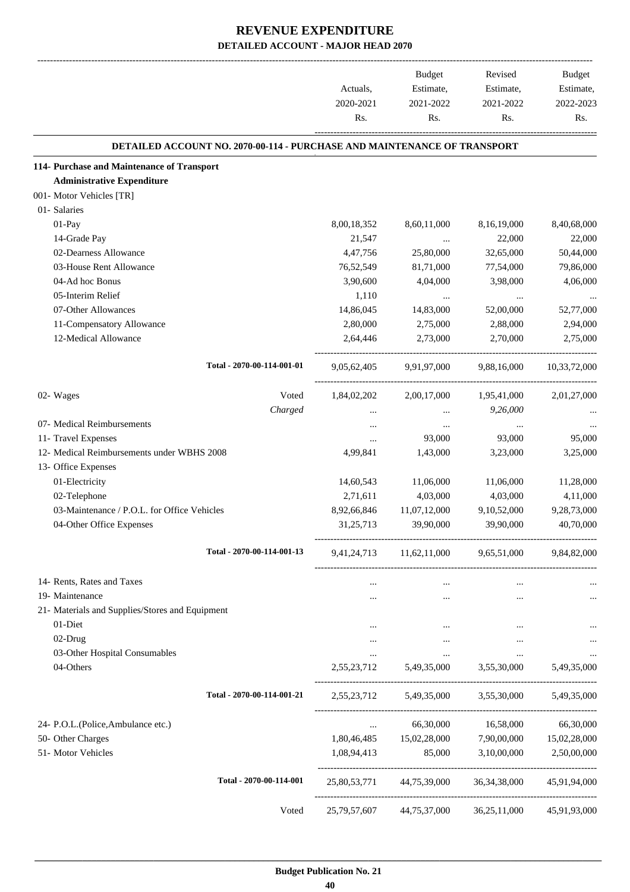# REVENUE EXPENDITURE

## DETAILED ACCOUNT - MAJOR HEAD 2070

| | | Actuals, 2020-2021 Rs. | Budget Estimate, 2021-2022 Rs. | Revised Estimate, 2021-2022 Rs. | Budget Estimate, 2022-2023 Rs. |
|---|---|---|---|---|---|
| **DETAILED ACCOUNT NO. 2070-00-114 - PURCHASE AND MAINTENANCE OF TRANSPORT** | | | | | |
| **114- Purchase and Maintenance of Transport** | | | | | |
| **Administrative Expenditure** | | | | | |
| 001- Motor Vehicles [TR] | | | | | |
| 01- Salaries | | | | | |
| 01-Pay | | 8,00,18,352 | 8,60,11,000 | 8,16,19,000 | 8,40,68,000 |
| 14-Grade Pay | | 21,547 | ... | 22,000 | 22,000 |
| 02-Dearness Allowance | | 4,47,756 | 25,80,000 | 32,65,000 | 50,44,000 |
| 03-House Rent Allowance | | 76,52,549 | 81,71,000 | 77,54,000 | 79,86,000 |
| 04-Ad hoc Bonus | | 3,90,600 | 4,04,000 | 3,98,000 | 4,06,000 |
| 05-Interim Relief | | 1,110 | ... | ... | ... |
| 07-Other Allowances | | 14,86,045 | 14,83,000 | 52,00,000 | 52,77,000 |
| 11-Compensatory Allowance | | 2,80,000 | 2,75,000 | 2,88,000 | 2,94,000 |
| 12-Medical Allowance | | 2,64,446 | 2,73,000 | 2,70,000 | 2,75,000 |
| Total - 2070-00-114-001-01 | | 9,05,62,405 | 9,91,97,000 | 9,88,16,000 | 10,33,72,000 |
| 02- Wages | Voted | 1,84,02,202 | 2,00,17,000 | 1,95,41,000 | 2,01,27,000 |
| | *Charged* | ... | ... | *9,26,000* | ... |
| 07- Medical Reimbursements | | ... | ... | ... | ... |
| 11- Travel Expenses | | ... | 93,000 | 93,000 | 95,000 |
| 12- Medical Reimbursements under WBHS 2008 | | 4,99,841 | 1,43,000 | 3,23,000 | 3,25,000 |
| 13- Office Expenses | | | | | |
| 01-Electricity | | 14,60,543 | 11,06,000 | 11,06,000 | 11,28,000 |
| 02-Telephone | | 2,71,611 | 4,03,000 | 4,03,000 | 4,11,000 |
| 03-Maintenance / P.O.L. for Office Vehicles | | 8,92,66,846 | 11,07,12,000 | 9,10,52,000 | 9,28,73,000 |
| 04-Other Office Expenses | | 31,25,713 | 39,90,000 | 39,90,000 | 40,70,000 |
| Total - 2070-00-114-001-13 | | 9,41,24,713 | 11,62,11,000 | 9,65,51,000 | 9,84,82,000 |
| 14- Rents, Rates and Taxes | | ... | ... | ... | ... |
| 19- Maintenance | | ... | ... | ... | ... |
| 21- Materials and Supplies/Stores and Equipment | | | | | |
| 01-Diet | | ... | ... | ... | ... |
| 02-Drug | | ... | ... | ... | ... |
| 03-Other Hospital Consumables | | ... | ... | ... | ... |
| 04-Others | | 2,55,23,712 | 5,49,35,000 | 3,55,30,000 | 5,49,35,000 |
| Total - 2070-00-114-001-21 | | 2,55,23,712 | 5,49,35,000 | 3,55,30,000 | 5,49,35,000 |
| 24- P.O.L.(Police,Ambulance etc.) | | ... | 66,30,000 | 16,58,000 | 66,30,000 |
| 50- Other Charges | | 1,80,46,485 | 15,02,28,000 | 7,90,00,000 | 15,02,28,000 |
| 51- Motor Vehicles | | 1,08,94,413 | 85,000 | 3,10,00,000 | 2,50,00,000 |
| Total - 2070-00-114-001 | | 25,80,53,771 | 44,75,39,000 | 36,34,38,000 | 45,91,94,000 |
| | Voted | 25,79,57,607 | 44,75,37,000 | 36,25,11,000 | 45,91,93,000 |

**Budget Publication No. 21**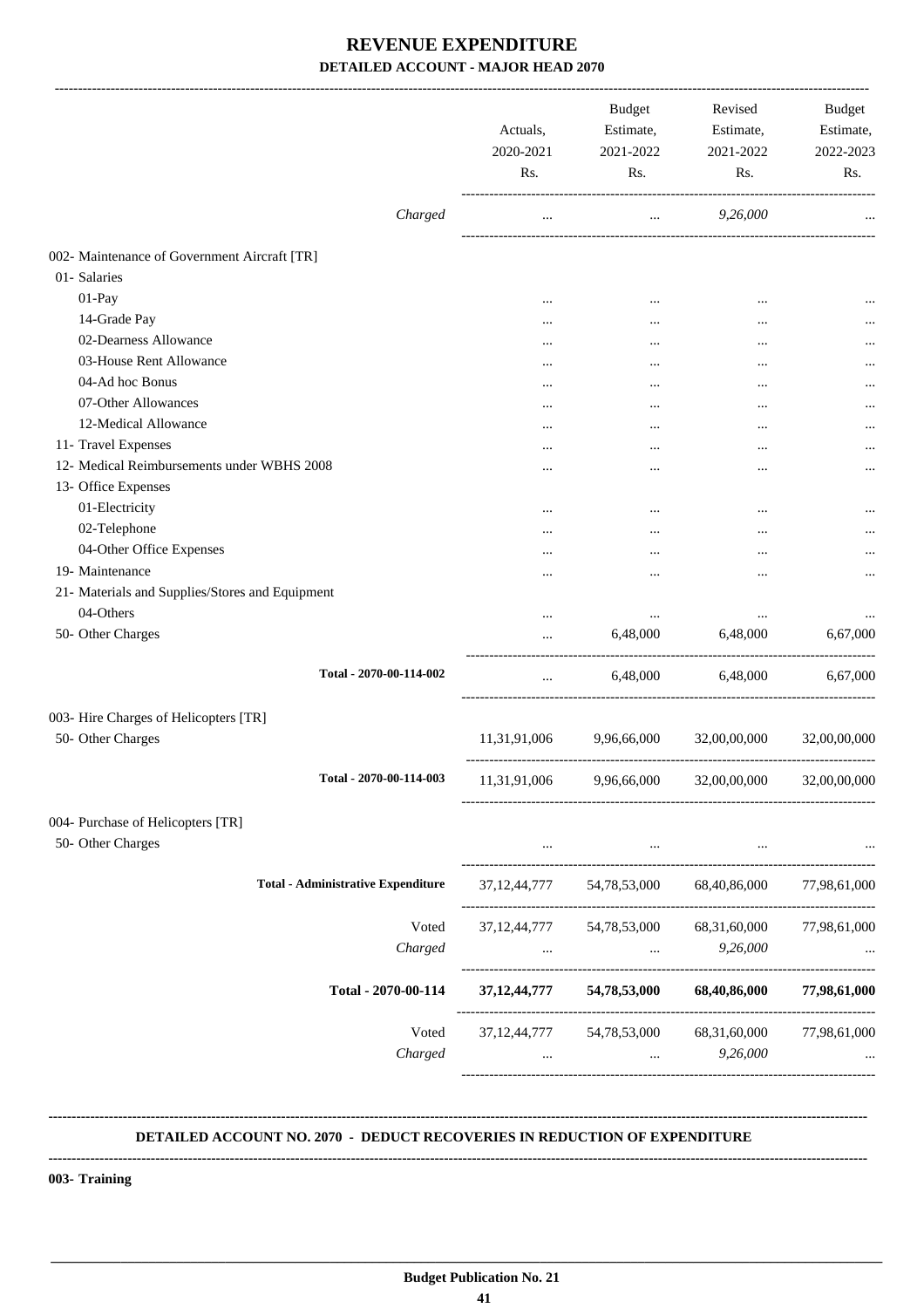# REVENUE EXPENDITURE

## DETAILED ACCOUNT - MAJOR HEAD 2070

| | Actuals, 2020-2021 Rs. | Budget Estimate, 2021-2022 Rs. | Revised Estimate, 2021-2022 Rs. | Budget Estimate, 2022-2023 Rs. |
|---|---|---|---|---|
| *Charged* | ... | ... | *9,26,000* | ... |
| 002- Maintenance of Government Aircraft [TR] | | | | |
| 01- Salaries | | | | |
| 01-Pay | ... | ... | ... | ... |
| 14-Grade Pay | ... | ... | ... | ... |
| 02-Dearness Allowance | ... | ... | ... | ... |
| 03-House Rent Allowance | ... | ... | ... | ... |
| 04-Ad hoc Bonus | ... | ... | ... | ... |
| 07-Other Allowances | ... | ... | ... | ... |
| 12-Medical Allowance | ... | ... | ... | ... |
| 11- Travel Expenses | ... | ... | ... | ... |
| 12- Medical Reimbursements under WBHS 2008 | ... | ... | ... | ... |
| 13- Office Expenses | | | | |
| 01-Electricity | ... | ... | ... | ... |
| 02-Telephone | ... | ... | ... | ... |
| 04-Other Office Expenses | ... | ... | ... | ... |
| 19- Maintenance | ... | ... | ... | ... |
| 21- Materials and Supplies/Stores and Equipment | | | | |
| 04-Others | ... | ... | ... | ... |
| 50- Other Charges | ... | 6,48,000 | 6,48,000 | 6,67,000 |
| **Total - 2070-00-114-002** | ... | 6,48,000 | 6,48,000 | 6,67,000 |
| 003- Hire Charges of Helicopters [TR] | | | | |
| 50- Other Charges | 11,31,91,006 | 9,96,66,000 | 32,00,00,000 | 32,00,00,000 |
| **Total - 2070-00-114-003** | 11,31,91,006 | 9,96,66,000 | 32,00,00,000 | 32,00,00,000 |
| 004- Purchase of Helicopters [TR] | | | | |
| 50- Other Charges | ... | ... | ... | ... |
| **Total - Administrative Expenditure** | 37,12,44,777 | 54,78,53,000 | 68,40,86,000 | 77,98,61,000 |
| Voted | 37,12,44,777 | 54,78,53,000 | 68,31,60,000 | 77,98,61,000 |
| *Charged* | ... | ... | *9,26,000* | ... |
| **Total - 2070-00-114** | **37,12,44,777** | **54,78,53,000** | **68,40,86,000** | **77,98,61,000** |
| Voted | 37,12,44,777 | 54,78,53,000 | 68,31,60,000 | 77,98,61,000 |
| *Charged* | ... | ... | *9,26,000* | ... |

**DETAILED ACCOUNT NO. 2070 - DEDUCT RECOVERIES IN REDUCTION OF EXPENDITURE**

**003- Training**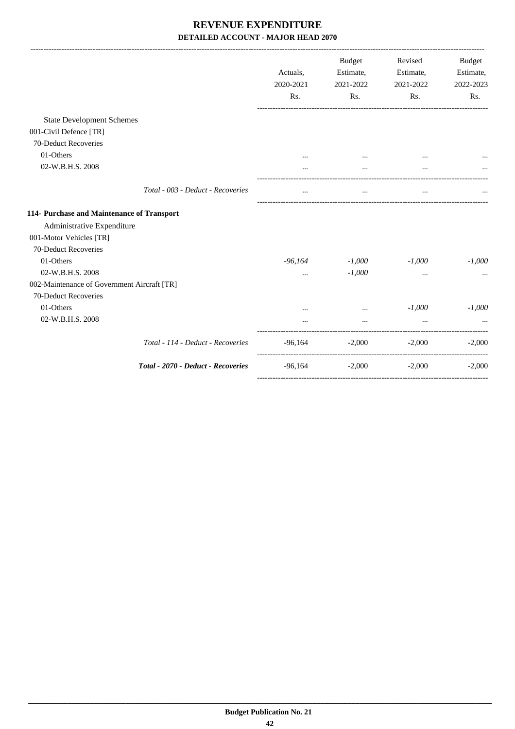# REVENUE EXPENDITURE

## DETAILED ACCOUNT - MAJOR HEAD 2070

| | Actuals, 2020-2021 Rs. | Budget Estimate, 2021-2022 Rs. | Revised Estimate, 2021-2022 Rs. | Budget Estimate, 2022-2023 Rs. |
|---|---|---|---|---|
| State Development Schemes | | | | |
| 001-Civil Defence [TR] | | | | |
| 70-Deduct Recoveries | | | | |
| 01-Others | ... | ... | ... | ... |
| 02-W.B.H.S. 2008 | ... | ... | ... | ... |
| *Total - 003 - Deduct - Recoveries* | ... | ... | ... | ... |
| **114- Purchase and Maintenance of Transport** | | | | |
| Administrative Expenditure | | | | |
| 001-Motor Vehicles [TR] | | | | |
| 70-Deduct Recoveries | | | | |
| 01-Others | *-96,164* | *-1,000* | *-1,000* | *-1,000* |
| 02-W.B.H.S. 2008 | ... | *-1,000* | ... | ... |
| 002-Maintenance of Government Aircraft [TR] | | | | |
| 70-Deduct Recoveries | | | | |
| 01-Others | ... | ... | *-1,000* | *-1,000* |
| 02-W.B.H.S. 2008 | ... | ... | ... | ... |
| *Total - 114 - Deduct - Recoveries* | -96,164 | -2,000 | -2,000 | -2,000 |
| ***Total - 2070 - Deduct - Recoveries*** | -96,164 | -2,000 | -2,000 | -2,000 |

**Budget Publication No. 21**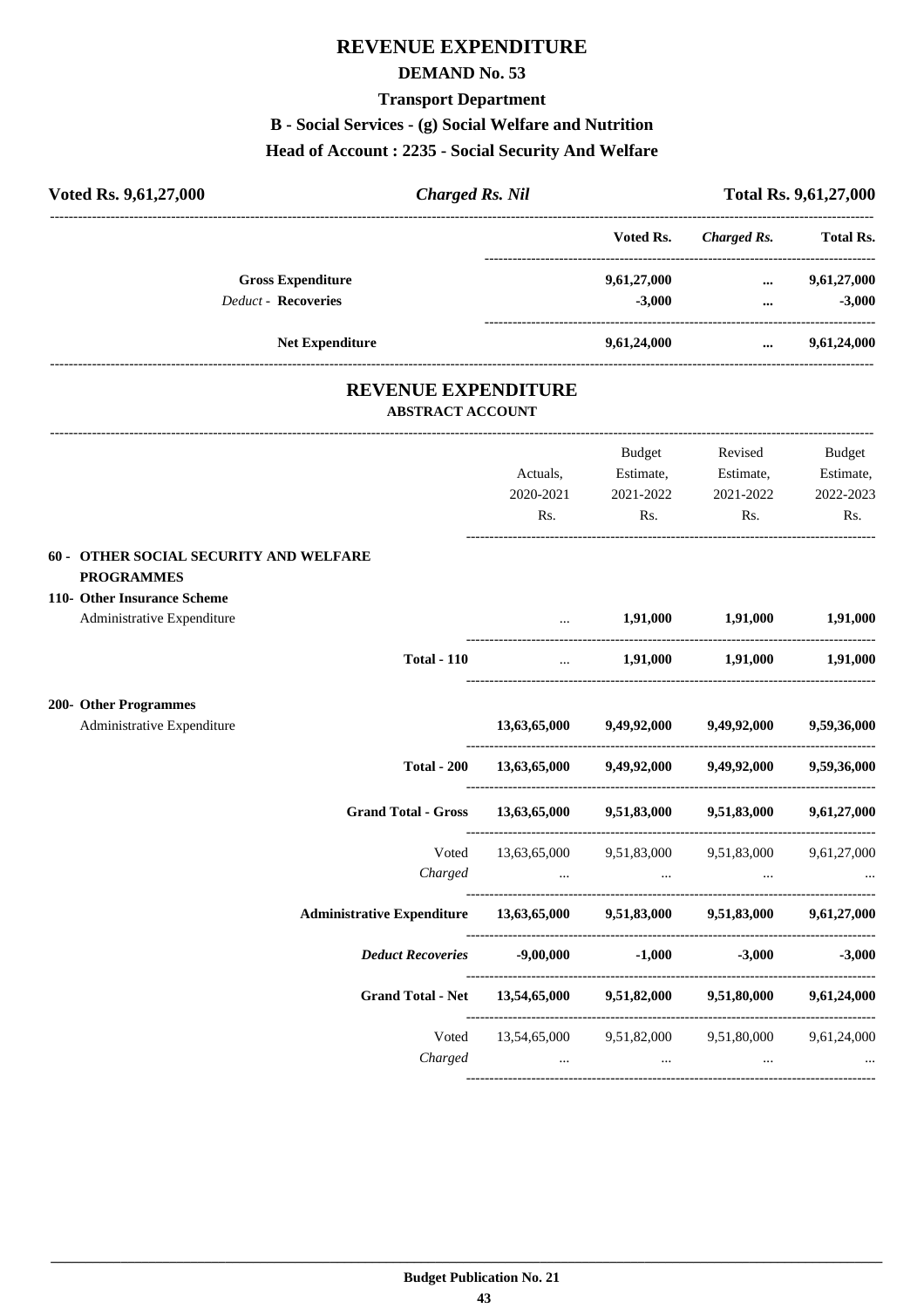# REVENUE EXPENDITURE

## DEMAND No. 53

### Transport Department

### B - Social Services - (g) Social Welfare and Nutrition

### Head of Account : 2235 - Social Security And Welfare

**Voted Rs. 9,61,27,000** | ***Charged Rs. Nil*** | **Total Rs. 9,61,27,000**

| | Voted Rs. | *Charged Rs.* | Total Rs. |
|---|---|---|---|
| **Gross Expenditure** | **9,61,27,000** | **...** | **9,61,27,000** |
| *Deduct* - **Recoveries** | **-3,000** | **...** | **-3,000** |
| **Net Expenditure** | **9,61,24,000** | **...** | **9,61,24,000** |

## REVENUE EXPENDITURE

### ABSTRACT ACCOUNT

| | Actuals, 2020-2021 Rs. | Budget Estimate, 2021-2022 Rs. | Revised Estimate, 2021-2022 Rs. | Budget Estimate, 2022-2023 Rs. |
|---|---|---|---|---|
| **60 - OTHER SOCIAL SECURITY AND WELFARE PROGRAMMES** | | | | |
| **110- Other Insurance Scheme** | | | | |
| Administrative Expenditure | ... | **1,91,000** | **1,91,000** | **1,91,000** |
| **Total - 110** | ... | **1,91,000** | **1,91,000** | **1,91,000** |
| **200- Other Programmes** | | | | |
| Administrative Expenditure | **13,63,65,000** | **9,49,92,000** | **9,49,92,000** | **9,59,36,000** |
| **Total - 200** | **13,63,65,000** | **9,49,92,000** | **9,49,92,000** | **9,59,36,000** |
| **Grand Total - Gross** | **13,63,65,000** | **9,51,83,000** | **9,51,83,000** | **9,61,27,000** |
| Voted | 13,63,65,000 | 9,51,83,000 | 9,51,83,000 | 9,61,27,000 |
| *Charged* | ... | ... | ... | ... |
| **Administrative Expenditure** | **13,63,65,000** | **9,51,83,000** | **9,51,83,000** | **9,61,27,000** |
| ***Deduct Recoveries*** | **-9,00,000** | **-1,000** | **-3,000** | **-3,000** |
| **Grand Total - Net** | **13,54,65,000** | **9,51,82,000** | **9,51,80,000** | **9,61,24,000** |
| Voted | 13,54,65,000 | 9,51,82,000 | 9,51,80,000 | 9,61,24,000 |
| *Charged* | ... | ... | ... | ... |

**Budget Publication No. 21**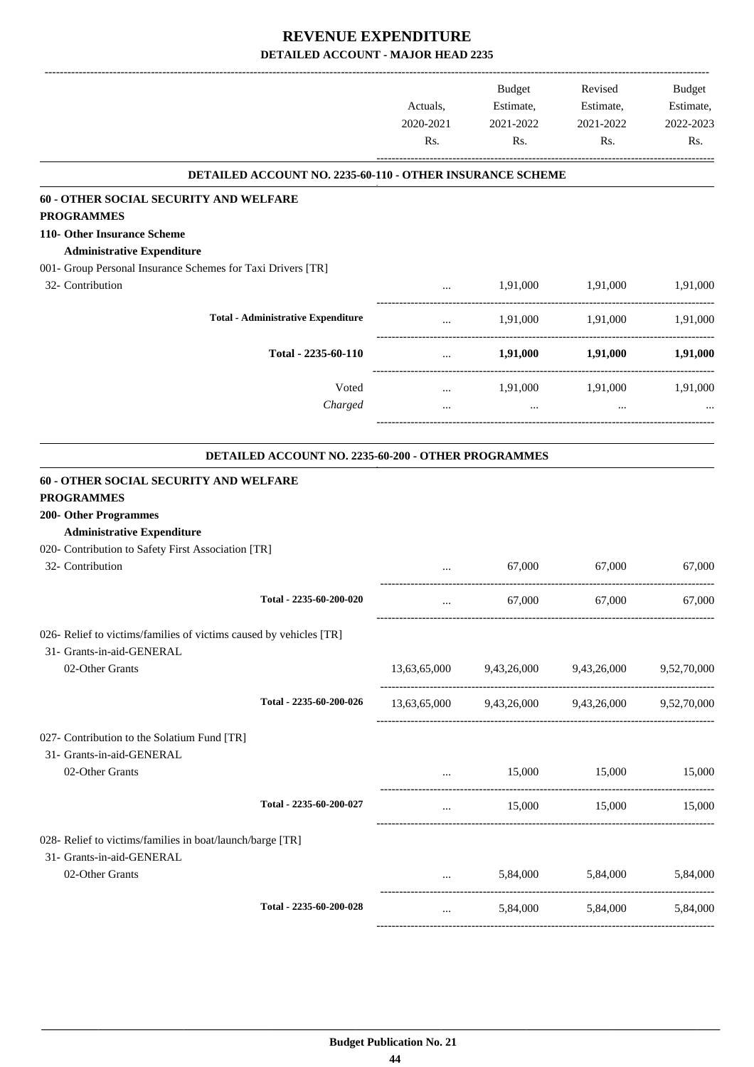# REVENUE EXPENDITURE

## DETAILED ACCOUNT - MAJOR HEAD 2235

| | Actuals, 2020-2021 Rs. | Budget Estimate, 2021-2022 Rs. | Revised Estimate, 2021-2022 Rs. | Budget Estimate, 2022-2023 Rs. |
|---|---|---|---|---|
| **DETAILED ACCOUNT NO. 2235-60-110 - OTHER INSURANCE SCHEME** | | | | |
| **60 - OTHER SOCIAL SECURITY AND WELFARE PROGRAMMES** | | | | |
| **110- Other Insurance Scheme** | | | | |
| **Administrative Expenditure** | | | | |
| 001- Group Personal Insurance Schemes for Taxi Drivers [TR] | | | | |
| 32- Contribution | ... | 1,91,000 | 1,91,000 | 1,91,000 |
| **Total - Administrative Expenditure** | ... | 1,91,000 | 1,91,000 | 1,91,000 |
| **Total - 2235-60-110** | ... | **1,91,000** | **1,91,000** | **1,91,000** |
| Voted | ... | 1,91,000 | 1,91,000 | 1,91,000 |
| *Charged* | ... | ... | ... | ... |
| **DETAILED ACCOUNT NO. 2235-60-200 - OTHER PROGRAMMES** | | | | |
| **60 - OTHER SOCIAL SECURITY AND WELFARE PROGRAMMES** | | | | |
| **200- Other Programmes** | | | | |
| **Administrative Expenditure** | | | | |
| 020- Contribution to Safety First Association [TR] | | | | |
| 32- Contribution | ... | 67,000 | 67,000 | 67,000 |
| **Total - 2235-60-200-020** | ... | 67,000 | 67,000 | 67,000 |
| 026- Relief to victims/families of victims caused by vehicles [TR] | | | | |
| 31- Grants-in-aid-GENERAL | | | | |
| 02-Other Grants | 13,63,65,000 | 9,43,26,000 | 9,43,26,000 | 9,52,70,000 |
| **Total - 2235-60-200-026** | 13,63,65,000 | 9,43,26,000 | 9,43,26,000 | 9,52,70,000 |
| 027- Contribution to the Solatium Fund [TR] | | | | |
| 31- Grants-in-aid-GENERAL | | | | |
| 02-Other Grants | ... | 15,000 | 15,000 | 15,000 |
| **Total - 2235-60-200-027** | ... | 15,000 | 15,000 | 15,000 |
| 028- Relief to victims/families in boat/launch/barge [TR] | | | | |
| 31- Grants-in-aid-GENERAL | | | | |
| 02-Other Grants | ... | 5,84,000 | 5,84,000 | 5,84,000 |
| **Total - 2235-60-200-028** | ... | 5,84,000 | 5,84,000 | 5,84,000 |

**Budget Publication No. 21**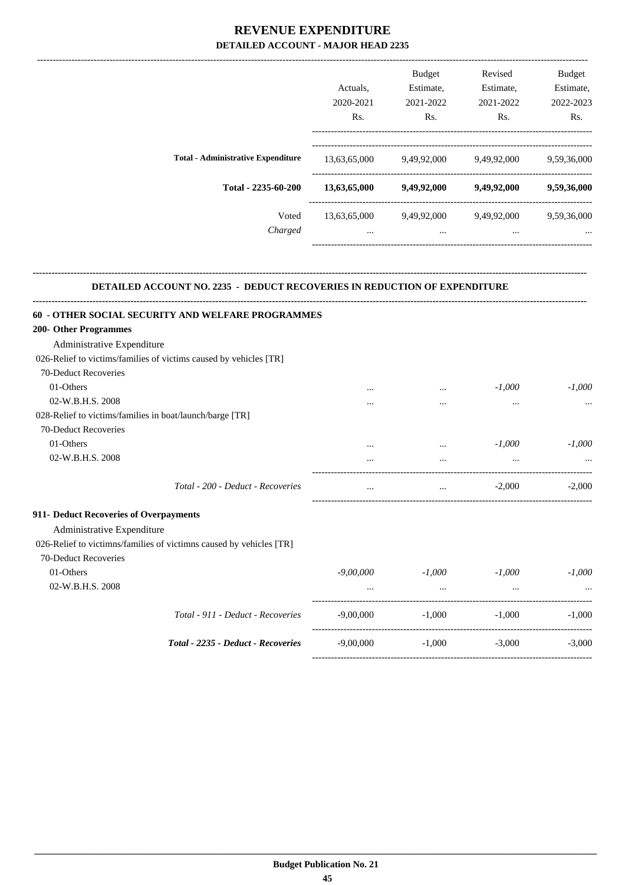# REVENUE EXPENDITURE

## DETAILED ACCOUNT - MAJOR HEAD 2235

| | Actuals, 2020-2021 Rs. | Budget Estimate, 2021-2022 Rs. | Revised Estimate, 2021-2022 Rs. | Budget Estimate, 2022-2023 Rs. |
|---|---|---|---|---|
| Total - Administrative Expenditure | 13,63,65,000 | 9,49,92,000 | 9,49,92,000 | 9,59,36,000 |
| **Total - 2235-60-200** | **13,63,65,000** | **9,49,92,000** | **9,49,92,000** | **9,59,36,000** |
| Voted | 13,63,65,000 | 9,49,92,000 | 9,49,92,000 | 9,59,36,000 |
| *Charged* | ... | ... | ... | ... |

### DETAILED ACCOUNT NO. 2235 - DEDUCT RECOVERIES IN REDUCTION OF EXPENDITURE

| | Actuals, 2020-2021 Rs. | Budget Estimate, 2021-2022 Rs. | Revised Estimate, 2021-2022 Rs. | Budget Estimate, 2022-2023 Rs. |
|---|---|---|---|---|
| **60 - OTHER SOCIAL SECURITY AND WELFARE PROGRAMMES** | | | | |
| **200- Other Programmes** | | | | |
| Administrative Expenditure | | | | |
| 026-Relief to victims/families of victims caused by vehicles [TR] | | | | |
| 70-Deduct Recoveries | | | | |
| 01-Others | ... | ... | *-1,000* | *-1,000* |
| 02-W.B.H.S. 2008 | ... | ... | ... | ... |
| 028-Relief to victims/families in boat/launch/barge [TR] | | | | |
| 70-Deduct Recoveries | | | | |
| 01-Others | ... | ... | *-1,000* | *-1,000* |
| 02-W.B.H.S. 2008 | ... | ... | ... | ... |
| *Total - 200 - Deduct - Recoveries* | ... | ... | -2,000 | -2,000 |
| **911- Deduct Recoveries of Overpayments** | | | | |
| Administrative Expenditure | | | | |
| 026-Relief to victimns/families of victimns caused by vehicles [TR] | | | | |
| 70-Deduct Recoveries | | | | |
| 01-Others | *-9,00,000* | *-1,000* | *-1,000* | *-1,000* |
| 02-W.B.H.S. 2008 | ... | ... | ... | ... |
| *Total - 911 - Deduct - Recoveries* | -9,00,000 | -1,000 | -1,000 | -1,000 |
| ***Total - 2235 - Deduct - Recoveries*** | -9,00,000 | -1,000 | -3,000 | -3,000 |

Budget Publication No. 21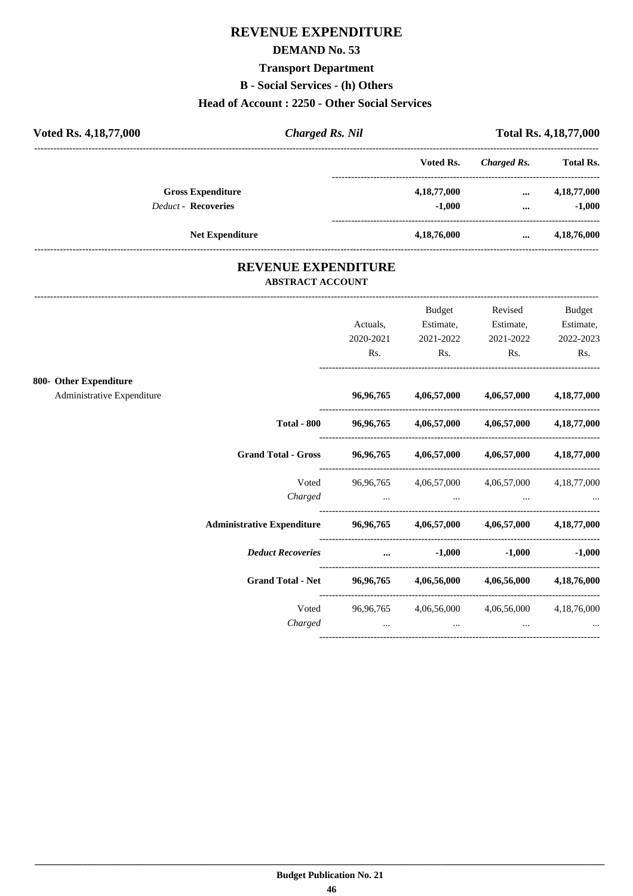# REVENUE EXPENDITURE

## DEMAND No. 53

### Transport Department

### B - Social Services - (h) Others

### Head of Account : 2250 - Other Social Services

**Voted Rs. 4,18,77,000** | ***Charged Rs. Nil*** | **Total Rs. 4,18,77,000**

| | Voted Rs. | Charged Rs. | Total Rs. |
|---|---|---|---|
| **Gross Expenditure** | **4,18,77,000** | **...** | **4,18,77,000** |
| *Deduct* - **Recoveries** | **-1,000** | **...** | **-1,000** |
| **Net Expenditure** | **4,18,76,000** | **...** | **4,18,76,000** |

## REVENUE EXPENDITURE

### ABSTRACT ACCOUNT

| | Actuals, 2020-2021 Rs. | Budget Estimate, 2021-2022 Rs. | Revised Estimate, 2021-2022 Rs. | Budget Estimate, 2022-2023 Rs. |
|---|---|---|---|---|
| **800- Other Expenditure** | | | | |
| Administrative Expenditure | **96,96,765** | **4,06,57,000** | **4,06,57,000** | **4,18,77,000** |
| **Total - 800** | **96,96,765** | **4,06,57,000** | **4,06,57,000** | **4,18,77,000** |
| **Grand Total - Gross** | **96,96,765** | **4,06,57,000** | **4,06,57,000** | **4,18,77,000** |
| Voted | 96,96,765 | 4,06,57,000 | 4,06,57,000 | 4,18,77,000 |
| *Charged* | ... | ... | ... | ... |
| **Administrative Expenditure** | **96,96,765** | **4,06,57,000** | **4,06,57,000** | **4,18,77,000** |
| ***Deduct Recoveries*** | **...** | **-1,000** | **-1,000** | **-1,000** |
| **Grand Total - Net** | **96,96,765** | **4,06,56,000** | **4,06,56,000** | **4,18,76,000** |
| Voted | 96,96,765 | 4,06,56,000 | 4,06,56,000 | 4,18,76,000 |
| *Charged* | ... | ... | ... | ... |

**Budget Publication No. 21**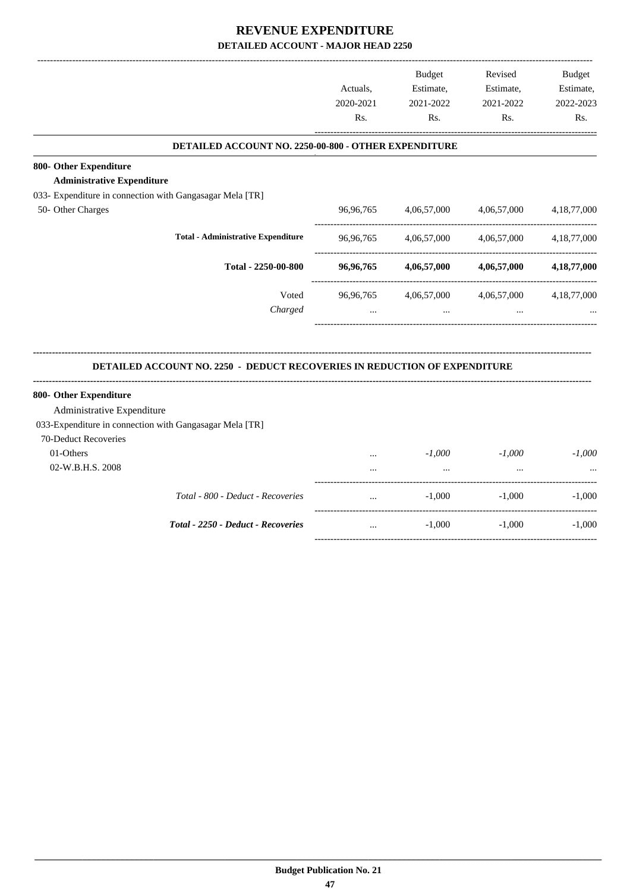# REVENUE EXPENDITURE

## DETAILED ACCOUNT - MAJOR HEAD 2250

| | Actuals, 2020-2021 Rs. | Budget Estimate, 2021-2022 Rs. | Revised Estimate, 2021-2022 Rs. | Budget Estimate, 2022-2023 Rs. |
|---|---|---|---|---|
| **DETAILED ACCOUNT NO. 2250-00-800 - OTHER EXPENDITURE** | | | | |
| **800- Other Expenditure** | | | | |
| **Administrative Expenditure** | | | | |
| 033- Expenditure in connection with Gangasagar Mela [TR] | | | | |
| 50- Other Charges | 96,96,765 | 4,06,57,000 | 4,06,57,000 | 4,18,77,000 |
| **Total - Administrative Expenditure** | 96,96,765 | 4,06,57,000 | 4,06,57,000 | 4,18,77,000 |
| **Total - 2250-00-800** | **96,96,765** | **4,06,57,000** | **4,06,57,000** | **4,18,77,000** |
| Voted | 96,96,765 | 4,06,57,000 | 4,06,57,000 | 4,18,77,000 |
| *Charged* | ... | ... | ... | ... |

| | Actuals, 2020-2021 Rs. | Budget Estimate, 2021-2022 Rs. | Revised Estimate, 2021-2022 Rs. | Budget Estimate, 2022-2023 Rs. |
|---|---|---|---|---|
| **DETAILED ACCOUNT NO. 2250 - DEDUCT RECOVERIES IN REDUCTION OF EXPENDITURE** | | | | |
| **800- Other Expenditure** | | | | |
| Administrative Expenditure | | | | |
| 033-Expenditure in connection with Gangasagar Mela [TR] | | | | |
| 70-Deduct Recoveries | | | | |
| 01-Others | ... | *-1,000* | *-1,000* | *-1,000* |
| 02-W.B.H.S. 2008 | ... | ... | ... | ... |
| *Total - 800 - Deduct - Recoveries* | ... | -1,000 | -1,000 | -1,000 |
| ***Total - 2250 - Deduct - Recoveries*** | ... | -1,000 | -1,000 | -1,000 |

**Budget Publication No. 21**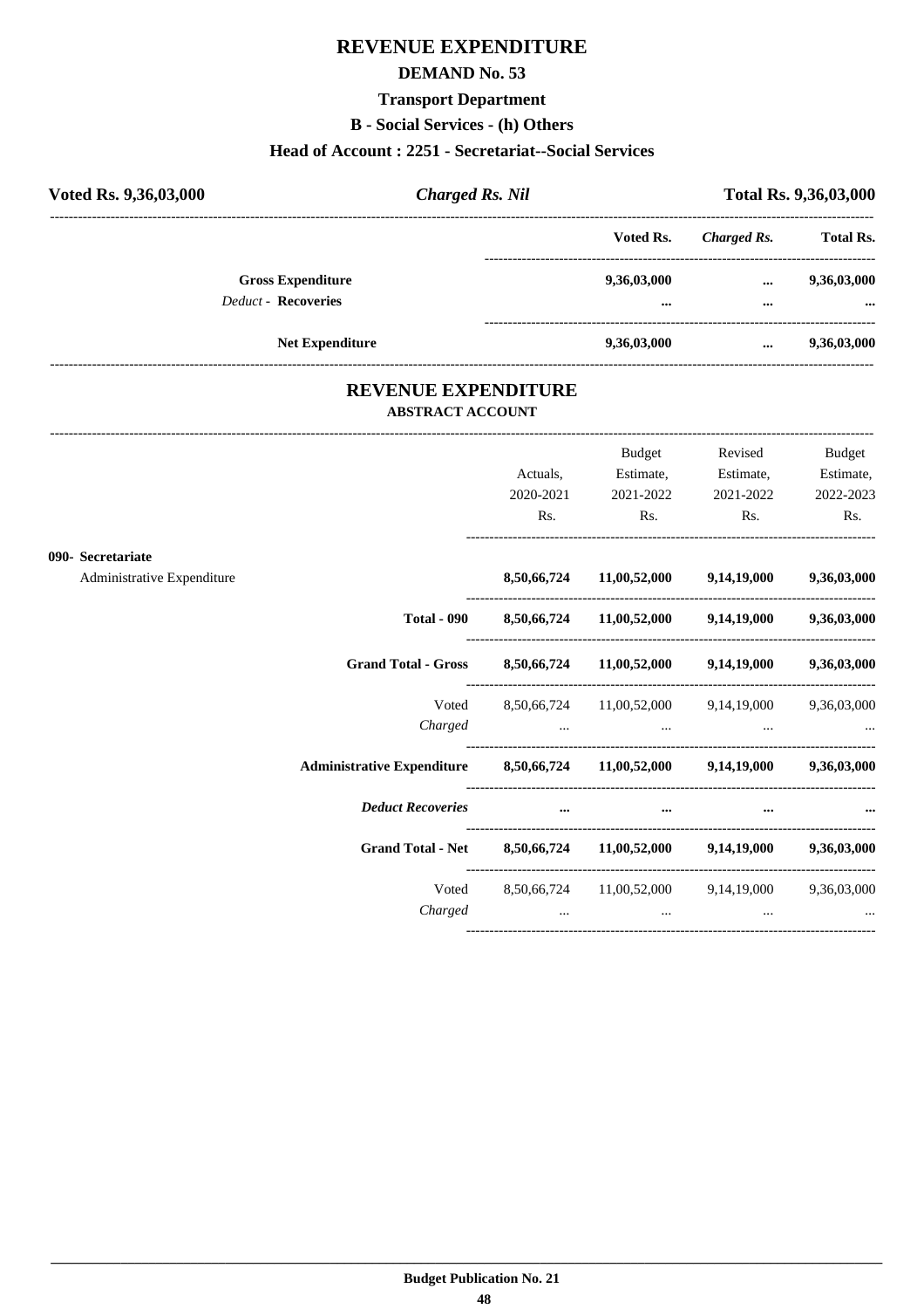# REVENUE EXPENDITURE

## DEMAND No. 53

### Transport Department

### B - Social Services - (h) Others

### Head of Account : 2251 - Secretariat--Social Services

| Voted Rs. 9,36,03,000 | *Charged Rs. Nil* | Total Rs. 9,36,03,000 |
|---|---|---|

| | Voted Rs. | *Charged Rs.* | Total Rs. |
|---|---|---|---|
| **Gross Expenditure** | **9,36,03,000** | **...** | **9,36,03,000** |
| *Deduct -* **Recoveries** | **...** | **...** | **...** |
| **Net Expenditure** | **9,36,03,000** | **...** | **9,36,03,000** |

## REVENUE EXPENDITURE

### ABSTRACT ACCOUNT

| | Actuals, 2020-2021 Rs. | Budget Estimate, 2021-2022 Rs. | Revised Estimate, 2021-2022 Rs. | Budget Estimate, 2022-2023 Rs. |
|---|---|---|---|---|
| **090- Secretariat** | | | | |
| Administrative Expenditure | **8,50,66,724** | **11,00,52,000** | **9,14,19,000** | **9,36,03,000** |
| **Total - 090** | **8,50,66,724** | **11,00,52,000** | **9,14,19,000** | **9,36,03,000** |
| **Grand Total - Gross** | **8,50,66,724** | **11,00,52,000** | **9,14,19,000** | **9,36,03,000** |
| Voted | 8,50,66,724 | 11,00,52,000 | 9,14,19,000 | 9,36,03,000 |
| *Charged* | ... | ... | ... | ... |
| **Administrative Expenditure** | **8,50,66,724** | **11,00,52,000** | **9,14,19,000** | **9,36,03,000** |
| ***Deduct Recoveries*** | **...** | **...** | **...** | **...** |
| **Grand Total - Net** | **8,50,66,724** | **11,00,52,000** | **9,14,19,000** | **9,36,03,000** |
| Voted | 8,50,66,724 | 11,00,52,000 | 9,14,19,000 | 9,36,03,000 |
| *Charged* | ... | ... | ... | ... |

**Budget Publication No. 21**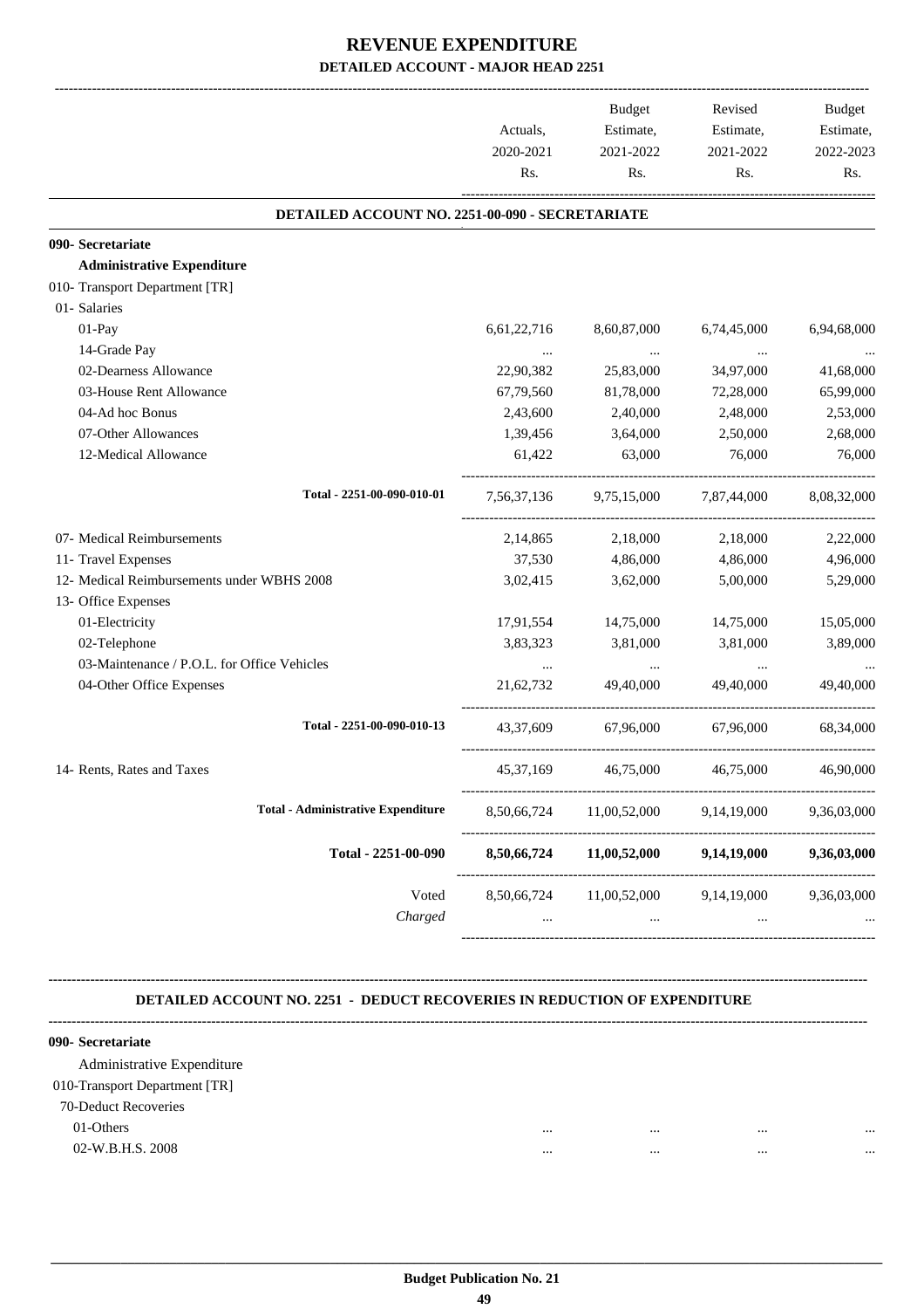# REVENUE EXPENDITURE

## DETAILED ACCOUNT - MAJOR HEAD 2251

| | Actuals, 2020-2021 Rs. | Budget Estimate, 2021-2022 Rs. | Revised Estimate, 2021-2022 Rs. | Budget Estimate, 2022-2023 Rs. |
|---|---|---|---|---|
| **DETAILED ACCOUNT NO. 2251-00-090 - SECRETARIATE** | | | | |
| **090- Secretariate** | | | | |
| **Administrative Expenditure** | | | | |
| 010- Transport Department [TR] | | | | |
| 01- Salaries | | | | |
| 01-Pay | 6,61,22,716 | 8,60,87,000 | 6,74,45,000 | 6,94,68,000 |
| 14-Grade Pay | ... | ... | ... | ... |
| 02-Dearness Allowance | 22,90,382 | 25,83,000 | 34,97,000 | 41,68,000 |
| 03-House Rent Allowance | 67,79,560 | 81,78,000 | 72,28,000 | 65,99,000 |
| 04-Ad hoc Bonus | 2,43,600 | 2,40,000 | 2,48,000 | 2,53,000 |
| 07-Other Allowances | 1,39,456 | 3,64,000 | 2,50,000 | 2,68,000 |
| 12-Medical Allowance | 61,422 | 63,000 | 76,000 | 76,000 |
| Total - 2251-00-090-010-01 | 7,56,37,136 | 9,75,15,000 | 7,87,44,000 | 8,08,32,000 |
| 07- Medical Reimbursements | 2,14,865 | 2,18,000 | 2,18,000 | 2,22,000 |
| 11- Travel Expenses | 37,530 | 4,86,000 | 4,86,000 | 4,96,000 |
| 12- Medical Reimbursements under WBHS 2008 | 3,02,415 | 3,62,000 | 5,00,000 | 5,29,000 |
| 13- Office Expenses | | | | |
| 01-Electricity | 17,91,554 | 14,75,000 | 14,75,000 | 15,05,000 |
| 02-Telephone | 3,83,323 | 3,81,000 | 3,81,000 | 3,89,000 |
| 03-Maintenance / P.O.L. for Office Vehicles | ... | ... | ... | ... |
| 04-Other Office Expenses | 21,62,732 | 49,40,000 | 49,40,000 | 49,40,000 |
| Total - 2251-00-090-010-13 | 43,37,609 | 67,96,000 | 67,96,000 | 68,34,000 |
| 14- Rents, Rates and Taxes | 45,37,169 | 46,75,000 | 46,75,000 | 46,90,000 |
| Total - Administrative Expenditure | 8,50,66,724 | 11,00,52,000 | 9,14,19,000 | 9,36,03,000 |
| **Total - 2251-00-090** | **8,50,66,724** | **11,00,52,000** | **9,14,19,000** | **9,36,03,000** |
| Voted | 8,50,66,724 | 11,00,52,000 | 9,14,19,000 | 9,36,03,000 |
| *Charged* | ... | ... | ... | ... |

### DETAILED ACCOUNT NO. 2251 - DEDUCT RECOVERIES IN REDUCTION OF EXPENDITURE

| | | | | |
|---|---|---|---|---|
| **090- Secretariate** | | | | |
| Administrative Expenditure | | | | |
| 010-Transport Department [TR] | | | | |
| 70-Deduct Recoveries | | | | |
| 01-Others | ... | ... | ... | ... |
| 02-W.B.H.S. 2008 | ... | ... | ... | ... |

Budget Publication No. 21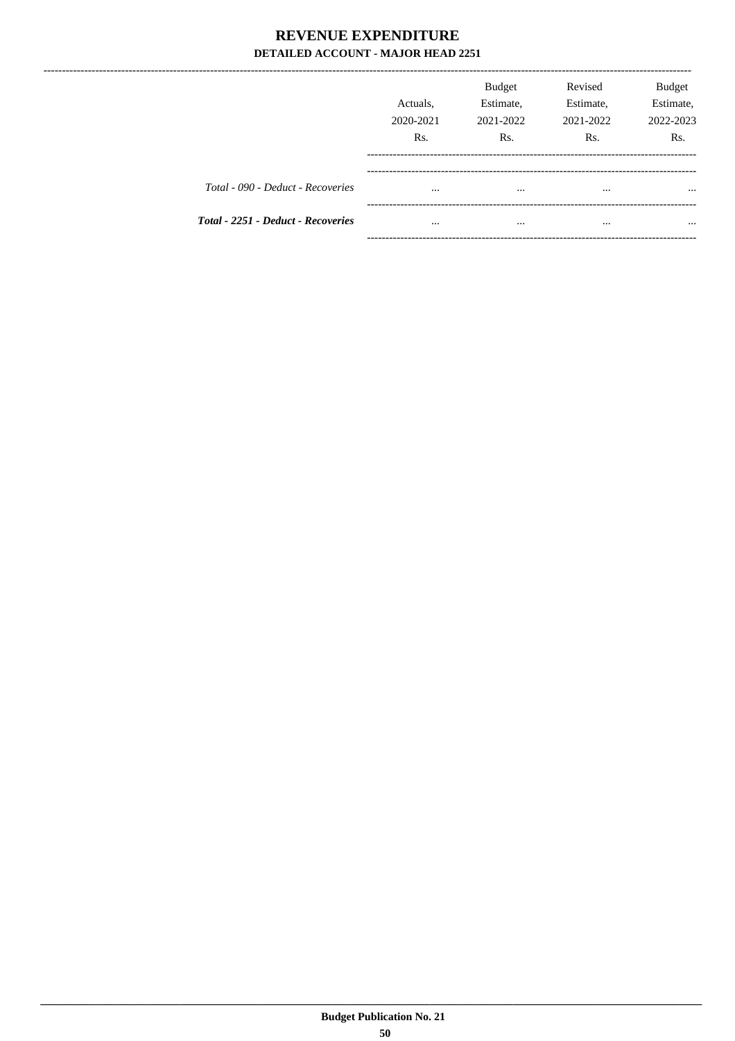# REVENUE EXPENDITURE

### DETAILED ACCOUNT - MAJOR HEAD 2251

| | Actuals, 2020-2021 Rs. | Budget Estimate, 2021-2022 Rs. | Revised Estimate, 2021-2022 Rs. | Budget Estimate, 2022-2023 Rs. |
|---|---|---|---|---|
| *Total - 090 - Deduct - Recoveries* | ... | ... | ... | ... |
| ***Total - 2251 - Deduct - Recoveries*** | ... | ... | ... | ... |

**Budget Publication No. 21**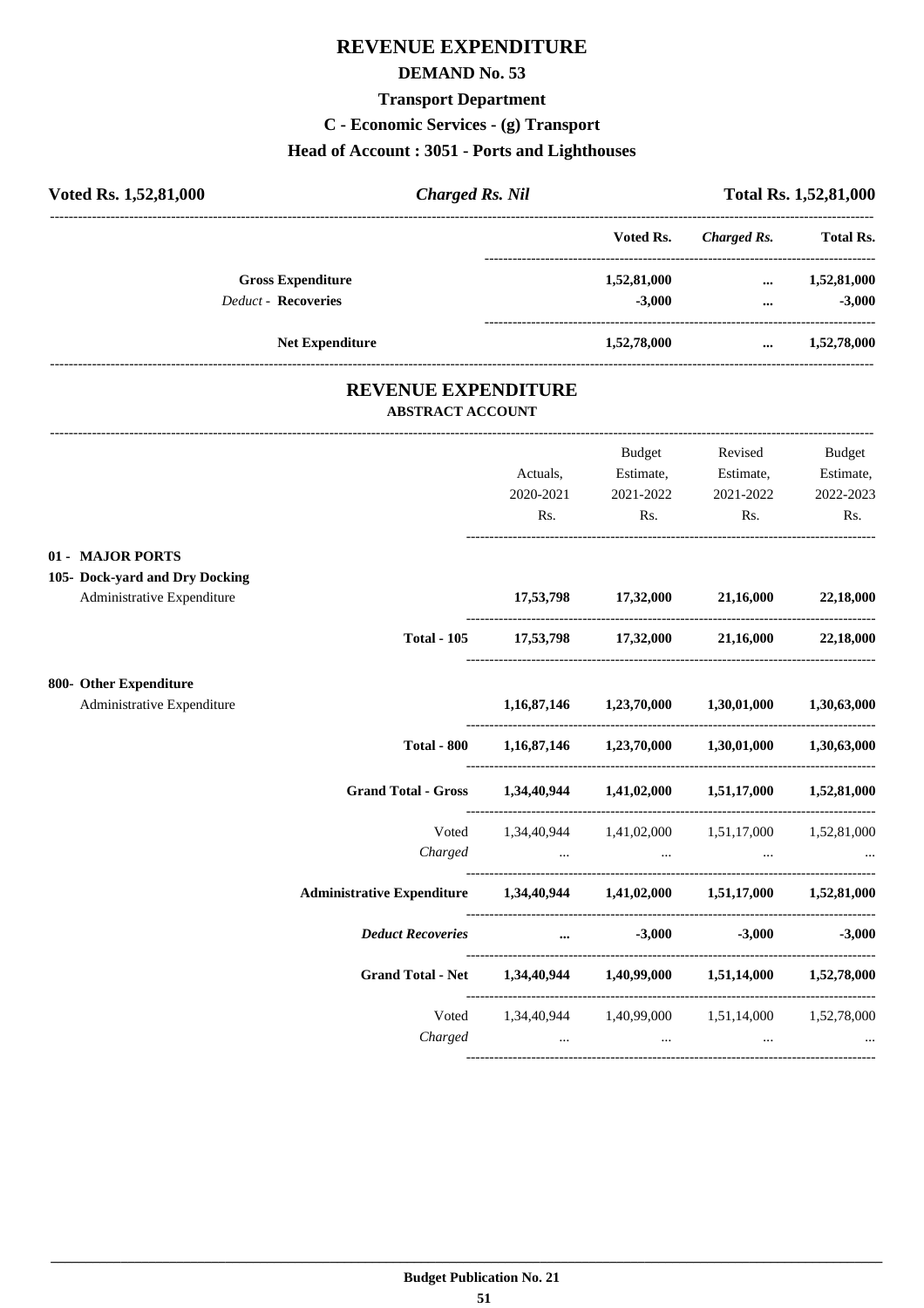# REVENUE EXPENDITURE

## DEMAND No. 53

### Transport Department

### C - Economic Services - (g) Transport

### Head of Account : 3051 - Ports and Lighthouses

**Voted Rs. 1,52,81,000** | ***Charged Rs. Nil*** | **Total Rs. 1,52,81,000**

| | Voted Rs. | *Charged Rs.* | Total Rs. |
|---|---|---|---|
| **Gross Expenditure** | **1,52,81,000** | **...** | **1,52,81,000** |
| *Deduct* - **Recoveries** | **-3,000** | **...** | **-3,000** |
| **Net Expenditure** | **1,52,78,000** | **...** | **1,52,78,000** |

## REVENUE EXPENDITURE

### ABSTRACT ACCOUNT

| | Actuals, 2020-2021 Rs. | Budget Estimate, 2021-2022 Rs. | Revised Estimate, 2021-2022 Rs. | Budget Estimate, 2022-2023 Rs. |
|---|---|---|---|---|
| **01 - MAJOR PORTS** | | | | |
| **105- Dock-yard and Dry Docking** | | | | |
| Administrative Expenditure | **17,53,798** | **17,32,000** | **21,16,000** | **22,18,000** |
| **Total - 105** | **17,53,798** | **17,32,000** | **21,16,000** | **22,18,000** |
| **800- Other Expenditure** | | | | |
| Administrative Expenditure | **1,16,87,146** | **1,23,70,000** | **1,30,01,000** | **1,30,63,000** |
| **Total - 800** | **1,16,87,146** | **1,23,70,000** | **1,30,01,000** | **1,30,63,000** |
| **Grand Total - Gross** | **1,34,40,944** | **1,41,02,000** | **1,51,17,000** | **1,52,81,000** |
| Voted | 1,34,40,944 | 1,41,02,000 | 1,51,17,000 | 1,52,81,000 |
| *Charged* | ... | ... | ... | ... |
| **Administrative Expenditure** | **1,34,40,944** | **1,41,02,000** | **1,51,17,000** | **1,52,81,000** |
| ***Deduct Recoveries*** | **...** | **-3,000** | **-3,000** | **-3,000** |
| **Grand Total - Net** | **1,34,40,944** | **1,40,99,000** | **1,51,14,000** | **1,52,78,000** |
| Voted | 1,34,40,944 | 1,40,99,000 | 1,51,14,000 | 1,52,78,000 |
| *Charged* | ... | ... | ... | ... |

**Budget Publication No. 21**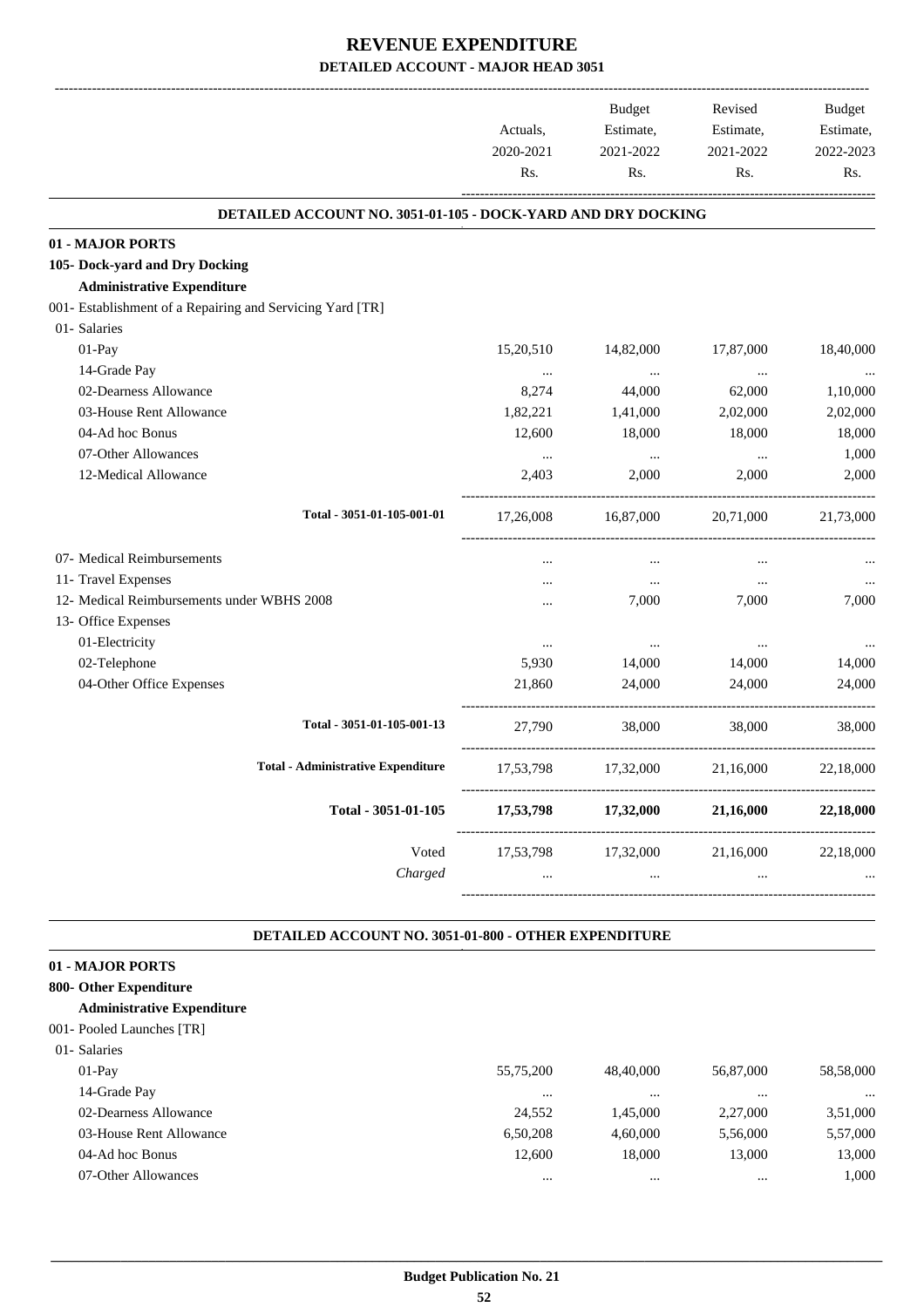# REVENUE EXPENDITURE

## DETAILED ACCOUNT - MAJOR HEAD 3051

| | Actuals, 2020-2021 Rs. | Budget Estimate, 2021-2022 Rs. | Revised Estimate, 2021-2022 Rs. | Budget Estimate, 2022-2023 Rs. |
|---|---|---|---|---|

### DETAILED ACCOUNT NO. 3051-01-105 - DOCK-YARD AND DRY DOCKING

| | Actuals, 2020-2021 Rs. | Budget Estimate, 2021-2022 Rs. | Revised Estimate, 2021-2022 Rs. | Budget Estimate, 2022-2023 Rs. |
|---|---|---|---|---|
| **01 - MAJOR PORTS** | | | | |
| **105- Dock-yard and Dry Docking** | | | | |
| **Administrative Expenditure** | | | | |
| 001- Establishment of a Repairing and Servicing Yard [TR] | | | | |
| 01- Salaries | | | | |
| 01-Pay | 15,20,510 | 14,82,000 | 17,87,000 | 18,40,000 |
| 14-Grade Pay | ... | ... | ... | ... |
| 02-Dearness Allowance | 8,274 | 44,000 | 62,000 | 1,10,000 |
| 03-House Rent Allowance | 1,82,221 | 1,41,000 | 2,02,000 | 2,02,000 |
| 04-Ad hoc Bonus | 12,600 | 18,000 | 18,000 | 18,000 |
| 07-Other Allowances | ... | ... | ... | 1,000 |
| 12-Medical Allowance | 2,403 | 2,000 | 2,000 | 2,000 |
| Total - 3051-01-105-001-01 | 17,26,008 | 16,87,000 | 20,71,000 | 21,73,000 |
| 07- Medical Reimbursements | ... | ... | ... | ... |
| 11- Travel Expenses | ... | ... | ... | ... |
| 12- Medical Reimbursements under WBHS 2008 | ... | 7,000 | 7,000 | 7,000 |
| 13- Office Expenses | | | | |
| 01-Electricity | ... | ... | ... | ... |
| 02-Telephone | 5,930 | 14,000 | 14,000 | 14,000 |
| 04-Other Office Expenses | 21,860 | 24,000 | 24,000 | 24,000 |
| Total - 3051-01-105-001-13 | 27,790 | 38,000 | 38,000 | 38,000 |
| Total - Administrative Expenditure | 17,53,798 | 17,32,000 | 21,16,000 | 22,18,000 |
| **Total - 3051-01-105** | **17,53,798** | **17,32,000** | **21,16,000** | **22,18,000** |
| Voted | 17,53,798 | 17,32,000 | 21,16,000 | 22,18,000 |
| *Charged* | ... | ... | ... | ... |

### DETAILED ACCOUNT NO. 3051-01-800 - OTHER EXPENDITURE

| | Actuals, 2020-2021 Rs. | Budget Estimate, 2021-2022 Rs. | Revised Estimate, 2021-2022 Rs. | Budget Estimate, 2022-2023 Rs. |
|---|---|---|---|---|
| **01 - MAJOR PORTS** | | | | |
| **800- Other Expenditure** | | | | |
| **Administrative Expenditure** | | | | |
| 001- Pooled Launches [TR] | | | | |
| 01- Salaries | | | | |
| 01-Pay | 55,75,200 | 48,40,000 | 56,87,000 | 58,58,000 |
| 14-Grade Pay | ... | ... | ... | ... |
| 02-Dearness Allowance | 24,552 | 1,45,000 | 2,27,000 | 3,51,000 |
| 03-House Rent Allowance | 6,50,208 | 4,60,000 | 5,56,000 | 5,57,000 |
| 04-Ad hoc Bonus | 12,600 | 18,000 | 13,000 | 13,000 |
| 07-Other Allowances | ... | ... | ... | 1,000 |

**Budget Publication No. 21**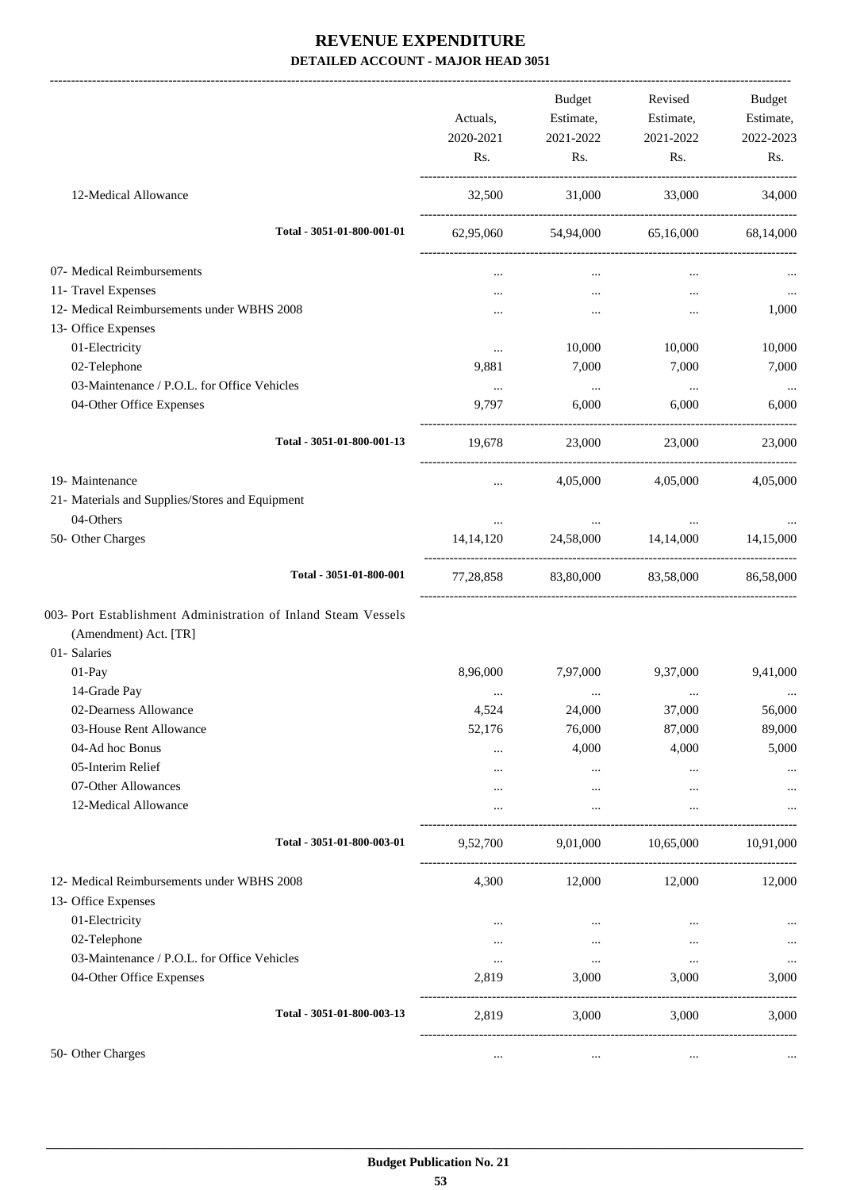# REVENUE EXPENDITURE
## DETAILED ACCOUNT - MAJOR HEAD 3051

| | Actuals, 2020-2021 Rs. | Budget Estimate, 2021-2022 Rs. | Revised Estimate, 2021-2022 Rs. | Budget Estimate, 2022-2023 Rs. |
|---|---|---|---|---|
| 12-Medical Allowance | 32,500 | 31,000 | 33,000 | 34,000 |
| **Total - 3051-01-800-001-01** | 62,95,060 | 54,94,000 | 65,16,000 | 68,14,000 |
| 07- Medical Reimbursements | ... | ... | ... | ... |
| 11- Travel Expenses | ... | ... | ... | ... |
| 12- Medical Reimbursements under WBHS 2008 | ... | ... | ... | 1,000 |
| 13- Office Expenses | | | | |
| 01-Electricity | ... | 10,000 | 10,000 | 10,000 |
| 02-Telephone | 9,881 | 7,000 | 7,000 | 7,000 |
| 03-Maintenance / P.O.L. for Office Vehicles | ... | ... | ... | ... |
| 04-Other Office Expenses | 9,797 | 6,000 | 6,000 | 6,000 |
| **Total - 3051-01-800-001-13** | 19,678 | 23,000 | 23,000 | 23,000 |
| 19- Maintenance | ... | 4,05,000 | 4,05,000 | 4,05,000 |
| 21- Materials and Supplies/Stores and Equipment | | | | |
| 04-Others | ... | ... | ... | ... |
| 50- Other Charges | 14,14,120 | 24,58,000 | 14,14,000 | 14,15,000 |
| **Total - 3051-01-800-001** | 77,28,858 | 83,80,000 | 83,58,000 | 86,58,000 |
| 003- Port Establishment Administration of Inland Steam Vessels (Amendment) Act. [TR] | | | | |
| 01- Salaries | | | | |
| 01-Pay | 8,96,000 | 7,97,000 | 9,37,000 | 9,41,000 |
| 14-Grade Pay | ... | ... | ... | ... |
| 02-Dearness Allowance | 4,524 | 24,000 | 37,000 | 56,000 |
| 03-House Rent Allowance | 52,176 | 76,000 | 87,000 | 89,000 |
| 04-Ad hoc Bonus | ... | 4,000 | 4,000 | 5,000 |
| 05-Interim Relief | ... | ... | ... | ... |
| 07-Other Allowances | ... | ... | ... | ... |
| 12-Medical Allowance | ... | ... | ... | ... |
| **Total - 3051-01-800-003-01** | 9,52,700 | 9,01,000 | 10,65,000 | 10,91,000 |
| 12- Medical Reimbursements under WBHS 2008 | 4,300 | 12,000 | 12,000 | 12,000 |
| 13- Office Expenses | | | | |
| 01-Electricity | ... | ... | ... | ... |
| 02-Telephone | ... | ... | ... | ... |
| 03-Maintenance / P.O.L. for Office Vehicles | ... | ... | ... | ... |
| 04-Other Office Expenses | 2,819 | 3,000 | 3,000 | 3,000 |
| **Total - 3051-01-800-003-13** | 2,819 | 3,000 | 3,000 | 3,000 |
| 50- Other Charges | ... | ... | ... | ... |

**Budget Publication No. 21**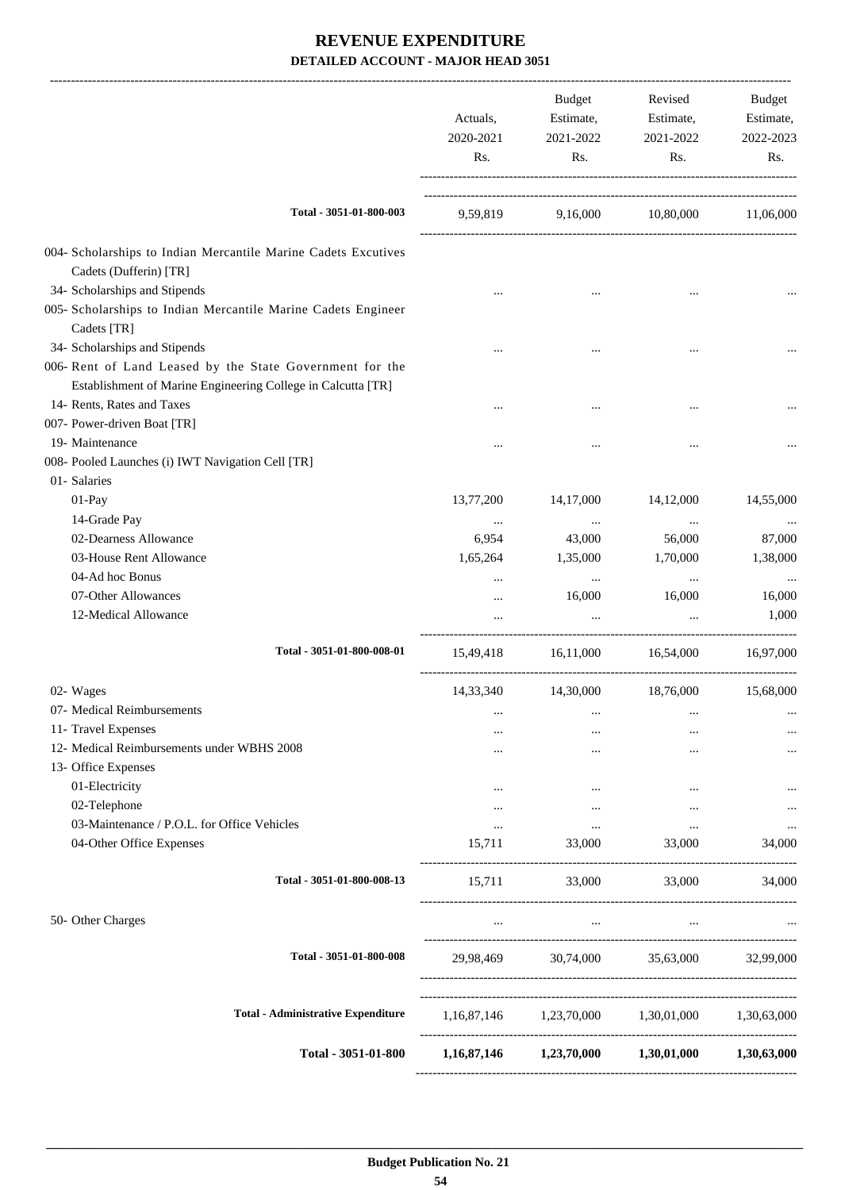# REVENUE EXPENDITURE

## DETAILED ACCOUNT - MAJOR HEAD 3051

| | Actuals, 2020-2021 Rs. | Budget Estimate, 2021-2022 Rs. | Revised Estimate, 2021-2022 Rs. | Budget Estimate, 2022-2023 Rs. |
|---|---|---|---|---|
| **Total - 3051-01-800-003** | 9,59,819 | 9,16,000 | 10,80,000 | 11,06,000 |
| 004- Scholarships to Indian Mercantile Marine Cadets Excutives Cadets (Dufferin) [TR] | | | | |
| 34- Scholarships and Stipends | ... | ... | ... | ... |
| 005- Scholarships to Indian Mercantile Marine Cadets Engineer Cadets [TR] | | | | |
| 34- Scholarships and Stipends | ... | ... | ... | ... |
| 006- Rent of Land Leased by the State Government for the Establishment of Marine Engineering College in Calcutta [TR] | | | | |
| 14- Rents, Rates and Taxes | ... | ... | ... | ... |
| 007- Power-driven Boat [TR] | | | | |
| 19- Maintenance | ... | ... | ... | ... |
| 008- Pooled Launches (i) IWT Navigation Cell [TR] | | | | |
| 01- Salaries | | | | |
| 01-Pay | 13,77,200 | 14,17,000 | 14,12,000 | 14,55,000 |
| 14-Grade Pay | ... | ... | ... | ... |
| 02-Dearness Allowance | 6,954 | 43,000 | 56,000 | 87,000 |
| 03-House Rent Allowance | 1,65,264 | 1,35,000 | 1,70,000 | 1,38,000 |
| 04-Ad hoc Bonus | ... | ... | ... | ... |
| 07-Other Allowances | ... | 16,000 | 16,000 | 16,000 |
| 12-Medical Allowance | ... | ... | ... | 1,000 |
| **Total - 3051-01-800-008-01** | 15,49,418 | 16,11,000 | 16,54,000 | 16,97,000 |
| 02- Wages | 14,33,340 | 14,30,000 | 18,76,000 | 15,68,000 |
| 07- Medical Reimbursements | ... | ... | ... | ... |
| 11- Travel Expenses | ... | ... | ... | ... |
| 12- Medical Reimbursements under WBHS 2008 | ... | ... | ... | ... |
| 13- Office Expenses | | | | |
| 01-Electricity | ... | ... | ... | ... |
| 02-Telephone | ... | ... | ... | ... |
| 03-Maintenance / P.O.L. for Office Vehicles | ... | ... | ... | ... |
| 04-Other Office Expenses | 15,711 | 33,000 | 33,000 | 34,000 |
| **Total - 3051-01-800-008-13** | 15,711 | 33,000 | 33,000 | 34,000 |
| 50- Other Charges | ... | ... | ... | ... |
| **Total - 3051-01-800-008** | 29,98,469 | 30,74,000 | 35,63,000 | 32,99,000 |
| **Total - Administrative Expenditure** | 1,16,87,146 | 1,23,70,000 | 1,30,01,000 | 1,30,63,000 |
| **Total - 3051-01-800** | **1,16,87,146** | **1,23,70,000** | **1,30,01,000** | **1,30,63,000** |

**Budget Publication No. 21**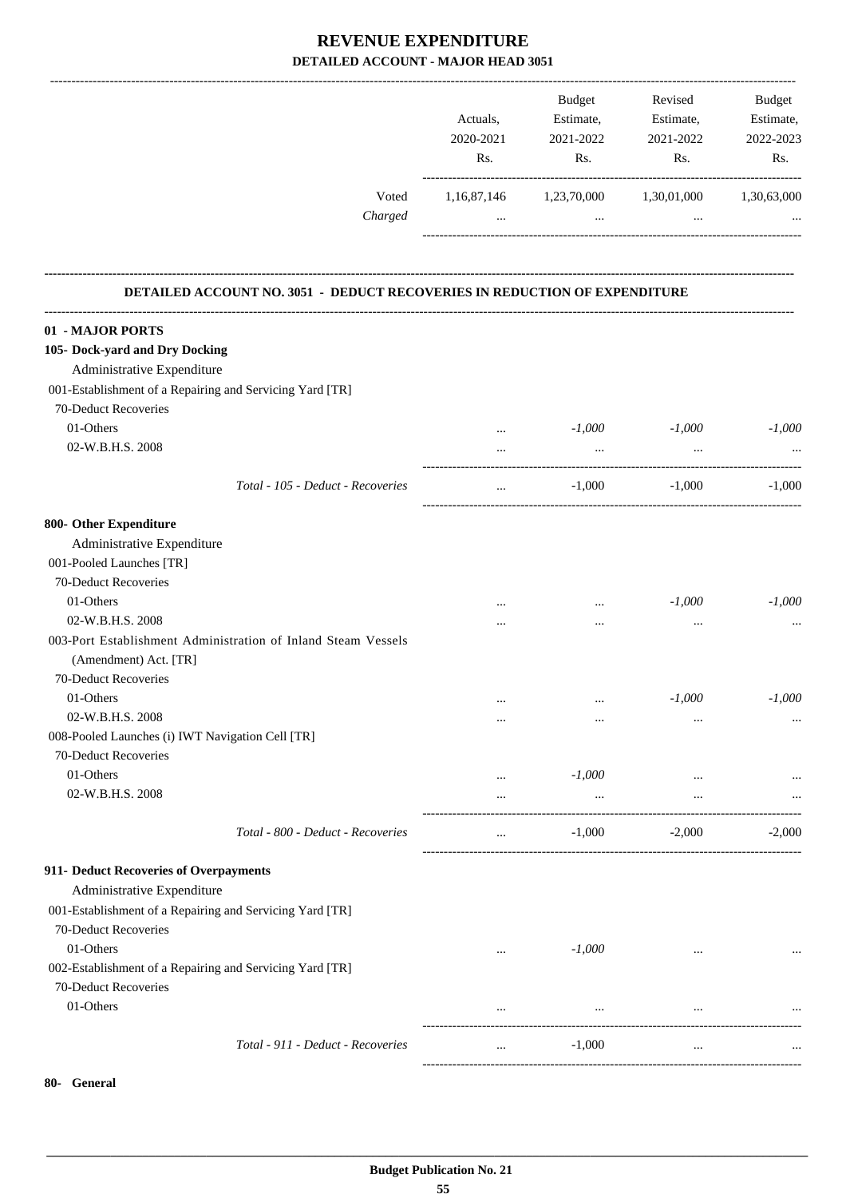# REVENUE EXPENDITURE

## DETAILED ACCOUNT - MAJOR HEAD 3051

| | Actuals, 2020-2021 Rs. | Budget Estimate, 2021-2022 Rs. | Revised Estimate, 2021-2022 Rs. | Budget Estimate, 2022-2023 Rs. |
|---|---|---|---|---|
| Voted | 1,16,87,146 | 1,23,70,000 | 1,30,01,000 | 1,30,63,000 |
| *Charged* | ... | ... | ... | ... |

### DETAILED ACCOUNT NO. 3051 - DEDUCT RECOVERIES IN REDUCTION OF EXPENDITURE

| | Actuals, 2020-2021 Rs. | Budget Estimate, 2021-2022 Rs. | Revised Estimate, 2021-2022 Rs. | Budget Estimate, 2022-2023 Rs. |
|---|---|---|---|---|
| **01 - MAJOR PORTS** | | | | |
| **105- Dock-yard and Dry Docking** | | | | |
| Administrative Expenditure | | | | |
| 001-Establishment of a Repairing and Servicing Yard [TR] | | | | |
| 70-Deduct Recoveries | | | | |
| 01-Others | ... | *-1,000* | *-1,000* | *-1,000* |
| 02-W.B.H.S. 2008 | ... | ... | ... | ... |
| *Total - 105 - Deduct - Recoveries* | ... | -1,000 | -1,000 | -1,000 |
| **800- Other Expenditure** | | | | |
| Administrative Expenditure | | | | |
| 001-Pooled Launches [TR] | | | | |
| 70-Deduct Recoveries | | | | |
| 01-Others | ... | ... | *-1,000* | *-1,000* |
| 02-W.B.H.S. 2008 | ... | ... | ... | ... |
| 003-Port Establishment Administration of Inland Steam Vessels (Amendment) Act. [TR] | | | | |
| 70-Deduct Recoveries | | | | |
| 01-Others | ... | ... | *-1,000* | *-1,000* |
| 02-W.B.H.S. 2008 | ... | ... | ... | ... |
| 008-Pooled Launches (i) IWT Navigation Cell [TR] | | | | |
| 70-Deduct Recoveries | | | | |
| 01-Others | ... | *-1,000* | ... | ... |
| 02-W.B.H.S. 2008 | ... | ... | ... | ... |
| *Total - 800 - Deduct - Recoveries* | ... | -1,000 | -2,000 | -2,000 |
| **911- Deduct Recoveries of Overpayments** | | | | |
| Administrative Expenditure | | | | |
| 001-Establishment of a Repairing and Servicing Yard [TR] | | | | |
| 70-Deduct Recoveries | | | | |
| 01-Others | ... | *-1,000* | ... | ... |
| 002-Establishment of a Repairing and Servicing Yard [TR] | | | | |
| 70-Deduct Recoveries | | | | |
| 01-Others | ... | ... | ... | ... |
| *Total - 911 - Deduct - Recoveries* | ... | -1,000 | ... | ... |

**80- General**

**Budget Publication No. 21**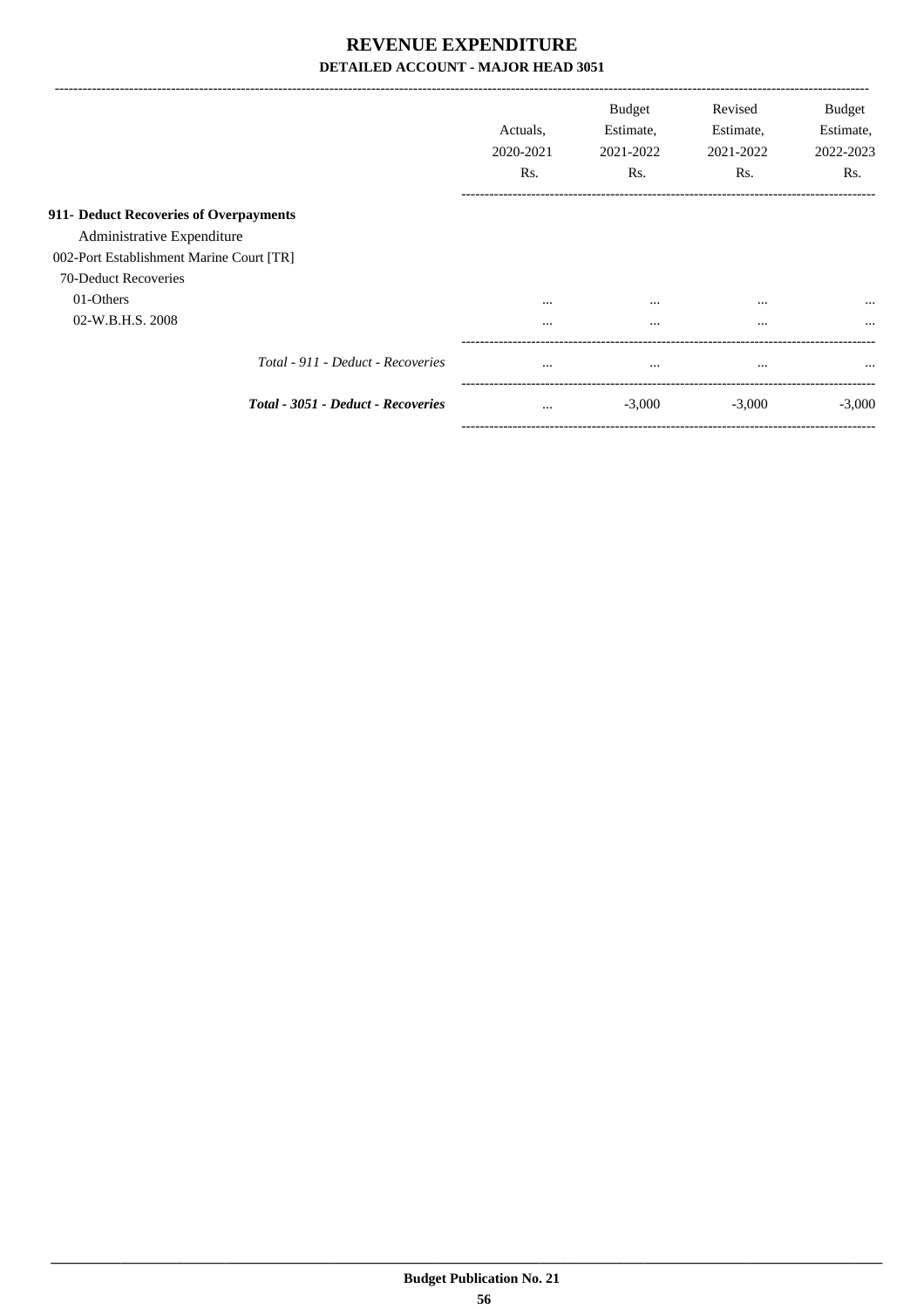# REVENUE EXPENDITURE

## DETAILED ACCOUNT - MAJOR HEAD 3051

| | Actuals, 2020-2021 Rs. | Budget Estimate, 2021-2022 Rs. | Revised Estimate, 2021-2022 Rs. | Budget Estimate, 2022-2023 Rs. |
|---|---|---|---|---|
| **911- Deduct Recoveries of Overpayments** | | | | |
| Administrative Expenditure | | | | |
| 002-Port Establishment Marine Court [TR] | | | | |
| 70-Deduct Recoveries | | | | |
| 01-Others | ... | ... | ... | ... |
| 02-W.B.H.S. 2008 | ... | ... | ... | ... |
| *Total - 911 - Deduct - Recoveries* | ... | ... | ... | ... |
| ***Total - 3051 - Deduct - Recoveries*** | ... | -3,000 | -3,000 | -3,000 |

**Budget Publication No. 21**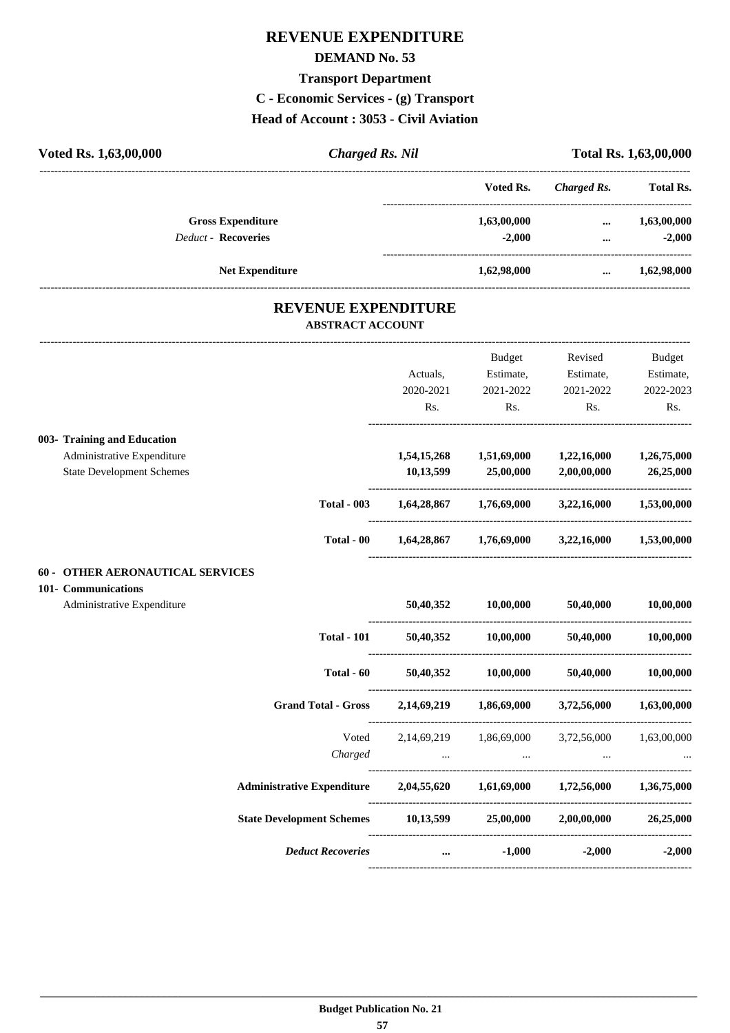# REVENUE EXPENDITURE

## DEMAND No. 53

### Transport Department

### C - Economic Services - (g) Transport

### Head of Account : 3053 - Civil Aviation

**Voted Rs. 1,63,00,000** | ***Charged Rs. Nil*** | **Total Rs. 1,63,00,000**

| | Voted Rs. | *Charged Rs.* | Total Rs. |
|---|---|---|---|
| **Gross Expenditure** | **1,63,00,000** | **...** | **1,63,00,000** |
| *Deduct* - **Recoveries** | **-2,000** | **...** | **-2,000** |
| **Net Expenditure** | **1,62,98,000** | **...** | **1,62,98,000** |

## REVENUE EXPENDITURE

### ABSTRACT ACCOUNT

| | Actuals, 2020-2021 Rs. | Budget Estimate, 2021-2022 Rs. | Revised Estimate, 2021-2022 Rs. | Budget Estimate, 2022-2023 Rs. |
|---|---|---|---|---|
| **003- Training and Education** | | | | |
| Administrative Expenditure | **1,54,15,268** | **1,51,69,000** | **1,22,16,000** | **1,26,75,000** |
| State Development Schemes | **10,13,599** | **25,00,000** | **2,00,00,000** | **26,25,000** |
| **Total - 003** | **1,64,28,867** | **1,76,69,000** | **3,22,16,000** | **1,53,00,000** |
| **Total - 00** | **1,64,28,867** | **1,76,69,000** | **3,22,16,000** | **1,53,00,000** |
| **60 - OTHER AERONAUTICAL SERVICES** | | | | |
| **101- Communications** | | | | |
| Administrative Expenditure | **50,40,352** | **10,00,000** | **50,40,000** | **10,00,000** |
| **Total - 101** | **50,40,352** | **10,00,000** | **50,40,000** | **10,00,000** |
| **Total - 60** | **50,40,352** | **10,00,000** | **50,40,000** | **10,00,000** |
| **Grand Total - Gross** | **2,14,69,219** | **1,86,69,000** | **3,72,56,000** | **1,63,00,000** |
| Voted | 2,14,69,219 | 1,86,69,000 | 3,72,56,000 | 1,63,00,000 |
| *Charged* | ... | ... | ... | ... |
| **Administrative Expenditure** | **2,04,55,620** | **1,61,69,000** | **1,72,56,000** | **1,36,75,000** |
| **State Development Schemes** | **10,13,599** | **25,00,000** | **2,00,00,000** | **26,25,000** |
| ***Deduct Recoveries*** | **...** | **-1,000** | **-2,000** | **-2,000** |

**Budget Publication No. 21**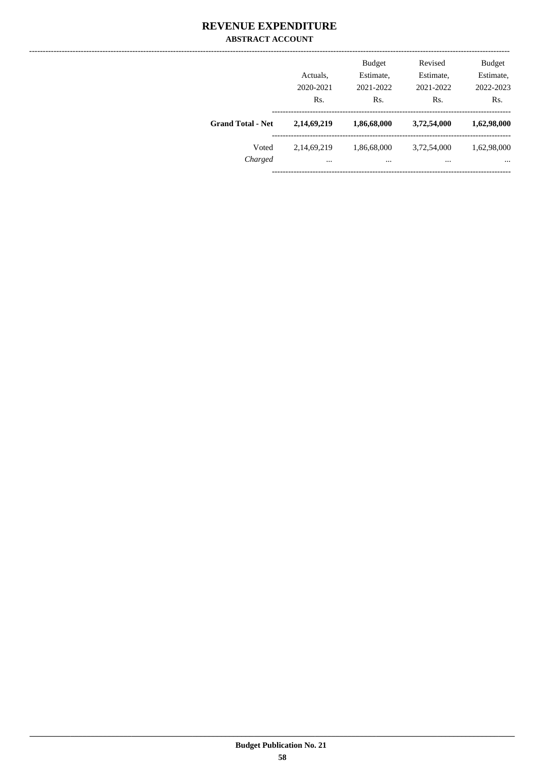# REVENUE EXPENDITURE

## ABSTRACT ACCOUNT

| | Actuals, 2020-2021 Rs. | Budget Estimate, 2021-2022 Rs. | Revised Estimate, 2021-2022 Rs. | Budget Estimate, 2022-2023 Rs. |
|---|---|---|---|---|
| **Grand Total - Net** | **2,14,69,219** | **1,86,68,000** | **3,72,54,000** | **1,62,98,000** |
| Voted | 2,14,69,219 | 1,86,68,000 | 3,72,54,000 | 1,62,98,000 |
| *Charged* | ... | ... | ... | ... |

Budget Publication No. 21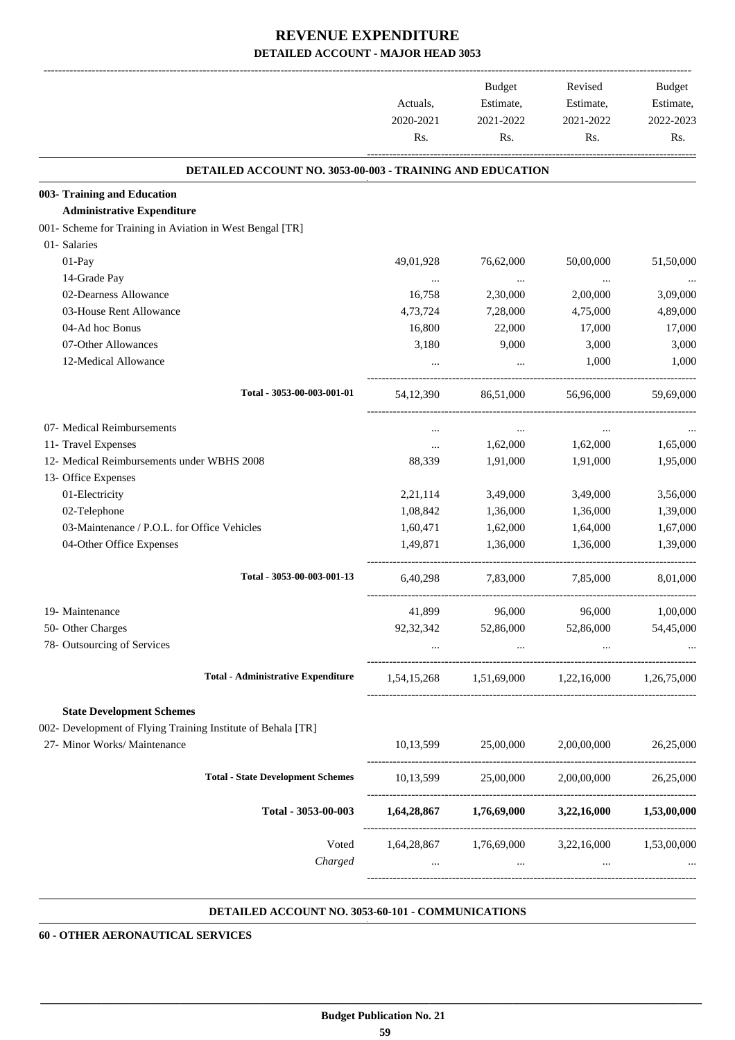# REVENUE EXPENDITURE

## DETAILED ACCOUNT - MAJOR HEAD 3053

| | Actuals, 2020-2021 Rs. | Budget Estimate, 2021-2022 Rs. | Revised Estimate, 2021-2022 Rs. | Budget Estimate, 2022-2023 Rs. |
|---|---|---|---|---|
| **DETAILED ACCOUNT NO. 3053-00-003 - TRAINING AND EDUCATION** | | | | |
| **003- Training and Education** | | | | |
| **Administrative Expenditure** | | | | |
| 001- Scheme for Training in Aviation in West Bengal [TR] | | | | |
| 01- Salaries | | | | |
| 01-Pay | 49,01,928 | 76,62,000 | 50,00,000 | 51,50,000 |
| 14-Grade Pay | ... | ... | ... | ... |
| 02-Dearness Allowance | 16,758 | 2,30,000 | 2,00,000 | 3,09,000 |
| 03-House Rent Allowance | 4,73,724 | 7,28,000 | 4,75,000 | 4,89,000 |
| 04-Ad hoc Bonus | 16,800 | 22,000 | 17,000 | 17,000 |
| 07-Other Allowances | 3,180 | 9,000 | 3,000 | 3,000 |
| 12-Medical Allowance | ... | ... | 1,000 | 1,000 |
| Total - 3053-00-003-001-01 | 54,12,390 | 86,51,000 | 56,96,000 | 59,69,000 |
| 07- Medical Reimbursements | ... | ... | ... | ... |
| 11- Travel Expenses | ... | 1,62,000 | 1,62,000 | 1,65,000 |
| 12- Medical Reimbursements under WBHS 2008 | 88,339 | 1,91,000 | 1,91,000 | 1,95,000 |
| 13- Office Expenses | | | | |
| 01-Electricity | 2,21,114 | 3,49,000 | 3,49,000 | 3,56,000 |
| 02-Telephone | 1,08,842 | 1,36,000 | 1,36,000 | 1,39,000 |
| 03-Maintenance / P.O.L. for Office Vehicles | 1,60,471 | 1,62,000 | 1,64,000 | 1,67,000 |
| 04-Other Office Expenses | 1,49,871 | 1,36,000 | 1,36,000 | 1,39,000 |
| Total - 3053-00-003-001-13 | 6,40,298 | 7,83,000 | 7,85,000 | 8,01,000 |
| 19- Maintenance | 41,899 | 96,000 | 96,000 | 1,00,000 |
| 50- Other Charges | 92,32,342 | 52,86,000 | 52,86,000 | 54,45,000 |
| 78- Outsourcing of Services | ... | ... | ... | ... |
| **Total - Administrative Expenditure** | 1,54,15,268 | 1,51,69,000 | 1,22,16,000 | 1,26,75,000 |
| **State Development Schemes** | | | | |
| 002- Development of Flying Training Institute of Behala [TR] | | | | |
| 27- Minor Works/ Maintenance | 10,13,599 | 25,00,000 | 2,00,00,000 | 26,25,000 |
| **Total - State Development Schemes** | 10,13,599 | 25,00,000 | 2,00,00,000 | 26,25,000 |
| **Total - 3053-00-003** | **1,64,28,867** | **1,76,69,000** | **3,22,16,000** | **1,53,00,000** |
| Voted | 1,64,28,867 | 1,76,69,000 | 3,22,16,000 | 1,53,00,000 |
| *Charged* | ... | ... | ... | ... |

**DETAILED ACCOUNT NO. 3053-60-101 - COMMUNICATIONS**

**60 - OTHER AERONAUTICAL SERVICES**

**Budget Publication No. 21**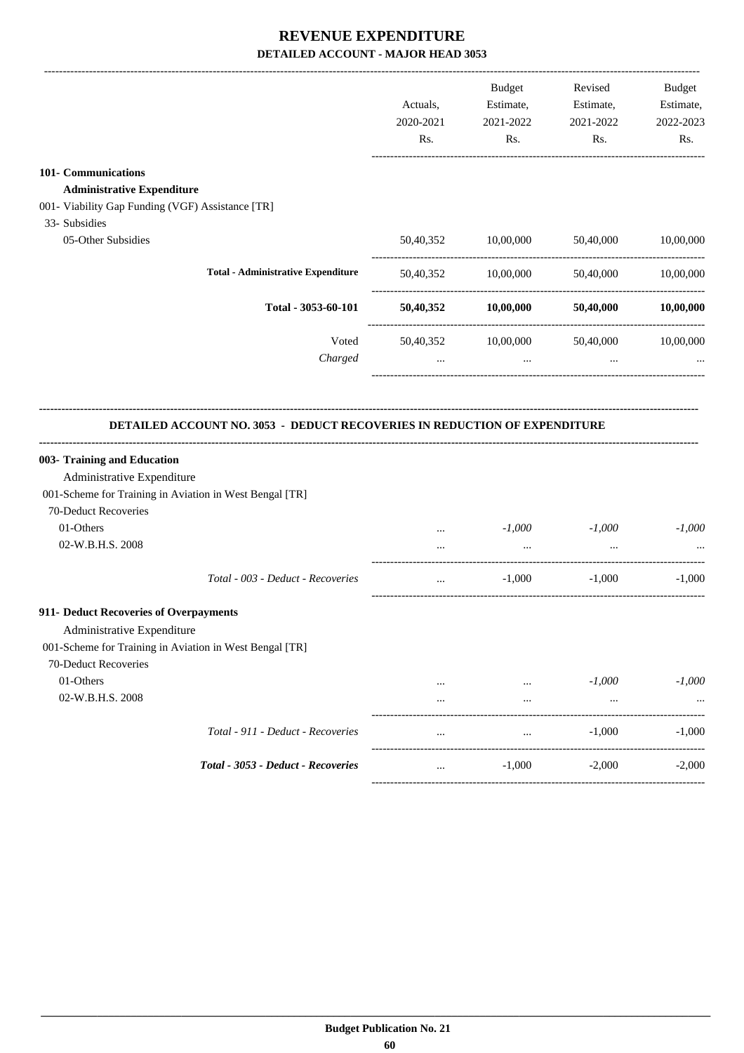# REVENUE EXPENDITURE

## DETAILED ACCOUNT - MAJOR HEAD 3053

| | Actuals, 2020-2021 Rs. | Budget Estimate, 2021-2022 Rs. | Revised Estimate, 2021-2022 Rs. | Budget Estimate, 2022-2023 Rs. |
|---|---|---|---|---|
| **101- Communications** | | | | |
| **Administrative Expenditure** | | | | |
| 001- Viability Gap Funding (VGF) Assistance [TR] | | | | |
| 33- Subsidies | | | | |
| 05-Other Subsidies | 50,40,352 | 10,00,000 | 50,40,000 | 10,00,000 |
| **Total - Administrative Expenditure** | 50,40,352 | 10,00,000 | 50,40,000 | 10,00,000 |
| **Total - 3053-60-101** | **50,40,352** | **10,00,000** | **50,40,000** | **10,00,000** |
| Voted | 50,40,352 | 10,00,000 | 50,40,000 | 10,00,000 |
| *Charged* | ... | ... | ... | ... |

### DETAILED ACCOUNT NO. 3053 - DEDUCT RECOVERIES IN REDUCTION OF EXPENDITURE

| | Actuals, 2020-2021 Rs. | Budget Estimate, 2021-2022 Rs. | Revised Estimate, 2021-2022 Rs. | Budget Estimate, 2022-2023 Rs. |
|---|---|---|---|---|
| **003- Training and Education** | | | | |
| Administrative Expenditure | | | | |
| 001-Scheme for Training in Aviation in West Bengal [TR] | | | | |
| 70-Deduct Recoveries | | | | |
| 01-Others | ... | *-1,000* | *-1,000* | *-1,000* |
| 02-W.B.H.S. 2008 | ... | ... | ... | ... |
| *Total - 003 - Deduct - Recoveries* | ... | -1,000 | -1,000 | -1,000 |
| **911- Deduct Recoveries of Overpayments** | | | | |
| Administrative Expenditure | | | | |
| 001-Scheme for Training in Aviation in West Bengal [TR] | | | | |
| 70-Deduct Recoveries | | | | |
| 01-Others | ... | ... | *-1,000* | *-1,000* |
| 02-W.B.H.S. 2008 | ... | ... | ... | ... |
| *Total - 911 - Deduct - Recoveries* | ... | ... | -1,000 | -1,000 |
| ***Total - 3053 - Deduct - Recoveries*** | ... | -1,000 | -2,000 | -2,000 |

**Budget Publication No. 21**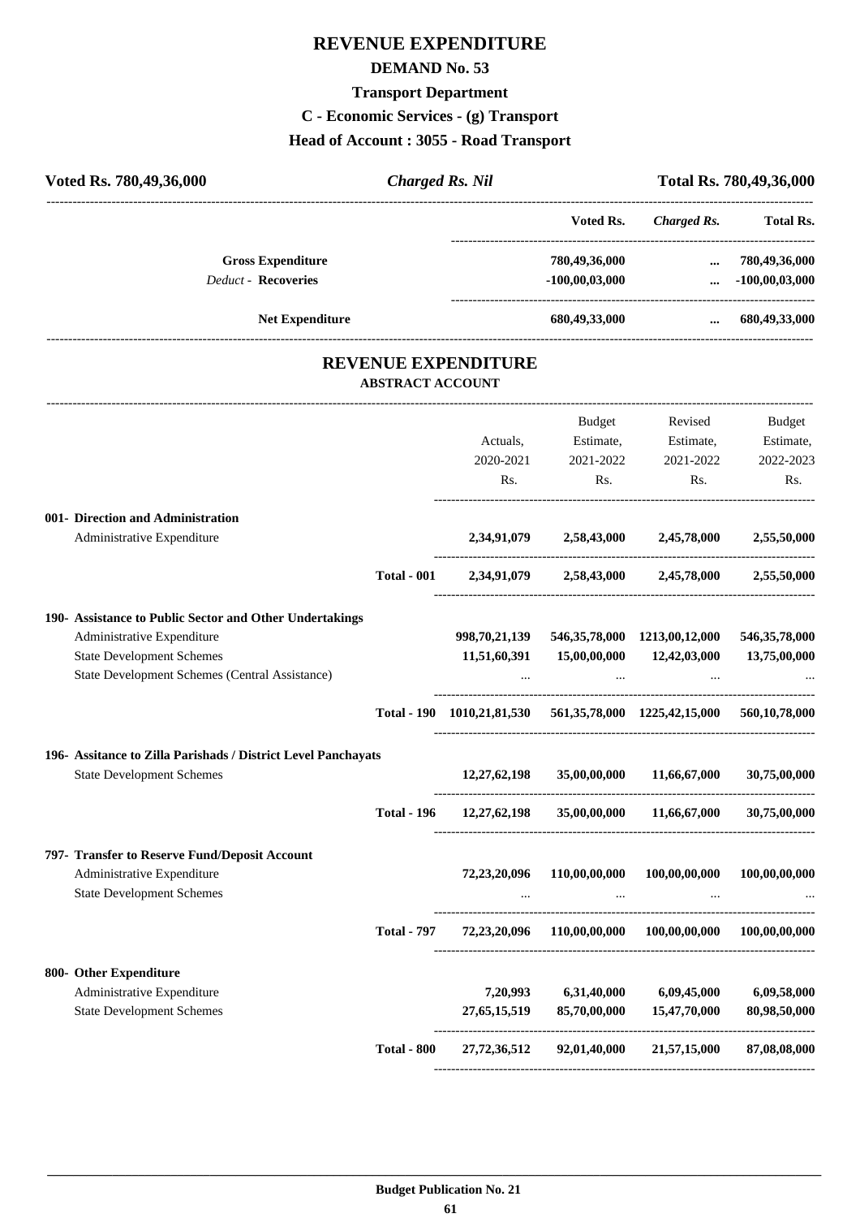# REVENUE EXPENDITURE

## DEMAND No. 53

### Transport Department

### C - Economic Services - (g) Transport

### Head of Account : 3055 - Road Transport

| Voted Rs. 780,49,36,000 | *Charged Rs. Nil* | Total Rs. 780,49,36,000 |
|---|---|---|

| | Voted Rs. | *Charged Rs.* | Total Rs. |
|---|---|---|---|
| **Gross Expenditure** | 780,49,36,000 | ... | 780,49,36,000 |
| *Deduct* - **Recoveries** | -100,00,03,000 | ... | -100,00,03,000 |
| **Net Expenditure** | 680,49,33,000 | ... | 680,49,33,000 |

## REVENUE EXPENDITURE

### ABSTRACT ACCOUNT

| | | Actuals, 2020-2021 Rs. | Budget Estimate, 2021-2022 Rs. | Revised Estimate, 2021-2022 Rs. | Budget Estimate, 2022-2023 Rs. |
|---|---|---|---|---|---|
| **001- Direction and Administration** | | | | | |
| Administrative Expenditure | | 2,34,91,079 | 2,58,43,000 | 2,45,78,000 | 2,55,50,000 |
| | **Total - 001** | **2,34,91,079** | **2,58,43,000** | **2,45,78,000** | **2,55,50,000** |
| **190- Assistance to Public Sector and Other Undertakings** | | | | | |
| Administrative Expenditure | | 998,70,21,139 | 546,35,78,000 | 1213,00,12,000 | 546,35,78,000 |
| State Development Schemes | | 11,51,60,391 | 15,00,00,000 | 12,42,03,000 | 13,75,00,000 |
| State Development Schemes (Central Assistance) | | ... | ... | ... | ... |
| | **Total - 190** | **1010,21,81,530** | **561,35,78,000** | **1225,42,15,000** | **560,10,78,000** |
| **196- Assitance to Zilla Parishads / District Level Panchayats** | | | | | |
| State Development Schemes | | 12,27,62,198 | 35,00,00,000 | 11,66,67,000 | 30,75,00,000 |
| | **Total - 196** | **12,27,62,198** | **35,00,00,000** | **11,66,67,000** | **30,75,00,000** |
| **797- Transfer to Reserve Fund/Deposit Account** | | | | | |
| Administrative Expenditure | | 72,23,20,096 | 110,00,00,000 | 100,00,00,000 | 100,00,00,000 |
| State Development Schemes | | ... | ... | ... | ... |
| | **Total - 797** | **72,23,20,096** | **110,00,00,000** | **100,00,00,000** | **100,00,00,000** |
| **800- Other Expenditure** | | | | | |
| Administrative Expenditure | | 7,20,993 | 6,31,40,000 | 6,09,45,000 | 6,09,58,000 |
| State Development Schemes | | 27,65,15,519 | 85,70,00,000 | 15,47,70,000 | 80,98,50,000 |
| | **Total - 800** | **27,72,36,512** | **92,01,40,000** | **21,57,15,000** | **87,08,08,000** |

**Budget Publication No. 21**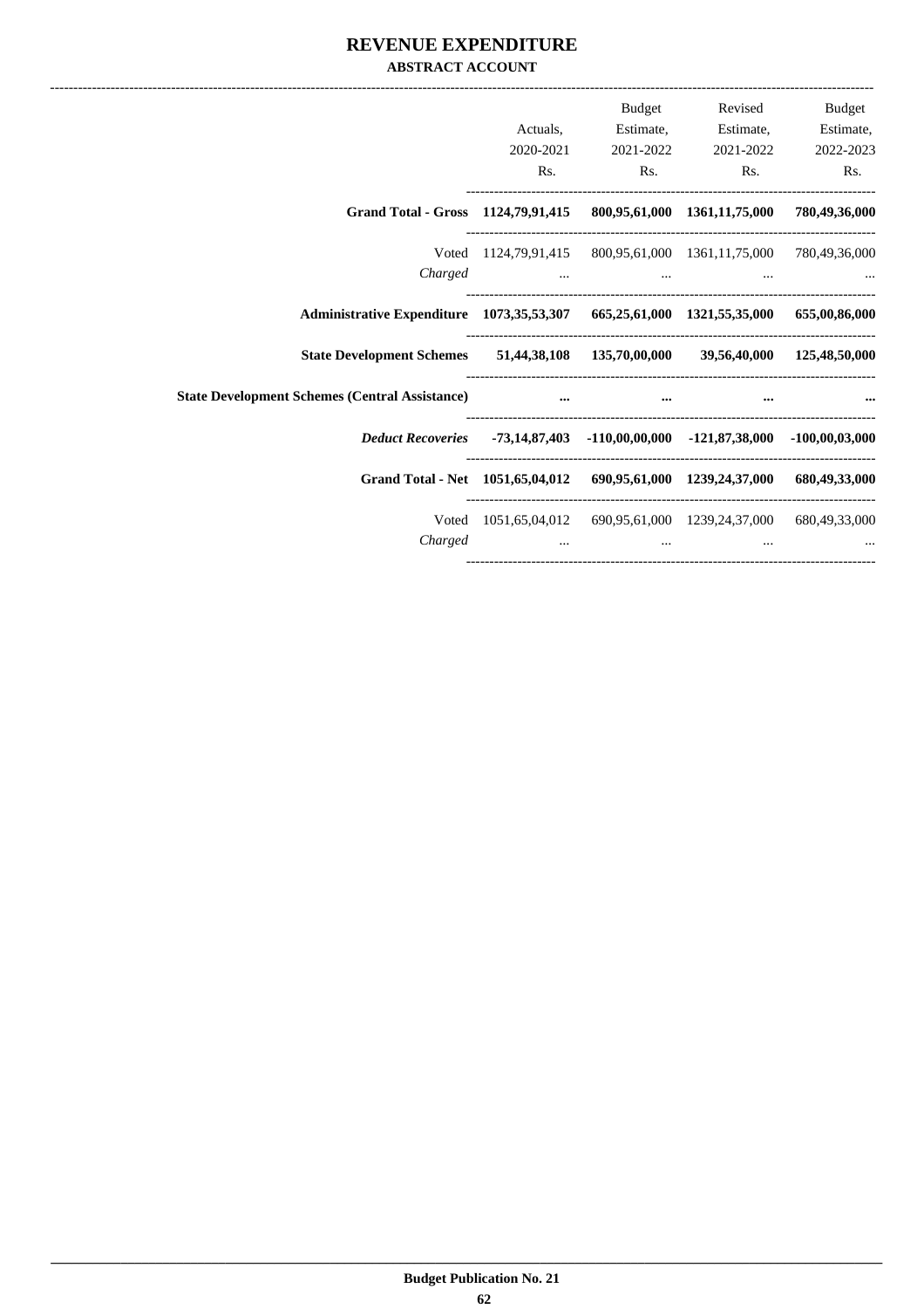# REVENUE EXPENDITURE

## ABSTRACT ACCOUNT

| | Actuals, 2020-2021 Rs. | Budget Estimate, 2021-2022 Rs. | Revised Estimate, 2021-2022 Rs. | Budget Estimate, 2022-2023 Rs. |
|---|---|---|---|---|
| **Grand Total - Gross** | **1124,79,91,415** | **800,95,61,000** | **1361,11,75,000** | **780,49,36,000** |
| Voted | 1124,79,91,415 | 800,95,61,000 | 1361,11,75,000 | 780,49,36,000 |
| *Charged* | ... | ... | ... | ... |
| **Administrative Expenditure** | **1073,35,53,307** | **665,25,61,000** | **1321,55,35,000** | **655,00,86,000** |
| **State Development Schemes** | **51,44,38,108** | **135,70,00,000** | **39,56,40,000** | **125,48,50,000** |
| **State Development Schemes (Central Assistance)** | **...** | **...** | **...** | **...** |
| ***Deduct Recoveries*** | **-73,14,87,403** | **-110,00,00,000** | **-121,87,38,000** | **-100,00,03,000** |
| **Grand Total - Net** | **1051,65,04,012** | **690,95,61,000** | **1239,24,37,000** | **680,49,33,000** |
| Voted | 1051,65,04,012 | 690,95,61,000 | 1239,24,37,000 | 680,49,33,000 |
| *Charged* | ... | ... | ... | ... |

**Budget Publication No. 21**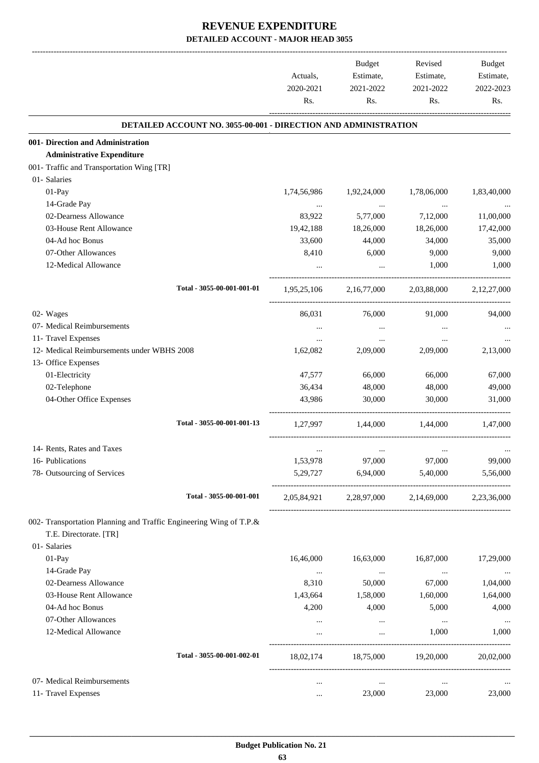# REVENUE EXPENDITURE

## DETAILED ACCOUNT - MAJOR HEAD 3055

| | Actuals, 2020-2021 Rs. | Budget Estimate, 2021-2022 Rs. | Revised Estimate, 2021-2022 Rs. | Budget Estimate, 2022-2023 Rs. |
|---|---|---|---|---|
| **DETAILED ACCOUNT NO. 3055-00-001 - DIRECTION AND ADMINISTRATION** | | | | |
| **001- Direction and Administration** | | | | |
| **Administrative Expenditure** | | | | |
| 001- Traffic and Transportation Wing [TR] | | | | |
| 01- Salaries | | | | |
| 01-Pay | 1,74,56,986 | 1,92,24,000 | 1,78,06,000 | 1,83,40,000 |
| 14-Grade Pay | ... | ... | ... | ... |
| 02-Dearness Allowance | 83,922 | 5,77,000 | 7,12,000 | 11,00,000 |
| 03-House Rent Allowance | 19,42,188 | 18,26,000 | 18,26,000 | 17,42,000 |
| 04-Ad hoc Bonus | 33,600 | 44,000 | 34,000 | 35,000 |
| 07-Other Allowances | 8,410 | 6,000 | 9,000 | 9,000 |
| 12-Medical Allowance | ... | ... | 1,000 | 1,000 |
| Total - 3055-00-001-001-01 | 1,95,25,106 | 2,16,77,000 | 2,03,88,000 | 2,12,27,000 |
| 02- Wages | 86,031 | 76,000 | 91,000 | 94,000 |
| 07- Medical Reimbursements | ... | ... | ... | ... |
| 11- Travel Expenses | ... | ... | ... | ... |
| 12- Medical Reimbursements under WBHS 2008 | 1,62,082 | 2,09,000 | 2,09,000 | 2,13,000 |
| 13- Office Expenses | | | | |
| 01-Electricity | 47,577 | 66,000 | 66,000 | 67,000 |
| 02-Telephone | 36,434 | 48,000 | 48,000 | 49,000 |
| 04-Other Office Expenses | 43,986 | 30,000 | 30,000 | 31,000 |
| Total - 3055-00-001-001-13 | 1,27,997 | 1,44,000 | 1,44,000 | 1,47,000 |
| 14- Rents, Rates and Taxes | ... | ... | ... | ... |
| 16- Publications | 1,53,978 | 97,000 | 97,000 | 99,000 |
| 78- Outsourcing of Services | 5,29,727 | 6,94,000 | 5,40,000 | 5,56,000 |
| Total - 3055-00-001-001 | 2,05,84,921 | 2,28,97,000 | 2,14,69,000 | 2,23,36,000 |
| 002- Transportation Planning and Traffic Engineering Wing of T.P.& T.E. Directorate. [TR] | | | | |
| 01- Salaries | | | | |
| 01-Pay | 16,46,000 | 16,63,000 | 16,87,000 | 17,29,000 |
| 14-Grade Pay | ... | ... | ... | ... |
| 02-Dearness Allowance | 8,310 | 50,000 | 67,000 | 1,04,000 |
| 03-House Rent Allowance | 1,43,664 | 1,58,000 | 1,60,000 | 1,64,000 |
| 04-Ad hoc Bonus | 4,200 | 4,000 | 5,000 | 4,000 |
| 07-Other Allowances | ... | ... | ... | ... |
| 12-Medical Allowance | ... | ... | 1,000 | 1,000 |
| Total - 3055-00-001-002-01 | 18,02,174 | 18,75,000 | 19,20,000 | 20,02,000 |
| 07- Medical Reimbursements | ... | ... | ... | ... |
| 11- Travel Expenses | ... | 23,000 | 23,000 | 23,000 |

Budget Publication No. 21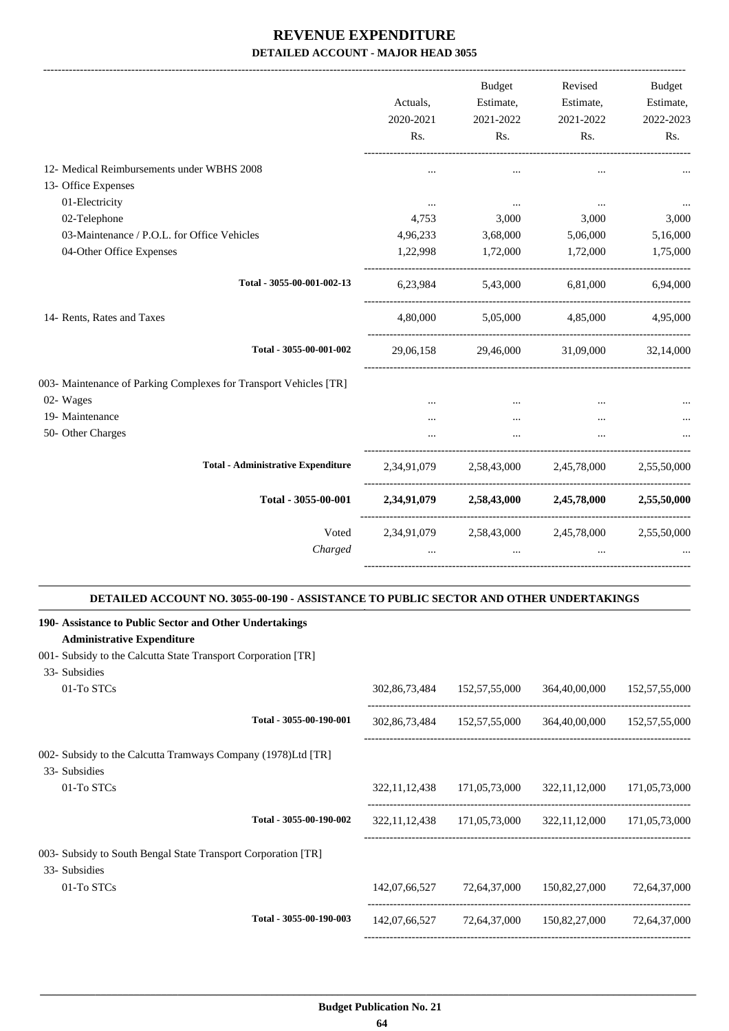# REVENUE EXPENDITURE

## DETAILED ACCOUNT - MAJOR HEAD 3055

| | Actuals, 2020-2021 Rs. | Budget Estimate, 2021-2022 Rs. | Revised Estimate, 2021-2022 Rs. | Budget Estimate, 2022-2023 Rs. |
|---|---|---|---|---|
| 12- Medical Reimbursements under WBHS 2008 | ... | ... | ... | ... |
| 13- Office Expenses | | | | |
| 01-Electricity | ... | ... | ... | ... |
| 02-Telephone | 4,753 | 3,000 | 3,000 | 3,000 |
| 03-Maintenance / P.O.L. for Office Vehicles | 4,96,233 | 3,68,000 | 5,06,000 | 5,16,000 |
| 04-Other Office Expenses | 1,22,998 | 1,72,000 | 1,72,000 | 1,75,000 |
| Total - 3055-00-001-002-13 | 6,23,984 | 5,43,000 | 6,81,000 | 6,94,000 |
| 14- Rents, Rates and Taxes | 4,80,000 | 5,05,000 | 4,85,000 | 4,95,000 |
| Total - 3055-00-001-002 | 29,06,158 | 29,46,000 | 31,09,000 | 32,14,000 |
| 003- Maintenance of Parking Complexes for Transport Vehicles [TR] | | | | |
| 02- Wages | ... | ... | ... | ... |
| 19- Maintenance | ... | ... | ... | ... |
| 50- Other Charges | ... | ... | ... | ... |
| **Total - Administrative Expenditure** | 2,34,91,079 | 2,58,43,000 | 2,45,78,000 | 2,55,50,000 |
| **Total - 3055-00-001** | **2,34,91,079** | **2,58,43,000** | **2,45,78,000** | **2,55,50,000** |
| Voted | 2,34,91,079 | 2,58,43,000 | 2,45,78,000 | 2,55,50,000 |
| *Charged* | ... | ... | ... | ... |

### DETAILED ACCOUNT NO. 3055-00-190 - ASSISTANCE TO PUBLIC SECTOR AND OTHER UNDERTAKINGS

| | Actuals, 2020-2021 Rs. | Budget Estimate, 2021-2022 Rs. | Revised Estimate, 2021-2022 Rs. | Budget Estimate, 2022-2023 Rs. |
|---|---|---|---|---|
| **190- Assistance to Public Sector and Other Undertakings** | | | | |
| **Administrative Expenditure** | | | | |
| 001- Subsidy to the Calcutta State Transport Corporation [TR] | | | | |
| 33- Subsidies | | | | |
| 01-To STCs | 302,86,73,484 | 152,57,55,000 | 364,40,00,000 | 152,57,55,000 |
| Total - 3055-00-190-001 | 302,86,73,484 | 152,57,55,000 | 364,40,00,000 | 152,57,55,000 |
| 002- Subsidy to the Calcutta Tramways Company (1978)Ltd [TR] | | | | |
| 33- Subsidies | | | | |
| 01-To STCs | 322,11,12,438 | 171,05,73,000 | 322,11,12,000 | 171,05,73,000 |
| Total - 3055-00-190-002 | 322,11,12,438 | 171,05,73,000 | 322,11,12,000 | 171,05,73,000 |
| 003- Subsidy to South Bengal State Transport Corporation [TR] | | | | |
| 33- Subsidies | | | | |
| 01-To STCs | 142,07,66,527 | 72,64,37,000 | 150,82,27,000 | 72,64,37,000 |
| Total - 3055-00-190-003 | 142,07,66,527 | 72,64,37,000 | 150,82,27,000 | 72,64,37,000 |

**Budget Publication No. 21**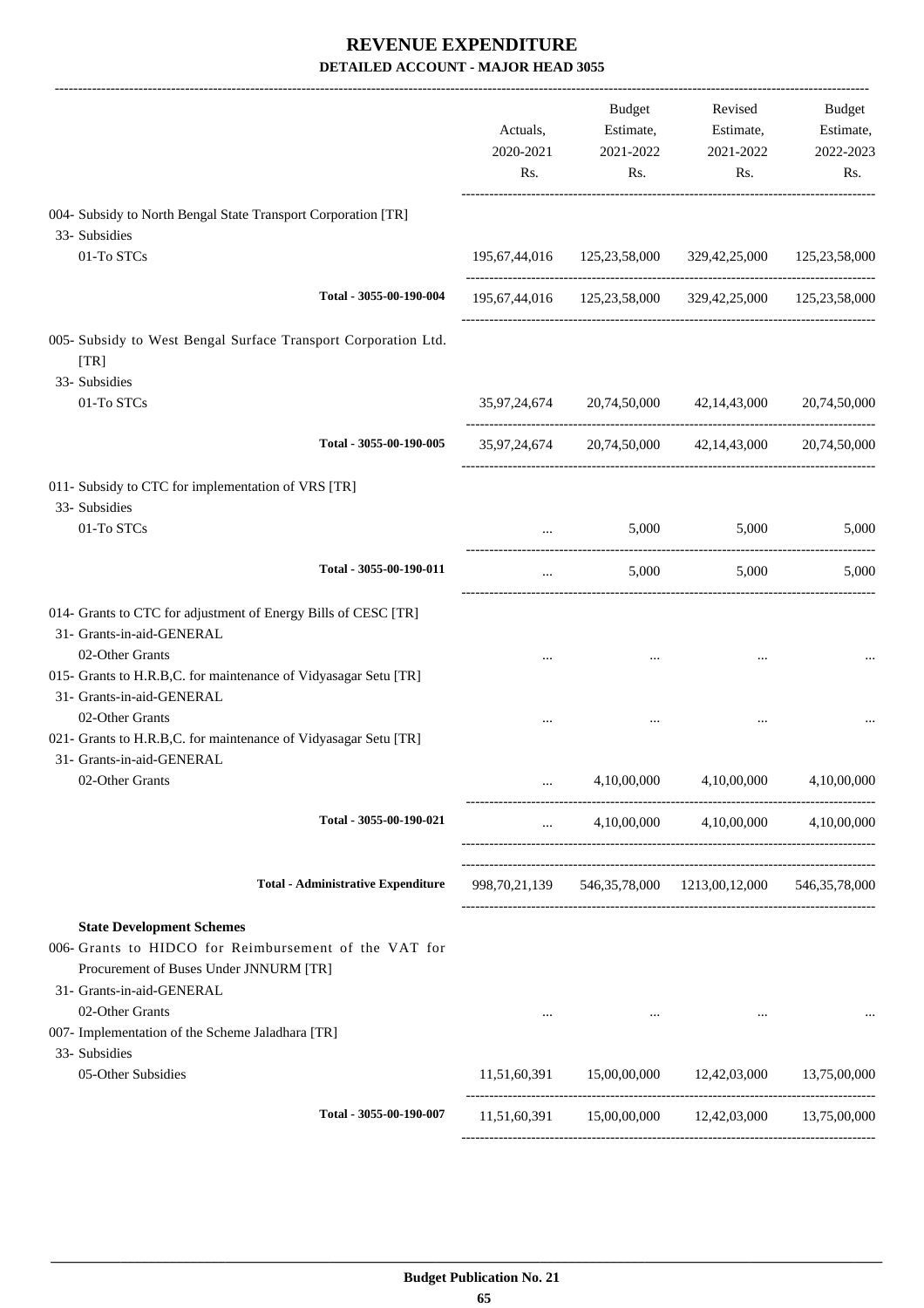# REVENUE EXPENDITURE

**DETAILED ACCOUNT - MAJOR HEAD 3055**

| | Actuals, 2020-2021 Rs. | Budget Estimate, 2021-2022 Rs. | Revised Estimate, 2021-2022 Rs. | Budget Estimate, 2022-2023 Rs. |
|---|---|---|---|---|
| 004- Subsidy to North Bengal State Transport Corporation [TR] | | | | |
| 33- Subsidies | | | | |
| 01-To STCs | 195,67,44,016 | 125,23,58,000 | 329,42,25,000 | 125,23,58,000 |
| **Total - 3055-00-190-004** | 195,67,44,016 | 125,23,58,000 | 329,42,25,000 | 125,23,58,000 |
| 005- Subsidy to West Bengal Surface Transport Corporation Ltd. [TR] | | | | |
| 33- Subsidies | | | | |
| 01-To STCs | 35,97,24,674 | 20,74,50,000 | 42,14,43,000 | 20,74,50,000 |
| **Total - 3055-00-190-005** | 35,97,24,674 | 20,74,50,000 | 42,14,43,000 | 20,74,50,000 |
| 011- Subsidy to CTC for implementation of VRS [TR] | | | | |
| 33- Subsidies | | | | |
| 01-To STCs | ... | 5,000 | 5,000 | 5,000 |
| **Total - 3055-00-190-011** | ... | 5,000 | 5,000 | 5,000 |
| 014- Grants to CTC for adjustment of Energy Bills of CESC [TR] | | | | |
| 31- Grants-in-aid-GENERAL | | | | |
| 02-Other Grants | ... | ... | ... | ... |
| 015- Grants to H.R.B,C. for maintenance of Vidyasagar Setu [TR] | | | | |
| 31- Grants-in-aid-GENERAL | | | | |
| 02-Other Grants | ... | ... | ... | ... |
| 021- Grants to H.R.B,C. for maintenance of Vidyasagar Setu [TR] | | | | |
| 31- Grants-in-aid-GENERAL | | | | |
| 02-Other Grants | ... | 4,10,00,000 | 4,10,00,000 | 4,10,00,000 |
| **Total - 3055-00-190-021** | ... | 4,10,00,000 | 4,10,00,000 | 4,10,00,000 |
| **Total - Administrative Expenditure** | 998,70,21,139 | 546,35,78,000 | 1213,00,12,000 | 546,35,78,000 |
| **State Development Schemes** | | | | |
| 006- Grants to HIDCO for Reimbursement of the VAT for Procurement of Buses Under JNNURM [TR] | | | | |
| 31- Grants-in-aid-GENERAL | | | | |
| 02-Other Grants | ... | ... | ... | ... |
| 007- Implementation of the Scheme Jaladhara [TR] | | | | |
| 33- Subsidies | | | | |
| 05-Other Subsidies | 11,51,60,391 | 15,00,00,000 | 12,42,03,000 | 13,75,00,000 |
| **Total - 3055-00-190-007** | 11,51,60,391 | 15,00,00,000 | 12,42,03,000 | 13,75,00,000 |

**Budget Publication No. 21**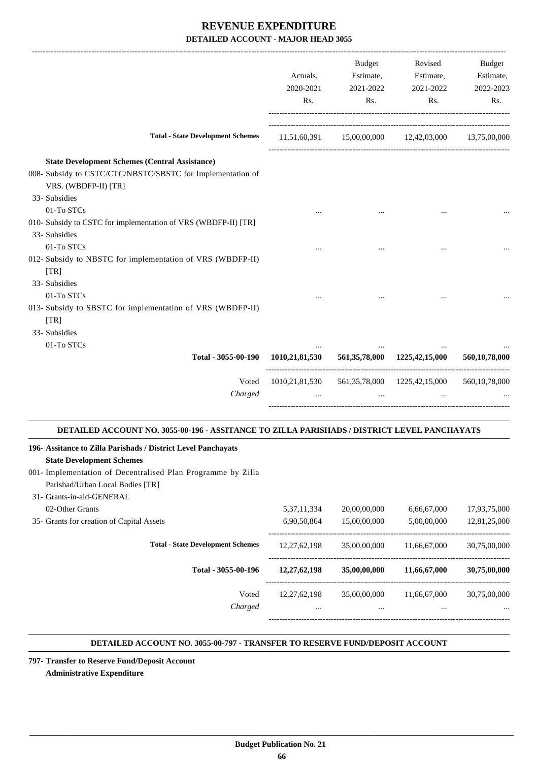# REVENUE EXPENDITURE

## DETAILED ACCOUNT - MAJOR HEAD 3055

| | Actuals, 2020-2021 Rs. | Budget Estimate, 2021-2022 Rs. | Revised Estimate, 2021-2022 Rs. | Budget Estimate, 2022-2023 Rs. |
|---|---|---|---|---|
| **Total - State Development Schemes** | 11,51,60,391 | 15,00,00,000 | 12,42,03,000 | 13,75,00,000 |
| **State Development Schemes (Central Assistance)** | | | | |
| 008- Subsidy to CSTC/CTC/NBSTC/SBSTC for Implementation of VRS. (WBDFP-II) [TR] | | | | |
| 33- Subsidies | | | | |
| 01-To STCs | ... | ... | ... | ... |
| 010- Subsidy to CSTC for implementation of VRS (WBDFP-II) [TR] | | | | |
| 33- Subsidies | | | | |
| 01-To STCs | ... | ... | ... | ... |
| 012- Subsidy to NBSTC for implementation of VRS (WBDFP-II) [TR] | | | | |
| 33- Subsidies | | | | |
| 01-To STCs | ... | ... | ... | ... |
| 013- Subsidy to SBSTC for implementation of VRS (WBDFP-II) [TR] | | | | |
| 33- Subsidies | | | | |
| 01-To STCs | ... | ... | ... | ... |
| **Total - 3055-00-190** | **1010,21,81,530** | **561,35,78,000** | **1225,42,15,000** | **560,10,78,000** |
| Voted | 1010,21,81,530 | 561,35,78,000 | 1225,42,15,000 | 560,10,78,000 |
| *Charged* | ... | ... | ... | ... |

### DETAILED ACCOUNT NO. 3055-00-196 - ASSITANCE TO ZILLA PARISHADS / DISTRICT LEVEL PANCHAYATS

| | Actuals, 2020-2021 Rs. | Budget Estimate, 2021-2022 Rs. | Revised Estimate, 2021-2022 Rs. | Budget Estimate, 2022-2023 Rs. |
|---|---|---|---|---|
| **196- Assitance to Zilla Parishads / District Level Panchayats** | | | | |
| **State Development Schemes** | | | | |
| 001- Implementation of Decentralised Plan Programme by Zilla Parishad/Urban Local Bodies [TR] | | | | |
| 31- Grants-in-aid-GENERAL | | | | |
| 02-Other Grants | 5,37,11,334 | 20,00,00,000 | 6,66,67,000 | 17,93,75,000 |
| 35- Grants for creation of Capital Assets | 6,90,50,864 | 15,00,00,000 | 5,00,00,000 | 12,81,25,000 |
| **Total - State Development Schemes** | 12,27,62,198 | 35,00,00,000 | 11,66,67,000 | 30,75,00,000 |
| **Total - 3055-00-196** | **12,27,62,198** | **35,00,00,000** | **11,66,67,000** | **30,75,00,000** |
| Voted | 12,27,62,198 | 35,00,00,000 | 11,66,67,000 | 30,75,00,000 |
| *Charged* | ... | ... | ... | ... |

### DETAILED ACCOUNT NO. 3055-00-797 - TRANSFER TO RESERVE FUND/DEPOSIT ACCOUNT

**797- Transfer to Reserve Fund/Deposit Account**

**Administrative Expenditure**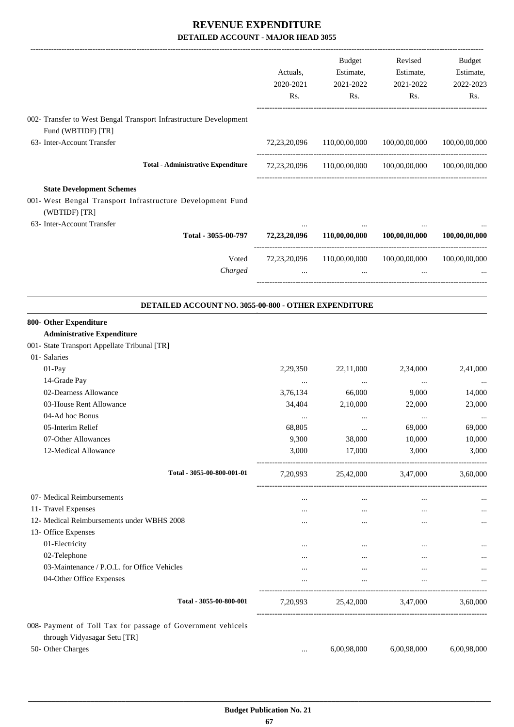# REVENUE EXPENDITURE

## DETAILED ACCOUNT - MAJOR HEAD 3055

| | Actuals, 2020-2021 Rs. | Budget Estimate, 2021-2022 Rs. | Revised Estimate, 2021-2022 Rs. | Budget Estimate, 2022-2023 Rs. |
|---|---|---|---|---|
| 002- Transfer to West Bengal Transport Infrastructure Development Fund (WBTIDF) [TR] | | | | |
| 63- Inter-Account Transfer | 72,23,20,096 | 110,00,00,000 | 100,00,00,000 | 100,00,00,000 |
| **Total - Administrative Expenditure** | 72,23,20,096 | 110,00,00,000 | 100,00,00,000 | 100,00,00,000 |
| **State Development Schemes** | | | | |
| 001- West Bengal Transport Infrastructure Development Fund (WBTIDF) [TR] | | | | |
| 63- Inter-Account Transfer | ... | ... | ... | ... |
| **Total - 3055-00-797** | **72,23,20,096** | **110,00,00,000** | **100,00,00,000** | **100,00,00,000** |
| Voted | 72,23,20,096 | 110,00,00,000 | 100,00,00,000 | 100,00,00,000 |
| *Charged* | ... | ... | ... | ... |

### DETAILED ACCOUNT NO. 3055-00-800 - OTHER EXPENDITURE

| | Actuals, 2020-2021 Rs. | Budget Estimate, 2021-2022 Rs. | Revised Estimate, 2021-2022 Rs. | Budget Estimate, 2022-2023 Rs. |
|---|---|---|---|---|
| **800- Other Expenditure** | | | | |
| **Administrative Expenditure** | | | | |
| 001- State Transport Appellate Tribunal [TR] | | | | |
| 01- Salaries | | | | |
| 01-Pay | 2,29,350 | 22,11,000 | 2,34,000 | 2,41,000 |
| 14-Grade Pay | ... | ... | ... | ... |
| 02-Dearness Allowance | 3,76,134 | 66,000 | 9,000 | 14,000 |
| 03-House Rent Allowance | 34,404 | 2,10,000 | 22,000 | 23,000 |
| 04-Ad hoc Bonus | ... | ... | ... | ... |
| 05-Interim Relief | 68,805 | ... | 69,000 | 69,000 |
| 07-Other Allowances | 9,300 | 38,000 | 10,000 | 10,000 |
| 12-Medical Allowance | 3,000 | 17,000 | 3,000 | 3,000 |
| **Total - 3055-00-800-001-01** | 7,20,993 | 25,42,000 | 3,47,000 | 3,60,000 |
| 07- Medical Reimbursements | ... | ... | ... | ... |
| 11- Travel Expenses | ... | ... | ... | ... |
| 12- Medical Reimbursements under WBHS 2008 | ... | ... | ... | ... |
| 13- Office Expenses | | | | |
| 01-Electricity | ... | ... | ... | ... |
| 02-Telephone | ... | ... | ... | ... |
| 03-Maintenance / P.O.L. for Office Vehicles | ... | ... | ... | ... |
| 04-Other Office Expenses | ... | ... | ... | ... |
| **Total - 3055-00-800-001** | 7,20,993 | 25,42,000 | 3,47,000 | 3,60,000 |
| 008- Payment of Toll Tax for passage of Government vehicels through Vidyasagar Setu [TR] | | | | |
| 50- Other Charges | ... | 6,00,98,000 | 6,00,98,000 | 6,00,98,000 |

**Budget Publication No. 21**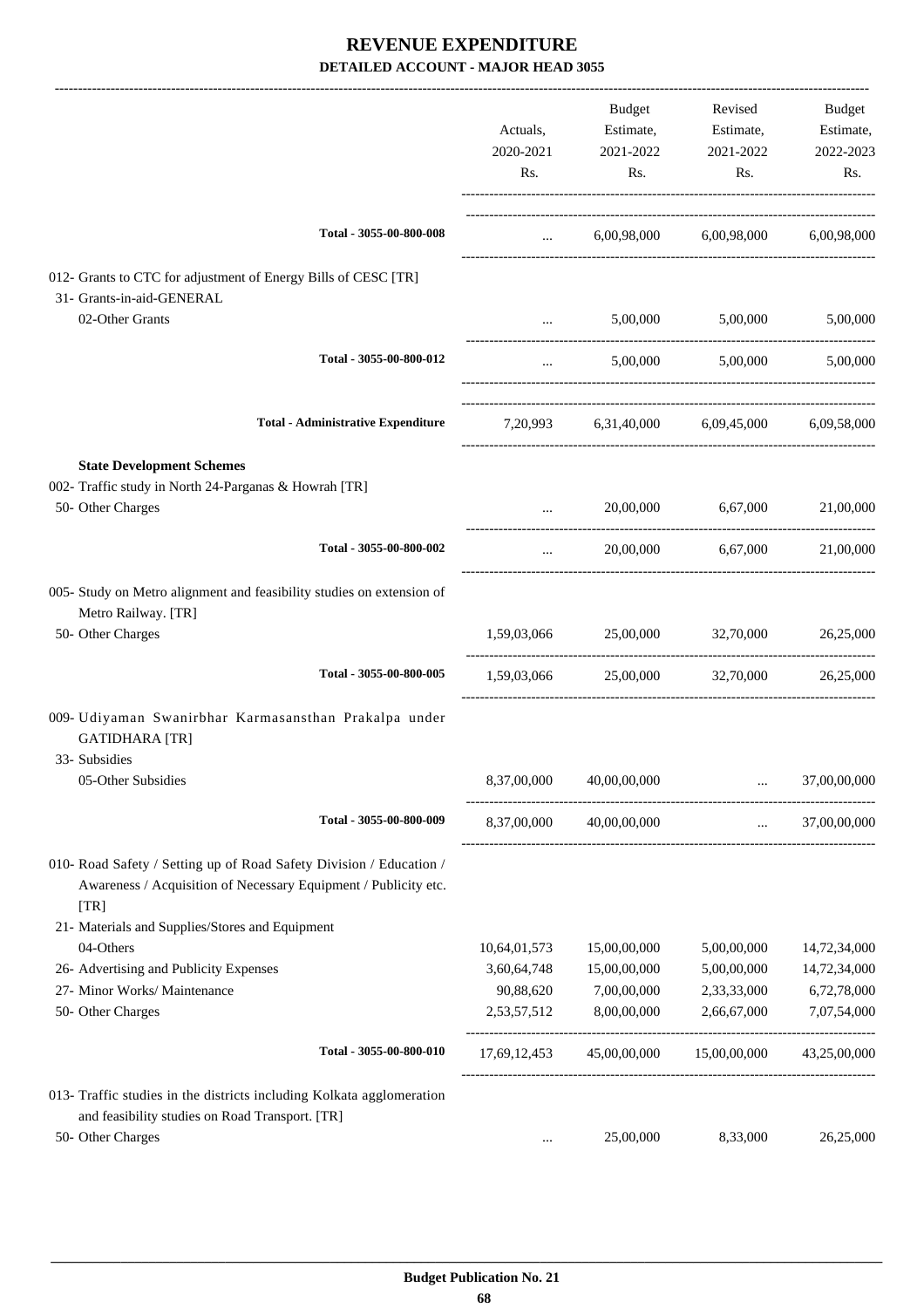# REVENUE EXPENDITURE

## DETAILED ACCOUNT - MAJOR HEAD 3055

| | Actuals, 2020-2021 Rs. | Budget Estimate, 2021-2022 Rs. | Revised Estimate, 2021-2022 Rs. | Budget Estimate, 2022-2023 Rs. |
|---|---|---|---|---|
| **Total - 3055-00-800-008** | ... | 6,00,98,000 | 6,00,98,000 | 6,00,98,000 |
| 012- Grants to CTC for adjustment of Energy Bills of CESC [TR] | | | | |
| 31- Grants-in-aid-GENERAL | | | | |
| 02-Other Grants | ... | 5,00,000 | 5,00,000 | 5,00,000 |
| **Total - 3055-00-800-012** | ... | 5,00,000 | 5,00,000 | 5,00,000 |
| **Total - Administrative Expenditure** | 7,20,993 | 6,31,40,000 | 6,09,45,000 | 6,09,58,000 |
| **State Development Schemes** | | | | |
| 002- Traffic study in North 24-Parganas & Howrah [TR] | | | | |
| 50- Other Charges | ... | 20,00,000 | 6,67,000 | 21,00,000 |
| **Total - 3055-00-800-002** | ... | 20,00,000 | 6,67,000 | 21,00,000 |
| 005- Study on Metro alignment and feasibility studies on extension of Metro Railway. [TR] | | | | |
| 50- Other Charges | 1,59,03,066 | 25,00,000 | 32,70,000 | 26,25,000 |
| **Total - 3055-00-800-005** | 1,59,03,066 | 25,00,000 | 32,70,000 | 26,25,000 |
| 009- Udiyaman Swanirbhar Karmasansthan Prakalpa under GATIDHARA [TR] | | | | |
| 33- Subsidies | | | | |
| 05-Other Subsidies | 8,37,00,000 | 40,00,00,000 | ... | 37,00,00,000 |
| **Total - 3055-00-800-009** | 8,37,00,000 | 40,00,00,000 | ... | 37,00,00,000 |
| 010- Road Safety / Setting up of Road Safety Division / Education / Awareness / Acquisition of Necessary Equipment / Publicity etc. [TR] | | | | |
| 21- Materials and Supplies/Stores and Equipment | | | | |
| 04-Others | 10,64,01,573 | 15,00,00,000 | 5,00,00,000 | 14,72,34,000 |
| 26- Advertising and Publicity Expenses | 3,60,64,748 | 15,00,00,000 | 5,00,00,000 | 14,72,34,000 |
| 27- Minor Works/ Maintenance | 90,88,620 | 7,00,00,000 | 2,33,33,000 | 6,72,78,000 |
| 50- Other Charges | 2,53,57,512 | 8,00,00,000 | 2,66,67,000 | 7,07,54,000 |
| **Total - 3055-00-800-010** | 17,69,12,453 | 45,00,00,000 | 15,00,00,000 | 43,25,00,000 |
| 013- Traffic studies in the districts including Kolkata agglomeration and feasibility studies on Road Transport. [TR] | | | | |
| 50- Other Charges | ... | 25,00,000 | 8,33,000 | 26,25,000 |

**Budget Publication No. 21**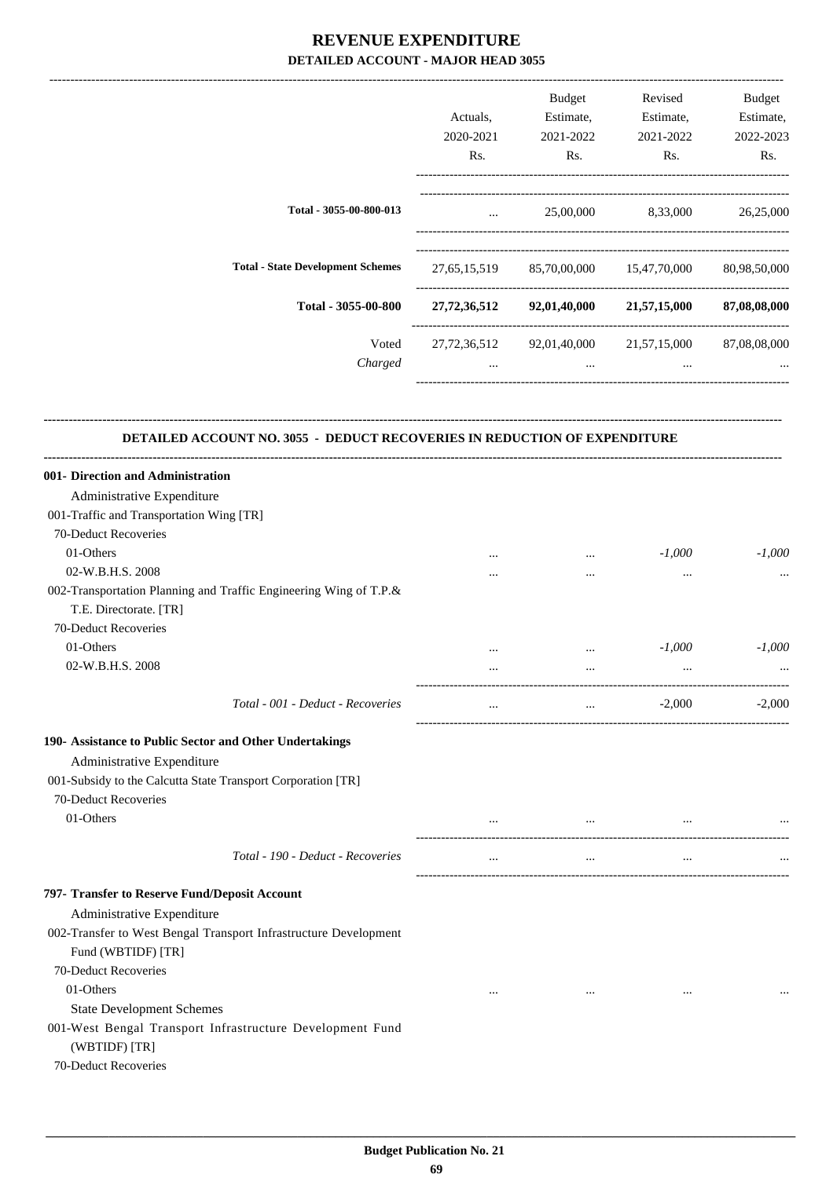# REVENUE EXPENDITURE

## DETAILED ACCOUNT - MAJOR HEAD 3055

| | Actuals, 2020-2021 Rs. | Budget Estimate, 2021-2022 Rs. | Revised Estimate, 2021-2022 Rs. | Budget Estimate, 2022-2023 Rs. |
|---|---|---|---|---|
| **Total - 3055-00-800-013** | ... | 25,00,000 | 8,33,000 | 26,25,000 |
| **Total - State Development Schemes** | 27,65,15,519 | 85,70,00,000 | 15,47,70,000 | 80,98,50,000 |
| **Total - 3055-00-800** | **27,72,36,512** | **92,01,40,000** | **21,57,15,000** | **87,08,08,000** |
| Voted | 27,72,36,512 | 92,01,40,000 | 21,57,15,000 | 87,08,08,000 |
| *Charged* | ... | ... | ... | ... |

### DETAILED ACCOUNT NO. 3055 - DEDUCT RECOVERIES IN REDUCTION OF EXPENDITURE

| | Actuals, 2020-2021 Rs. | Budget Estimate, 2021-2022 Rs. | Revised Estimate, 2021-2022 Rs. | Budget Estimate, 2022-2023 Rs. |
|---|---|---|---|---|
| **001- Direction and Administration** | | | | |
| Administrative Expenditure | | | | |
| 001-Traffic and Transportation Wing [TR] | | | | |
| 70-Deduct Recoveries | | | | |
| 01-Others | ... | ... | *-1,000* | *-1,000* |
| 02-W.B.H.S. 2008 | ... | ... | ... | ... |
| 002-Transportation Planning and Traffic Engineering Wing of T.P.& T.E. Directorate. [TR] | | | | |
| 70-Deduct Recoveries | | | | |
| 01-Others | ... | ... | *-1,000* | *-1,000* |
| 02-W.B.H.S. 2008 | ... | ... | ... | ... |
| *Total - 001 - Deduct - Recoveries* | ... | ... | -2,000 | -2,000 |
| **190- Assistance to Public Sector and Other Undertakings** | | | | |
| Administrative Expenditure | | | | |
| 001-Subsidy to the Calcutta State Transport Corporation [TR] | | | | |
| 70-Deduct Recoveries | | | | |
| 01-Others | ... | ... | ... | ... |
| *Total - 190 - Deduct - Recoveries* | ... | ... | ... | ... |
| **797- Transfer to Reserve Fund/Deposit Account** | | | | |
| Administrative Expenditure | | | | |
| 002-Transfer to West Bengal Transport Infrastructure Development Fund (WBTIDF) [TR] | | | | |
| 70-Deduct Recoveries | | | | |
| 01-Others | ... | ... | ... | ... |
| State Development Schemes | | | | |
| 001-West Bengal Transport Infrastructure Development Fund (WBTIDF) [TR] | | | | |
| 70-Deduct Recoveries | | | | |

**Budget Publication No. 21**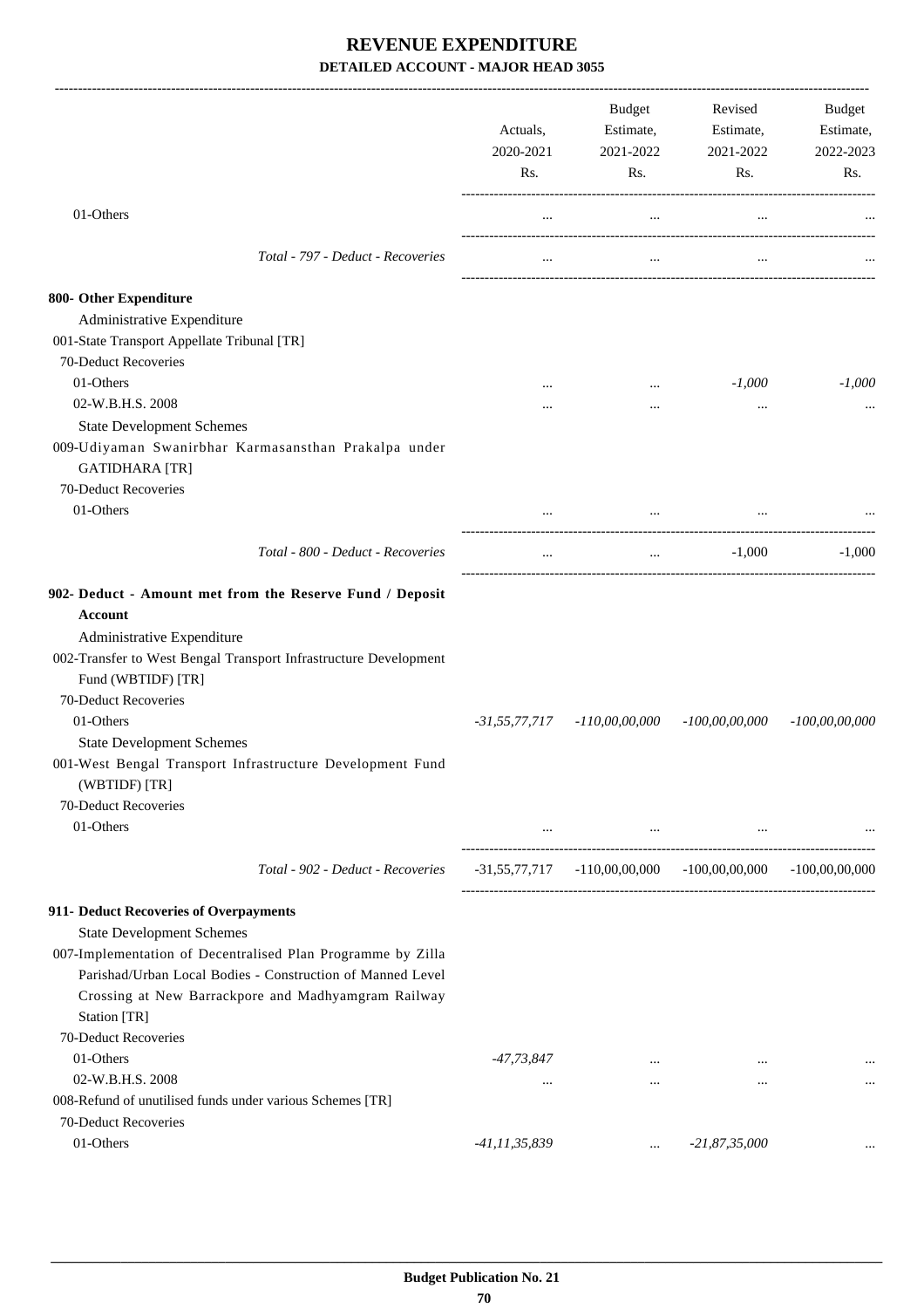# REVENUE EXPENDITURE
## DETAILED ACCOUNT - MAJOR HEAD 3055

| | Actuals, 2020-2021 Rs. | Budget Estimate, 2021-2022 Rs. | Revised Estimate, 2021-2022 Rs. | Budget Estimate, 2022-2023 Rs. |
|---|---|---|---|---|
| 01-Others | ... | ... | ... | ... |
| *Total - 797 - Deduct - Recoveries* | ... | ... | ... | ... |
| **800- Other Expenditure** | | | | |
| Administrative Expenditure | | | | |
| 001-State Transport Appellate Tribunal [TR] | | | | |
| 70-Deduct Recoveries | | | | |
| 01-Others | ... | ... | *-1,000* | *-1,000* |
| 02-W.B.H.S. 2008 | ... | ... | ... | ... |
| State Development Schemes | | | | |
| 009-Udiyaman Swanirbhar Karmasansthan Prakalpa under GATIDHARA [TR] | | | | |
| 70-Deduct Recoveries | | | | |
| 01-Others | ... | ... | ... | ... |
| *Total - 800 - Deduct - Recoveries* | ... | ... | -1,000 | -1,000 |
| **902- Deduct - Amount met from the Reserve Fund / Deposit Account** | | | | |
| Administrative Expenditure | | | | |
| 002-Transfer to West Bengal Transport Infrastructure Development Fund (WBTIDF) [TR] | | | | |
| 70-Deduct Recoveries | | | | |
| 01-Others | *-31,55,77,717* | *-110,00,00,000* | *-100,00,00,000* | *-100,00,00,000* |
| State Development Schemes | | | | |
| 001-West Bengal Transport Infrastructure Development Fund (WBTIDF) [TR] | | | | |
| 70-Deduct Recoveries | | | | |
| 01-Others | ... | ... | ... | ... |
| *Total - 902 - Deduct - Recoveries* | -31,55,77,717 | -110,00,00,000 | -100,00,00,000 | -100,00,00,000 |
| **911- Deduct Recoveries of Overpayments** | | | | |
| State Development Schemes | | | | |
| 007-Implementation of Decentralised Plan Programme by Zilla Parishad/Urban Local Bodies - Construction of Manned Level Crossing at New Barrackpore and Madhyamgram Railway Station [TR] | | | | |
| 70-Deduct Recoveries | | | | |
| 01-Others | *-47,73,847* | ... | ... | ... |
| 02-W.B.H.S. 2008 | ... | ... | ... | ... |
| 008-Refund of unutilised funds under various Schemes [TR] | | | | |
| 70-Deduct Recoveries | | | | |
| 01-Others | *-41,11,35,839* | ... | *-21,87,35,000* | ... |

**Budget Publication No. 21**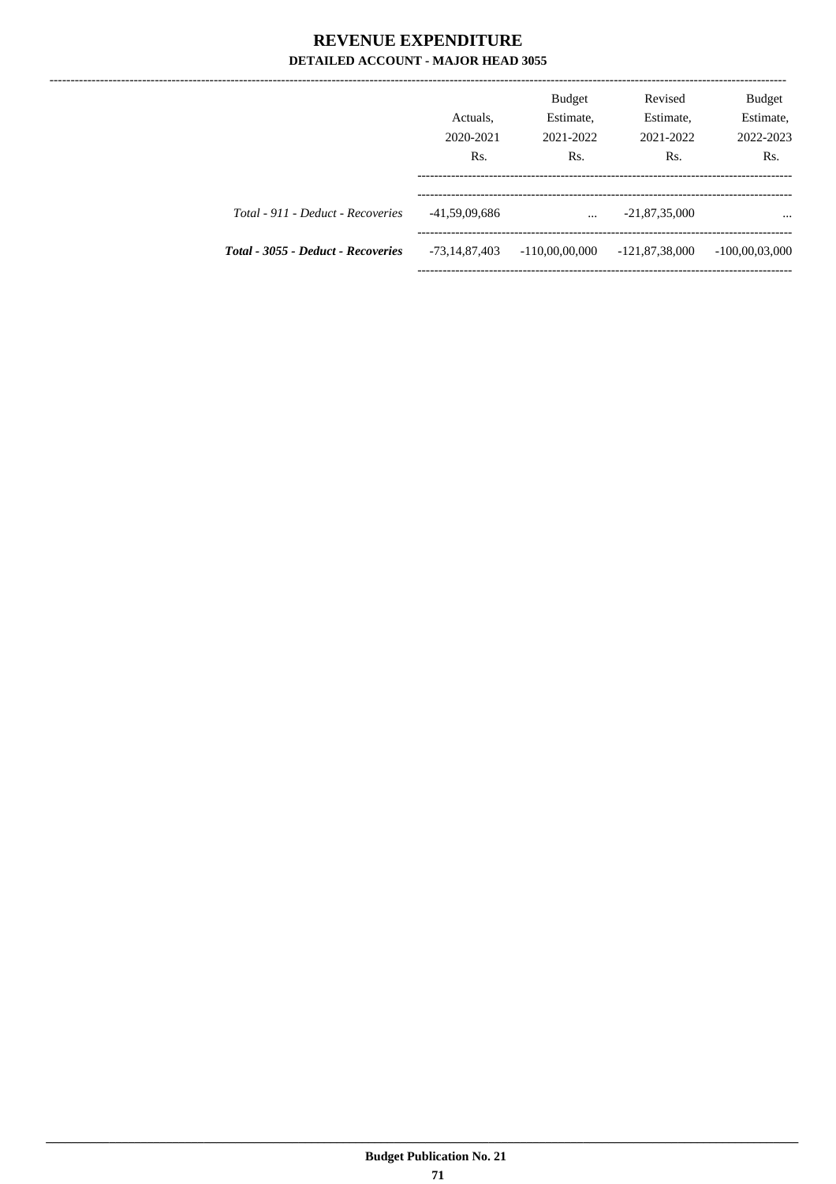# REVENUE EXPENDITURE

## DETAILED ACCOUNT - MAJOR HEAD 3055

| | Actuals, 2020-2021 Rs. | Budget Estimate, 2021-2022 Rs. | Revised Estimate, 2021-2022 Rs. | Budget Estimate, 2022-2023 Rs. |
|---|---|---|---|---|
| *Total - 911 - Deduct - Recoveries* | -41,59,09,686 | ... | -21,87,35,000 | ... |
| ***Total - 3055 - Deduct - Recoveries*** | -73,14,87,403 | -110,00,00,000 | -121,87,38,000 | -100,00,03,000 |

**Budget Publication No. 21**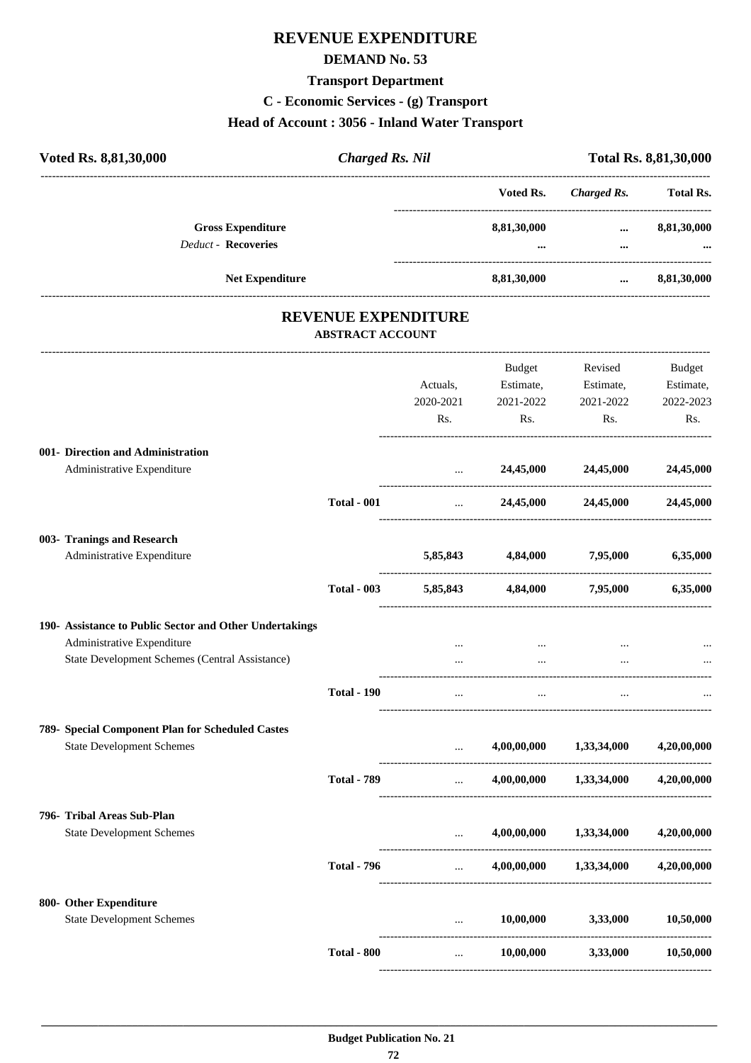# REVENUE EXPENDITURE

## DEMAND No. 53

### Transport Department

### C - Economic Services - (g) Transport

### Head of Account : 3056 - Inland Water Transport

| Voted Rs. 8,81,30,000 | *Charged Rs. Nil* | Total Rs. 8,81,30,000 |
|---|---|---|

| | Voted Rs. | *Charged Rs.* | Total Rs. |
|---|---|---|---|
| **Gross Expenditure** | **8,81,30,000** | **...** | **8,81,30,000** |
| *Deduct* - **Recoveries** | **...** | **...** | **...** |
| **Net Expenditure** | **8,81,30,000** | **...** | **8,81,30,000** |

## REVENUE EXPENDITURE

### ABSTRACT ACCOUNT

| | | Actuals, 2020-2021 Rs. | Budget Estimate, 2021-2022 Rs. | Revised Estimate, 2021-2022 Rs. | Budget Estimate, 2022-2023 Rs. |
|---|---|---|---|---|---|
| **001- Direction and Administration** | | | | | |
| Administrative Expenditure | | ... | **24,45,000** | **24,45,000** | **24,45,000** |
| | **Total - 001** | ... | **24,45,000** | **24,45,000** | **24,45,000** |
| **003- Tranings and Research** | | | | | |
| Administrative Expenditure | | **5,85,843** | **4,84,000** | **7,95,000** | **6,35,000** |
| | **Total - 003** | **5,85,843** | **4,84,000** | **7,95,000** | **6,35,000** |
| **190- Assistance to Public Sector and Other Undertakings** | | | | | |
| Administrative Expenditure | | ... | ... | ... | ... |
| State Development Schemes (Central Assistance) | | ... | ... | ... | ... |
| | **Total - 190** | ... | ... | ... | ... |
| **789- Special Component Plan for Scheduled Castes** | | | | | |
| State Development Schemes | | ... | **4,00,00,000** | **1,33,34,000** | **4,20,00,000** |
| | **Total - 789** | ... | **4,00,00,000** | **1,33,34,000** | **4,20,00,000** |
| **796- Tribal Areas Sub-Plan** | | | | | |
| State Development Schemes | | ... | **4,00,00,000** | **1,33,34,000** | **4,20,00,000** |
| | **Total - 796** | ... | **4,00,00,000** | **1,33,34,000** | **4,20,00,000** |
| **800- Other Expenditure** | | | | | |
| State Development Schemes | | ... | **10,00,000** | **3,33,000** | **10,50,000** |
| | **Total - 800** | ... | **10,00,000** | **3,33,000** | **10,50,000** |

**Budget Publication No. 21**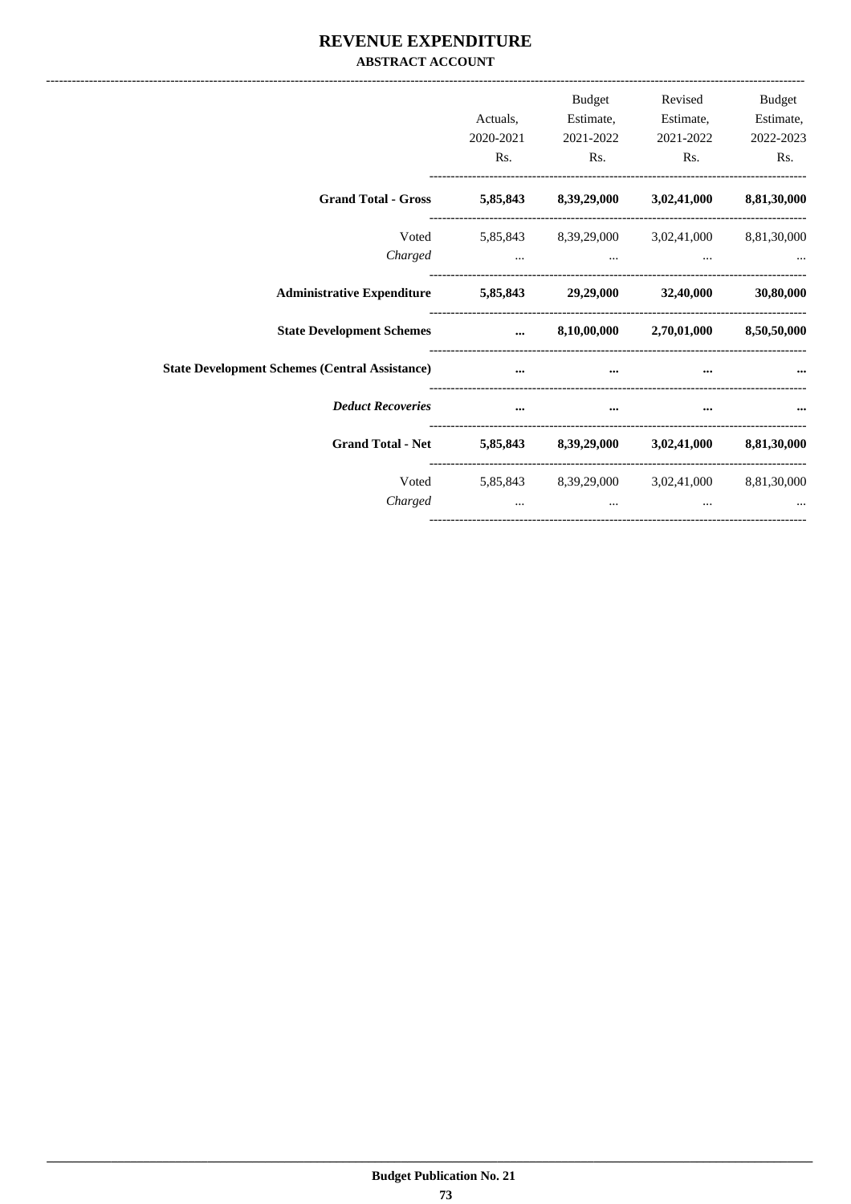# REVENUE EXPENDITURE

## ABSTRACT ACCOUNT

| | Actuals, 2020-2021 Rs. | Budget Estimate, 2021-2022 Rs. | Revised Estimate, 2021-2022 Rs. | Budget Estimate, 2022-2023 Rs. |
|---|---|---|---|---|
| **Grand Total - Gross** | **5,85,843** | **8,39,29,000** | **3,02,41,000** | **8,81,30,000** |
| Voted | 5,85,843 | 8,39,29,000 | 3,02,41,000 | 8,81,30,000 |
| *Charged* | ... | ... | ... | ... |
| **Administrative Expenditure** | **5,85,843** | **29,29,000** | **32,40,000** | **30,80,000** |
| **State Development Schemes** | **...** | **8,10,00,000** | **2,70,01,000** | **8,50,50,000** |
| **State Development Schemes (Central Assistance)** | **...** | **...** | **...** | **...** |
| ***Deduct Recoveries*** | **...** | **...** | **...** | **...** |
| **Grand Total - Net** | **5,85,843** | **8,39,29,000** | **3,02,41,000** | **8,81,30,000** |
| Voted | 5,85,843 | 8,39,29,000 | 3,02,41,000 | 8,81,30,000 |
| *Charged* | ... | ... | ... | ... |

Budget Publication No. 21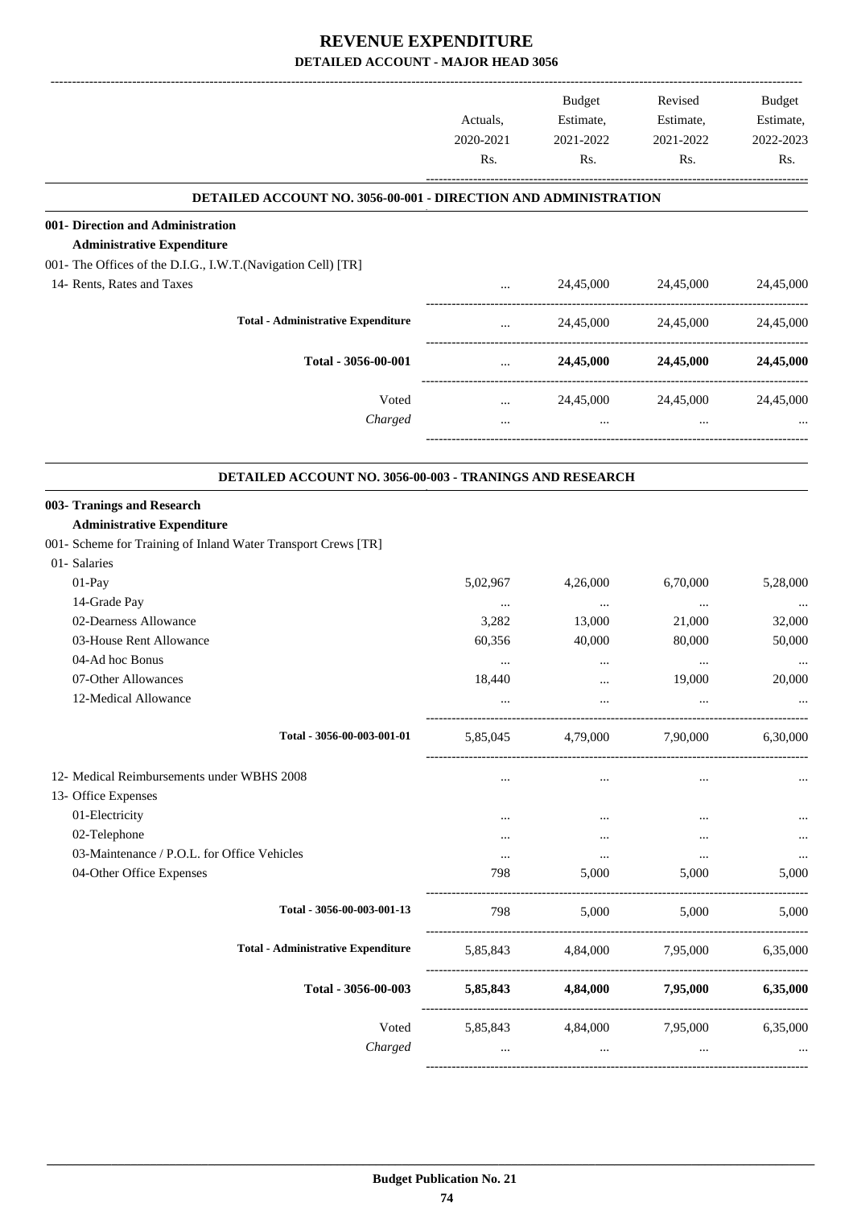# REVENUE EXPENDITURE

## DETAILED ACCOUNT - MAJOR HEAD 3056

| | Actuals, 2020-2021 Rs. | Budget Estimate, 2021-2022 Rs. | Revised Estimate, 2021-2022 Rs. | Budget Estimate, 2022-2023 Rs. |
|---|---|---|---|---|
| **DETAILED ACCOUNT NO. 3056-00-001 - DIRECTION AND ADMINISTRATION** | | | | |
| **001- Direction and Administration** | | | | |
| **Administrative Expenditure** | | | | |
| 001- The Offices of the D.I.G., I.W.T.(Navigation Cell) [TR] | | | | |
| 14- Rents, Rates and Taxes | ... | 24,45,000 | 24,45,000 | 24,45,000 |
| **Total - Administrative Expenditure** | ... | 24,45,000 | 24,45,000 | 24,45,000 |
| **Total - 3056-00-001** | ... | **24,45,000** | **24,45,000** | **24,45,000** |
| Voted | ... | 24,45,000 | 24,45,000 | 24,45,000 |
| *Charged* | ... | ... | ... | ... |
| **DETAILED ACCOUNT NO. 3056-00-003 - TRANINGS AND RESEARCH** | | | | |
| **003- Tranings and Research** | | | | |
| **Administrative Expenditure** | | | | |
| 001- Scheme for Training of Inland Water Transport Crews [TR] | | | | |
| 01- Salaries | | | | |
| 01-Pay | 5,02,967 | 4,26,000 | 6,70,000 | 5,28,000 |
| 14-Grade Pay | ... | ... | ... | ... |
| 02-Dearness Allowance | 3,282 | 13,000 | 21,000 | 32,000 |
| 03-House Rent Allowance | 60,356 | 40,000 | 80,000 | 50,000 |
| 04-Ad hoc Bonus | ... | ... | ... | ... |
| 07-Other Allowances | 18,440 | ... | 19,000 | 20,000 |
| 12-Medical Allowance | ... | ... | ... | ... |
| **Total - 3056-00-003-001-01** | 5,85,045 | 4,79,000 | 7,90,000 | 6,30,000 |
| 12- Medical Reimbursements under WBHS 2008 | ... | ... | ... | ... |
| 13- Office Expenses | | | | |
| 01-Electricity | ... | ... | ... | ... |
| 02-Telephone | ... | ... | ... | ... |
| 03-Maintenance / P.O.L. for Office Vehicles | ... | ... | ... | ... |
| 04-Other Office Expenses | 798 | 5,000 | 5,000 | 5,000 |
| **Total - 3056-00-003-001-13** | 798 | 5,000 | 5,000 | 5,000 |
| **Total - Administrative Expenditure** | 5,85,843 | 4,84,000 | 7,95,000 | 6,35,000 |
| **Total - 3056-00-003** | **5,85,843** | **4,84,000** | **7,95,000** | **6,35,000** |
| Voted | 5,85,843 | 4,84,000 | 7,95,000 | 6,35,000 |
| *Charged* | ... | ... | ... | ... |

**Budget Publication No. 21**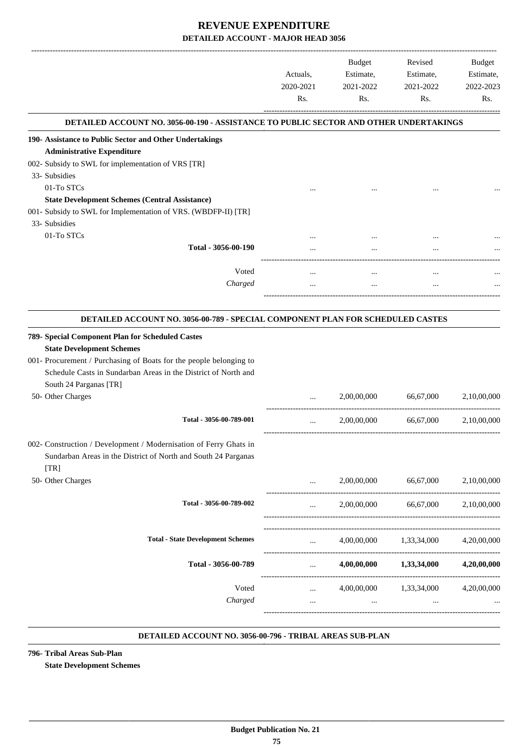# REVENUE EXPENDITURE

## DETAILED ACCOUNT - MAJOR HEAD 3056

| | Actuals, 2020-2021 Rs. | Budget Estimate, 2021-2022 Rs. | Revised Estimate, 2021-2022 Rs. | Budget Estimate, 2022-2023 Rs. |
|---|---|---|---|---|
| **DETAILED ACCOUNT NO. 3056-00-190 - ASSISTANCE TO PUBLIC SECTOR AND OTHER UNDERTAKINGS** | | | | |
| **190- Assistance to Public Sector and Other Undertakings** | | | | |
| **Administrative Expenditure** | | | | |
| 002- Subsidy to SWL for implementation of VRS [TR] | | | | |
| 33- Subsidies | | | | |
| 01-To STCs | ... | ... | ... | ... |
| **State Development Schemes (Central Assistance)** | | | | |
| 001- Subsidy to SWL for Implementation of VRS. (WBDFP-II) [TR] | | | | |
| 33- Subsidies | | | | |
| 01-To STCs | ... | ... | ... | ... |
| **Total - 3056-00-190** | ... | ... | ... | ... |
| Voted | ... | ... | ... | ... |
| *Charged* | ... | ... | ... | ... |
| **DETAILED ACCOUNT NO. 3056-00-789 - SPECIAL COMPONENT PLAN FOR SCHEDULED CASTES** | | | | |
| **789- Special Component Plan for Scheduled Castes** | | | | |
| **State Development Schemes** | | | | |
| 001- Procurement / Purchasing of Boats for the people belonging to Schedule Casts in Sundarban Areas in the District of North and South 24 Parganas [TR] | | | | |
| 50- Other Charges | ... | 2,00,00,000 | 66,67,000 | 2,10,00,000 |
| **Total - 3056-00-789-001** | ... | 2,00,00,000 | 66,67,000 | 2,10,00,000 |
| 002- Construction / Development / Modernisation of Ferry Ghats in Sundarban Areas in the District of North and South 24 Parganas [TR] | | | | |
| 50- Other Charges | ... | 2,00,00,000 | 66,67,000 | 2,10,00,000 |
| **Total - 3056-00-789-002** | ... | 2,00,00,000 | 66,67,000 | 2,10,00,000 |
| **Total - State Development Schemes** | ... | 4,00,00,000 | 1,33,34,000 | 4,20,00,000 |
| **Total - 3056-00-789** | ... | **4,00,00,000** | **1,33,34,000** | **4,20,00,000** |
| Voted | ... | 4,00,00,000 | 1,33,34,000 | 4,20,00,000 |
| *Charged* | ... | ... | ... | ... |

**DETAILED ACCOUNT NO. 3056-00-796 - TRIBAL AREAS SUB-PLAN**

**796- Tribal Areas Sub-Plan**

**State Development Schemes**

**Budget Publication No. 21**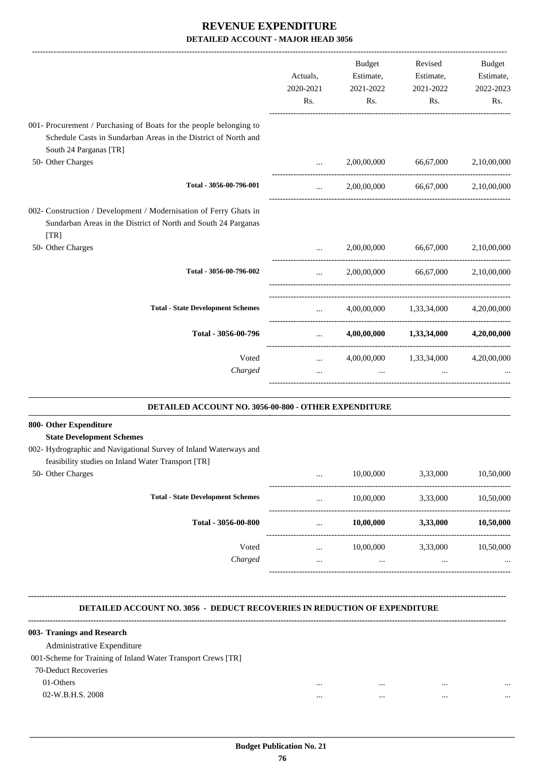# REVENUE EXPENDITURE

## DETAILED ACCOUNT - MAJOR HEAD 3056

| | Actuals, 2020-2021 Rs. | Budget Estimate, 2021-2022 Rs. | Revised Estimate, 2021-2022 Rs. | Budget Estimate, 2022-2023 Rs. |
|---|---|---|---|---|
| 001- Procurement / Purchasing of Boats for the people belonging to Schedule Casts in Sundarban Areas in the District of North and South 24 Parganas [TR] | | | | |
| 50- Other Charges | ... | 2,00,00,000 | 66,67,000 | 2,10,00,000 |
| Total - 3056-00-796-001 | ... | 2,00,00,000 | 66,67,000 | 2,10,00,000 |
| 002- Construction / Development / Modernisation of Ferry Ghats in Sundarban Areas in the District of North and South 24 Parganas [TR] | | | | |
| 50- Other Charges | ... | 2,00,00,000 | 66,67,000 | 2,10,00,000 |
| Total - 3056-00-796-002 | ... | 2,00,00,000 | 66,67,000 | 2,10,00,000 |
| Total - State Development Schemes | ... | 4,00,00,000 | 1,33,34,000 | 4,20,00,000 |
| **Total - 3056-00-796** | ... | **4,00,00,000** | **1,33,34,000** | **4,20,00,000** |
| Voted | ... | 4,00,00,000 | 1,33,34,000 | 4,20,00,000 |
| *Charged* | ... | ... | ... | ... |

### DETAILED ACCOUNT NO. 3056-00-800 - OTHER EXPENDITURE

| | Actuals, 2020-2021 Rs. | Budget Estimate, 2021-2022 Rs. | Revised Estimate, 2021-2022 Rs. | Budget Estimate, 2022-2023 Rs. |
|---|---|---|---|---|
| **800- Other Expenditure** | | | | |
| **State Development Schemes** | | | | |
| 002- Hydrographic and Navigational Survey of Inland Waterways and feasibility studies on Inland Water Transport [TR] | | | | |
| 50- Other Charges | ... | 10,00,000 | 3,33,000 | 10,50,000 |
| Total - State Development Schemes | ... | 10,00,000 | 3,33,000 | 10,50,000 |
| **Total - 3056-00-800** | ... | **10,00,000** | **3,33,000** | **10,50,000** |
| Voted | ... | 10,00,000 | 3,33,000 | 10,50,000 |
| *Charged* | ... | ... | ... | ... |

### DETAILED ACCOUNT NO. 3056 - DEDUCT RECOVERIES IN REDUCTION OF EXPENDITURE

| | Actuals, 2020-2021 Rs. | Budget Estimate, 2021-2022 Rs. | Revised Estimate, 2021-2022 Rs. | Budget Estimate, 2022-2023 Rs. |
|---|---|---|---|---|
| **003- Tranings and Research** | | | | |
| Administrative Expenditure | | | | |
| 001-Scheme for Training of Inland Water Transport Crews [TR] | | | | |
| 70-Deduct Recoveries | | | | |
| 01-Others | ... | ... | ... | ... |
| 02-W.B.H.S. 2008 | ... | ... | ... | ... |

**Budget Publication No. 21**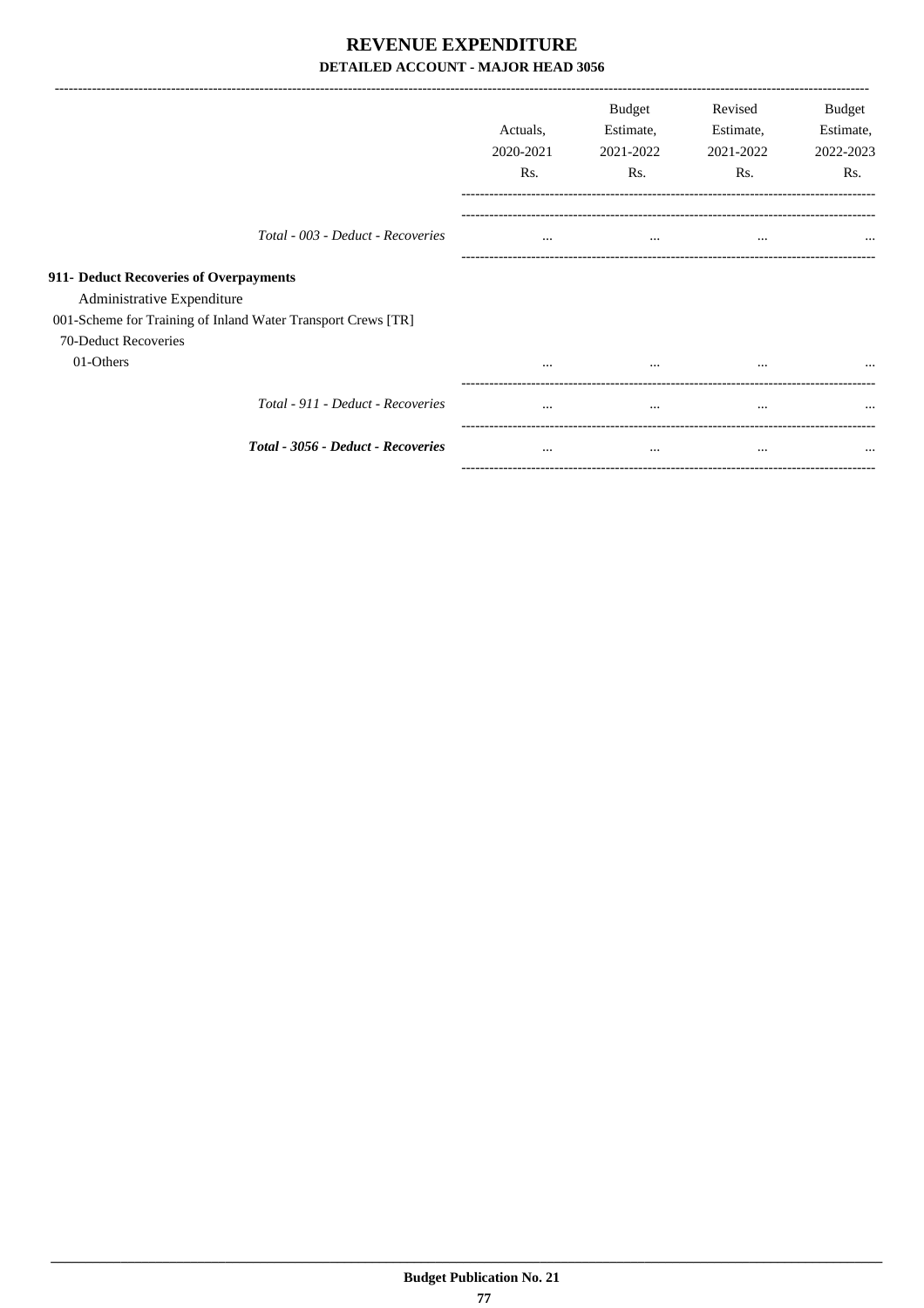# REVENUE EXPENDITURE

## DETAILED ACCOUNT - MAJOR HEAD 3056

| | Actuals, 2020-2021 Rs. | Budget Estimate, 2021-2022 Rs. | Revised Estimate, 2021-2022 Rs. | Budget Estimate, 2022-2023 Rs. |
|---|---|---|---|---|
| *Total - 003 - Deduct - Recoveries* | ... | ... | ... | ... |
| **911- Deduct Recoveries of Overpayments** | | | | |
| Administrative Expenditure | | | | |
| 001-Scheme for Training of Inland Water Transport Crews [TR] | | | | |
| 70-Deduct Recoveries | | | | |
| 01-Others | ... | ... | ... | ... |
| *Total - 911 - Deduct - Recoveries* | ... | ... | ... | ... |
| ***Total - 3056 - Deduct - Recoveries*** | ... | ... | ... | ... |

**Budget Publication No. 21**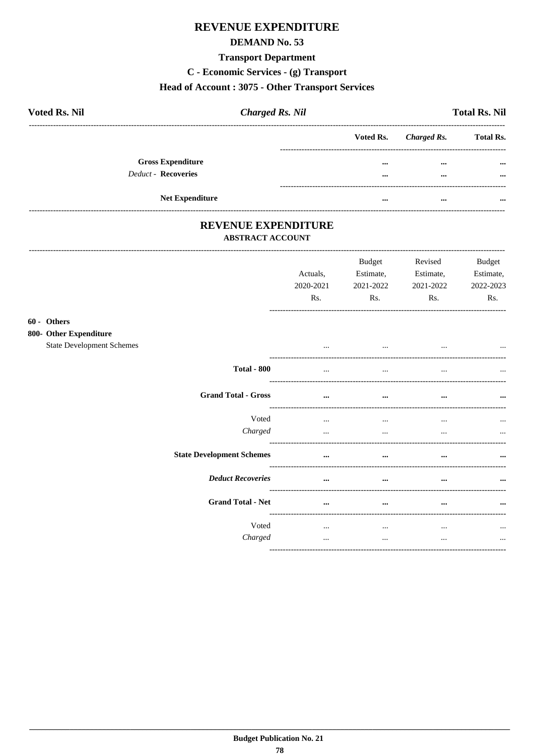# REVENUE EXPENDITURE

## DEMAND No. 53

### Transport Department

### C - Economic Services - (g) Transport

### Head of Account : 3075 - Other Transport Services

**Voted Rs. Nil** | ***Charged Rs. Nil*** | **Total Rs. Nil**

| | Voted Rs. | *Charged Rs.* | Total Rs. |
|---|---|---|---|
| **Gross Expenditure** | ... | ... | ... |
| *Deduct* - **Recoveries** | ... | ... | ... |
| **Net Expenditure** | ... | ... | ... |

## REVENUE EXPENDITURE

### ABSTRACT ACCOUNT

| | Actuals, 2020-2021 Rs. | Budget Estimate, 2021-2022 Rs. | Revised Estimate, 2021-2022 Rs. | Budget Estimate, 2022-2023 Rs. |
|---|---|---|---|---|
| **60 - Others** | | | | |
| **800- Other Expenditure** | | | | |
| State Development Schemes | ... | ... | ... | ... |
| **Total - 800** | ... | ... | ... | ... |
| **Grand Total - Gross** | ... | ... | ... | ... |
| Voted | ... | ... | ... | ... |
| *Charged* | ... | ... | ... | ... |
| **State Development Schemes** | ... | ... | ... | ... |
| ***Deduct Recoveries*** | ... | ... | ... | ... |
| **Grand Total - Net** | ... | ... | ... | ... |
| Voted | ... | ... | ... | ... |
| *Charged* | ... | ... | ... | ... |

**Budget Publication No. 21**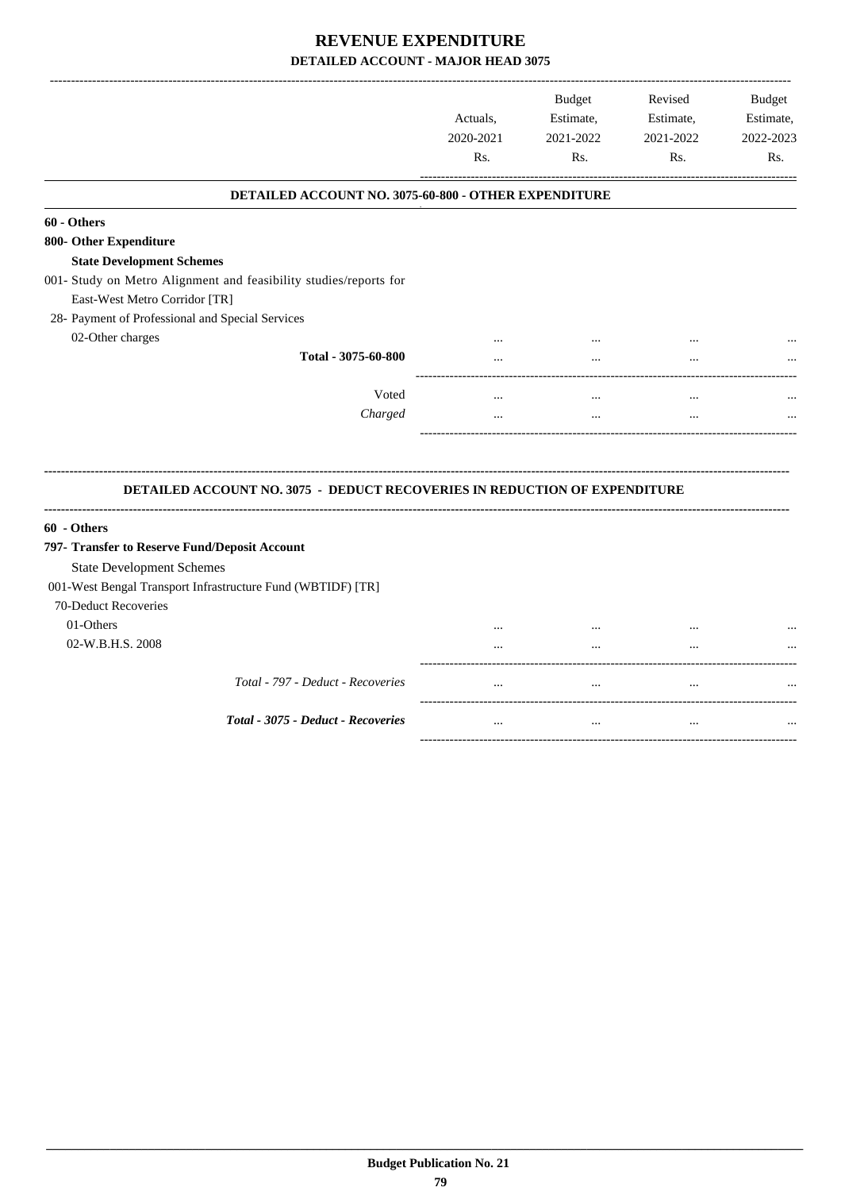# REVENUE EXPENDITURE

## DETAILED ACCOUNT - MAJOR HEAD 3075

| | Actuals, 2020-2021 Rs. | Budget Estimate, 2021-2022 Rs. | Revised Estimate, 2021-2022 Rs. | Budget Estimate, 2022-2023 Rs. |
|---|---|---|---|---|
| **DETAILED ACCOUNT NO. 3075-60-800 - OTHER EXPENDITURE** | | | | |
| **60 - Others** | | | | |
| **800- Other Expenditure** | | | | |
| **State Development Schemes** | | | | |
| 001- Study on Metro Alignment and feasibility studies/reports for East-West Metro Corridor [TR] | | | | |
| 28- Payment of Professional and Special Services | | | | |
| 02-Other charges | ... | ... | ... | ... |
| **Total - 3075-60-800** | ... | ... | ... | ... |
| Voted | ... | ... | ... | ... |
| *Charged* | ... | ... | ... | ... |

### DETAILED ACCOUNT NO. 3075 - DEDUCT RECOVERIES IN REDUCTION OF EXPENDITURE

| | Actuals, 2020-2021 Rs. | Budget Estimate, 2021-2022 Rs. | Revised Estimate, 2021-2022 Rs. | Budget Estimate, 2022-2023 Rs. |
|---|---|---|---|---|
| **60 - Others** | | | | |
| **797- Transfer to Reserve Fund/Deposit Account** | | | | |
| State Development Schemes | | | | |
| 001-West Bengal Transport Infrastructure Fund (WBTIDF) [TR] | | | | |
| 70-Deduct Recoveries | | | | |
| 01-Others | ... | ... | ... | ... |
| 02-W.B.H.S. 2008 | ... | ... | ... | ... |
| *Total - 797 - Deduct - Recoveries* | ... | ... | ... | ... |
| ***Total - 3075 - Deduct - Recoveries*** | ... | ... | ... | ... |

**Budget Publication No. 21**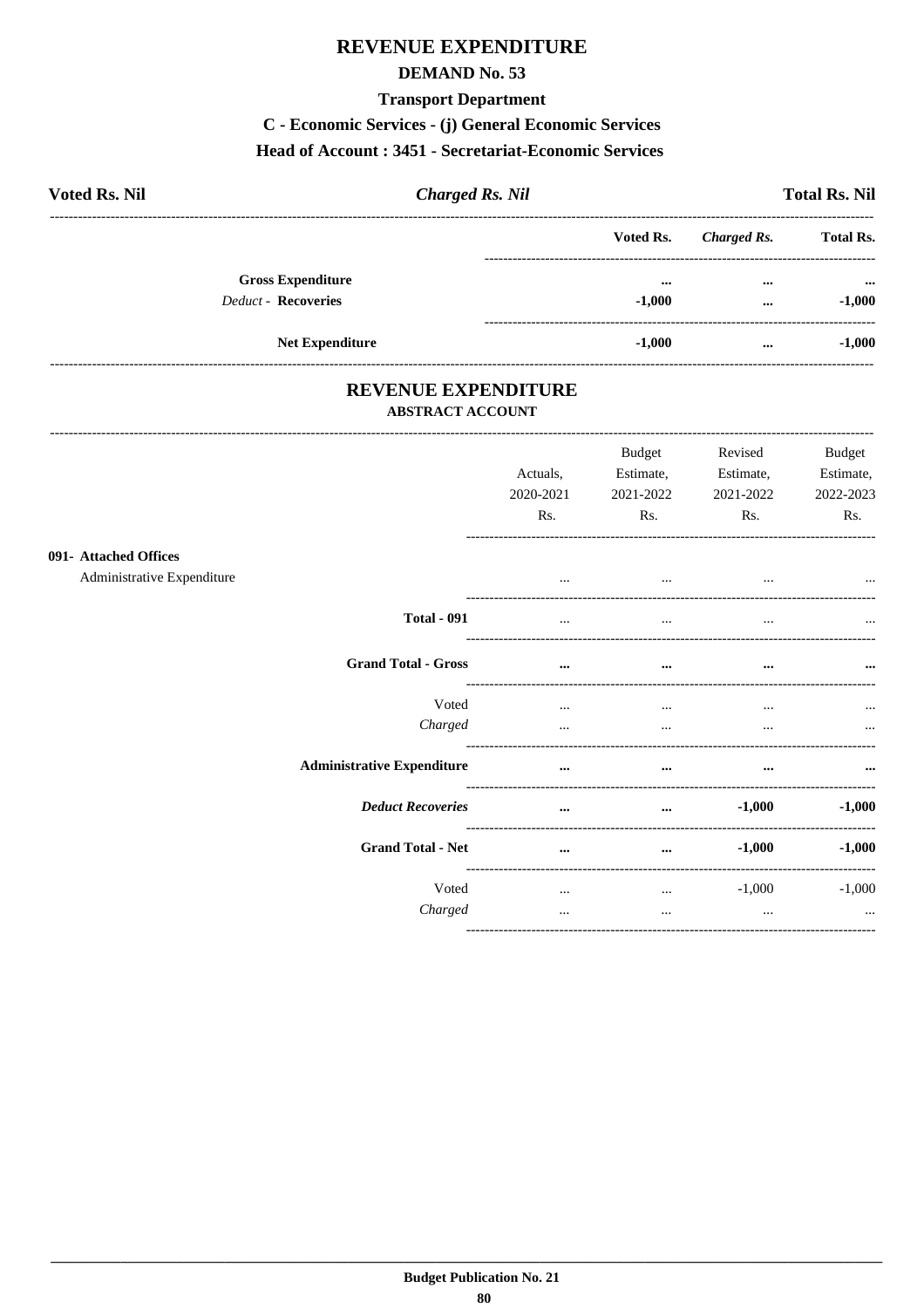# REVENUE EXPENDITURE

## DEMAND No. 53

### Transport Department

### C - Economic Services - (j) General Economic Services

### Head of Account : 3451 - Secretariat-Economic Services

**Voted Rs. Nil** | ***Charged Rs. Nil*** | **Total Rs. Nil**

| | Voted Rs. | *Charged Rs.* | Total Rs. |
|---|---|---|---|
| **Gross Expenditure** | ... | ... | ... |
| *Deduct* - **Recoveries** | -1,000 | ... | -1,000 |
| **Net Expenditure** | -1,000 | ... | -1,000 |

## REVENUE EXPENDITURE

### ABSTRACT ACCOUNT

| | Actuals, 2020-2021 Rs. | Budget Estimate, 2021-2022 Rs. | Revised Estimate, 2021-2022 Rs. | Budget Estimate, 2022-2023 Rs. |
|---|---|---|---|---|
| **091- Attached Offices** | | | | |
| Administrative Expenditure | ... | ... | ... | ... |
| **Total - 091** | ... | ... | ... | ... |
| **Grand Total - Gross** | ... | ... | ... | ... |
| Voted | ... | ... | ... | ... |
| *Charged* | ... | ... | ... | ... |
| **Administrative Expenditure** | ... | ... | ... | ... |
| ***Deduct Recoveries*** | ... | ... | -1,000 | -1,000 |
| **Grand Total - Net** | ... | ... | -1,000 | -1,000 |
| Voted | ... | ... | -1,000 | -1,000 |
| *Charged* | ... | ... | ... | ... |

Budget Publication No. 21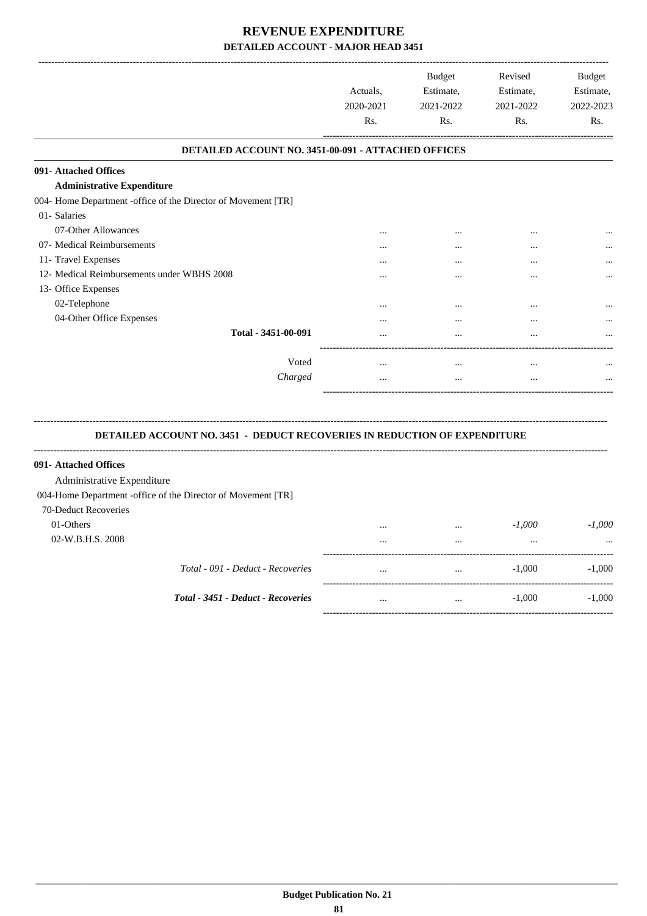# REVENUE EXPENDITURE

## DETAILED ACCOUNT - MAJOR HEAD 3451

| | Actuals, 2020-2021 Rs. | Budget Estimate, 2021-2022 Rs. | Revised Estimate, 2021-2022 Rs. | Budget Estimate, 2022-2023 Rs. |
|---|---|---|---|---|
| **DETAILED ACCOUNT NO. 3451-00-091 - ATTACHED OFFICES** | | | | |
| **091- Attached Offices** | | | | |
| **Administrative Expenditure** | | | | |
| 004- Home Department -office of the Director of Movement [TR] | | | | |
| 01- Salaries | | | | |
| 07-Other Allowances | ... | ... | ... | ... |
| 07- Medical Reimbursements | ... | ... | ... | ... |
| 11- Travel Expenses | ... | ... | ... | ... |
| 12- Medical Reimbursements under WBHS 2008 | ... | ... | ... | ... |
| 13- Office Expenses | | | | |
| 02-Telephone | ... | ... | ... | ... |
| 04-Other Office Expenses | ... | ... | ... | ... |
| **Total - 3451-00-091** | ... | ... | ... | ... |
| Voted | ... | ... | ... | ... |
| *Charged* | ... | ... | ... | ... |

**DETAILED ACCOUNT NO. 3451 - DEDUCT RECOVERIES IN REDUCTION OF EXPENDITURE**

| | Actuals, 2020-2021 Rs. | Budget Estimate, 2021-2022 Rs. | Revised Estimate, 2021-2022 Rs. | Budget Estimate, 2022-2023 Rs. |
|---|---|---|---|---|
| **091- Attached Offices** | | | | |
| Administrative Expenditure | | | | |
| 004-Home Department -office of the Director of Movement [TR] | | | | |
| 70-Deduct Recoveries | | | | |
| 01-Others | ... | ... | *-1,000* | *-1,000* |
| 02-W.B.H.S. 2008 | ... | ... | ... | ... |
| *Total - 091 - Deduct - Recoveries* | ... | ... | -1,000 | -1,000 |
| ***Total - 3451 - Deduct - Recoveries*** | ... | ... | -1,000 | -1,000 |

**Budget Publication No. 21**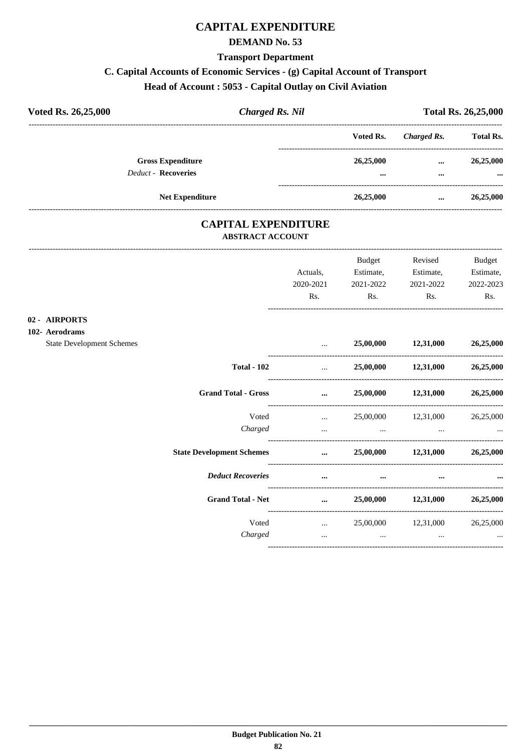# CAPITAL EXPENDITURE

## DEMAND No. 53

### Transport Department

### C. Capital Accounts of Economic Services - (g) Capital Account of Transport

### Head of Account : 5053 - Capital Outlay on Civil Aviation

| **Voted Rs. 26,25,000** | ***Charged Rs. Nil*** | **Total Rs. 26,25,000** |
|---|---|---|

| | Voted Rs. | *Charged Rs.* | Total Rs. |
|---|---|---|---|
| **Gross Expenditure** | **26,25,000** | **...** | **26,25,000** |
| *Deduct* - **Recoveries** | **...** | **...** | **...** |
| **Net Expenditure** | **26,25,000** | **...** | **26,25,000** |

## CAPITAL EXPENDITURE

### ABSTRACT ACCOUNT

| | Actuals, 2020-2021 Rs. | Budget Estimate, 2021-2022 Rs. | Revised Estimate, 2021-2022 Rs. | Budget Estimate, 2022-2023 Rs. |
|---|---|---|---|---|
| **02 - AIRPORTS** | | | | |
| **102- Aerodrams** | | | | |
| State Development Schemes | ... | **25,00,000** | **12,31,000** | **26,25,000** |
| **Total - 102** | ... | **25,00,000** | **12,31,000** | **26,25,000** |
| **Grand Total - Gross** | **...** | **25,00,000** | **12,31,000** | **26,25,000** |
| Voted | ... | 25,00,000 | 12,31,000 | 26,25,000 |
| *Charged* | ... | ... | ... | ... |
| **State Development Schemes** | **...** | **25,00,000** | **12,31,000** | **26,25,000** |
| ***Deduct Recoveries*** | **...** | **...** | **...** | **...** |
| **Grand Total - Net** | **...** | **25,00,000** | **12,31,000** | **26,25,000** |
| Voted | ... | 25,00,000 | 12,31,000 | 26,25,000 |
| *Charged* | ... | ... | ... | ... |

**Budget Publication No. 21**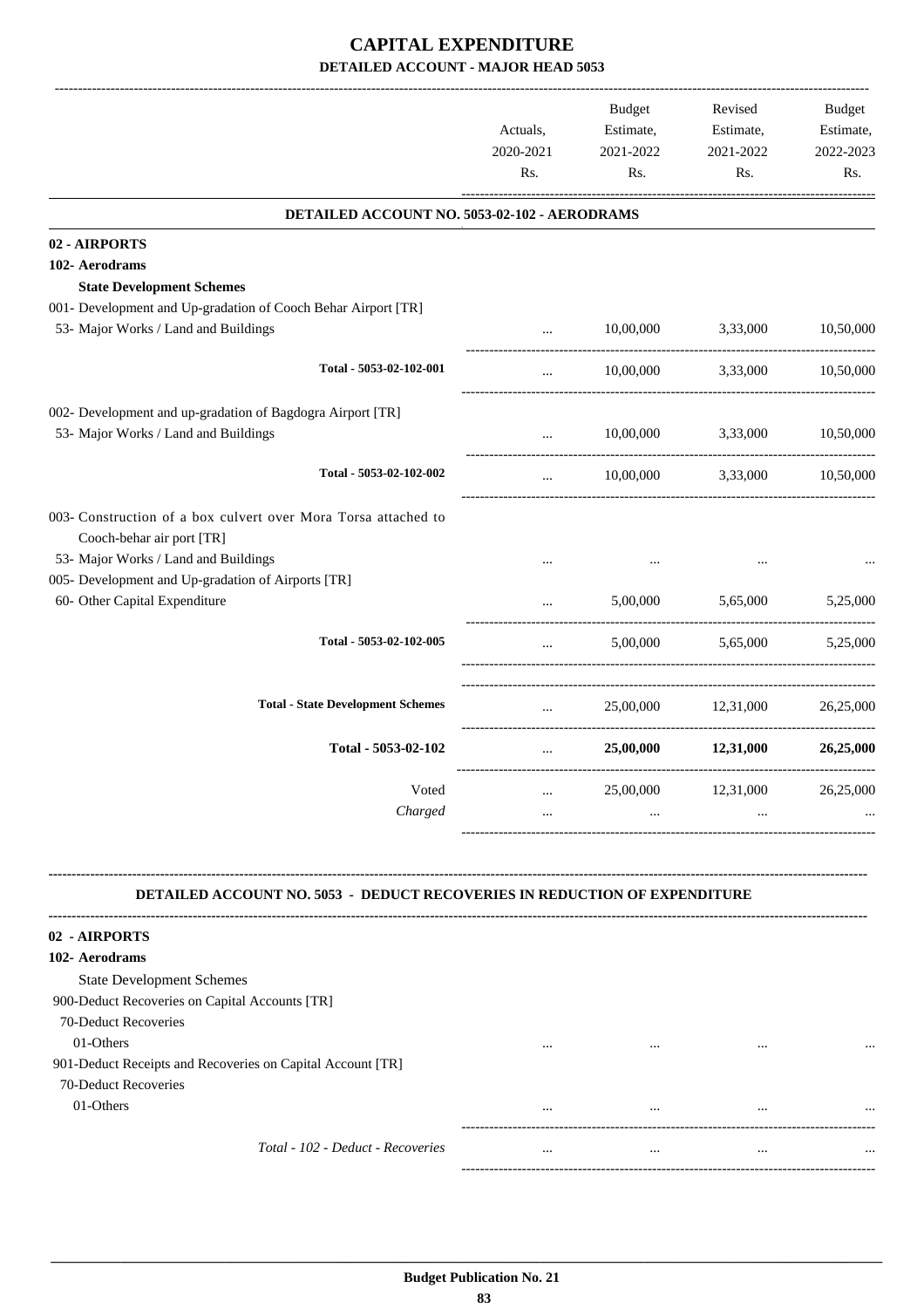# CAPITAL EXPENDITURE

## DETAILED ACCOUNT - MAJOR HEAD 5053

| | Actuals, 2020-2021 Rs. | Budget Estimate, 2021-2022 Rs. | Revised Estimate, 2021-2022 Rs. | Budget Estimate, 2022-2023 Rs. |
|---|---|---|---|---|
| **DETAILED ACCOUNT NO. 5053-02-102 - AERODRAMS** | | | | |
| **02 - AIRPORTS** | | | | |
| **102- Aerodrams** | | | | |
| **State Development Schemes** | | | | |
| 001- Development and Up-gradation of Cooch Behar Airport [TR] | | | | |
| 53- Major Works / Land and Buildings | ... | 10,00,000 | 3,33,000 | 10,50,000 |
| Total - 5053-02-102-001 | ... | 10,00,000 | 3,33,000 | 10,50,000 |
| 002- Development and up-gradation of Bagdogra Airport [TR] | | | | |
| 53- Major Works / Land and Buildings | ... | 10,00,000 | 3,33,000 | 10,50,000 |
| Total - 5053-02-102-002 | ... | 10,00,000 | 3,33,000 | 10,50,000 |
| 003- Construction of a box culvert over Mora Torsa attached to Cooch-behar air port [TR] | | | | |
| 53- Major Works / Land and Buildings | ... | ... | ... | ... |
| 005- Development and Up-gradation of Airports [TR] | | | | |
| 60- Other Capital Expenditure | ... | 5,00,000 | 5,65,000 | 5,25,000 |
| Total - 5053-02-102-005 | ... | 5,00,000 | 5,65,000 | 5,25,000 |
| Total - State Development Schemes | ... | 25,00,000 | 12,31,000 | 26,25,000 |
| **Total - 5053-02-102** | ... | **25,00,000** | **12,31,000** | **26,25,000** |
| Voted | ... | 25,00,000 | 12,31,000 | 26,25,000 |
| *Charged* | ... | ... | ... | ... |

| | Actuals, 2020-2021 Rs. | Budget Estimate, 2021-2022 Rs. | Revised Estimate, 2021-2022 Rs. | Budget Estimate, 2022-2023 Rs. |
|---|---|---|---|---|
| **DETAILED ACCOUNT NO. 5053 - DEDUCT RECOVERIES IN REDUCTION OF EXPENDITURE** | | | | |
| **02 - AIRPORTS** | | | | |
| **102- Aerodrams** | | | | |
| State Development Schemes | | | | |
| 900-Deduct Recoveries on Capital Accounts [TR] | | | | |
| 70-Deduct Recoveries | | | | |
| 01-Others | ... | ... | ... | ... |
| 901-Deduct Receipts and Recoveries on Capital Account [TR] | | | | |
| 70-Deduct Recoveries | | | | |
| 01-Others | ... | ... | ... | ... |
| *Total - 102 - Deduct - Recoveries* | ... | ... | ... | ... |

Budget Publication No. 21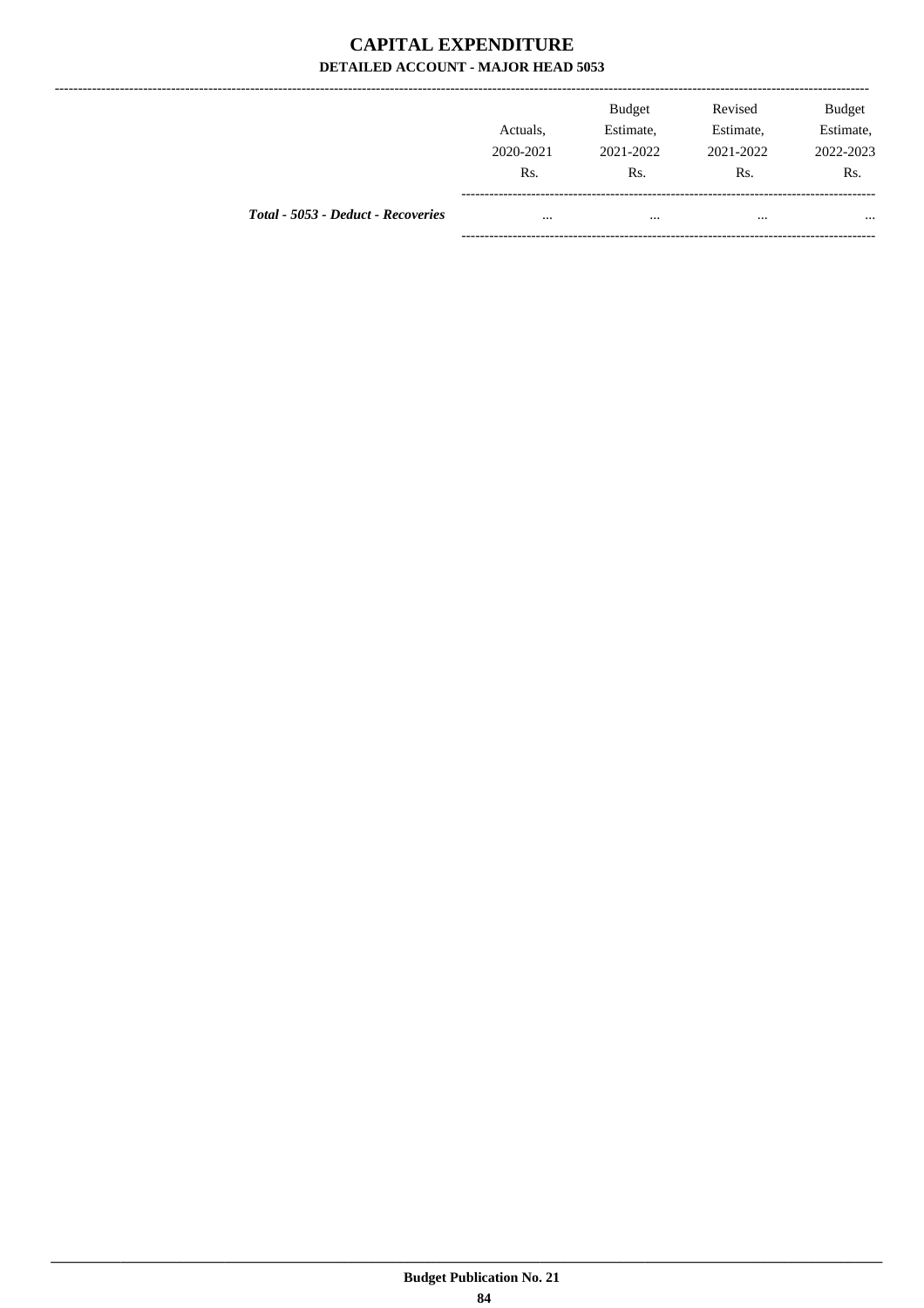# CAPITAL EXPENDITURE

## DETAILED ACCOUNT - MAJOR HEAD 5053

| | Actuals, 2020-2021 Rs. | Budget Estimate, 2021-2022 Rs. | Revised Estimate, 2021-2022 Rs. | Budget Estimate, 2022-2023 Rs. |
|---|---|---|---|---|
| ***Total - 5053 - Deduct - Recoveries*** | ... | ... | ... | ... |

**Budget Publication No. 21**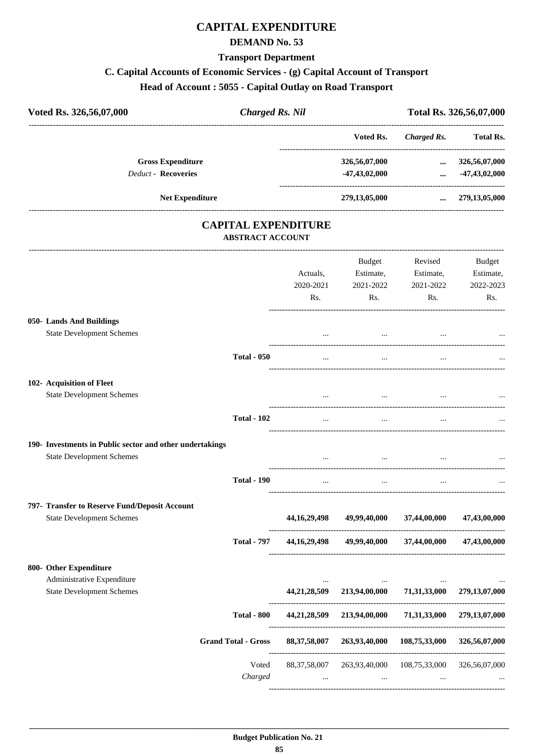# CAPITAL EXPENDITURE

## DEMAND No. 53

### Transport Department

### C. Capital Accounts of Economic Services - (g) Capital Account of Transport

### Head of Account : 5055 - Capital Outlay on Road Transport

| Voted Rs. 326,56,07,000 | *Charged Rs. Nil* | Total Rs. 326,56,07,000 |
|---|---|---|

| | Voted Rs. | *Charged Rs.* | Total Rs. |
|---|---|---|---|
| **Gross Expenditure** | 326,56,07,000 | ... | 326,56,07,000 |
| *Deduct* - **Recoveries** | -47,43,02,000 | ... | -47,43,02,000 |
| **Net Expenditure** | 279,13,05,000 | ... | 279,13,05,000 |

## CAPITAL EXPENDITURE

### ABSTRACT ACCOUNT

| | | Actuals, 2020-2021 Rs. | Budget Estimate, 2021-2022 Rs. | Revised Estimate, 2021-2022 Rs. | Budget Estimate, 2022-2023 Rs. |
|---|---|---|---|---|---|
| **050- Lands And Buildings** | | | | | |
| State Development Schemes | | ... | ... | ... | ... |
| | **Total - 050** | ... | ... | ... | ... |
| **102- Acquisition of Fleet** | | | | | |
| State Development Schemes | | ... | ... | ... | ... |
| | **Total - 102** | ... | ... | ... | ... |
| **190- Investments in Public sector and other undertakings** | | | | | |
| State Development Schemes | | ... | ... | ... | ... |
| | **Total - 190** | ... | ... | ... | ... |
| **797- Transfer to Reserve Fund/Deposit Account** | | | | | |
| State Development Schemes | | **44,16,29,498** | **49,99,40,000** | **37,44,00,000** | **47,43,00,000** |
| | **Total - 797** | **44,16,29,498** | **49,99,40,000** | **37,44,00,000** | **47,43,00,000** |
| **800- Other Expenditure** | | | | | |
| Administrative Expenditure | | ... | ... | ... | ... |
| State Development Schemes | | **44,21,28,509** | **213,94,00,000** | **71,31,33,000** | **279,13,07,000** |
| | **Total - 800** | **44,21,28,509** | **213,94,00,000** | **71,31,33,000** | **279,13,07,000** |
| | **Grand Total - Gross** | **88,37,58,007** | **263,93,40,000** | **108,75,33,000** | **326,56,07,000** |
| | Voted | 88,37,58,007 | 263,93,40,000 | 108,75,33,000 | 326,56,07,000 |
| | *Charged* | ... | ... | ... | ... |

**Budget Publication No. 21**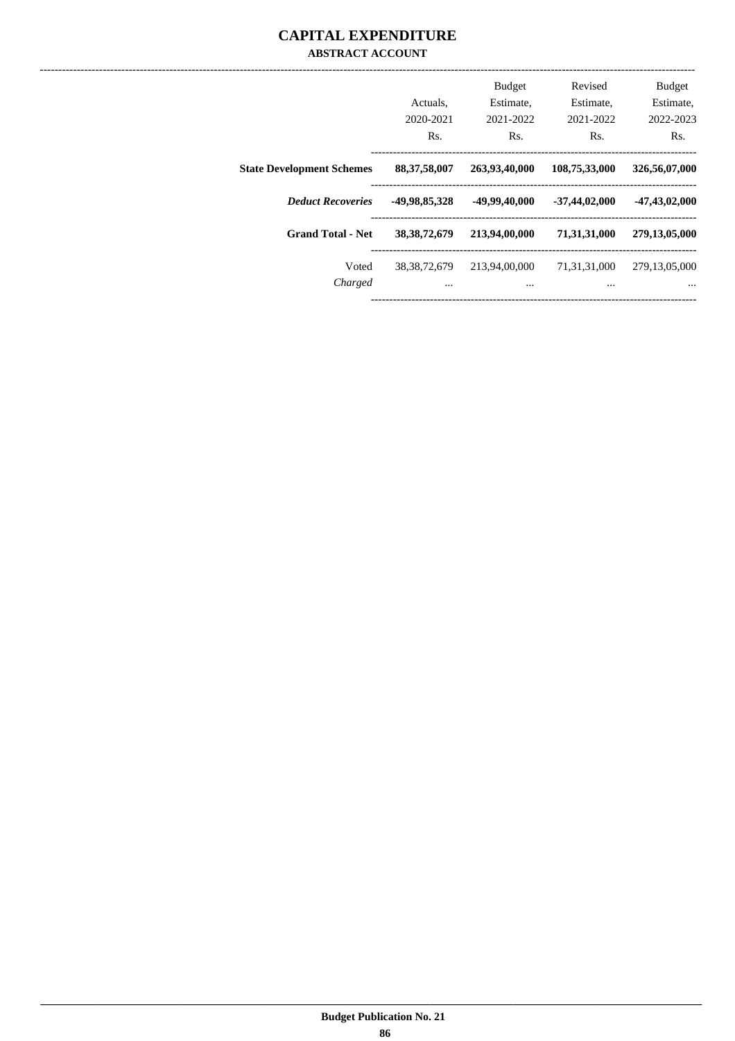# CAPITAL EXPENDITURE

## ABSTRACT ACCOUNT

| | Actuals, 2020-2021 Rs. | Budget Estimate, 2021-2022 Rs. | Revised Estimate, 2021-2022 Rs. | Budget Estimate, 2022-2023 Rs. |
|---|---|---|---|---|
| **State Development Schemes** | **88,37,58,007** | **263,93,40,000** | **108,75,33,000** | **326,56,07,000** |
| ***Deduct Recoveries*** | **-49,98,85,328** | **-49,99,40,000** | **-37,44,02,000** | **-47,43,02,000** |
| **Grand Total - Net** | **38,38,72,679** | **213,94,00,000** | **71,31,31,000** | **279,13,05,000** |
| Voted | 38,38,72,679 | 213,94,00,000 | 71,31,31,000 | 279,13,05,000 |
| *Charged* | ... | ... | ... | ... |

Budget Publication No. 21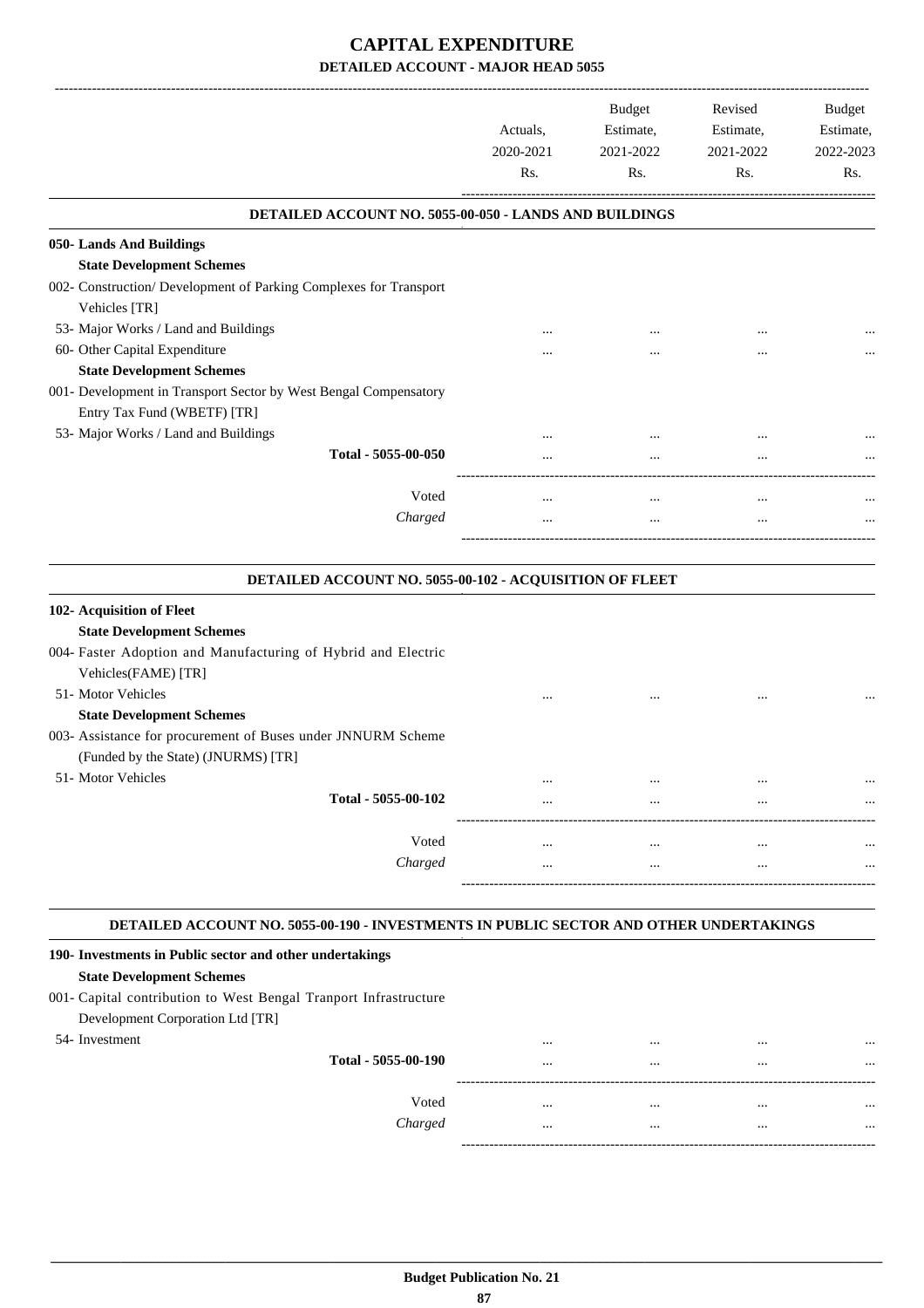# CAPITAL EXPENDITURE

## DETAILED ACCOUNT - MAJOR HEAD 5055

| | Actuals, 2020-2021 Rs. | Budget Estimate, 2021-2022 Rs. | Revised Estimate, 2021-2022 Rs. | Budget Estimate, 2022-2023 Rs. |
|---|---|---|---|---|
| **DETAILED ACCOUNT NO. 5055-00-050 - LANDS AND BUILDINGS** | | | | |
| **050- Lands And Buildings** | | | | |
| **State Development Schemes** | | | | |
| 002- Construction/ Development of Parking Complexes for Transport Vehicles [TR] | | | | |
| 53- Major Works / Land and Buildings | ... | ... | ... | ... |
| 60- Other Capital Expenditure | ... | ... | ... | ... |
| **State Development Schemes** | | | | |
| 001- Development in Transport Sector by West Bengal Compensatory Entry Tax Fund (WBETF) [TR] | | | | |
| 53- Major Works / Land and Buildings | ... | ... | ... | ... |
| **Total - 5055-00-050** | ... | ... | ... | ... |
| Voted | ... | ... | ... | ... |
| *Charged* | ... | ... | ... | ... |
| **DETAILED ACCOUNT NO. 5055-00-102 - ACQUISITION OF FLEET** | | | | |
| **102- Acquisition of Fleet** | | | | |
| **State Development Schemes** | | | | |
| 004- Faster Adoption and Manufacturing of Hybrid and Electric Vehicles(FAME) [TR] | | | | |
| 51- Motor Vehicles | ... | ... | ... | ... |
| **State Development Schemes** | | | | |
| 003- Assistance for procurement of Buses under JNNURM Scheme (Funded by the State) (JNURMS) [TR] | | | | |
| 51- Motor Vehicles | ... | ... | ... | ... |
| **Total - 5055-00-102** | ... | ... | ... | ... |
| Voted | ... | ... | ... | ... |
| *Charged* | ... | ... | ... | ... |
| **DETAILED ACCOUNT NO. 5055-00-190 - INVESTMENTS IN PUBLIC SECTOR AND OTHER UNDERTAKINGS** | | | | |
| **190- Investments in Public sector and other undertakings** | | | | |
| **State Development Schemes** | | | | |
| 001- Capital contribution to West Bengal Tranport Infrastructure Development Corporation Ltd [TR] | | | | |
| 54- Investment | ... | ... | ... | ... |
| **Total - 5055-00-190** | ... | ... | ... | ... |
| Voted | ... | ... | ... | ... |
| *Charged* | ... | ... | ... | ... |

**Budget Publication No. 21**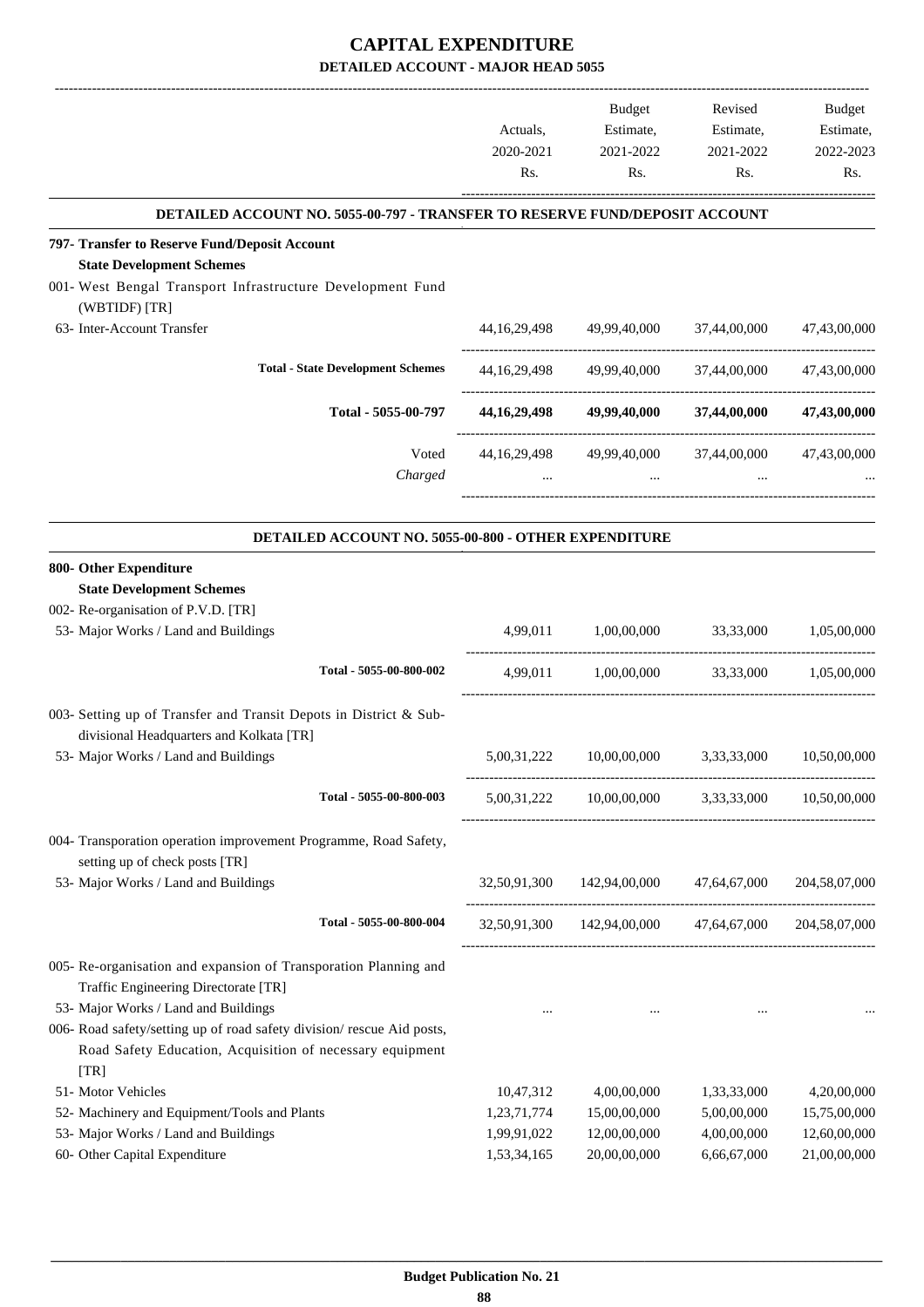# CAPITAL EXPENDITURE

## DETAILED ACCOUNT - MAJOR HEAD 5055

| | Actuals, 2020-2021 Rs. | Budget Estimate, 2021-2022 Rs. | Revised Estimate, 2021-2022 Rs. | Budget Estimate, 2022-2023 Rs. |
|---|---|---|---|---|
| **DETAILED ACCOUNT NO. 5055-00-797 - TRANSFER TO RESERVE FUND/DEPOSIT ACCOUNT** | | | | |
| **797- Transfer to Reserve Fund/Deposit Account** | | | | |
| **State Development Schemes** | | | | |
| 001- West Bengal Transport Infrastructure Development Fund (WBTIDF) [TR] | | | | |
| 63- Inter-Account Transfer | 44,16,29,498 | 49,99,40,000 | 37,44,00,000 | 47,43,00,000 |
| **Total - State Development Schemes** | 44,16,29,498 | 49,99,40,000 | 37,44,00,000 | 47,43,00,000 |
| **Total - 5055-00-797** | **44,16,29,498** | **49,99,40,000** | **37,44,00,000** | **47,43,00,000** |
| Voted | 44,16,29,498 | 49,99,40,000 | 37,44,00,000 | 47,43,00,000 |
| *Charged* | ... | ... | ... | ... |
| **DETAILED ACCOUNT NO. 5055-00-800 - OTHER EXPENDITURE** | | | | |
| **800- Other Expenditure** | | | | |
| **State Development Schemes** | | | | |
| 002- Re-organisation of P.V.D. [TR] | | | | |
| 53- Major Works / Land and Buildings | 4,99,011 | 1,00,00,000 | 33,33,000 | 1,05,00,000 |
| **Total - 5055-00-800-002** | 4,99,011 | 1,00,00,000 | 33,33,000 | 1,05,00,000 |
| 003- Setting up of Transfer and Transit Depots in District & Sub-divisional Headquarters and Kolkata [TR] | | | | |
| 53- Major Works / Land and Buildings | 5,00,31,222 | 10,00,00,000 | 3,33,33,000 | 10,50,00,000 |
| **Total - 5055-00-800-003** | 5,00,31,222 | 10,00,00,000 | 3,33,33,000 | 10,50,00,000 |
| 004- Transporation operation improvement Programme, Road Safety, setting up of check posts [TR] | | | | |
| 53- Major Works / Land and Buildings | 32,50,91,300 | 142,94,00,000 | 47,64,67,000 | 204,58,07,000 |
| **Total - 5055-00-800-004** | 32,50,91,300 | 142,94,00,000 | 47,64,67,000 | 204,58,07,000 |
| 005- Re-organisation and expansion of Transporation Planning and Traffic Engineering Directorate [TR] | | | | |
| 53- Major Works / Land and Buildings | ... | ... | ... | ... |
| 006- Road safety/setting up of road safety division/ rescue Aid posts, Road Safety Education, Acquisition of necessary equipment [TR] | | | | |
| 51- Motor Vehicles | 10,47,312 | 4,00,00,000 | 1,33,33,000 | 4,20,00,000 |
| 52- Machinery and Equipment/Tools and Plants | 1,23,71,774 | 15,00,00,000 | 5,00,00,000 | 15,75,00,000 |
| 53- Major Works / Land and Buildings | 1,99,91,022 | 12,00,00,000 | 4,00,00,000 | 12,60,00,000 |
| 60- Other Capital Expenditure | 1,53,34,165 | 20,00,00,000 | 6,66,67,000 | 21,00,00,000 |

**Budget Publication No. 21**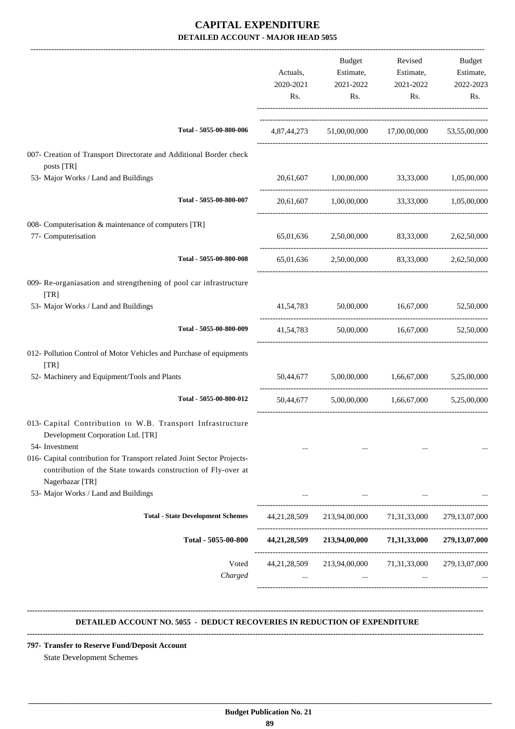# CAPITAL EXPENDITURE

## DETAILED ACCOUNT - MAJOR HEAD 5055

| | Actuals, 2020-2021 Rs. | Budget Estimate, 2021-2022 Rs. | Revised Estimate, 2021-2022 Rs. | Budget Estimate, 2022-2023 Rs. |
|---|---|---|---|---|
| Total - 5055-00-800-006 | 4,87,44,273 | 51,00,00,000 | 17,00,00,000 | 53,55,00,000 |
| 007- Creation of Transport Directorate and Additional Border check posts [TR] | | | | |
| 53- Major Works / Land and Buildings | 20,61,607 | 1,00,00,000 | 33,33,000 | 1,05,00,000 |
| Total - 5055-00-800-007 | 20,61,607 | 1,00,00,000 | 33,33,000 | 1,05,00,000 |
| 008- Computerisation & maintenance of computers [TR] | | | | |
| 77- Computerisation | 65,01,636 | 2,50,00,000 | 83,33,000 | 2,62,50,000 |
| Total - 5055-00-800-008 | 65,01,636 | 2,50,00,000 | 83,33,000 | 2,62,50,000 |
| 009- Re-organiasation and strengthening of pool car infrastructure [TR] | | | | |
| 53- Major Works / Land and Buildings | 41,54,783 | 50,00,000 | 16,67,000 | 52,50,000 |
| Total - 5055-00-800-009 | 41,54,783 | 50,00,000 | 16,67,000 | 52,50,000 |
| 012- Pollution Control of Motor Vehicles and Purchase of equipments [TR] | | | | |
| 52- Machinery and Equipment/Tools and Plants | 50,44,677 | 5,00,00,000 | 1,66,67,000 | 5,25,00,000 |
| Total - 5055-00-800-012 | 50,44,677 | 5,00,00,000 | 1,66,67,000 | 5,25,00,000 |
| 013- Capital Contribution to W.B. Transport Infrastructure Development Corporation Ltd. [TR] | | | | |
| 54- Investment | ... | ... | ... | ... |
| 016- Capital contribution for Transport related Joint Sector Projects- contribution of the State towards construction of Fly-over at Nagerbazar [TR] | | | | |
| 53- Major Works / Land and Buildings | ... | ... | ... | ... |
| Total - State Development Schemes | 44,21,28,509 | 213,94,00,000 | 71,31,33,000 | 279,13,07,000 |
| **Total - 5055-00-800** | **44,21,28,509** | **213,94,00,000** | **71,31,33,000** | **279,13,07,000** |
| Voted | 44,21,28,509 | 213,94,00,000 | 71,31,33,000 | 279,13,07,000 |
| *Charged* | ... | ... | ... | ... |

**DETAILED ACCOUNT NO. 5055 - DEDUCT RECOVERIES IN REDUCTION OF EXPENDITURE**

**797- Transfer to Reserve Fund/Deposit Account**

State Development Schemes

**Budget Publication No. 21**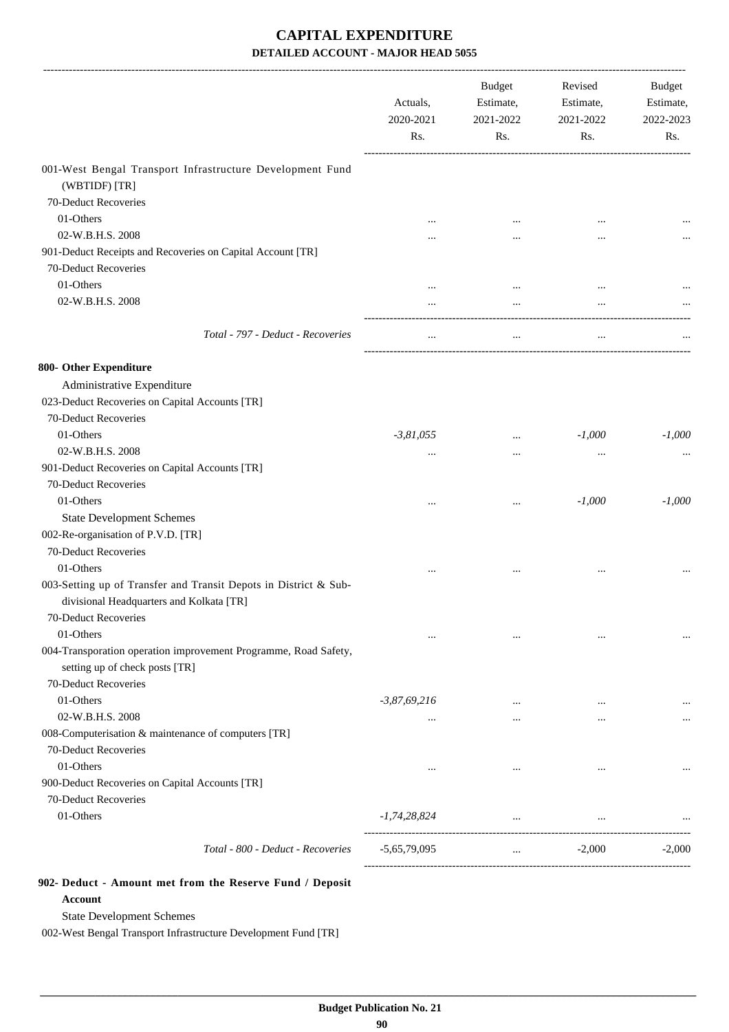# CAPITAL EXPENDITURE

## DETAILED ACCOUNT - MAJOR HEAD 5055

| | Actuals, 2020-2021 Rs. | Budget Estimate, 2021-2022 Rs. | Revised Estimate, 2021-2022 Rs. | Budget Estimate, 2022-2023 Rs. |
|---|---|---|---|---|
| 001-West Bengal Transport Infrastructure Development Fund (WBTIDF) [TR] | | | | |
| 70-Deduct Recoveries | | | | |
| 01-Others | ... | ... | ... | ... |
| 02-W.B.H.S. 2008 | ... | ... | ... | ... |
| 901-Deduct Receipts and Recoveries on Capital Account [TR] | | | | |
| 70-Deduct Recoveries | | | | |
| 01-Others | ... | ... | ... | ... |
| 02-W.B.H.S. 2008 | ... | ... | ... | ... |
| *Total - 797 - Deduct - Recoveries* | ... | ... | ... | ... |
| **800- Other Expenditure** | | | | |
| Administrative Expenditure | | | | |
| 023-Deduct Recoveries on Capital Accounts [TR] | | | | |
| 70-Deduct Recoveries | | | | |
| 01-Others | *-3,81,055* | ... | *-1,000* | *-1,000* |
| 02-W.B.H.S. 2008 | ... | ... | ... | ... |
| 901-Deduct Recoveries on Capital Accounts [TR] | | | | |
| 70-Deduct Recoveries | | | | |
| 01-Others | ... | ... | *-1,000* | *-1,000* |
| State Development Schemes | | | | |
| 002-Re-organisation of P.V.D. [TR] | | | | |
| 70-Deduct Recoveries | | | | |
| 01-Others | ... | ... | ... | ... |
| 003-Setting up of Transfer and Transit Depots in District & Sub-divisional Headquarters and Kolkata [TR] | | | | |
| 70-Deduct Recoveries | | | | |
| 01-Others | ... | ... | ... | ... |
| 004-Transporation operation improvement Programme, Road Safety, setting up of check posts [TR] | | | | |
| 70-Deduct Recoveries | | | | |
| 01-Others | *-3,87,69,216* | ... | ... | ... |
| 02-W.B.H.S. 2008 | ... | ... | ... | ... |
| 008-Computerisation & maintenance of computers [TR] | | | | |
| 70-Deduct Recoveries | | | | |
| 01-Others | ... | ... | ... | ... |
| 900-Deduct Recoveries on Capital Accounts [TR] | | | | |
| 70-Deduct Recoveries | | | | |
| 01-Others | *-1,74,28,824* | ... | ... | ... |
| *Total - 800 - Deduct - Recoveries* | -5,65,79,095 | ... | -2,000 | -2,000 |

**902- Deduct - Amount met from the Reserve Fund / Deposit Account**

State Development Schemes

002-West Bengal Transport Infrastructure Development Fund [TR]

**Budget Publication No. 21**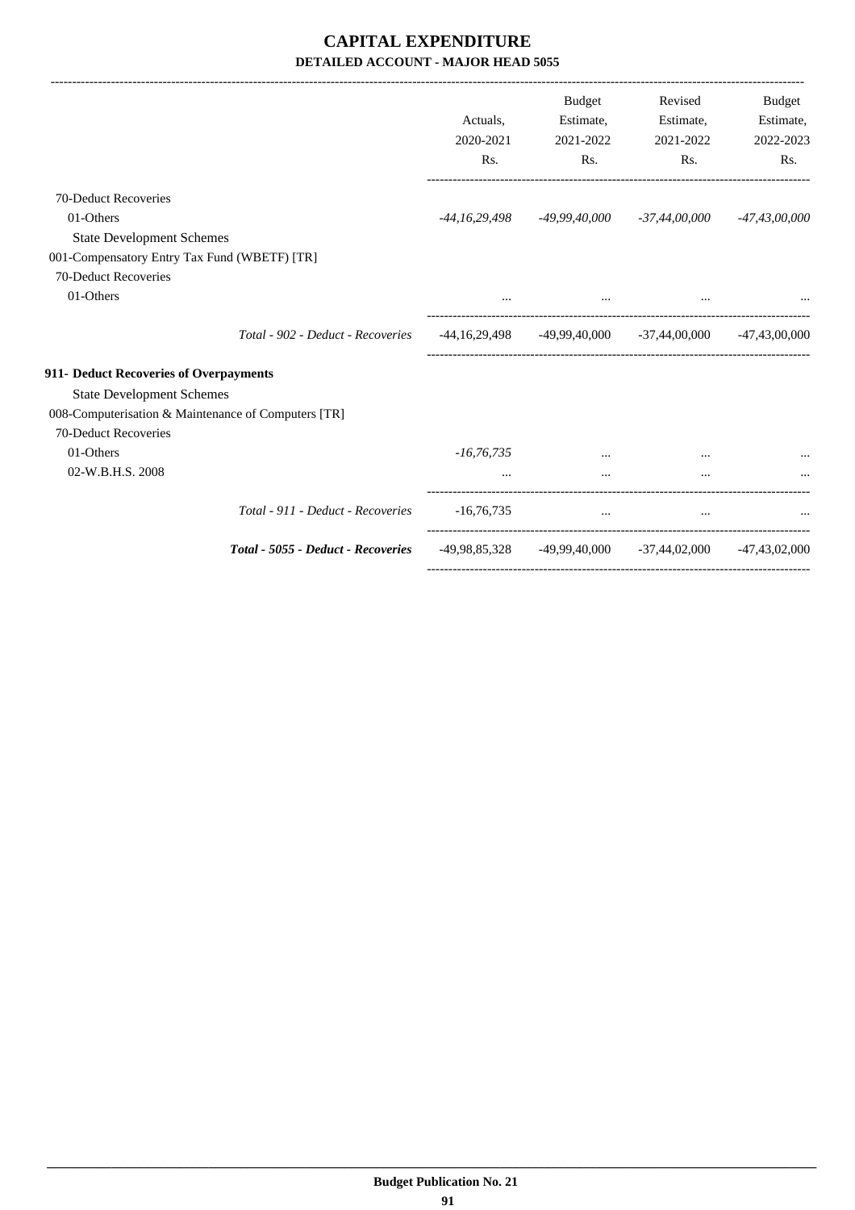# CAPITAL EXPENDITURE

## DETAILED ACCOUNT - MAJOR HEAD 5055

| | Actuals, 2020-2021 Rs. | Budget Estimate, 2021-2022 Rs. | Revised Estimate, 2021-2022 Rs. | Budget Estimate, 2022-2023 Rs. |
|---|---|---|---|---|
| 70-Deduct Recoveries | | | | |
| 01-Others | *-44,16,29,498* | *-49,99,40,000* | *-37,44,00,000* | *-47,43,00,000* |
| State Development Schemes | | | | |
| 001-Compensatory Entry Tax Fund (WBETF) [TR] | | | | |
| 70-Deduct Recoveries | | | | |
| 01-Others | ... | ... | ... | ... |
| *Total - 902 - Deduct - Recoveries* | -44,16,29,498 | -49,99,40,000 | -37,44,00,000 | -47,43,00,000 |
| **911- Deduct Recoveries of Overpayments** | | | | |
| State Development Schemes | | | | |
| 008-Computerisation & Maintenance of Computers [TR] | | | | |
| 70-Deduct Recoveries | | | | |
| 01-Others | *-16,76,735* | ... | ... | ... |
| 02-W.B.H.S. 2008 | ... | ... | ... | ... |
| *Total - 911 - Deduct - Recoveries* | -16,76,735 | ... | ... | ... |
| ***Total - 5055 - Deduct - Recoveries*** | -49,98,85,328 | -49,99,40,000 | -37,44,02,000 | -47,43,02,000 |

**Budget Publication No. 21**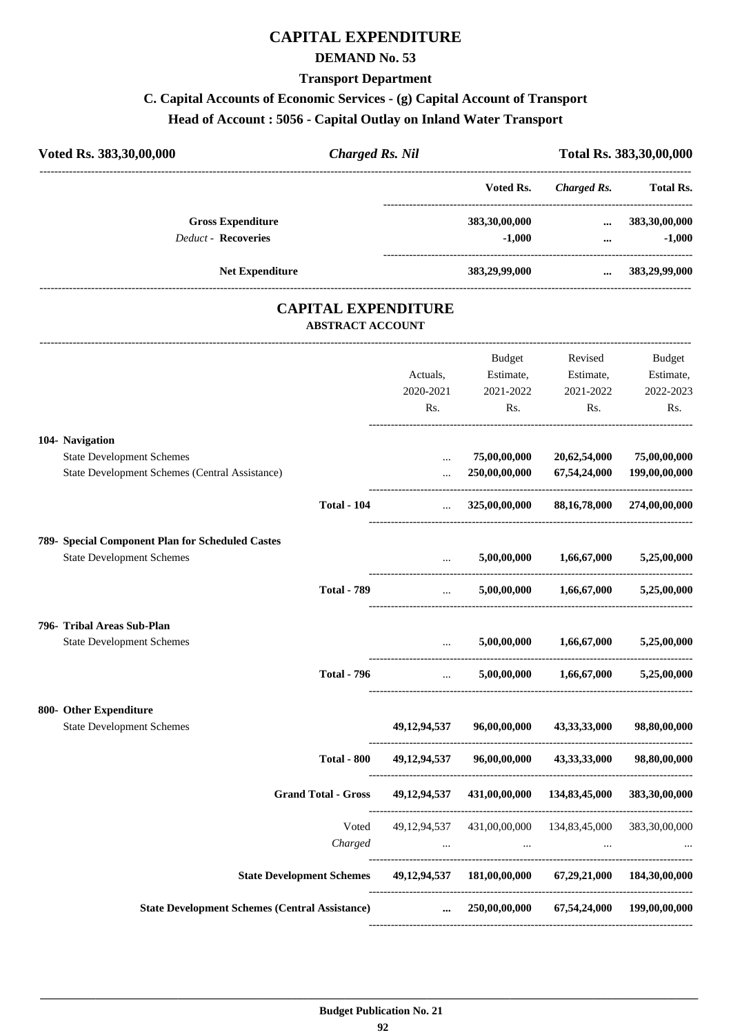# CAPITAL EXPENDITURE

## DEMAND No. 53

### Transport Department

### C. Capital Accounts of Economic Services - (g) Capital Account of Transport

### Head of Account : 5056 - Capital Outlay on Inland Water Transport

**Voted Rs. 383,30,00,000** | ***Charged Rs. Nil*** | **Total Rs. 383,30,00,000**

| | Voted Rs. | *Charged Rs.* | Total Rs. |
|---|---|---|---|
| **Gross Expenditure** | 383,30,00,000 | ... | 383,30,00,000 |
| *Deduct* - **Recoveries** | -1,000 | ... | -1,000 |
| **Net Expenditure** | 383,29,99,000 | ... | 383,29,99,000 |

## CAPITAL EXPENDITURE

### ABSTRACT ACCOUNT

| | Actuals, 2020-2021 Rs. | Budget Estimate, 2021-2022 Rs. | Revised Estimate, 2021-2022 Rs. | Budget Estimate, 2022-2023 Rs. |
|---|---|---|---|---|
| **104- Navigation** | | | | |
| State Development Schemes | ... | 75,00,00,000 | 20,62,54,000 | 75,00,00,000 |
| State Development Schemes (Central Assistance) | ... | 250,00,00,000 | 67,54,24,000 | 199,00,00,000 |
| **Total - 104** | ... | 325,00,00,000 | 88,16,78,000 | 274,00,00,000 |
| **789- Special Component Plan for Scheduled Castes** | | | | |
| State Development Schemes | ... | 5,00,00,000 | 1,66,67,000 | 5,25,00,000 |
| **Total - 789** | ... | 5,00,00,000 | 1,66,67,000 | 5,25,00,000 |
| **796- Tribal Areas Sub-Plan** | | | | |
| State Development Schemes | ... | 5,00,00,000 | 1,66,67,000 | 5,25,00,000 |
| **Total - 796** | ... | 5,00,00,000 | 1,66,67,000 | 5,25,00,000 |
| **800- Other Expenditure** | | | | |
| State Development Schemes | 49,12,94,537 | 96,00,00,000 | 43,33,33,000 | 98,80,00,000 |
| **Total - 800** | 49,12,94,537 | 96,00,00,000 | 43,33,33,000 | 98,80,00,000 |
| **Grand Total - Gross** | 49,12,94,537 | 431,00,00,000 | 134,83,45,000 | 383,30,00,000 |
| Voted | 49,12,94,537 | 431,00,00,000 | 134,83,45,000 | 383,30,00,000 |
| *Charged* | ... | ... | ... | ... |
| **State Development Schemes** | 49,12,94,537 | 181,00,00,000 | 67,29,21,000 | 184,30,00,000 |
| **State Development Schemes (Central Assistance)** | ... | 250,00,00,000 | 67,54,24,000 | 199,00,00,000 |

**Budget Publication No. 21**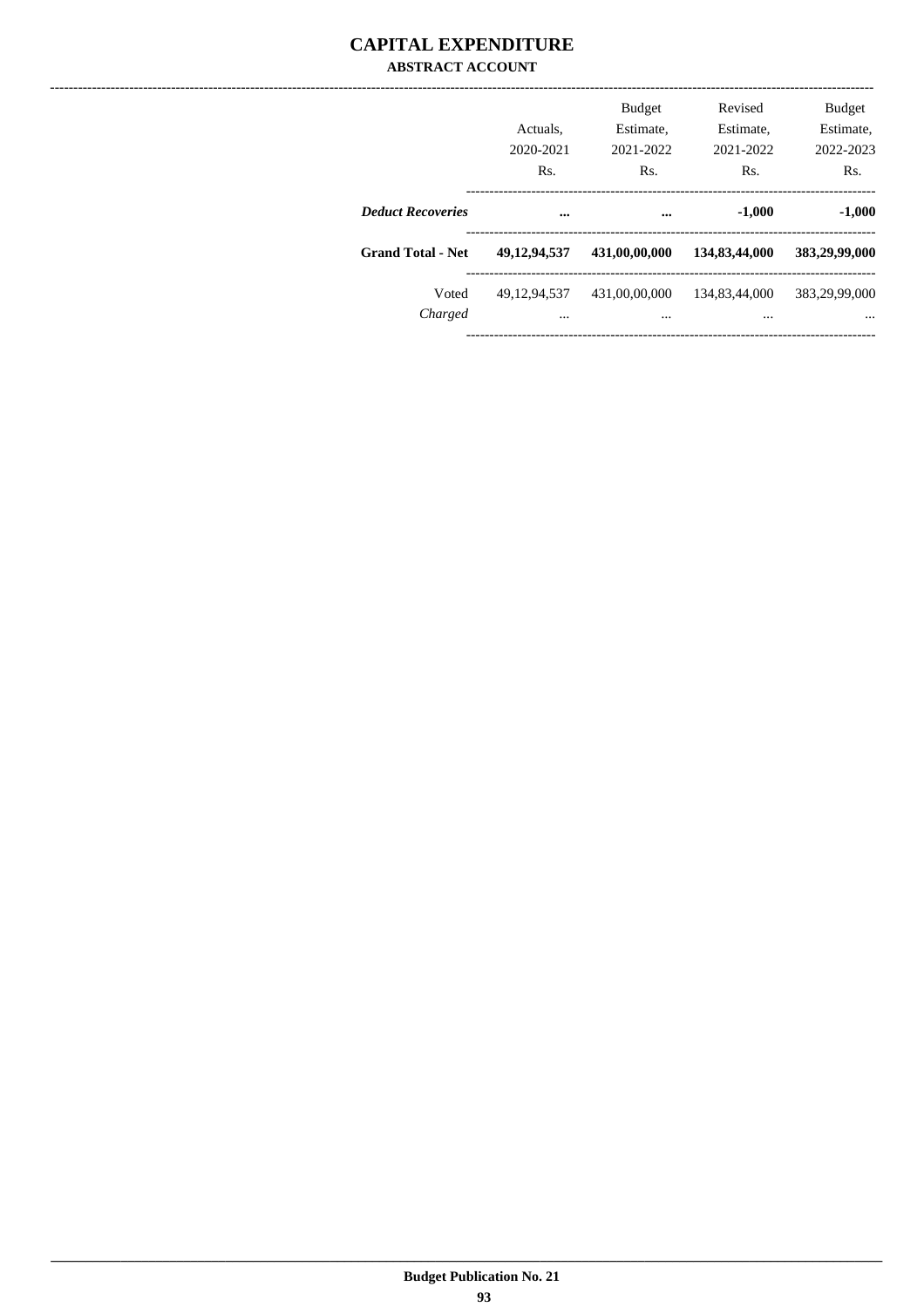# CAPITAL EXPENDITURE

## ABSTRACT ACCOUNT

| | Actuals, 2020-2021 Rs. | Budget Estimate, 2021-2022 Rs. | Revised Estimate, 2021-2022 Rs. | Budget Estimate, 2022-2023 Rs. |
|---|---|---|---|---|
| ***Deduct Recoveries*** | **...** | **...** | **-1,000** | **-1,000** |
| **Grand Total - Net** | **49,12,94,537** | **431,00,00,000** | **134,83,44,000** | **383,29,99,000** |
| Voted | 49,12,94,537 | 431,00,00,000 | 134,83,44,000 | 383,29,99,000 |
| *Charged* | ... | ... | ... | ... |

Budget Publication No. 21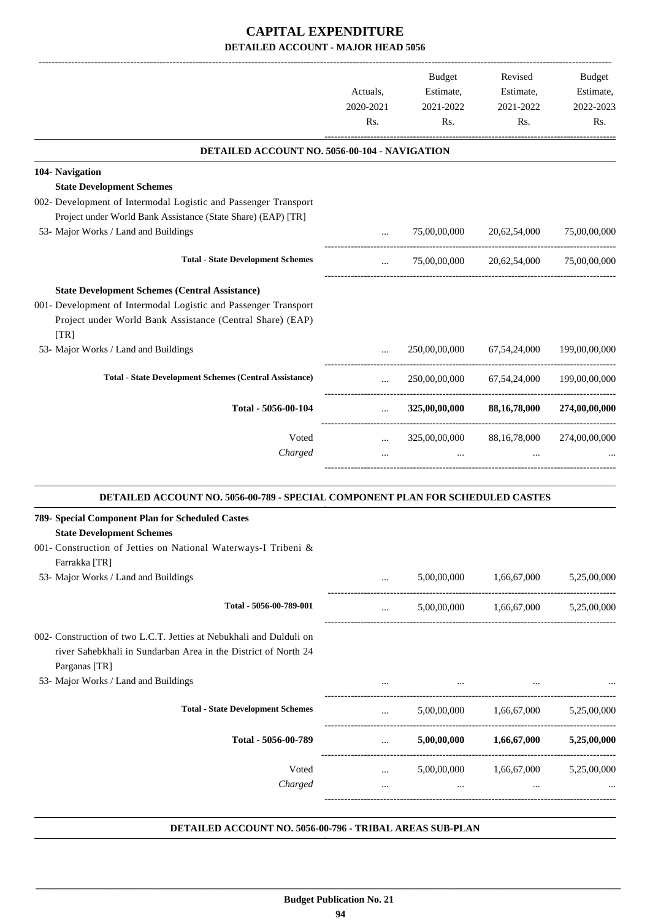# CAPITAL EXPENDITURE

## DETAILED ACCOUNT - MAJOR HEAD 5056

| | Actuals, 2020-2021 Rs. | Budget Estimate, 2021-2022 Rs. | Revised Estimate, 2021-2022 Rs. | Budget Estimate, 2022-2023 Rs. |
|---|---|---|---|---|
| **DETAILED ACCOUNT NO. 5056-00-104 - NAVIGATION** | | | | |
| **104- Navigation** | | | | |
| **State Development Schemes** | | | | |
| 002- Development of Intermodal Logistic and Passenger Transport Project under World Bank Assistance (State Share) (EAP) [TR] | | | | |
| 53- Major Works / Land and Buildings | ... | 75,00,00,000 | 20,62,54,000 | 75,00,00,000 |
| **Total - State Development Schemes** | ... | 75,00,00,000 | 20,62,54,000 | 75,00,00,000 |
| **State Development Schemes (Central Assistance)** | | | | |
| 001- Development of Intermodal Logistic and Passenger Transport Project under World Bank Assistance (Central Share) (EAP) [TR] | | | | |
| 53- Major Works / Land and Buildings | ... | 250,00,00,000 | 67,54,24,000 | 199,00,00,000 |
| **Total - State Development Schemes (Central Assistance)** | ... | 250,00,00,000 | 67,54,24,000 | 199,00,00,000 |
| **Total - 5056-00-104** | ... | **325,00,00,000** | **88,16,78,000** | **274,00,00,000** |
| Voted | ... | 325,00,00,000 | 88,16,78,000 | 274,00,00,000 |
| *Charged* | ... | ... | ... | ... |

| | Actuals, 2020-2021 Rs. | Budget Estimate, 2021-2022 Rs. | Revised Estimate, 2021-2022 Rs. | Budget Estimate, 2022-2023 Rs. |
|---|---|---|---|---|
| **DETAILED ACCOUNT NO. 5056-00-789 - SPECIAL COMPONENT PLAN FOR SCHEDULED CASTES** | | | | |
| **789- Special Component Plan for Scheduled Castes** | | | | |
| **State Development Schemes** | | | | |
| 001- Construction of Jetties on National Waterways-I Tribeni & Farrakka [TR] | | | | |
| 53- Major Works / Land and Buildings | ... | 5,00,00,000 | 1,66,67,000 | 5,25,00,000 |
| **Total - 5056-00-789-001** | ... | 5,00,00,000 | 1,66,67,000 | 5,25,00,000 |
| 002- Construction of two L.C.T. Jetties at Nebukhali and Dulduli on river Sahebkhali in Sundarban Area in the District of North 24 Parganas [TR] | | | | |
| 53- Major Works / Land and Buildings | ... | ... | ... | ... |
| **Total - State Development Schemes** | ... | 5,00,00,000 | 1,66,67,000 | 5,25,00,000 |
| **Total - 5056-00-789** | ... | **5,00,00,000** | **1,66,67,000** | **5,25,00,000** |
| Voted | ... | 5,00,00,000 | 1,66,67,000 | 5,25,00,000 |
| *Charged* | ... | ... | ... | ... |

**DETAILED ACCOUNT NO. 5056-00-796 - TRIBAL AREAS SUB-PLAN**

**Budget Publication No. 21**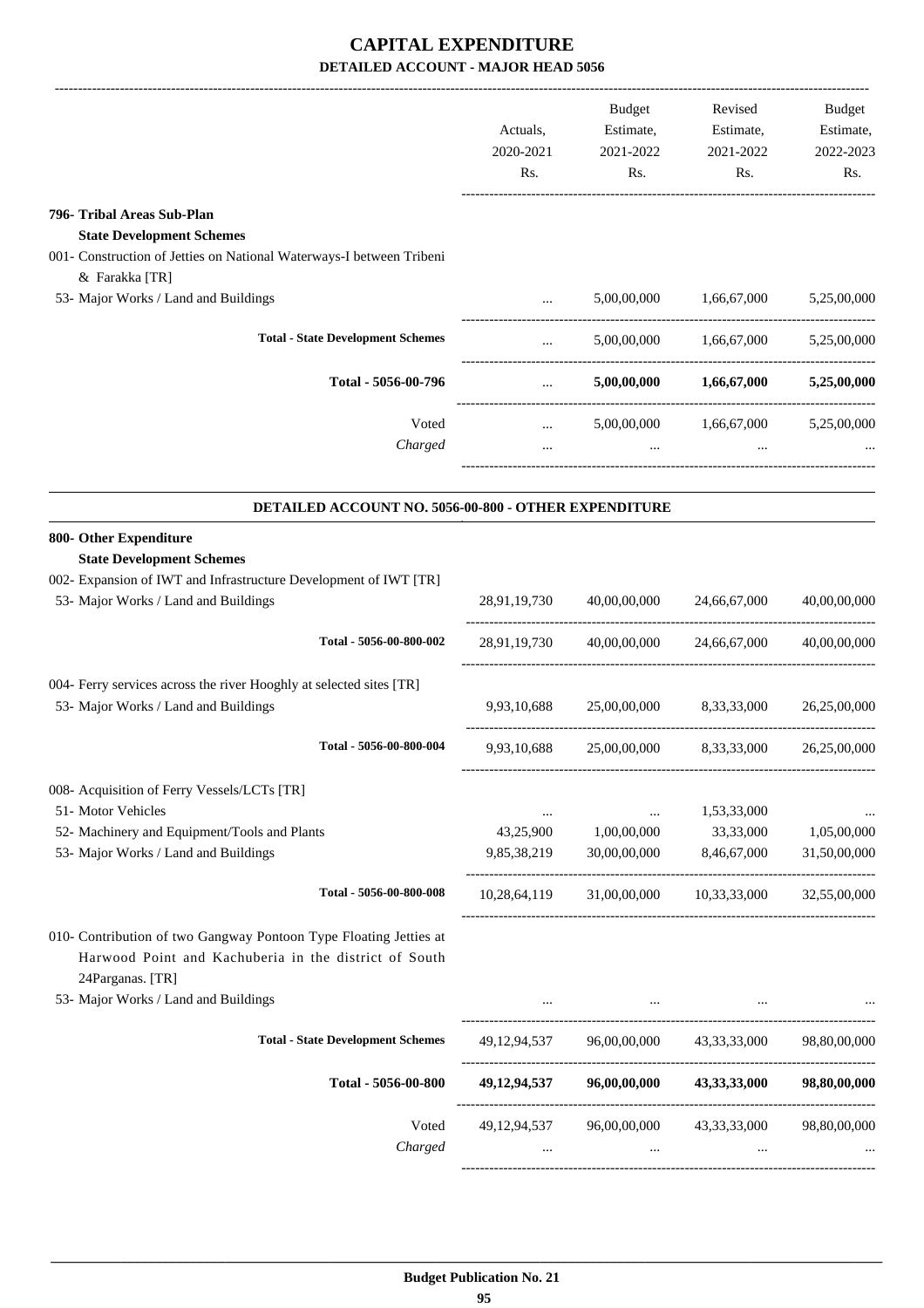# CAPITAL EXPENDITURE

## DETAILED ACCOUNT - MAJOR HEAD 5056

| | Actuals, 2020-2021 Rs. | Budget Estimate, 2021-2022 Rs. | Revised Estimate, 2021-2022 Rs. | Budget Estimate, 2022-2023 Rs. |
|---|---|---|---|---|
| **796- Tribal Areas Sub-Plan** | | | | |
| **State Development Schemes** | | | | |
| 001- Construction of Jetties on National Waterways-I between Tribeni & Farakka [TR] | | | | |
| 53- Major Works / Land and Buildings | ... | 5,00,00,000 | 1,66,67,000 | 5,25,00,000 |
| **Total - State Development Schemes** | ... | 5,00,00,000 | 1,66,67,000 | 5,25,00,000 |
| **Total - 5056-00-796** | ... | **5,00,00,000** | **1,66,67,000** | **5,25,00,000** |
| Voted | ... | 5,00,00,000 | 1,66,67,000 | 5,25,00,000 |
| *Charged* | ... | ... | ... | ... |

### DETAILED ACCOUNT NO. 5056-00-800 - OTHER EXPENDITURE

| | Actuals, 2020-2021 Rs. | Budget Estimate, 2021-2022 Rs. | Revised Estimate, 2021-2022 Rs. | Budget Estimate, 2022-2023 Rs. |
|---|---|---|---|---|
| **800- Other Expenditure** | | | | |
| **State Development Schemes** | | | | |
| 002- Expansion of IWT and Infrastructure Development of IWT [TR] | | | | |
| 53- Major Works / Land and Buildings | 28,91,19,730 | 40,00,00,000 | 24,66,67,000 | 40,00,00,000 |
| Total - 5056-00-800-002 | 28,91,19,730 | 40,00,00,000 | 24,66,67,000 | 40,00,00,000 |
| 004- Ferry services across the river Hooghly at selected sites [TR] | | | | |
| 53- Major Works / Land and Buildings | 9,93,10,688 | 25,00,00,000 | 8,33,33,000 | 26,25,00,000 |
| Total - 5056-00-800-004 | 9,93,10,688 | 25,00,00,000 | 8,33,33,000 | 26,25,00,000 |
| 008- Acquisition of Ferry Vessels/LCTs [TR] | | | | |
| 51- Motor Vehicles | ... | ... | 1,53,33,000 | ... |
| 52- Machinery and Equipment/Tools and Plants | 43,25,900 | 1,00,00,000 | 33,33,000 | 1,05,00,000 |
| 53- Major Works / Land and Buildings | 9,85,38,219 | 30,00,00,000 | 8,46,67,000 | 31,50,00,000 |
| Total - 5056-00-800-008 | 10,28,64,119 | 31,00,00,000 | 10,33,33,000 | 32,55,00,000 |
| 010- Contribution of two Gangway Pontoon Type Floating Jetties at Harwood Point and Kachuberia in the district of South 24Parganas. [TR] | | | | |
| 53- Major Works / Land and Buildings | ... | ... | ... | ... |
| **Total - State Development Schemes** | 49,12,94,537 | 96,00,00,000 | 43,33,33,000 | 98,80,00,000 |
| **Total - 5056-00-800** | **49,12,94,537** | **96,00,00,000** | **43,33,33,000** | **98,80,00,000** |
| Voted | 49,12,94,537 | 96,00,00,000 | 43,33,33,000 | 98,80,00,000 |
| *Charged* | ... | ... | ... | ... |

**Budget Publication No. 21**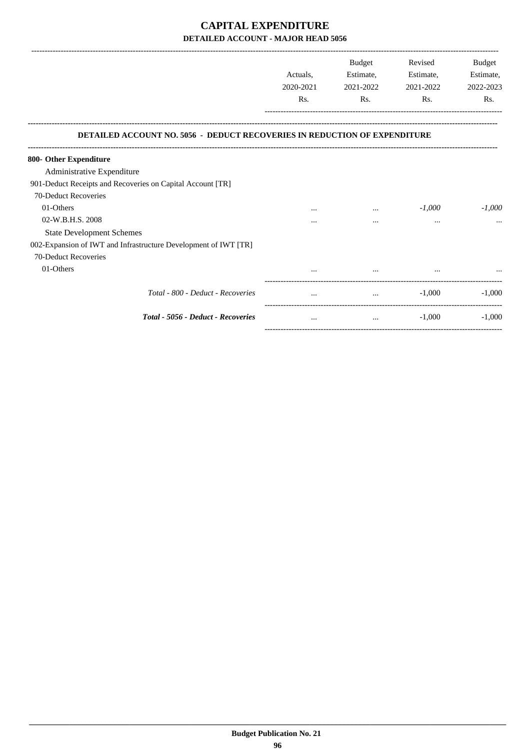# CAPITAL EXPENDITURE

## DETAILED ACCOUNT - MAJOR HEAD 5056

| | Actuals, 2020-2021 Rs. | Budget Estimate, 2021-2022 Rs. | Revised Estimate, 2021-2022 Rs. | Budget Estimate, 2022-2023 Rs. |
|---|---|---|---|---|
| **DETAILED ACCOUNT NO. 5056 - DEDUCT RECOVERIES IN REDUCTION OF EXPENDITURE** | | | | |
| **800- Other Expenditure** | | | | |
| Administrative Expenditure | | | | |
| 901-Deduct Receipts and Recoveries on Capital Account [TR] | | | | |
| 70-Deduct Recoveries | | | | |
| 01-Others | ... | ... | *-1,000* | *-1,000* |
| 02-W.B.H.S. 2008 | ... | ... | ... | ... |
| State Development Schemes | | | | |
| 002-Expansion of IWT and Infrastructure Development of IWT [TR] | | | | |
| 70-Deduct Recoveries | | | | |
| 01-Others | ... | ... | ... | ... |
| *Total - 800 - Deduct - Recoveries* | ... | ... | -1,000 | -1,000 |
| ***Total - 5056 - Deduct - Recoveries*** | ... | ... | -1,000 | -1,000 |

**Budget Publication No. 21**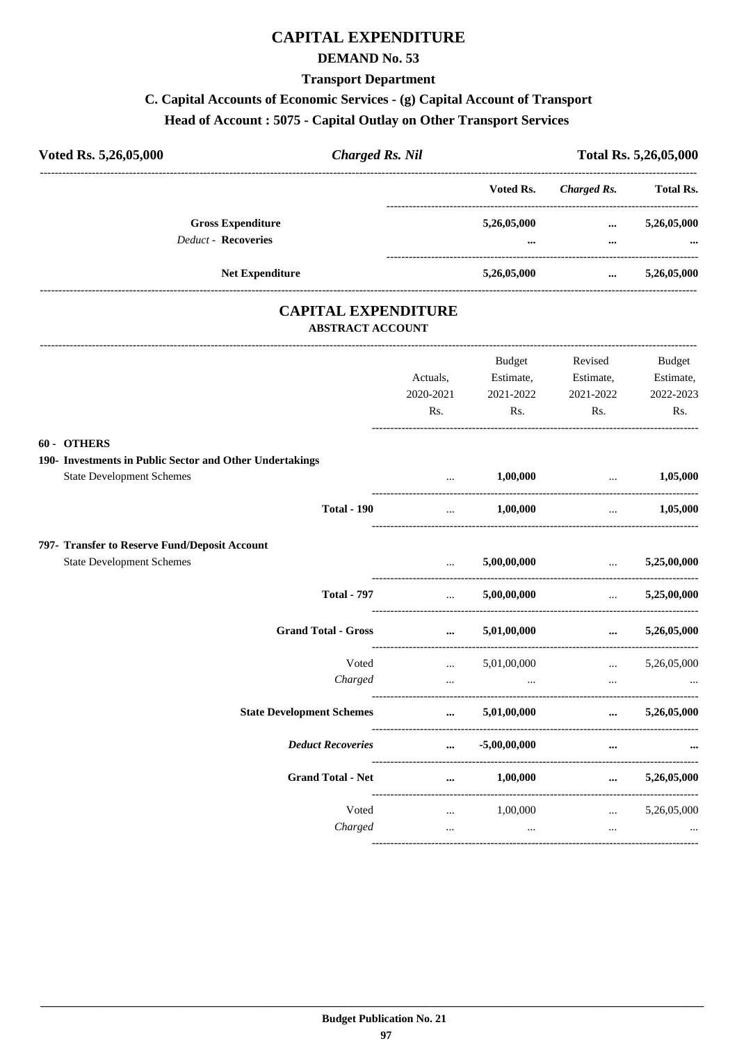# CAPITAL EXPENDITURE

## DEMAND No. 53

### Transport Department

### C. Capital Accounts of Economic Services - (g) Capital Account of Transport

### Head of Account : 5075 - Capital Outlay on Other Transport Services

**Voted Rs. 5,26,05,000** | ***Charged Rs. Nil*** | **Total Rs. 5,26,05,000**

| | Voted Rs. | *Charged Rs.* | Total Rs. |
|---|---|---|---|
| **Gross Expenditure** | **5,26,05,000** | **...** | **5,26,05,000** |
| *Deduct -* **Recoveries** | **...** | **...** | **...** |
| **Net Expenditure** | **5,26,05,000** | **...** | **5,26,05,000** |

## CAPITAL EXPENDITURE

### ABSTRACT ACCOUNT

| | Actuals, 2020-2021 Rs. | Budget Estimate, 2021-2022 Rs. | Revised Estimate, 2021-2022 Rs. | Budget Estimate, 2022-2023 Rs. |
|---|---|---|---|---|
| **60 - OTHERS** | | | | |
| **190- Investments in Public Sector and Other Undertakings** | | | | |
| State Development Schemes | ... | **1,00,000** | ... | **1,05,000** |
| **Total - 190** | ... | **1,00,000** | ... | **1,05,000** |
| **797- Transfer to Reserve Fund/Deposit Account** | | | | |
| State Development Schemes | ... | **5,00,00,000** | ... | **5,25,00,000** |
| **Total - 797** | ... | **5,00,00,000** | ... | **5,25,00,000** |
| **Grand Total - Gross** | **...** | **5,01,00,000** | **...** | **5,26,05,000** |
| Voted | ... | 5,01,00,000 | ... | 5,26,05,000 |
| *Charged* | ... | ... | ... | ... |
| **State Development Schemes** | **...** | **5,01,00,000** | **...** | **5,26,05,000** |
| ***Deduct Recoveries*** | **...** | **-5,00,00,000** | **...** | **...** |
| **Grand Total - Net** | **...** | **1,00,000** | **...** | **5,26,05,000** |
| Voted | ... | 1,00,000 | ... | 5,26,05,000 |
| *Charged* | ... | ... | ... | ... |

**Budget Publication No. 21**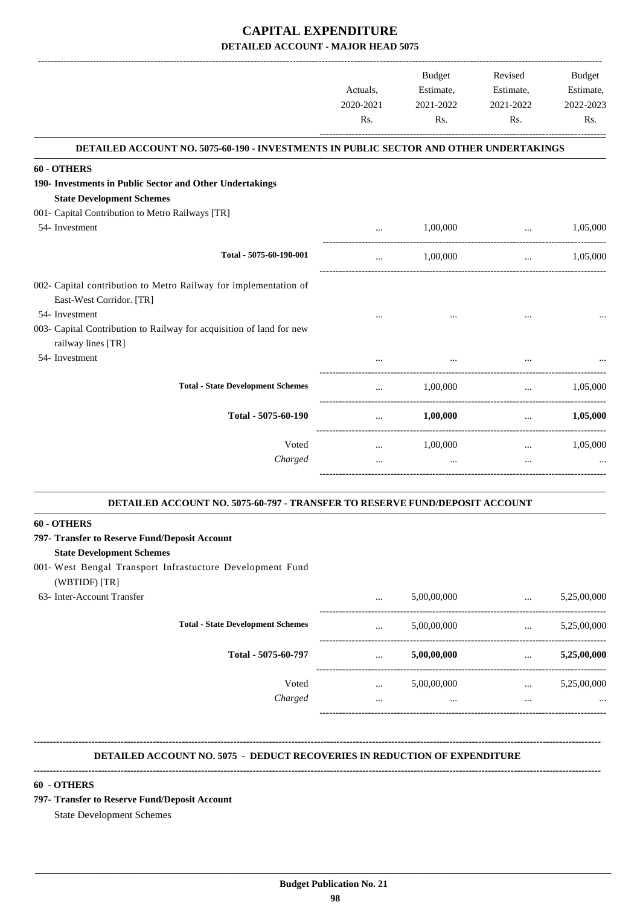# CAPITAL EXPENDITURE

## DETAILED ACCOUNT - MAJOR HEAD 5075

| | Actuals, 2020-2021 Rs. | Budget Estimate, 2021-2022 Rs. | Revised Estimate, 2021-2022 Rs. | Budget Estimate, 2022-2023 Rs. |
|---|---|---|---|---|
| **DETAILED ACCOUNT NO. 5075-60-190 - INVESTMENTS IN PUBLIC SECTOR AND OTHER UNDERTAKINGS** | | | | |
| **60 - OTHERS** | | | | |
| **190- Investments in Public Sector and Other Undertakings** | | | | |
| **State Development Schemes** | | | | |
| 001- Capital Contribution to Metro Railways [TR] | | | | |
| 54- Investment | ... | 1,00,000 | ... | 1,05,000 |
| Total - 5075-60-190-001 | ... | 1,00,000 | ... | 1,05,000 |
| 002- Capital contribution to Metro Railway for implementation of East-West Corridor. [TR] | | | | |
| 54- Investment | ... | ... | ... | ... |
| 003- Capital Contribution to Railway for acquisition of land for new railway lines [TR] | | | | |
| 54- Investment | ... | ... | ... | ... |
| **Total - State Development Schemes** | ... | 1,00,000 | ... | 1,05,000 |
| **Total - 5075-60-190** | ... | **1,00,000** | ... | **1,05,000** |
| Voted | ... | 1,00,000 | ... | 1,05,000 |
| *Charged* | ... | ... | ... | ... |
| **DETAILED ACCOUNT NO. 5075-60-797 - TRANSFER TO RESERVE FUND/DEPOSIT ACCOUNT** | | | | |
| **60 - OTHERS** | | | | |
| **797- Transfer to Reserve Fund/Deposit Account** | | | | |
| **State Development Schemes** | | | | |
| 001- West Bengal Transport Infrastucture Development Fund (WBTIDF) [TR] | | | | |
| 63- Inter-Account Transfer | ... | 5,00,00,000 | ... | 5,25,00,000 |
| **Total - State Development Schemes** | ... | 5,00,00,000 | ... | 5,25,00,000 |
| **Total - 5075-60-797** | ... | **5,00,00,000** | ... | **5,25,00,000** |
| Voted | ... | 5,00,00,000 | ... | 5,25,00,000 |
| *Charged* | ... | ... | ... | ... |

**DETAILED ACCOUNT NO. 5075 - DEDUCT RECOVERIES IN REDUCTION OF EXPENDITURE**

**60 - OTHERS**

**797- Transfer to Reserve Fund/Deposit Account**

State Development Schemes

**Budget Publication No. 21**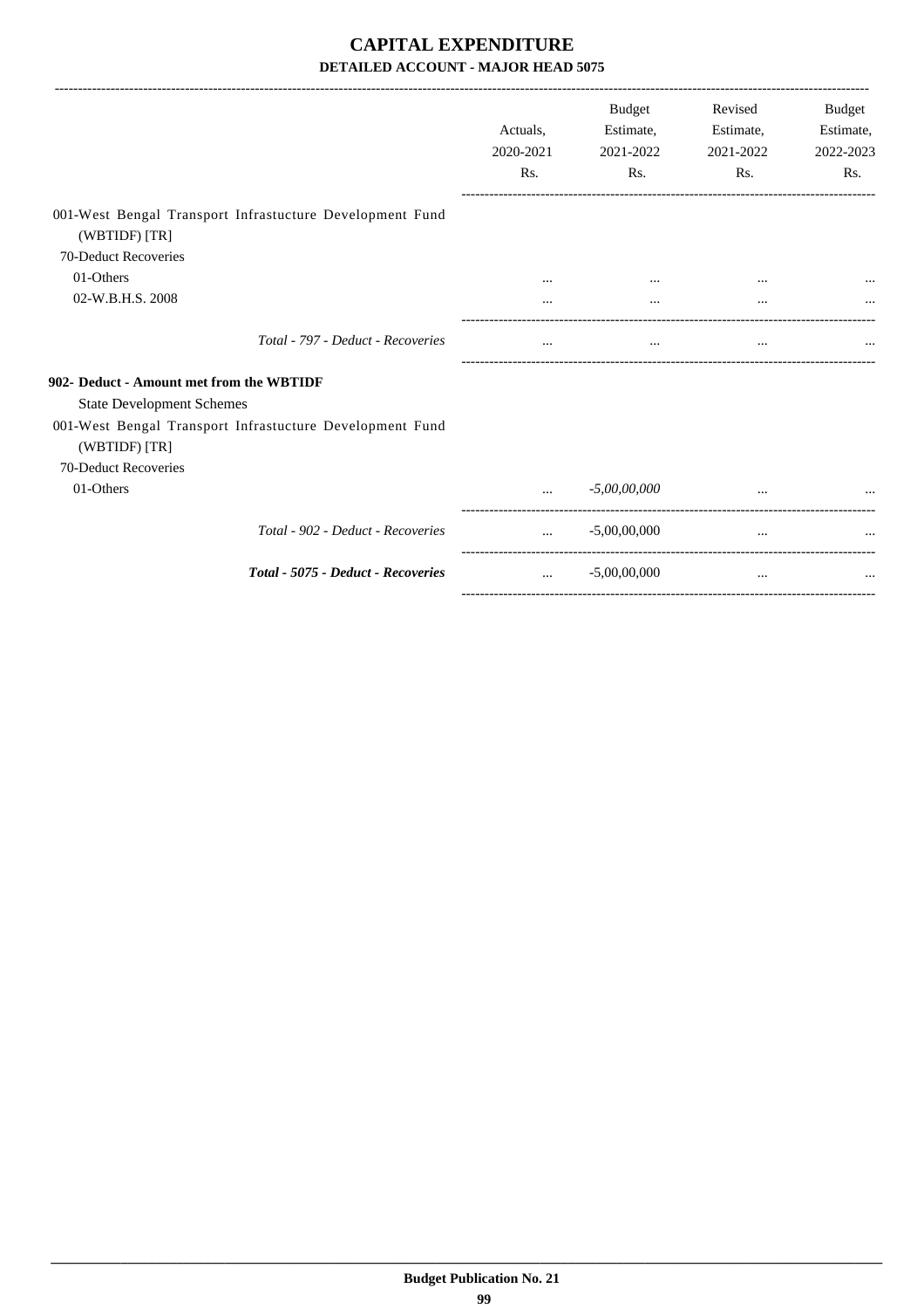# CAPITAL EXPENDITURE

## DETAILED ACCOUNT - MAJOR HEAD 5075

| | Actuals, 2020-2021 Rs. | Budget Estimate, 2021-2022 Rs. | Revised Estimate, 2021-2022 Rs. | Budget Estimate, 2022-2023 Rs. |
|---|---|---|---|---|
| 001-West Bengal Transport Infrastucture Development Fund (WBTIDF) [TR] | | | | |
| 70-Deduct Recoveries | | | | |
| 01-Others | ... | ... | ... | ... |
| 02-W.B.H.S. 2008 | ... | ... | ... | ... |
| *Total - 797 - Deduct - Recoveries* | ... | ... | ... | ... |
| **902- Deduct - Amount met from the WBTIDF** | | | | |
| State Development Schemes | | | | |
| 001-West Bengal Transport Infrastucture Development Fund (WBTIDF) [TR] | | | | |
| 70-Deduct Recoveries | | | | |
| 01-Others | ... | *-5,00,00,000* | ... | ... |
| *Total - 902 - Deduct - Recoveries* | ... | -5,00,00,000 | ... | ... |
| ***Total - 5075 - Deduct - Recoveries*** | ... | -5,00,00,000 | ... | ... |

**Budget Publication No. 21**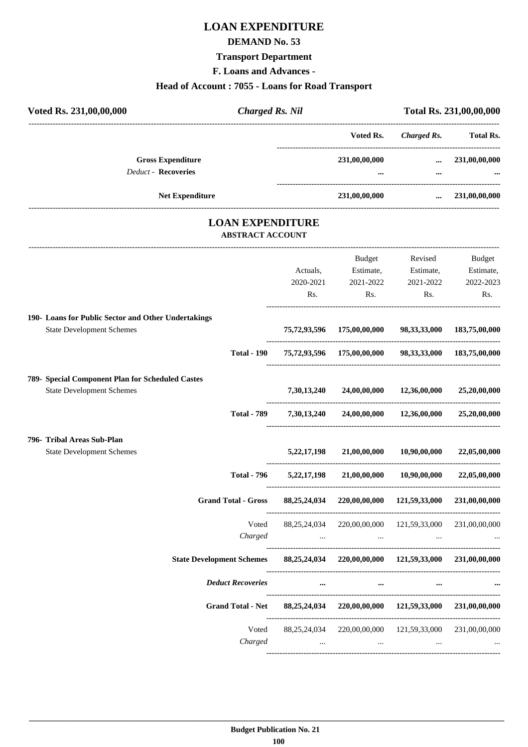# LOAN EXPENDITURE

## DEMAND No. 53

### Transport Department

### F. Loans and Advances -

### Head of Account : 7055 - Loans for Road Transport

| Voted Rs. 231,00,00,000 | *Charged Rs. Nil* | Total Rs. 231,00,00,000 |
|---|---|---|

| | Voted Rs. | *Charged Rs.* | Total Rs. |
|---|---|---|---|
| **Gross Expenditure** | **231,00,00,000** | **...** | **231,00,00,000** |
| *Deduct* - **Recoveries** | **...** | **...** | **...** |
| **Net Expenditure** | **231,00,00,000** | **...** | **231,00,00,000** |

## LOAN EXPENDITURE

### ABSTRACT ACCOUNT

| | Actuals, 2020-2021 Rs. | Budget Estimate, 2021-2022 Rs. | Revised Estimate, 2021-2022 Rs. | Budget Estimate, 2022-2023 Rs. |
|---|---|---|---|---|
| **190- Loans for Public Sector and Other Undertakings** | | | | |
| State Development Schemes | **75,72,93,596** | **175,00,00,000** | **98,33,33,000** | **183,75,00,000** |
| **Total - 190** | **75,72,93,596** | **175,00,00,000** | **98,33,33,000** | **183,75,00,000** |
| **789- Special Component Plan for Scheduled Castes** | | | | |
| State Development Schemes | **7,30,13,240** | **24,00,00,000** | **12,36,00,000** | **25,20,00,000** |
| **Total - 789** | **7,30,13,240** | **24,00,00,000** | **12,36,00,000** | **25,20,00,000** |
| **796- Tribal Areas Sub-Plan** | | | | |
| State Development Schemes | **5,22,17,198** | **21,00,00,000** | **10,90,00,000** | **22,05,00,000** |
| **Total - 796** | **5,22,17,198** | **21,00,00,000** | **10,90,00,000** | **22,05,00,000** |
| **Grand Total - Gross** | **88,25,24,034** | **220,00,00,000** | **121,59,33,000** | **231,00,00,000** |
| Voted | 88,25,24,034 | 220,00,00,000 | 121,59,33,000 | 231,00,00,000 |
| *Charged* | ... | ... | ... | ... |
| **State Development Schemes** | **88,25,24,034** | **220,00,00,000** | **121,59,33,000** | **231,00,00,000** |
| ***Deduct Recoveries*** | **...** | **...** | **...** | **...** |
| **Grand Total - Net** | **88,25,24,034** | **220,00,00,000** | **121,59,33,000** | **231,00,00,000** |
| Voted | 88,25,24,034 | 220,00,00,000 | 121,59,33,000 | 231,00,00,000 |
| *Charged* | ... | ... | ... | ... |

**Budget Publication No. 21**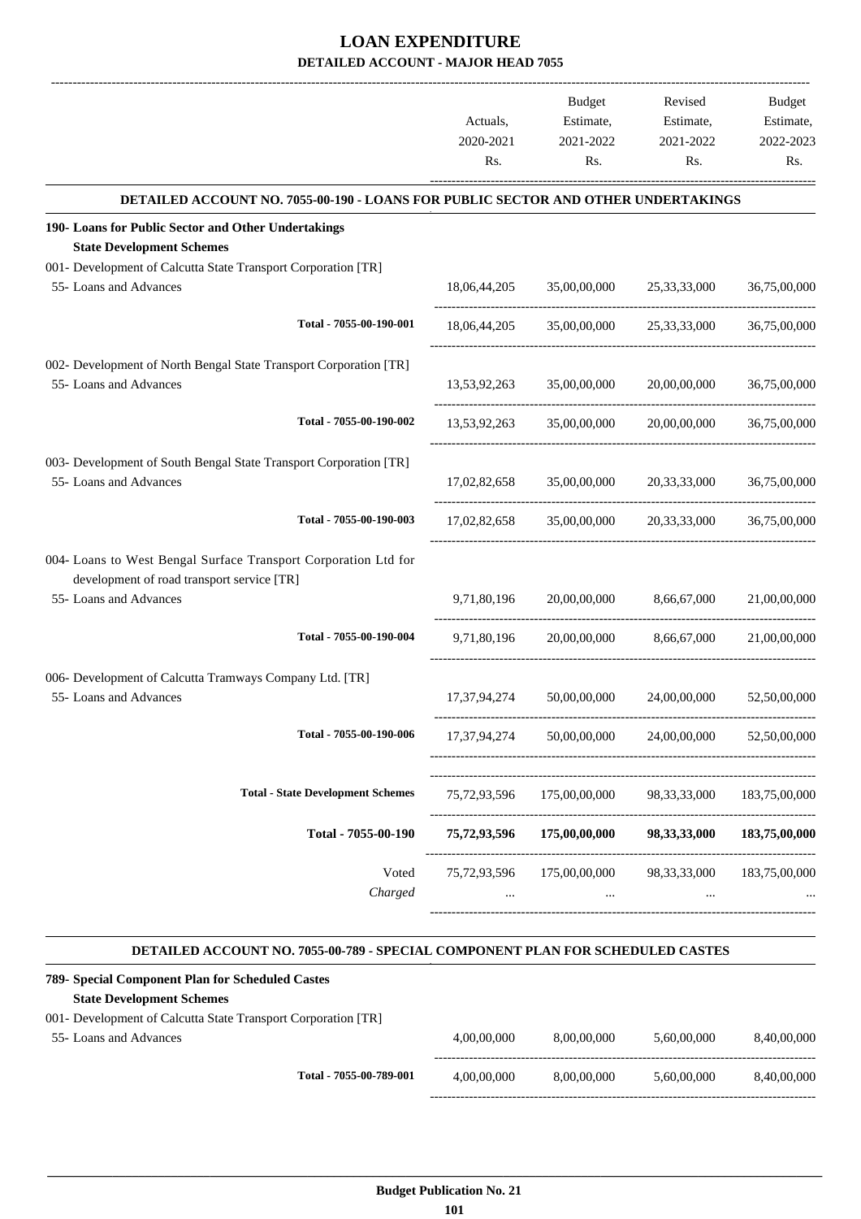# LOAN EXPENDITURE

## DETAILED ACCOUNT - MAJOR HEAD 7055

| | Actuals, 2020-2021 Rs. | Budget Estimate, 2021-2022 Rs. | Revised Estimate, 2021-2022 Rs. | Budget Estimate, 2022-2023 Rs. |
|---|---|---|---|---|
| **DETAILED ACCOUNT NO. 7055-00-190 - LOANS FOR PUBLIC SECTOR AND OTHER UNDERTAKINGS** | | | | |
| **190- Loans for Public Sector and Other Undertakings** | | | | |
| **State Development Schemes** | | | | |
| 001- Development of Calcutta State Transport Corporation [TR] | | | | |
| 55- Loans and Advances | 18,06,44,205 | 35,00,00,000 | 25,33,33,000 | 36,75,00,000 |
| Total - 7055-00-190-001 | 18,06,44,205 | 35,00,00,000 | 25,33,33,000 | 36,75,00,000 |
| 002- Development of North Bengal State Transport Corporation [TR] | | | | |
| 55- Loans and Advances | 13,53,92,263 | 35,00,00,000 | 20,00,00,000 | 36,75,00,000 |
| Total - 7055-00-190-002 | 13,53,92,263 | 35,00,00,000 | 20,00,00,000 | 36,75,00,000 |
| 003- Development of South Bengal State Transport Corporation [TR] | | | | |
| 55- Loans and Advances | 17,02,82,658 | 35,00,00,000 | 20,33,33,000 | 36,75,00,000 |
| Total - 7055-00-190-003 | 17,02,82,658 | 35,00,00,000 | 20,33,33,000 | 36,75,00,000 |
| 004- Loans to West Bengal Surface Transport Corporation Ltd for development of road transport service [TR] | | | | |
| 55- Loans and Advances | 9,71,80,196 | 20,00,00,000 | 8,66,67,000 | 21,00,00,000 |
| Total - 7055-00-190-004 | 9,71,80,196 | 20,00,00,000 | 8,66,67,000 | 21,00,00,000 |
| 006- Development of Calcutta Tramways Company Ltd. [TR] | | | | |
| 55- Loans and Advances | 17,37,94,274 | 50,00,00,000 | 24,00,00,000 | 52,50,00,000 |
| Total - 7055-00-190-006 | 17,37,94,274 | 50,00,00,000 | 24,00,00,000 | 52,50,00,000 |
| **Total - State Development Schemes** | 75,72,93,596 | 175,00,00,000 | 98,33,33,000 | 183,75,00,000 |
| **Total - 7055-00-190** | **75,72,93,596** | **175,00,00,000** | **98,33,33,000** | **183,75,00,000** |
| Voted | 75,72,93,596 | 175,00,00,000 | 98,33,33,000 | 183,75,00,000 |
| *Charged* | ... | ... | ... | ... |

| | Actuals, 2020-2021 Rs. | Budget Estimate, 2021-2022 Rs. | Revised Estimate, 2021-2022 Rs. | Budget Estimate, 2022-2023 Rs. |
|---|---|---|---|---|
| **DETAILED ACCOUNT NO. 7055-00-789 - SPECIAL COMPONENT PLAN FOR SCHEDULED CASTES** | | | | |
| **789- Special Component Plan for Scheduled Castes** | | | | |
| **State Development Schemes** | | | | |
| 001- Development of Calcutta State Transport Corporation [TR] | | | | |
| 55- Loans and Advances | 4,00,00,000 | 8,00,00,000 | 5,60,00,000 | 8,40,00,000 |
| Total - 7055-00-789-001 | 4,00,00,000 | 8,00,00,000 | 5,60,00,000 | 8,40,00,000 |

**Budget Publication No. 21**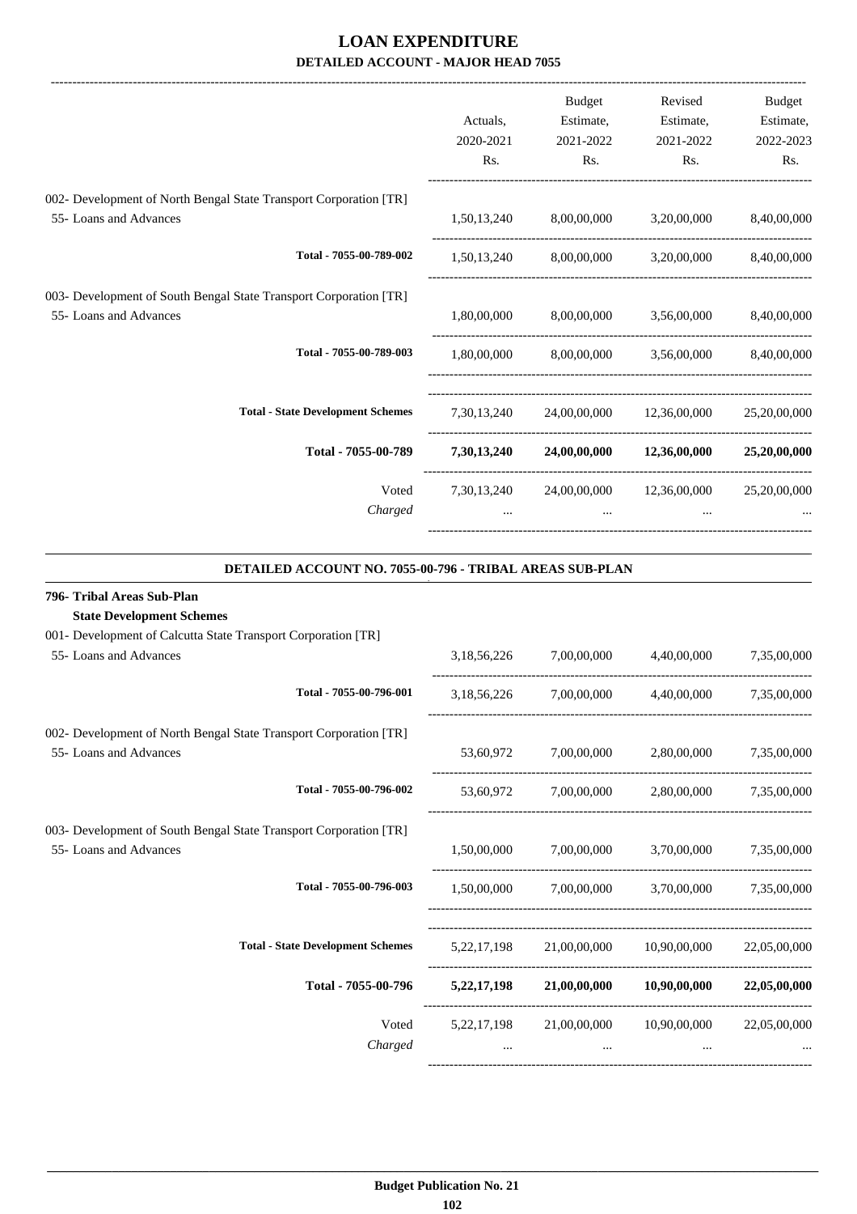# LOAN EXPENDITURE

## DETAILED ACCOUNT - MAJOR HEAD 7055

| | Actuals, 2020-2021 Rs. | Budget Estimate, 2021-2022 Rs. | Revised Estimate, 2021-2022 Rs. | Budget Estimate, 2022-2023 Rs. |
|---|---|---|---|---|
| 002- Development of North Bengal State Transport Corporation [TR] | | | | |
| 55- Loans and Advances | 1,50,13,240 | 8,00,00,000 | 3,20,00,000 | 8,40,00,000 |
| Total - 7055-00-789-002 | 1,50,13,240 | 8,00,00,000 | 3,20,00,000 | 8,40,00,000 |
| 003- Development of South Bengal State Transport Corporation [TR] | | | | |
| 55- Loans and Advances | 1,80,00,000 | 8,00,00,000 | 3,56,00,000 | 8,40,00,000 |
| Total - 7055-00-789-003 | 1,80,00,000 | 8,00,00,000 | 3,56,00,000 | 8,40,00,000 |
| **Total - State Development Schemes** | 7,30,13,240 | 24,00,00,000 | 12,36,00,000 | 25,20,00,000 |
| **Total - 7055-00-789** | **7,30,13,240** | **24,00,00,000** | **12,36,00,000** | **25,20,00,000** |
| Voted | 7,30,13,240 | 24,00,00,000 | 12,36,00,000 | 25,20,00,000 |
| *Charged* | ... | ... | ... | ... |

### DETAILED ACCOUNT NO. 7055-00-796 - TRIBAL AREAS SUB-PLAN

| | Actuals, 2020-2021 Rs. | Budget Estimate, 2021-2022 Rs. | Revised Estimate, 2021-2022 Rs. | Budget Estimate, 2022-2023 Rs. |
|---|---|---|---|---|
| **796- Tribal Areas Sub-Plan** | | | | |
| **State Development Schemes** | | | | |
| 001- Development of Calcutta State Transport Corporation [TR] | | | | |
| 55- Loans and Advances | 3,18,56,226 | 7,00,00,000 | 4,40,00,000 | 7,35,00,000 |
| Total - 7055-00-796-001 | 3,18,56,226 | 7,00,00,000 | 4,40,00,000 | 7,35,00,000 |
| 002- Development of North Bengal State Transport Corporation [TR] | | | | |
| 55- Loans and Advances | 53,60,972 | 7,00,00,000 | 2,80,00,000 | 7,35,00,000 |
| Total - 7055-00-796-002 | 53,60,972 | 7,00,00,000 | 2,80,00,000 | 7,35,00,000 |
| 003- Development of South Bengal State Transport Corporation [TR] | | | | |
| 55- Loans and Advances | 1,50,00,000 | 7,00,00,000 | 3,70,00,000 | 7,35,00,000 |
| Total - 7055-00-796-003 | 1,50,00,000 | 7,00,00,000 | 3,70,00,000 | 7,35,00,000 |
| **Total - State Development Schemes** | 5,22,17,198 | 21,00,00,000 | 10,90,00,000 | 22,05,00,000 |
| **Total - 7055-00-796** | **5,22,17,198** | **21,00,00,000** | **10,90,00,000** | **22,05,00,000** |
| Voted | 5,22,17,198 | 21,00,00,000 | 10,90,00,000 | 22,05,00,000 |
| *Charged* | ... | ... | ... | ... |

**Budget Publication No. 21**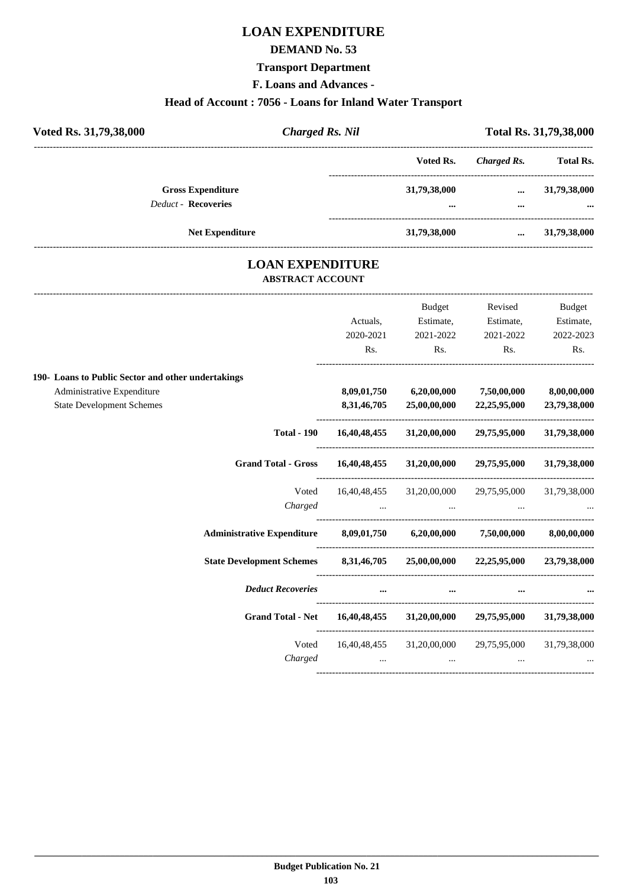# LOAN EXPENDITURE

## DEMAND No. 53

### Transport Department

### F. Loans and Advances -

### Head of Account : 7056 - Loans for Inland Water Transport

**Voted Rs. 31,79,38,000** | ***Charged Rs. Nil*** | **Total Rs. 31,79,38,000**

| | Voted Rs. | *Charged Rs.* | Total Rs. |
|---|---|---|---|
| **Gross Expenditure** | **31,79,38,000** | **...** | **31,79,38,000** |
| *Deduct* - **Recoveries** | **...** | **...** | **...** |
| **Net Expenditure** | **31,79,38,000** | **...** | **31,79,38,000** |

## LOAN EXPENDITURE

### ABSTRACT ACCOUNT

| | Actuals, 2020-2021 Rs. | Budget Estimate, 2021-2022 Rs. | Revised Estimate, 2021-2022 Rs. | Budget Estimate, 2022-2023 Rs. |
|---|---|---|---|---|
| **190- Loans to Public Sector and other undertakings** | | | | |
| Administrative Expenditure | **8,09,01,750** | **6,20,00,000** | **7,50,00,000** | **8,00,00,000** |
| State Development Schemes | **8,31,46,705** | **25,00,00,000** | **22,25,95,000** | **23,79,38,000** |
| **Total - 190** | **16,40,48,455** | **31,20,00,000** | **29,75,95,000** | **31,79,38,000** |
| **Grand Total - Gross** | **16,40,48,455** | **31,20,00,000** | **29,75,95,000** | **31,79,38,000** |
| Voted | 16,40,48,455 | 31,20,00,000 | 29,75,95,000 | 31,79,38,000 |
| *Charged* | ... | ... | ... | ... |
| **Administrative Expenditure** | **8,09,01,750** | **6,20,00,000** | **7,50,00,000** | **8,00,00,000** |
| **State Development Schemes** | **8,31,46,705** | **25,00,00,000** | **22,25,95,000** | **23,79,38,000** |
| ***Deduct Recoveries*** | **...** | **...** | **...** | **...** |
| **Grand Total - Net** | **16,40,48,455** | **31,20,00,000** | **29,75,95,000** | **31,79,38,000** |
| Voted | 16,40,48,455 | 31,20,00,000 | 29,75,95,000 | 31,79,38,000 |
| *Charged* | ... | ... | ... | ... |

**Budget Publication No. 21**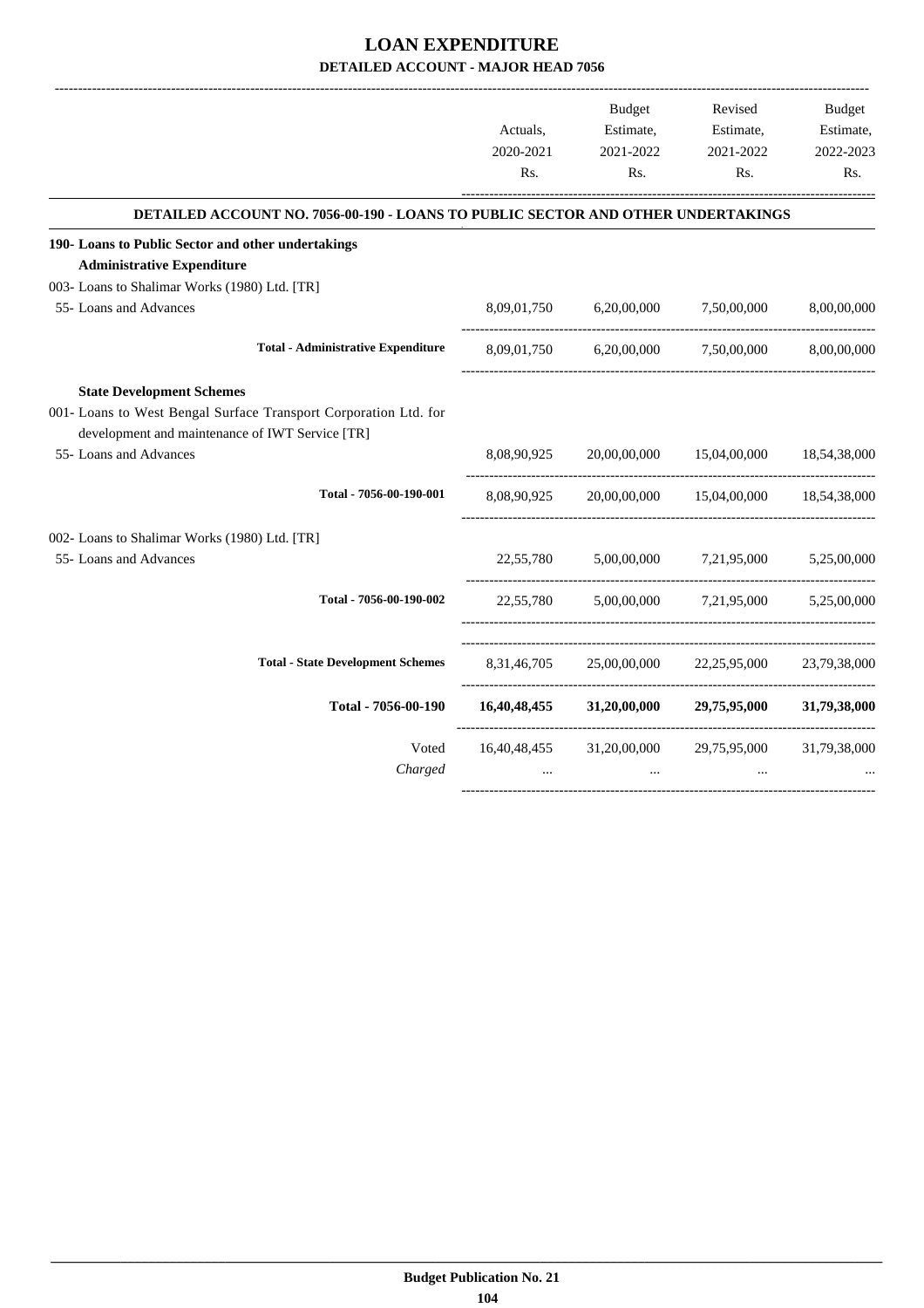# LOAN EXPENDITURE

## DETAILED ACCOUNT - MAJOR HEAD 7056

| | Actuals, 2020-2021 Rs. | Budget Estimate, 2021-2022 Rs. | Revised Estimate, 2021-2022 Rs. | Budget Estimate, 2022-2023 Rs. |
|---|---|---|---|---|
| **DETAILED ACCOUNT NO. 7056-00-190 - LOANS TO PUBLIC SECTOR AND OTHER UNDERTAKINGS** | | | | |
| **190- Loans to Public Sector and other undertakings** | | | | |
| **Administrative Expenditure** | | | | |
| 003- Loans to Shalimar Works (1980) Ltd. [TR] | | | | |
| 55- Loans and Advances | 8,09,01,750 | 6,20,00,000 | 7,50,00,000 | 8,00,00,000 |
| **Total - Administrative Expenditure** | 8,09,01,750 | 6,20,00,000 | 7,50,00,000 | 8,00,00,000 |
| **State Development Schemes** | | | | |
| 001- Loans to West Bengal Surface Transport Corporation Ltd. for development and maintenance of IWT Service [TR] | | | | |
| 55- Loans and Advances | 8,08,90,925 | 20,00,00,000 | 15,04,00,000 | 18,54,38,000 |
| **Total - 7056-00-190-001** | 8,08,90,925 | 20,00,00,000 | 15,04,00,000 | 18,54,38,000 |
| 002- Loans to Shalimar Works (1980) Ltd. [TR] | | | | |
| 55- Loans and Advances | 22,55,780 | 5,00,00,000 | 7,21,95,000 | 5,25,00,000 |
| **Total - 7056-00-190-002** | 22,55,780 | 5,00,00,000 | 7,21,95,000 | 5,25,00,000 |
| **Total - State Development Schemes** | 8,31,46,705 | 25,00,00,000 | 22,25,95,000 | 23,79,38,000 |
| **Total - 7056-00-190** | **16,40,48,455** | **31,20,00,000** | **29,75,95,000** | **31,79,38,000** |
| Voted | 16,40,48,455 | 31,20,00,000 | 29,75,95,000 | 31,79,38,000 |
| *Charged* | ... | ... | ... | ... |

**Budget Publication No. 21**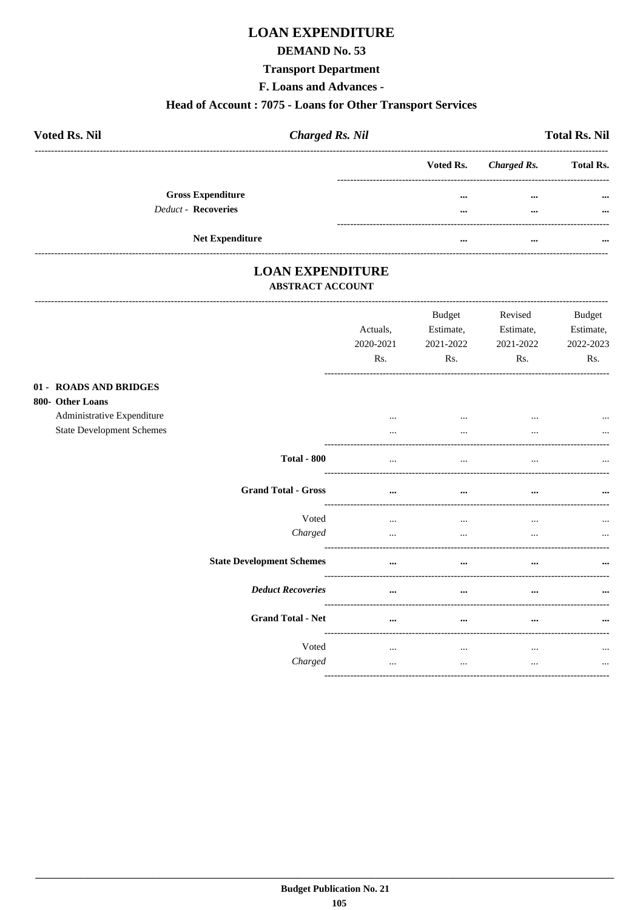# LOAN EXPENDITURE

## DEMAND No. 53

### Transport Department

### F. Loans and Advances -

### Head of Account : 7075 - Loans for Other Transport Services

**Voted Rs. Nil** | ***Charged Rs. Nil*** | **Total Rs. Nil**

| | Voted Rs. | *Charged Rs.* | Total Rs. |
|---|---|---|---|
| **Gross Expenditure** | ... | ... | ... |
| *Deduct* - **Recoveries** | ... | ... | ... |
| **Net Expenditure** | ... | ... | ... |

# LOAN EXPENDITURE

## ABSTRACT ACCOUNT

| | Actuals, 2020-2021 Rs. | Budget Estimate, 2021-2022 Rs. | Revised Estimate, 2021-2022 Rs. | Budget Estimate, 2022-2023 Rs. |
|---|---|---|---|---|
| **01 - ROADS AND BRIDGES** | | | | |
| **800- Other Loans** | | | | |
| Administrative Expenditure | ... | ... | ... | ... |
| State Development Schemes | ... | ... | ... | ... |
| **Total - 800** | ... | ... | ... | ... |
| **Grand Total - Gross** | ... | ... | ... | ... |
| Voted | ... | ... | ... | ... |
| *Charged* | ... | ... | ... | ... |
| **State Development Schemes** | ... | ... | ... | ... |
| ***Deduct Recoveries*** | ... | ... | ... | ... |
| **Grand Total - Net** | ... | ... | ... | ... |
| Voted | ... | ... | ... | ... |
| *Charged* | ... | ... | ... | ... |

**Budget Publication No. 21**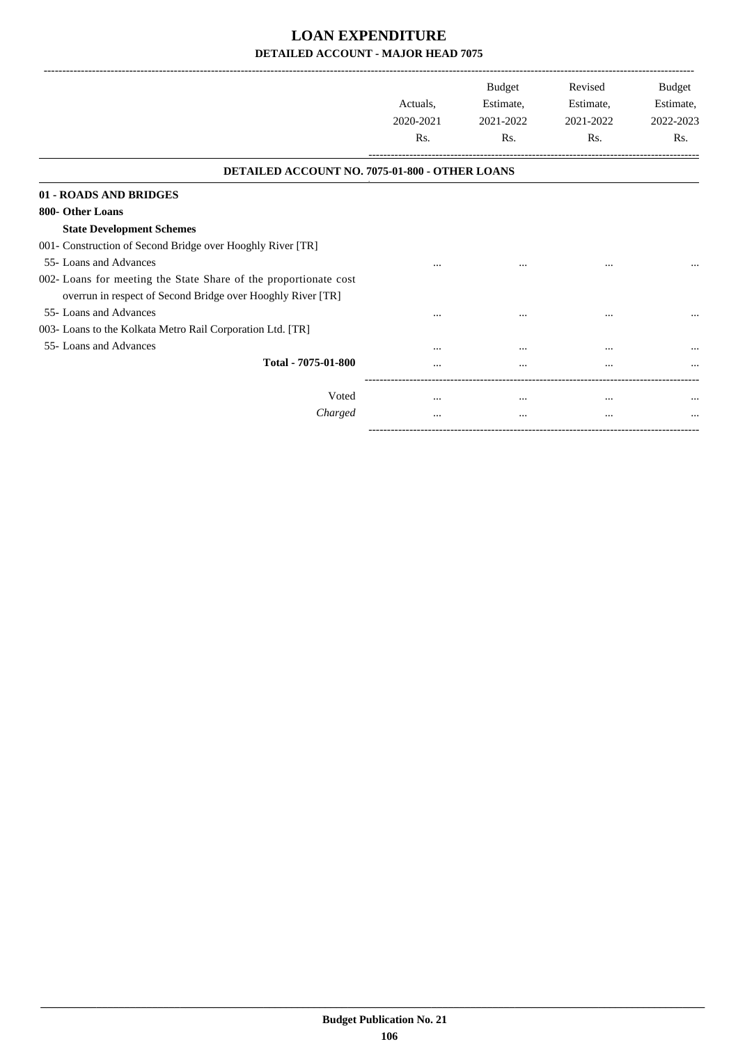# LOAN EXPENDITURE

## DETAILED ACCOUNT - MAJOR HEAD 7075

| | Actuals, 2020-2021 Rs. | Budget Estimate, 2021-2022 Rs. | Revised Estimate, 2021-2022 Rs. | Budget Estimate, 2022-2023 Rs. |
|---|---|---|---|---|
| **DETAILED ACCOUNT NO. 7075-01-800 - OTHER LOANS** | | | | |
| **01 - ROADS AND BRIDGES** | | | | |
| **800- Other Loans** | | | | |
| **State Development Schemes** | | | | |
| 001- Construction of Second Bridge over Hooghly River [TR] | | | | |
| 55- Loans and Advances | ... | ... | ... | ... |
| 002- Loans for meeting the State Share of the proportionate cost overrun in respect of Second Bridge over Hooghly River [TR] | | | | |
| 55- Loans and Advances | ... | ... | ... | ... |
| 003- Loans to the Kolkata Metro Rail Corporation Ltd. [TR] | | | | |
| 55- Loans and Advances | ... | ... | ... | ... |
| **Total - 7075-01-800** | ... | ... | ... | ... |
| Voted | ... | ... | ... | ... |
| *Charged* | ... | ... | ... | ... |

**Budget Publication No. 21**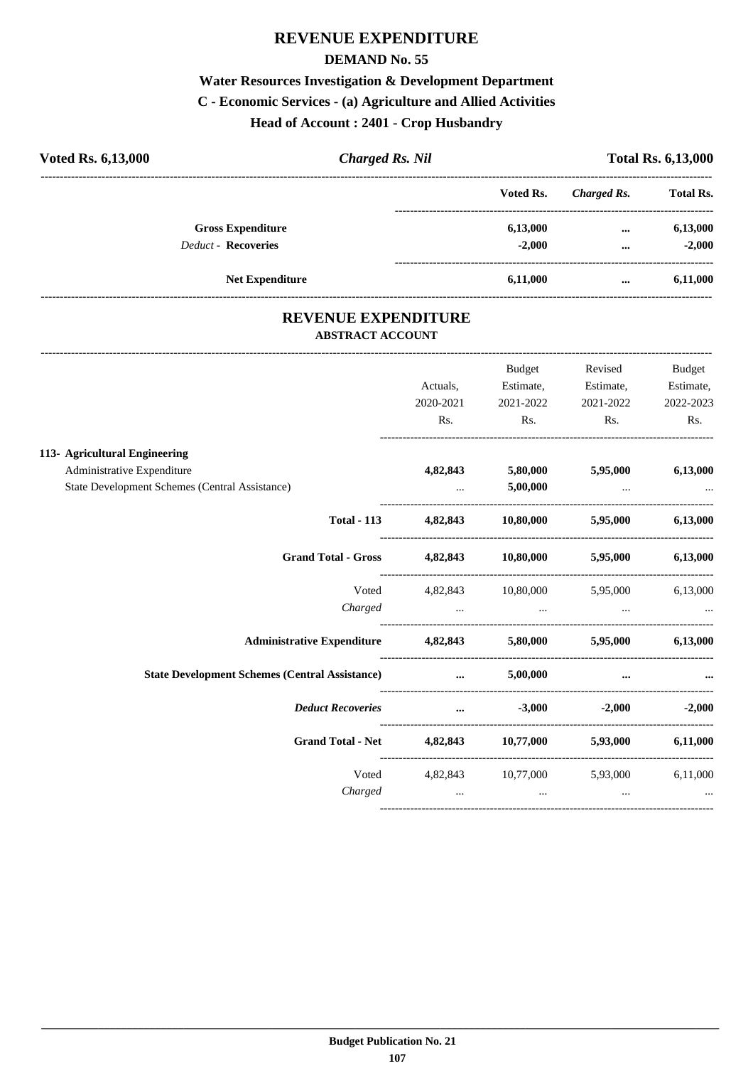# REVENUE EXPENDITURE

## DEMAND No. 55

### Water Resources Investigation & Development Department

### C - Economic Services - (a) Agriculture and Allied Activities

### Head of Account : 2401 - Crop Husbandry

**Voted Rs. 6,13,000** | ***Charged Rs. Nil*** | **Total Rs. 6,13,000**

| | Voted Rs. | *Charged Rs.* | Total Rs. |
|---|---|---|---|
| **Gross Expenditure** | **6,13,000** | **...** | **6,13,000** |
| *Deduct -* **Recoveries** | **-2,000** | **...** | **-2,000** |
| **Net Expenditure** | **6,11,000** | **...** | **6,11,000** |

## REVENUE EXPENDITURE

### ABSTRACT ACCOUNT

| | Actuals, 2020-2021 Rs. | Budget Estimate, 2021-2022 Rs. | Revised Estimate, 2021-2022 Rs. | Budget Estimate, 2022-2023 Rs. |
|---|---|---|---|---|
| **113- Agricultural Engineering** | | | | |
| Administrative Expenditure | **4,82,843** | **5,80,000** | **5,95,000** | **6,13,000** |
| State Development Schemes (Central Assistance) | ... | **5,00,000** | ... | ... |
| **Total - 113** | **4,82,843** | **10,80,000** | **5,95,000** | **6,13,000** |
| **Grand Total - Gross** | **4,82,843** | **10,80,000** | **5,95,000** | **6,13,000** |
| Voted | 4,82,843 | 10,80,000 | 5,95,000 | 6,13,000 |
| *Charged* | ... | ... | ... | ... |
| **Administrative Expenditure** | **4,82,843** | **5,80,000** | **5,95,000** | **6,13,000** |
| **State Development Schemes (Central Assistance)** | **...** | **5,00,000** | **...** | **...** |
| ***Deduct Recoveries*** | **...** | **-3,000** | **-2,000** | **-2,000** |
| **Grand Total - Net** | **4,82,843** | **10,77,000** | **5,93,000** | **6,11,000** |
| Voted | 4,82,843 | 10,77,000 | 5,93,000 | 6,11,000 |
| *Charged* | ... | ... | ... | ... |

**Budget Publication No. 21**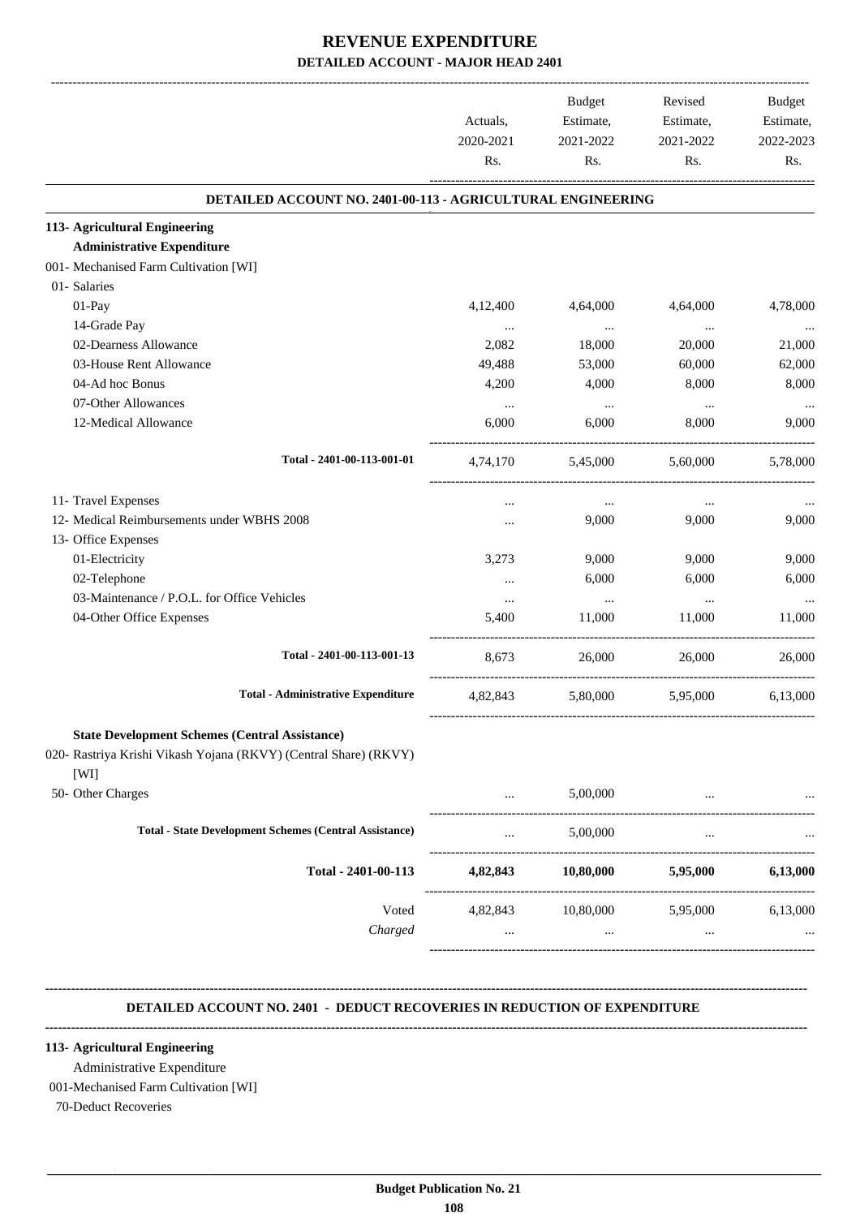# REVENUE EXPENDITURE

## DETAILED ACCOUNT - MAJOR HEAD 2401

| | Actuals, 2020-2021 Rs. | Budget Estimate, 2021-2022 Rs. | Revised Estimate, 2021-2022 Rs. | Budget Estimate, 2022-2023 Rs. |
|---|---|---|---|---|
| **DETAILED ACCOUNT NO. 2401-00-113 - AGRICULTURAL ENGINEERING** | | | | |
| **113- Agricultural Engineering** | | | | |
| **Administrative Expenditure** | | | | |
| 001- Mechanised Farm Cultivation [WI] | | | | |
| 01- Salaries | | | | |
| 01-Pay | 4,12,400 | 4,64,000 | 4,64,000 | 4,78,000 |
| 14-Grade Pay | ... | ... | ... | ... |
| 02-Dearness Allowance | 2,082 | 18,000 | 20,000 | 21,000 |
| 03-House Rent Allowance | 49,488 | 53,000 | 60,000 | 62,000 |
| 04-Ad hoc Bonus | 4,200 | 4,000 | 8,000 | 8,000 |
| 07-Other Allowances | ... | ... | ... | ... |
| 12-Medical Allowance | 6,000 | 6,000 | 8,000 | 9,000 |
| **Total - 2401-00-113-001-01** | 4,74,170 | 5,45,000 | 5,60,000 | 5,78,000 |
| 11- Travel Expenses | ... | ... | ... | ... |
| 12- Medical Reimbursements under WBHS 2008 | ... | 9,000 | 9,000 | 9,000 |
| 13- Office Expenses | | | | |
| 01-Electricity | 3,273 | 9,000 | 9,000 | 9,000 |
| 02-Telephone | ... | 6,000 | 6,000 | 6,000 |
| 03-Maintenance / P.O.L. for Office Vehicles | ... | ... | ... | ... |
| 04-Other Office Expenses | 5,400 | 11,000 | 11,000 | 11,000 |
| **Total - 2401-00-113-001-13** | 8,673 | 26,000 | 26,000 | 26,000 |
| **Total - Administrative Expenditure** | 4,82,843 | 5,80,000 | 5,95,000 | 6,13,000 |
| **State Development Schemes (Central Assistance)** | | | | |
| 020- Rastriya Krishi Vikash Yojana (RKVY) (Central Share) (RKVY) [WI] | | | | |
| 50- Other Charges | ... | 5,00,000 | ... | ... |
| **Total - State Development Schemes (Central Assistance)** | ... | 5,00,000 | ... | ... |
| **Total - 2401-00-113** | **4,82,843** | **10,80,000** | **5,95,000** | **6,13,000** |
| Voted | 4,82,843 | 10,80,000 | 5,95,000 | 6,13,000 |
| *Charged* | ... | ... | ... | ... |

### DETAILED ACCOUNT NO. 2401 - DEDUCT RECOVERIES IN REDUCTION OF EXPENDITURE

**113- Agricultural Engineering**

Administrative Expenditure

001-Mechanised Farm Cultivation [WI]

70-Deduct Recoveries

Budget Publication No. 21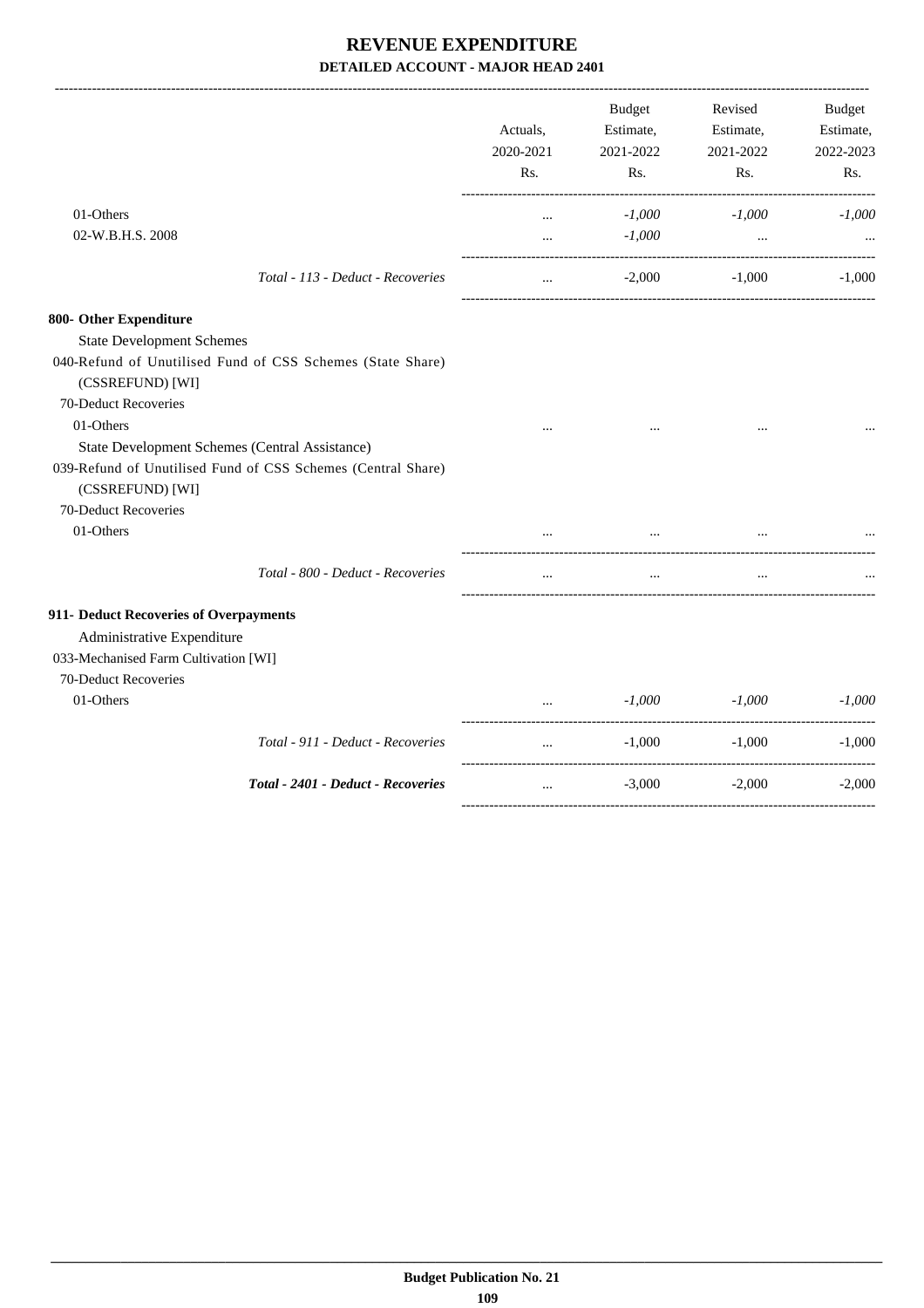# REVENUE EXPENDITURE

**DETAILED ACCOUNT - MAJOR HEAD 2401**

| | Actuals, 2020-2021 Rs. | Budget Estimate, 2021-2022 Rs. | Revised Estimate, 2021-2022 Rs. | Budget Estimate, 2022-2023 Rs. |
|---|---|---|---|---|
| 01-Others | ... | *-1,000* | *-1,000* | *-1,000* |
| 02-W.B.H.S. 2008 | ... | *-1,000* | ... | ... |
| *Total - 113 - Deduct - Recoveries* | ... | -2,000 | -1,000 | -1,000 |
| **800- Other Expenditure** | | | | |
| State Development Schemes | | | | |
| 040-Refund of Unutilised Fund of CSS Schemes (State Share) (CSSREFUND) [WI] | | | | |
| 70-Deduct Recoveries | | | | |
| 01-Others | ... | ... | ... | ... |
| State Development Schemes (Central Assistance) | | | | |
| 039-Refund of Unutilised Fund of CSS Schemes (Central Share) (CSSREFUND) [WI] | | | | |
| 70-Deduct Recoveries | | | | |
| 01-Others | ... | ... | ... | ... |
| *Total - 800 - Deduct - Recoveries* | ... | ... | ... | ... |
| **911- Deduct Recoveries of Overpayments** | | | | |
| Administrative Expenditure | | | | |
| 033-Mechanised Farm Cultivation [WI] | | | | |
| 70-Deduct Recoveries | | | | |
| 01-Others | ... | *-1,000* | *-1,000* | *-1,000* |
| *Total - 911 - Deduct - Recoveries* | ... | -1,000 | -1,000 | -1,000 |
| ***Total - 2401 - Deduct - Recoveries*** | ... | -3,000 | -2,000 | -2,000 |

**Budget Publication No. 21**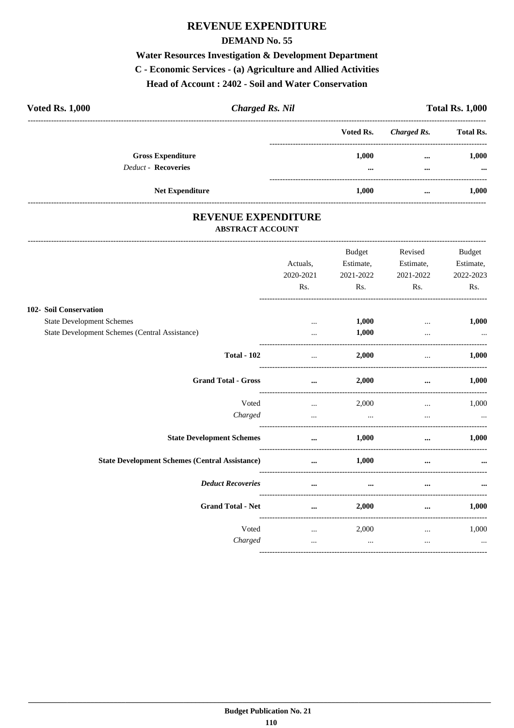# REVENUE EXPENDITURE

## DEMAND No. 55

### Water Resources Investigation & Development Department

### C - Economic Services - (a) Agriculture and Allied Activities

### Head of Account : 2402 - Soil and Water Conservation

**Voted Rs. 1,000** | ***Charged Rs. Nil*** | **Total Rs. 1,000**

| | Voted Rs. | *Charged Rs.* | Total Rs. |
|---|---|---|---|
| **Gross Expenditure** | **1,000** | **...** | **1,000** |
| *Deduct* - **Recoveries** | **...** | **...** | **...** |
| **Net Expenditure** | **1,000** | **...** | **1,000** |

## REVENUE EXPENDITURE

### ABSTRACT ACCOUNT

| | Actuals, 2020-2021 Rs. | Budget Estimate, 2021-2022 Rs. | Revised Estimate, 2021-2022 Rs. | Budget Estimate, 2022-2023 Rs. |
|---|---|---|---|---|
| **102- Soil Conservation** | | | | |
| State Development Schemes | ... | **1,000** | ... | **1,000** |
| State Development Schemes (Central Assistance) | ... | **1,000** | ... | ... |
| **Total - 102** | ... | **2,000** | ... | **1,000** |
| **Grand Total - Gross** | **...** | **2,000** | **...** | **1,000** |
| Voted | ... | 2,000 | ... | 1,000 |
| *Charged* | ... | ... | ... | ... |
| **State Development Schemes** | **...** | **1,000** | **...** | **1,000** |
| **State Development Schemes (Central Assistance)** | **...** | **1,000** | **...** | **...** |
| ***Deduct Recoveries*** | **...** | **...** | **...** | **...** |
| **Grand Total - Net** | **...** | **2,000** | **...** | **1,000** |
| Voted | ... | 2,000 | ... | 1,000 |
| *Charged* | ... | ... | ... | ... |

Budget Publication No. 21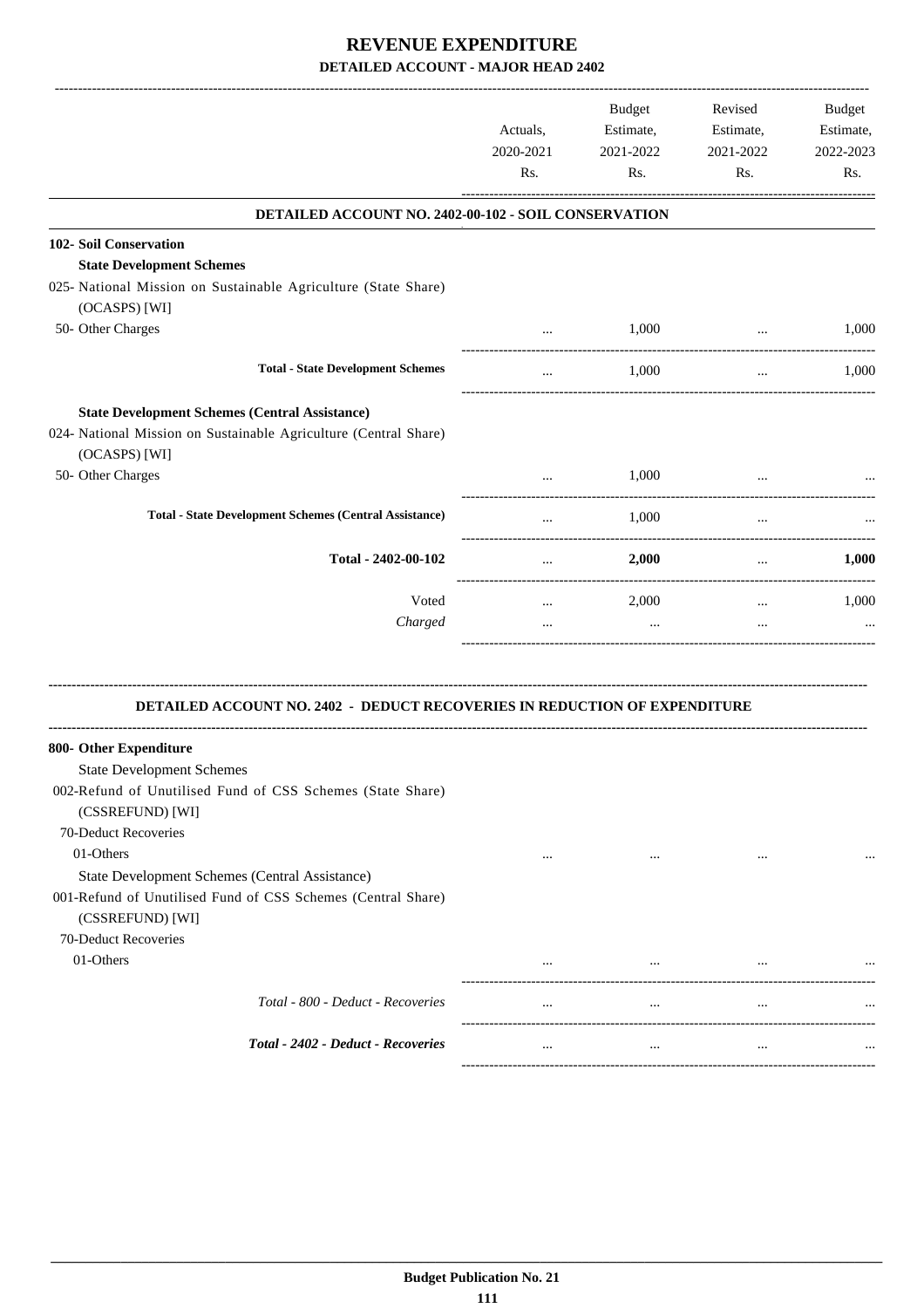# REVENUE EXPENDITURE

## DETAILED ACCOUNT - MAJOR HEAD 2402

| | Actuals, 2020-2021 Rs. | Budget Estimate, 2021-2022 Rs. | Revised Estimate, 2021-2022 Rs. | Budget Estimate, 2022-2023 Rs. |
|---|---|---|---|---|
| **DETAILED ACCOUNT NO. 2402-00-102 - SOIL CONSERVATION** | | | | |
| **102- Soil Conservation** | | | | |
| **State Development Schemes** | | | | |
| 025- National Mission on Sustainable Agriculture (State Share) (OCASPS) [WI] | | | | |
| 50- Other Charges | ... | 1,000 | ... | 1,000 |
| **Total - State Development Schemes** | ... | 1,000 | ... | 1,000 |
| **State Development Schemes (Central Assistance)** | | | | |
| 024- National Mission on Sustainable Agriculture (Central Share) (OCASPS) [WI] | | | | |
| 50- Other Charges | ... | 1,000 | ... | ... |
| **Total - State Development Schemes (Central Assistance)** | ... | 1,000 | ... | ... |
| **Total - 2402-00-102** | ... | **2,000** | ... | **1,000** |
| Voted | ... | 2,000 | ... | 1,000 |
| *Charged* | ... | ... | ... | ... |

**DETAILED ACCOUNT NO. 2402 - DEDUCT RECOVERIES IN REDUCTION OF EXPENDITURE**

| | Actuals, 2020-2021 Rs. | Budget Estimate, 2021-2022 Rs. | Revised Estimate, 2021-2022 Rs. | Budget Estimate, 2022-2023 Rs. |
|---|---|---|---|---|
| **800- Other Expenditure** | | | | |
| State Development Schemes | | | | |
| 002-Refund of Unutilised Fund of CSS Schemes (State Share) (CSSREFUND) [WI] | | | | |
| 70-Deduct Recoveries | | | | |
| 01-Others | ... | ... | ... | ... |
| State Development Schemes (Central Assistance) | | | | |
| 001-Refund of Unutilised Fund of CSS Schemes (Central Share) (CSSREFUND) [WI] | | | | |
| 70-Deduct Recoveries | | | | |
| 01-Others | ... | ... | ... | ... |
| *Total - 800 - Deduct - Recoveries* | ... | ... | ... | ... |
| ***Total - 2402 - Deduct - Recoveries*** | ... | ... | ... | ... |

**Budget Publication No. 21**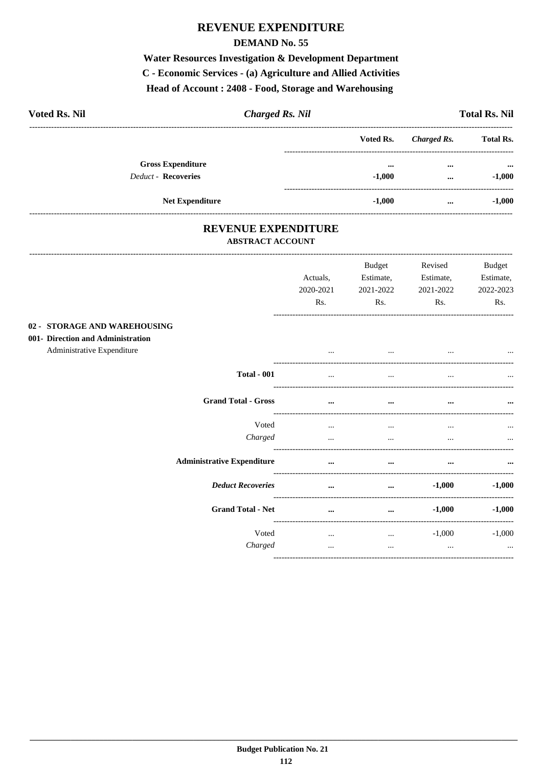# REVENUE EXPENDITURE

## DEMAND No. 55

### Water Resources Investigation & Development Department

### C - Economic Services - (a) Agriculture and Allied Activities

### Head of Account : 2408 - Food, Storage and Warehousing

**Voted Rs. Nil** | ***Charged Rs. Nil*** | **Total Rs. Nil**

| | Voted Rs. | *Charged Rs.* | Total Rs. |
|---|---|---|---|
| **Gross Expenditure** | ... | ... | ... |
| *Deduct* - **Recoveries** | -1,000 | ... | -1,000 |
| **Net Expenditure** | -1,000 | ... | -1,000 |

## REVENUE EXPENDITURE

### ABSTRACT ACCOUNT

| | Actuals, 2020-2021 Rs. | Budget Estimate, 2021-2022 Rs. | Revised Estimate, 2021-2022 Rs. | Budget Estimate, 2022-2023 Rs. |
|---|---|---|---|---|
| **02 - STORAGE AND WAREHOUSING** | | | | |
| **001- Direction and Administration** | | | | |
| Administrative Expenditure | ... | ... | ... | ... |
| **Total - 001** | ... | ... | ... | ... |
| **Grand Total - Gross** | ... | ... | ... | ... |
| Voted | ... | ... | ... | ... |
| *Charged* | ... | ... | ... | ... |
| **Administrative Expenditure** | ... | ... | ... | ... |
| ***Deduct Recoveries*** | ... | ... | -1,000 | -1,000 |
| **Grand Total - Net** | ... | ... | -1,000 | -1,000 |
| Voted | ... | ... | -1,000 | -1,000 |
| *Charged* | ... | ... | ... | ... |

**Budget Publication No. 21**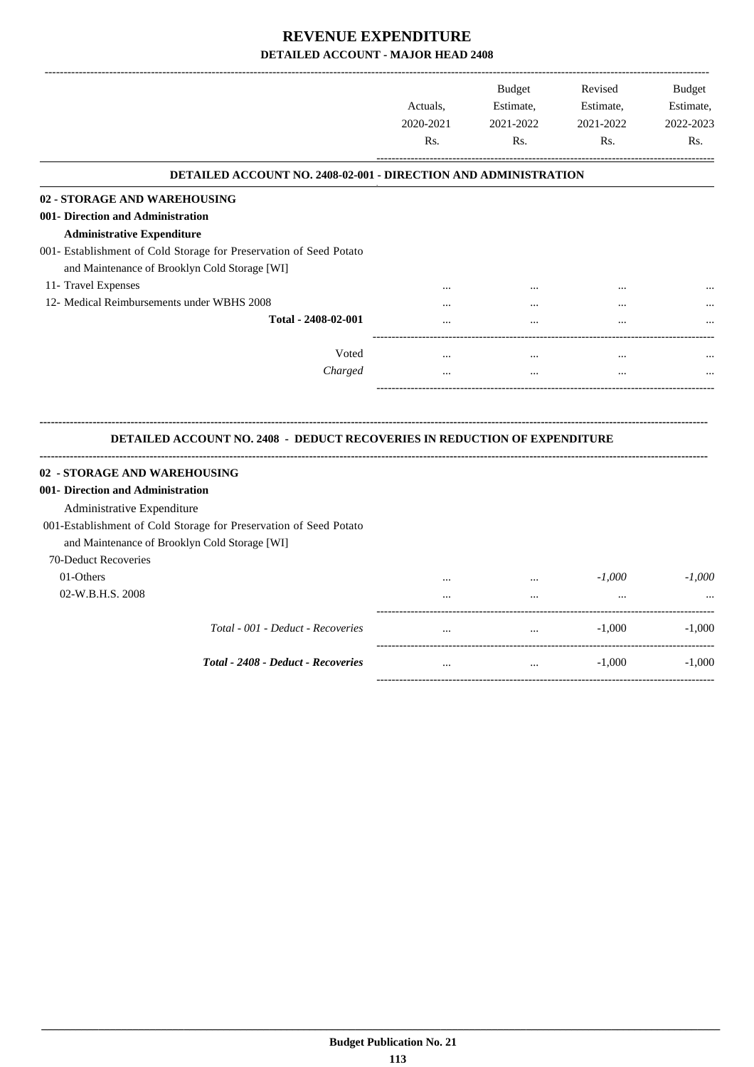# REVENUE EXPENDITURE

## DETAILED ACCOUNT - MAJOR HEAD 2408

| | Actuals, 2020-2021 Rs. | Budget Estimate, 2021-2022 Rs. | Revised Estimate, 2021-2022 Rs. | Budget Estimate, 2022-2023 Rs. |
|---|---|---|---|---|
| **DETAILED ACCOUNT NO. 2408-02-001 - DIRECTION AND ADMINISTRATION** | | | | |
| **02 - STORAGE AND WAREHOUSING** | | | | |
| **001- Direction and Administration** | | | | |
| **Administrative Expenditure** | | | | |
| 001- Establishment of Cold Storage for Preservation of Seed Potato and Maintenance of Brooklyn Cold Storage [WI] | | | | |
| 11- Travel Expenses | ... | ... | ... | ... |
| 12- Medical Reimbursements under WBHS 2008 | ... | ... | ... | ... |
| **Total - 2408-02-001** | ... | ... | ... | ... |
| Voted | ... | ... | ... | ... |
| *Charged* | ... | ... | ... | ... |

| | Actuals, 2020-2021 Rs. | Budget Estimate, 2021-2022 Rs. | Revised Estimate, 2021-2022 Rs. | Budget Estimate, 2022-2023 Rs. |
|---|---|---|---|---|
| **DETAILED ACCOUNT NO. 2408 - DEDUCT RECOVERIES IN REDUCTION OF EXPENDITURE** | | | | |
| **02 - STORAGE AND WAREHOUSING** | | | | |
| **001- Direction and Administration** | | | | |
| Administrative Expenditure | | | | |
| 001-Establishment of Cold Storage for Preservation of Seed Potato and Maintenance of Brooklyn Cold Storage [WI] | | | | |
| 70-Deduct Recoveries | | | | |
| 01-Others | ... | ... | *-1,000* | *-1,000* |
| 02-W.B.H.S. 2008 | ... | ... | ... | ... |
| *Total - 001 - Deduct - Recoveries* | ... | ... | -1,000 | -1,000 |
| ***Total - 2408 - Deduct - Recoveries*** | ... | ... | -1,000 | -1,000 |

**Budget Publication No. 21**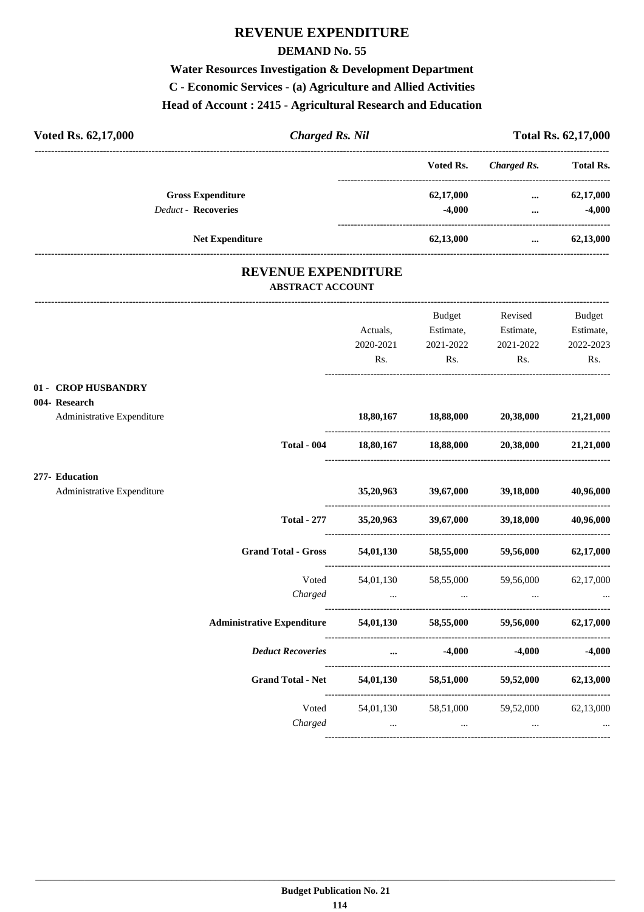# REVENUE EXPENDITURE

## DEMAND No. 55

### Water Resources Investigation & Development Department

### C - Economic Services - (a) Agriculture and Allied Activities

### Head of Account : 2415 - Agricultural Research and Education

| **Voted Rs. 62,17,000** | ***Charged Rs. Nil*** | **Total Rs. 62,17,000** |
|---|---|---|

| | Voted Rs. | *Charged Rs.* | Total Rs. |
|---|---|---|---|
| **Gross Expenditure** | **62,17,000** | **...** | **62,17,000** |
| *Deduct* - **Recoveries** | **-4,000** | **...** | **-4,000** |
| **Net Expenditure** | **62,13,000** | **...** | **62,13,000** |

## REVENUE EXPENDITURE

### ABSTRACT ACCOUNT

| | Actuals, 2020-2021 Rs. | Budget Estimate, 2021-2022 Rs. | Revised Estimate, 2021-2022 Rs. | Budget Estimate, 2022-2023 Rs. |
|---|---|---|---|---|
| **01 - CROP HUSBANDRY** | | | | |
| **004- Research** | | | | |
| Administrative Expenditure | **18,80,167** | **18,88,000** | **20,38,000** | **21,21,000** |
| **Total - 004** | **18,80,167** | **18,88,000** | **20,38,000** | **21,21,000** |
| **277- Education** | | | | |
| Administrative Expenditure | **35,20,963** | **39,67,000** | **39,18,000** | **40,96,000** |
| **Total - 277** | **35,20,963** | **39,67,000** | **39,18,000** | **40,96,000** |
| **Grand Total - Gross** | **54,01,130** | **58,55,000** | **59,56,000** | **62,17,000** |
| Voted | 54,01,130 | 58,55,000 | 59,56,000 | 62,17,000 |
| *Charged* | ... | ... | ... | ... |
| **Administrative Expenditure** | **54,01,130** | **58,55,000** | **59,56,000** | **62,17,000** |
| ***Deduct Recoveries*** | **...** | **-4,000** | **-4,000** | **-4,000** |
| **Grand Total - Net** | **54,01,130** | **58,51,000** | **59,52,000** | **62,13,000** |
| Voted | 54,01,130 | 58,51,000 | 59,52,000 | 62,13,000 |
| *Charged* | ... | ... | ... | ... |

**Budget Publication No. 21**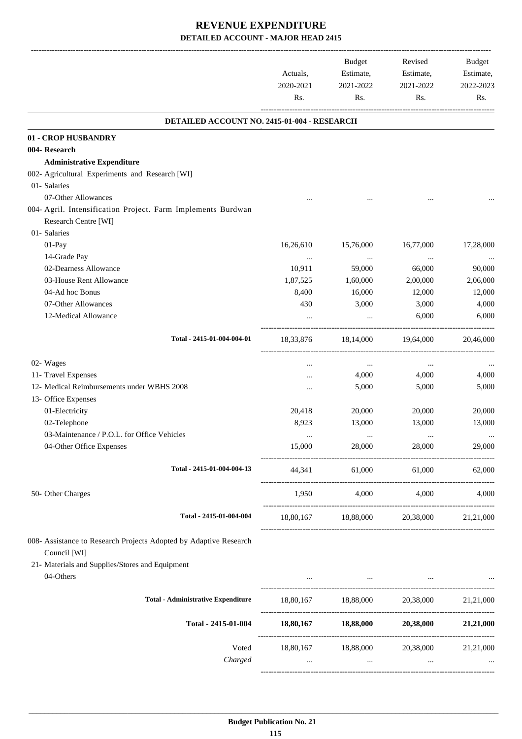# REVENUE EXPENDITURE
## DETAILED ACCOUNT - MAJOR HEAD 2415

| | Actuals, 2020-2021 Rs. | Budget Estimate, 2021-2022 Rs. | Revised Estimate, 2021-2022 Rs. | Budget Estimate, 2022-2023 Rs. |
|---|---|---|---|---|
| **DETAILED ACCOUNT NO. 2415-01-004 - RESEARCH** | | | | |
| **01 - CROP HUSBANDRY** | | | | |
| **004- Research** | | | | |
| **Administrative Expenditure** | | | | |
| 002- Agricultural Experiments and Research [WI] | | | | |
| 01- Salaries | | | | |
| 07-Other Allowances | ... | ... | ... | ... |
| 004- Agril. Intensification Project. Farm Implements Burdwan Research Centre [WI] | | | | |
| 01- Salaries | | | | |
| 01-Pay | 16,26,610 | 15,76,000 | 16,77,000 | 17,28,000 |
| 14-Grade Pay | ... | ... | ... | ... |
| 02-Dearness Allowance | 10,911 | 59,000 | 66,000 | 90,000 |
| 03-House Rent Allowance | 1,87,525 | 1,60,000 | 2,00,000 | 2,06,000 |
| 04-Ad hoc Bonus | 8,400 | 16,000 | 12,000 | 12,000 |
| 07-Other Allowances | 430 | 3,000 | 3,000 | 4,000 |
| 12-Medical Allowance | ... | ... | 6,000 | 6,000 |
| Total - 2415-01-004-004-01 | 18,33,876 | 18,14,000 | 19,64,000 | 20,46,000 |
| 02- Wages | ... | ... | ... | ... |
| 11- Travel Expenses | ... | 4,000 | 4,000 | 4,000 |
| 12- Medical Reimbursements under WBHS 2008 | ... | 5,000 | 5,000 | 5,000 |
| 13- Office Expenses | | | | |
| 01-Electricity | 20,418 | 20,000 | 20,000 | 20,000 |
| 02-Telephone | 8,923 | 13,000 | 13,000 | 13,000 |
| 03-Maintenance / P.O.L. for Office Vehicles | ... | ... | ... | ... |
| 04-Other Office Expenses | 15,000 | 28,000 | 28,000 | 29,000 |
| Total - 2415-01-004-004-13 | 44,341 | 61,000 | 61,000 | 62,000 |
| 50- Other Charges | 1,950 | 4,000 | 4,000 | 4,000 |
| Total - 2415-01-004-004 | 18,80,167 | 18,88,000 | 20,38,000 | 21,21,000 |
| 008- Assistance to Research Projects Adopted by Adaptive Research Council [WI] | | | | |
| 21- Materials and Supplies/Stores and Equipment | | | | |
| 04-Others | ... | ... | ... | ... |
| **Total - Administrative Expenditure** | 18,80,167 | 18,88,000 | 20,38,000 | 21,21,000 |
| **Total - 2415-01-004** | **18,80,167** | **18,88,000** | **20,38,000** | **21,21,000** |
| Voted | 18,80,167 | 18,88,000 | 20,38,000 | 21,21,000 |
| *Charged* | ... | ... | ... | ... |

**Budget Publication No. 21**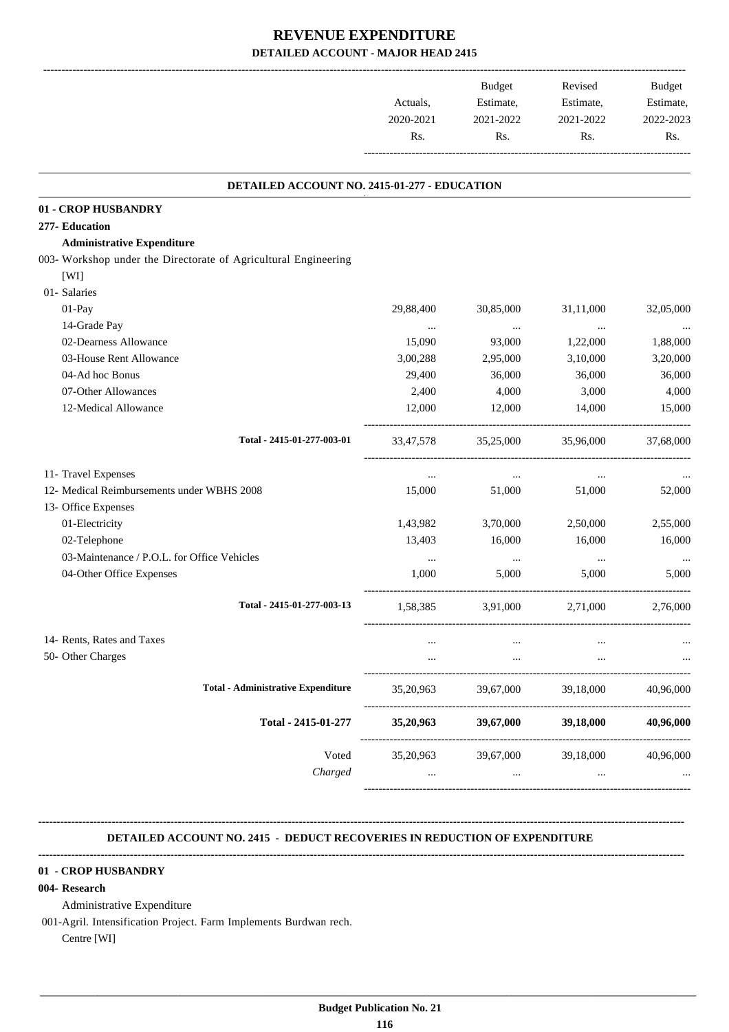# REVENUE EXPENDITURE

## DETAILED ACCOUNT - MAJOR HEAD 2415

| | Actuals, 2020-2021 Rs. | Budget Estimate, 2021-2022 Rs. | Revised Estimate, 2021-2022 Rs. | Budget Estimate, 2022-2023 Rs. |
|---|---|---|---|---|
| **DETAILED ACCOUNT NO. 2415-01-277 - EDUCATION** | | | | |
| **01 - CROP HUSBANDRY** | | | | |
| **277- Education** | | | | |
| **Administrative Expenditure** | | | | |
| 003- Workshop under the Directorate of Agricultural Engineering [WI] | | | | |
| 01- Salaries | | | | |
| 01-Pay | 29,88,400 | 30,85,000 | 31,11,000 | 32,05,000 |
| 14-Grade Pay | ... | ... | ... | ... |
| 02-Dearness Allowance | 15,090 | 93,000 | 1,22,000 | 1,88,000 |
| 03-House Rent Allowance | 3,00,288 | 2,95,000 | 3,10,000 | 3,20,000 |
| 04-Ad hoc Bonus | 29,400 | 36,000 | 36,000 | 36,000 |
| 07-Other Allowances | 2,400 | 4,000 | 3,000 | 4,000 |
| 12-Medical Allowance | 12,000 | 12,000 | 14,000 | 15,000 |
| Total - 2415-01-277-003-01 | 33,47,578 | 35,25,000 | 35,96,000 | 37,68,000 |
| 11- Travel Expenses | ... | ... | ... | ... |
| 12- Medical Reimbursements under WBHS 2008 | 15,000 | 51,000 | 51,000 | 52,000 |
| 13- Office Expenses | | | | |
| 01-Electricity | 1,43,982 | 3,70,000 | 2,50,000 | 2,55,000 |
| 02-Telephone | 13,403 | 16,000 | 16,000 | 16,000 |
| 03-Maintenance / P.O.L. for Office Vehicles | ... | ... | ... | ... |
| 04-Other Office Expenses | 1,000 | 5,000 | 5,000 | 5,000 |
| Total - 2415-01-277-003-13 | 1,58,385 | 3,91,000 | 2,71,000 | 2,76,000 |
| 14- Rents, Rates and Taxes | ... | ... | ... | ... |
| 50- Other Charges | ... | ... | ... | ... |
| **Total - Administrative Expenditure** | 35,20,963 | 39,67,000 | 39,18,000 | 40,96,000 |
| **Total - 2415-01-277** | **35,20,963** | **39,67,000** | **39,18,000** | **40,96,000** |
| Voted | 35,20,963 | 39,67,000 | 39,18,000 | 40,96,000 |
| *Charged* | ... | ... | ... | ... |

**DETAILED ACCOUNT NO. 2415 - DEDUCT RECOVERIES IN REDUCTION OF EXPENDITURE**

**01 - CROP HUSBANDRY**

**004- Research**

Administrative Expenditure

001-Agril. Intensification Project. Farm Implements Burdwan rech. Centre [WI]

**Budget Publication No. 21**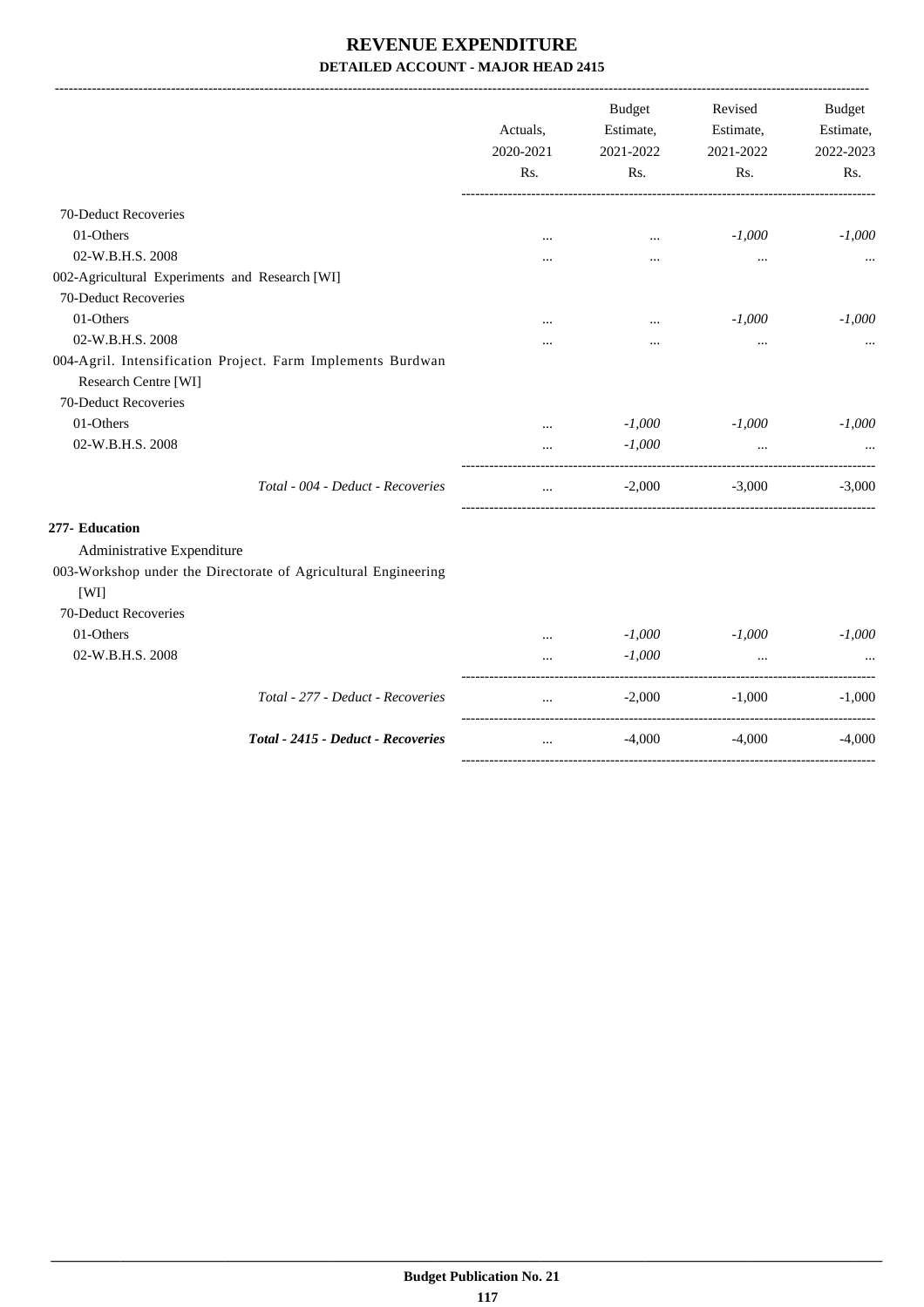# REVENUE EXPENDITURE

**DETAILED ACCOUNT - MAJOR HEAD 2415**

| | Actuals, 2020-2021 Rs. | Budget Estimate, 2021-2022 Rs. | Revised Estimate, 2021-2022 Rs. | Budget Estimate, 2022-2023 Rs. |
|---|---|---|---|---|
| 70-Deduct Recoveries | | | | |
| 01-Others | ... | ... | *-1,000* | *-1,000* |
| 02-W.B.H.S. 2008 | ... | ... | ... | ... |
| 002-Agricultural Experiments and Research [WI] | | | | |
| 70-Deduct Recoveries | | | | |
| 01-Others | ... | ... | *-1,000* | *-1,000* |
| 02-W.B.H.S. 2008 | ... | ... | ... | ... |
| 004-Agril. Intensification Project. Farm Implements Burdwan Research Centre [WI] | | | | |
| 70-Deduct Recoveries | | | | |
| 01-Others | ... | *-1,000* | *-1,000* | *-1,000* |
| 02-W.B.H.S. 2008 | ... | *-1,000* | ... | ... |
| *Total - 004 - Deduct - Recoveries* | ... | -2,000 | -3,000 | -3,000 |
| **277- Education** | | | | |
| Administrative Expenditure | | | | |
| 003-Workshop under the Directorate of Agricultural Engineering [WI] | | | | |
| 70-Deduct Recoveries | | | | |
| 01-Others | ... | *-1,000* | *-1,000* | *-1,000* |
| 02-W.B.H.S. 2008 | ... | *-1,000* | ... | ... |
| *Total - 277 - Deduct - Recoveries* | ... | -2,000 | -1,000 | -1,000 |
| ***Total - 2415 - Deduct - Recoveries*** | ... | -4,000 | -4,000 | -4,000 |

**Budget Publication No. 21**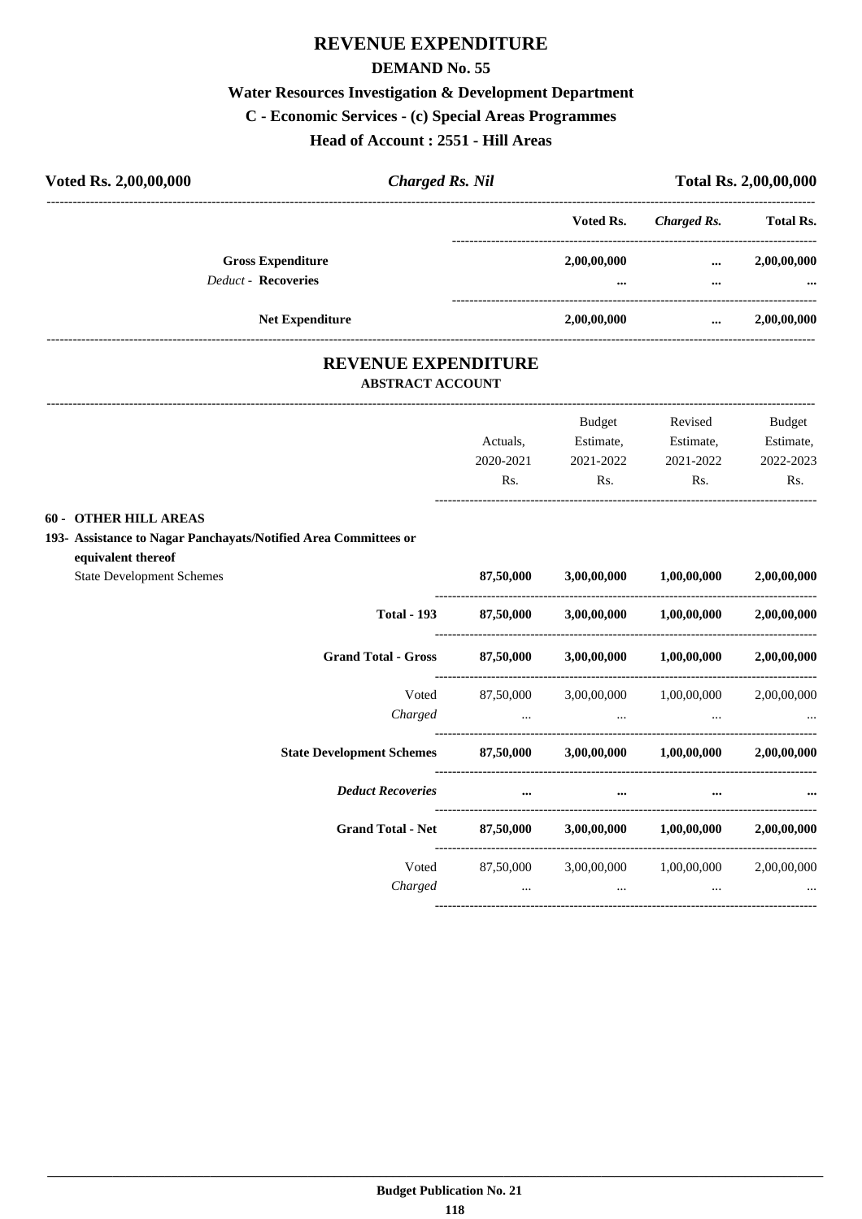# REVENUE EXPENDITURE

## DEMAND No. 55

### Water Resources Investigation & Development Department

### C - Economic Services - (c) Special Areas Programmes

### Head of Account : 2551 - Hill Areas

| Voted Rs. 2,00,00,000 | *Charged Rs. Nil* | | Total Rs. 2,00,00,000 |
|---|---|---|---|

| | Voted Rs. | *Charged Rs.* | Total Rs. |
|---|---|---|---|
| **Gross Expenditure** | 2,00,00,000 | ... | 2,00,00,000 |
| *Deduct* - **Recoveries** | ... | ... | ... |
| **Net Expenditure** | 2,00,00,000 | ... | 2,00,00,000 |

## REVENUE EXPENDITURE

### ABSTRACT ACCOUNT

| | Actuals, 2020-2021 Rs. | Budget Estimate, 2021-2022 Rs. | Revised Estimate, 2021-2022 Rs. | Budget Estimate, 2022-2023 Rs. |
|---|---|---|---|---|
| **60 - OTHER HILL AREAS** | | | | |
| **193- Assistance to Nagar Panchayats/Notified Area Committees or equivalent thereof** | | | | |
| State Development Schemes | 87,50,000 | 3,00,00,000 | 1,00,00,000 | 2,00,00,000 |
| **Total - 193** | **87,50,000** | **3,00,00,000** | **1,00,00,000** | **2,00,00,000** |
| **Grand Total - Gross** | **87,50,000** | **3,00,00,000** | **1,00,00,000** | **2,00,00,000** |
| Voted | 87,50,000 | 3,00,00,000 | 1,00,00,000 | 2,00,00,000 |
| *Charged* | ... | ... | ... | ... |
| **State Development Schemes** | **87,50,000** | **3,00,00,000** | **1,00,00,000** | **2,00,00,000** |
| ***Deduct Recoveries*** | ... | ... | ... | ... |
| **Grand Total - Net** | **87,50,000** | **3,00,00,000** | **1,00,00,000** | **2,00,00,000** |
| Voted | 87,50,000 | 3,00,00,000 | 1,00,00,000 | 2,00,00,000 |
| *Charged* | ... | ... | ... | ... |

Budget Publication No. 21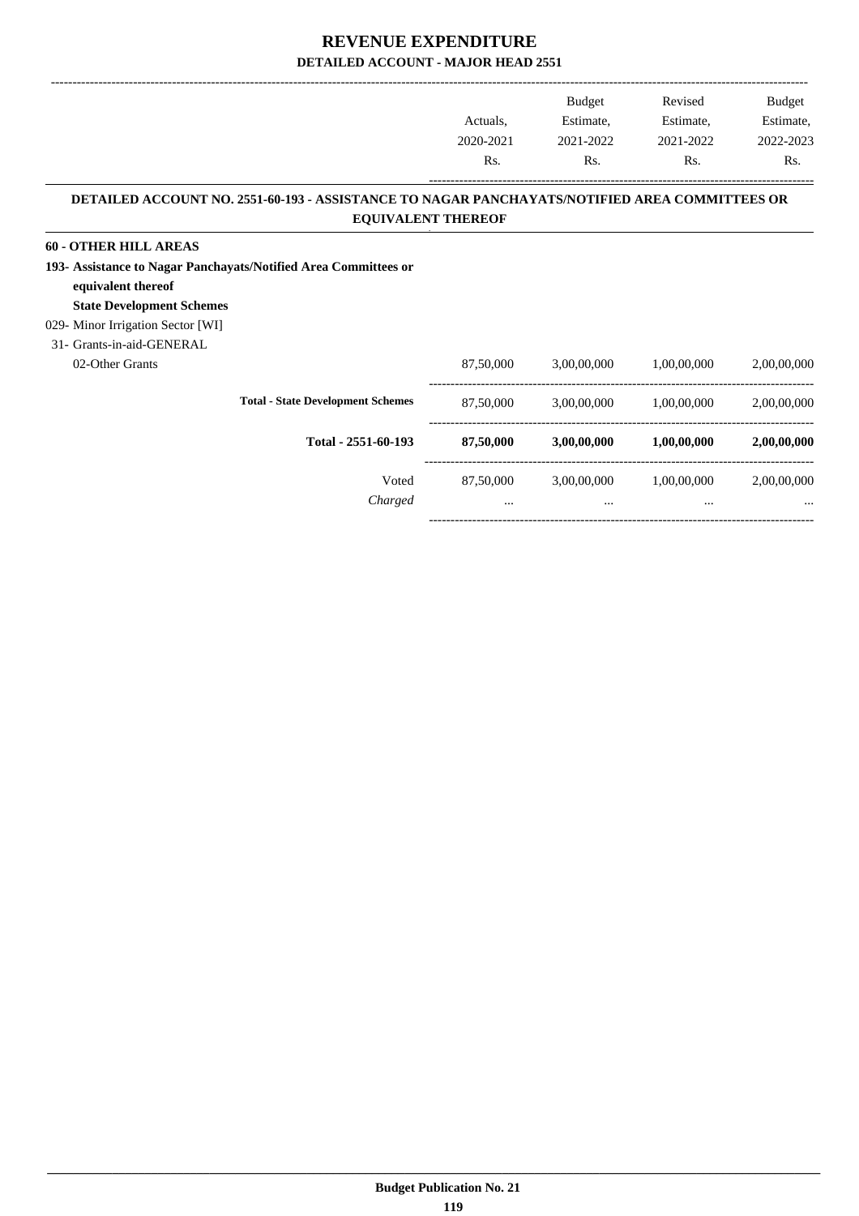# REVENUE EXPENDITURE

## DETAILED ACCOUNT - MAJOR HEAD 2551

| | Actuals, 2020-2021 Rs. | Budget Estimate, 2021-2022 Rs. | Revised Estimate, 2021-2022 Rs. | Budget Estimate, 2022-2023 Rs. |
|---|---|---|---|---|

### DETAILED ACCOUNT NO. 2551-60-193 - ASSISTANCE TO NAGAR PANCHAYATS/NOTIFIED AREA COMMITTEES OR EQUIVALENT THEREOF

| | Actuals, 2020-2021 Rs. | Budget Estimate, 2021-2022 Rs. | Revised Estimate, 2021-2022 Rs. | Budget Estimate, 2022-2023 Rs. |
|---|---|---|---|---|
| **60 - OTHER HILL AREAS** | | | | |
| **193- Assistance to Nagar Panchayats/Notified Area Committees or equivalent thereof** | | | | |
| **State Development Schemes** | | | | |
| 029- Minor Irrigation Sector [WI] | | | | |
| 31- Grants-in-aid-GENERAL | | | | |
| 02-Other Grants | 87,50,000 | 3,00,00,000 | 1,00,00,000 | 2,00,00,000 |
| **Total - State Development Schemes** | 87,50,000 | 3,00,00,000 | 1,00,00,000 | 2,00,00,000 |
| **Total - 2551-60-193** | **87,50,000** | **3,00,00,000** | **1,00,00,000** | **2,00,00,000** |
| Voted | 87,50,000 | 3,00,00,000 | 1,00,00,000 | 2,00,00,000 |
| *Charged* | ... | ... | ... | ... |

**Budget Publication No. 21**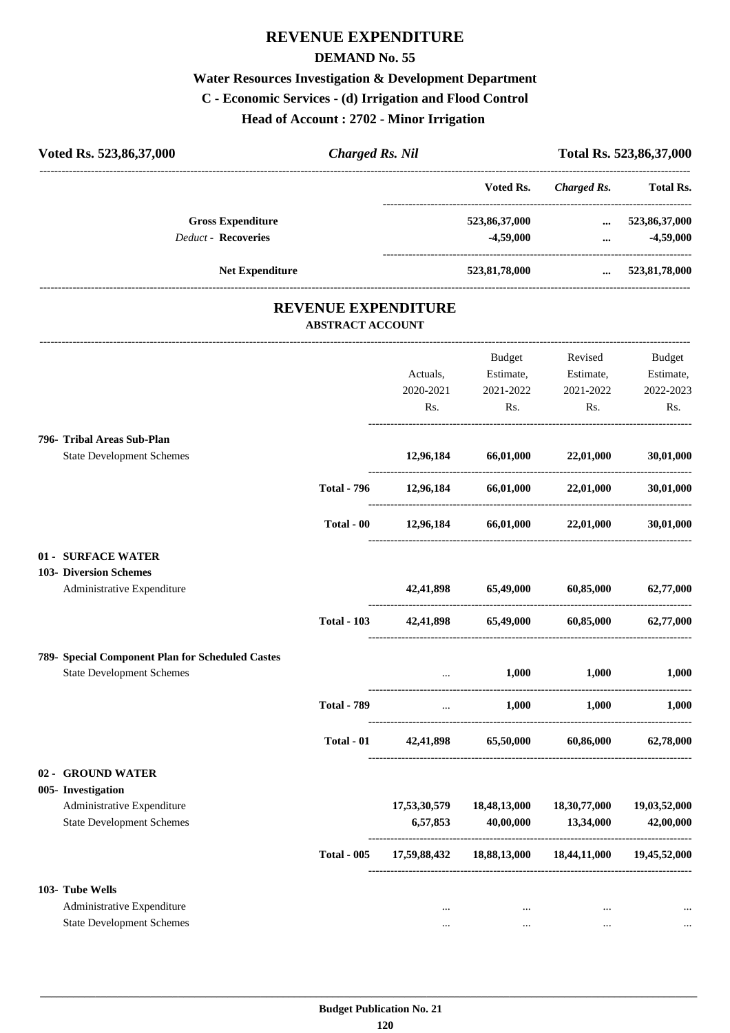# REVENUE EXPENDITURE

## DEMAND No. 55

### Water Resources Investigation & Development Department

### C - Economic Services - (d) Irrigation and Flood Control

### Head of Account : 2702 - Minor Irrigation

| Voted Rs. 523,86,37,000 | *Charged Rs. Nil* | Total Rs. 523,86,37,000 |
|---|---|---|

| | Voted Rs. | *Charged Rs.* | Total Rs. |
|---|---|---|---|
| **Gross Expenditure** | 523,86,37,000 | ... | 523,86,37,000 |
| *Deduct* - **Recoveries** | -4,59,000 | ... | -4,59,000 |
| **Net Expenditure** | 523,81,78,000 | ... | 523,81,78,000 |

## REVENUE EXPENDITURE

### ABSTRACT ACCOUNT

| | | Actuals, 2020-2021 Rs. | Budget Estimate, 2021-2022 Rs. | Revised Estimate, 2021-2022 Rs. | Budget Estimate, 2022-2023 Rs. |
|---|---|---|---|---|---|
| **796- Tribal Areas Sub-Plan** | | | | | |
| State Development Schemes | | 12,96,184 | 66,01,000 | 22,01,000 | 30,01,000 |
| | **Total - 796** | 12,96,184 | 66,01,000 | 22,01,000 | 30,01,000 |
| | **Total - 00** | 12,96,184 | 66,01,000 | 22,01,000 | 30,01,000 |
| **01 - SURFACE WATER** | | | | | |
| **103- Diversion Schemes** | | | | | |
| Administrative Expenditure | | 42,41,898 | 65,49,000 | 60,85,000 | 62,77,000 |
| | **Total - 103** | 42,41,898 | 65,49,000 | 60,85,000 | 62,77,000 |
| **789- Special Component Plan for Scheduled Castes** | | | | | |
| State Development Schemes | | ... | 1,000 | 1,000 | 1,000 |
| | **Total - 789** | ... | 1,000 | 1,000 | 1,000 |
| | **Total - 01** | 42,41,898 | 65,50,000 | 60,86,000 | 62,78,000 |
| **02 - GROUND WATER** | | | | | |
| **005- Investigation** | | | | | |
| Administrative Expenditure | | 17,53,30,579 | 18,48,13,000 | 18,30,77,000 | 19,03,52,000 |
| State Development Schemes | | 6,57,853 | 40,00,000 | 13,34,000 | 42,00,000 |
| | **Total - 005** | 17,59,88,432 | 18,88,13,000 | 18,44,11,000 | 19,45,52,000 |
| **103- Tube Wells** | | | | | |
| Administrative Expenditure | | ... | ... | ... | ... |
| State Development Schemes | | ... | ... | ... | ... |

**Budget Publication No. 21**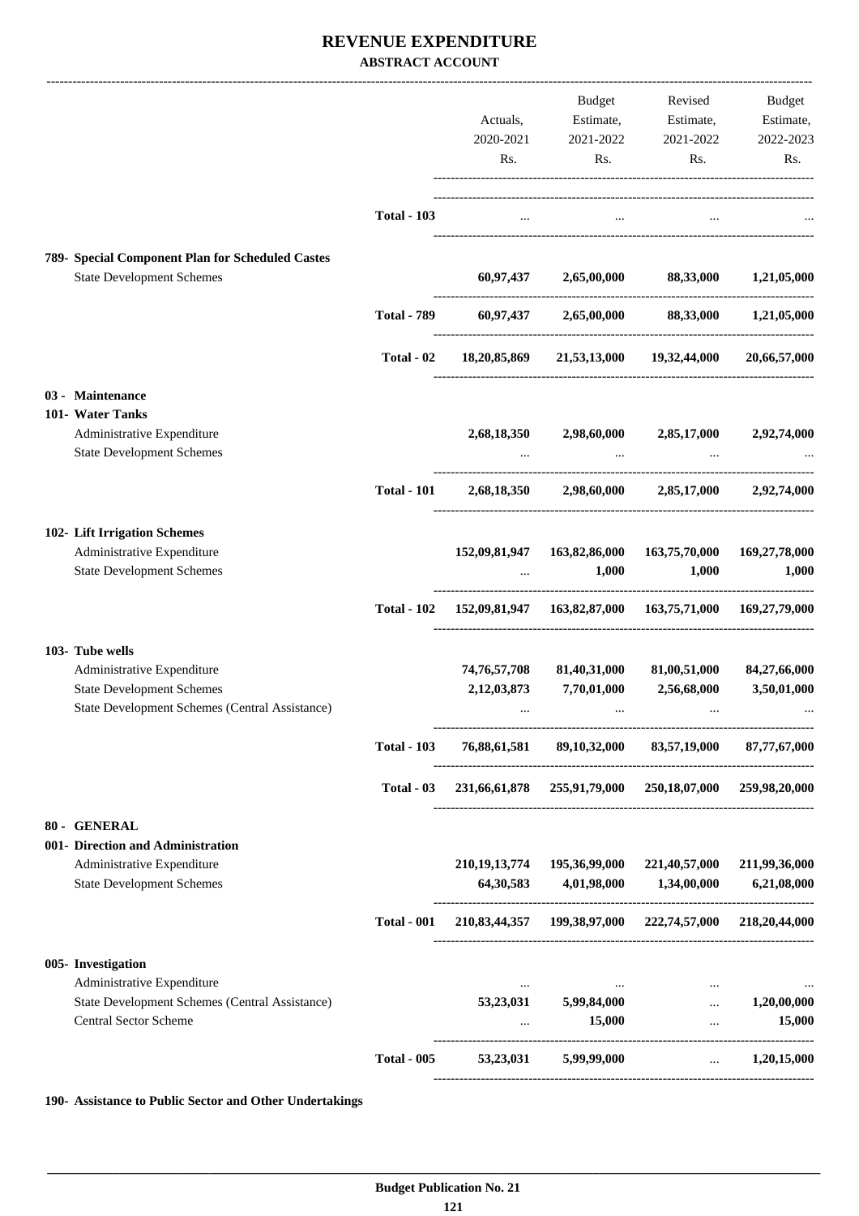# REVENUE EXPENDITURE

**ABSTRACT ACCOUNT**

| | | Actuals, 2020-2021 Rs. | Budget Estimate, 2021-2022 Rs. | Revised Estimate, 2021-2022 Rs. | Budget Estimate, 2022-2023 Rs. |
|---|---|---|---|---|---|
| | **Total - 103** | ... | ... | ... | ... |
| **789- Special Component Plan for Scheduled Castes** | | | | | |
| State Development Schemes | | **60,97,437** | **2,65,00,000** | **88,33,000** | **1,21,05,000** |
| | **Total - 789** | **60,97,437** | **2,65,00,000** | **88,33,000** | **1,21,05,000** |
| | **Total - 02** | **18,20,85,869** | **21,53,13,000** | **19,32,44,000** | **20,66,57,000** |
| **03 - Maintenance** | | | | | |
| **101- Water Tanks** | | | | | |
| Administrative Expenditure | | **2,68,18,350** | **2,98,60,000** | **2,85,17,000** | **2,92,74,000** |
| State Development Schemes | | ... | ... | ... | ... |
| | **Total - 101** | **2,68,18,350** | **2,98,60,000** | **2,85,17,000** | **2,92,74,000** |
| **102- Lift Irrigation Schemes** | | | | | |
| Administrative Expenditure | | **152,09,81,947** | **163,82,86,000** | **163,75,70,000** | **169,27,78,000** |
| State Development Schemes | | ... | **1,000** | **1,000** | **1,000** |
| | **Total - 102** | **152,09,81,947** | **163,82,87,000** | **163,75,71,000** | **169,27,79,000** |
| **103- Tube wells** | | | | | |
| Administrative Expenditure | | **74,76,57,708** | **81,40,31,000** | **81,00,51,000** | **84,27,66,000** |
| State Development Schemes | | **2,12,03,873** | **7,70,01,000** | **2,56,68,000** | **3,50,01,000** |
| State Development Schemes (Central Assistance) | | ... | ... | ... | ... |
| | **Total - 103** | **76,88,61,581** | **89,10,32,000** | **83,57,19,000** | **87,77,67,000** |
| | **Total - 03** | **231,66,61,878** | **255,91,79,000** | **250,18,07,000** | **259,98,20,000** |
| **80 - GENERAL** | | | | | |
| **001- Direction and Administration** | | | | | |
| Administrative Expenditure | | **210,19,13,774** | **195,36,99,000** | **221,40,57,000** | **211,99,36,000** |
| State Development Schemes | | **64,30,583** | **4,01,98,000** | **1,34,00,000** | **6,21,08,000** |
| | **Total - 001** | **210,83,44,357** | **199,38,97,000** | **222,74,57,000** | **218,20,44,000** |
| **005- Investigation** | | | | | |
| Administrative Expenditure | | ... | ... | ... | ... |
| State Development Schemes (Central Assistance) | | **53,23,031** | **5,99,84,000** | ... | **1,20,00,000** |
| Central Sector Scheme | | ... | **15,000** | ... | **15,000** |
| | **Total - 005** | **53,23,031** | **5,99,99,000** | ... | **1,20,15,000** |

**190- Assistance to Public Sector and Other Undertakings**

**Budget Publication No. 21**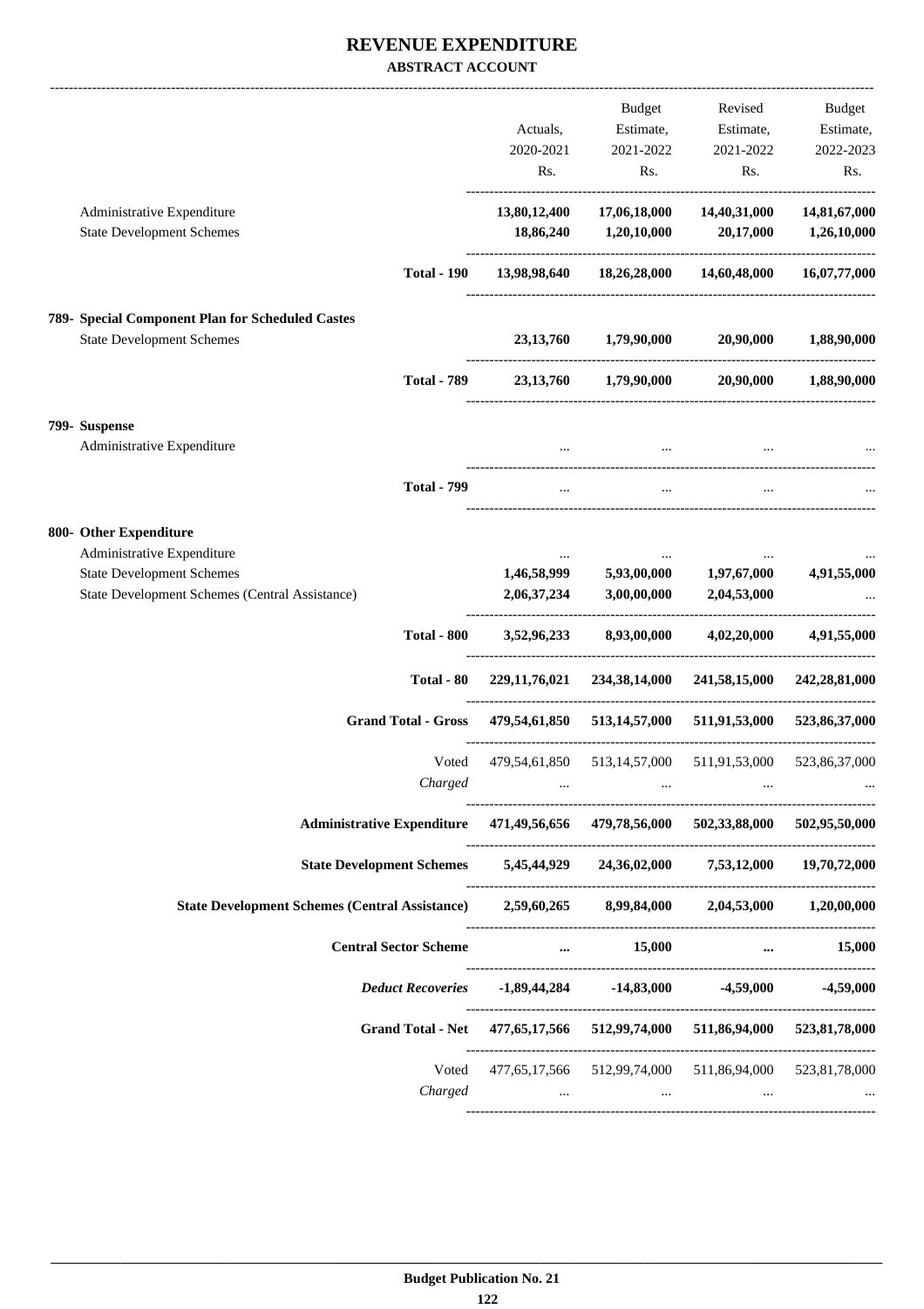# REVENUE EXPENDITURE

**ABSTRACT ACCOUNT**

| | Actuals, 2020-2021 Rs. | Budget Estimate, 2021-2022 Rs. | Revised Estimate, 2021-2022 Rs. | Budget Estimate, 2022-2023 Rs. |
|---|---|---|---|---|
| Administrative Expenditure | **13,80,12,400** | **17,06,18,000** | **14,40,31,000** | **14,81,67,000** |
| State Development Schemes | **18,86,240** | **1,20,10,000** | **20,17,000** | **1,26,10,000** |
| **Total - 190** | **13,98,98,640** | **18,26,28,000** | **14,60,48,000** | **16,07,77,000** |
| **789- Special Component Plan for Scheduled Castes** | | | | |
| State Development Schemes | **23,13,760** | **1,79,90,000** | **20,90,000** | **1,88,90,000** |
| **Total - 789** | **23,13,760** | **1,79,90,000** | **20,90,000** | **1,88,90,000** |
| **799- Suspense** | | | | |
| Administrative Expenditure | ... | ... | ... | ... |
| **Total - 799** | ... | ... | ... | ... |
| **800- Other Expenditure** | | | | |
| Administrative Expenditure | ... | ... | ... | ... |
| State Development Schemes | **1,46,58,999** | **5,93,00,000** | **1,97,67,000** | **4,91,55,000** |
| State Development Schemes (Central Assistance) | **2,06,37,234** | **3,00,00,000** | **2,04,53,000** | ... |
| **Total - 800** | **3,52,96,233** | **8,93,00,000** | **4,02,20,000** | **4,91,55,000** |
| **Total - 80** | **229,11,76,021** | **234,38,14,000** | **241,58,15,000** | **242,28,81,000** |
| **Grand Total - Gross** | **479,54,61,850** | **513,14,57,000** | **511,91,53,000** | **523,86,37,000** |
| Voted | 479,54,61,850 | 513,14,57,000 | 511,91,53,000 | 523,86,37,000 |
| *Charged* | ... | ... | ... | ... |
| **Administrative Expenditure** | **471,49,56,656** | **479,78,56,000** | **502,33,88,000** | **502,95,50,000** |
| **State Development Schemes** | **5,45,44,929** | **24,36,02,000** | **7,53,12,000** | **19,70,72,000** |
| **State Development Schemes (Central Assistance)** | **2,59,60,265** | **8,99,84,000** | **2,04,53,000** | **1,20,00,000** |
| **Central Sector Scheme** | **...** | **15,000** | **...** | **15,000** |
| ***Deduct Recoveries*** | **-1,89,44,284** | **-14,83,000** | **-4,59,000** | **-4,59,000** |
| **Grand Total - Net** | **477,65,17,566** | **512,99,74,000** | **511,86,94,000** | **523,81,78,000** |
| Voted | 477,65,17,566 | 512,99,74,000 | 511,86,94,000 | 523,81,78,000 |
| *Charged* | ... | ... | ... | ... |

**Budget Publication No. 21**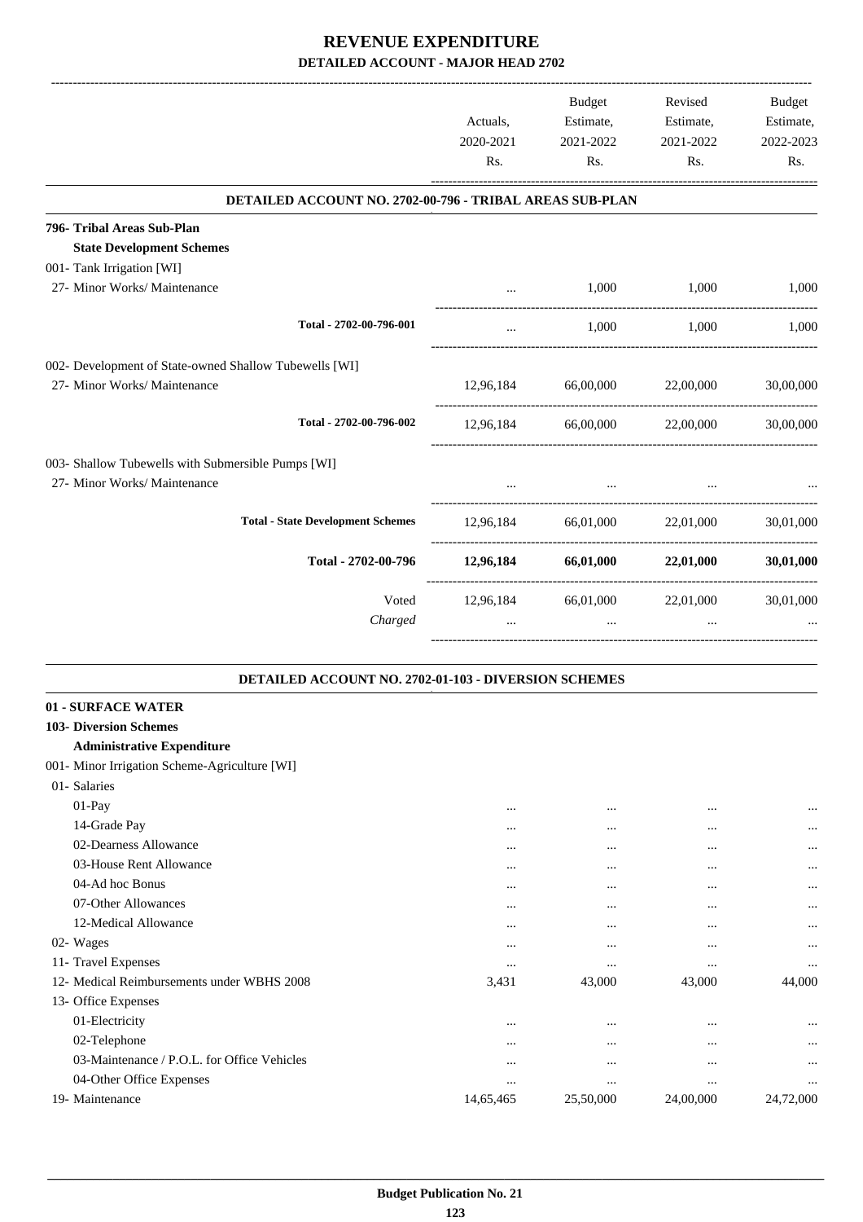# REVENUE EXPENDITURE

## DETAILED ACCOUNT - MAJOR HEAD 2702

| | Actuals, 2020-2021 Rs. | Budget Estimate, 2021-2022 Rs. | Revised Estimate, 2021-2022 Rs. | Budget Estimate, 2022-2023 Rs. |
|---|---|---|---|---|
| **DETAILED ACCOUNT NO. 2702-00-796 - TRIBAL AREAS SUB-PLAN** | | | | |
| **796- Tribal Areas Sub-Plan** | | | | |
| **State Development Schemes** | | | | |
| 001- Tank Irrigation [WI] | | | | |
| 27- Minor Works/ Maintenance | ... | 1,000 | 1,000 | 1,000 |
| Total - 2702-00-796-001 | ... | 1,000 | 1,000 | 1,000 |
| 002- Development of State-owned Shallow Tubewells [WI] | | | | |
| 27- Minor Works/ Maintenance | 12,96,184 | 66,00,000 | 22,00,000 | 30,00,000 |
| Total - 2702-00-796-002 | 12,96,184 | 66,00,000 | 22,00,000 | 30,00,000 |
| 003- Shallow Tubewells with Submersible Pumps [WI] | | | | |
| 27- Minor Works/ Maintenance | ... | ... | ... | ... |
| Total - State Development Schemes | 12,96,184 | 66,01,000 | 22,01,000 | 30,01,000 |
| **Total - 2702-00-796** | **12,96,184** | **66,01,000** | **22,01,000** | **30,01,000** |
| Voted | 12,96,184 | 66,01,000 | 22,01,000 | 30,01,000 |
| *Charged* | ... | ... | ... | ... |
| **DETAILED ACCOUNT NO. 2702-01-103 - DIVERSION SCHEMES** | | | | |
| **01 - SURFACE WATER** | | | | |
| **103- Diversion Schemes** | | | | |
| **Administrative Expenditure** | | | | |
| 001- Minor Irrigation Scheme-Agriculture [WI] | | | | |
| 01- Salaries | | | | |
| 01-Pay | ... | ... | ... | ... |
| 14-Grade Pay | ... | ... | ... | ... |
| 02-Dearness Allowance | ... | ... | ... | ... |
| 03-House Rent Allowance | ... | ... | ... | ... |
| 04-Ad hoc Bonus | ... | ... | ... | ... |
| 07-Other Allowances | ... | ... | ... | ... |
| 12-Medical Allowance | ... | ... | ... | ... |
| 02- Wages | ... | ... | ... | ... |
| 11- Travel Expenses | ... | ... | ... | ... |
| 12- Medical Reimbursements under WBHS 2008 | 3,431 | 43,000 | 43,000 | 44,000 |
| 13- Office Expenses | | | | |
| 01-Electricity | ... | ... | ... | ... |
| 02-Telephone | ... | ... | ... | ... |
| 03-Maintenance / P.O.L. for Office Vehicles | ... | ... | ... | ... |
| 04-Other Office Expenses | ... | ... | ... | ... |
| 19- Maintenance | 14,65,465 | 25,50,000 | 24,00,000 | 24,72,000 |

Budget Publication No. 21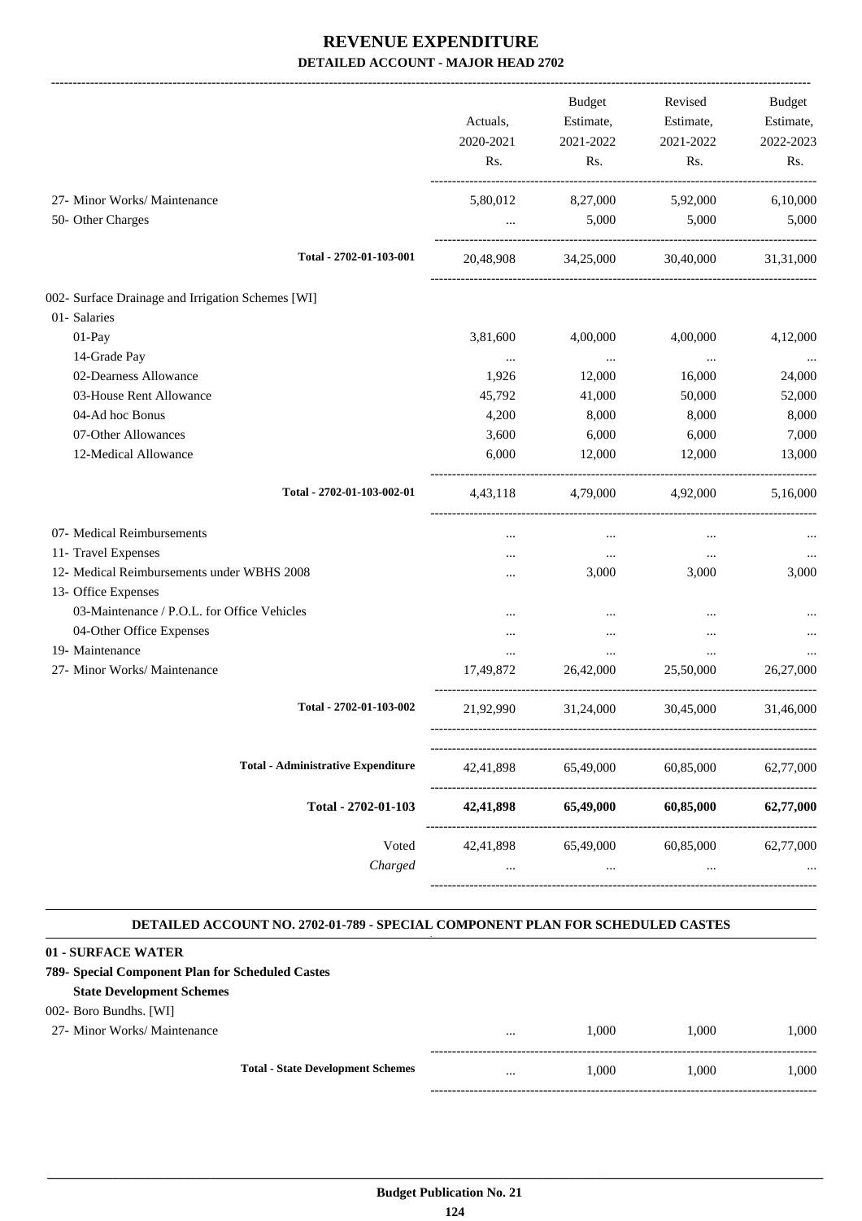# REVENUE EXPENDITURE
## DETAILED ACCOUNT - MAJOR HEAD 2702

| | Actuals, 2020-2021 Rs. | Budget Estimate, 2021-2022 Rs. | Revised Estimate, 2021-2022 Rs. | Budget Estimate, 2022-2023 Rs. |
|---|---|---|---|---|
| 27- Minor Works/ Maintenance | 5,80,012 | 8,27,000 | 5,92,000 | 6,10,000 |
| 50- Other Charges | ... | 5,000 | 5,000 | 5,000 |
| **Total - 2702-01-103-001** | 20,48,908 | 34,25,000 | 30,40,000 | 31,31,000 |
| 002- Surface Drainage and Irrigation Schemes [WI] | | | | |
| 01- Salaries | | | | |
| 01-Pay | 3,81,600 | 4,00,000 | 4,00,000 | 4,12,000 |
| 14-Grade Pay | ... | ... | ... | ... |
| 02-Dearness Allowance | 1,926 | 12,000 | 16,000 | 24,000 |
| 03-House Rent Allowance | 45,792 | 41,000 | 50,000 | 52,000 |
| 04-Ad hoc Bonus | 4,200 | 8,000 | 8,000 | 8,000 |
| 07-Other Allowances | 3,600 | 6,000 | 6,000 | 7,000 |
| 12-Medical Allowance | 6,000 | 12,000 | 12,000 | 13,000 |
| **Total - 2702-01-103-002-01** | 4,43,118 | 4,79,000 | 4,92,000 | 5,16,000 |
| 07- Medical Reimbursements | ... | ... | ... | ... |
| 11- Travel Expenses | ... | ... | ... | ... |
| 12- Medical Reimbursements under WBHS 2008 | ... | 3,000 | 3,000 | 3,000 |
| 13- Office Expenses | | | | |
| 03-Maintenance / P.O.L. for Office Vehicles | ... | ... | ... | ... |
| 04-Other Office Expenses | ... | ... | ... | ... |
| 19- Maintenance | ... | ... | ... | ... |
| 27- Minor Works/ Maintenance | 17,49,872 | 26,42,000 | 25,50,000 | 26,27,000 |
| **Total - 2702-01-103-002** | 21,92,990 | 31,24,000 | 30,45,000 | 31,46,000 |
| **Total - Administrative Expenditure** | 42,41,898 | 65,49,000 | 60,85,000 | 62,77,000 |
| **Total - 2702-01-103** | **42,41,898** | **65,49,000** | **60,85,000** | **62,77,000** |
| Voted | 42,41,898 | 65,49,000 | 60,85,000 | 62,77,000 |
| *Charged* | ... | ... | ... | ... |

### DETAILED ACCOUNT NO. 2702-01-789 - SPECIAL COMPONENT PLAN FOR SCHEDULED CASTES

**01 - SURFACE WATER**

**789- Special Component Plan for Scheduled Castes**

**State Development Schemes**

| | Actuals, 2020-2021 Rs. | Budget Estimate, 2021-2022 Rs. | Revised Estimate, 2021-2022 Rs. | Budget Estimate, 2022-2023 Rs. |
|---|---|---|---|---|
| 002- Boro Bundhs. [WI] | | | | |
| 27- Minor Works/ Maintenance | ... | 1,000 | 1,000 | 1,000 |
| **Total - State Development Schemes** | ... | 1,000 | 1,000 | 1,000 |

Budget Publication No. 21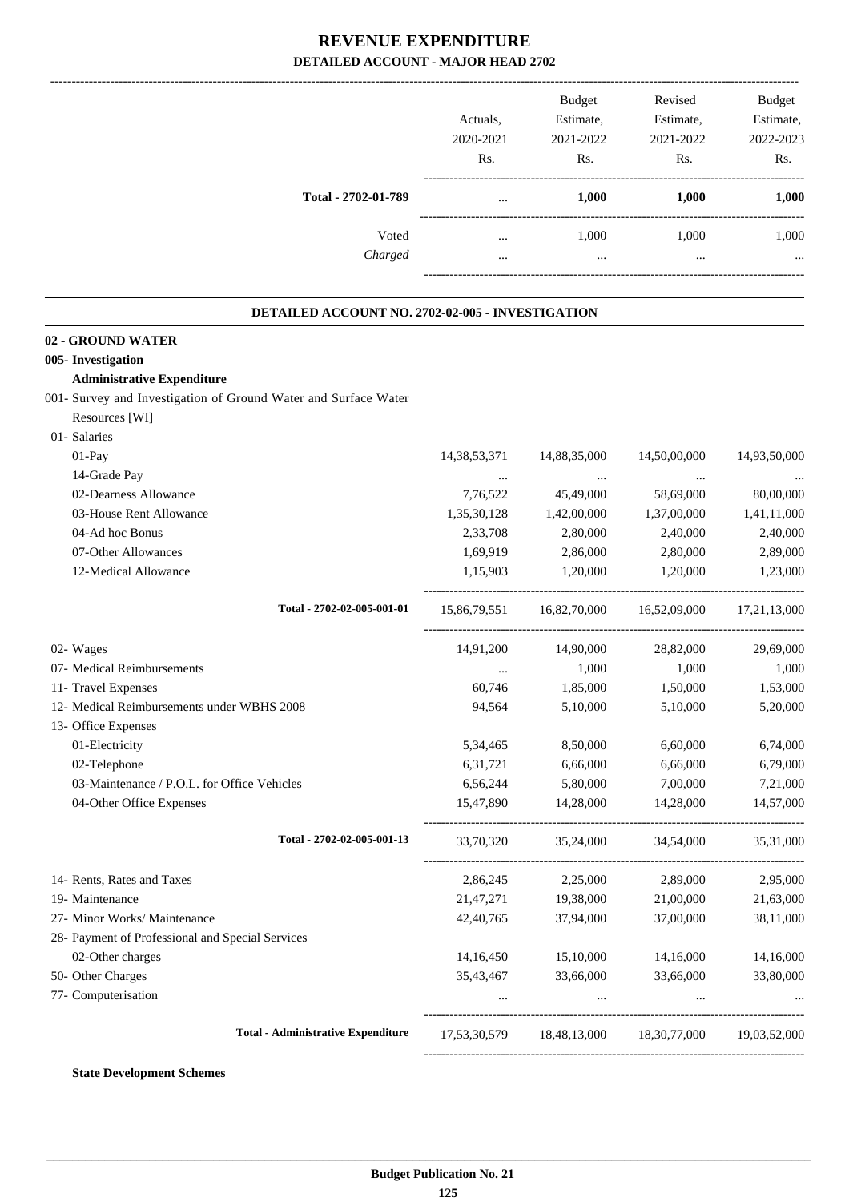# REVENUE EXPENDITURE

## DETAILED ACCOUNT - MAJOR HEAD 2702

| | Actuals, 2020-2021 Rs. | Budget Estimate, 2021-2022 Rs. | Revised Estimate, 2021-2022 Rs. | Budget Estimate, 2022-2023 Rs. |
|---|---|---|---|---|
| **Total - 2702-01-789** | ... | **1,000** | **1,000** | **1,000** |
| Voted | ... | 1,000 | 1,000 | 1,000 |
| *Charged* | ... | ... | ... | ... |

### DETAILED ACCOUNT NO. 2702-02-005 - INVESTIGATION

| | Actuals, 2020-2021 Rs. | Budget Estimate, 2021-2022 Rs. | Revised Estimate, 2021-2022 Rs. | Budget Estimate, 2022-2023 Rs. |
|---|---|---|---|---|
| **02 - GROUND WATER** | | | | |
| **005- Investigation** | | | | |
| **Administrative Expenditure** | | | | |
| 001- Survey and Investigation of Ground Water and Surface Water Resources [WI] | | | | |
| 01- Salaries | | | | |
| 01-Pay | 14,38,53,371 | 14,88,35,000 | 14,50,00,000 | 14,93,50,000 |
| 14-Grade Pay | ... | ... | ... | ... |
| 02-Dearness Allowance | 7,76,522 | 45,49,000 | 58,69,000 | 80,00,000 |
| 03-House Rent Allowance | 1,35,30,128 | 1,42,00,000 | 1,37,00,000 | 1,41,11,000 |
| 04-Ad hoc Bonus | 2,33,708 | 2,80,000 | 2,40,000 | 2,40,000 |
| 07-Other Allowances | 1,69,919 | 2,86,000 | 2,80,000 | 2,89,000 |
| 12-Medical Allowance | 1,15,903 | 1,20,000 | 1,20,000 | 1,23,000 |
| **Total - 2702-02-005-001-01** | 15,86,79,551 | 16,82,70,000 | 16,52,09,000 | 17,21,13,000 |
| 02- Wages | 14,91,200 | 14,90,000 | 28,82,000 | 29,69,000 |
| 07- Medical Reimbursements | ... | 1,000 | 1,000 | 1,000 |
| 11- Travel Expenses | 60,746 | 1,85,000 | 1,50,000 | 1,53,000 |
| 12- Medical Reimbursements under WBHS 2008 | 94,564 | 5,10,000 | 5,10,000 | 5,20,000 |
| 13- Office Expenses | | | | |
| 01-Electricity | 5,34,465 | 8,50,000 | 6,60,000 | 6,74,000 |
| 02-Telephone | 6,31,721 | 6,66,000 | 6,66,000 | 6,79,000 |
| 03-Maintenance / P.O.L. for Office Vehicles | 6,56,244 | 5,80,000 | 7,00,000 | 7,21,000 |
| 04-Other Office Expenses | 15,47,890 | 14,28,000 | 14,28,000 | 14,57,000 |
| **Total - 2702-02-005-001-13** | 33,70,320 | 35,24,000 | 34,54,000 | 35,31,000 |
| 14- Rents, Rates and Taxes | 2,86,245 | 2,25,000 | 2,89,000 | 2,95,000 |
| 19- Maintenance | 21,47,271 | 19,38,000 | 21,00,000 | 21,63,000 |
| 27- Minor Works/ Maintenance | 42,40,765 | 37,94,000 | 37,00,000 | 38,11,000 |
| 28- Payment of Professional and Special Services | | | | |
| 02-Other charges | 14,16,450 | 15,10,000 | 14,16,000 | 14,16,000 |
| 50- Other Charges | 35,43,467 | 33,66,000 | 33,66,000 | 33,80,000 |
| 77- Computerisation | ... | ... | ... | ... |
| **Total - Administrative Expenditure** | 17,53,30,579 | 18,48,13,000 | 18,30,77,000 | 19,03,52,000 |

**State Development Schemes**

Budget Publication No. 21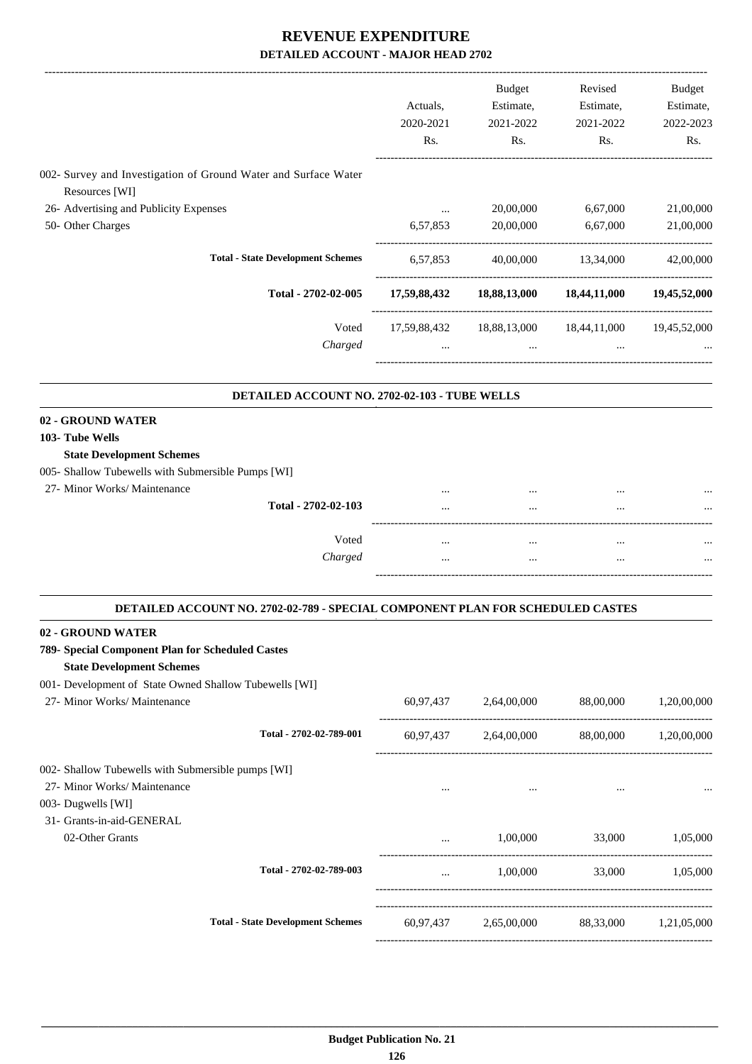# REVENUE EXPENDITURE
## DETAILED ACCOUNT - MAJOR HEAD 2702

| | Actuals, 2020-2021 Rs. | Budget Estimate, 2021-2022 Rs. | Revised Estimate, 2021-2022 Rs. | Budget Estimate, 2022-2023 Rs. |
|---|---|---|---|---|
| 002- Survey and Investigation of Ground Water and Surface Water Resources [WI] | | | | |
| 26- Advertising and Publicity Expenses | ... | 20,00,000 | 6,67,000 | 21,00,000 |
| 50- Other Charges | 6,57,853 | 20,00,000 | 6,67,000 | 21,00,000 |
| **Total - State Development Schemes** | 6,57,853 | 40,00,000 | 13,34,000 | 42,00,000 |
| **Total - 2702-02-005** | **17,59,88,432** | **18,88,13,000** | **18,44,11,000** | **19,45,52,000** |
| Voted | 17,59,88,432 | 18,88,13,000 | 18,44,11,000 | 19,45,52,000 |
| *Charged* | ... | ... | ... | ... |

### DETAILED ACCOUNT NO. 2702-02-103 - TUBE WELLS

| | Actuals, 2020-2021 Rs. | Budget Estimate, 2021-2022 Rs. | Revised Estimate, 2021-2022 Rs. | Budget Estimate, 2022-2023 Rs. |
|---|---|---|---|---|
| **02 - GROUND WATER** | | | | |
| **103- Tube Wells** | | | | |
| **State Development Schemes** | | | | |
| 005- Shallow Tubewells with Submersible Pumps [WI] | | | | |
| 27- Minor Works/ Maintenance | ... | ... | ... | ... |
| **Total - 2702-02-103** | ... | ... | ... | ... |
| Voted | ... | ... | ... | ... |
| *Charged* | ... | ... | ... | ... |

### DETAILED ACCOUNT NO. 2702-02-789 - SPECIAL COMPONENT PLAN FOR SCHEDULED CASTES

| | Actuals, 2020-2021 Rs. | Budget Estimate, 2021-2022 Rs. | Revised Estimate, 2021-2022 Rs. | Budget Estimate, 2022-2023 Rs. |
|---|---|---|---|---|
| **02 - GROUND WATER** | | | | |
| **789- Special Component Plan for Scheduled Castes** | | | | |
| **State Development Schemes** | | | | |
| 001- Development of State Owned Shallow Tubewells [WI] | | | | |
| 27- Minor Works/ Maintenance | 60,97,437 | 2,64,00,000 | 88,00,000 | 1,20,00,000 |
| **Total - 2702-02-789-001** | 60,97,437 | 2,64,00,000 | 88,00,000 | 1,20,00,000 |
| 002- Shallow Tubewells with Submersible pumps [WI] | | | | |
| 27- Minor Works/ Maintenance | ... | ... | ... | ... |
| 003- Dugwells [WI] | | | | |
| 31- Grants-in-aid-GENERAL | | | | |
| 02-Other Grants | ... | 1,00,000 | 33,000 | 1,05,000 |
| **Total - 2702-02-789-003** | ... | 1,00,000 | 33,000 | 1,05,000 |
| **Total - State Development Schemes** | 60,97,437 | 2,65,00,000 | 88,33,000 | 1,21,05,000 |

Budget Publication No. 21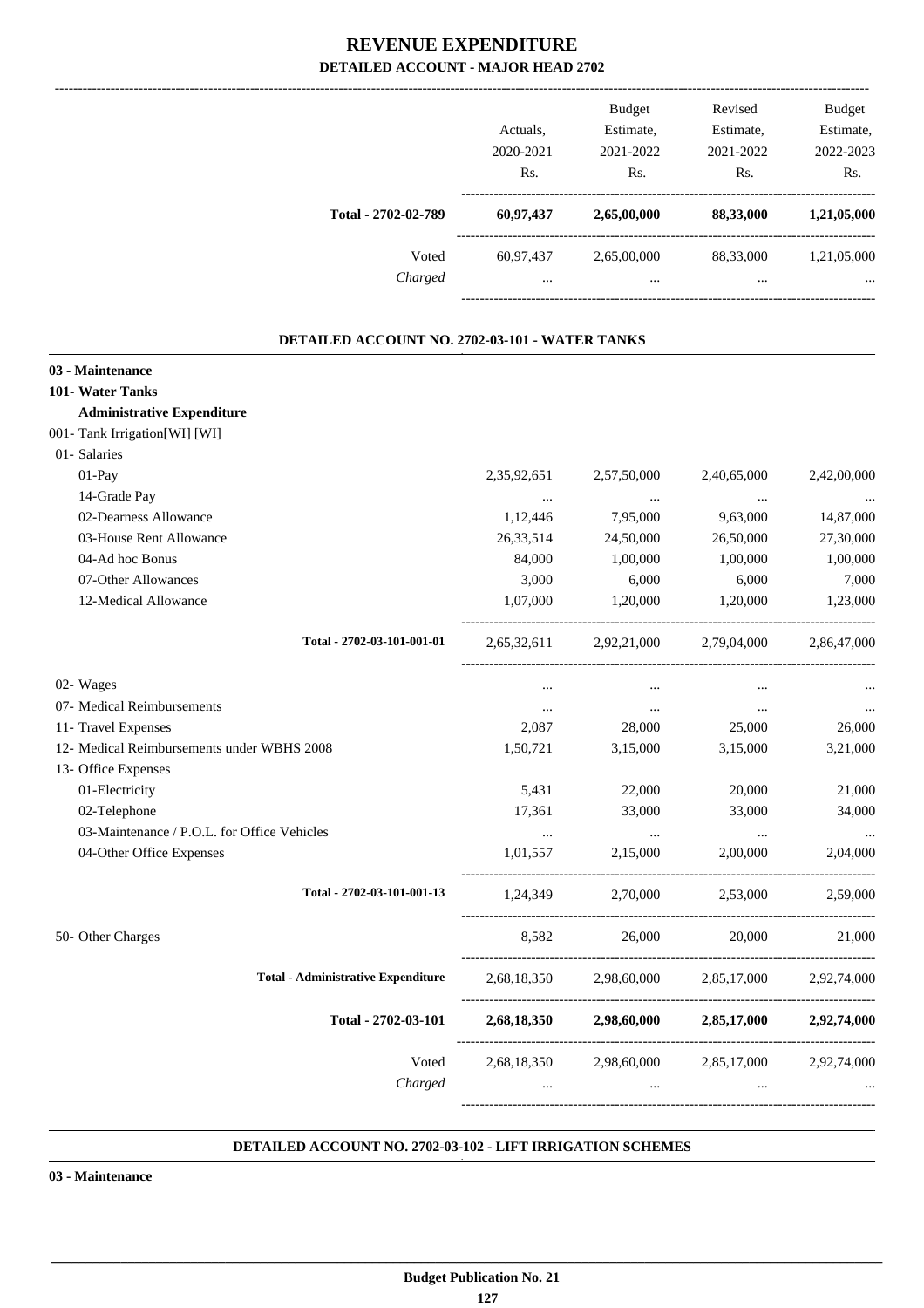# REVENUE EXPENDITURE

## DETAILED ACCOUNT - MAJOR HEAD 2702

| | Actuals, 2020-2021 Rs. | Budget Estimate, 2021-2022 Rs. | Revised Estimate, 2021-2022 Rs. | Budget Estimate, 2022-2023 Rs. |
|---|---|---|---|---|
| **Total - 2702-02-789** | **60,97,437** | **2,65,00,000** | **88,33,000** | **1,21,05,000** |
| Voted | 60,97,437 | 2,65,00,000 | 88,33,000 | 1,21,05,000 |
| *Charged* | ... | ... | ... | ... |

### DETAILED ACCOUNT NO. 2702-03-101 - WATER TANKS

| | Actuals, 2020-2021 Rs. | Budget Estimate, 2021-2022 Rs. | Revised Estimate, 2021-2022 Rs. | Budget Estimate, 2022-2023 Rs. |
|---|---|---|---|---|
| **03 - Maintenance** | | | | |
| **101- Water Tanks** | | | | |
| **Administrative Expenditure** | | | | |
| 001- Tank Irrigation[WI] [WI] | | | | |
| 01- Salaries | | | | |
| 01-Pay | 2,35,92,651 | 2,57,50,000 | 2,40,65,000 | 2,42,00,000 |
| 14-Grade Pay | ... | ... | ... | ... |
| 02-Dearness Allowance | 1,12,446 | 7,95,000 | 9,63,000 | 14,87,000 |
| 03-House Rent Allowance | 26,33,514 | 24,50,000 | 26,50,000 | 27,30,000 |
| 04-Ad hoc Bonus | 84,000 | 1,00,000 | 1,00,000 | 1,00,000 |
| 07-Other Allowances | 3,000 | 6,000 | 6,000 | 7,000 |
| 12-Medical Allowance | 1,07,000 | 1,20,000 | 1,20,000 | 1,23,000 |
| **Total - 2702-03-101-001-01** | 2,65,32,611 | 2,92,21,000 | 2,79,04,000 | 2,86,47,000 |
| 02- Wages | ... | ... | ... | ... |
| 07- Medical Reimbursements | ... | ... | ... | ... |
| 11- Travel Expenses | 2,087 | 28,000 | 25,000 | 26,000 |
| 12- Medical Reimbursements under WBHS 2008 | 1,50,721 | 3,15,000 | 3,15,000 | 3,21,000 |
| 13- Office Expenses | | | | |
| 01-Electricity | 5,431 | 22,000 | 20,000 | 21,000 |
| 02-Telephone | 17,361 | 33,000 | 33,000 | 34,000 |
| 03-Maintenance / P.O.L. for Office Vehicles | ... | ... | ... | ... |
| 04-Other Office Expenses | 1,01,557 | 2,15,000 | 2,00,000 | 2,04,000 |
| **Total - 2702-03-101-001-13** | 1,24,349 | 2,70,000 | 2,53,000 | 2,59,000 |
| 50- Other Charges | 8,582 | 26,000 | 20,000 | 21,000 |
| **Total - Administrative Expenditure** | 2,68,18,350 | 2,98,60,000 | 2,85,17,000 | 2,92,74,000 |
| **Total - 2702-03-101** | **2,68,18,350** | **2,98,60,000** | **2,85,17,000** | **2,92,74,000** |
| Voted | 2,68,18,350 | 2,98,60,000 | 2,85,17,000 | 2,92,74,000 |
| *Charged* | ... | ... | ... | ... |

### DETAILED ACCOUNT NO. 2702-03-102 - LIFT IRRIGATION SCHEMES

**03 - Maintenance**

Budget Publication No. 21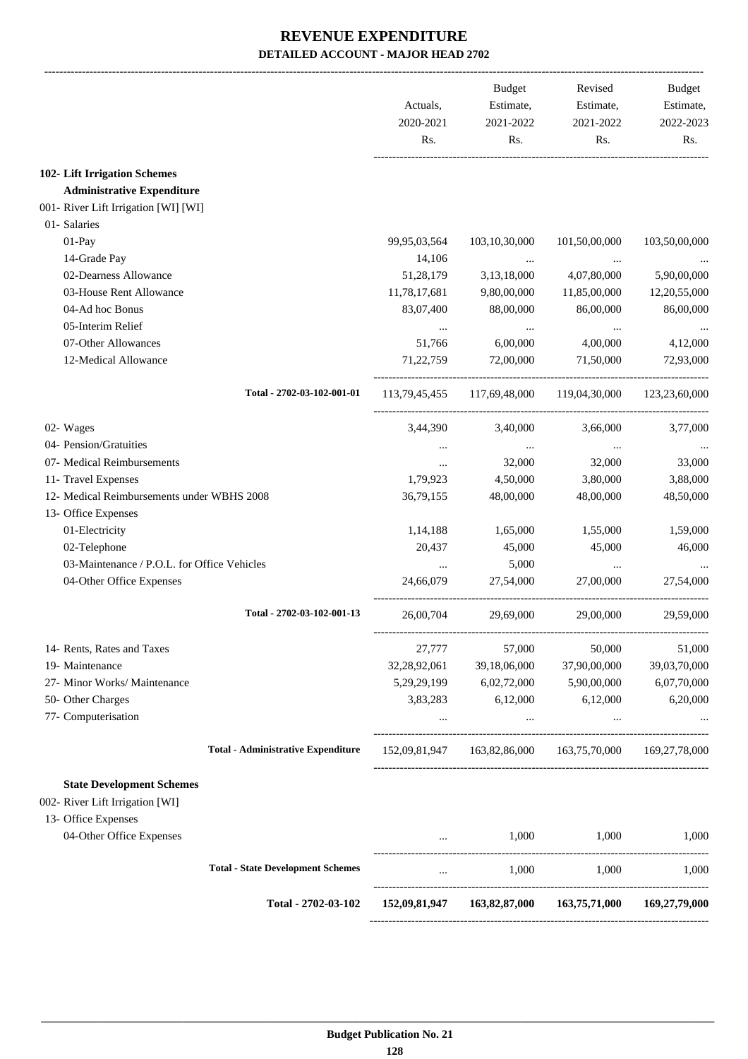# REVENUE EXPENDITURE

## DETAILED ACCOUNT - MAJOR HEAD 2702

| | Actuals, 2020-2021 Rs. | Budget Estimate, 2021-2022 Rs. | Revised Estimate, 2021-2022 Rs. | Budget Estimate, 2022-2023 Rs. |
|---|---|---|---|---|
| **102- Lift Irrigation Schemes** | | | | |
| **Administrative Expenditure** | | | | |
| 001- River Lift Irrigation [WI] [WI] | | | | |
| 01- Salaries | | | | |
| 01-Pay | 99,95,03,564 | 103,10,30,000 | 101,50,00,000 | 103,50,00,000 |
| 14-Grade Pay | 14,106 | ... | ... | ... |
| 02-Dearness Allowance | 51,28,179 | 3,13,18,000 | 4,07,80,000 | 5,90,00,000 |
| 03-House Rent Allowance | 11,78,17,681 | 9,80,00,000 | 11,85,00,000 | 12,20,55,000 |
| 04-Ad hoc Bonus | 83,07,400 | 88,00,000 | 86,00,000 | 86,00,000 |
| 05-Interim Relief | ... | ... | ... | ... |
| 07-Other Allowances | 51,766 | 6,00,000 | 4,00,000 | 4,12,000 |
| 12-Medical Allowance | 71,22,759 | 72,00,000 | 71,50,000 | 72,93,000 |
| Total - 2702-03-102-001-01 | 113,79,45,455 | 117,69,48,000 | 119,04,30,000 | 123,23,60,000 |
| 02- Wages | 3,44,390 | 3,40,000 | 3,66,000 | 3,77,000 |
| 04- Pension/Gratuities | ... | ... | ... | ... |
| 07- Medical Reimbursements | ... | 32,000 | 32,000 | 33,000 |
| 11- Travel Expenses | 1,79,923 | 4,50,000 | 3,80,000 | 3,88,000 |
| 12- Medical Reimbursements under WBHS 2008 | 36,79,155 | 48,00,000 | 48,00,000 | 48,50,000 |
| 13- Office Expenses | | | | |
| 01-Electricity | 1,14,188 | 1,65,000 | 1,55,000 | 1,59,000 |
| 02-Telephone | 20,437 | 45,000 | 45,000 | 46,000 |
| 03-Maintenance / P.O.L. for Office Vehicles | ... | 5,000 | ... | ... |
| 04-Other Office Expenses | 24,66,079 | 27,54,000 | 27,00,000 | 27,54,000 |
| Total - 2702-03-102-001-13 | 26,00,704 | 29,69,000 | 29,00,000 | 29,59,000 |
| 14- Rents, Rates and Taxes | 27,777 | 57,000 | 50,000 | 51,000 |
| 19- Maintenance | 32,28,92,061 | 39,18,06,000 | 37,90,00,000 | 39,03,70,000 |
| 27- Minor Works/ Maintenance | 5,29,29,199 | 6,02,72,000 | 5,90,00,000 | 6,07,70,000 |
| 50- Other Charges | 3,83,283 | 6,12,000 | 6,12,000 | 6,20,000 |
| 77- Computerisation | ... | ... | ... | ... |
| **Total - Administrative Expenditure** | 152,09,81,947 | 163,82,86,000 | 163,75,70,000 | 169,27,78,000 |
| **State Development Schemes** | | | | |
| 002- River Lift Irrigation [WI] | | | | |
| 13- Office Expenses | | | | |
| 04-Other Office Expenses | ... | 1,000 | 1,000 | 1,000 |
| **Total - State Development Schemes** | ... | 1,000 | 1,000 | 1,000 |
| **Total - 2702-03-102** | **152,09,81,947** | **163,82,87,000** | **163,75,71,000** | **169,27,79,000** |

**Budget Publication No. 21**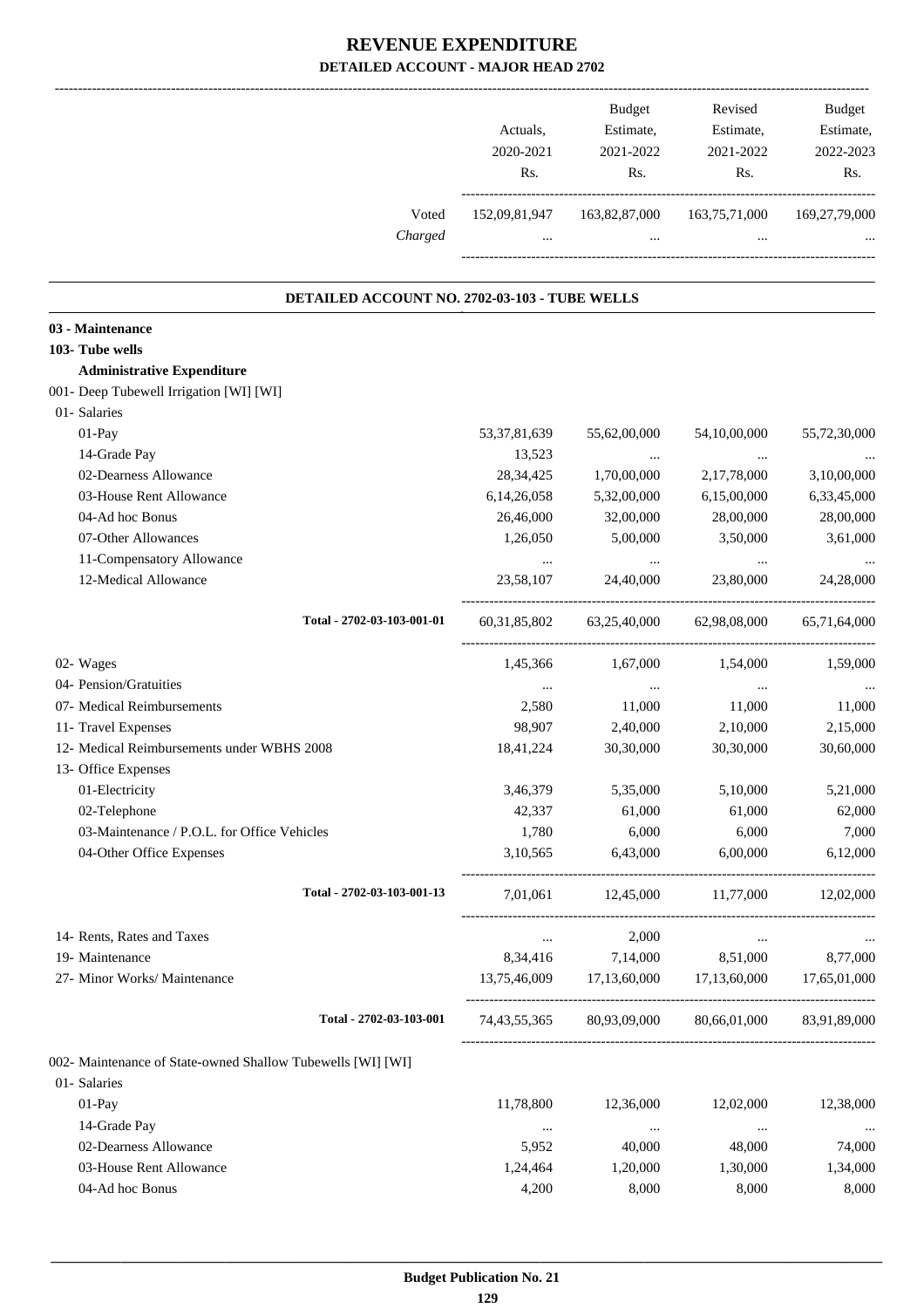# REVENUE EXPENDITURE

## DETAILED ACCOUNT - MAJOR HEAD 2702

| | Actuals, 2020-2021 Rs. | Budget Estimate, 2021-2022 Rs. | Revised Estimate, 2021-2022 Rs. | Budget Estimate, 2022-2023 Rs. |
|---|---|---|---|---|
| Voted | 152,09,81,947 | 163,82,87,000 | 163,75,71,000 | 169,27,79,000 |
| *Charged* | ... | ... | ... | ... |

### DETAILED ACCOUNT NO. 2702-03-103 - TUBE WELLS

| | Actuals, 2020-2021 Rs. | Budget Estimate, 2021-2022 Rs. | Revised Estimate, 2021-2022 Rs. | Budget Estimate, 2022-2023 Rs. |
|---|---|---|---|---|
| **03 - Maintenance** | | | | |
| **103- Tube wells** | | | | |
| **Administrative Expenditure** | | | | |
| 001- Deep Tubewell Irrigation [WI] [WI] | | | | |
| 01- Salaries | | | | |
| 01-Pay | 53,37,81,639 | 55,62,00,000 | 54,10,00,000 | 55,72,30,000 |
| 14-Grade Pay | 13,523 | ... | ... | ... |
| 02-Dearness Allowance | 28,34,425 | 1,70,00,000 | 2,17,78,000 | 3,10,00,000 |
| 03-House Rent Allowance | 6,14,26,058 | 5,32,00,000 | 6,15,00,000 | 6,33,45,000 |
| 04-Ad hoc Bonus | 26,46,000 | 32,00,000 | 28,00,000 | 28,00,000 |
| 07-Other Allowances | 1,26,050 | 5,00,000 | 3,50,000 | 3,61,000 |
| 11-Compensatory Allowance | ... | ... | ... | ... |
| 12-Medical Allowance | 23,58,107 | 24,40,000 | 23,80,000 | 24,28,000 |
| Total - 2702-03-103-001-01 | 60,31,85,802 | 63,25,40,000 | 62,98,08,000 | 65,71,64,000 |
| 02- Wages | 1,45,366 | 1,67,000 | 1,54,000 | 1,59,000 |
| 04- Pension/Gratuities | ... | ... | ... | ... |
| 07- Medical Reimbursements | 2,580 | 11,000 | 11,000 | 11,000 |
| 11- Travel Expenses | 98,907 | 2,40,000 | 2,10,000 | 2,15,000 |
| 12- Medical Reimbursements under WBHS 2008 | 18,41,224 | 30,30,000 | 30,30,000 | 30,60,000 |
| 13- Office Expenses | | | | |
| 01-Electricity | 3,46,379 | 5,35,000 | 5,10,000 | 5,21,000 |
| 02-Telephone | 42,337 | 61,000 | 61,000 | 62,000 |
| 03-Maintenance / P.O.L. for Office Vehicles | 1,780 | 6,000 | 6,000 | 7,000 |
| 04-Other Office Expenses | 3,10,565 | 6,43,000 | 6,00,000 | 6,12,000 |
| Total - 2702-03-103-001-13 | 7,01,061 | 12,45,000 | 11,77,000 | 12,02,000 |
| 14- Rents, Rates and Taxes | ... | 2,000 | ... | ... |
| 19- Maintenance | 8,34,416 | 7,14,000 | 8,51,000 | 8,77,000 |
| 27- Minor Works/ Maintenance | 13,75,46,009 | 17,13,60,000 | 17,13,60,000 | 17,65,01,000 |
| Total - 2702-03-103-001 | 74,43,55,365 | 80,93,09,000 | 80,66,01,000 | 83,91,89,000 |
| 002- Maintenance of State-owned Shallow Tubewells [WI] [WI] | | | | |
| 01- Salaries | | | | |
| 01-Pay | 11,78,800 | 12,36,000 | 12,02,000 | 12,38,000 |
| 14-Grade Pay | ... | ... | ... | ... |
| 02-Dearness Allowance | 5,952 | 40,000 | 48,000 | 74,000 |
| 03-House Rent Allowance | 1,24,464 | 1,20,000 | 1,30,000 | 1,34,000 |
| 04-Ad hoc Bonus | 4,200 | 8,000 | 8,000 | 8,000 |

**Budget Publication No. 21**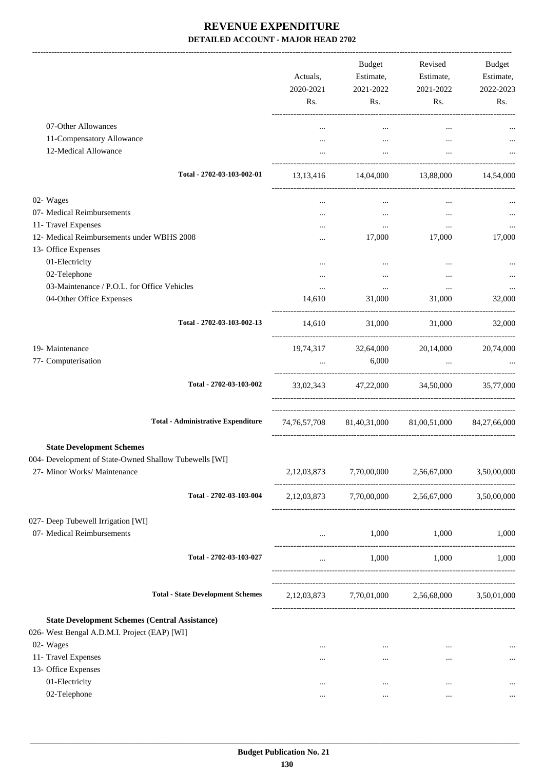# REVENUE EXPENDITURE

## DETAILED ACCOUNT - MAJOR HEAD 2702

| | Actuals, 2020-2021 Rs. | Budget Estimate, 2021-2022 Rs. | Revised Estimate, 2021-2022 Rs. | Budget Estimate, 2022-2023 Rs. |
|---|---|---|---|---|
| 07-Other Allowances | ... | ... | ... | ... |
| 11-Compensatory Allowance | ... | ... | ... | ... |
| 12-Medical Allowance | ... | ... | ... | ... |
| **Total - 2702-03-103-002-01** | 13,13,416 | 14,04,000 | 13,88,000 | 14,54,000 |
| 02- Wages | ... | ... | ... | ... |
| 07- Medical Reimbursements | ... | ... | ... | ... |
| 11- Travel Expenses | ... | ... | ... | ... |
| 12- Medical Reimbursements under WBHS 2008 | ... | 17,000 | 17,000 | 17,000 |
| 13- Office Expenses | | | | |
| 01-Electricity | ... | ... | ... | ... |
| 02-Telephone | ... | ... | ... | ... |
| 03-Maintenance / P.O.L. for Office Vehicles | ... | ... | ... | ... |
| 04-Other Office Expenses | 14,610 | 31,000 | 31,000 | 32,000 |
| **Total - 2702-03-103-002-13** | 14,610 | 31,000 | 31,000 | 32,000 |
| 19- Maintenance | 19,74,317 | 32,64,000 | 20,14,000 | 20,74,000 |
| 77- Computerisation | ... | 6,000 | ... | ... |
| **Total - 2702-03-103-002** | 33,02,343 | 47,22,000 | 34,50,000 | 35,77,000 |
| **Total - Administrative Expenditure** | 74,76,57,708 | 81,40,31,000 | 81,00,51,000 | 84,27,66,000 |
| **State Development Schemes** | | | | |
| 004- Development of State-Owned Shallow Tubewells [WI] | | | | |
| 27- Minor Works/ Maintenance | 2,12,03,873 | 7,70,00,000 | 2,56,67,000 | 3,50,00,000 |
| **Total - 2702-03-103-004** | 2,12,03,873 | 7,70,00,000 | 2,56,67,000 | 3,50,00,000 |
| 027- Deep Tubewell Irrigation [WI] | | | | |
| 07- Medical Reimbursements | ... | 1,000 | 1,000 | 1,000 |
| **Total - 2702-03-103-027** | ... | 1,000 | 1,000 | 1,000 |
| **Total - State Development Schemes** | 2,12,03,873 | 7,70,01,000 | 2,56,68,000 | 3,50,01,000 |
| **State Development Schemes (Central Assistance)** | | | | |
| 026- West Bengal A.D.M.I. Project (EAP) [WI] | | | | |
| 02- Wages | ... | ... | ... | ... |
| 11- Travel Expenses | ... | ... | ... | ... |
| 13- Office Expenses | | | | |
| 01-Electricity | ... | ... | ... | ... |
| 02-Telephone | ... | ... | ... | ... |

Budget Publication No. 21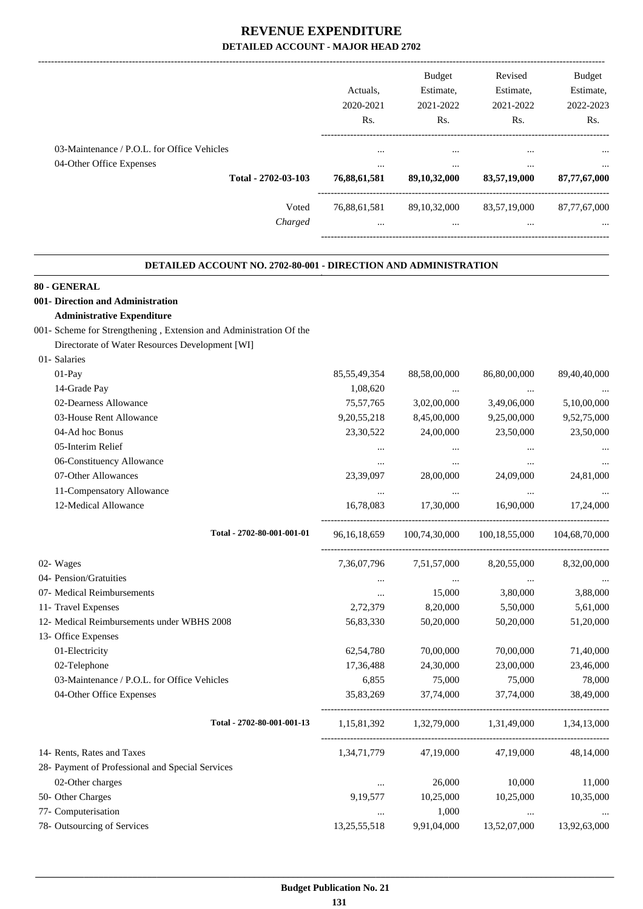# REVENUE EXPENDITURE

## DETAILED ACCOUNT - MAJOR HEAD 2702

| | Actuals, 2020-2021 Rs. | Budget Estimate, 2021-2022 Rs. | Revised Estimate, 2021-2022 Rs. | Budget Estimate, 2022-2023 Rs. |
|---|---|---|---|---|
| 03-Maintenance / P.O.L. for Office Vehicles | ... | ... | ... | ... |
| 04-Other Office Expenses | ... | ... | ... | ... |
| **Total - 2702-03-103** | **76,88,61,581** | **89,10,32,000** | **83,57,19,000** | **87,77,67,000** |
| Voted | 76,88,61,581 | 89,10,32,000 | 83,57,19,000 | 87,77,67,000 |
| *Charged* | ... | ... | ... | ... |

### DETAILED ACCOUNT NO. 2702-80-001 - DIRECTION AND ADMINISTRATION

| | Actuals, 2020-2021 Rs. | Budget Estimate, 2021-2022 Rs. | Revised Estimate, 2021-2022 Rs. | Budget Estimate, 2022-2023 Rs. |
|---|---|---|---|---|
| **80 - GENERAL** | | | | |
| **001- Direction and Administration** | | | | |
| **Administrative Expenditure** | | | | |
| 001- Scheme for Strengthening , Extension and Administration Of the Directorate of Water Resources Development [WI] | | | | |
| 01- Salaries | | | | |
| 01-Pay | 85,55,49,354 | 88,58,00,000 | 86,80,00,000 | 89,40,40,000 |
| 14-Grade Pay | 1,08,620 | ... | ... | ... |
| 02-Dearness Allowance | 75,57,765 | 3,02,00,000 | 3,49,06,000 | 5,10,00,000 |
| 03-House Rent Allowance | 9,20,55,218 | 8,45,00,000 | 9,25,00,000 | 9,52,75,000 |
| 04-Ad hoc Bonus | 23,30,522 | 24,00,000 | 23,50,000 | 23,50,000 |
| 05-Interim Relief | ... | ... | ... | ... |
| 06-Constituency Allowance | ... | ... | ... | ... |
| 07-Other Allowances | 23,39,097 | 28,00,000 | 24,09,000 | 24,81,000 |
| 11-Compensatory Allowance | ... | ... | ... | ... |
| 12-Medical Allowance | 16,78,083 | 17,30,000 | 16,90,000 | 17,24,000 |
| **Total - 2702-80-001-001-01** | 96,16,18,659 | 100,74,30,000 | 100,18,55,000 | 104,68,70,000 |
| 02- Wages | 7,36,07,796 | 7,51,57,000 | 8,20,55,000 | 8,32,00,000 |
| 04- Pension/Gratuities | ... | ... | ... | ... |
| 07- Medical Reimbursements | ... | 15,000 | 3,80,000 | 3,88,000 |
| 11- Travel Expenses | 2,72,379 | 8,20,000 | 5,50,000 | 5,61,000 |
| 12- Medical Reimbursements under WBHS 2008 | 56,83,330 | 50,20,000 | 50,20,000 | 51,20,000 |
| 13- Office Expenses | | | | |
| 01-Electricity | 62,54,780 | 70,00,000 | 70,00,000 | 71,40,000 |
| 02-Telephone | 17,36,488 | 24,30,000 | 23,00,000 | 23,46,000 |
| 03-Maintenance / P.O.L. for Office Vehicles | 6,855 | 75,000 | 75,000 | 78,000 |
| 04-Other Office Expenses | 35,83,269 | 37,74,000 | 37,74,000 | 38,49,000 |
| **Total - 2702-80-001-001-13** | 1,15,81,392 | 1,32,79,000 | 1,31,49,000 | 1,34,13,000 |
| 14- Rents, Rates and Taxes | 1,34,71,779 | 47,19,000 | 47,19,000 | 48,14,000 |
| 28- Payment of Professional and Special Services | | | | |
| 02-Other charges | ... | 26,000 | 10,000 | 11,000 |
| 50- Other Charges | 9,19,577 | 10,25,000 | 10,25,000 | 10,35,000 |
| 77- Computerisation | ... | 1,000 | ... | ... |
| 78- Outsourcing of Services | 13,25,55,518 | 9,91,04,000 | 13,52,07,000 | 13,92,63,000 |

Budget Publication No. 21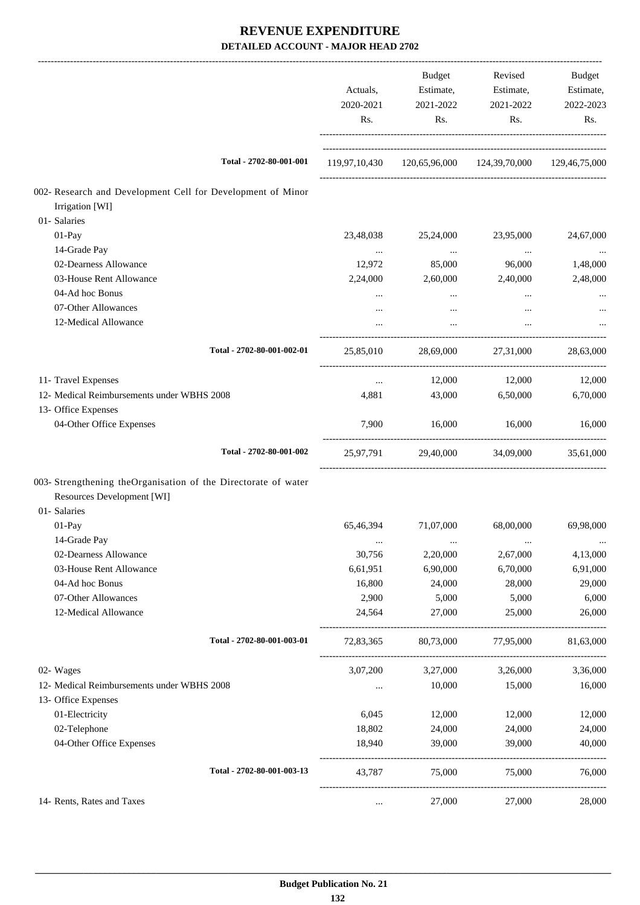# REVENUE EXPENDITURE

**DETAILED ACCOUNT - MAJOR HEAD 2702**

| | Actuals, 2020-2021 Rs. | Budget Estimate, 2021-2022 Rs. | Revised Estimate, 2021-2022 Rs. | Budget Estimate, 2022-2023 Rs. |
|---|---|---|---|---|
| Total - 2702-80-001-001 | 119,97,10,430 | 120,65,96,000 | 124,39,70,000 | 129,46,75,000 |
| 002- Research and Development Cell for Development of Minor Irrigation [WI] | | | | |
| 01- Salaries | | | | |
| 01-Pay | 23,48,038 | 25,24,000 | 23,95,000 | 24,67,000 |
| 14-Grade Pay | ... | ... | ... | ... |
| 02-Dearness Allowance | 12,972 | 85,000 | 96,000 | 1,48,000 |
| 03-House Rent Allowance | 2,24,000 | 2,60,000 | 2,40,000 | 2,48,000 |
| 04-Ad hoc Bonus | ... | ... | ... | ... |
| 07-Other Allowances | ... | ... | ... | ... |
| 12-Medical Allowance | ... | ... | ... | ... |
| Total - 2702-80-001-002-01 | 25,85,010 | 28,69,000 | 27,31,000 | 28,63,000 |
| 11- Travel Expenses | ... | 12,000 | 12,000 | 12,000 |
| 12- Medical Reimbursements under WBHS 2008 | 4,881 | 43,000 | 6,50,000 | 6,70,000 |
| 13- Office Expenses | | | | |
| 04-Other Office Expenses | 7,900 | 16,000 | 16,000 | 16,000 |
| Total - 2702-80-001-002 | 25,97,791 | 29,40,000 | 34,09,000 | 35,61,000 |
| 003- Strengthening theOrganisation of the Directorate of water Resources Development [WI] | | | | |
| 01- Salaries | | | | |
| 01-Pay | 65,46,394 | 71,07,000 | 68,00,000 | 69,98,000 |
| 14-Grade Pay | ... | ... | ... | ... |
| 02-Dearness Allowance | 30,756 | 2,20,000 | 2,67,000 | 4,13,000 |
| 03-House Rent Allowance | 6,61,951 | 6,90,000 | 6,70,000 | 6,91,000 |
| 04-Ad hoc Bonus | 16,800 | 24,000 | 28,000 | 29,000 |
| 07-Other Allowances | 2,900 | 5,000 | 5,000 | 6,000 |
| 12-Medical Allowance | 24,564 | 27,000 | 25,000 | 26,000 |
| Total - 2702-80-001-003-01 | 72,83,365 | 80,73,000 | 77,95,000 | 81,63,000 |
| 02- Wages | 3,07,200 | 3,27,000 | 3,26,000 | 3,36,000 |
| 12- Medical Reimbursements under WBHS 2008 | ... | 10,000 | 15,000 | 16,000 |
| 13- Office Expenses | | | | |
| 01-Electricity | 6,045 | 12,000 | 12,000 | 12,000 |
| 02-Telephone | 18,802 | 24,000 | 24,000 | 24,000 |
| 04-Other Office Expenses | 18,940 | 39,000 | 39,000 | 40,000 |
| Total - 2702-80-001-003-13 | 43,787 | 75,000 | 75,000 | 76,000 |
| 14- Rents, Rates and Taxes | ... | 27,000 | 27,000 | 28,000 |

**Budget Publication No. 21**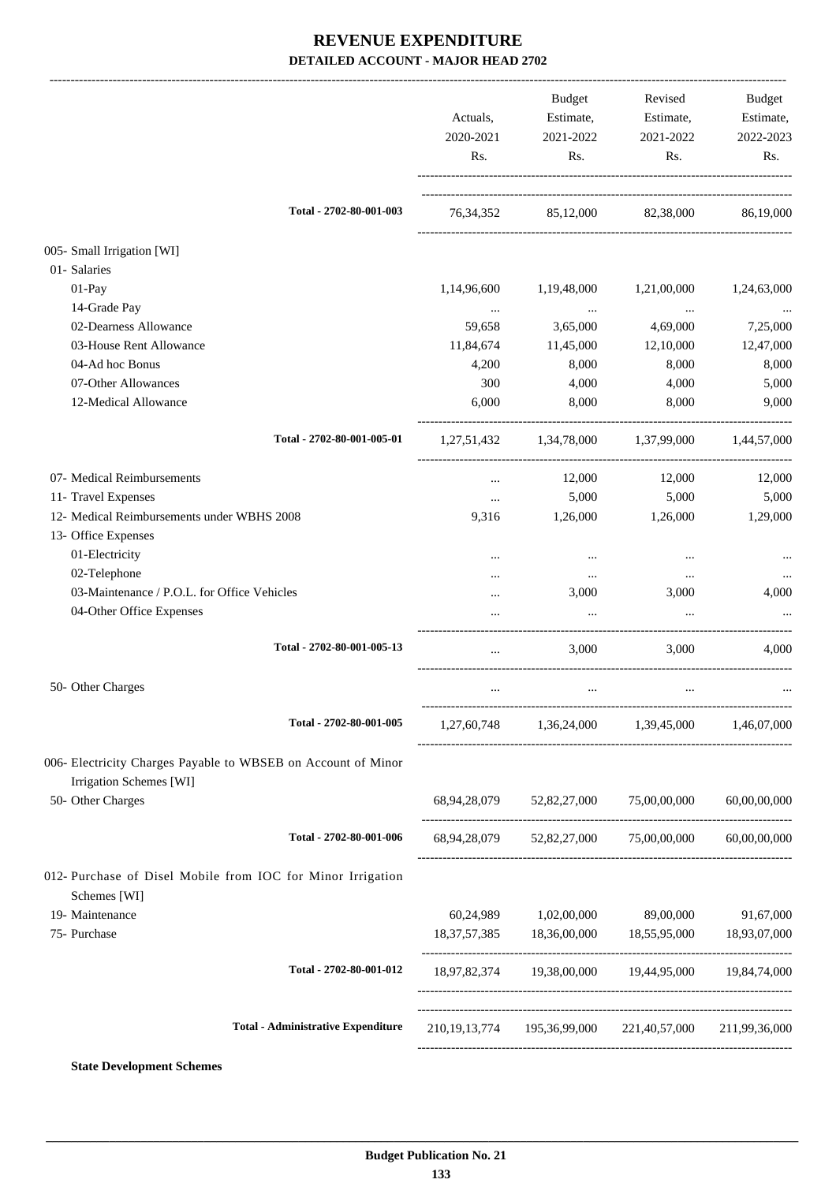# REVENUE EXPENDITURE

**DETAILED ACCOUNT - MAJOR HEAD 2702**

| | Actuals, 2020-2021 Rs. | Budget Estimate, 2021-2022 Rs. | Revised Estimate, 2021-2022 Rs. | Budget Estimate, 2022-2023 Rs. |
|---|---|---|---|---|
| **Total - 2702-80-001-003** | 76,34,352 | 85,12,000 | 82,38,000 | 86,19,000 |
| 005- Small Irrigation [WI] | | | | |
| 01- Salaries | | | | |
| 01-Pay | 1,14,96,600 | 1,19,48,000 | 1,21,00,000 | 1,24,63,000 |
| 14-Grade Pay | ... | ... | ... | ... |
| 02-Dearness Allowance | 59,658 | 3,65,000 | 4,69,000 | 7,25,000 |
| 03-House Rent Allowance | 11,84,674 | 11,45,000 | 12,10,000 | 12,47,000 |
| 04-Ad hoc Bonus | 4,200 | 8,000 | 8,000 | 8,000 |
| 07-Other Allowances | 300 | 4,000 | 4,000 | 5,000 |
| 12-Medical Allowance | 6,000 | 8,000 | 8,000 | 9,000 |
| **Total - 2702-80-001-005-01** | 1,27,51,432 | 1,34,78,000 | 1,37,99,000 | 1,44,57,000 |
| 07- Medical Reimbursements | ... | 12,000 | 12,000 | 12,000 |
| 11- Travel Expenses | ... | 5,000 | 5,000 | 5,000 |
| 12- Medical Reimbursements under WBHS 2008 | 9,316 | 1,26,000 | 1,26,000 | 1,29,000 |
| 13- Office Expenses | | | | |
| 01-Electricity | ... | ... | ... | ... |
| 02-Telephone | ... | ... | ... | ... |
| 03-Maintenance / P.O.L. for Office Vehicles | ... | 3,000 | 3,000 | 4,000 |
| 04-Other Office Expenses | ... | ... | ... | ... |
| **Total - 2702-80-001-005-13** | ... | 3,000 | 3,000 | 4,000 |
| 50- Other Charges | ... | ... | ... | ... |
| **Total - 2702-80-001-005** | 1,27,60,748 | 1,36,24,000 | 1,39,45,000 | 1,46,07,000 |
| 006- Electricity Charges Payable to WBSEB on Account of Minor Irrigation Schemes [WI] | | | | |
| 50- Other Charges | 68,94,28,079 | 52,82,27,000 | 75,00,00,000 | 60,00,00,000 |
| **Total - 2702-80-001-006** | 68,94,28,079 | 52,82,27,000 | 75,00,00,000 | 60,00,00,000 |
| 012- Purchase of Disel Mobile from IOC for Minor Irrigation Schemes [WI] | | | | |
| 19- Maintenance | 60,24,989 | 1,02,00,000 | 89,00,000 | 91,67,000 |
| 75- Purchase | 18,37,57,385 | 18,36,00,000 | 18,55,95,000 | 18,93,07,000 |
| **Total - 2702-80-001-012** | 18,97,82,374 | 19,38,00,000 | 19,44,95,000 | 19,84,74,000 |
| **Total - Administrative Expenditure** | 210,19,13,774 | 195,36,99,000 | 221,40,57,000 | 211,99,36,000 |

**State Development Schemes**

**Budget Publication No. 21**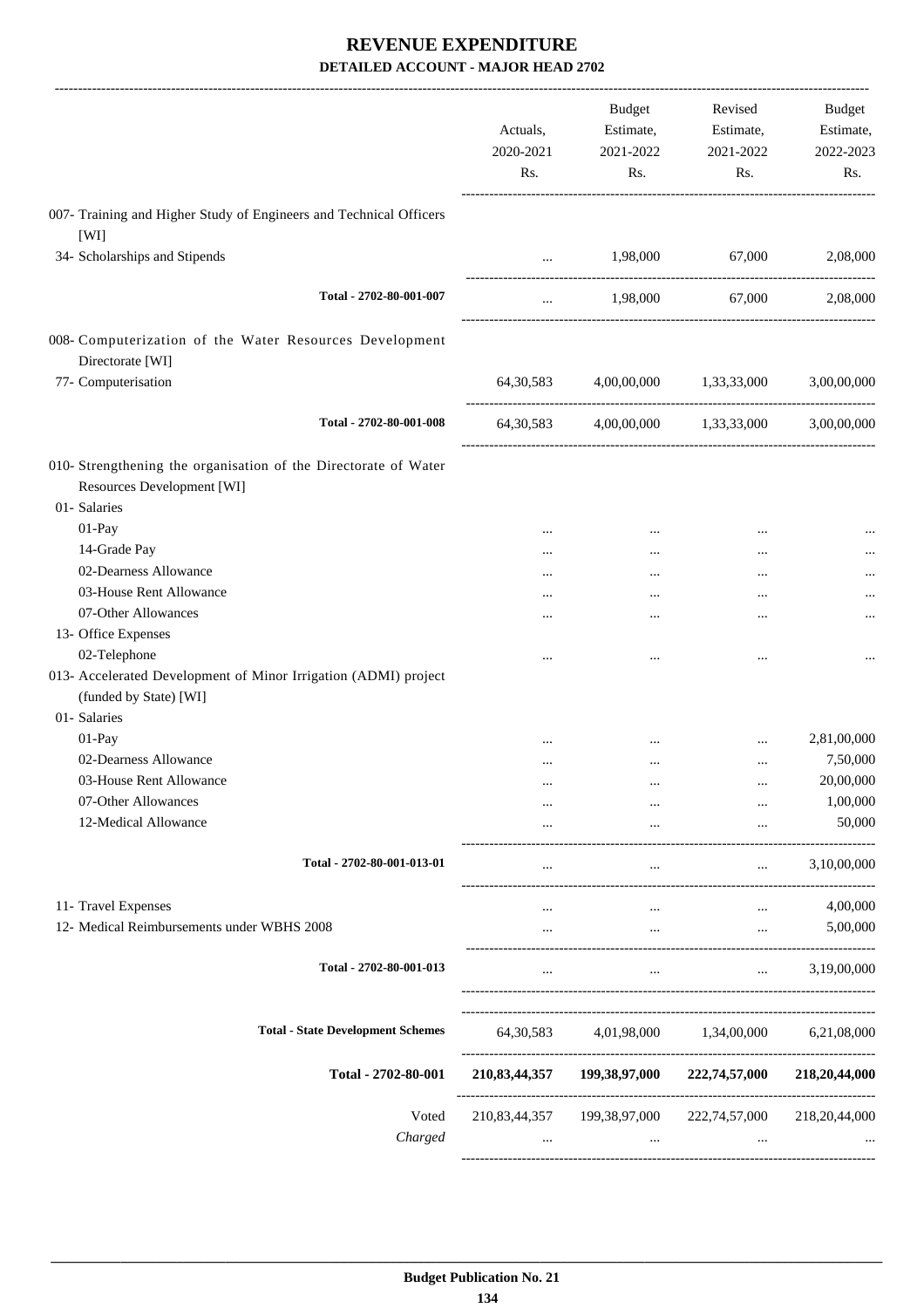# REVENUE EXPENDITURE

## DETAILED ACCOUNT - MAJOR HEAD 2702

| | Actuals, 2020-2021 Rs. | Budget Estimate, 2021-2022 Rs. | Revised Estimate, 2021-2022 Rs. | Budget Estimate, 2022-2023 Rs. |
|---|---|---|---|---|
| 007- Training and Higher Study of Engineers and Technical Officers [WI] | | | | |
| 34- Scholarships and Stipends | ... | 1,98,000 | 67,000 | 2,08,000 |
| **Total - 2702-80-001-007** | ... | 1,98,000 | 67,000 | 2,08,000 |
| 008- Computerization of the Water Resources Development Directorate [WI] | | | | |
| 77- Computerisation | 64,30,583 | 4,00,00,000 | 1,33,33,000 | 3,00,00,000 |
| **Total - 2702-80-001-008** | 64,30,583 | 4,00,00,000 | 1,33,33,000 | 3,00,00,000 |
| 010- Strengthening the organisation of the Directorate of Water Resources Development [WI] | | | | |
| 01- Salaries | | | | |
| 01-Pay | ... | ... | ... | ... |
| 14-Grade Pay | ... | ... | ... | ... |
| 02-Dearness Allowance | ... | ... | ... | ... |
| 03-House Rent Allowance | ... | ... | ... | ... |
| 07-Other Allowances | ... | ... | ... | ... |
| 13- Office Expenses | | | | |
| 02-Telephone | ... | ... | ... | ... |
| 013- Accelerated Development of Minor Irrigation (ADMI) project (funded by State) [WI] | | | | |
| 01- Salaries | | | | |
| 01-Pay | ... | ... | ... | 2,81,00,000 |
| 02-Dearness Allowance | ... | ... | ... | 7,50,000 |
| 03-House Rent Allowance | ... | ... | ... | 20,00,000 |
| 07-Other Allowances | ... | ... | ... | 1,00,000 |
| 12-Medical Allowance | ... | ... | ... | 50,000 |
| **Total - 2702-80-001-013-01** | ... | ... | ... | 3,10,00,000 |
| 11- Travel Expenses | ... | ... | ... | 4,00,000 |
| 12- Medical Reimbursements under WBHS 2008 | ... | ... | ... | 5,00,000 |
| **Total - 2702-80-001-013** | ... | ... | ... | 3,19,00,000 |
| **Total - State Development Schemes** | 64,30,583 | 4,01,98,000 | 1,34,00,000 | 6,21,08,000 |
| **Total - 2702-80-001** | **210,83,44,357** | **199,38,97,000** | **222,74,57,000** | **218,20,44,000** |
| Voted | 210,83,44,357 | 199,38,97,000 | 222,74,57,000 | 218,20,44,000 |
| *Charged* | ... | ... | ... | ... |

**Budget Publication No. 21**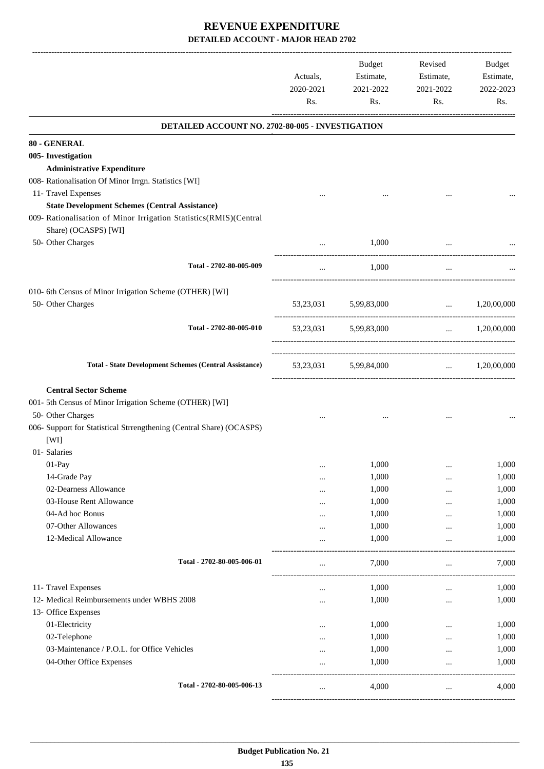# REVENUE EXPENDITURE

## DETAILED ACCOUNT - MAJOR HEAD 2702

| | Actuals, 2020-2021 Rs. | Budget Estimate, 2021-2022 Rs. | Revised Estimate, 2021-2022 Rs. | Budget Estimate, 2022-2023 Rs. |
|---|---|---|---|---|
| **DETAILED ACCOUNT NO. 2702-80-005 - INVESTIGATION** | | | | |
| **80 - GENERAL** | | | | |
| **005- Investigation** | | | | |
| **Administrative Expenditure** | | | | |
| 008- Rationalisation Of Minor Irrgn. Statistics [WI] | | | | |
| 11- Travel Expenses | ... | ... | ... | ... |
| **State Development Schemes (Central Assistance)** | | | | |
| 009- Rationalisation of Minor Irrigation Statistics(RMIS)(Central Share) (OCASPS) [WI] | | | | |
| 50- Other Charges | ... | 1,000 | ... | ... |
| Total - 2702-80-005-009 | ... | 1,000 | ... | ... |
| 010- 6th Census of Minor Irrigation Scheme (OTHER) [WI] | | | | |
| 50- Other Charges | 53,23,031 | 5,99,83,000 | ... | 1,20,00,000 |
| Total - 2702-80-005-010 | 53,23,031 | 5,99,83,000 | ... | 1,20,00,000 |
| **Total - State Development Schemes (Central Assistance)** | 53,23,031 | 5,99,84,000 | ... | 1,20,00,000 |
| **Central Sector Scheme** | | | | |
| 001- 5th Census of Minor Irrigation Scheme (OTHER) [WI] | | | | |
| 50- Other Charges | ... | ... | ... | ... |
| 006- Support for Statistical Strrengthening (Central Share) (OCASPS) [WI] | | | | |
| 01- Salaries | | | | |
| 01-Pay | ... | 1,000 | ... | 1,000 |
| 14-Grade Pay | ... | 1,000 | ... | 1,000 |
| 02-Dearness Allowance | ... | 1,000 | ... | 1,000 |
| 03-House Rent Allowance | ... | 1,000 | ... | 1,000 |
| 04-Ad hoc Bonus | ... | 1,000 | ... | 1,000 |
| 07-Other Allowances | ... | 1,000 | ... | 1,000 |
| 12-Medical Allowance | ... | 1,000 | ... | 1,000 |
| Total - 2702-80-005-006-01 | ... | 7,000 | ... | 7,000 |
| 11- Travel Expenses | ... | 1,000 | ... | 1,000 |
| 12- Medical Reimbursements under WBHS 2008 | ... | 1,000 | ... | 1,000 |
| 13- Office Expenses | | | | |
| 01-Electricity | ... | 1,000 | ... | 1,000 |
| 02-Telephone | ... | 1,000 | ... | 1,000 |
| 03-Maintenance / P.O.L. for Office Vehicles | ... | 1,000 | ... | 1,000 |
| 04-Other Office Expenses | ... | 1,000 | ... | 1,000 |
| Total - 2702-80-005-006-13 | ... | 4,000 | ... | 4,000 |

Budget Publication No. 21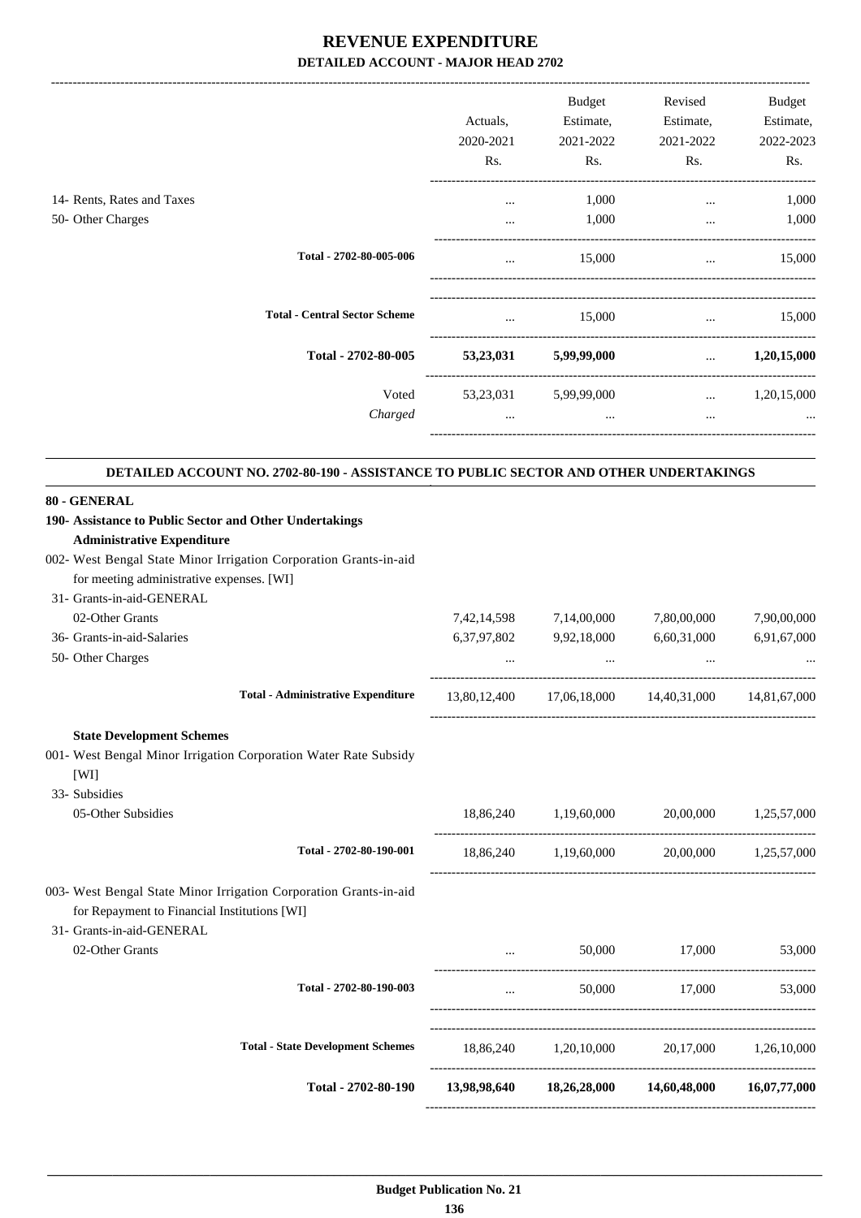# REVENUE EXPENDITURE
## DETAILED ACCOUNT - MAJOR HEAD 2702

| | Actuals, 2020-2021 Rs. | Budget Estimate, 2021-2022 Rs. | Revised Estimate, 2021-2022 Rs. | Budget Estimate, 2022-2023 Rs. |
|---|---|---|---|---|
| 14- Rents, Rates and Taxes | ... | 1,000 | ... | 1,000 |
| 50- Other Charges | ... | 1,000 | ... | 1,000 |
| **Total - 2702-80-005-006** | ... | 15,000 | ... | 15,000 |
| **Total - Central Sector Scheme** | ... | 15,000 | ... | 15,000 |
| **Total - 2702-80-005** | **53,23,031** | **5,99,99,000** | ... | **1,20,15,000** |
| Voted | 53,23,031 | 5,99,99,000 | ... | 1,20,15,000 |
| *Charged* | ... | ... | ... | ... |

### DETAILED ACCOUNT NO. 2702-80-190 - ASSISTANCE TO PUBLIC SECTOR AND OTHER UNDERTAKINGS

| | Actuals, 2020-2021 Rs. | Budget Estimate, 2021-2022 Rs. | Revised Estimate, 2021-2022 Rs. | Budget Estimate, 2022-2023 Rs. |
|---|---|---|---|---|
| **80 - GENERAL** | | | | |
| **190- Assistance to Public Sector and Other Undertakings** | | | | |
| **Administrative Expenditure** | | | | |
| 002- West Bengal State Minor Irrigation Corporation Grants-in-aid for meeting administrative expenses. [WI] | | | | |
| 31- Grants-in-aid-GENERAL | | | | |
| 02-Other Grants | 7,42,14,598 | 7,14,00,000 | 7,80,00,000 | 7,90,00,000 |
| 36- Grants-in-aid-Salaries | 6,37,97,802 | 9,92,18,000 | 6,60,31,000 | 6,91,67,000 |
| 50- Other Charges | ... | ... | ... | ... |
| **Total - Administrative Expenditure** | 13,80,12,400 | 17,06,18,000 | 14,40,31,000 | 14,81,67,000 |
| **State Development Schemes** | | | | |
| 001- West Bengal Minor Irrigation Corporation Water Rate Subsidy [WI] | | | | |
| 33- Subsidies | | | | |
| 05-Other Subsidies | 18,86,240 | 1,19,60,000 | 20,00,000 | 1,25,57,000 |
| **Total - 2702-80-190-001** | 18,86,240 | 1,19,60,000 | 20,00,000 | 1,25,57,000 |
| 003- West Bengal State Minor Irrigation Corporation Grants-in-aid for Repayment to Financial Institutions [WI] | | | | |
| 31- Grants-in-aid-GENERAL | | | | |
| 02-Other Grants | ... | 50,000 | 17,000 | 53,000 |
| **Total - 2702-80-190-003** | ... | 50,000 | 17,000 | 53,000 |
| **Total - State Development Schemes** | 18,86,240 | 1,20,10,000 | 20,17,000 | 1,26,10,000 |
| **Total - 2702-80-190** | **13,98,98,640** | **18,26,28,000** | **14,60,48,000** | **16,07,77,000** |

**Budget Publication No. 21**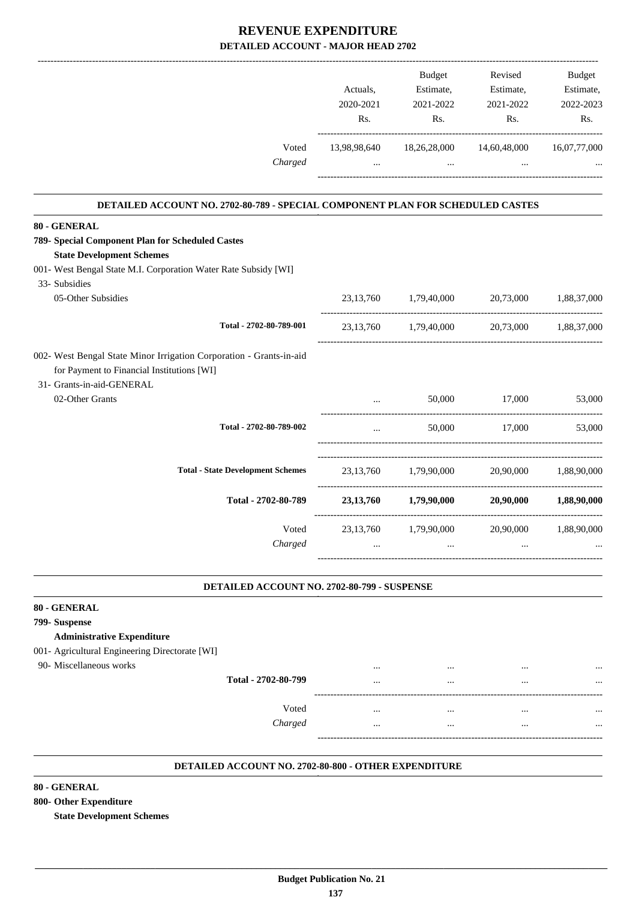# REVENUE EXPENDITURE

## DETAILED ACCOUNT - MAJOR HEAD 2702

| | Actuals, 2020-2021 Rs. | Budget Estimate, 2021-2022 Rs. | Revised Estimate, 2021-2022 Rs. | Budget Estimate, 2022-2023 Rs. |
|---|---|---|---|---|
| Voted | 13,98,98,640 | 18,26,28,000 | 14,60,48,000 | 16,07,77,000 |
| *Charged* | ... | ... | ... | ... |

### DETAILED ACCOUNT NO. 2702-80-789 - SPECIAL COMPONENT PLAN FOR SCHEDULED CASTES

| | Actuals, 2020-2021 Rs. | Budget Estimate, 2021-2022 Rs. | Revised Estimate, 2021-2022 Rs. | Budget Estimate, 2022-2023 Rs. |
|---|---|---|---|---|
| **80 - GENERAL** | | | | |
| **789- Special Component Plan for Scheduled Castes** | | | | |
| **State Development Schemes** | | | | |
| 001- West Bengal State M.I. Corporation Water Rate Subsidy [WI] | | | | |
| 33- Subsidies | | | | |
| 05-Other Subsidies | 23,13,760 | 1,79,40,000 | 20,73,000 | 1,88,37,000 |
| **Total - 2702-80-789-001** | 23,13,760 | 1,79,40,000 | 20,73,000 | 1,88,37,000 |
| 002- West Bengal State Minor Irrigation Corporation - Grants-in-aid for Payment to Financial Institutions [WI] | | | | |
| 31- Grants-in-aid-GENERAL | | | | |
| 02-Other Grants | ... | 50,000 | 17,000 | 53,000 |
| **Total - 2702-80-789-002** | ... | 50,000 | 17,000 | 53,000 |
| **Total - State Development Schemes** | 23,13,760 | 1,79,90,000 | 20,90,000 | 1,88,90,000 |
| **Total - 2702-80-789** | **23,13,760** | **1,79,90,000** | **20,90,000** | **1,88,90,000** |
| Voted | 23,13,760 | 1,79,90,000 | 20,90,000 | 1,88,90,000 |
| *Charged* | ... | ... | ... | ... |

### DETAILED ACCOUNT NO. 2702-80-799 - SUSPENSE

| | Actuals, 2020-2021 Rs. | Budget Estimate, 2021-2022 Rs. | Revised Estimate, 2021-2022 Rs. | Budget Estimate, 2022-2023 Rs. |
|---|---|---|---|---|
| **80 - GENERAL** | | | | |
| **799- Suspense** | | | | |
| **Administrative Expenditure** | | | | |
| 001- Agricultural Engineering Directorate [WI] | | | | |
| 90- Miscellaneous works | ... | ... | ... | ... |
| **Total - 2702-80-799** | ... | ... | ... | ... |
| Voted | ... | ... | ... | ... |
| *Charged* | ... | ... | ... | ... |

### DETAILED ACCOUNT NO. 2702-80-800 - OTHER EXPENDITURE

**80 - GENERAL**

**800- Other Expenditure**

**State Development Schemes**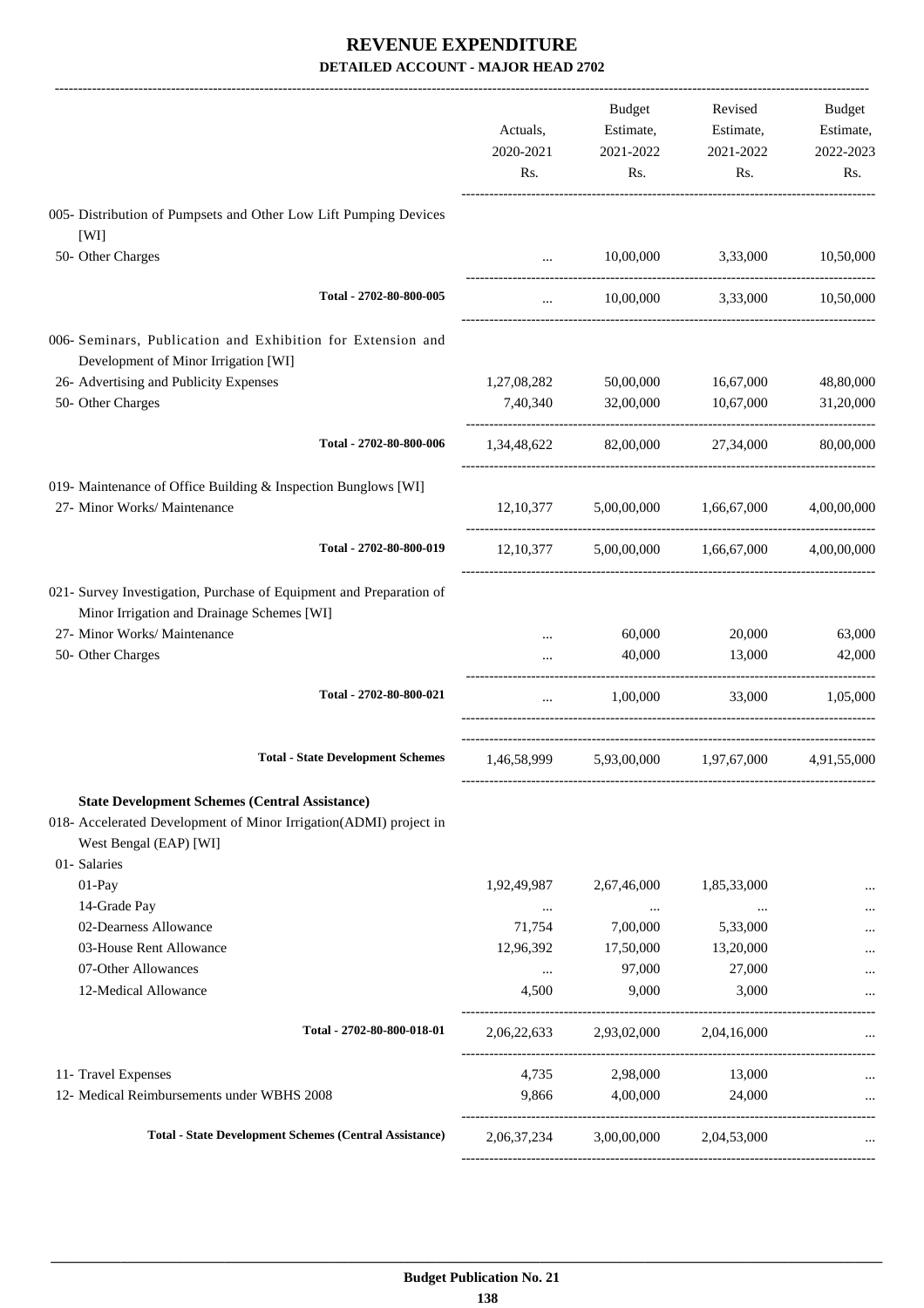# REVENUE EXPENDITURE

## DETAILED ACCOUNT - MAJOR HEAD 2702

| | Actuals, 2020-2021 Rs. | Budget Estimate, 2021-2022 Rs. | Revised Estimate, 2021-2022 Rs. | Budget Estimate, 2022-2023 Rs. |
|---|---|---|---|---|
| 005- Distribution of Pumpsets and Other Low Lift Pumping Devices [WI] | | | | |
| 50- Other Charges | ... | 10,00,000 | 3,33,000 | 10,50,000 |
| Total - 2702-80-800-005 | ... | 10,00,000 | 3,33,000 | 10,50,000 |
| 006- Seminars, Publication and Exhibition for Extension and Development of Minor Irrigation [WI] | | | | |
| 26- Advertising and Publicity Expenses | 1,27,08,282 | 50,00,000 | 16,67,000 | 48,80,000 |
| 50- Other Charges | 7,40,340 | 32,00,000 | 10,67,000 | 31,20,000 |
| Total - 2702-80-800-006 | 1,34,48,622 | 82,00,000 | 27,34,000 | 80,00,000 |
| 019- Maintenance of Office Building & Inspection Bunglows [WI] | | | | |
| 27- Minor Works/ Maintenance | 12,10,377 | 5,00,00,000 | 1,66,67,000 | 4,00,00,000 |
| Total - 2702-80-800-019 | 12,10,377 | 5,00,00,000 | 1,66,67,000 | 4,00,00,000 |
| 021- Survey Investigation, Purchase of Equipment and Preparation of Minor Irrigation and Drainage Schemes [WI] | | | | |
| 27- Minor Works/ Maintenance | ... | 60,000 | 20,000 | 63,000 |
| 50- Other Charges | ... | 40,000 | 13,000 | 42,000 |
| Total - 2702-80-800-021 | ... | 1,00,000 | 33,000 | 1,05,000 |
| Total - State Development Schemes | 1,46,58,999 | 5,93,00,000 | 1,97,67,000 | 4,91,55,000 |
| **State Development Schemes (Central Assistance)** | | | | |
| 018- Accelerated Development of Minor Irrigation(ADMI) project in West Bengal (EAP) [WI] | | | | |
| 01- Salaries | | | | |
| 01-Pay | 1,92,49,987 | 2,67,46,000 | 1,85,33,000 | ... |
| 14-Grade Pay | ... | ... | ... | ... |
| 02-Dearness Allowance | 71,754 | 7,00,000 | 5,33,000 | ... |
| 03-House Rent Allowance | 12,96,392 | 17,50,000 | 13,20,000 | ... |
| 07-Other Allowances | ... | 97,000 | 27,000 | ... |
| 12-Medical Allowance | 4,500 | 9,000 | 3,000 | ... |
| Total - 2702-80-800-018-01 | 2,06,22,633 | 2,93,02,000 | 2,04,16,000 | ... |
| 11- Travel Expenses | 4,735 | 2,98,000 | 13,000 | ... |
| 12- Medical Reimbursements under WBHS 2008 | 9,866 | 4,00,000 | 24,000 | ... |
| Total - State Development Schemes (Central Assistance) | 2,06,37,234 | 3,00,00,000 | 2,04,53,000 | ... |

Budget Publication No. 21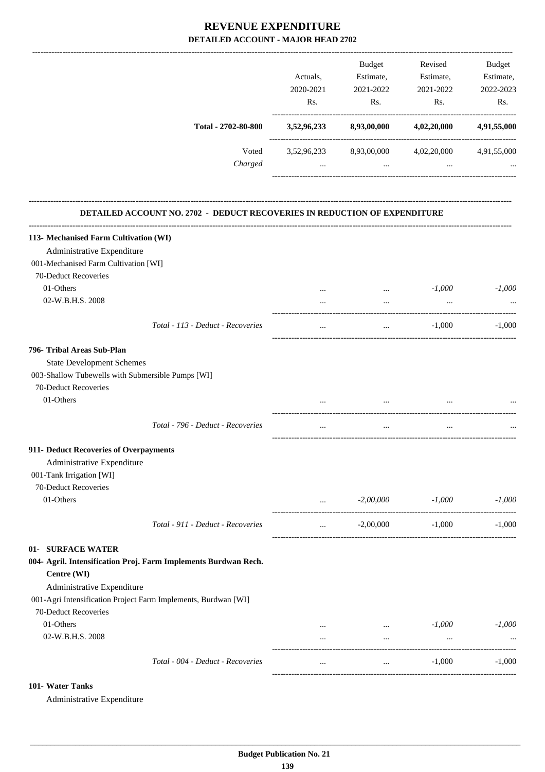# REVENUE EXPENDITURE

## DETAILED ACCOUNT - MAJOR HEAD 2702

| | Actuals, 2020-2021 Rs. | Budget Estimate, 2021-2022 Rs. | Revised Estimate, 2021-2022 Rs. | Budget Estimate, 2022-2023 Rs. |
|---|---|---|---|---|
| **Total - 2702-80-800** | **3,52,96,233** | **8,93,00,000** | **4,02,20,000** | **4,91,55,000** |
| Voted | 3,52,96,233 | 8,93,00,000 | 4,02,20,000 | 4,91,55,000 |
| *Charged* | ... | ... | ... | ... |

### DETAILED ACCOUNT NO. 2702 - DEDUCT RECOVERIES IN REDUCTION OF EXPENDITURE

| | Actuals, 2020-2021 Rs. | Budget Estimate, 2021-2022 Rs. | Revised Estimate, 2021-2022 Rs. | Budget Estimate, 2022-2023 Rs. |
|---|---|---|---|---|
| **113- Mechanised Farm Cultivation (WI)** | | | | |
| Administrative Expenditure | | | | |
| 001-Mechanised Farm Cultivation [WI] | | | | |
| 70-Deduct Recoveries | | | | |
| 01-Others | ... | ... | *-1,000* | *-1,000* |
| 02-W.B.H.S. 2008 | ... | ... | ... | ... |
| *Total - 113 - Deduct - Recoveries* | ... | ... | -1,000 | -1,000 |
| **796- Tribal Areas Sub-Plan** | | | | |
| State Development Schemes | | | | |
| 003-Shallow Tubewells with Submersible Pumps [WI] | | | | |
| 70-Deduct Recoveries | | | | |
| 01-Others | ... | ... | ... | ... |
| *Total - 796 - Deduct - Recoveries* | ... | ... | ... | ... |
| **911- Deduct Recoveries of Overpayments** | | | | |
| Administrative Expenditure | | | | |
| 001-Tank Irrigation [WI] | | | | |
| 70-Deduct Recoveries | | | | |
| 01-Others | ... | *-2,00,000* | *-1,000* | *-1,000* |
| *Total - 911 - Deduct - Recoveries* | ... | -2,00,000 | -1,000 | -1,000 |
| **01- SURFACE WATER** | | | | |
| **004- Agril. Intensification Proj. Farm Implements Burdwan Rech. Centre (WI)** | | | | |
| Administrative Expenditure | | | | |
| 001-Agri Intensification Project Farm Implements, Burdwan [WI] | | | | |
| 70-Deduct Recoveries | | | | |
| 01-Others | ... | ... | *-1,000* | *-1,000* |
| 02-W.B.H.S. 2008 | ... | ... | ... | ... |
| *Total - 004 - Deduct - Recoveries* | ... | ... | -1,000 | -1,000 |
| **101- Water Tanks** | | | | |
| Administrative Expenditure | | | | |

**Budget Publication No. 21**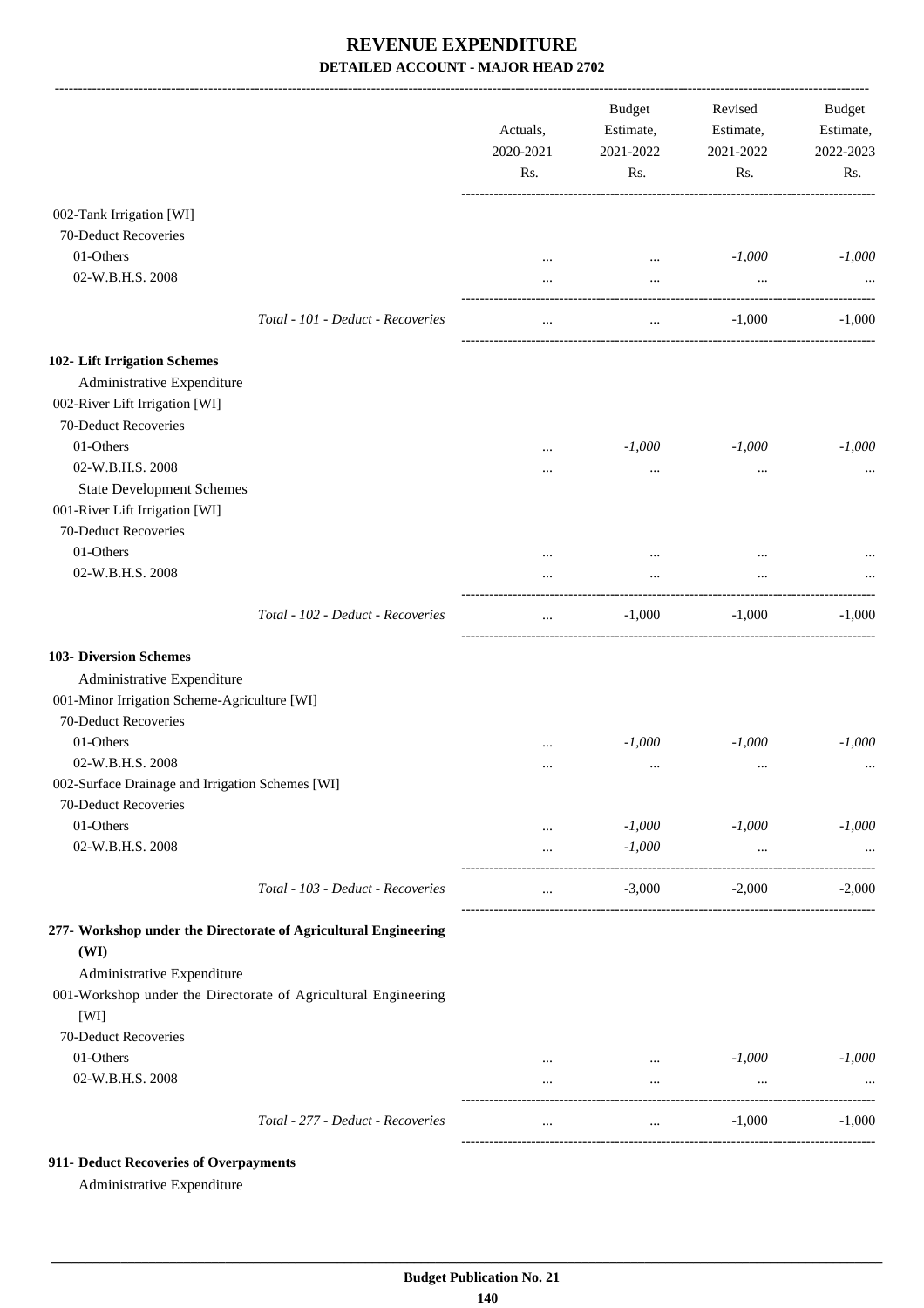# REVENUE EXPENDITURE

## DETAILED ACCOUNT - MAJOR HEAD 2702

| | Actuals, 2020-2021 Rs. | Budget Estimate, 2021-2022 Rs. | Revised Estimate, 2021-2022 Rs. | Budget Estimate, 2022-2023 Rs. |
|---|---|---|---|---|
| 002-Tank Irrigation [WI] | | | | |
| 70-Deduct Recoveries | | | | |
| 01-Others | ... | ... | *-1,000* | *-1,000* |
| 02-W.B.H.S. 2008 | ... | ... | ... | ... |
| Total - 101 - Deduct - Recoveries | ... | ... | -1,000 | -1,000 |
| **102- Lift Irrigation Schemes** | | | | |
| Administrative Expenditure | | | | |
| 002-River Lift Irrigation [WI] | | | | |
| 70-Deduct Recoveries | | | | |
| 01-Others | ... | *-1,000* | *-1,000* | *-1,000* |
| 02-W.B.H.S. 2008 | ... | ... | ... | ... |
| State Development Schemes | | | | |
| 001-River Lift Irrigation [WI] | | | | |
| 70-Deduct Recoveries | | | | |
| 01-Others | ... | ... | ... | ... |
| 02-W.B.H.S. 2008 | ... | ... | ... | ... |
| Total - 102 - Deduct - Recoveries | ... | -1,000 | -1,000 | -1,000 |
| **103- Diversion Schemes** | | | | |
| Administrative Expenditure | | | | |
| 001-Minor Irrigation Scheme-Agriculture [WI] | | | | |
| 70-Deduct Recoveries | | | | |
| 01-Others | ... | *-1,000* | *-1,000* | *-1,000* |
| 02-W.B.H.S. 2008 | ... | ... | ... | ... |
| 002-Surface Drainage and Irrigation Schemes [WI] | | | | |
| 70-Deduct Recoveries | | | | |
| 01-Others | ... | *-1,000* | *-1,000* | *-1,000* |
| 02-W.B.H.S. 2008 | ... | *-1,000* | ... | ... |
| Total - 103 - Deduct - Recoveries | ... | -3,000 | -2,000 | -2,000 |
| **277- Workshop under the Directorate of Agricultural Engineering (WI)** | | | | |
| Administrative Expenditure | | | | |
| 001-Workshop under the Directorate of Agricultural Engineering [WI] | | | | |
| 70-Deduct Recoveries | | | | |
| 01-Others | ... | ... | *-1,000* | *-1,000* |
| 02-W.B.H.S. 2008 | ... | ... | ... | ... |
| Total - 277 - Deduct - Recoveries | ... | ... | -1,000 | -1,000 |
| **911- Deduct Recoveries of Overpayments** | | | | |
| Administrative Expenditure | | | | |

**Budget Publication No. 21**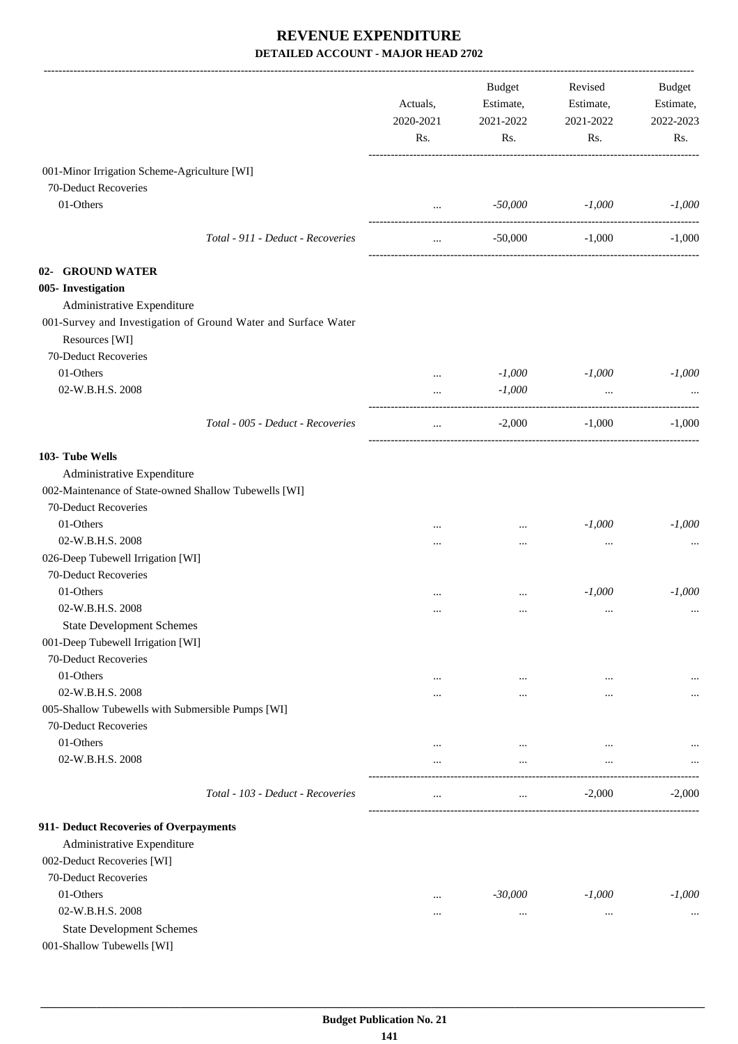# REVENUE EXPENDITURE

## DETAILED ACCOUNT - MAJOR HEAD 2702

| | Actuals, 2020-2021 Rs. | Budget Estimate, 2021-2022 Rs. | Revised Estimate, 2021-2022 Rs. | Budget Estimate, 2022-2023 Rs. |
|---|---|---|---|---|
| 001-Minor Irrigation Scheme-Agriculture [WI] | | | | |
| 70-Deduct Recoveries | | | | |
| 01-Others | ... | -50,000 | -1,000 | -1,000 |
| *Total - 911 - Deduct - Recoveries* | ... | -50,000 | -1,000 | -1,000 |
| **02- GROUND WATER** | | | | |
| **005- Investigation** | | | | |
| Administrative Expenditure | | | | |
| 001-Survey and Investigation of Ground Water and Surface Water Resources [WI] | | | | |
| 70-Deduct Recoveries | | | | |
| 01-Others | ... | -1,000 | -1,000 | -1,000 |
| 02-W.B.H.S. 2008 | ... | -1,000 | ... | ... |
| *Total - 005 - Deduct - Recoveries* | ... | -2,000 | -1,000 | -1,000 |
| **103- Tube Wells** | | | | |
| Administrative Expenditure | | | | |
| 002-Maintenance of State-owned Shallow Tubewells [WI] | | | | |
| 70-Deduct Recoveries | | | | |
| 01-Others | ... | ... | -1,000 | -1,000 |
| 02-W.B.H.S. 2008 | ... | ... | ... | ... |
| 026-Deep Tubewell Irrigation [WI] | | | | |
| 70-Deduct Recoveries | | | | |
| 01-Others | ... | ... | -1,000 | -1,000 |
| 02-W.B.H.S. 2008 | ... | ... | ... | ... |
| State Development Schemes | | | | |
| 001-Deep Tubewell Irrigation [WI] | | | | |
| 70-Deduct Recoveries | | | | |
| 01-Others | ... | ... | ... | ... |
| 02-W.B.H.S. 2008 | ... | ... | ... | ... |
| 005-Shallow Tubewells with Submersible Pumps [WI] | | | | |
| 70-Deduct Recoveries | | | | |
| 01-Others | ... | ... | ... | ... |
| 02-W.B.H.S. 2008 | ... | ... | ... | ... |
| *Total - 103 - Deduct - Recoveries* | ... | ... | -2,000 | -2,000 |
| **911- Deduct Recoveries of Overpayments** | | | | |
| Administrative Expenditure | | | | |
| 002-Deduct Recoveries [WI] | | | | |
| 70-Deduct Recoveries | | | | |
| 01-Others | ... | -30,000 | -1,000 | -1,000 |
| 02-W.B.H.S. 2008 | ... | ... | ... | ... |
| State Development Schemes | | | | |
| 001-Shallow Tubewells [WI] | | | | |

Budget Publication No. 21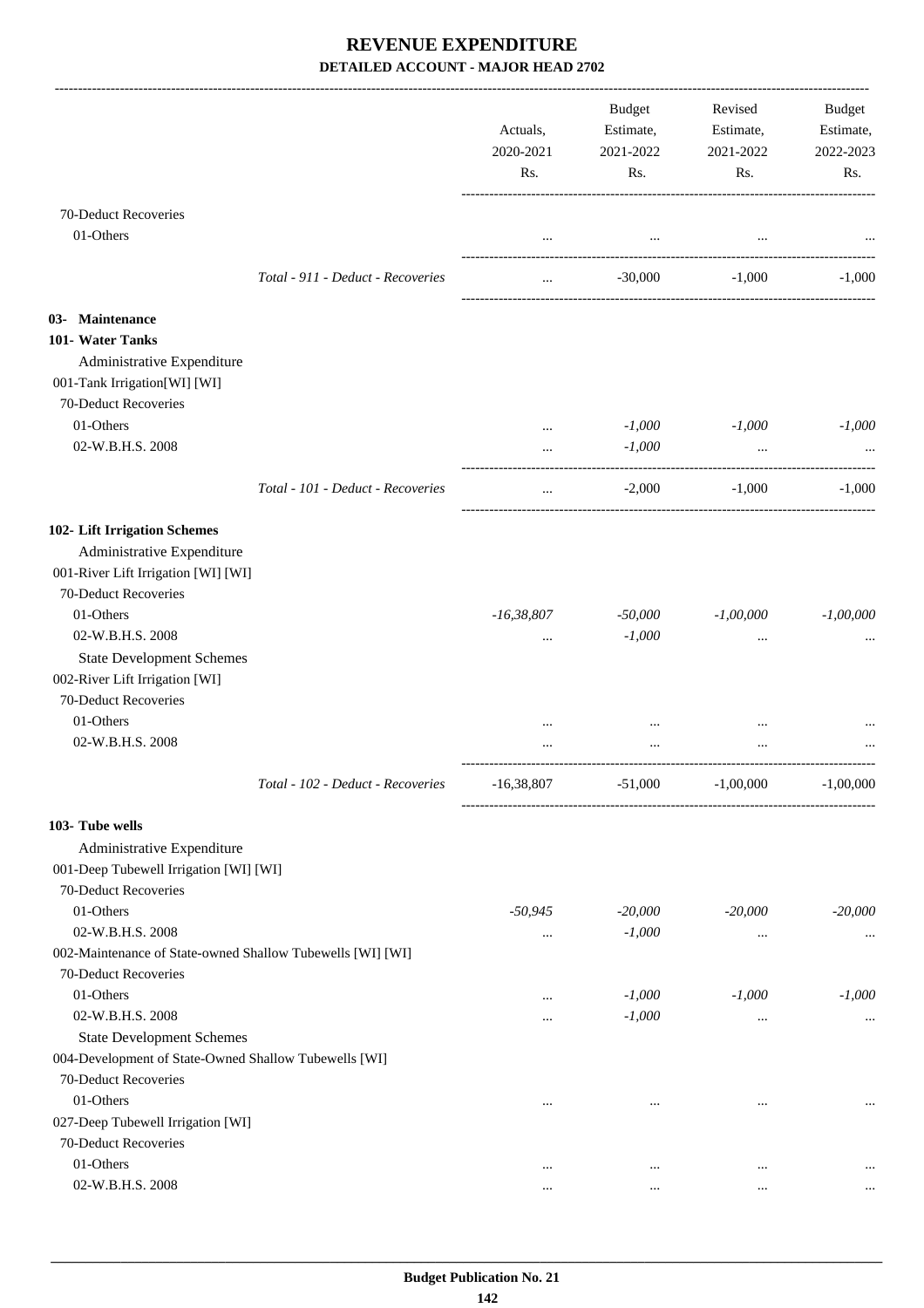# REVENUE EXPENDITURE

## DETAILED ACCOUNT - MAJOR HEAD 2702

| | Actuals, 2020-2021 Rs. | Budget Estimate, 2021-2022 Rs. | Revised Estimate, 2021-2022 Rs. | Budget Estimate, 2022-2023 Rs. |
|---|---|---|---|---|
| 70-Deduct Recoveries | | | | |
| 01-Others | ... | ... | ... | ... |
| *Total - 911 - Deduct - Recoveries* | ... | -30,000 | -1,000 | -1,000 |
| **03- Maintenance** | | | | |
| **101- Water Tanks** | | | | |
| Administrative Expenditure | | | | |
| 001-Tank Irrigation[WI] [WI] | | | | |
| 70-Deduct Recoveries | | | | |
| 01-Others | ... | *-1,000* | *-1,000* | *-1,000* |
| 02-W.B.H.S. 2008 | ... | *-1,000* | ... | ... |
| *Total - 101 - Deduct - Recoveries* | ... | -2,000 | -1,000 | -1,000 |
| **102- Lift Irrigation Schemes** | | | | |
| Administrative Expenditure | | | | |
| 001-River Lift Irrigation [WI] [WI] | | | | |
| 70-Deduct Recoveries | | | | |
| 01-Others | *-16,38,807* | *-50,000* | *-1,00,000* | *-1,00,000* |
| 02-W.B.H.S. 2008 | ... | *-1,000* | ... | ... |
| State Development Schemes | | | | |
| 002-River Lift Irrigation [WI] | | | | |
| 70-Deduct Recoveries | | | | |
| 01-Others | ... | ... | ... | ... |
| 02-W.B.H.S. 2008 | ... | ... | ... | ... |
| *Total - 102 - Deduct - Recoveries* | -16,38,807 | -51,000 | -1,00,000 | -1,00,000 |
| **103- Tube wells** | | | | |
| Administrative Expenditure | | | | |
| 001-Deep Tubewell Irrigation [WI] [WI] | | | | |
| 70-Deduct Recoveries | | | | |
| 01-Others | *-50,945* | *-20,000* | *-20,000* | *-20,000* |
| 02-W.B.H.S. 2008 | ... | *-1,000* | ... | ... |
| 002-Maintenance of State-owned Shallow Tubewells [WI] [WI] | | | | |
| 70-Deduct Recoveries | | | | |
| 01-Others | ... | *-1,000* | *-1,000* | *-1,000* |
| 02-W.B.H.S. 2008 | ... | *-1,000* | ... | ... |
| State Development Schemes | | | | |
| 004-Development of State-Owned Shallow Tubewells [WI] | | | | |
| 70-Deduct Recoveries | | | | |
| 01-Others | ... | ... | ... | ... |
| 027-Deep Tubewell Irrigation [WI] | | | | |
| 70-Deduct Recoveries | | | | |
| 01-Others | ... | ... | ... | ... |
| 02-W.B.H.S. 2008 | ... | ... | ... | ... |

**Budget Publication No. 21**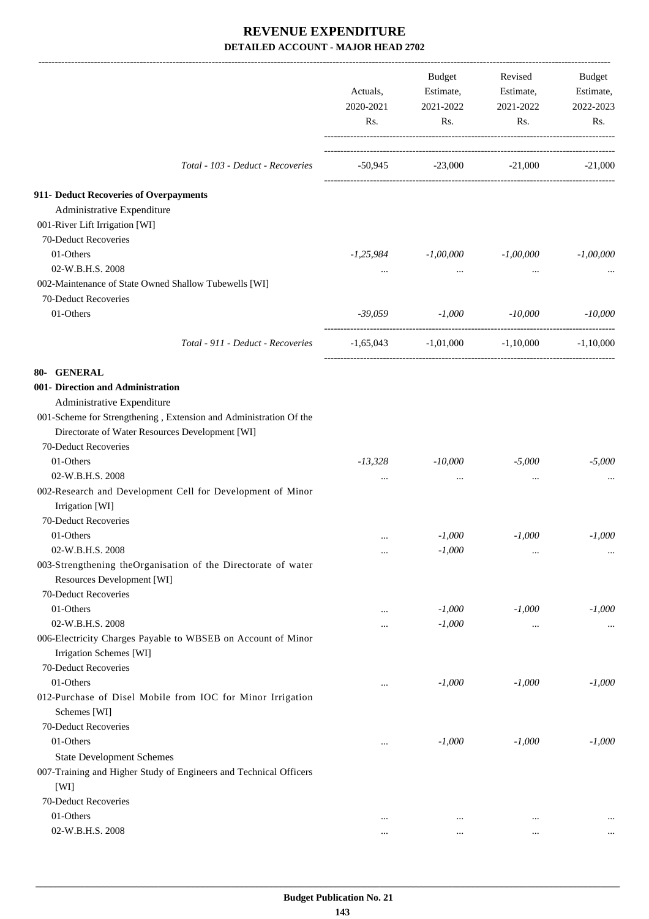# REVENUE EXPENDITURE

## DETAILED ACCOUNT - MAJOR HEAD 2702

| | Actuals, 2020-2021 Rs. | Budget Estimate, 2021-2022 Rs. | Revised Estimate, 2021-2022 Rs. | Budget Estimate, 2022-2023 Rs. |
|---|---|---|---|---|
| *Total - 103 - Deduct - Recoveries* | -50,945 | -23,000 | -21,000 | -21,000 |
| **911- Deduct Recoveries of Overpayments** | | | | |
| Administrative Expenditure | | | | |
| 001-River Lift Irrigation [WI] | | | | |
| 70-Deduct Recoveries | | | | |
| 01-Others | *-1,25,984* | *-1,00,000* | *-1,00,000* | *-1,00,000* |
| 02-W.B.H.S. 2008 | ... | ... | ... | ... |
| 002-Maintenance of State Owned Shallow Tubewells [WI] | | | | |
| 70-Deduct Recoveries | | | | |
| 01-Others | *-39,059* | *-1,000* | *-10,000* | *-10,000* |
| *Total - 911 - Deduct - Recoveries* | -1,65,043 | -1,01,000 | -1,10,000 | -1,10,000 |
| **80- GENERAL** | | | | |
| **001- Direction and Administration** | | | | |
| Administrative Expenditure | | | | |
| 001-Scheme for Strengthening , Extension and Administration Of the Directorate of Water Resources Development [WI] | | | | |
| 70-Deduct Recoveries | | | | |
| 01-Others | *-13,328* | *-10,000* | *-5,000* | *-5,000* |
| 02-W.B.H.S. 2008 | ... | ... | ... | ... |
| 002-Research and Development Cell for Development of Minor Irrigation [WI] | | | | |
| 70-Deduct Recoveries | | | | |
| 01-Others | ... | *-1,000* | *-1,000* | *-1,000* |
| 02-W.B.H.S. 2008 | ... | *-1,000* | ... | ... |
| 003-Strengthening theOrganisation of the Directorate of water Resources Development [WI] | | | | |
| 70-Deduct Recoveries | | | | |
| 01-Others | ... | *-1,000* | *-1,000* | *-1,000* |
| 02-W.B.H.S. 2008 | ... | *-1,000* | ... | ... |
| 006-Electricity Charges Payable to WBSEB on Account of Minor Irrigation Schemes [WI] | | | | |
| 70-Deduct Recoveries | | | | |
| 01-Others | ... | *-1,000* | *-1,000* | *-1,000* |
| 012-Purchase of Disel Mobile from IOC for Minor Irrigation Schemes [WI] | | | | |
| 70-Deduct Recoveries | | | | |
| 01-Others | ... | *-1,000* | *-1,000* | *-1,000* |
| State Development Schemes | | | | |
| 007-Training and Higher Study of Engineers and Technical Officers [WI] | | | | |
| 70-Deduct Recoveries | | | | |
| 01-Others | ... | ... | ... | ... |
| 02-W.B.H.S. 2008 | ... | ... | ... | ... |

**Budget Publication No. 21**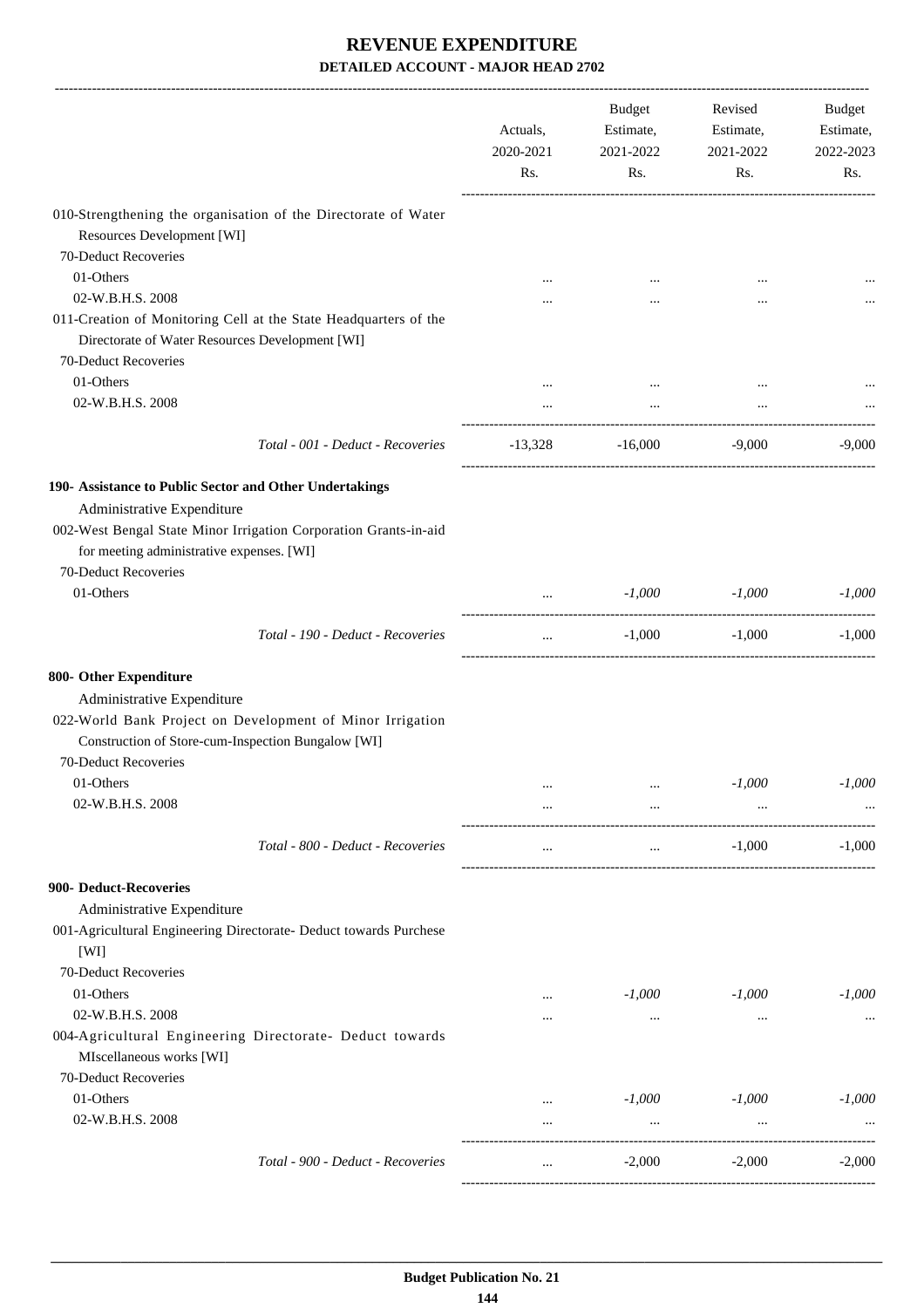# REVENUE EXPENDITURE
## DETAILED ACCOUNT - MAJOR HEAD 2702

| | Actuals, 2020-2021 Rs. | Budget Estimate, 2021-2022 Rs. | Revised Estimate, 2021-2022 Rs. | Budget Estimate, 2022-2023 Rs. |
|---|---|---|---|---|
| 010-Strengthening the organisation of the Directorate of Water Resources Development [WI] | | | | |
| 70-Deduct Recoveries | | | | |
| 01-Others | ... | ... | ... | ... |
| 02-W.B.H.S. 2008 | ... | ... | ... | ... |
| 011-Creation of Monitoring Cell at the State Headquarters of the Directorate of Water Resources Development [WI] | | | | |
| 70-Deduct Recoveries | | | | |
| 01-Others | ... | ... | ... | ... |
| 02-W.B.H.S. 2008 | ... | ... | ... | ... |
| *Total - 001 - Deduct - Recoveries* | -13,328 | -16,000 | -9,000 | -9,000 |
| **190- Assistance to Public Sector and Other Undertakings** | | | | |
| Administrative Expenditure | | | | |
| 002-West Bengal State Minor Irrigation Corporation Grants-in-aid for meeting administrative expenses. [WI] | | | | |
| 70-Deduct Recoveries | | | | |
| 01-Others | ... | *-1,000* | *-1,000* | *-1,000* |
| *Total - 190 - Deduct - Recoveries* | ... | -1,000 | -1,000 | -1,000 |
| **800- Other Expenditure** | | | | |
| Administrative Expenditure | | | | |
| 022-World Bank Project on Development of Minor Irrigation Construction of Store-cum-Inspection Bungalow [WI] | | | | |
| 70-Deduct Recoveries | | | | |
| 01-Others | ... | ... | *-1,000* | *-1,000* |
| 02-W.B.H.S. 2008 | ... | ... | ... | ... |
| *Total - 800 - Deduct - Recoveries* | ... | ... | -1,000 | -1,000 |
| **900- Deduct-Recoveries** | | | | |
| Administrative Expenditure | | | | |
| 001-Agricultural Engineering Directorate- Deduct towards Purchese [WI] | | | | |
| 70-Deduct Recoveries | | | | |
| 01-Others | ... | *-1,000* | *-1,000* | *-1,000* |
| 02-W.B.H.S. 2008 | ... | ... | ... | ... |
| 004-Agricultural Engineering Directorate- Deduct towards MIscellaneous works [WI] | | | | |
| 70-Deduct Recoveries | | | | |
| 01-Others | ... | *-1,000* | *-1,000* | *-1,000* |
| 02-W.B.H.S. 2008 | ... | ... | ... | ... |
| *Total - 900 - Deduct - Recoveries* | ... | -2,000 | -2,000 | -2,000 |

**Budget Publication No. 21**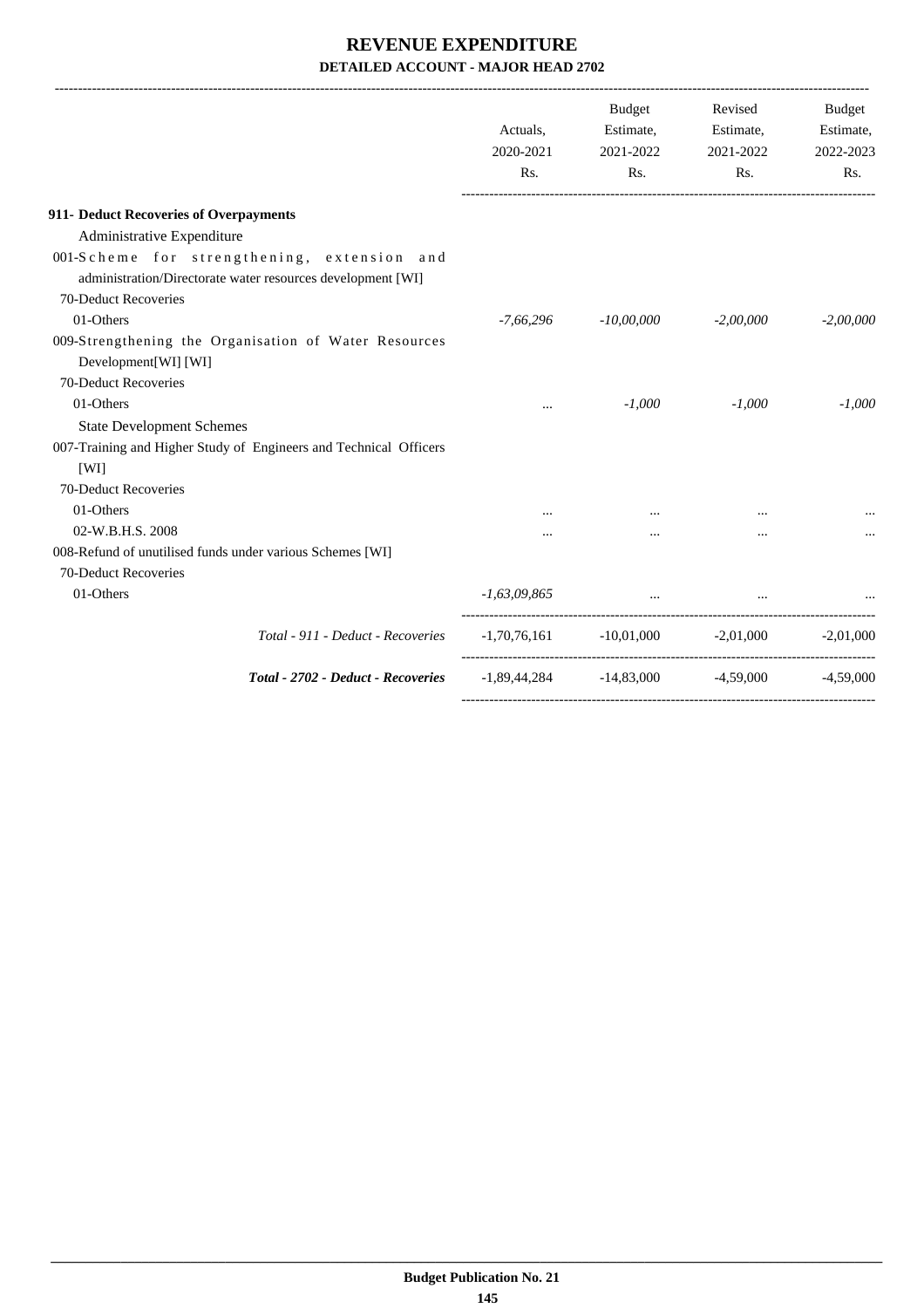# REVENUE EXPENDITURE

## DETAILED ACCOUNT - MAJOR HEAD 2702

| | Actuals, 2020-2021 Rs. | Budget Estimate, 2021-2022 Rs. | Revised Estimate, 2021-2022 Rs. | Budget Estimate, 2022-2023 Rs. |
|---|---|---|---|---|
| **911- Deduct Recoveries of Overpayments** | | | | |
| Administrative Expenditure | | | | |
| 001-Scheme for strengthening, extension and administration/Directorate water resources development [WI] | | | | |
| 70-Deduct Recoveries | | | | |
| 01-Others | *-7,66,296* | *-10,00,000* | *-2,00,000* | *-2,00,000* |
| 009-Strengthening the Organisation of Water Resources Development[WI] [WI] | | | | |
| 70-Deduct Recoveries | | | | |
| 01-Others | ... | *-1,000* | *-1,000* | *-1,000* |
| State Development Schemes | | | | |
| 007-Training and Higher Study of Engineers and Technical Officers [WI] | | | | |
| 70-Deduct Recoveries | | | | |
| 01-Others | ... | ... | ... | ... |
| 02-W.B.H.S. 2008 | ... | ... | ... | ... |
| 008-Refund of unutilised funds under various Schemes [WI] | | | | |
| 70-Deduct Recoveries | | | | |
| 01-Others | *-1,63,09,865* | ... | ... | ... |
| *Total - 911 - Deduct - Recoveries* | -1,70,76,161 | -10,01,000 | -2,01,000 | -2,01,000 |
| ***Total - 2702 - Deduct - Recoveries*** | -1,89,44,284 | -14,83,000 | -4,59,000 | -4,59,000 |

**Budget Publication No. 21**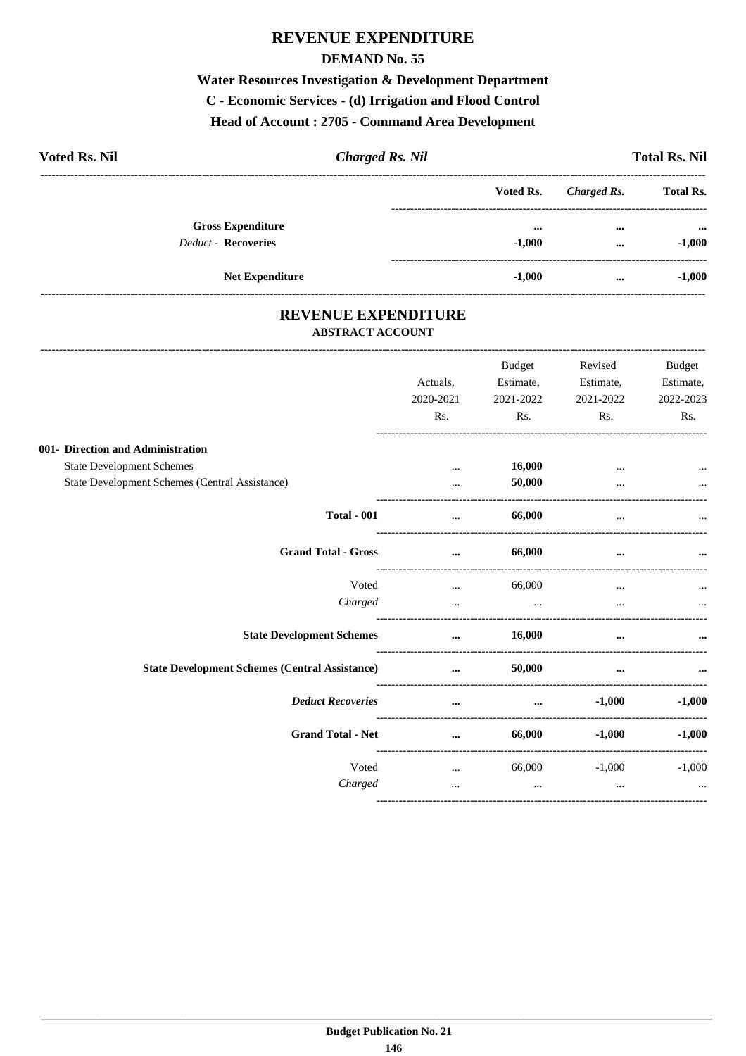# REVENUE EXPENDITURE

## DEMAND No. 55

### Water Resources Investigation & Development Department

### C - Economic Services - (d) Irrigation and Flood Control

### Head of Account : 2705 - Command Area Development

**Voted Rs. Nil** | ***Charged Rs. Nil*** | **Total Rs. Nil**

| | Voted Rs. | *Charged Rs.* | Total Rs. |
|---|---|---|---|
| **Gross Expenditure** | ... | ... | ... |
| *Deduct* - **Recoveries** | -1,000 | ... | -1,000 |
| **Net Expenditure** | -1,000 | ... | -1,000 |

# REVENUE EXPENDITURE

## ABSTRACT ACCOUNT

| | Actuals, 2020-2021 Rs. | Budget Estimate, 2021-2022 Rs. | Revised Estimate, 2021-2022 Rs. | Budget Estimate, 2022-2023 Rs. |
|---|---|---|---|---|
| **001- Direction and Administration** | | | | |
| State Development Schemes | ... | **16,000** | ... | ... |
| State Development Schemes (Central Assistance) | ... | **50,000** | ... | ... |
| **Total - 001** | ... | **66,000** | ... | ... |
| **Grand Total - Gross** | ... | **66,000** | ... | ... |
| Voted | ... | 66,000 | ... | ... |
| *Charged* | ... | ... | ... | ... |
| **State Development Schemes** | ... | **16,000** | ... | ... |
| **State Development Schemes (Central Assistance)** | ... | **50,000** | ... | ... |
| ***Deduct Recoveries*** | ... | ... | **-1,000** | **-1,000** |
| **Grand Total - Net** | ... | **66,000** | **-1,000** | **-1,000** |
| Voted | ... | 66,000 | -1,000 | -1,000 |
| *Charged* | ... | ... | ... | ... |

**Budget Publication No. 21**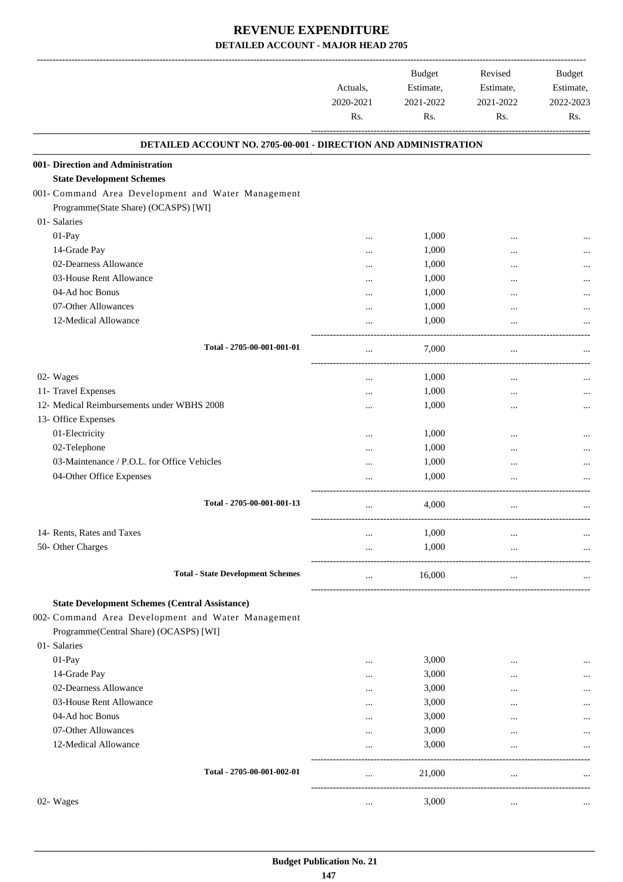# REVENUE EXPENDITURE

## DETAILED ACCOUNT - MAJOR HEAD 2705

| | Actuals, 2020-2021 Rs. | Budget Estimate, 2021-2022 Rs. | Revised Estimate, 2021-2022 Rs. | Budget Estimate, 2022-2023 Rs. |
|---|---|---|---|---|
| **DETAILED ACCOUNT NO. 2705-00-001 - DIRECTION AND ADMINISTRATION** | | | | |
| **001- Direction and Administration** | | | | |
| **State Development Schemes** | | | | |
| 001- Command Area Development and Water Management Programme(State Share) (OCASPS) [WI] | | | | |
| 01- Salaries | | | | |
| 01-Pay | ... | 1,000 | ... | ... |
| 14-Grade Pay | ... | 1,000 | ... | ... |
| 02-Dearness Allowance | ... | 1,000 | ... | ... |
| 03-House Rent Allowance | ... | 1,000 | ... | ... |
| 04-Ad hoc Bonus | ... | 1,000 | ... | ... |
| 07-Other Allowances | ... | 1,000 | ... | ... |
| 12-Medical Allowance | ... | 1,000 | ... | ... |
| **Total - 2705-00-001-001-01** | ... | 7,000 | ... | ... |
| 02- Wages | ... | 1,000 | ... | ... |
| 11- Travel Expenses | ... | 1,000 | ... | ... |
| 12- Medical Reimbursements under WBHS 2008 | ... | 1,000 | ... | ... |
| 13- Office Expenses | | | | |
| 01-Electricity | ... | 1,000 | ... | ... |
| 02-Telephone | ... | 1,000 | ... | ... |
| 03-Maintenance / P.O.L. for Office Vehicles | ... | 1,000 | ... | ... |
| 04-Other Office Expenses | ... | 1,000 | ... | ... |
| **Total - 2705-00-001-001-13** | ... | 4,000 | ... | ... |
| 14- Rents, Rates and Taxes | ... | 1,000 | ... | ... |
| 50- Other Charges | ... | 1,000 | ... | ... |
| **Total - State Development Schemes** | ... | 16,000 | ... | ... |
| **State Development Schemes (Central Assistance)** | | | | |
| 002- Command Area Development and Water Management Programme(Central Share) (OCASPS) [WI] | | | | |
| 01- Salaries | | | | |
| 01-Pay | ... | 3,000 | ... | ... |
| 14-Grade Pay | ... | 3,000 | ... | ... |
| 02-Dearness Allowance | ... | 3,000 | ... | ... |
| 03-House Rent Allowance | ... | 3,000 | ... | ... |
| 04-Ad hoc Bonus | ... | 3,000 | ... | ... |
| 07-Other Allowances | ... | 3,000 | ... | ... |
| 12-Medical Allowance | ... | 3,000 | ... | ... |
| **Total - 2705-00-001-002-01** | ... | 21,000 | ... | ... |
| 02- Wages | ... | 3,000 | ... | ... |

**Budget Publication No. 21**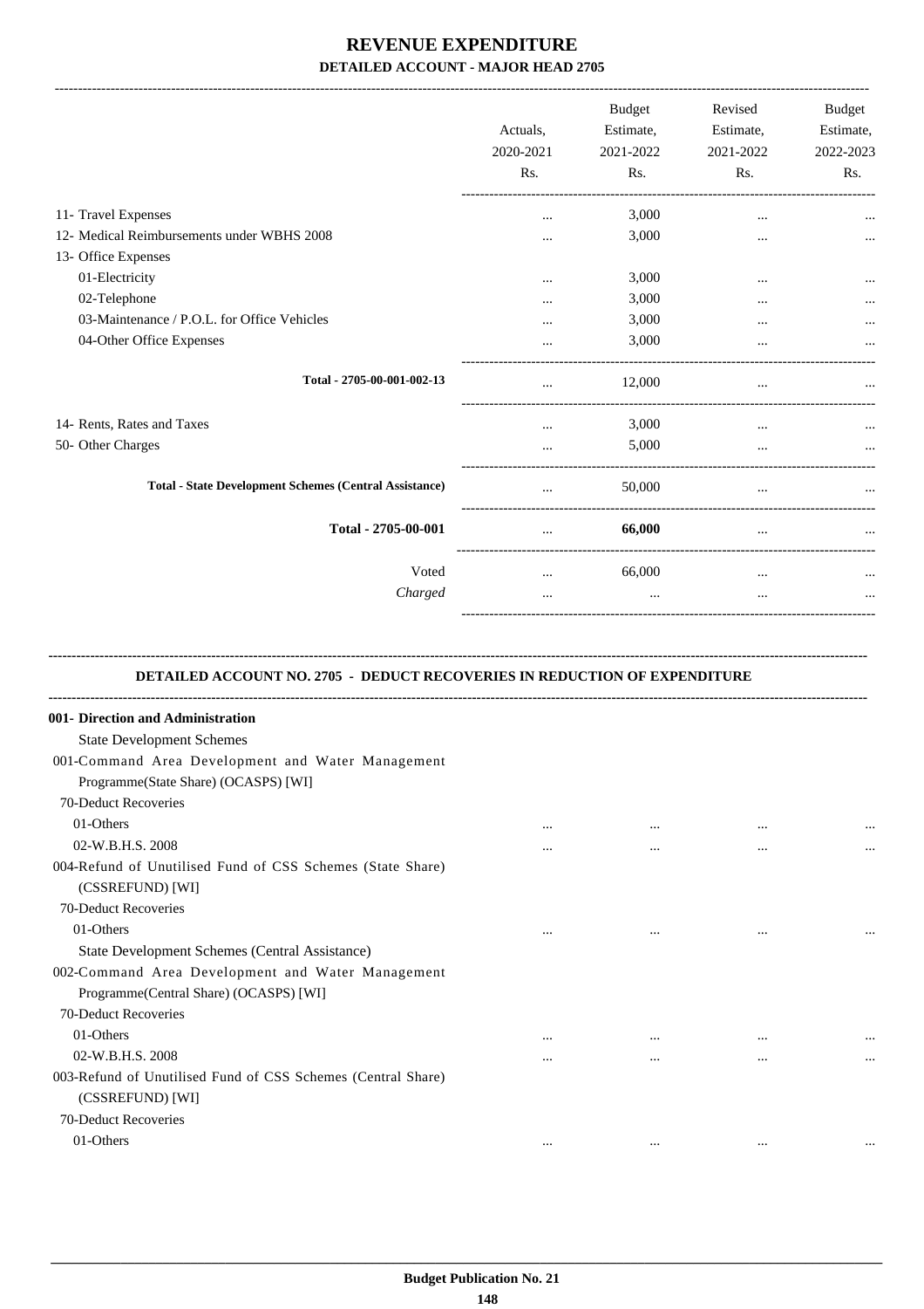# REVENUE EXPENDITURE

## DETAILED ACCOUNT - MAJOR HEAD 2705

| | Actuals, 2020-2021 Rs. | Budget Estimate, 2021-2022 Rs. | Revised Estimate, 2021-2022 Rs. | Budget Estimate, 2022-2023 Rs. |
|---|---|---|---|---|
| 11- Travel Expenses | ... | 3,000 | ... | ... |
| 12- Medical Reimbursements under WBHS 2008 | ... | 3,000 | ... | ... |
| 13- Office Expenses | | | | |
| 01-Electricity | ... | 3,000 | ... | ... |
| 02-Telephone | ... | 3,000 | ... | ... |
| 03-Maintenance / P.O.L. for Office Vehicles | ... | 3,000 | ... | ... |
| 04-Other Office Expenses | ... | 3,000 | ... | ... |
| **Total - 2705-00-001-002-13** | ... | 12,000 | ... | ... |
| 14- Rents, Rates and Taxes | ... | 3,000 | ... | ... |
| 50- Other Charges | ... | 5,000 | ... | ... |
| **Total - State Development Schemes (Central Assistance)** | ... | 50,000 | ... | ... |
| **Total - 2705-00-001** | ... | **66,000** | ... | ... |
| Voted | ... | 66,000 | ... | ... |
| *Charged* | ... | ... | ... | ... |

### DETAILED ACCOUNT NO. 2705 - DEDUCT RECOVERIES IN REDUCTION OF EXPENDITURE

| | | | | |
|---|---|---|---|---|
| **001- Direction and Administration** | | | | |
| State Development Schemes | | | | |
| 001-Command Area Development and Water Management Programme(State Share) (OCASPS) [WI] | | | | |
| 70-Deduct Recoveries | | | | |
| 01-Others | ... | ... | ... | ... |
| 02-W.B.H.S. 2008 | ... | ... | ... | ... |
| 004-Refund of Unutilised Fund of CSS Schemes (State Share) (CSSREFUND) [WI] | | | | |
| 70-Deduct Recoveries | | | | |
| 01-Others | ... | ... | ... | ... |
| State Development Schemes (Central Assistance) | | | | |
| 002-Command Area Development and Water Management Programme(Central Share) (OCASPS) [WI] | | | | |
| 70-Deduct Recoveries | | | | |
| 01-Others | ... | ... | ... | ... |
| 02-W.B.H.S. 2008 | ... | ... | ... | ... |
| 003-Refund of Unutilised Fund of CSS Schemes (Central Share) (CSSREFUND) [WI] | | | | |
| 70-Deduct Recoveries | | | | |
| 01-Others | ... | ... | ... | ... |

Budget Publication No. 21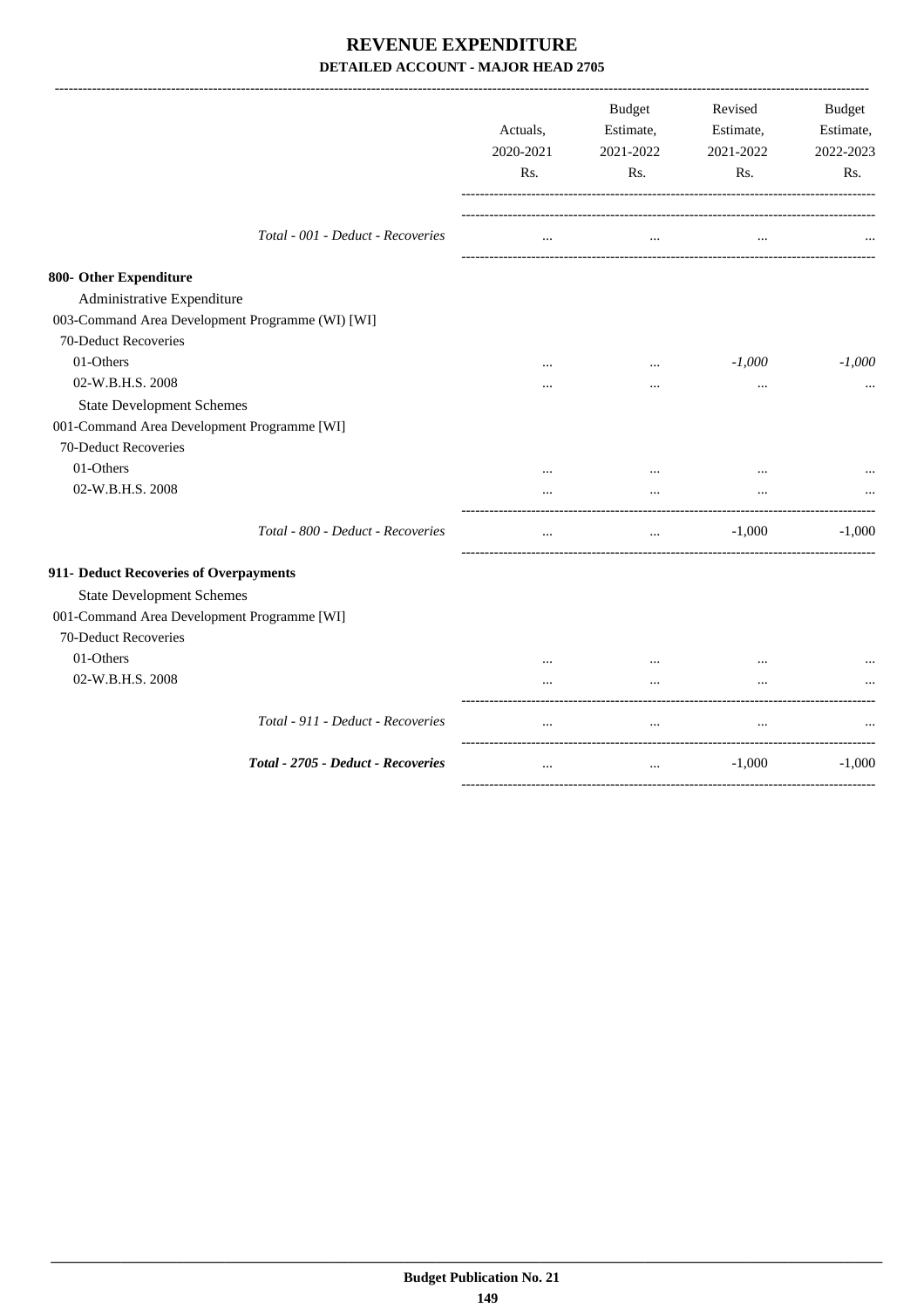# REVENUE EXPENDITURE

## DETAILED ACCOUNT - MAJOR HEAD 2705

| | Actuals, 2020-2021 Rs. | Budget Estimate, 2021-2022 Rs. | Revised Estimate, 2021-2022 Rs. | Budget Estimate, 2022-2023 Rs. |
|---|---|---|---|---|
| *Total - 001 - Deduct - Recoveries* | ... | ... | ... | ... |
| **800- Other Expenditure** | | | | |
| Administrative Expenditure | | | | |
| 003-Command Area Development Programme (WI) [WI] | | | | |
| 70-Deduct Recoveries | | | | |
| 01-Others | ... | ... | *-1,000* | *-1,000* |
| 02-W.B.H.S. 2008 | ... | ... | ... | ... |
| State Development Schemes | | | | |
| 001-Command Area Development Programme [WI] | | | | |
| 70-Deduct Recoveries | | | | |
| 01-Others | ... | ... | ... | ... |
| 02-W.B.H.S. 2008 | ... | ... | ... | ... |
| *Total - 800 - Deduct - Recoveries* | ... | ... | -1,000 | -1,000 |
| **911- Deduct Recoveries of Overpayments** | | | | |
| State Development Schemes | | | | |
| 001-Command Area Development Programme [WI] | | | | |
| 70-Deduct Recoveries | | | | |
| 01-Others | ... | ... | ... | ... |
| 02-W.B.H.S. 2008 | ... | ... | ... | ... |
| *Total - 911 - Deduct - Recoveries* | ... | ... | ... | ... |
| ***Total - 2705 - Deduct - Recoveries*** | ... | ... | -1,000 | -1,000 |

**Budget Publication No. 21**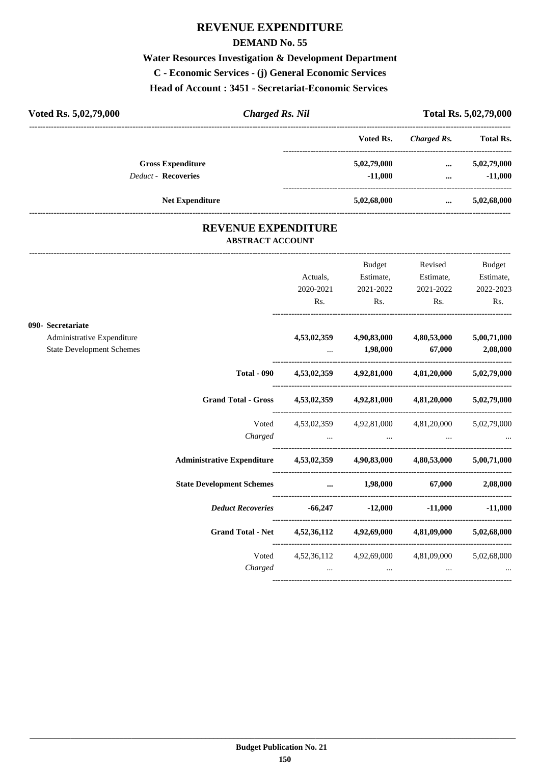# REVENUE EXPENDITURE

## DEMAND No. 55

### Water Resources Investigation & Development Department

### C - Economic Services - (j) General Economic Services

### Head of Account : 3451 - Secretariat-Economic Services

**Voted Rs. 5,02,79,000** | ***Charged Rs. Nil*** | **Total Rs. 5,02,79,000**

| | Voted Rs. | *Charged Rs.* | Total Rs. |
|---|---|---|---|
| **Gross Expenditure** | **5,02,79,000** | **...** | **5,02,79,000** |
| *Deduct* - **Recoveries** | **-11,000** | **...** | **-11,000** |
| **Net Expenditure** | **5,02,68,000** | **...** | **5,02,68,000** |

## REVENUE EXPENDITURE

### ABSTRACT ACCOUNT

| | Actuals, 2020-2021 Rs. | Budget Estimate, 2021-2022 Rs. | Revised Estimate, 2021-2022 Rs. | Budget Estimate, 2022-2023 Rs. |
|---|---|---|---|---|
| **090- Secretariat** | | | | |
| Administrative Expenditure | **4,53,02,359** | **4,90,83,000** | **4,80,53,000** | **5,00,71,000** |
| State Development Schemes | ... | **1,98,000** | **67,000** | **2,08,000** |
| **Total - 090** | **4,53,02,359** | **4,92,81,000** | **4,81,20,000** | **5,02,79,000** |
| **Grand Total - Gross** | **4,53,02,359** | **4,92,81,000** | **4,81,20,000** | **5,02,79,000** |
| Voted | 4,53,02,359 | 4,92,81,000 | 4,81,20,000 | 5,02,79,000 |
| *Charged* | ... | ... | ... | ... |
| **Administrative Expenditure** | **4,53,02,359** | **4,90,83,000** | **4,80,53,000** | **5,00,71,000** |
| **State Development Schemes** | **...** | **1,98,000** | **67,000** | **2,08,000** |
| ***Deduct Recoveries*** | **-66,247** | **-12,000** | **-11,000** | **-11,000** |
| **Grand Total - Net** | **4,52,36,112** | **4,92,69,000** | **4,81,09,000** | **5,02,68,000** |
| Voted | 4,52,36,112 | 4,92,69,000 | 4,81,09,000 | 5,02,68,000 |
| *Charged* | ... | ... | ... | ... |

**Budget Publication No. 21**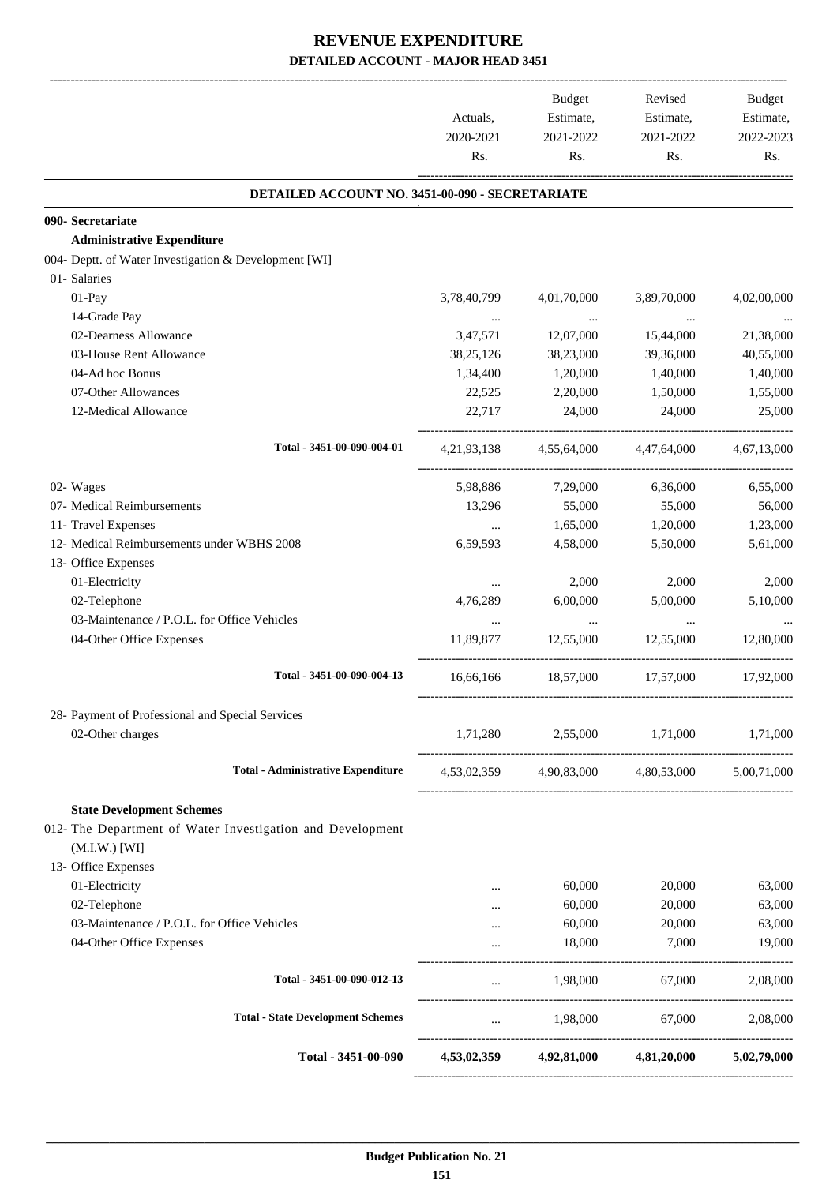# REVENUE EXPENDITURE

## DETAILED ACCOUNT - MAJOR HEAD 3451

| | Actuals, 2020-2021 Rs. | Budget Estimate, 2021-2022 Rs. | Revised Estimate, 2021-2022 Rs. | Budget Estimate, 2022-2023 Rs. |
|---|---|---|---|---|
| **DETAILED ACCOUNT NO. 3451-00-090 - SECRETARIATE** | | | | |
| **090- Secretariate** | | | | |
| **Administrative Expenditure** | | | | |
| 004- Deptt. of Water Investigation & Development [WI] | | | | |
| 01- Salaries | | | | |
| 01-Pay | 3,78,40,799 | 4,01,70,000 | 3,89,70,000 | 4,02,00,000 |
| 14-Grade Pay | ... | ... | ... | ... |
| 02-Dearness Allowance | 3,47,571 | 12,07,000 | 15,44,000 | 21,38,000 |
| 03-House Rent Allowance | 38,25,126 | 38,23,000 | 39,36,000 | 40,55,000 |
| 04-Ad hoc Bonus | 1,34,400 | 1,20,000 | 1,40,000 | 1,40,000 |
| 07-Other Allowances | 22,525 | 2,20,000 | 1,50,000 | 1,55,000 |
| 12-Medical Allowance | 22,717 | 24,000 | 24,000 | 25,000 |
| Total - 3451-00-090-004-01 | 4,21,93,138 | 4,55,64,000 | 4,47,64,000 | 4,67,13,000 |
| 02- Wages | 5,98,886 | 7,29,000 | 6,36,000 | 6,55,000 |
| 07- Medical Reimbursements | 13,296 | 55,000 | 55,000 | 56,000 |
| 11- Travel Expenses | ... | 1,65,000 | 1,20,000 | 1,23,000 |
| 12- Medical Reimbursements under WBHS 2008 | 6,59,593 | 4,58,000 | 5,50,000 | 5,61,000 |
| 13- Office Expenses | | | | |
| 01-Electricity | ... | 2,000 | 2,000 | 2,000 |
| 02-Telephone | 4,76,289 | 6,00,000 | 5,00,000 | 5,10,000 |
| 03-Maintenance / P.O.L. for Office Vehicles | ... | ... | ... | ... |
| 04-Other Office Expenses | 11,89,877 | 12,55,000 | 12,55,000 | 12,80,000 |
| Total - 3451-00-090-004-13 | 16,66,166 | 18,57,000 | 17,57,000 | 17,92,000 |
| 28- Payment of Professional and Special Services | | | | |
| 02-Other charges | 1,71,280 | 2,55,000 | 1,71,000 | 1,71,000 |
| **Total - Administrative Expenditure** | 4,53,02,359 | 4,90,83,000 | 4,80,53,000 | 5,00,71,000 |
| **State Development Schemes** | | | | |
| 012- The Department of Water Investigation and Development (M.I.W.) [WI] | | | | |
| 13- Office Expenses | | | | |
| 01-Electricity | ... | 60,000 | 20,000 | 63,000 |
| 02-Telephone | ... | 60,000 | 20,000 | 63,000 |
| 03-Maintenance / P.O.L. for Office Vehicles | ... | 60,000 | 20,000 | 63,000 |
| 04-Other Office Expenses | ... | 18,000 | 7,000 | 19,000 |
| Total - 3451-00-090-012-13 | ... | 1,98,000 | 67,000 | 2,08,000 |
| **Total - State Development Schemes** | ... | 1,98,000 | 67,000 | 2,08,000 |
| **Total - 3451-00-090** | **4,53,02,359** | **4,92,81,000** | **4,81,20,000** | **5,02,79,000** |

**Budget Publication No. 21**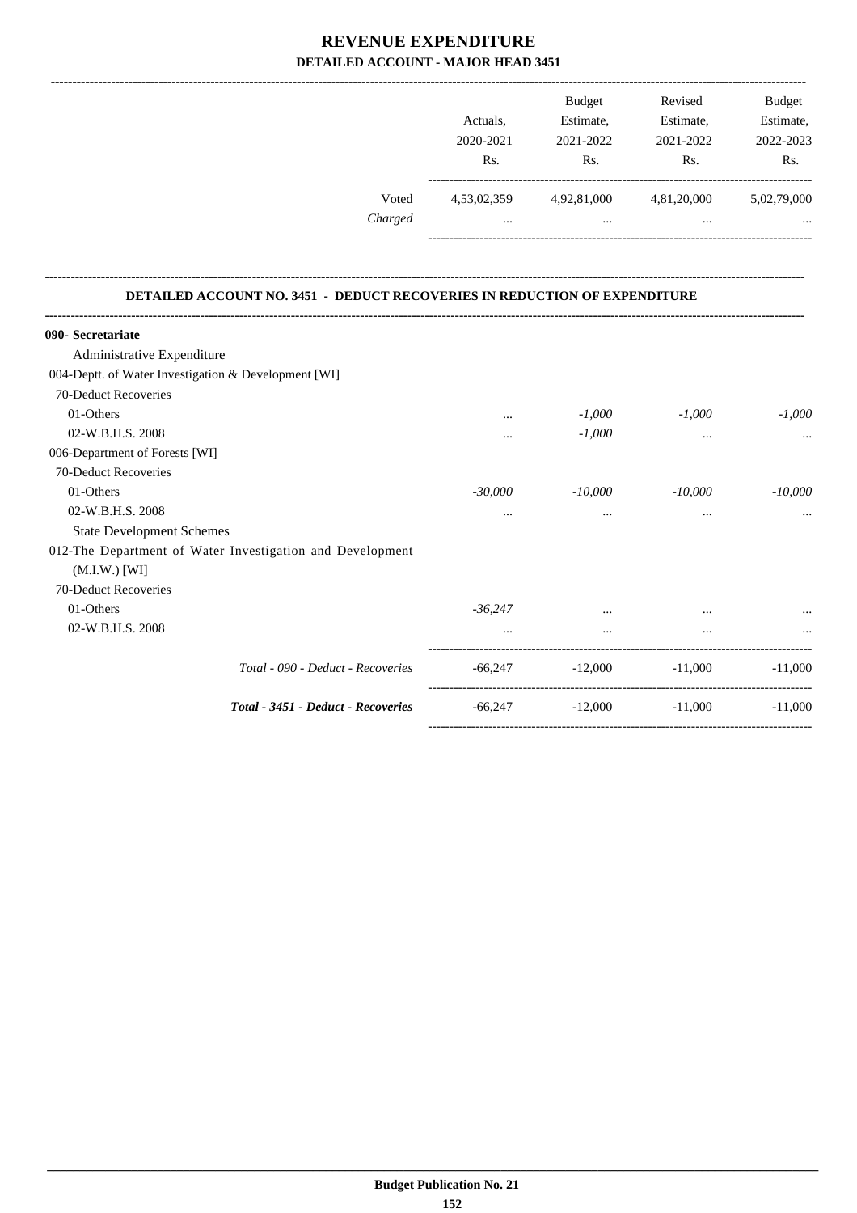# REVENUE EXPENDITURE

## DETAILED ACCOUNT - MAJOR HEAD 3451

| | Actuals, 2020-2021 Rs. | Budget Estimate, 2021-2022 Rs. | Revised Estimate, 2021-2022 Rs. | Budget Estimate, 2022-2023 Rs. |
|---|---|---|---|---|
| Voted | 4,53,02,359 | 4,92,81,000 | 4,81,20,000 | 5,02,79,000 |
| *Charged* | ... | ... | ... | ... |

### DETAILED ACCOUNT NO. 3451 - DEDUCT RECOVERIES IN REDUCTION OF EXPENDITURE

| | Actuals, 2020-2021 Rs. | Budget Estimate, 2021-2022 Rs. | Revised Estimate, 2021-2022 Rs. | Budget Estimate, 2022-2023 Rs. |
|---|---|---|---|---|
| **090- Secretariate** | | | | |
| Administrative Expenditure | | | | |
| 004-Deptt. of Water Investigation & Development [WI] | | | | |
| 70-Deduct Recoveries | | | | |
| 01-Others | ... | *-1,000* | *-1,000* | *-1,000* |
| 02-W.B.H.S. 2008 | ... | *-1,000* | ... | ... |
| 006-Department of Forests [WI] | | | | |
| 70-Deduct Recoveries | | | | |
| 01-Others | *-30,000* | *-10,000* | *-10,000* | *-10,000* |
| 02-W.B.H.S. 2008 | ... | ... | ... | ... |
| State Development Schemes | | | | |
| 012-The Department of Water Investigation and Development (M.I.W.) [WI] | | | | |
| 70-Deduct Recoveries | | | | |
| 01-Others | *-36,247* | ... | ... | ... |
| 02-W.B.H.S. 2008 | ... | ... | ... | ... |
| *Total - 090 - Deduct - Recoveries* | -66,247 | -12,000 | -11,000 | -11,000 |
| ***Total - 3451 - Deduct - Recoveries*** | -66,247 | -12,000 | -11,000 | -11,000 |

**Budget Publication No. 21**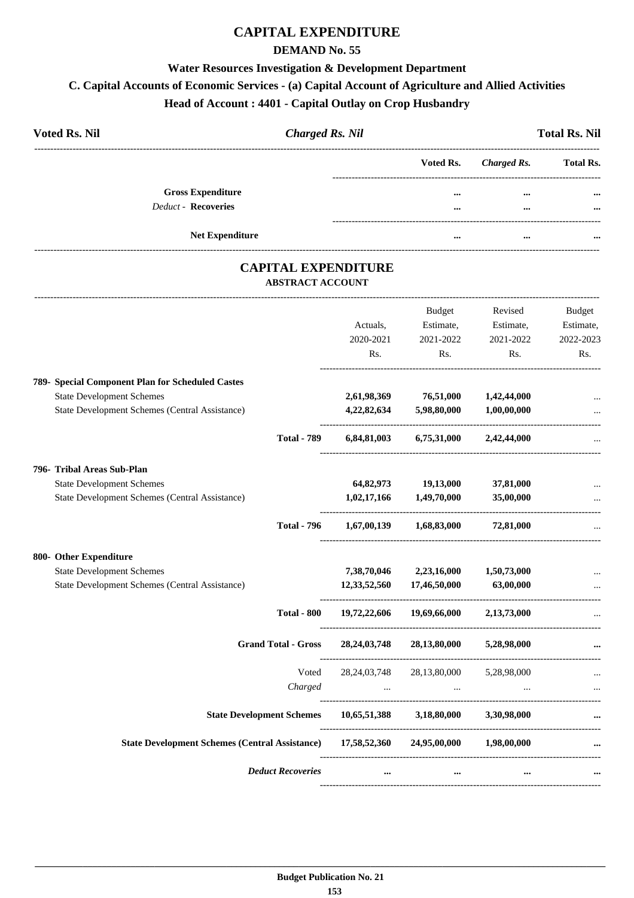# CAPITAL EXPENDITURE

## DEMAND No. 55

### Water Resources Investigation & Development Department

### C. Capital Accounts of Economic Services - (a) Capital Account of Agriculture and Allied Activities

### Head of Account : 4401 - Capital Outlay on Crop Husbandry

| Voted Rs. Nil | *Charged Rs. Nil* | Total Rs. Nil |
|---|---|---|

| | Voted Rs. | *Charged Rs.* | Total Rs. |
|---|---|---|---|
| **Gross Expenditure** | ... | ... | ... |
| *Deduct* - **Recoveries** | ... | ... | ... |
| **Net Expenditure** | ... | ... | ... |

## CAPITAL EXPENDITURE

### ABSTRACT ACCOUNT

| | Actuals, 2020-2021 Rs. | Budget Estimate, 2021-2022 Rs. | Revised Estimate, 2021-2022 Rs. | Budget Estimate, 2022-2023 Rs. |
|---|---|---|---|---|
| **789- Special Component Plan for Scheduled Castes** | | | | |
| State Development Schemes | **2,61,98,369** | **76,51,000** | **1,42,44,000** | ... |
| State Development Schemes (Central Assistance) | **4,22,82,634** | **5,98,80,000** | **1,00,00,000** | ... |
| **Total - 789** | **6,84,81,003** | **6,75,31,000** | **2,42,44,000** | ... |
| **796- Tribal Areas Sub-Plan** | | | | |
| State Development Schemes | **64,82,973** | **19,13,000** | **37,81,000** | ... |
| State Development Schemes (Central Assistance) | **1,02,17,166** | **1,49,70,000** | **35,00,000** | ... |
| **Total - 796** | **1,67,00,139** | **1,68,83,000** | **72,81,000** | ... |
| **800- Other Expenditure** | | | | |
| State Development Schemes | **7,38,70,046** | **2,23,16,000** | **1,50,73,000** | ... |
| State Development Schemes (Central Assistance) | **12,33,52,560** | **17,46,50,000** | **63,00,000** | ... |
| **Total - 800** | **19,72,22,606** | **19,69,66,000** | **2,13,73,000** | ... |
| **Grand Total - Gross** | **28,24,03,748** | **28,13,80,000** | **5,28,98,000** | **...** |
| Voted | 28,24,03,748 | 28,13,80,000 | 5,28,98,000 | ... |
| *Charged* | ... | ... | ... | ... |
| **State Development Schemes** | **10,65,51,388** | **3,18,80,000** | **3,30,98,000** | **...** |
| **State Development Schemes (Central Assistance)** | **17,58,52,360** | **24,95,00,000** | **1,98,00,000** | **...** |
| ***Deduct Recoveries*** | **...** | **...** | **...** | **...** |

**Budget Publication No. 21**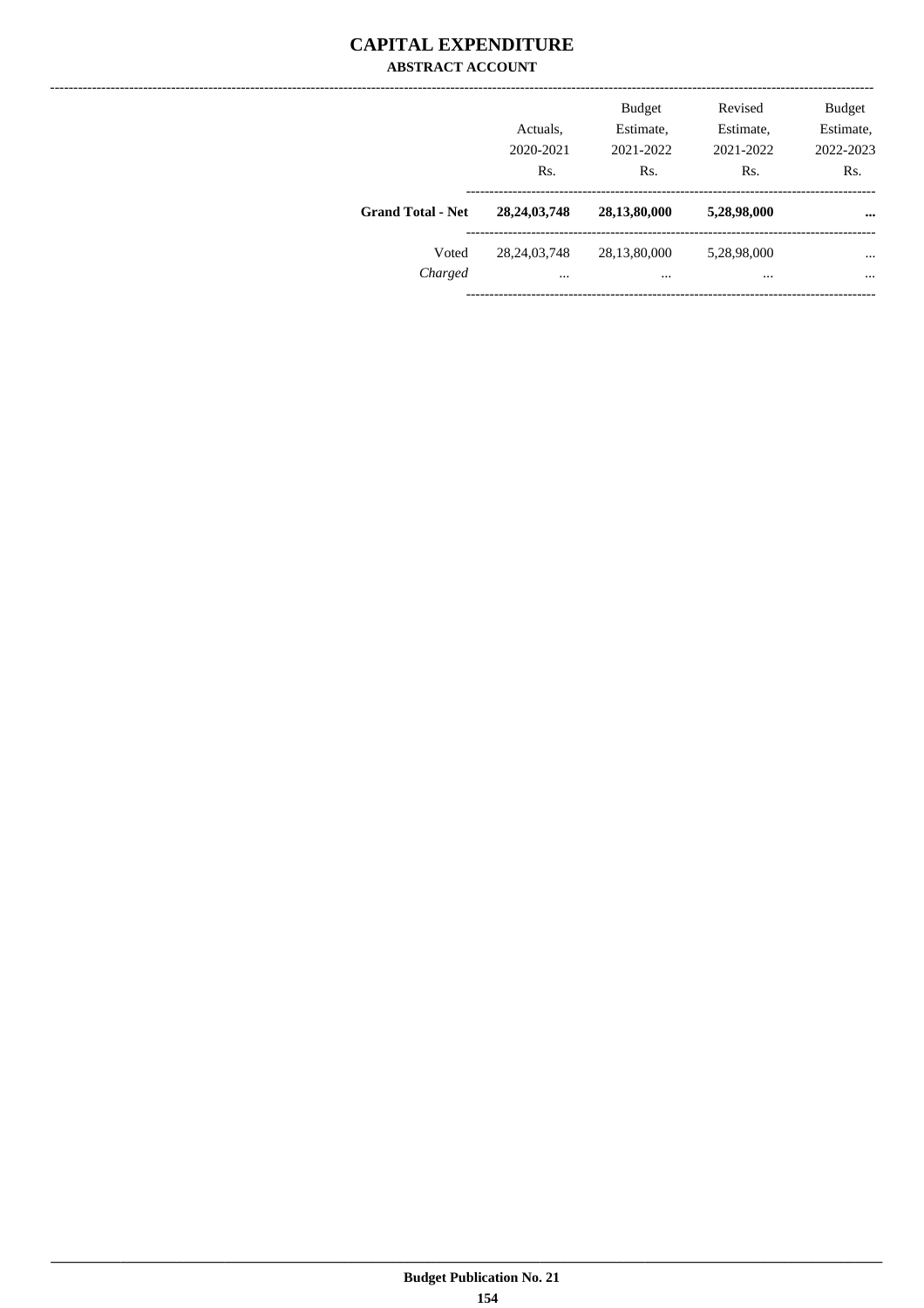# CAPITAL EXPENDITURE

## ABSTRACT ACCOUNT

| | Actuals, 2020-2021 Rs. | Budget Estimate, 2021-2022 Rs. | Revised Estimate, 2021-2022 Rs. | Budget Estimate, 2022-2023 Rs. |
|---|---|---|---|---|
| **Grand Total - Net** | **28,24,03,748** | **28,13,80,000** | **5,28,98,000** | **...** |
| Voted | 28,24,03,748 | 28,13,80,000 | 5,28,98,000 | ... |
| *Charged* | ... | ... | ... | ... |

**Budget Publication No. 21**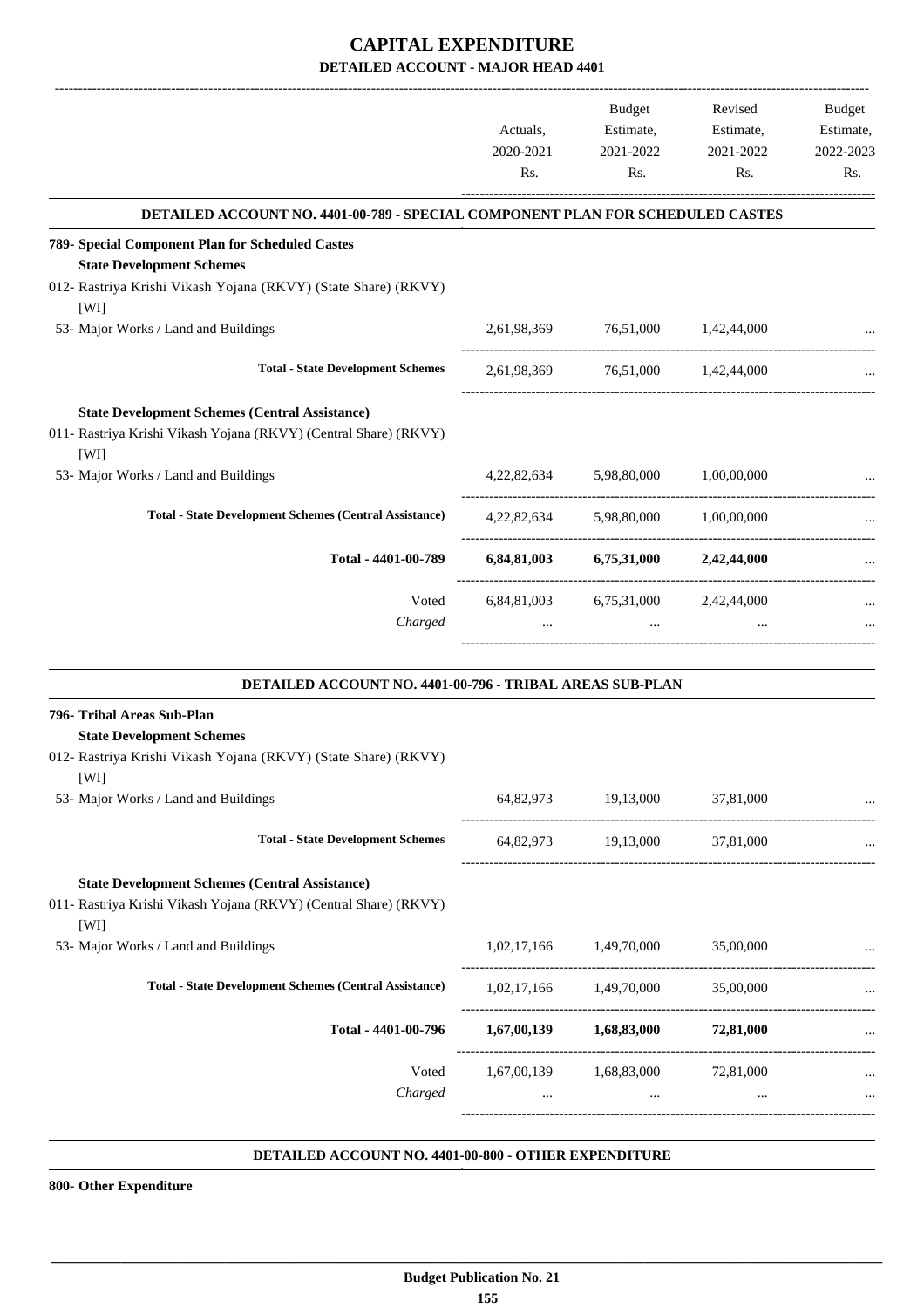# CAPITAL EXPENDITURE

## DETAILED ACCOUNT - MAJOR HEAD 4401

| | Actuals, 2020-2021 Rs. | Budget Estimate, 2021-2022 Rs. | Revised Estimate, 2021-2022 Rs. | Budget Estimate, 2022-2023 Rs. |
|---|---|---|---|---|
| **DETAILED ACCOUNT NO. 4401-00-789 - SPECIAL COMPONENT PLAN FOR SCHEDULED CASTES** | | | | |
| **789- Special Component Plan for Scheduled Castes** | | | | |
| **State Development Schemes** | | | | |
| 012- Rastriya Krishi Vikash Yojana (RKVY) (State Share) (RKVY) [WI] | | | | |
| 53- Major Works / Land and Buildings | 2,61,98,369 | 76,51,000 | 1,42,44,000 | ... |
| **Total - State Development Schemes** | 2,61,98,369 | 76,51,000 | 1,42,44,000 | ... |
| **State Development Schemes (Central Assistance)** | | | | |
| 011- Rastriya Krishi Vikash Yojana (RKVY) (Central Share) (RKVY) [WI] | | | | |
| 53- Major Works / Land and Buildings | 4,22,82,634 | 5,98,80,000 | 1,00,00,000 | ... |
| **Total - State Development Schemes (Central Assistance)** | 4,22,82,634 | 5,98,80,000 | 1,00,00,000 | ... |
| **Total - 4401-00-789** | **6,84,81,003** | **6,75,31,000** | **2,42,44,000** | ... |
| Voted | 6,84,81,003 | 6,75,31,000 | 2,42,44,000 | ... |
| *Charged* | ... | ... | ... | ... |
| **DETAILED ACCOUNT NO. 4401-00-796 - TRIBAL AREAS SUB-PLAN** | | | | |
| **796- Tribal Areas Sub-Plan** | | | | |
| **State Development Schemes** | | | | |
| 012- Rastriya Krishi Vikash Yojana (RKVY) (State Share) (RKVY) [WI] | | | | |
| 53- Major Works / Land and Buildings | 64,82,973 | 19,13,000 | 37,81,000 | ... |
| **Total - State Development Schemes** | 64,82,973 | 19,13,000 | 37,81,000 | ... |
| **State Development Schemes (Central Assistance)** | | | | |
| 011- Rastriya Krishi Vikash Yojana (RKVY) (Central Share) (RKVY) [WI] | | | | |
| 53- Major Works / Land and Buildings | 1,02,17,166 | 1,49,70,000 | 35,00,000 | ... |
| **Total - State Development Schemes (Central Assistance)** | 1,02,17,166 | 1,49,70,000 | 35,00,000 | ... |
| **Total - 4401-00-796** | **1,67,00,139** | **1,68,83,000** | **72,81,000** | ... |
| Voted | 1,67,00,139 | 1,68,83,000 | 72,81,000 | ... |
| *Charged* | ... | ... | ... | ... |

**DETAILED ACCOUNT NO. 4401-00-800 - OTHER EXPENDITURE**

**800- Other Expenditure**

**Budget Publication No. 21**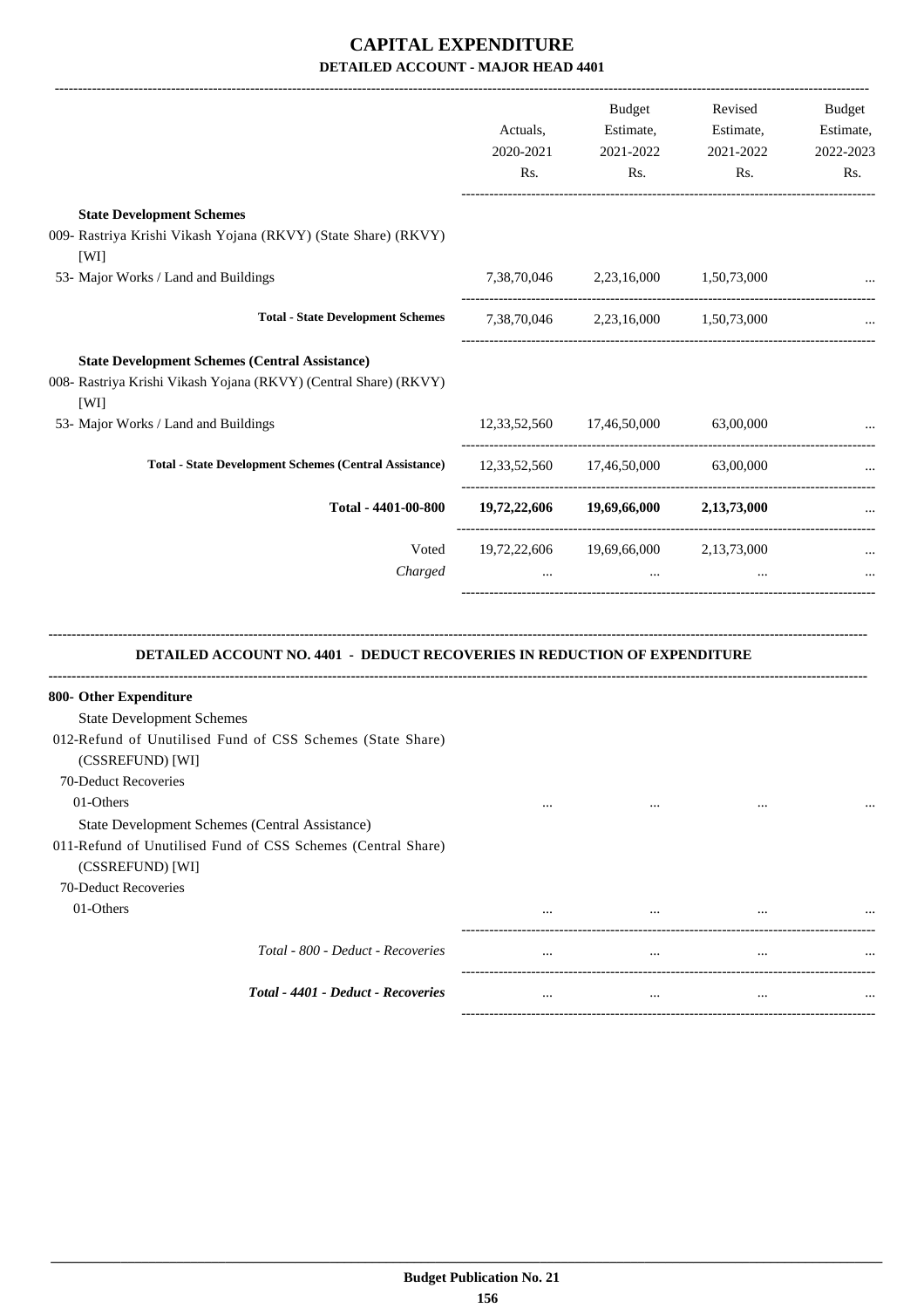# CAPITAL EXPENDITURE

## DETAILED ACCOUNT - MAJOR HEAD 4401

| | Actuals, 2020-2021 Rs. | Budget Estimate, 2021-2022 Rs. | Revised Estimate, 2021-2022 Rs. | Budget Estimate, 2022-2023 Rs. |
|---|---|---|---|---|
| **State Development Schemes** | | | | |
| 009- Rastriya Krishi Vikash Yojana (RKVY) (State Share) (RKVY) [WI] | | | | |
| 53- Major Works / Land and Buildings | 7,38,70,046 | 2,23,16,000 | 1,50,73,000 | ... |
| **Total - State Development Schemes** | 7,38,70,046 | 2,23,16,000 | 1,50,73,000 | ... |
| **State Development Schemes (Central Assistance)** | | | | |
| 008- Rastriya Krishi Vikash Yojana (RKVY) (Central Share) (RKVY) [WI] | | | | |
| 53- Major Works / Land and Buildings | 12,33,52,560 | 17,46,50,000 | 63,00,000 | ... |
| **Total - State Development Schemes (Central Assistance)** | 12,33,52,560 | 17,46,50,000 | 63,00,000 | ... |
| **Total - 4401-00-800** | **19,72,22,606** | **19,69,66,000** | **2,13,73,000** | ... |
| Voted | 19,72,22,606 | 19,69,66,000 | 2,13,73,000 | ... |
| *Charged* | ... | ... | ... | ... |

## DETAILED ACCOUNT NO. 4401 - DEDUCT RECOVERIES IN REDUCTION OF EXPENDITURE

| | Actuals, 2020-2021 Rs. | Budget Estimate, 2021-2022 Rs. | Revised Estimate, 2021-2022 Rs. | Budget Estimate, 2022-2023 Rs. |
|---|---|---|---|---|
| **800- Other Expenditure** | | | | |
| State Development Schemes | | | | |
| 012-Refund of Unutilised Fund of CSS Schemes (State Share) (CSSREFUND) [WI] | | | | |
| 70-Deduct Recoveries | | | | |
| 01-Others | ... | ... | ... | ... |
| State Development Schemes (Central Assistance) | | | | |
| 011-Refund of Unutilised Fund of CSS Schemes (Central Share) (CSSREFUND) [WI] | | | | |
| 70-Deduct Recoveries | | | | |
| 01-Others | ... | ... | ... | ... |
| *Total - 800 - Deduct - Recoveries* | ... | ... | ... | ... |
| ***Total - 4401 - Deduct - Recoveries*** | ... | ... | ... | ... |

**Budget Publication No. 21**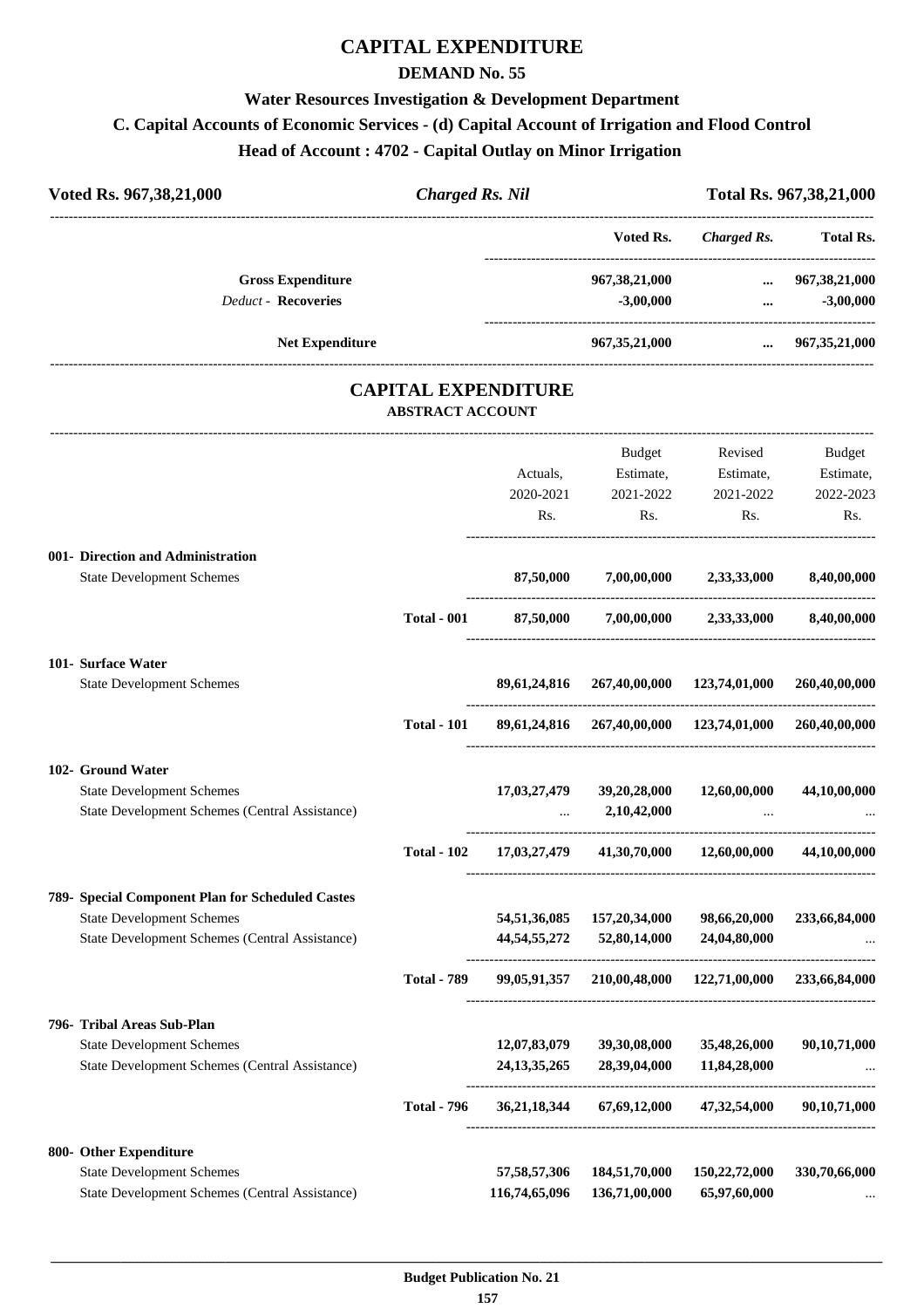# CAPITAL EXPENDITURE

## DEMAND No. 55

### Water Resources Investigation & Development Department

### C. Capital Accounts of Economic Services - (d) Capital Account of Irrigation and Flood Control

### Head of Account : 4702 - Capital Outlay on Minor Irrigation

| Voted Rs. 967,38,21,000 | *Charged Rs. Nil* | Total Rs. 967,38,21,000 |
|---|---|---|

| | Voted Rs. | *Charged Rs.* | Total Rs. |
|---|---|---|---|
| **Gross Expenditure** | 967,38,21,000 | ... | 967,38,21,000 |
| *Deduct* - **Recoveries** | -3,00,000 | ... | -3,00,000 |
| **Net Expenditure** | 967,35,21,000 | ... | 967,35,21,000 |

## CAPITAL EXPENDITURE

### ABSTRACT ACCOUNT

| | | Actuals, 2020-2021 Rs. | Budget Estimate, 2021-2022 Rs. | Revised Estimate, 2021-2022 Rs. | Budget Estimate, 2022-2023 Rs. |
|---|---|---|---|---|---|
| **001- Direction and Administration** | | | | | |
| State Development Schemes | | 87,50,000 | 7,00,00,000 | 2,33,33,000 | 8,40,00,000 |
| | **Total - 001** | 87,50,000 | 7,00,00,000 | 2,33,33,000 | 8,40,00,000 |
| **101- Surface Water** | | | | | |
| State Development Schemes | | 89,61,24,816 | 267,40,00,000 | 123,74,01,000 | 260,40,00,000 |
| | **Total - 101** | 89,61,24,816 | 267,40,00,000 | 123,74,01,000 | 260,40,00,000 |
| **102- Ground Water** | | | | | |
| State Development Schemes | | 17,03,27,479 | 39,20,28,000 | 12,60,00,000 | 44,10,00,000 |
| State Development Schemes (Central Assistance) | | ... | 2,10,42,000 | ... | ... |
| | **Total - 102** | 17,03,27,479 | 41,30,70,000 | 12,60,00,000 | 44,10,00,000 |
| **789- Special Component Plan for Scheduled Castes** | | | | | |
| State Development Schemes | | 54,51,36,085 | 157,20,34,000 | 98,66,20,000 | 233,66,84,000 |
| State Development Schemes (Central Assistance) | | 44,54,55,272 | 52,80,14,000 | 24,04,80,000 | ... |
| | **Total - 789** | 99,05,91,357 | 210,00,48,000 | 122,71,00,000 | 233,66,84,000 |
| **796- Tribal Areas Sub-Plan** | | | | | |
| State Development Schemes | | 12,07,83,079 | 39,30,08,000 | 35,48,26,000 | 90,10,71,000 |
| State Development Schemes (Central Assistance) | | 24,13,35,265 | 28,39,04,000 | 11,84,28,000 | ... |
| | **Total - 796** | 36,21,18,344 | 67,69,12,000 | 47,32,54,000 | 90,10,71,000 |
| **800- Other Expenditure** | | | | | |
| State Development Schemes | | 57,58,57,306 | 184,51,70,000 | 150,22,72,000 | 330,70,66,000 |
| State Development Schemes (Central Assistance) | | 116,74,65,096 | 136,71,00,000 | 65,97,60,000 | ... |

Budget Publication No. 21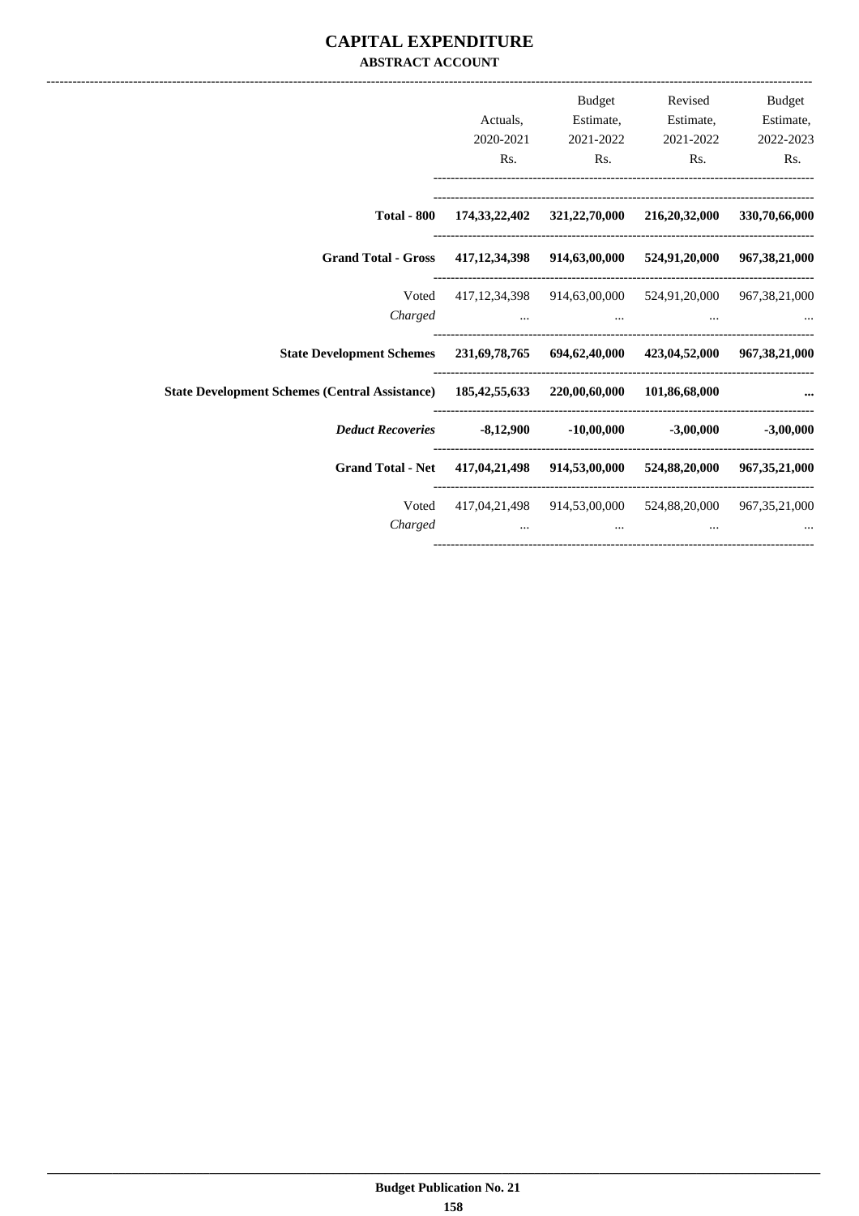# CAPITAL EXPENDITURE

**ABSTRACT ACCOUNT**

| | Actuals, 2020-2021 Rs. | Budget Estimate, 2021-2022 Rs. | Revised Estimate, 2021-2022 Rs. | Budget Estimate, 2022-2023 Rs. |
|---|---|---|---|---|
| **Total - 800** | **174,33,22,402** | **321,22,70,000** | **216,20,32,000** | **330,70,66,000** |
| **Grand Total - Gross** | **417,12,34,398** | **914,63,00,000** | **524,91,20,000** | **967,38,21,000** |
| Voted | 417,12,34,398 | 914,63,00,000 | 524,91,20,000 | 967,38,21,000 |
| *Charged* | ... | ... | ... | ... |
| **State Development Schemes** | **231,69,78,765** | **694,62,40,000** | **423,04,52,000** | **967,38,21,000** |
| **State Development Schemes (Central Assistance)** | **185,42,55,633** | **220,00,60,000** | **101,86,68,000** | **...** |
| ***Deduct Recoveries*** | **-8,12,900** | **-10,00,000** | **-3,00,000** | **-3,00,000** |
| **Grand Total - Net** | **417,04,21,498** | **914,53,00,000** | **524,88,20,000** | **967,35,21,000** |
| Voted | 417,04,21,498 | 914,53,00,000 | 524,88,20,000 | 967,35,21,000 |
| *Charged* | ... | ... | ... | ... |

**Budget Publication No. 21**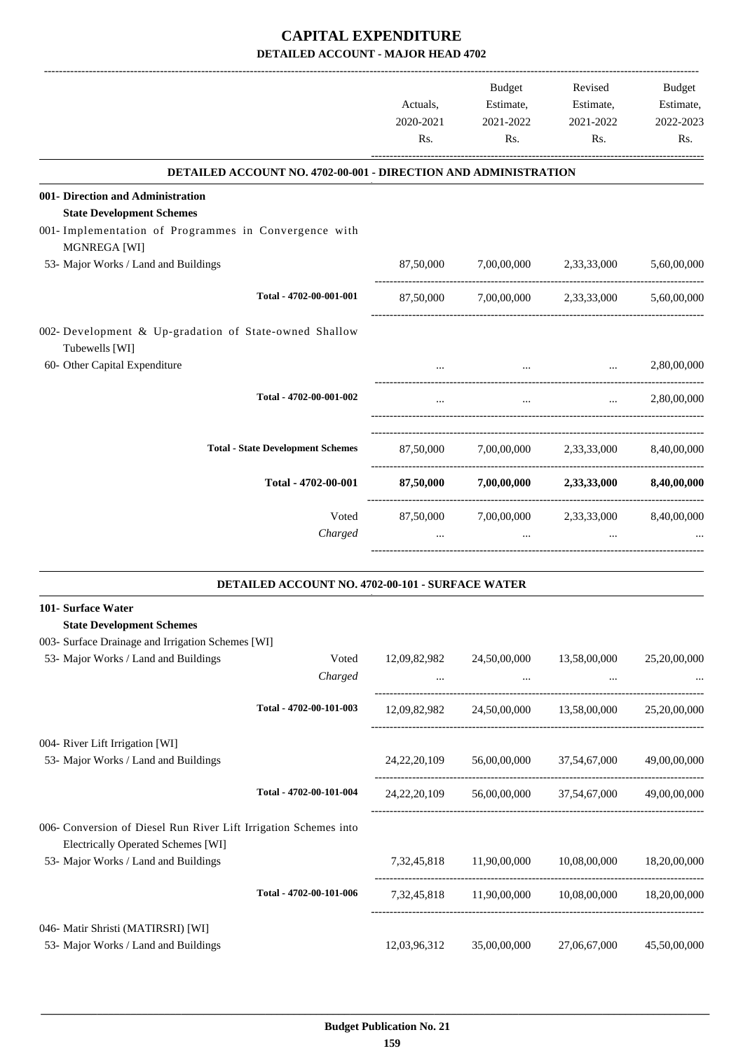# CAPITAL EXPENDITURE

## DETAILED ACCOUNT - MAJOR HEAD 4702

| | | Actuals, 2020-2021 Rs. | Budget Estimate, 2021-2022 Rs. | Revised Estimate, 2021-2022 Rs. | Budget Estimate, 2022-2023 Rs. |
|---|---|---|---|---|---|
| **DETAILED ACCOUNT NO. 4702-00-001 - DIRECTION AND ADMINISTRATION** | | | | | |
| **001- Direction and Administration** | | | | | |
| **State Development Schemes** | | | | | |
| 001- Implementation of Programmes in Convergence with MGNREGA [WI] | | | | | |
| 53- Major Works / Land and Buildings | | 87,50,000 | 7,00,00,000 | 2,33,33,000 | 5,60,00,000 |
| | Total - 4702-00-001-001 | 87,50,000 | 7,00,00,000 | 2,33,33,000 | 5,60,00,000 |
| 002- Development & Up-gradation of State-owned Shallow Tubewells [WI] | | | | | |
| 60- Other Capital Expenditure | | ... | ... | ... | 2,80,00,000 |
| | Total - 4702-00-001-002 | ... | ... | ... | 2,80,00,000 |
| | Total - State Development Schemes | 87,50,000 | 7,00,00,000 | 2,33,33,000 | 8,40,00,000 |
| | **Total - 4702-00-001** | **87,50,000** | **7,00,00,000** | **2,33,33,000** | **8,40,00,000** |
| | Voted | 87,50,000 | 7,00,00,000 | 2,33,33,000 | 8,40,00,000 |
| | *Charged* | ... | ... | ... | ... |
| **DETAILED ACCOUNT NO. 4702-00-101 - SURFACE WATER** | | | | | |
| **101- Surface Water** | | | | | |
| **State Development Schemes** | | | | | |
| 003- Surface Drainage and Irrigation Schemes [WI] | | | | | |
| 53- Major Works / Land and Buildings | Voted | 12,09,82,982 | 24,50,00,000 | 13,58,00,000 | 25,20,00,000 |
| | *Charged* | ... | ... | ... | ... |
| | Total - 4702-00-101-003 | 12,09,82,982 | 24,50,00,000 | 13,58,00,000 | 25,20,00,000 |
| 004- River Lift Irrigation [WI] | | | | | |
| 53- Major Works / Land and Buildings | | 24,22,20,109 | 56,00,00,000 | 37,54,67,000 | 49,00,00,000 |
| | Total - 4702-00-101-004 | 24,22,20,109 | 56,00,00,000 | 37,54,67,000 | 49,00,00,000 |
| 006- Conversion of Diesel Run River Lift Irrigation Schemes into Electrically Operated Schemes [WI] | | | | | |
| 53- Major Works / Land and Buildings | | 7,32,45,818 | 11,90,00,000 | 10,08,00,000 | 18,20,00,000 |
| | Total - 4702-00-101-006 | 7,32,45,818 | 11,90,00,000 | 10,08,00,000 | 18,20,00,000 |
| 046- Matir Shristi (MATIRSRI) [WI] | | | | | |
| 53- Major Works / Land and Buildings | | 12,03,96,312 | 35,00,00,000 | 27,06,67,000 | 45,50,00,000 |

**Budget Publication No. 21**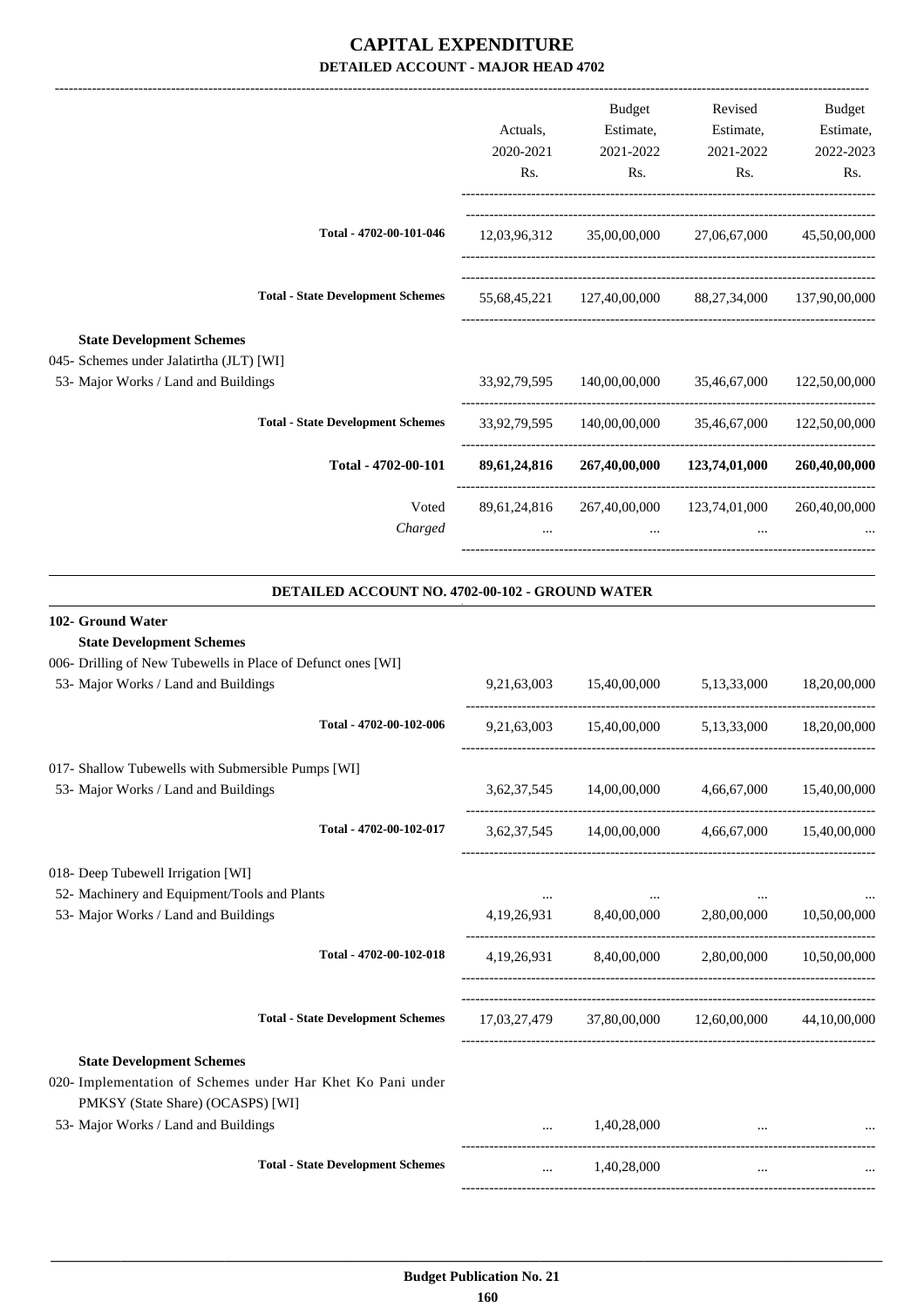# CAPITAL EXPENDITURE

## DETAILED ACCOUNT - MAJOR HEAD 4702

| | Actuals, 2020-2021 Rs. | Budget Estimate, 2021-2022 Rs. | Revised Estimate, 2021-2022 Rs. | Budget Estimate, 2022-2023 Rs. |
|---|---|---|---|---|
| Total - 4702-00-101-046 | 12,03,96,312 | 35,00,00,000 | 27,06,67,000 | 45,50,00,000 |
| **Total - State Development Schemes** | 55,68,45,221 | 127,40,00,000 | 88,27,34,000 | 137,90,00,000 |
| **State Development Schemes** | | | | |
| 045- Schemes under Jalatirtha (JLT) [WI] | | | | |
| 53- Major Works / Land and Buildings | 33,92,79,595 | 140,00,00,000 | 35,46,67,000 | 122,50,00,000 |
| **Total - State Development Schemes** | 33,92,79,595 | 140,00,00,000 | 35,46,67,000 | 122,50,00,000 |
| **Total - 4702-00-101** | **89,61,24,816** | **267,40,00,000** | **123,74,01,000** | **260,40,00,000** |
| Voted | 89,61,24,816 | 267,40,00,000 | 123,74,01,000 | 260,40,00,000 |
| *Charged* | ... | ... | ... | ... |

### DETAILED ACCOUNT NO. 4702-00-102 - GROUND WATER

| | Actuals, 2020-2021 Rs. | Budget Estimate, 2021-2022 Rs. | Revised Estimate, 2021-2022 Rs. | Budget Estimate, 2022-2023 Rs. |
|---|---|---|---|---|
| **102- Ground Water** | | | | |
| **State Development Schemes** | | | | |
| 006- Drilling of New Tubewells in Place of Defunct ones [WI] | | | | |
| 53- Major Works / Land and Buildings | 9,21,63,003 | 15,40,00,000 | 5,13,33,000 | 18,20,00,000 |
| Total - 4702-00-102-006 | 9,21,63,003 | 15,40,00,000 | 5,13,33,000 | 18,20,00,000 |
| 017- Shallow Tubewells with Submersible Pumps [WI] | | | | |
| 53- Major Works / Land and Buildings | 3,62,37,545 | 14,00,00,000 | 4,66,67,000 | 15,40,00,000 |
| Total - 4702-00-102-017 | 3,62,37,545 | 14,00,00,000 | 4,66,67,000 | 15,40,00,000 |
| 018- Deep Tubewell Irrigation [WI] | | | | |
| 52- Machinery and Equipment/Tools and Plants | ... | ... | ... | ... |
| 53- Major Works / Land and Buildings | 4,19,26,931 | 8,40,00,000 | 2,80,00,000 | 10,50,00,000 |
| Total - 4702-00-102-018 | 4,19,26,931 | 8,40,00,000 | 2,80,00,000 | 10,50,00,000 |
| **Total - State Development Schemes** | 17,03,27,479 | 37,80,00,000 | 12,60,00,000 | 44,10,00,000 |
| **State Development Schemes** | | | | |
| 020- Implementation of Schemes under Har Khet Ko Pani under PMKSY (State Share) (OCASPS) [WI] | | | | |
| 53- Major Works / Land and Buildings | ... | 1,40,28,000 | ... | ... |
| **Total - State Development Schemes** | ... | 1,40,28,000 | ... | ... |

**Budget Publication No. 21**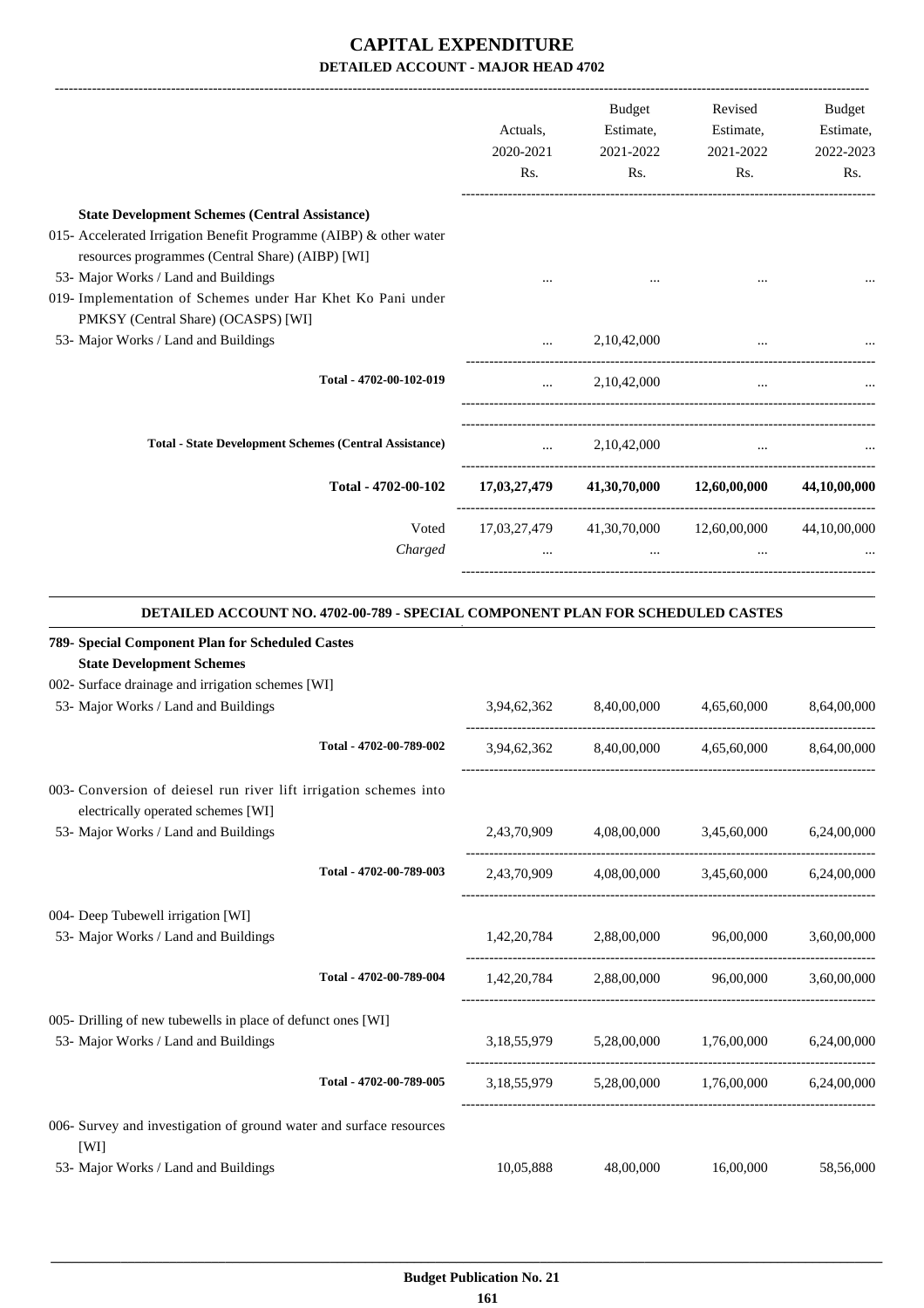# CAPITAL EXPENDITURE

## DETAILED ACCOUNT - MAJOR HEAD 4702

| | Actuals, 2020-2021 Rs. | Budget Estimate, 2021-2022 Rs. | Revised Estimate, 2021-2022 Rs. | Budget Estimate, 2022-2023 Rs. |
|---|---|---|---|---|
| **State Development Schemes (Central Assistance)** | | | | |
| 015- Accelerated Irrigation Benefit Programme (AIBP) & other water resources programmes (Central Share) (AIBP) [WI] | | | | |
| 53- Major Works / Land and Buildings | ... | ... | ... | ... |
| 019- Implementation of Schemes under Har Khet Ko Pani under PMKSY (Central Share) (OCASPS) [WI] | | | | |
| 53- Major Works / Land and Buildings | ... | 2,10,42,000 | ... | ... |
| **Total - 4702-00-102-019** | ... | 2,10,42,000 | ... | ... |
| **Total - State Development Schemes (Central Assistance)** | ... | 2,10,42,000 | ... | ... |
| **Total - 4702-00-102** | **17,03,27,479** | **41,30,70,000** | **12,60,00,000** | **44,10,00,000** |
| Voted | 17,03,27,479 | 41,30,70,000 | 12,60,00,000 | 44,10,00,000 |
| *Charged* | ... | ... | ... | ... |

### DETAILED ACCOUNT NO. 4702-00-789 - SPECIAL COMPONENT PLAN FOR SCHEDULED CASTES

| | Actuals, 2020-2021 Rs. | Budget Estimate, 2021-2022 Rs. | Revised Estimate, 2021-2022 Rs. | Budget Estimate, 2022-2023 Rs. |
|---|---|---|---|---|
| **789- Special Component Plan for Scheduled Castes** | | | | |
| **State Development Schemes** | | | | |
| 002- Surface drainage and irrigation schemes [WI] | | | | |
| 53- Major Works / Land and Buildings | 3,94,62,362 | 8,40,00,000 | 4,65,60,000 | 8,64,00,000 |
| **Total - 4702-00-789-002** | 3,94,62,362 | 8,40,00,000 | 4,65,60,000 | 8,64,00,000 |
| 003- Conversion of deiesel run river lift irrigation schemes into electrically operated schemes [WI] | | | | |
| 53- Major Works / Land and Buildings | 2,43,70,909 | 4,08,00,000 | 3,45,60,000 | 6,24,00,000 |
| **Total - 4702-00-789-003** | 2,43,70,909 | 4,08,00,000 | 3,45,60,000 | 6,24,00,000 |
| 004- Deep Tubewell irrigation [WI] | | | | |
| 53- Major Works / Land and Buildings | 1,42,20,784 | 2,88,00,000 | 96,00,000 | 3,60,00,000 |
| **Total - 4702-00-789-004** | 1,42,20,784 | 2,88,00,000 | 96,00,000 | 3,60,00,000 |
| 005- Drilling of new tubewells in place of defunct ones [WI] | | | | |
| 53- Major Works / Land and Buildings | 3,18,55,979 | 5,28,00,000 | 1,76,00,000 | 6,24,00,000 |
| **Total - 4702-00-789-005** | 3,18,55,979 | 5,28,00,000 | 1,76,00,000 | 6,24,00,000 |
| 006- Survey and investigation of ground water and surface resources [WI] | | | | |
| 53- Major Works / Land and Buildings | 10,05,888 | 48,00,000 | 16,00,000 | 58,56,000 |

**Budget Publication No. 21**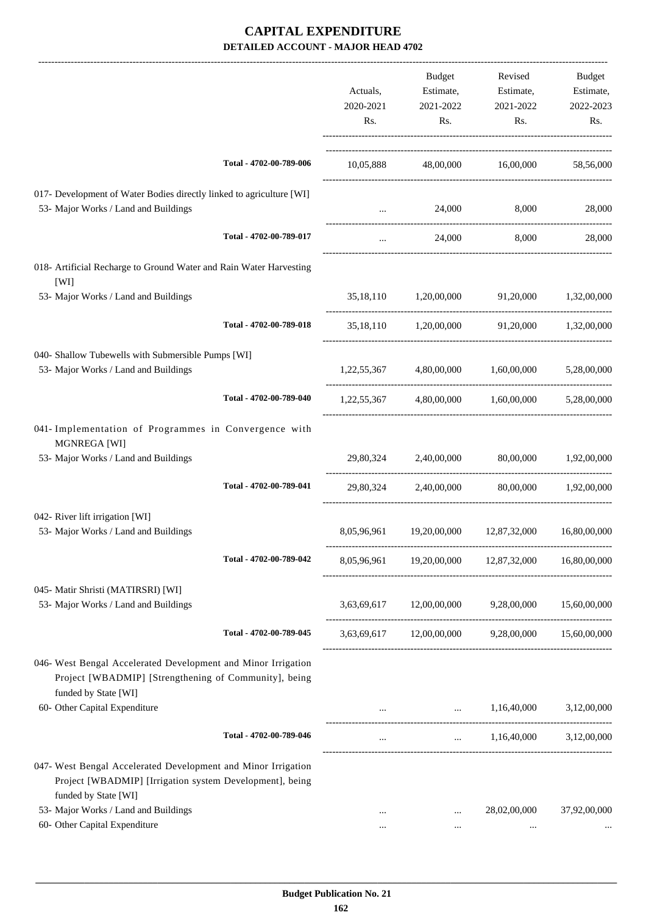# CAPITAL EXPENDITURE

**DETAILED ACCOUNT - MAJOR HEAD 4702**

| | Actuals, 2020-2021 Rs. | Budget Estimate, 2021-2022 Rs. | Revised Estimate, 2021-2022 Rs. | Budget Estimate, 2022-2023 Rs. |
|---|---|---|---|---|
| Total - 4702-00-789-006 | 10,05,888 | 48,00,000 | 16,00,000 | 58,56,000 |
| 017- Development of Water Bodies directly linked to agriculture [WI] | | | | |
| 53- Major Works / Land and Buildings | ... | 24,000 | 8,000 | 28,000 |
| Total - 4702-00-789-017 | ... | 24,000 | 8,000 | 28,000 |
| 018- Artificial Recharge to Ground Water and Rain Water Harvesting [WI] | | | | |
| 53- Major Works / Land and Buildings | 35,18,110 | 1,20,00,000 | 91,20,000 | 1,32,00,000 |
| Total - 4702-00-789-018 | 35,18,110 | 1,20,00,000 | 91,20,000 | 1,32,00,000 |
| 040- Shallow Tubewells with Submersible Pumps [WI] | | | | |
| 53- Major Works / Land and Buildings | 1,22,55,367 | 4,80,00,000 | 1,60,00,000 | 5,28,00,000 |
| Total - 4702-00-789-040 | 1,22,55,367 | 4,80,00,000 | 1,60,00,000 | 5,28,00,000 |
| 041- Implementation of Programmes in Convergence with MGNREGA [WI] | | | | |
| 53- Major Works / Land and Buildings | 29,80,324 | 2,40,00,000 | 80,00,000 | 1,92,00,000 |
| Total - 4702-00-789-041 | 29,80,324 | 2,40,00,000 | 80,00,000 | 1,92,00,000 |
| 042- River lift irrigation [WI] | | | | |
| 53- Major Works / Land and Buildings | 8,05,96,961 | 19,20,00,000 | 12,87,32,000 | 16,80,00,000 |
| Total - 4702-00-789-042 | 8,05,96,961 | 19,20,00,000 | 12,87,32,000 | 16,80,00,000 |
| 045- Matir Shristi (MATIRSRI) [WI] | | | | |
| 53- Major Works / Land and Buildings | 3,63,69,617 | 12,00,00,000 | 9,28,00,000 | 15,60,00,000 |
| Total - 4702-00-789-045 | 3,63,69,617 | 12,00,00,000 | 9,28,00,000 | 15,60,00,000 |
| 046- West Bengal Accelerated Development and Minor Irrigation Project [WBADMIP] [Strengthening of Community], being funded by State [WI] | | | | |
| 60- Other Capital Expenditure | ... | ... | 1,16,40,000 | 3,12,00,000 |
| Total - 4702-00-789-046 | ... | ... | 1,16,40,000 | 3,12,00,000 |
| 047- West Bengal Accelerated Development and Minor Irrigation Project [WBADMIP] [Irrigation system Development], being funded by State [WI] | | | | |
| 53- Major Works / Land and Buildings | ... | ... | 28,02,00,000 | 37,92,00,000 |
| 60- Other Capital Expenditure | ... | ... | ... | ... |

**Budget Publication No. 21**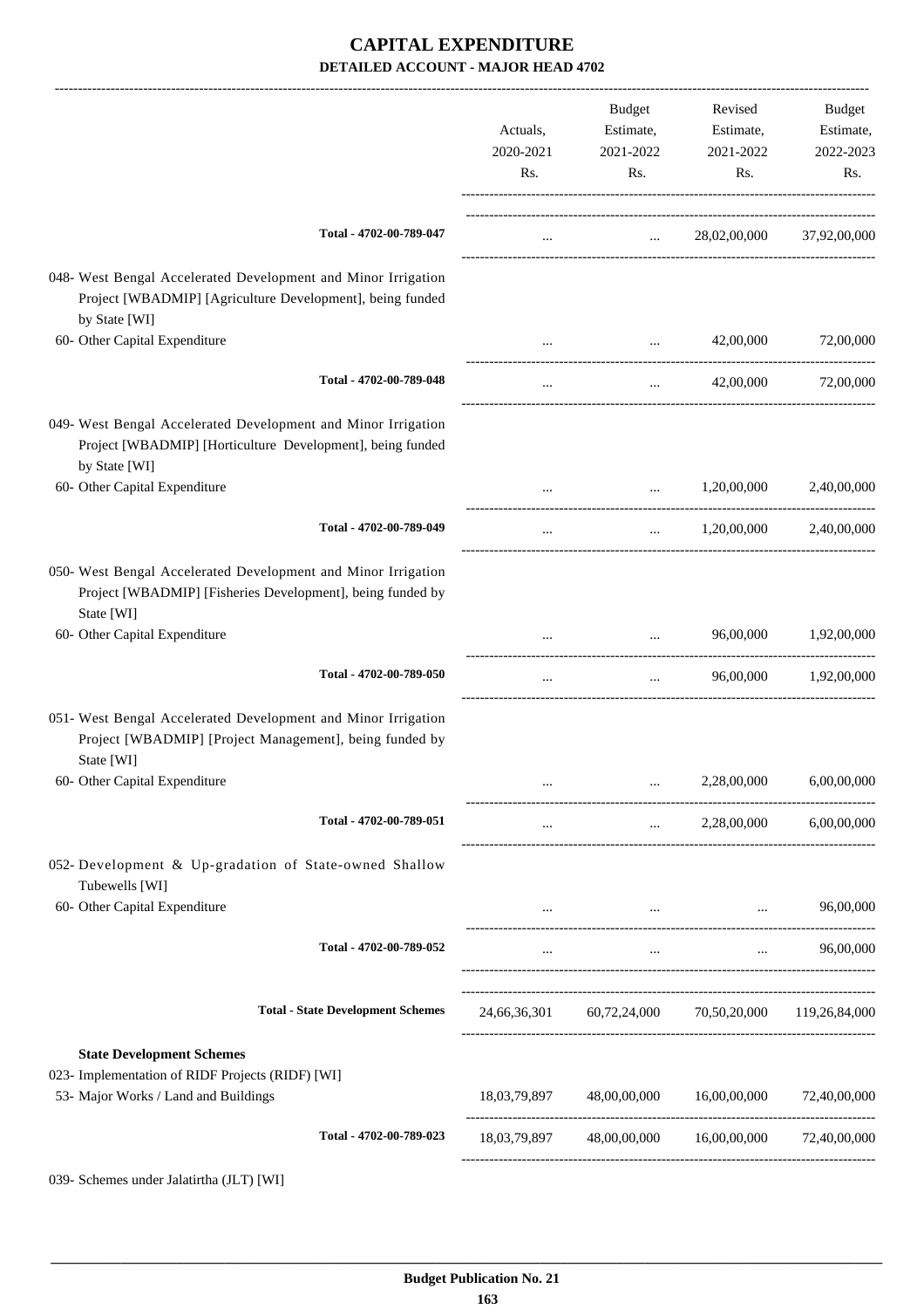# CAPITAL EXPENDITURE
## DETAILED ACCOUNT - MAJOR HEAD 4702

| | Actuals, 2020-2021 Rs. | Budget Estimate, 2021-2022 Rs. | Revised Estimate, 2021-2022 Rs. | Budget Estimate, 2022-2023 Rs. |
|---|---|---|---|---|
| **Total - 4702-00-789-047** | ... | ... | 28,02,00,000 | 37,92,00,000 |
| 048- West Bengal Accelerated Development and Minor Irrigation Project [WBADMIP] [Agriculture Development], being funded by State [WI] | | | | |
| 60- Other Capital Expenditure | ... | ... | 42,00,000 | 72,00,000 |
| **Total - 4702-00-789-048** | ... | ... | 42,00,000 | 72,00,000 |
| 049- West Bengal Accelerated Development and Minor Irrigation Project [WBADMIP] [Horticulture Development], being funded by State [WI] | | | | |
| 60- Other Capital Expenditure | ... | ... | 1,20,00,000 | 2,40,00,000 |
| **Total - 4702-00-789-049** | ... | ... | 1,20,00,000 | 2,40,00,000 |
| 050- West Bengal Accelerated Development and Minor Irrigation Project [WBADMIP] [Fisheries Development], being funded by State [WI] | | | | |
| 60- Other Capital Expenditure | ... | ... | 96,00,000 | 1,92,00,000 |
| **Total - 4702-00-789-050** | ... | ... | 96,00,000 | 1,92,00,000 |
| 051- West Bengal Accelerated Development and Minor Irrigation Project [WBADMIP] [Project Management], being funded by State [WI] | | | | |
| 60- Other Capital Expenditure | ... | ... | 2,28,00,000 | 6,00,00,000 |
| **Total - 4702-00-789-051** | ... | ... | 2,28,00,000 | 6,00,00,000 |
| 052- Development & Up-gradation of State-owned Shallow Tubewells [WI] | | | | |
| 60- Other Capital Expenditure | ... | ... | ... | 96,00,000 |
| **Total - 4702-00-789-052** | ... | ... | ... | 96,00,000 |
| **Total - State Development Schemes** | 24,66,36,301 | 60,72,24,000 | 70,50,20,000 | 119,26,84,000 |
| **State Development Schemes** | | | | |
| 023- Implementation of RIDF Projects (RIDF) [WI] | | | | |
| 53- Major Works / Land and Buildings | 18,03,79,897 | 48,00,00,000 | 16,00,00,000 | 72,40,00,000 |
| **Total - 4702-00-789-023** | 18,03,79,897 | 48,00,00,000 | 16,00,00,000 | 72,40,00,000 |

039- Schemes under Jalatirtha (JLT) [WI]

**Budget Publication No. 21**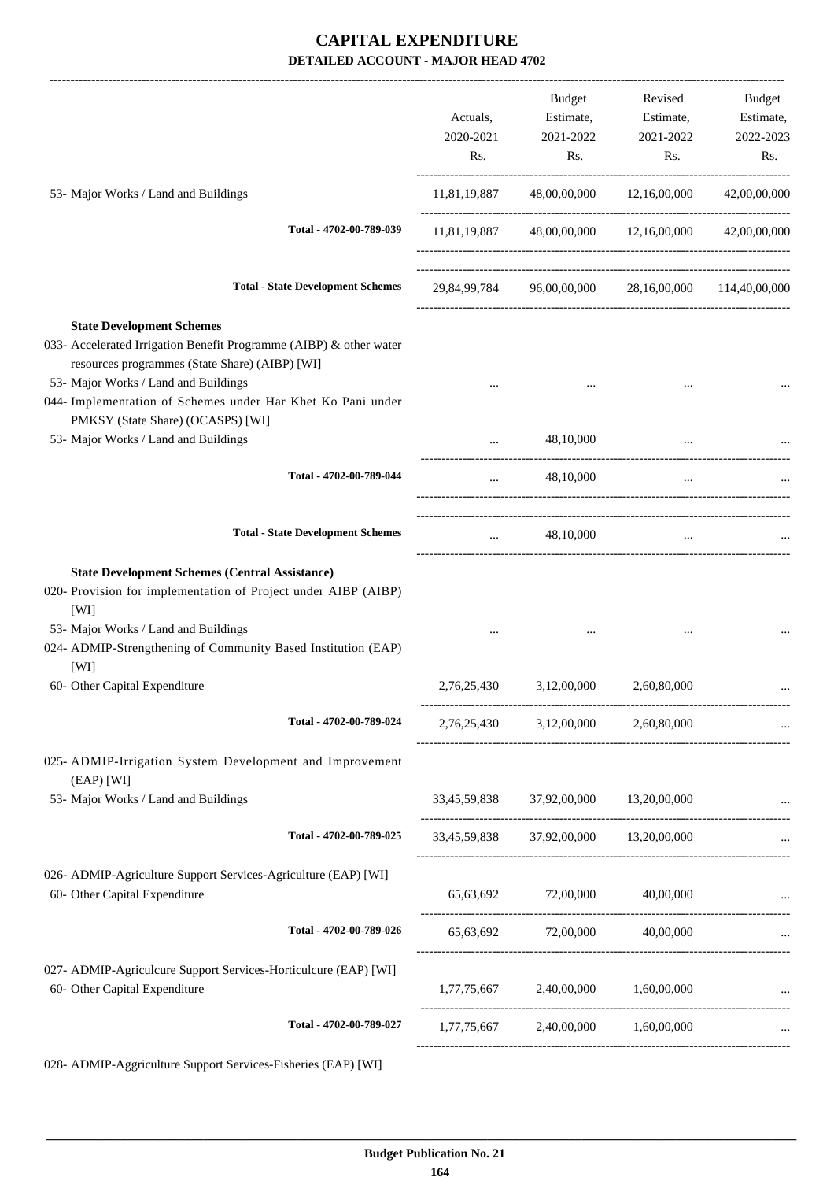# CAPITAL EXPENDITURE

## DETAILED ACCOUNT - MAJOR HEAD 4702

| | Actuals, 2020-2021 Rs. | Budget Estimate, 2021-2022 Rs. | Revised Estimate, 2021-2022 Rs. | Budget Estimate, 2022-2023 Rs. |
|---|---|---|---|---|
| 53- Major Works / Land and Buildings | 11,81,19,887 | 48,00,00,000 | 12,16,00,000 | 42,00,00,000 |
| **Total - 4702-00-789-039** | 11,81,19,887 | 48,00,00,000 | 12,16,00,000 | 42,00,00,000 |
| **Total - State Development Schemes** | 29,84,99,784 | 96,00,00,000 | 28,16,00,000 | 114,40,00,000 |
| **State Development Schemes** | | | | |
| 033- Accelerated Irrigation Benefit Programme (AIBP) & other water resources programmes (State Share) (AIBP) [WI] | | | | |
| 53- Major Works / Land and Buildings | ... | ... | ... | ... |
| 044- Implementation of Schemes under Har Khet Ko Pani under PMKSY (State Share) (OCASPS) [WI] | | | | |
| 53- Major Works / Land and Buildings | ... | 48,10,000 | ... | ... |
| **Total - 4702-00-789-044** | ... | 48,10,000 | ... | ... |
| **Total - State Development Schemes** | ... | 48,10,000 | ... | ... |
| **State Development Schemes (Central Assistance)** | | | | |
| 020- Provision for implementation of Project under AIBP (AIBP) [WI] | | | | |
| 53- Major Works / Land and Buildings | ... | ... | ... | ... |
| 024- ADMIP-Strengthening of Community Based Institution (EAP) [WI] | | | | |
| 60- Other Capital Expenditure | 2,76,25,430 | 3,12,00,000 | 2,60,80,000 | ... |
| **Total - 4702-00-789-024** | 2,76,25,430 | 3,12,00,000 | 2,60,80,000 | ... |
| 025- ADMIP-Irrigation System Development and Improvement (EAP) [WI] | | | | |
| 53- Major Works / Land and Buildings | 33,45,59,838 | 37,92,00,000 | 13,20,00,000 | ... |
| **Total - 4702-00-789-025** | 33,45,59,838 | 37,92,00,000 | 13,20,00,000 | ... |
| 026- ADMIP-Agriculture Support Services-Agriculture (EAP) [WI] | | | | |
| 60- Other Capital Expenditure | 65,63,692 | 72,00,000 | 40,00,000 | ... |
| **Total - 4702-00-789-026** | 65,63,692 | 72,00,000 | 40,00,000 | ... |
| 027- ADMIP-Agriculcure Support Services-Horticulcure (EAP) [WI] | | | | |
| 60- Other Capital Expenditure | 1,77,75,667 | 2,40,00,000 | 1,60,00,000 | ... |
| **Total - 4702-00-789-027** | 1,77,75,667 | 2,40,00,000 | 1,60,00,000 | ... |
| 028- ADMIP-Aggriculture Support Services-Fisheries (EAP) [WI] | | | | |

Budget Publication No. 21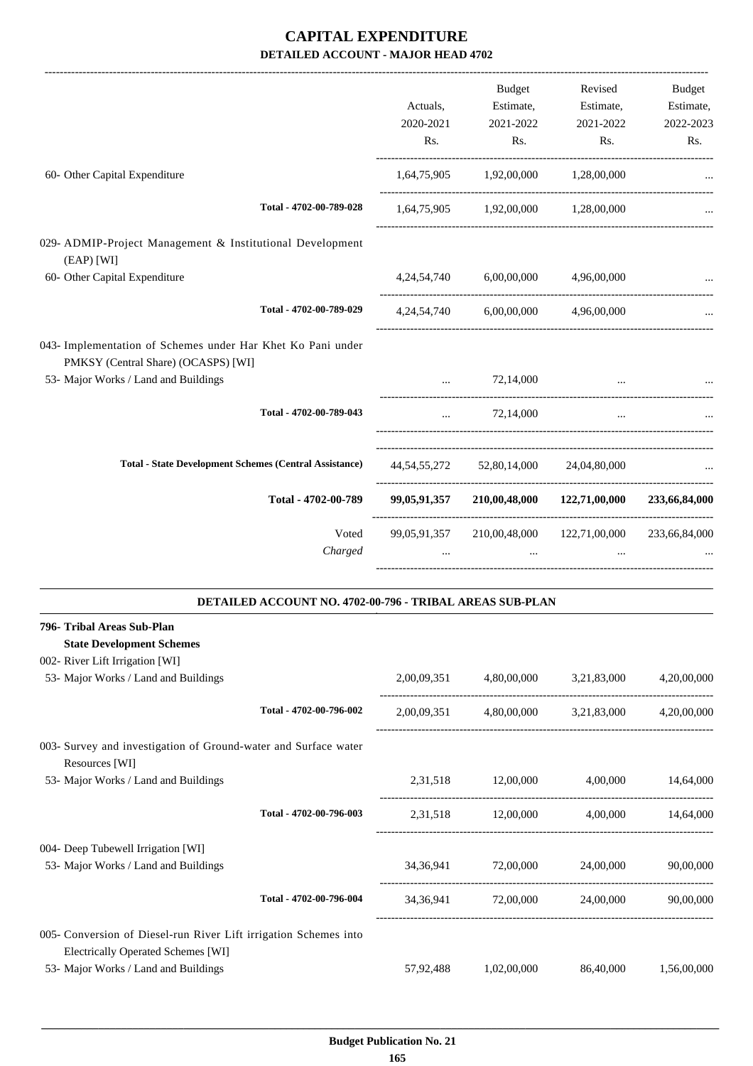# CAPITAL EXPENDITURE

## DETAILED ACCOUNT - MAJOR HEAD 4702

| | Actuals, 2020-2021 Rs. | Budget Estimate, 2021-2022 Rs. | Revised Estimate, 2021-2022 Rs. | Budget Estimate, 2022-2023 Rs. |
|---|---|---|---|---|
| 60- Other Capital Expenditure | 1,64,75,905 | 1,92,00,000 | 1,28,00,000 | ... |
| Total - 4702-00-789-028 | 1,64,75,905 | 1,92,00,000 | 1,28,00,000 | ... |
| 029- ADMIP-Project Management & Institutional Development (EAP) [WI] | | | | |
| 60- Other Capital Expenditure | 4,24,54,740 | 6,00,00,000 | 4,96,00,000 | ... |
| Total - 4702-00-789-029 | 4,24,54,740 | 6,00,00,000 | 4,96,00,000 | ... |
| 043- Implementation of Schemes under Har Khet Ko Pani under PMKSY (Central Share) (OCASPS) [WI] | | | | |
| 53- Major Works / Land and Buildings | ... | 72,14,000 | ... | ... |
| Total - 4702-00-789-043 | ... | 72,14,000 | ... | ... |
| **Total - State Development Schemes (Central Assistance)** | 44,54,55,272 | 52,80,14,000 | 24,04,80,000 | ... |
| **Total - 4702-00-789** | **99,05,91,357** | **210,00,48,000** | **122,71,00,000** | **233,66,84,000** |
| Voted | 99,05,91,357 | 210,00,48,000 | 122,71,00,000 | 233,66,84,000 |
| *Charged* | ... | ... | ... | ... |

### DETAILED ACCOUNT NO. 4702-00-796 - TRIBAL AREAS SUB-PLAN

| | Actuals, 2020-2021 Rs. | Budget Estimate, 2021-2022 Rs. | Revised Estimate, 2021-2022 Rs. | Budget Estimate, 2022-2023 Rs. |
|---|---|---|---|---|
| **796- Tribal Areas Sub-Plan** | | | | |
| **State Development Schemes** | | | | |
| 002- River Lift Irrigation [WI] | | | | |
| 53- Major Works / Land and Buildings | 2,00,09,351 | 4,80,00,000 | 3,21,83,000 | 4,20,00,000 |
| Total - 4702-00-796-002 | 2,00,09,351 | 4,80,00,000 | 3,21,83,000 | 4,20,00,000 |
| 003- Survey and investigation of Ground-water and Surface water Resources [WI] | | | | |
| 53- Major Works / Land and Buildings | 2,31,518 | 12,00,000 | 4,00,000 | 14,64,000 |
| Total - 4702-00-796-003 | 2,31,518 | 12,00,000 | 4,00,000 | 14,64,000 |
| 004- Deep Tubewell Irrigation [WI] | | | | |
| 53- Major Works / Land and Buildings | 34,36,941 | 72,00,000 | 24,00,000 | 90,00,000 |
| Total - 4702-00-796-004 | 34,36,941 | 72,00,000 | 24,00,000 | 90,00,000 |
| 005- Conversion of Diesel-run River Lift irrigation Schemes into Electrically Operated Schemes [WI] | | | | |
| 53- Major Works / Land and Buildings | 57,92,488 | 1,02,00,000 | 86,40,000 | 1,56,00,000 |

**Budget Publication No. 21**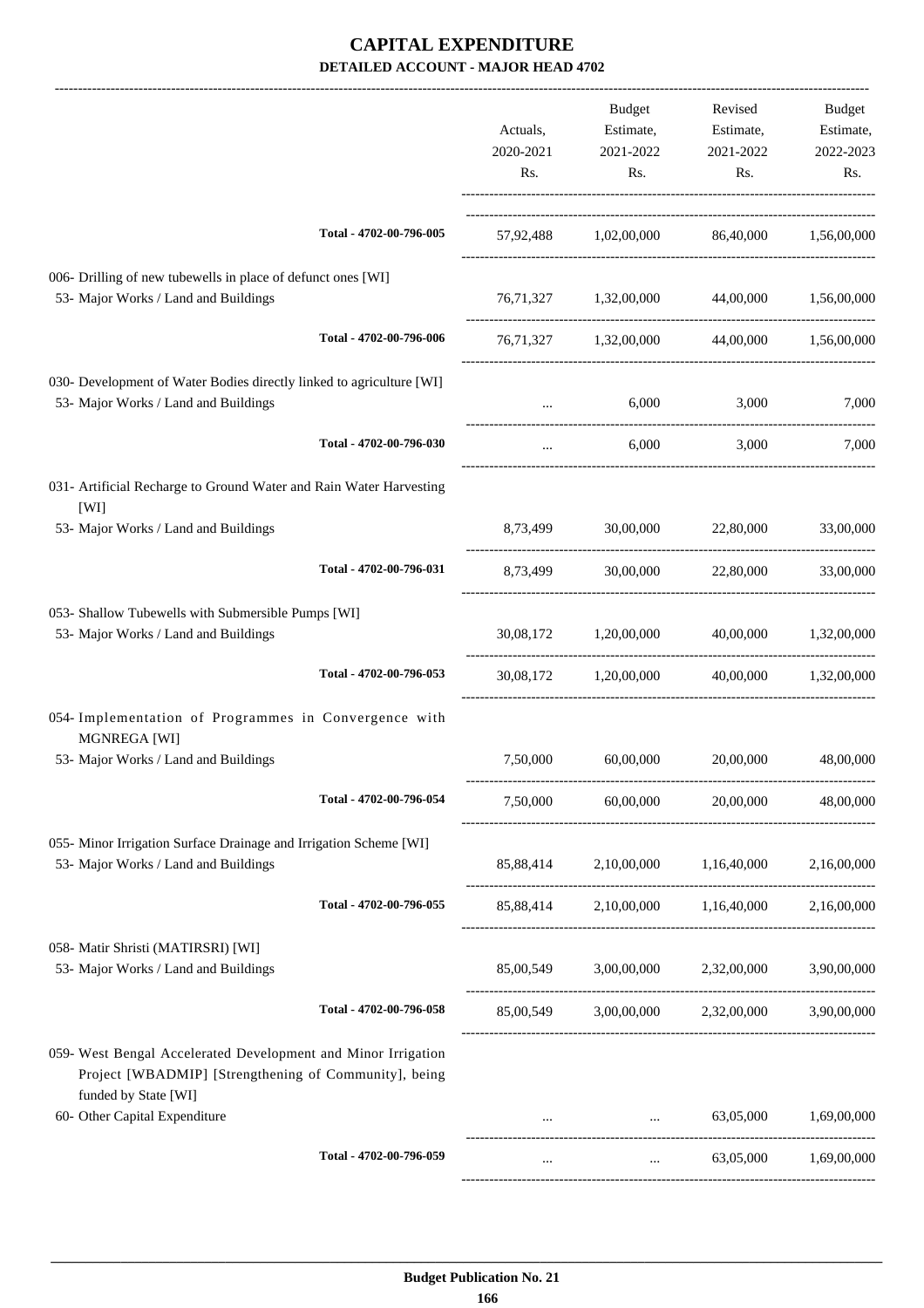# CAPITAL EXPENDITURE

## DETAILED ACCOUNT - MAJOR HEAD 4702

| | Actuals, 2020-2021 Rs. | Budget Estimate, 2021-2022 Rs. | Revised Estimate, 2021-2022 Rs. | Budget Estimate, 2022-2023 Rs. |
|---|---|---|---|---|
| Total - 4702-00-796-005 | 57,92,488 | 1,02,00,000 | 86,40,000 | 1,56,00,000 |
| 006- Drilling of new tubewells in place of defunct ones [WI] | | | | |
| 53- Major Works / Land and Buildings | 76,71,327 | 1,32,00,000 | 44,00,000 | 1,56,00,000 |
| Total - 4702-00-796-006 | 76,71,327 | 1,32,00,000 | 44,00,000 | 1,56,00,000 |
| 030- Development of Water Bodies directly linked to agriculture [WI] | | | | |
| 53- Major Works / Land and Buildings | ... | 6,000 | 3,000 | 7,000 |
| Total - 4702-00-796-030 | ... | 6,000 | 3,000 | 7,000 |
| 031- Artificial Recharge to Ground Water and Rain Water Harvesting [WI] | | | | |
| 53- Major Works / Land and Buildings | 8,73,499 | 30,00,000 | 22,80,000 | 33,00,000 |
| Total - 4702-00-796-031 | 8,73,499 | 30,00,000 | 22,80,000 | 33,00,000 |
| 053- Shallow Tubewells with Submersible Pumps [WI] | | | | |
| 53- Major Works / Land and Buildings | 30,08,172 | 1,20,00,000 | 40,00,000 | 1,32,00,000 |
| Total - 4702-00-796-053 | 30,08,172 | 1,20,00,000 | 40,00,000 | 1,32,00,000 |
| 054- Implementation of Programmes in Convergence with MGNREGA [WI] | | | | |
| 53- Major Works / Land and Buildings | 7,50,000 | 60,00,000 | 20,00,000 | 48,00,000 |
| Total - 4702-00-796-054 | 7,50,000 | 60,00,000 | 20,00,000 | 48,00,000 |
| 055- Minor Irrigation Surface Drainage and Irrigation Scheme [WI] | | | | |
| 53- Major Works / Land and Buildings | 85,88,414 | 2,10,00,000 | 1,16,40,000 | 2,16,00,000 |
| Total - 4702-00-796-055 | 85,88,414 | 2,10,00,000 | 1,16,40,000 | 2,16,00,000 |
| 058- Matir Shristi (MATIRSRI) [WI] | | | | |
| 53- Major Works / Land and Buildings | 85,00,549 | 3,00,00,000 | 2,32,00,000 | 3,90,00,000 |
| Total - 4702-00-796-058 | 85,00,549 | 3,00,00,000 | 2,32,00,000 | 3,90,00,000 |
| 059- West Bengal Accelerated Development and Minor Irrigation Project [WBADMIP] [Strengthening of Community], being funded by State [WI] | | | | |
| 60- Other Capital Expenditure | ... | ... | 63,05,000 | 1,69,00,000 |
| Total - 4702-00-796-059 | ... | ... | 63,05,000 | 1,69,00,000 |

Budget Publication No. 21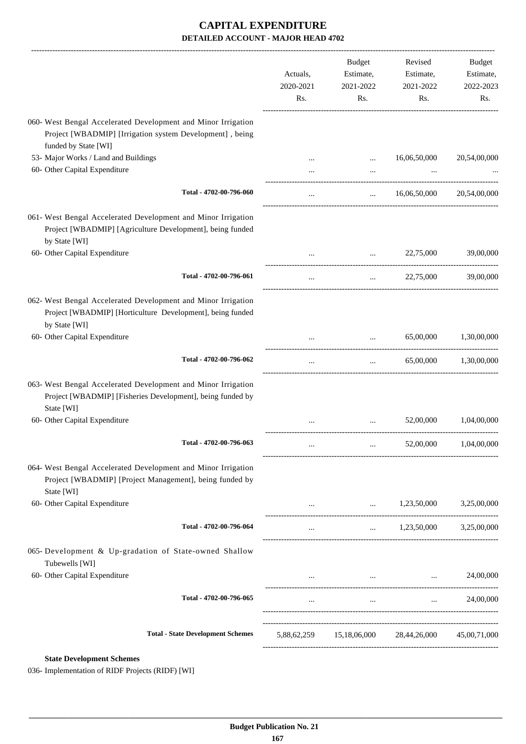# CAPITAL EXPENDITURE

**DETAILED ACCOUNT - MAJOR HEAD 4702**

| | Actuals, 2020-2021 Rs. | Budget Estimate, 2021-2022 Rs. | Revised Estimate, 2021-2022 Rs. | Budget Estimate, 2022-2023 Rs. |
|---|---|---|---|---|
| 060- West Bengal Accelerated Development and Minor Irrigation Project [WBADMIP] [Irrigation system Development] , being funded by State [WI] | | | | |
| 53- Major Works / Land and Buildings | ... | ... | 16,06,50,000 | 20,54,00,000 |
| 60- Other Capital Expenditure | ... | ... | ... | ... |
| **Total - 4702-00-796-060** | ... | ... | 16,06,50,000 | 20,54,00,000 |
| 061- West Bengal Accelerated Development and Minor Irrigation Project [WBADMIP] [Agriculture Development], being funded by State [WI] | | | | |
| 60- Other Capital Expenditure | ... | ... | 22,75,000 | 39,00,000 |
| **Total - 4702-00-796-061** | ... | ... | 22,75,000 | 39,00,000 |
| 062- West Bengal Accelerated Development and Minor Irrigation Project [WBADMIP] [Horticulture Development], being funded by State [WI] | | | | |
| 60- Other Capital Expenditure | ... | ... | 65,00,000 | 1,30,00,000 |
| **Total - 4702-00-796-062** | ... | ... | 65,00,000 | 1,30,00,000 |
| 063- West Bengal Accelerated Development and Minor Irrigation Project [WBADMIP] [Fisheries Development], being funded by State [WI] | | | | |
| 60- Other Capital Expenditure | ... | ... | 52,00,000 | 1,04,00,000 |
| **Total - 4702-00-796-063** | ... | ... | 52,00,000 | 1,04,00,000 |
| 064- West Bengal Accelerated Development and Minor Irrigation Project [WBADMIP] [Project Management], being funded by State [WI] | | | | |
| 60- Other Capital Expenditure | ... | ... | 1,23,50,000 | 3,25,00,000 |
| **Total - 4702-00-796-064** | ... | ... | 1,23,50,000 | 3,25,00,000 |
| 065- Development & Up-gradation of State-owned Shallow Tubewells [WI] | | | | |
| 60- Other Capital Expenditure | ... | ... | ... | 24,00,000 |
| **Total - 4702-00-796-065** | ... | ... | ... | 24,00,000 |
| **Total - State Development Schemes** | 5,88,62,259 | 15,18,06,000 | 28,44,26,000 | 45,00,71,000 |

**State Development Schemes**

036- Implementation of RIDF Projects (RIDF) [WI]

**Budget Publication No. 21**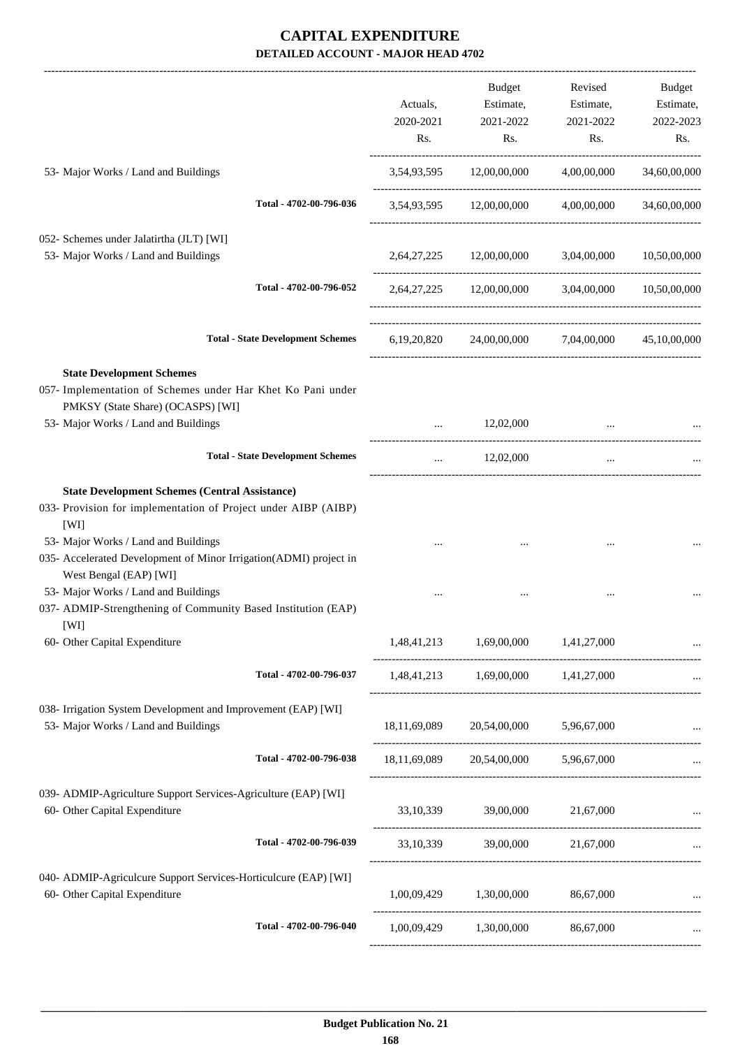# CAPITAL EXPENDITURE

## DETAILED ACCOUNT - MAJOR HEAD 4702

| | Actuals, 2020-2021 Rs. | Budget Estimate, 2021-2022 Rs. | Revised Estimate, 2021-2022 Rs. | Budget Estimate, 2022-2023 Rs. |
|---|---|---|---|---|
| 53- Major Works / Land and Buildings | 3,54,93,595 | 12,00,00,000 | 4,00,00,000 | 34,60,00,000 |
| **Total - 4702-00-796-036** | 3,54,93,595 | 12,00,00,000 | 4,00,00,000 | 34,60,00,000 |
| 052- Schemes under Jalatirtha (JLT) [WI] | | | | |
| 53- Major Works / Land and Buildings | 2,64,27,225 | 12,00,00,000 | 3,04,00,000 | 10,50,00,000 |
| **Total - 4702-00-796-052** | 2,64,27,225 | 12,00,00,000 | 3,04,00,000 | 10,50,00,000 |
| **Total - State Development Schemes** | 6,19,20,820 | 24,00,00,000 | 7,04,00,000 | 45,10,00,000 |
| **State Development Schemes** | | | | |
| 057- Implementation of Schemes under Har Khet Ko Pani under PMKSY (State Share) (OCASPS) [WI] | | | | |
| 53- Major Works / Land and Buildings | ... | 12,02,000 | ... | ... |
| **Total - State Development Schemes** | ... | 12,02,000 | ... | ... |
| **State Development Schemes (Central Assistance)** | | | | |
| 033- Provision for implementation of Project under AIBP (AIBP) [WI] | | | | |
| 53- Major Works / Land and Buildings | ... | ... | ... | ... |
| 035- Accelerated Development of Minor Irrigation(ADMI) project in West Bengal (EAP) [WI] | | | | |
| 53- Major Works / Land and Buildings | ... | ... | ... | ... |
| 037- ADMIP-Strengthening of Community Based Institution (EAP) [WI] | | | | |
| 60- Other Capital Expenditure | 1,48,41,213 | 1,69,00,000 | 1,41,27,000 | ... |
| **Total - 4702-00-796-037** | 1,48,41,213 | 1,69,00,000 | 1,41,27,000 | ... |
| 038- Irrigation System Development and Improvement (EAP) [WI] | | | | |
| 53- Major Works / Land and Buildings | 18,11,69,089 | 20,54,00,000 | 5,96,67,000 | ... |
| **Total - 4702-00-796-038** | 18,11,69,089 | 20,54,00,000 | 5,96,67,000 | ... |
| 039- ADMIP-Agriculture Support Services-Agriculture (EAP) [WI] | | | | |
| 60- Other Capital Expenditure | 33,10,339 | 39,00,000 | 21,67,000 | ... |
| **Total - 4702-00-796-039** | 33,10,339 | 39,00,000 | 21,67,000 | ... |
| 040- ADMIP-Agricultcure Support Services-Horticulcure (EAP) [WI] | | | | |
| 60- Other Capital Expenditure | 1,00,09,429 | 1,30,00,000 | 86,67,000 | ... |
| **Total - 4702-00-796-040** | 1,00,09,429 | 1,30,00,000 | 86,67,000 | ... |

Budget Publication No. 21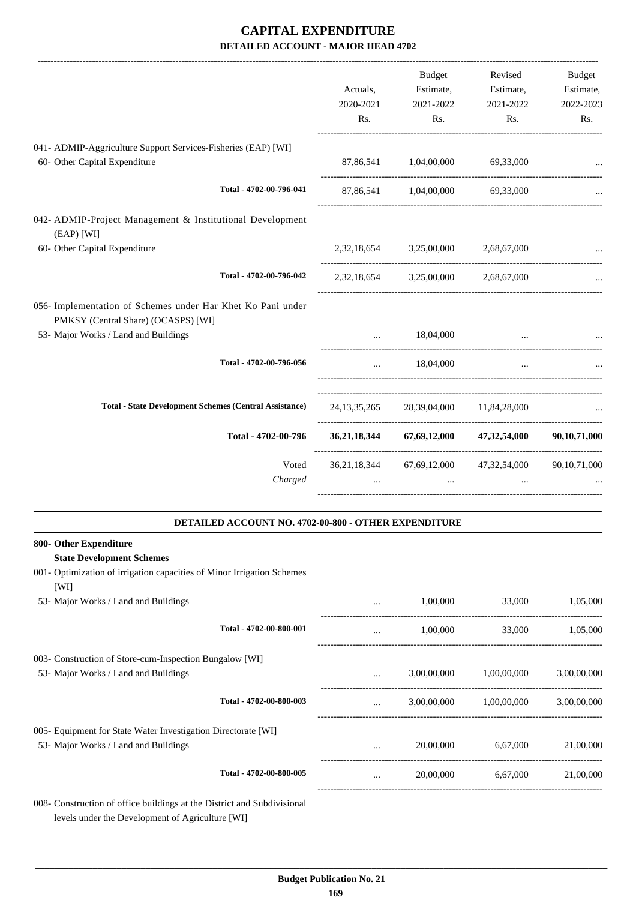# CAPITAL EXPENDITURE

## DETAILED ACCOUNT - MAJOR HEAD 4702

| | Actuals, 2020-2021 Rs. | Budget Estimate, 2021-2022 Rs. | Revised Estimate, 2021-2022 Rs. | Budget Estimate, 2022-2023 Rs. |
|---|---|---|---|---|
| 041- ADMIP-Aggriculture Support Services-Fisheries (EAP) [WI] | | | | |
| 60- Other Capital Expenditure | 87,86,541 | 1,04,00,000 | 69,33,000 | ... |
| Total - 4702-00-796-041 | 87,86,541 | 1,04,00,000 | 69,33,000 | ... |
| 042- ADMIP-Project Management & Institutional Development (EAP) [WI] | | | | |
| 60- Other Capital Expenditure | 2,32,18,654 | 3,25,00,000 | 2,68,67,000 | ... |
| Total - 4702-00-796-042 | 2,32,18,654 | 3,25,00,000 | 2,68,67,000 | ... |
| 056- Implementation of Schemes under Har Khet Ko Pani under PMKSY (Central Share) (OCASPS) [WI] | | | | |
| 53- Major Works / Land and Buildings | ... | 18,04,000 | ... | ... |
| Total - 4702-00-796-056 | ... | 18,04,000 | ... | ... |
| Total - State Development Schemes (Central Assistance) | 24,13,35,265 | 28,39,04,000 | 11,84,28,000 | ... |
| **Total - 4702-00-796** | **36,21,18,344** | **67,69,12,000** | **47,32,54,000** | **90,10,71,000** |
| Voted | 36,21,18,344 | 67,69,12,000 | 47,32,54,000 | 90,10,71,000 |
| *Charged* | ... | ... | ... | ... |

### DETAILED ACCOUNT NO. 4702-00-800 - OTHER EXPENDITURE

| | Actuals, 2020-2021 Rs. | Budget Estimate, 2021-2022 Rs. | Revised Estimate, 2021-2022 Rs. | Budget Estimate, 2022-2023 Rs. |
|---|---|---|---|---|
| **800- Other Expenditure** | | | | |
| **State Development Schemes** | | | | |
| 001- Optimization of irrigation capacities of Minor Irrigation Schemes [WI] | | | | |
| 53- Major Works / Land and Buildings | ... | 1,00,000 | 33,000 | 1,05,000 |
| Total - 4702-00-800-001 | ... | 1,00,000 | 33,000 | 1,05,000 |
| 003- Construction of Store-cum-Inspection Bungalow [WI] | | | | |
| 53- Major Works / Land and Buildings | ... | 3,00,00,000 | 1,00,00,000 | 3,00,00,000 |
| Total - 4702-00-800-003 | ... | 3,00,00,000 | 1,00,00,000 | 3,00,00,000 |
| 005- Equipment for State Water Investigation Directorate [WI] | | | | |
| 53- Major Works / Land and Buildings | ... | 20,00,000 | 6,67,000 | 21,00,000 |
| Total - 4702-00-800-005 | ... | 20,00,000 | 6,67,000 | 21,00,000 |
| 008- Construction of office buildings at the District and Subdivisional levels under the Development of Agriculture [WI] | | | | |

**Budget Publication No. 21**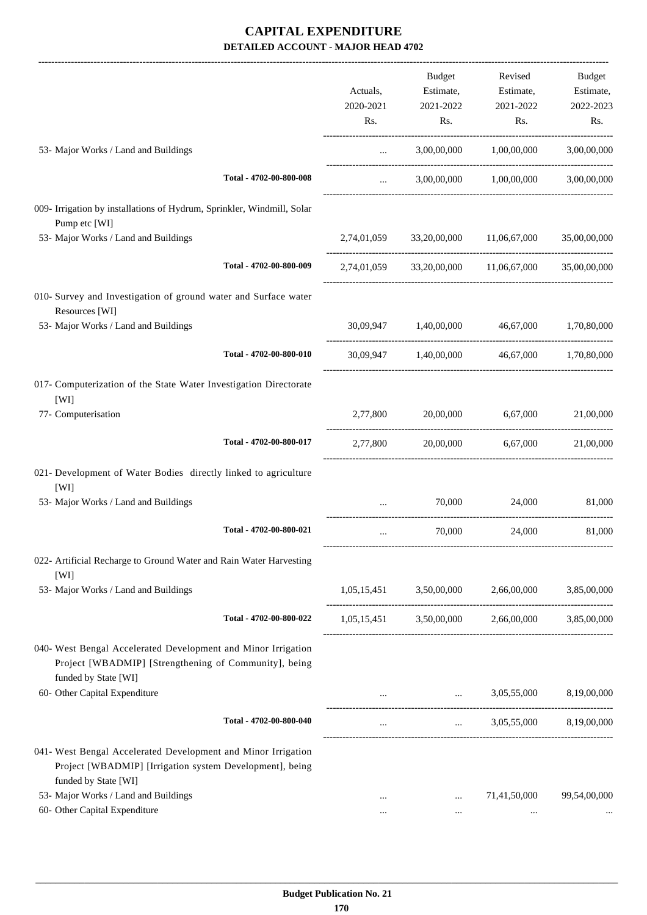# CAPITAL EXPENDITURE

## DETAILED ACCOUNT - MAJOR HEAD 4702

| | Actuals, 2020-2021 Rs. | Budget Estimate, 2021-2022 Rs. | Revised Estimate, 2021-2022 Rs. | Budget Estimate, 2022-2023 Rs. |
|---|---|---|---|---|
| 53- Major Works / Land and Buildings | ... | 3,00,00,000 | 1,00,00,000 | 3,00,00,000 |
| Total - 4702-00-800-008 | ... | 3,00,00,000 | 1,00,00,000 | 3,00,00,000 |
| 009- Irrigation by installations of Hydrum, Sprinkler, Windmill, Solar Pump etc [WI] | | | | |
| 53- Major Works / Land and Buildings | 2,74,01,059 | 33,20,00,000 | 11,06,67,000 | 35,00,00,000 |
| Total - 4702-00-800-009 | 2,74,01,059 | 33,20,00,000 | 11,06,67,000 | 35,00,00,000 |
| 010- Survey and Investigation of ground water and Surface water Resources [WI] | | | | |
| 53- Major Works / Land and Buildings | 30,09,947 | 1,40,00,000 | 46,67,000 | 1,70,80,000 |
| Total - 4702-00-800-010 | 30,09,947 | 1,40,00,000 | 46,67,000 | 1,70,80,000 |
| 017- Computerization of the State Water Investigation Directorate [WI] | | | | |
| 77- Computerisation | 2,77,800 | 20,00,000 | 6,67,000 | 21,00,000 |
| Total - 4702-00-800-017 | 2,77,800 | 20,00,000 | 6,67,000 | 21,00,000 |
| 021- Development of Water Bodies directly linked to agriculture [WI] | | | | |
| 53- Major Works / Land and Buildings | ... | 70,000 | 24,000 | 81,000 |
| Total - 4702-00-800-021 | ... | 70,000 | 24,000 | 81,000 |
| 022- Artificial Recharge to Ground Water and Rain Water Harvesting [WI] | | | | |
| 53- Major Works / Land and Buildings | 1,05,15,451 | 3,50,00,000 | 2,66,00,000 | 3,85,00,000 |
| Total - 4702-00-800-022 | 1,05,15,451 | 3,50,00,000 | 2,66,00,000 | 3,85,00,000 |
| 040- West Bengal Accelerated Development and Minor Irrigation Project [WBADMIP] [Strengthening of Community], being funded by State [WI] | | | | |
| 60- Other Capital Expenditure | ... | ... | 3,05,55,000 | 8,19,00,000 |
| Total - 4702-00-800-040 | ... | ... | 3,05,55,000 | 8,19,00,000 |
| 041- West Bengal Accelerated Development and Minor Irrigation Project [WBADMIP] [Irrigation system Development], being funded by State [WI] | | | | |
| 53- Major Works / Land and Buildings | ... | ... | 71,41,50,000 | 99,54,00,000 |
| 60- Other Capital Expenditure | ... | ... | ... | ... |

Budget Publication No. 21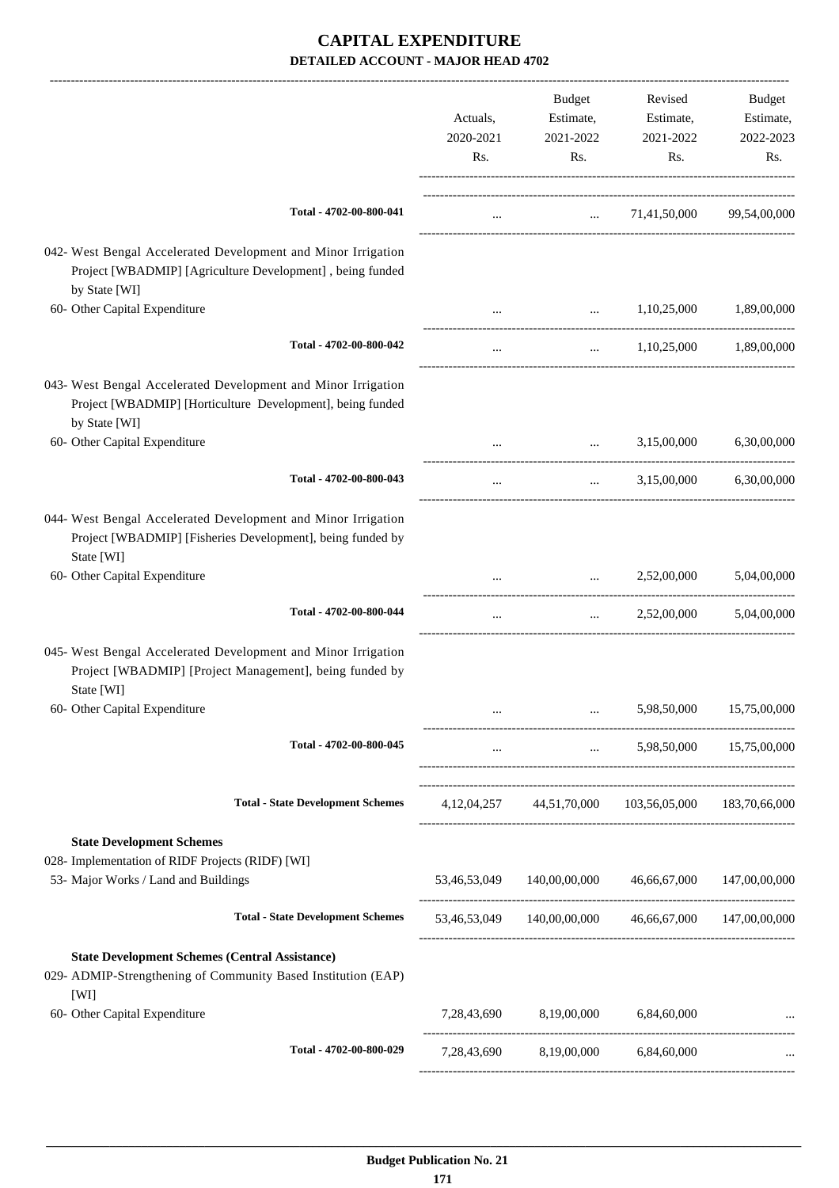# CAPITAL EXPENDITURE

## DETAILED ACCOUNT - MAJOR HEAD 4702

| | Actuals, 2020-2021 Rs. | Budget Estimate, 2021-2022 Rs. | Revised Estimate, 2021-2022 Rs. | Budget Estimate, 2022-2023 Rs. |
|---|---|---|---|---|
| **Total - 4702-00-800-041** | ... | ... | 71,41,50,000 | 99,54,00,000 |
| 042- West Bengal Accelerated Development and Minor Irrigation Project [WBADMIP] [Agriculture Development] , being funded by State [WI] | | | | |
| 60- Other Capital Expenditure | ... | ... | 1,10,25,000 | 1,89,00,000 |
| **Total - 4702-00-800-042** | ... | ... | 1,10,25,000 | 1,89,00,000 |
| 043- West Bengal Accelerated Development and Minor Irrigation Project [WBADMIP] [Horticulture Development], being funded by State [WI] | | | | |
| 60- Other Capital Expenditure | ... | ... | 3,15,00,000 | 6,30,00,000 |
| **Total - 4702-00-800-043** | ... | ... | 3,15,00,000 | 6,30,00,000 |
| 044- West Bengal Accelerated Development and Minor Irrigation Project [WBADMIP] [Fisheries Development], being funded by State [WI] | | | | |
| 60- Other Capital Expenditure | ... | ... | 2,52,00,000 | 5,04,00,000 |
| **Total - 4702-00-800-044** | ... | ... | 2,52,00,000 | 5,04,00,000 |
| 045- West Bengal Accelerated Development and Minor Irrigation Project [WBADMIP] [Project Management], being funded by State [WI] | | | | |
| 60- Other Capital Expenditure | ... | ... | 5,98,50,000 | 15,75,00,000 |
| **Total - 4702-00-800-045** | ... | ... | 5,98,50,000 | 15,75,00,000 |
| **Total - State Development Schemes** | 4,12,04,257 | 44,51,70,000 | 103,56,05,000 | 183,70,66,000 |
| **State Development Schemes** | | | | |
| 028- Implementation of RIDF Projects (RIDF) [WI] | | | | |
| 53- Major Works / Land and Buildings | 53,46,53,049 | 140,00,00,000 | 46,66,67,000 | 147,00,00,000 |
| **Total - State Development Schemes** | 53,46,53,049 | 140,00,00,000 | 46,66,67,000 | 147,00,00,000 |
| **State Development Schemes (Central Assistance)** | | | | |
| 029- ADMIP-Strengthening of Community Based Institution (EAP) [WI] | | | | |
| 60- Other Capital Expenditure | 7,28,43,690 | 8,19,00,000 | 6,84,60,000 | ... |
| **Total - 4702-00-800-029** | 7,28,43,690 | 8,19,00,000 | 6,84,60,000 | ... |

**Budget Publication No. 21**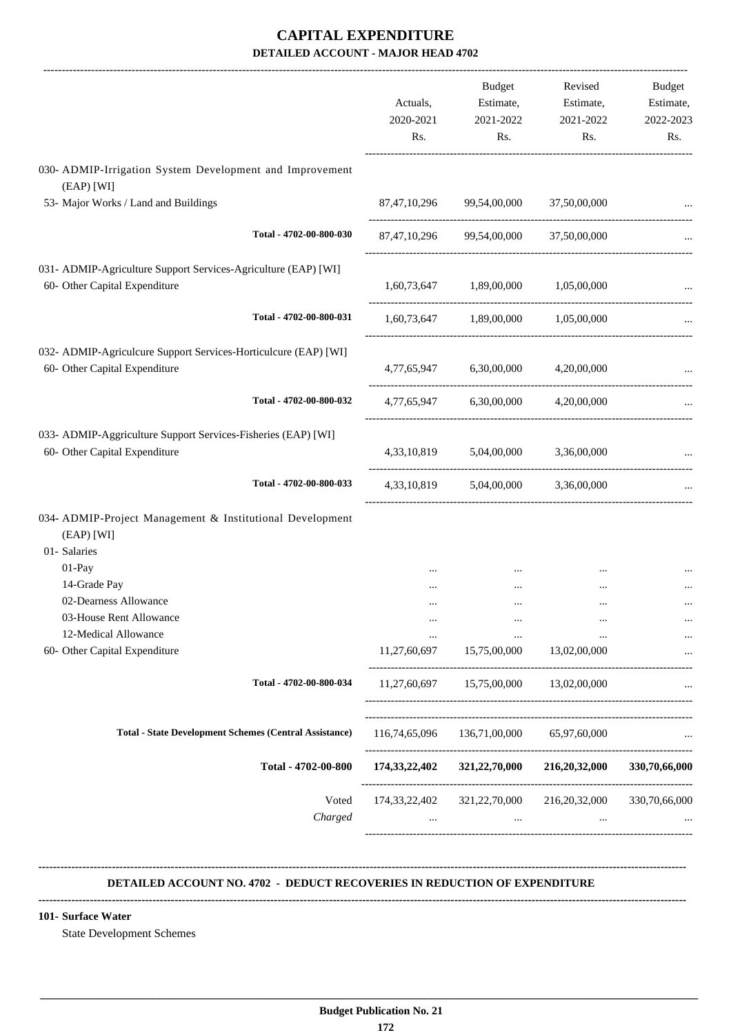# CAPITAL EXPENDITURE

## DETAILED ACCOUNT - MAJOR HEAD 4702

| | Actuals, 2020-2021 Rs. | Budget Estimate, 2021-2022 Rs. | Revised Estimate, 2021-2022 Rs. | Budget Estimate, 2022-2023 Rs. |
|---|---|---|---|---|
| 030- ADMIP-Irrigation System Development and Improvement (EAP) [WI] | | | | |
| 53- Major Works / Land and Buildings | 87,47,10,296 | 99,54,00,000 | 37,50,00,000 | ... |
| Total - 4702-00-800-030 | 87,47,10,296 | 99,54,00,000 | 37,50,00,000 | ... |
| 031- ADMIP-Agriculture Support Services-Agriculture (EAP) [WI] | | | | |
| 60- Other Capital Expenditure | 1,60,73,647 | 1,89,00,000 | 1,05,00,000 | ... |
| Total - 4702-00-800-031 | 1,60,73,647 | 1,89,00,000 | 1,05,00,000 | ... |
| 032- ADMIP-Agriculcure Support Services-Horticulcure (EAP) [WI] | | | | |
| 60- Other Capital Expenditure | 4,77,65,947 | 6,30,00,000 | 4,20,00,000 | ... |
| Total - 4702-00-800-032 | 4,77,65,947 | 6,30,00,000 | 4,20,00,000 | ... |
| 033- ADMIP-Aggriculture Support Services-Fisheries (EAP) [WI] | | | | |
| 60- Other Capital Expenditure | 4,33,10,819 | 5,04,00,000 | 3,36,00,000 | ... |
| Total - 4702-00-800-033 | 4,33,10,819 | 5,04,00,000 | 3,36,00,000 | ... |
| 034- ADMIP-Project Management & Institutional Development (EAP) [WI] | | | | |
| 01- Salaries | | | | |
| 01-Pay | ... | ... | ... | ... |
| 14-Grade Pay | ... | ... | ... | ... |
| 02-Dearness Allowance | ... | ... | ... | ... |
| 03-House Rent Allowance | ... | ... | ... | ... |
| 12-Medical Allowance | ... | ... | ... | ... |
| 60- Other Capital Expenditure | 11,27,60,697 | 15,75,00,000 | 13,02,00,000 | ... |
| Total - 4702-00-800-034 | 11,27,60,697 | 15,75,00,000 | 13,02,00,000 | ... |
| **Total - State Development Schemes (Central Assistance)** | 116,74,65,096 | 136,71,00,000 | 65,97,60,000 | ... |
| **Total - 4702-00-800** | **174,33,22,402** | **321,22,70,000** | **216,20,32,000** | **330,70,66,000** |
| Voted | 174,33,22,402 | 321,22,70,000 | 216,20,32,000 | 330,70,66,000 |
| *Charged* | ... | ... | ... | ... |

### DETAILED ACCOUNT NO. 4702 - DEDUCT RECOVERIES IN REDUCTION OF EXPENDITURE

**101- Surface Water**

State Development Schemes

Budget Publication No. 21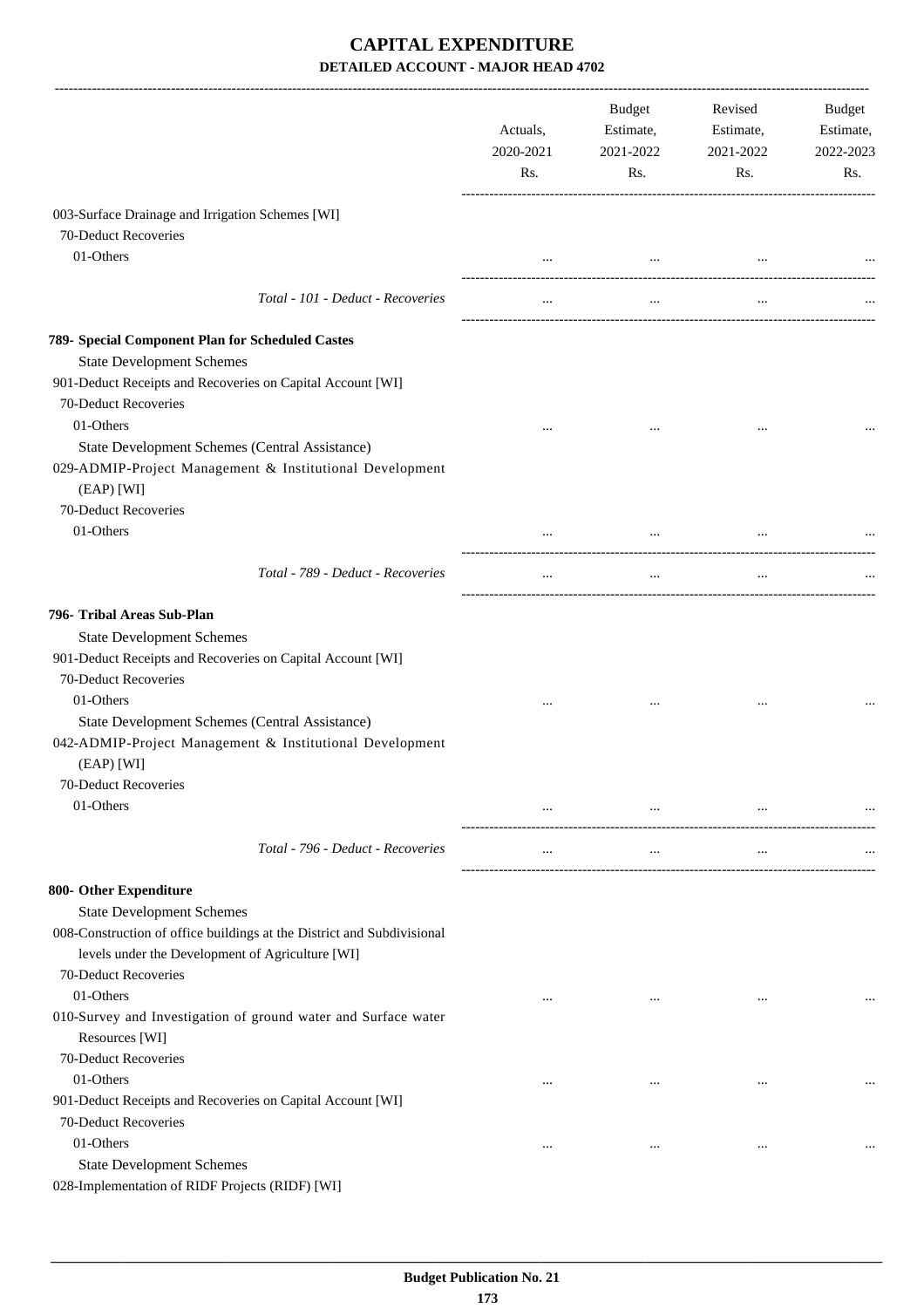# CAPITAL EXPENDITURE

## DETAILED ACCOUNT - MAJOR HEAD 4702

| | Actuals, 2020-2021 Rs. | Budget Estimate, 2021-2022 Rs. | Revised Estimate, 2021-2022 Rs. | Budget Estimate, 2022-2023 Rs. |
|---|---|---|---|---|
| 003-Surface Drainage and Irrigation Schemes [WI] | | | | |
| 70-Deduct Recoveries | | | | |
| 01-Others | ... | ... | ... | ... |
| *Total - 101 - Deduct - Recoveries* | ... | ... | ... | ... |
| **789- Special Component Plan for Scheduled Castes** | | | | |
| State Development Schemes | | | | |
| 901-Deduct Receipts and Recoveries on Capital Account [WI] | | | | |
| 70-Deduct Recoveries | | | | |
| 01-Others | ... | ... | ... | ... |
| State Development Schemes (Central Assistance) | | | | |
| 029-ADMIP-Project Management & Institutional Development (EAP) [WI] | | | | |
| 70-Deduct Recoveries | | | | |
| 01-Others | ... | ... | ... | ... |
| *Total - 789 - Deduct - Recoveries* | ... | ... | ... | ... |
| **796- Tribal Areas Sub-Plan** | | | | |
| State Development Schemes | | | | |
| 901-Deduct Receipts and Recoveries on Capital Account [WI] | | | | |
| 70-Deduct Recoveries | | | | |
| 01-Others | ... | ... | ... | ... |
| State Development Schemes (Central Assistance) | | | | |
| 042-ADMIP-Project Management & Institutional Development (EAP) [WI] | | | | |
| 70-Deduct Recoveries | | | | |
| 01-Others | ... | ... | ... | ... |
| *Total - 796 - Deduct - Recoveries* | ... | ... | ... | ... |
| **800- Other Expenditure** | | | | |
| State Development Schemes | | | | |
| 008-Construction of office buildings at the District and Subdivisional levels under the Development of Agriculture [WI] | | | | |
| 70-Deduct Recoveries | | | | |
| 01-Others | ... | ... | ... | ... |
| 010-Survey and Investigation of ground water and Surface water Resources [WI] | | | | |
| 70-Deduct Recoveries | | | | |
| 01-Others | ... | ... | ... | ... |
| 901-Deduct Receipts and Recoveries on Capital Account [WI] | | | | |
| 70-Deduct Recoveries | | | | |
| 01-Others | ... | ... | ... | ... |
| State Development Schemes | | | | |
| 028-Implementation of RIDF Projects (RIDF) [WI] | | | | |

Budget Publication No. 21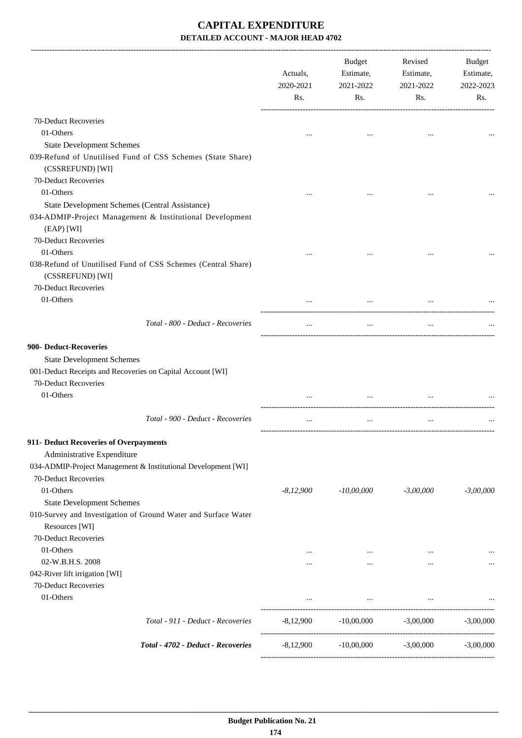# CAPITAL EXPENDITURE
## DETAILED ACCOUNT - MAJOR HEAD 4702

| | Actuals, 2020-2021 Rs. | Budget Estimate, 2021-2022 Rs. | Revised Estimate, 2021-2022 Rs. | Budget Estimate, 2022-2023 Rs. |
|---|---|---|---|---|
| 70-Deduct Recoveries | | | | |
| 01-Others | ... | ... | ... | ... |
| State Development Schemes | | | | |
| 039-Refund of Unutilised Fund of CSS Schemes (State Share) (CSSREFUND) [WI] | | | | |
| 70-Deduct Recoveries | | | | |
| 01-Others | ... | ... | ... | ... |
| State Development Schemes (Central Assistance) | | | | |
| 034-ADMIP-Project Management & Institutional Development (EAP) [WI] | | | | |
| 70-Deduct Recoveries | | | | |
| 01-Others | ... | ... | ... | ... |
| 038-Refund of Unutilised Fund of CSS Schemes (Central Share) (CSSREFUND) [WI] | | | | |
| 70-Deduct Recoveries | | | | |
| 01-Others | ... | ... | ... | ... |
| *Total - 800 - Deduct - Recoveries* | ... | ... | ... | ... |
| **900- Deduct-Recoveries** | | | | |
| State Development Schemes | | | | |
| 001-Deduct Receipts and Recoveries on Capital Account [WI] | | | | |
| 70-Deduct Recoveries | | | | |
| 01-Others | ... | ... | ... | ... |
| *Total - 900 - Deduct - Recoveries* | ... | ... | ... | ... |
| **911- Deduct Recoveries of Overpayments** | | | | |
| Administrative Expenditure | | | | |
| 034-ADMIP-Project Management & Institutional Development [WI] | | | | |
| 70-Deduct Recoveries | | | | |
| 01-Others | *-8,12,900* | *-10,00,000* | *-3,00,000* | *-3,00,000* |
| State Development Schemes | | | | |
| 010-Survey and Investigation of Ground Water and Surface Water Resources [WI] | | | | |
| 70-Deduct Recoveries | | | | |
| 01-Others | ... | ... | ... | ... |
| 02-W.B.H.S. 2008 | ... | ... | ... | ... |
| 042-River lift irrigation [WI] | | | | |
| 70-Deduct Recoveries | | | | |
| 01-Others | ... | ... | ... | ... |
| *Total - 911 - Deduct - Recoveries* | -8,12,900 | -10,00,000 | -3,00,000 | -3,00,000 |
| ***Total - 4702 - Deduct - Recoveries*** | -8,12,900 | -10,00,000 | -3,00,000 | -3,00,000 |

**Budget Publication No. 21**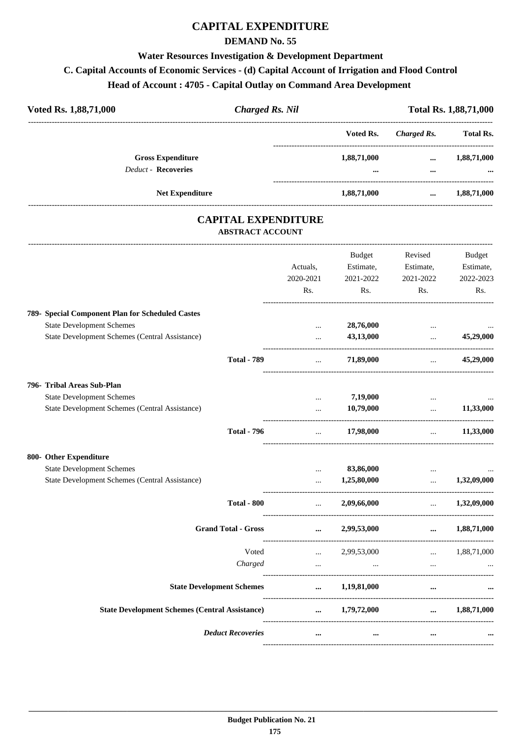# CAPITAL EXPENDITURE

## DEMAND No. 55

### Water Resources Investigation & Development Department

### C. Capital Accounts of Economic Services - (d) Capital Account of Irrigation and Flood Control

### Head of Account : 4705 - Capital Outlay on Command Area Development

**Voted Rs. 1,88,71,000** *Charged Rs. Nil* **Total Rs. 1,88,71,000**

| | Voted Rs. | *Charged Rs.* | Total Rs. |
|---|---|---|---|
| **Gross Expenditure** | 1,88,71,000 | ... | 1,88,71,000 |
| *Deduct* - **Recoveries** | ... | ... | ... |
| **Net Expenditure** | 1,88,71,000 | ... | 1,88,71,000 |

# CAPITAL EXPENDITURE

## ABSTRACT ACCOUNT

| | Actuals, 2020-2021 Rs. | Budget Estimate, 2021-2022 Rs. | Revised Estimate, 2021-2022 Rs. | Budget Estimate, 2022-2023 Rs. |
|---|---|---|---|---|
| **789- Special Component Plan for Scheduled Castes** | | | | |
| State Development Schemes | ... | 28,76,000 | ... | ... |
| State Development Schemes (Central Assistance) | ... | 43,13,000 | ... | 45,29,000 |
| **Total - 789** | ... | 71,89,000 | ... | 45,29,000 |
| **796- Tribal Areas Sub-Plan** | | | | |
| State Development Schemes | ... | 7,19,000 | ... | ... |
| State Development Schemes (Central Assistance) | ... | 10,79,000 | ... | 11,33,000 |
| **Total - 796** | ... | 17,98,000 | ... | 11,33,000 |
| **800- Other Expenditure** | | | | |
| State Development Schemes | ... | 83,86,000 | ... | ... |
| State Development Schemes (Central Assistance) | ... | 1,25,80,000 | ... | 1,32,09,000 |
| **Total - 800** | ... | 2,09,66,000 | ... | 1,32,09,000 |
| **Grand Total - Gross** | ... | 2,99,53,000 | ... | 1,88,71,000 |
| Voted | ... | 2,99,53,000 | ... | 1,88,71,000 |
| *Charged* | ... | ... | ... | ... |
| **State Development Schemes** | ... | 1,19,81,000 | ... | ... |
| **State Development Schemes (Central Assistance)** | ... | 1,79,72,000 | ... | 1,88,71,000 |
| ***Deduct Recoveries*** | ... | ... | ... | ... |

Budget Publication No. 21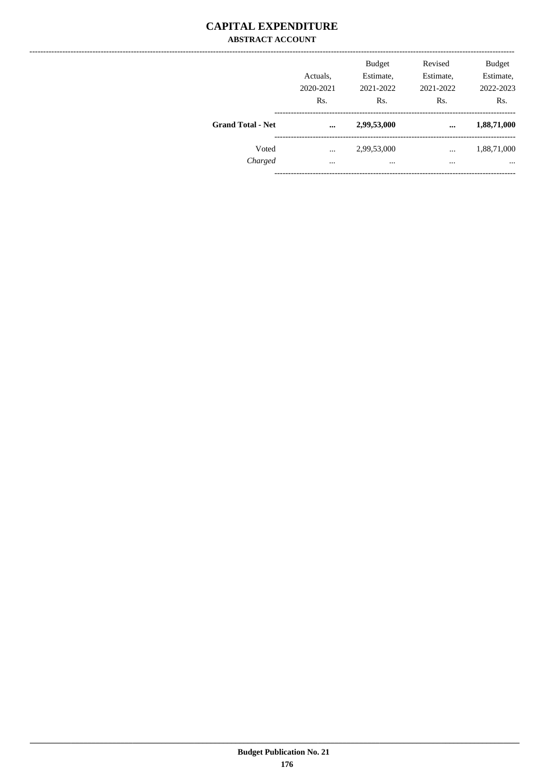# CAPITAL EXPENDITURE

## ABSTRACT ACCOUNT

| | Actuals, 2020-2021 Rs. | Budget Estimate, 2021-2022 Rs. | Revised Estimate, 2021-2022 Rs. | Budget Estimate, 2022-2023 Rs. |
|---|---|---|---|---|
| **Grand Total - Net** | **...** | **2,99,53,000** | **...** | **1,88,71,000** |
| Voted | ... | 2,99,53,000 | ... | 1,88,71,000 |
| *Charged* | ... | ... | ... | ... |

**Budget Publication No. 21**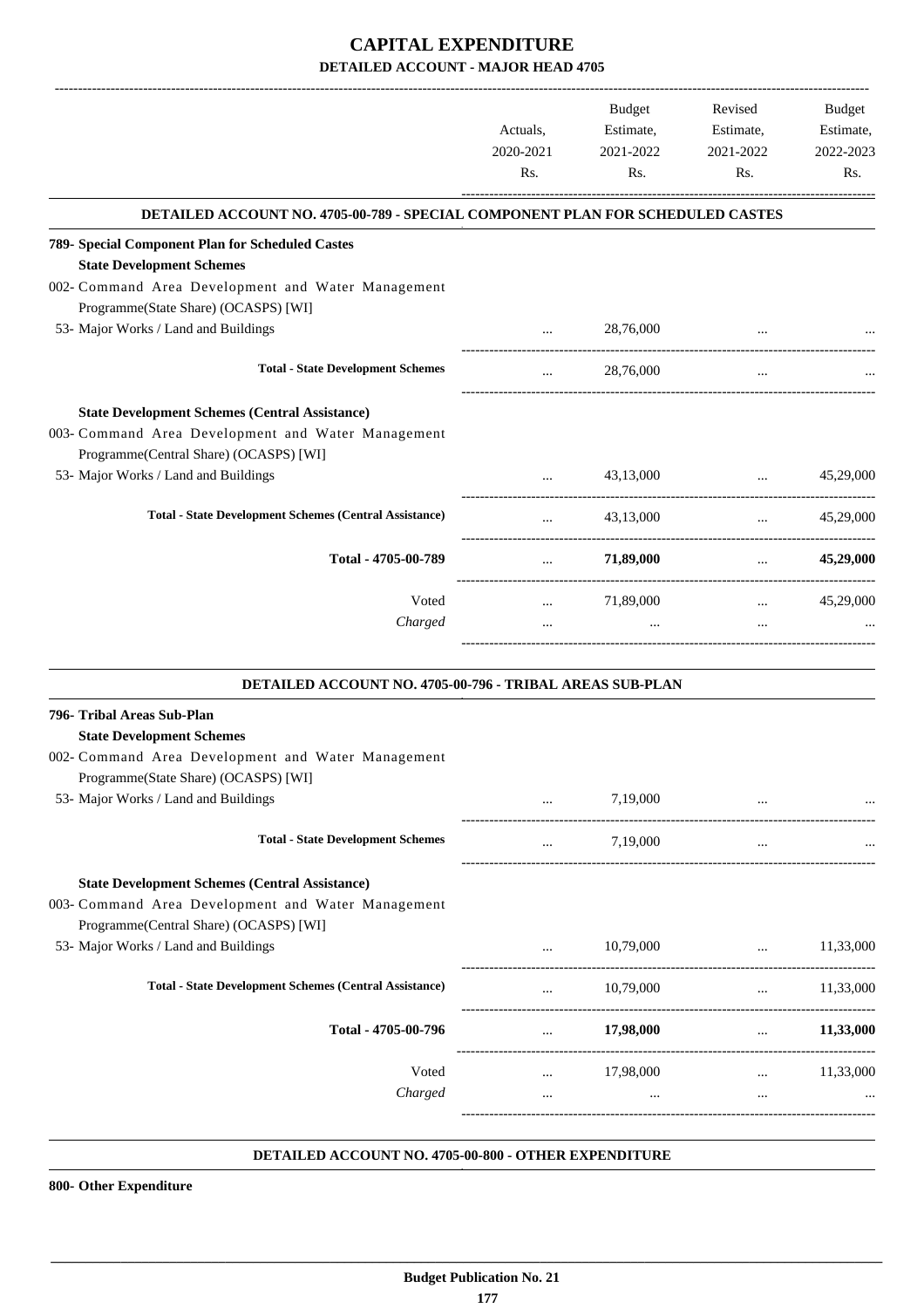# CAPITAL EXPENDITURE

## DETAILED ACCOUNT - MAJOR HEAD 4705

| | Actuals, 2020-2021 Rs. | Budget Estimate, 2021-2022 Rs. | Revised Estimate, 2021-2022 Rs. | Budget Estimate, 2022-2023 Rs. |
|---|---|---|---|---|
| **DETAILED ACCOUNT NO. 4705-00-789 - SPECIAL COMPONENT PLAN FOR SCHEDULED CASTES** | | | | |
| **789- Special Component Plan for Scheduled Castes** | | | | |
| **State Development Schemes** | | | | |
| 002- Command Area Development and Water Management Programme(State Share) (OCASPS) [WI] | | | | |
| 53- Major Works / Land and Buildings | ... | 28,76,000 | ... | ... |
| **Total - State Development Schemes** | ... | 28,76,000 | ... | ... |
| **State Development Schemes (Central Assistance)** | | | | |
| 003- Command Area Development and Water Management Programme(Central Share) (OCASPS) [WI] | | | | |
| 53- Major Works / Land and Buildings | ... | 43,13,000 | ... | 45,29,000 |
| **Total - State Development Schemes (Central Assistance)** | ... | 43,13,000 | ... | 45,29,000 |
| **Total - 4705-00-789** | ... | **71,89,000** | ... | **45,29,000** |
| Voted | ... | 71,89,000 | ... | 45,29,000 |
| *Charged* | ... | ... | ... | ... |
| **DETAILED ACCOUNT NO. 4705-00-796 - TRIBAL AREAS SUB-PLAN** | | | | |
| **796- Tribal Areas Sub-Plan** | | | | |
| **State Development Schemes** | | | | |
| 002- Command Area Development and Water Management Programme(State Share) (OCASPS) [WI] | | | | |
| 53- Major Works / Land and Buildings | ... | 7,19,000 | ... | ... |
| **Total - State Development Schemes** | ... | 7,19,000 | ... | ... |
| **State Development Schemes (Central Assistance)** | | | | |
| 003- Command Area Development and Water Management Programme(Central Share) (OCASPS) [WI] | | | | |
| 53- Major Works / Land and Buildings | ... | 10,79,000 | ... | 11,33,000 |
| **Total - State Development Schemes (Central Assistance)** | ... | 10,79,000 | ... | 11,33,000 |
| **Total - 4705-00-796** | ... | **17,98,000** | ... | **11,33,000** |
| Voted | ... | 17,98,000 | ... | 11,33,000 |
| *Charged* | ... | ... | ... | ... |

**DETAILED ACCOUNT NO. 4705-00-800 - OTHER EXPENDITURE**

**800- Other Expenditure**

**Budget Publication No. 21**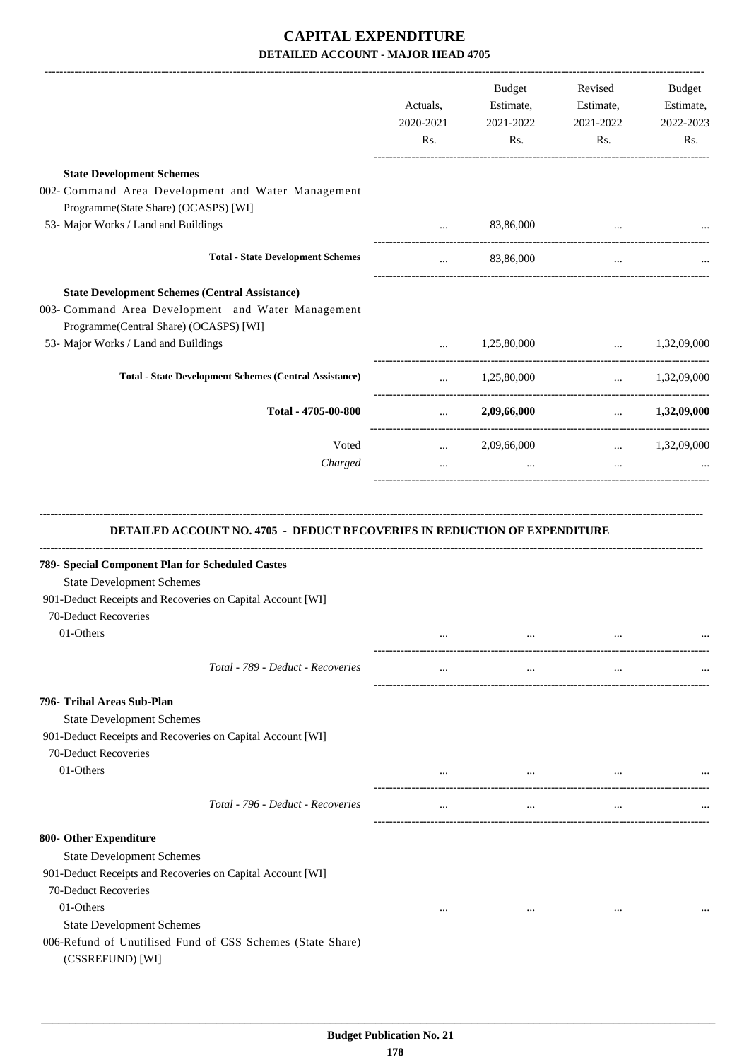# CAPITAL EXPENDITURE

## DETAILED ACCOUNT - MAJOR HEAD 4705

| | Actuals, 2020-2021 Rs. | Budget Estimate, 2021-2022 Rs. | Revised Estimate, 2021-2022 Rs. | Budget Estimate, 2022-2023 Rs. |
|---|---|---|---|---|
| **State Development Schemes** | | | | |
| 002- Command Area Development and Water Management Programme(State Share) (OCASPS) [WI] | | | | |
| 53- Major Works / Land and Buildings | ... | 83,86,000 | ... | ... |
| **Total - State Development Schemes** | ... | 83,86,000 | ... | ... |
| **State Development Schemes (Central Assistance)** | | | | |
| 003- Command Area Development and Water Management Programme(Central Share) (OCASPS) [WI] | | | | |
| 53- Major Works / Land and Buildings | ... | 1,25,80,000 | ... | 1,32,09,000 |
| **Total - State Development Schemes (Central Assistance)** | ... | 1,25,80,000 | ... | 1,32,09,000 |
| **Total - 4705-00-800** | ... | **2,09,66,000** | ... | **1,32,09,000** |
| Voted | ... | 2,09,66,000 | ... | 1,32,09,000 |
| *Charged* | ... | ... | ... | ... |

### DETAILED ACCOUNT NO. 4705 - DEDUCT RECOVERIES IN REDUCTION OF EXPENDITURE

| | Actuals, 2020-2021 Rs. | Budget Estimate, 2021-2022 Rs. | Revised Estimate, 2021-2022 Rs. | Budget Estimate, 2022-2023 Rs. |
|---|---|---|---|---|
| **789- Special Component Plan for Scheduled Castes** | | | | |
| State Development Schemes | | | | |
| 901-Deduct Receipts and Recoveries on Capital Account [WI] | | | | |
| 70-Deduct Recoveries | | | | |
| 01-Others | ... | ... | ... | ... |
| *Total - 789 - Deduct - Recoveries* | ... | ... | ... | ... |
| **796- Tribal Areas Sub-Plan** | | | | |
| State Development Schemes | | | | |
| 901-Deduct Receipts and Recoveries on Capital Account [WI] | | | | |
| 70-Deduct Recoveries | | | | |
| 01-Others | ... | ... | ... | ... |
| *Total - 796 - Deduct - Recoveries* | ... | ... | ... | ... |
| **800- Other Expenditure** | | | | |
| State Development Schemes | | | | |
| 901-Deduct Receipts and Recoveries on Capital Account [WI] | | | | |
| 70-Deduct Recoveries | | | | |
| 01-Others | ... | ... | ... | ... |
| State Development Schemes | | | | |
| 006-Refund of Unutilised Fund of CSS Schemes (State Share) (CSSREFUND) [WI] | | | | |

**Budget Publication No. 21**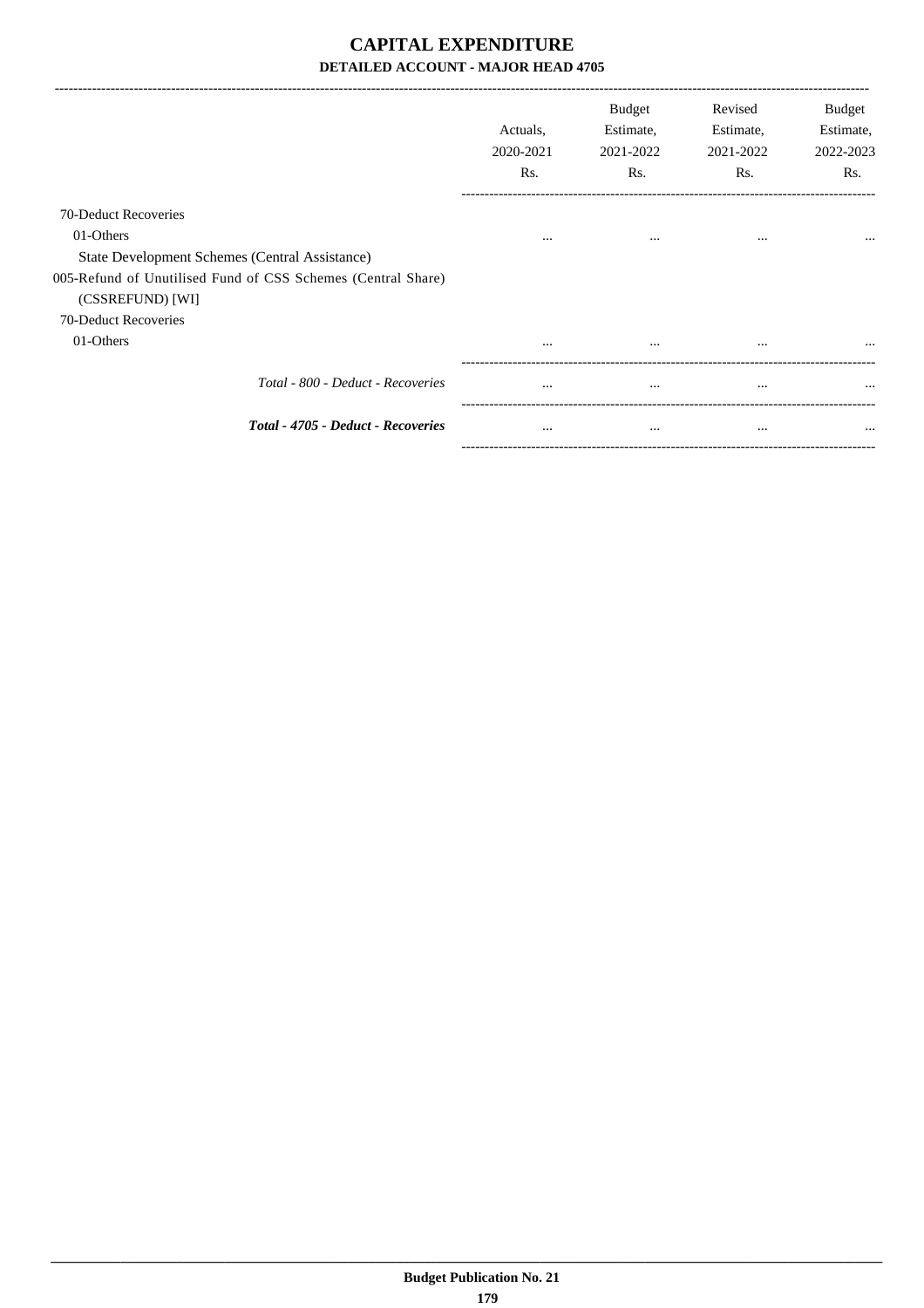# CAPITAL EXPENDITURE

## DETAILED ACCOUNT - MAJOR HEAD 4705

| | Actuals, 2020-2021 Rs. | Budget Estimate, 2021-2022 Rs. | Revised Estimate, 2021-2022 Rs. | Budget Estimate, 2022-2023 Rs. |
|---|---|---|---|---|
| 70-Deduct Recoveries | | | | |
| 01-Others | ... | ... | ... | ... |
| State Development Schemes (Central Assistance) | | | | |
| 005-Refund of Unutilised Fund of CSS Schemes (Central Share) (CSSREFUND) [WI] | | | | |
| 70-Deduct Recoveries | | | | |
| 01-Others | ... | ... | ... | ... |
| *Total - 800 - Deduct - Recoveries* | ... | ... | ... | ... |
| ***Total - 4705 - Deduct - Recoveries*** | ... | ... | ... | ... |

**Budget Publication No. 21**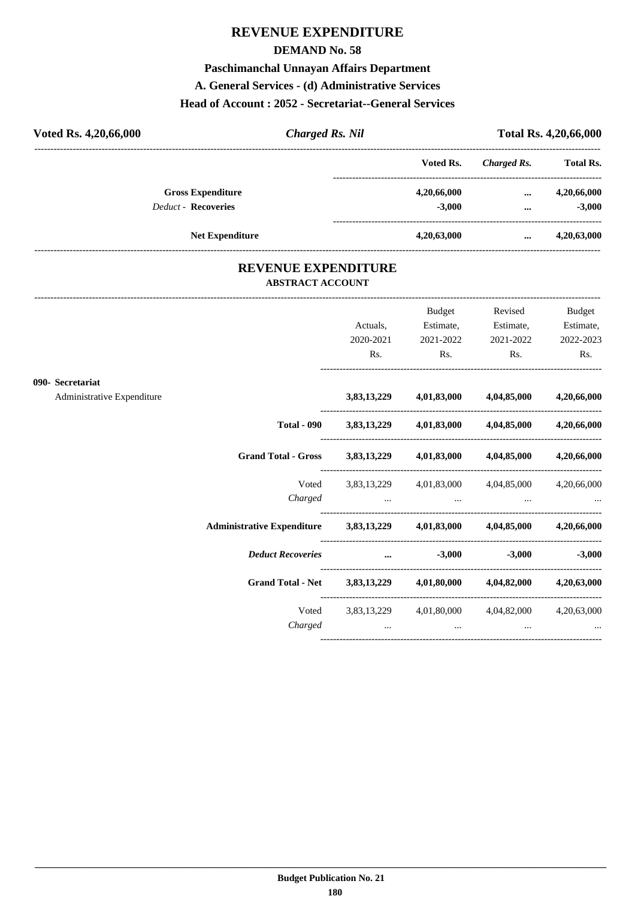# REVENUE EXPENDITURE

## DEMAND No. 58

### Paschimanchal Unnayan Affairs Department

### A. General Services - (d) Administrative Services

### Head of Account : 2052 - Secretariat--General Services

**Voted Rs. 4,20,66,000** | ***Charged Rs. Nil*** | **Total Rs. 4,20,66,000**

| | Voted Rs. | *Charged Rs.* | Total Rs. |
|---|---|---|---|
| **Gross Expenditure** | **4,20,66,000** | **...** | **4,20,66,000** |
| *Deduct* - **Recoveries** | **-3,000** | **...** | **-3,000** |
| **Net Expenditure** | **4,20,63,000** | **...** | **4,20,63,000** |

## REVENUE EXPENDITURE

### ABSTRACT ACCOUNT

| | Actuals, 2020-2021 Rs. | Budget Estimate, 2021-2022 Rs. | Revised Estimate, 2021-2022 Rs. | Budget Estimate, 2022-2023 Rs. |
|---|---|---|---|---|
| **090- Secretariat** | | | | |
| Administrative Expenditure | **3,83,13,229** | **4,01,83,000** | **4,04,85,000** | **4,20,66,000** |
| **Total - 090** | **3,83,13,229** | **4,01,83,000** | **4,04,85,000** | **4,20,66,000** |
| **Grand Total - Gross** | **3,83,13,229** | **4,01,83,000** | **4,04,85,000** | **4,20,66,000** |
| Voted | 3,83,13,229 | 4,01,83,000 | 4,04,85,000 | 4,20,66,000 |
| *Charged* | ... | ... | ... | ... |
| **Administrative Expenditure** | **3,83,13,229** | **4,01,83,000** | **4,04,85,000** | **4,20,66,000** |
| ***Deduct Recoveries*** | **...** | **-3,000** | **-3,000** | **-3,000** |
| **Grand Total - Net** | **3,83,13,229** | **4,01,80,000** | **4,04,82,000** | **4,20,63,000** |
| Voted | 3,83,13,229 | 4,01,80,000 | 4,04,82,000 | 4,20,63,000 |
| *Charged* | ... | ... | ... | ... |

**Budget Publication No. 21**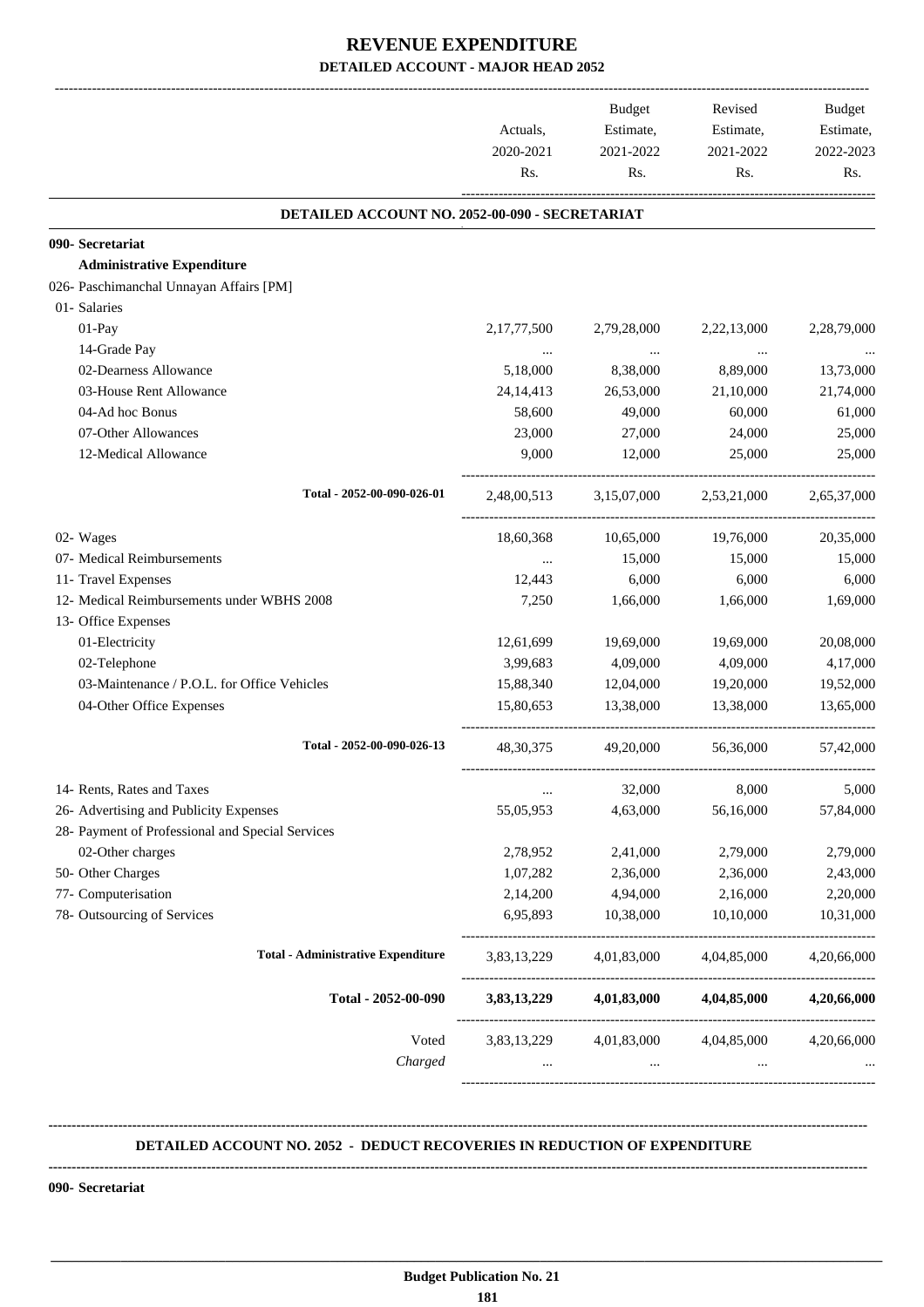# REVENUE EXPENDITURE

## DETAILED ACCOUNT - MAJOR HEAD 2052

| | Actuals, 2020-2021 Rs. | Budget Estimate, 2021-2022 Rs. | Revised Estimate, 2021-2022 Rs. | Budget Estimate, 2022-2023 Rs. |
|---|---|---|---|---|
| **DETAILED ACCOUNT NO. 2052-00-090 - SECRETARIAT** | | | | |
| **090- Secretariat** | | | | |
| **Administrative Expenditure** | | | | |
| 026- Paschimanchal Unnayan Affairs [PM] | | | | |
| 01- Salaries | | | | |
| 01-Pay | 2,17,77,500 | 2,79,28,000 | 2,22,13,000 | 2,28,79,000 |
| 14-Grade Pay | ... | ... | ... | ... |
| 02-Dearness Allowance | 5,18,000 | 8,38,000 | 8,89,000 | 13,73,000 |
| 03-House Rent Allowance | 24,14,413 | 26,53,000 | 21,10,000 | 21,74,000 |
| 04-Ad hoc Bonus | 58,600 | 49,000 | 60,000 | 61,000 |
| 07-Other Allowances | 23,000 | 27,000 | 24,000 | 25,000 |
| 12-Medical Allowance | 9,000 | 12,000 | 25,000 | 25,000 |
| Total - 2052-00-090-026-01 | 2,48,00,513 | 3,15,07,000 | 2,53,21,000 | 2,65,37,000 |
| 02- Wages | 18,60,368 | 10,65,000 | 19,76,000 | 20,35,000 |
| 07- Medical Reimbursements | ... | 15,000 | 15,000 | 15,000 |
| 11- Travel Expenses | 12,443 | 6,000 | 6,000 | 6,000 |
| 12- Medical Reimbursements under WBHS 2008 | 7,250 | 1,66,000 | 1,66,000 | 1,69,000 |
| 13- Office Expenses | | | | |
| 01-Electricity | 12,61,699 | 19,69,000 | 19,69,000 | 20,08,000 |
| 02-Telephone | 3,99,683 | 4,09,000 | 4,09,000 | 4,17,000 |
| 03-Maintenance / P.O.L. for Office Vehicles | 15,88,340 | 12,04,000 | 19,20,000 | 19,52,000 |
| 04-Other Office Expenses | 15,80,653 | 13,38,000 | 13,38,000 | 13,65,000 |
| Total - 2052-00-090-026-13 | 48,30,375 | 49,20,000 | 56,36,000 | 57,42,000 |
| 14- Rents, Rates and Taxes | ... | 32,000 | 8,000 | 5,000 |
| 26- Advertising and Publicity Expenses | 55,05,953 | 4,63,000 | 56,16,000 | 57,84,000 |
| 28- Payment of Professional and Special Services | | | | |
| 02-Other charges | 2,78,952 | 2,41,000 | 2,79,000 | 2,79,000 |
| 50- Other Charges | 1,07,282 | 2,36,000 | 2,36,000 | 2,43,000 |
| 77- Computerisation | 2,14,200 | 4,94,000 | 2,16,000 | 2,20,000 |
| 78- Outsourcing of Services | 6,95,893 | 10,38,000 | 10,10,000 | 10,31,000 |
| **Total - Administrative Expenditure** | 3,83,13,229 | 4,01,83,000 | 4,04,85,000 | 4,20,66,000 |
| **Total - 2052-00-090** | **3,83,13,229** | **4,01,83,000** | **4,04,85,000** | **4,20,66,000** |
| Voted | 3,83,13,229 | 4,01,83,000 | 4,04,85,000 | 4,20,66,000 |
| *Charged* | ... | ... | ... | ... |

**DETAILED ACCOUNT NO. 2052 - DEDUCT RECOVERIES IN REDUCTION OF EXPENDITURE**

**090- Secretariat**

**Budget Publication No. 21**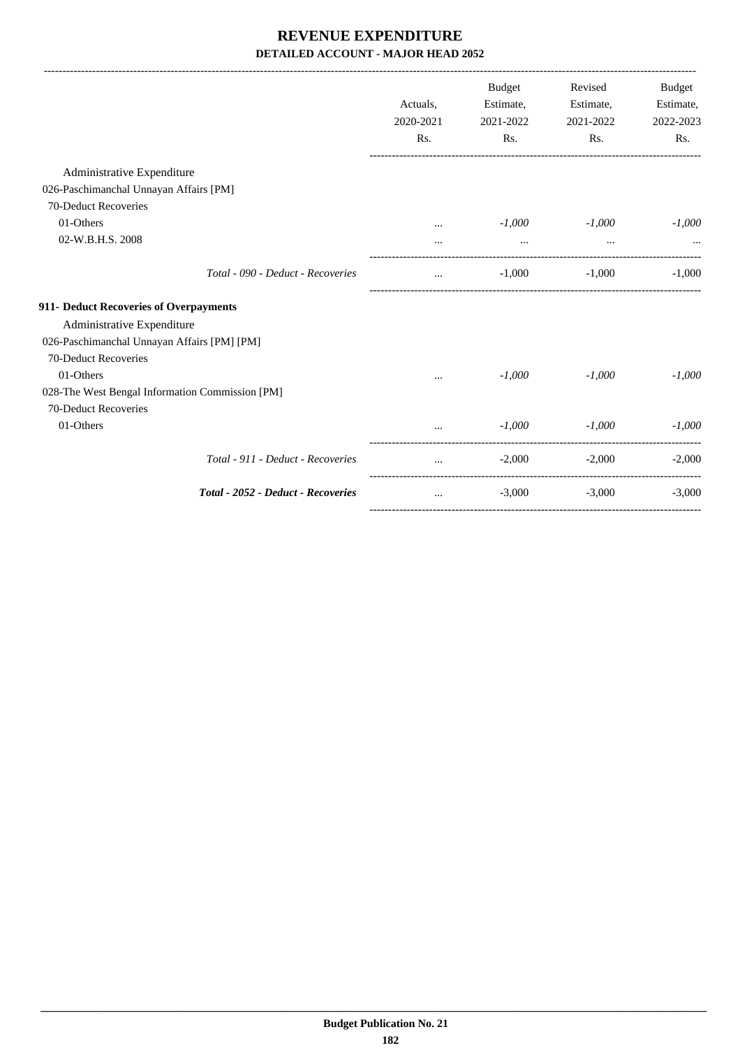# REVENUE EXPENDITURE
## DETAILED ACCOUNT - MAJOR HEAD 2052

| | Actuals, 2020-2021 Rs. | Budget Estimate, 2021-2022 Rs. | Revised Estimate, 2021-2022 Rs. | Budget Estimate, 2022-2023 Rs. |
|---|---|---|---|---|
| Administrative Expenditure | | | | |
| 026-Paschimanchal Unnayan Affairs [PM] | | | | |
| 70-Deduct Recoveries | | | | |
| 01-Others | ... | *-1,000* | *-1,000* | *-1,000* |
| 02-W.B.H.S. 2008 | ... | ... | ... | ... |
| *Total - 090 - Deduct - Recoveries* | ... | -1,000 | -1,000 | -1,000 |
| **911- Deduct Recoveries of Overpayments** | | | | |
| Administrative Expenditure | | | | |
| 026-Paschimanchal Unnayan Affairs [PM] [PM] | | | | |
| 70-Deduct Recoveries | | | | |
| 01-Others | ... | *-1,000* | *-1,000* | *-1,000* |
| 028-The West Bengal Information Commission [PM] | | | | |
| 70-Deduct Recoveries | | | | |
| 01-Others | ... | *-1,000* | *-1,000* | *-1,000* |
| *Total - 911 - Deduct - Recoveries* | ... | -2,000 | -2,000 | -2,000 |
| ***Total - 2052 - Deduct - Recoveries*** | ... | -3,000 | -3,000 | -3,000 |

**Budget Publication No. 21**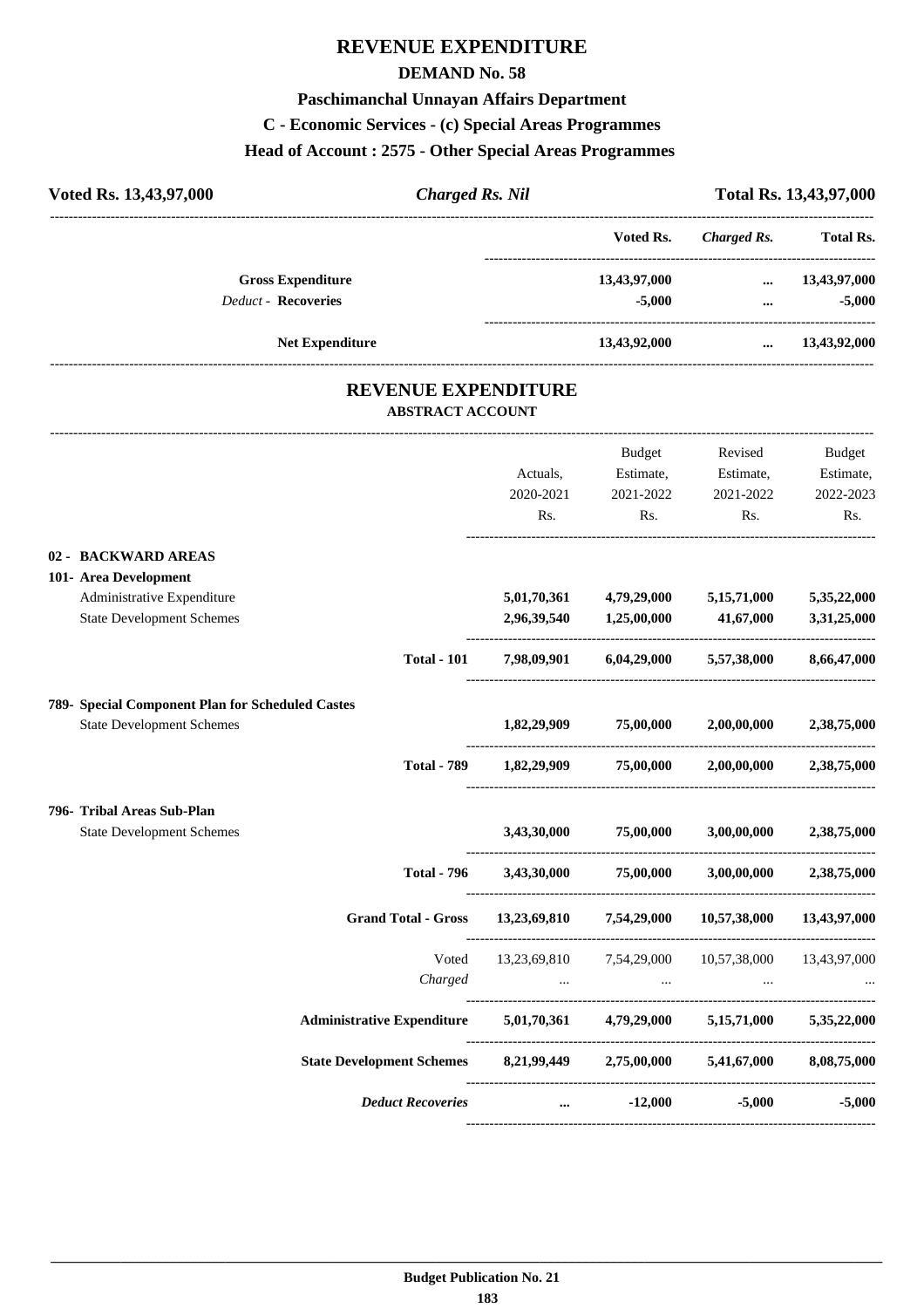# REVENUE EXPENDITURE

## DEMAND No. 58

### Paschimanchal Unnayan Affairs Department

### C - Economic Services - (c) Special Areas Programmes

### Head of Account : 2575 - Other Special Areas Programmes

**Voted Rs. 13,43,97,000** | ***Charged Rs. Nil*** | **Total Rs. 13,43,97,000**

| | Voted Rs. | Charged Rs. | Total Rs. |
|---|---|---|---|
| **Gross Expenditure** | 13,43,97,000 | ... | 13,43,97,000 |
| *Deduct* - **Recoveries** | -5,000 | ... | -5,000 |
| **Net Expenditure** | 13,43,92,000 | ... | 13,43,92,000 |

## REVENUE EXPENDITURE

### ABSTRACT ACCOUNT

| | Actuals, 2020-2021 Rs. | Budget Estimate, 2021-2022 Rs. | Revised Estimate, 2021-2022 Rs. | Budget Estimate, 2022-2023 Rs. |
|---|---|---|---|---|
| **02 - BACKWARD AREAS** | | | | |
| **101- Area Development** | | | | |
| Administrative Expenditure | 5,01,70,361 | 4,79,29,000 | 5,15,71,000 | 5,35,22,000 |
| State Development Schemes | 2,96,39,540 | 1,25,00,000 | 41,67,000 | 3,31,25,000 |
| **Total - 101** | 7,98,09,901 | 6,04,29,000 | 5,57,38,000 | 8,66,47,000 |
| **789- Special Component Plan for Scheduled Castes** | | | | |
| State Development Schemes | 1,82,29,909 | 75,00,000 | 2,00,00,000 | 2,38,75,000 |
| **Total - 789** | 1,82,29,909 | 75,00,000 | 2,00,00,000 | 2,38,75,000 |
| **796- Tribal Areas Sub-Plan** | | | | |
| State Development Schemes | 3,43,30,000 | 75,00,000 | 3,00,00,000 | 2,38,75,000 |
| **Total - 796** | 3,43,30,000 | 75,00,000 | 3,00,00,000 | 2,38,75,000 |
| **Grand Total - Gross** | 13,23,69,810 | 7,54,29,000 | 10,57,38,000 | 13,43,97,000 |
| Voted | 13,23,69,810 | 7,54,29,000 | 10,57,38,000 | 13,43,97,000 |
| *Charged* | ... | ... | ... | ... |
| **Administrative Expenditure** | 5,01,70,361 | 4,79,29,000 | 5,15,71,000 | 5,35,22,000 |
| **State Development Schemes** | 8,21,99,449 | 2,75,00,000 | 5,41,67,000 | 8,08,75,000 |
| ***Deduct Recoveries*** | ... | -12,000 | -5,000 | -5,000 |

**Budget Publication No. 21**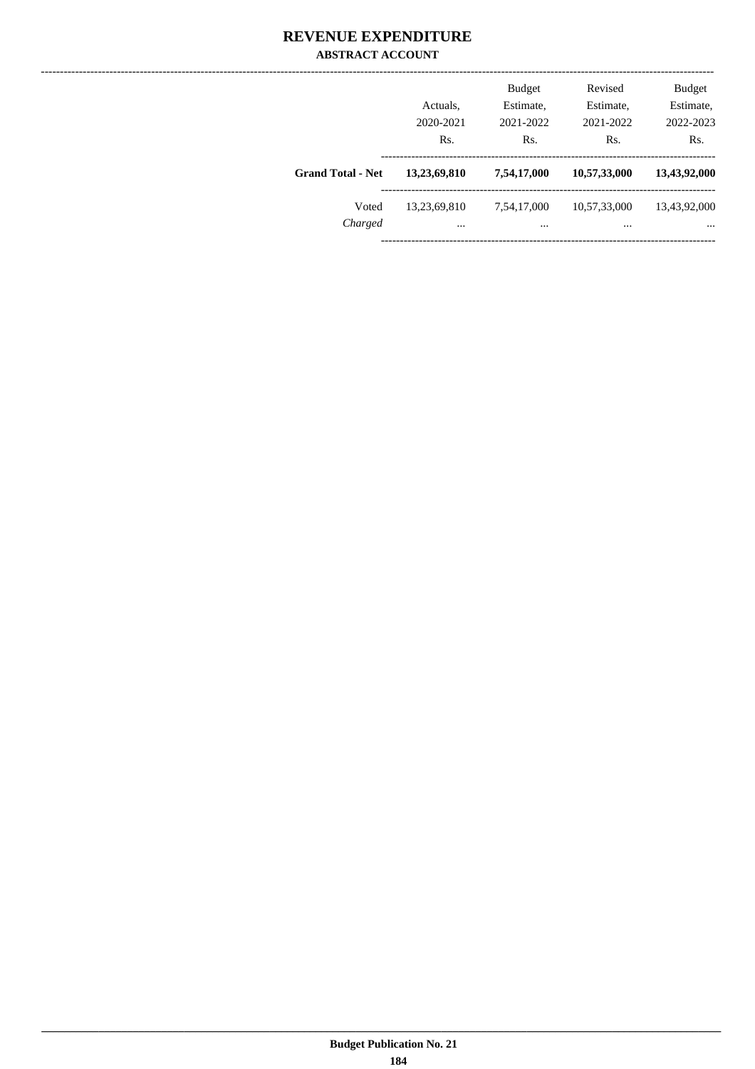# REVENUE EXPENDITURE

## ABSTRACT ACCOUNT

| | Actuals, 2020-2021 Rs. | Budget Estimate, 2021-2022 Rs. | Revised Estimate, 2021-2022 Rs. | Budget Estimate, 2022-2023 Rs. |
|---|---|---|---|---|
| **Grand Total - Net** | **13,23,69,810** | **7,54,17,000** | **10,57,33,000** | **13,43,92,000** |
| Voted | 13,23,69,810 | 7,54,17,000 | 10,57,33,000 | 13,43,92,000 |
| *Charged* | ... | ... | ... | ... |

**Budget Publication No. 21**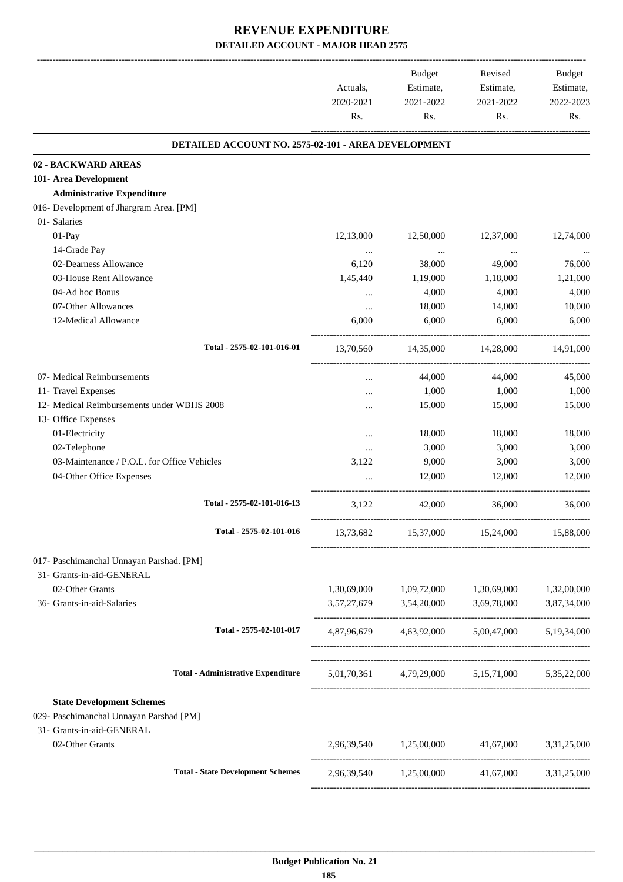# REVENUE EXPENDITURE

## DETAILED ACCOUNT - MAJOR HEAD 2575

| | Actuals, 2020-2021 Rs. | Budget Estimate, 2021-2022 Rs. | Revised Estimate, 2021-2022 Rs. | Budget Estimate, 2022-2023 Rs. |
|---|---|---|---|---|
| **DETAILED ACCOUNT NO. 2575-02-101 - AREA DEVELOPMENT** | | | | |
| **02 - BACKWARD AREAS** | | | | |
| **101- Area Development** | | | | |
| **Administrative Expenditure** | | | | |
| 016- Development of Jhargram Area. [PM] | | | | |
| 01- Salaries | | | | |
| 01-Pay | 12,13,000 | 12,50,000 | 12,37,000 | 12,74,000 |
| 14-Grade Pay | ... | ... | ... | ... |
| 02-Dearness Allowance | 6,120 | 38,000 | 49,000 | 76,000 |
| 03-House Rent Allowance | 1,45,440 | 1,19,000 | 1,18,000 | 1,21,000 |
| 04-Ad hoc Bonus | ... | 4,000 | 4,000 | 4,000 |
| 07-Other Allowances | ... | 18,000 | 14,000 | 10,000 |
| 12-Medical Allowance | 6,000 | 6,000 | 6,000 | 6,000 |
| Total - 2575-02-101-016-01 | 13,70,560 | 14,35,000 | 14,28,000 | 14,91,000 |
| 07- Medical Reimbursements | ... | 44,000 | 44,000 | 45,000 |
| 11- Travel Expenses | ... | 1,000 | 1,000 | 1,000 |
| 12- Medical Reimbursements under WBHS 2008 | ... | 15,000 | 15,000 | 15,000 |
| 13- Office Expenses | | | | |
| 01-Electricity | ... | 18,000 | 18,000 | 18,000 |
| 02-Telephone | ... | 3,000 | 3,000 | 3,000 |
| 03-Maintenance / P.O.L. for Office Vehicles | 3,122 | 9,000 | 3,000 | 3,000 |
| 04-Other Office Expenses | ... | 12,000 | 12,000 | 12,000 |
| Total - 2575-02-101-016-13 | 3,122 | 42,000 | 36,000 | 36,000 |
| Total - 2575-02-101-016 | 13,73,682 | 15,37,000 | 15,24,000 | 15,88,000 |
| 017- Paschimanchal Unnayan Parshad. [PM] | | | | |
| 31- Grants-in-aid-GENERAL | | | | |
| 02-Other Grants | 1,30,69,000 | 1,09,72,000 | 1,30,69,000 | 1,32,00,000 |
| 36- Grants-in-aid-Salaries | 3,57,27,679 | 3,54,20,000 | 3,69,78,000 | 3,87,34,000 |
| Total - 2575-02-101-017 | 4,87,96,679 | 4,63,92,000 | 5,00,47,000 | 5,19,34,000 |
| Total - Administrative Expenditure | 5,01,70,361 | 4,79,29,000 | 5,15,71,000 | 5,35,22,000 |
| **State Development Schemes** | | | | |
| 029- Paschimanchal Unnayan Parshad [PM] | | | | |
| 31- Grants-in-aid-GENERAL | | | | |
| 02-Other Grants | 2,96,39,540 | 1,25,00,000 | 41,67,000 | 3,31,25,000 |
| Total - State Development Schemes | 2,96,39,540 | 1,25,00,000 | 41,67,000 | 3,31,25,000 |

Budget Publication No. 21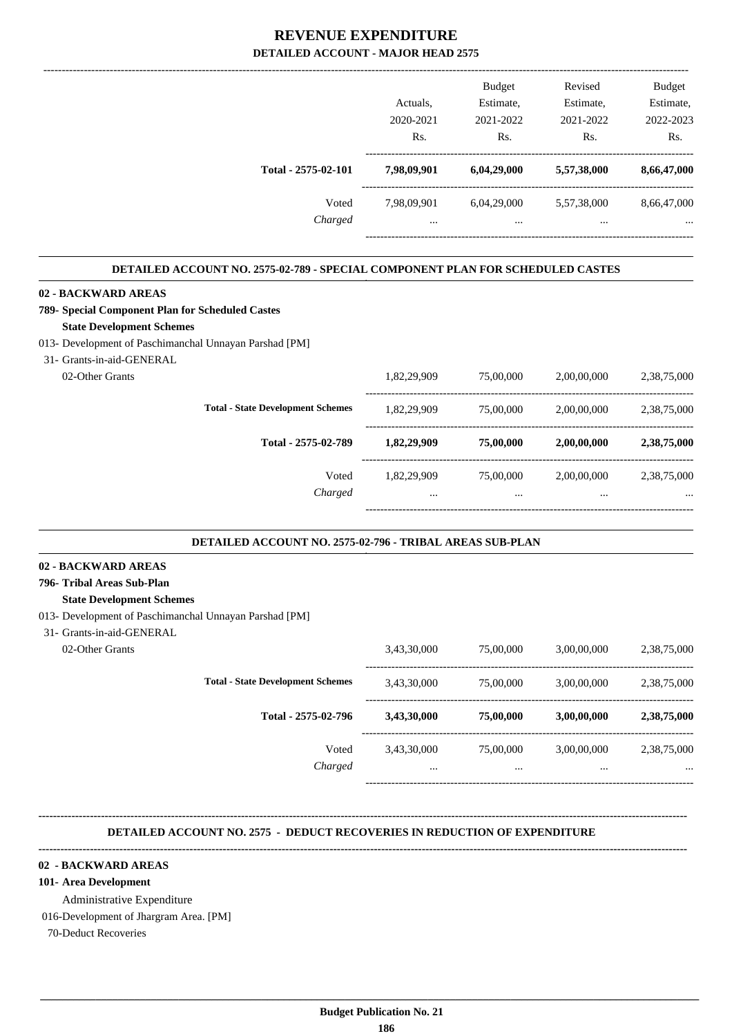# REVENUE EXPENDITURE
## DETAILED ACCOUNT - MAJOR HEAD 2575

| | Actuals, 2020-2021 Rs. | Budget Estimate, 2021-2022 Rs. | Revised Estimate, 2021-2022 Rs. | Budget Estimate, 2022-2023 Rs. |
|---|---|---|---|---|
| **Total - 2575-02-101** | **7,98,09,901** | **6,04,29,000** | **5,57,38,000** | **8,66,47,000** |
| Voted | 7,98,09,901 | 6,04,29,000 | 5,57,38,000 | 8,66,47,000 |
| *Charged* | ... | ... | ... | ... |

### DETAILED ACCOUNT NO. 2575-02-789 - SPECIAL COMPONENT PLAN FOR SCHEDULED CASTES

**02 - BACKWARD AREAS**
**789- Special Component Plan for Scheduled Castes**
**State Development Schemes**
013- Development of Paschimanchal Unnayan Parshad [PM]
31- Grants-in-aid-GENERAL

| | Actuals, 2020-2021 Rs. | Budget Estimate, 2021-2022 Rs. | Revised Estimate, 2021-2022 Rs. | Budget Estimate, 2022-2023 Rs. |
|---|---|---|---|---|
| 02-Other Grants | 1,82,29,909 | 75,00,000 | 2,00,00,000 | 2,38,75,000 |
| **Total - State Development Schemes** | 1,82,29,909 | 75,00,000 | 2,00,00,000 | 2,38,75,000 |
| **Total - 2575-02-789** | **1,82,29,909** | **75,00,000** | **2,00,00,000** | **2,38,75,000** |
| Voted | 1,82,29,909 | 75,00,000 | 2,00,00,000 | 2,38,75,000 |
| *Charged* | ... | ... | ... | ... |

### DETAILED ACCOUNT NO. 2575-02-796 - TRIBAL AREAS SUB-PLAN

**02 - BACKWARD AREAS**
**796- Tribal Areas Sub-Plan**
**State Development Schemes**
013- Development of Paschimanchal Unnayan Parshad [PM]
31- Grants-in-aid-GENERAL

| | Actuals, 2020-2021 Rs. | Budget Estimate, 2021-2022 Rs. | Revised Estimate, 2021-2022 Rs. | Budget Estimate, 2022-2023 Rs. |
|---|---|---|---|---|
| 02-Other Grants | 3,43,30,000 | 75,00,000 | 3,00,00,000 | 2,38,75,000 |
| **Total - State Development Schemes** | 3,43,30,000 | 75,00,000 | 3,00,00,000 | 2,38,75,000 |
| **Total - 2575-02-796** | **3,43,30,000** | **75,00,000** | **3,00,00,000** | **2,38,75,000** |
| Voted | 3,43,30,000 | 75,00,000 | 3,00,00,000 | 2,38,75,000 |
| *Charged* | ... | ... | ... | ... |

### DETAILED ACCOUNT NO. 2575 - DEDUCT RECOVERIES IN REDUCTION OF EXPENDITURE

**02 - BACKWARD AREAS**
**101- Area Development**
Administrative Expenditure
016-Development of Jhargram Area. [PM]
70-Deduct Recoveries

**Budget Publication No. 21**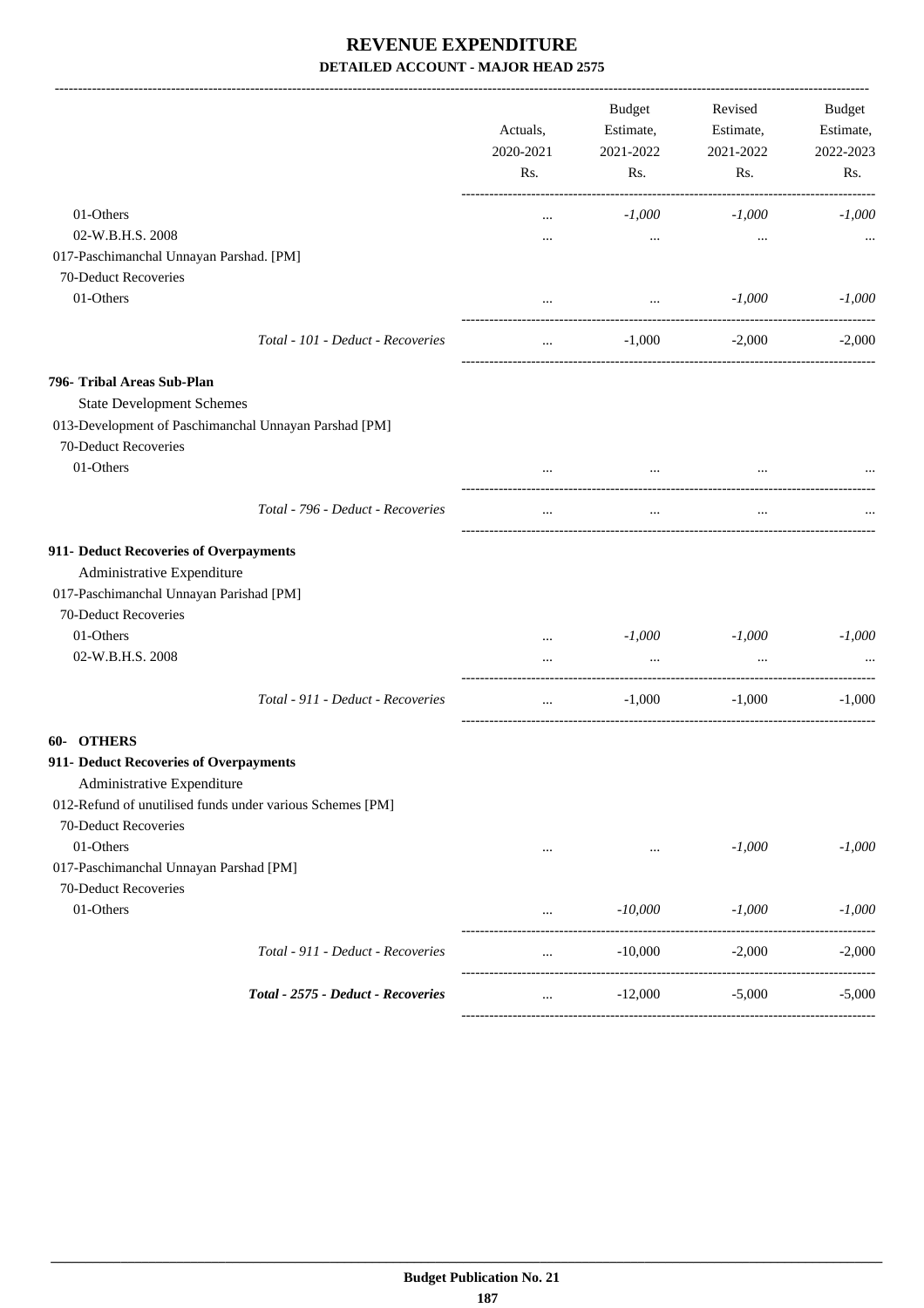# REVENUE EXPENDITURE

## DETAILED ACCOUNT - MAJOR HEAD 2575

| | Actuals, 2020-2021 Rs. | Budget Estimate, 2021-2022 Rs. | Revised Estimate, 2021-2022 Rs. | Budget Estimate, 2022-2023 Rs. |
|---|---|---|---|---|
| 01-Others | ... | *-1,000* | *-1,000* | *-1,000* |
| 02-W.B.H.S. 2008 | ... | ... | ... | ... |
| 017-Paschimanchal Unnayan Parshad. [PM] | | | | |
| 70-Deduct Recoveries | | | | |
| 01-Others | ... | ... | *-1,000* | *-1,000* |
| *Total - 101 - Deduct - Recoveries* | ... | -1,000 | -2,000 | -2,000 |
| **796- Tribal Areas Sub-Plan** | | | | |
| State Development Schemes | | | | |
| 013-Development of Paschimanchal Unnayan Parshad [PM] | | | | |
| 70-Deduct Recoveries | | | | |
| 01-Others | ... | ... | ... | ... |
| *Total - 796 - Deduct - Recoveries* | ... | ... | ... | ... |
| **911- Deduct Recoveries of Overpayments** | | | | |
| Administrative Expenditure | | | | |
| 017-Paschimanchal Unnayan Parishad [PM] | | | | |
| 70-Deduct Recoveries | | | | |
| 01-Others | ... | *-1,000* | *-1,000* | *-1,000* |
| 02-W.B.H.S. 2008 | ... | ... | ... | ... |
| *Total - 911 - Deduct - Recoveries* | ... | -1,000 | -1,000 | -1,000 |
| **60- OTHERS** | | | | |
| **911- Deduct Recoveries of Overpayments** | | | | |
| Administrative Expenditure | | | | |
| 012-Refund of unutilised funds under various Schemes [PM] | | | | |
| 70-Deduct Recoveries | | | | |
| 01-Others | ... | ... | *-1,000* | *-1,000* |
| 017-Paschimanchal Unnayan Parshad [PM] | | | | |
| 70-Deduct Recoveries | | | | |
| 01-Others | ... | *-10,000* | *-1,000* | *-1,000* |
| *Total - 911 - Deduct - Recoveries* | ... | -10,000 | -2,000 | -2,000 |
| ***Total - 2575 - Deduct - Recoveries*** | ... | -12,000 | -5,000 | -5,000 |

**Budget Publication No. 21**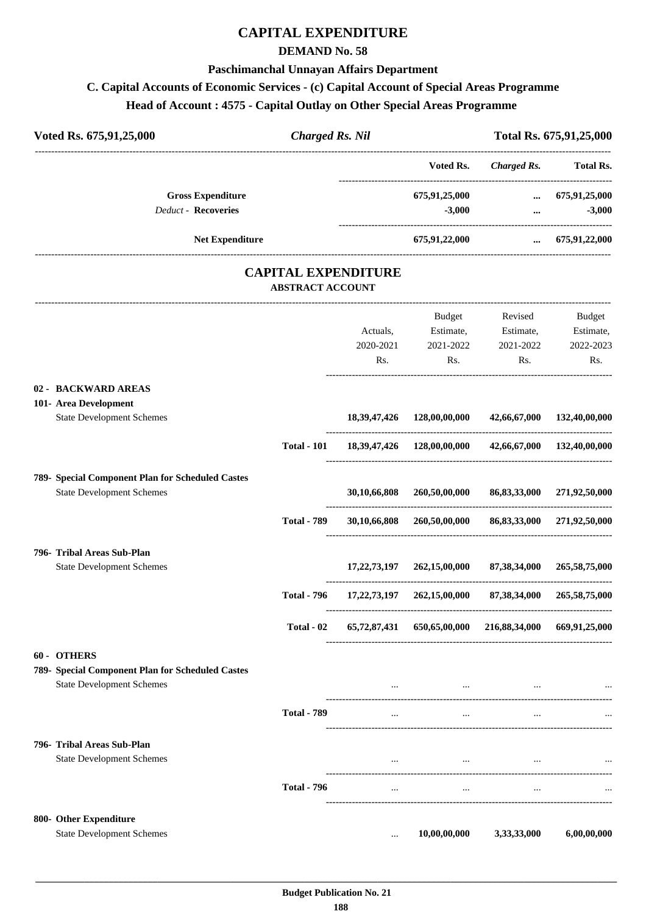# CAPITAL EXPENDITURE

## DEMAND No. 58

### Paschimanchal Unnayan Affairs Department

### C. Capital Accounts of Economic Services - (c) Capital Account of Special Areas Programme

### Head of Account : 4575 - Capital Outlay on Other Special Areas Programme

| Voted Rs. 675,91,25,000 | *Charged Rs. Nil* | Total Rs. 675,91,25,000 |
|---|---|---|

| | Voted Rs. | *Charged Rs.* | Total Rs. |
|---|---|---|---|
| **Gross Expenditure** | 675,91,25,000 | ... | 675,91,25,000 |
| *Deduct* - **Recoveries** | -3,000 | ... | -3,000 |
| **Net Expenditure** | 675,91,22,000 | ... | 675,91,22,000 |

## CAPITAL EXPENDITURE

### ABSTRACT ACCOUNT

| | | Actuals, 2020-2021 Rs. | Budget Estimate, 2021-2022 Rs. | Revised Estimate, 2021-2022 Rs. | Budget Estimate, 2022-2023 Rs. |
|---|---|---|---|---|---|
| **02 - BACKWARD AREAS** | | | | | |
| **101- Area Development** | | | | | |
| State Development Schemes | | 18,39,47,426 | 128,00,00,000 | 42,66,67,000 | 132,40,00,000 |
| | **Total - 101** | 18,39,47,426 | 128,00,00,000 | 42,66,67,000 | 132,40,00,000 |
| **789- Special Component Plan for Scheduled Castes** | | | | | |
| State Development Schemes | | 30,10,66,808 | 260,50,00,000 | 86,83,33,000 | 271,92,50,000 |
| | **Total - 789** | 30,10,66,808 | 260,50,00,000 | 86,83,33,000 | 271,92,50,000 |
| **796- Tribal Areas Sub-Plan** | | | | | |
| State Development Schemes | | 17,22,73,197 | 262,15,00,000 | 87,38,34,000 | 265,58,75,000 |
| | **Total - 796** | 17,22,73,197 | 262,15,00,000 | 87,38,34,000 | 265,58,75,000 |
| | **Total - 02** | 65,72,87,431 | 650,65,00,000 | 216,88,34,000 | 669,91,25,000 |
| **60 - OTHERS** | | | | | |
| **789- Special Component Plan for Scheduled Castes** | | | | | |
| State Development Schemes | | ... | ... | ... | ... |
| | **Total - 789** | ... | ... | ... | ... |
| **796- Tribal Areas Sub-Plan** | | | | | |
| State Development Schemes | | ... | ... | ... | ... |
| | **Total - 796** | ... | ... | ... | ... |
| **800- Other Expenditure** | | | | | |
| State Development Schemes | | ... | 10,00,00,000 | 3,33,33,000 | 6,00,00,000 |

Budget Publication No. 21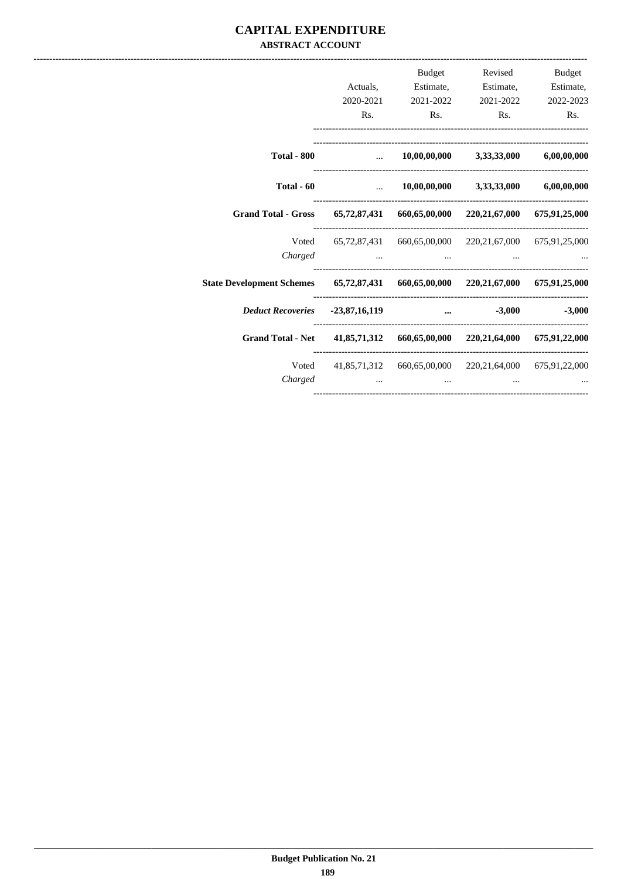# CAPITAL EXPENDITURE

## ABSTRACT ACCOUNT

| | Actuals, 2020-2021 Rs. | Budget Estimate, 2021-2022 Rs. | Revised Estimate, 2021-2022 Rs. | Budget Estimate, 2022-2023 Rs. |
|---|---|---|---|---|
| **Total - 800** | ... | **10,00,00,000** | **3,33,33,000** | **6,00,00,000** |
| **Total - 60** | ... | **10,00,00,000** | **3,33,33,000** | **6,00,00,000** |
| **Grand Total - Gross** | **65,72,87,431** | **660,65,00,000** | **220,21,67,000** | **675,91,25,000** |
| Voted | 65,72,87,431 | 660,65,00,000 | 220,21,67,000 | 675,91,25,000 |
| *Charged* | ... | ... | ... | ... |
| **State Development Schemes** | **65,72,87,431** | **660,65,00,000** | **220,21,67,000** | **675,91,25,000** |
| ***Deduct Recoveries*** | **-23,87,16,119** | **...** | **-3,000** | **-3,000** |
| **Grand Total - Net** | **41,85,71,312** | **660,65,00,000** | **220,21,64,000** | **675,91,22,000** |
| Voted | 41,85,71,312 | 660,65,00,000 | 220,21,64,000 | 675,91,22,000 |
| *Charged* | ... | ... | ... | ... |

**Budget Publication No. 21**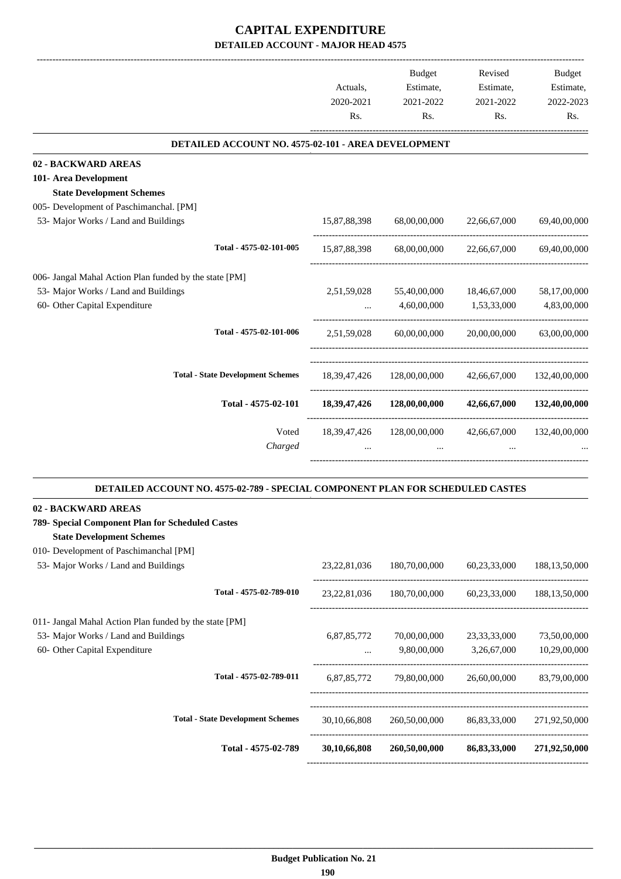# CAPITAL EXPENDITURE

## DETAILED ACCOUNT - MAJOR HEAD 4575

| | Actuals, 2020-2021 Rs. | Budget Estimate, 2021-2022 Rs. | Revised Estimate, 2021-2022 Rs. | Budget Estimate, 2022-2023 Rs. |
|---|---|---|---|---|
| **DETAILED ACCOUNT NO. 4575-02-101 - AREA DEVELOPMENT** | | | | |
| **02 - BACKWARD AREAS** | | | | |
| **101- Area Development** | | | | |
| **State Development Schemes** | | | | |
| 005- Development of Paschimanchal. [PM] | | | | |
| 53- Major Works / Land and Buildings | 15,87,88,398 | 68,00,00,000 | 22,66,67,000 | 69,40,00,000 |
| Total - 4575-02-101-005 | 15,87,88,398 | 68,00,00,000 | 22,66,67,000 | 69,40,00,000 |
| 006- Jangal Mahal Action Plan funded by the state [PM] | | | | |
| 53- Major Works / Land and Buildings | 2,51,59,028 | 55,40,00,000 | 18,46,67,000 | 58,17,00,000 |
| 60- Other Capital Expenditure | ... | 4,60,00,000 | 1,53,33,000 | 4,83,00,000 |
| Total - 4575-02-101-006 | 2,51,59,028 | 60,00,00,000 | 20,00,00,000 | 63,00,00,000 |
| Total - State Development Schemes | 18,39,47,426 | 128,00,00,000 | 42,66,67,000 | 132,40,00,000 |
| **Total - 4575-02-101** | **18,39,47,426** | **128,00,00,000** | **42,66,67,000** | **132,40,00,000** |
| Voted | 18,39,47,426 | 128,00,00,000 | 42,66,67,000 | 132,40,00,000 |
| *Charged* | ... | ... | ... | ... |
| **DETAILED ACCOUNT NO. 4575-02-789 - SPECIAL COMPONENT PLAN FOR SCHEDULED CASTES** | | | | |
| **02 - BACKWARD AREAS** | | | | |
| **789- Special Component Plan for Scheduled Castes** | | | | |
| **State Development Schemes** | | | | |
| 010- Development of Paschimanchal [PM] | | | | |
| 53- Major Works / Land and Buildings | 23,22,81,036 | 180,70,00,000 | 60,23,33,000 | 188,13,50,000 |
| Total - 4575-02-789-010 | 23,22,81,036 | 180,70,00,000 | 60,23,33,000 | 188,13,50,000 |
| 011- Jangal Mahal Action Plan funded by the state [PM] | | | | |
| 53- Major Works / Land and Buildings | 6,87,85,772 | 70,00,00,000 | 23,33,33,000 | 73,50,00,000 |
| 60- Other Capital Expenditure | ... | 9,80,00,000 | 3,26,67,000 | 10,29,00,000 |
| Total - 4575-02-789-011 | 6,87,85,772 | 79,80,00,000 | 26,60,00,000 | 83,79,00,000 |
| Total - State Development Schemes | 30,10,66,808 | 260,50,00,000 | 86,83,33,000 | 271,92,50,000 |
| **Total - 4575-02-789** | **30,10,66,808** | **260,50,00,000** | **86,83,33,000** | **271,92,50,000** |

Budget Publication No. 21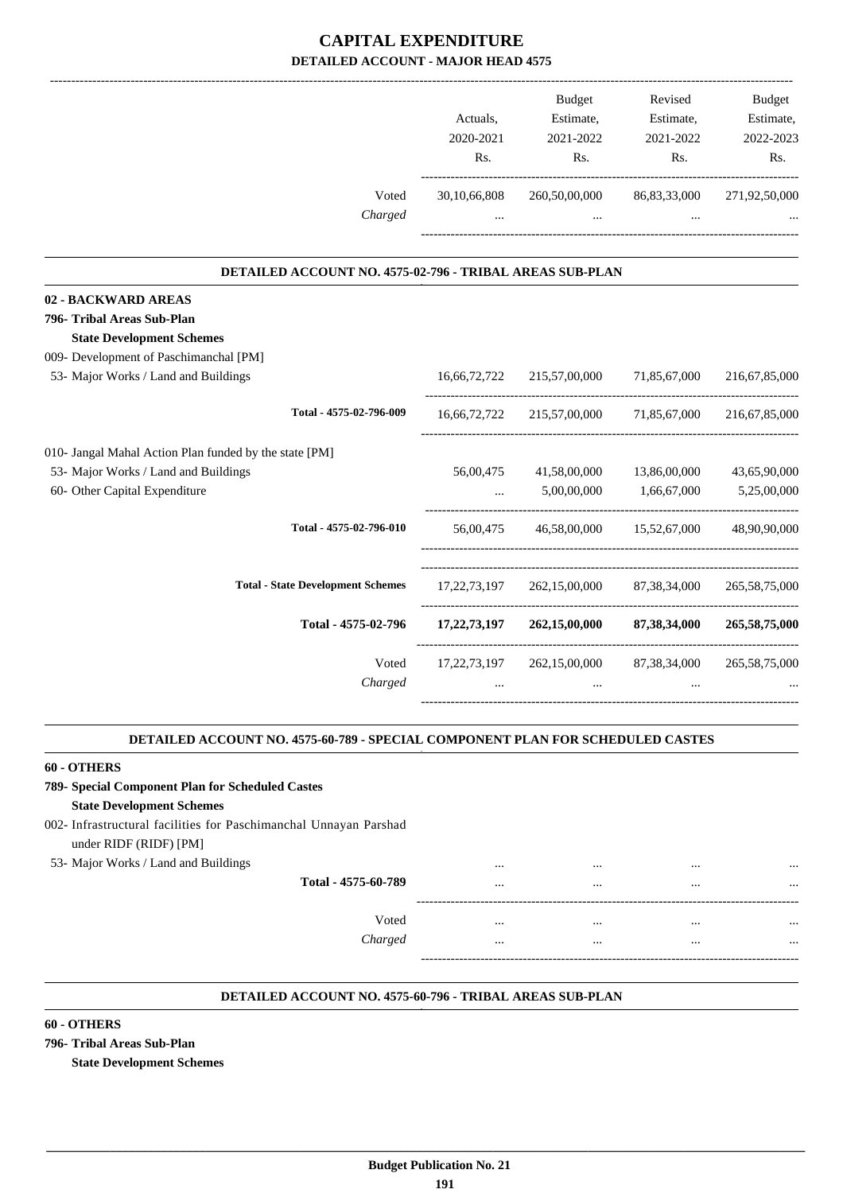# CAPITAL EXPENDITURE
## DETAILED ACCOUNT - MAJOR HEAD 4575

| | Actuals, 2020-2021 Rs. | Budget Estimate, 2021-2022 Rs. | Revised Estimate, 2021-2022 Rs. | Budget Estimate, 2022-2023 Rs. |
|---|---|---|---|---|
| Voted | 30,10,66,808 | 260,50,00,000 | 86,83,33,000 | 271,92,50,000 |
| *Charged* | ... | ... | ... | ... |

### DETAILED ACCOUNT NO. 4575-02-796 - TRIBAL AREAS SUB-PLAN

| | Actuals, 2020-2021 Rs. | Budget Estimate, 2021-2022 Rs. | Revised Estimate, 2021-2022 Rs. | Budget Estimate, 2022-2023 Rs. |
|---|---|---|---|---|
| **02 - BACKWARD AREAS** | | | | |
| **796- Tribal Areas Sub-Plan** | | | | |
| **State Development Schemes** | | | | |
| 009- Development of Paschimanchal [PM] | | | | |
| 53- Major Works / Land and Buildings | 16,66,72,722 | 215,57,00,000 | 71,85,67,000 | 216,67,85,000 |
| **Total - 4575-02-796-009** | 16,66,72,722 | 215,57,00,000 | 71,85,67,000 | 216,67,85,000 |
| 010- Jangal Mahal Action Plan funded by the state [PM] | | | | |
| 53- Major Works / Land and Buildings | 56,00,475 | 41,58,00,000 | 13,86,00,000 | 43,65,90,000 |
| 60- Other Capital Expenditure | ... | 5,00,00,000 | 1,66,67,000 | 5,25,00,000 |
| **Total - 4575-02-796-010** | 56,00,475 | 46,58,00,000 | 15,52,67,000 | 48,90,90,000 |
| **Total - State Development Schemes** | 17,22,73,197 | 262,15,00,000 | 87,38,34,000 | 265,58,75,000 |
| **Total - 4575-02-796** | **17,22,73,197** | **262,15,00,000** | **87,38,34,000** | **265,58,75,000** |
| Voted | 17,22,73,197 | 262,15,00,000 | 87,38,34,000 | 265,58,75,000 |
| *Charged* | ... | ... | ... | ... |

### DETAILED ACCOUNT NO. 4575-60-789 - SPECIAL COMPONENT PLAN FOR SCHEDULED CASTES

| | Actuals, 2020-2021 Rs. | Budget Estimate, 2021-2022 Rs. | Revised Estimate, 2021-2022 Rs. | Budget Estimate, 2022-2023 Rs. |
|---|---|---|---|---|
| **60 - OTHERS** | | | | |
| **789- Special Component Plan for Scheduled Castes** | | | | |
| **State Development Schemes** | | | | |
| 002- Infrastructural facilities for Paschimanchal Unnayan Parshad under RIDF (RIDF) [PM] | | | | |
| 53- Major Works / Land and Buildings | ... | ... | ... | ... |
| **Total - 4575-60-789** | ... | ... | ... | ... |
| Voted | ... | ... | ... | ... |
| *Charged* | ... | ... | ... | ... |

### DETAILED ACCOUNT NO. 4575-60-796 - TRIBAL AREAS SUB-PLAN

**60 - OTHERS**

**796- Tribal Areas Sub-Plan**

**State Development Schemes**

Budget Publication No. 21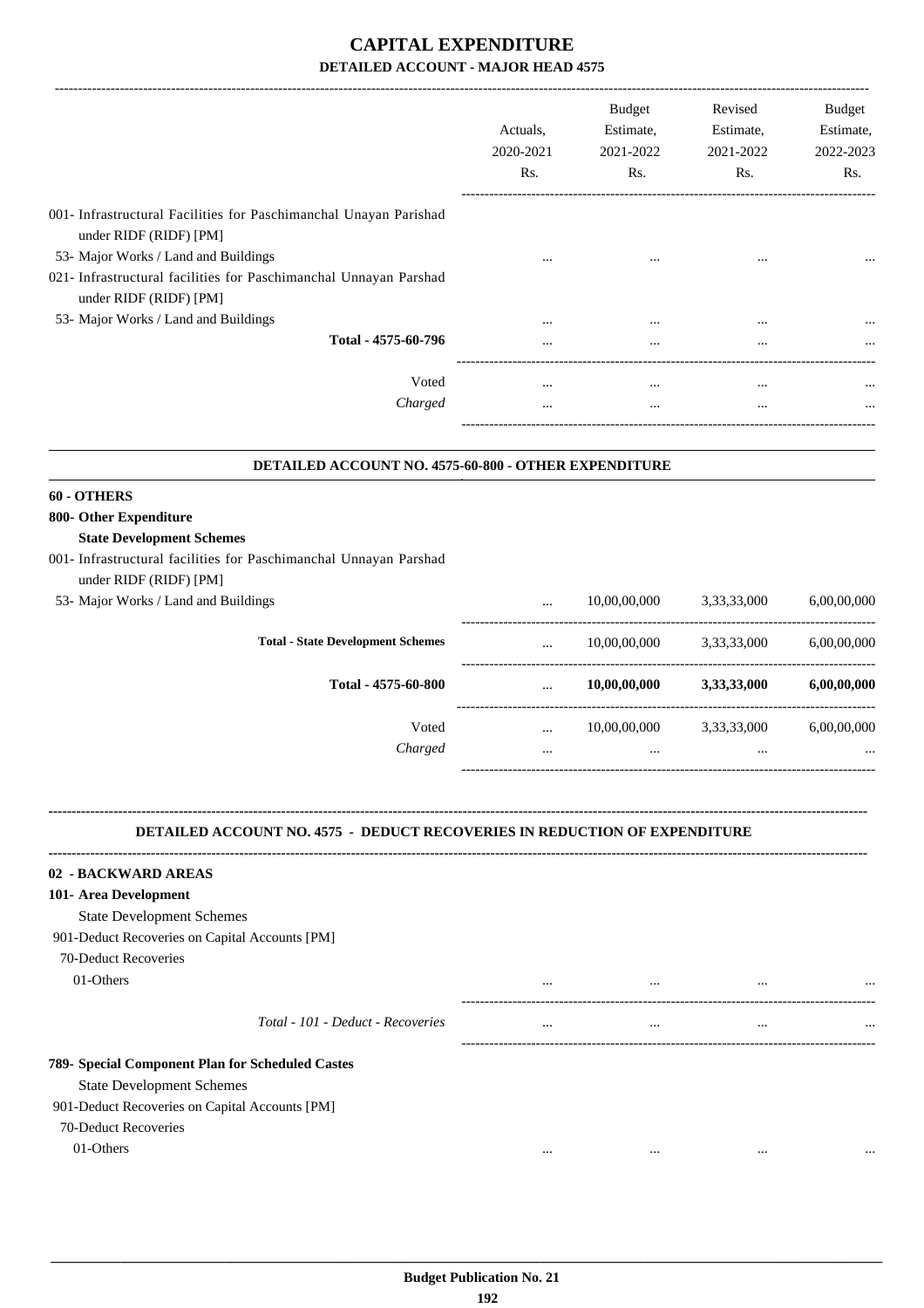# CAPITAL EXPENDITURE

## DETAILED ACCOUNT - MAJOR HEAD 4575

| | Actuals, 2020-2021 Rs. | Budget Estimate, 2021-2022 Rs. | Revised Estimate, 2021-2022 Rs. | Budget Estimate, 2022-2023 Rs. |
|---|---|---|---|---|
| 001- Infrastructural Facilities for Paschimanchal Unayan Parishad under RIDF (RIDF) [PM] | | | | |
| 53- Major Works / Land and Buildings | ... | ... | ... | ... |
| 021- Infrastructural facilities for Paschimanchal Unnayan Parshad under RIDF (RIDF) [PM] | | | | |
| 53- Major Works / Land and Buildings | ... | ... | ... | ... |
| Total - 4575-60-796 | ... | ... | ... | ... |
| Voted | ... | ... | ... | ... |
| *Charged* | ... | ... | ... | ... |

### DETAILED ACCOUNT NO. 4575-60-800 - OTHER EXPENDITURE

| | Actuals, 2020-2021 Rs. | Budget Estimate, 2021-2022 Rs. | Revised Estimate, 2021-2022 Rs. | Budget Estimate, 2022-2023 Rs. |
|---|---|---|---|---|
| **60 - OTHERS** | | | | |
| **800- Other Expenditure** | | | | |
| **State Development Schemes** | | | | |
| 001- Infrastructural facilities for Paschimanchal Unnayan Parshad under RIDF (RIDF) [PM] | | | | |
| 53- Major Works / Land and Buildings | ... | 10,00,00,000 | 3,33,33,000 | 6,00,00,000 |
| **Total - State Development Schemes** | ... | 10,00,00,000 | 3,33,33,000 | 6,00,00,000 |
| **Total - 4575-60-800** | ... | **10,00,00,000** | **3,33,33,000** | **6,00,00,000** |
| Voted | ... | 10,00,00,000 | 3,33,33,000 | 6,00,00,000 |
| *Charged* | ... | ... | ... | ... |

### DETAILED ACCOUNT NO. 4575 - DEDUCT RECOVERIES IN REDUCTION OF EXPENDITURE

| | Actuals, 2020-2021 Rs. | Budget Estimate, 2021-2022 Rs. | Revised Estimate, 2021-2022 Rs. | Budget Estimate, 2022-2023 Rs. |
|---|---|---|---|---|
| **02 - BACKWARD AREAS** | | | | |
| **101- Area Development** | | | | |
| State Development Schemes | | | | |
| 901-Deduct Recoveries on Capital Accounts [PM] | | | | |
| 70-Deduct Recoveries | | | | |
| 01-Others | ... | ... | ... | ... |
| *Total - 101 - Deduct - Recoveries* | ... | ... | ... | ... |
| **789- Special Component Plan for Scheduled Castes** | | | | |
| State Development Schemes | | | | |
| 901-Deduct Recoveries on Capital Accounts [PM] | | | | |
| 70-Deduct Recoveries | | | | |
| 01-Others | ... | ... | ... | ... |

**Budget Publication No. 21**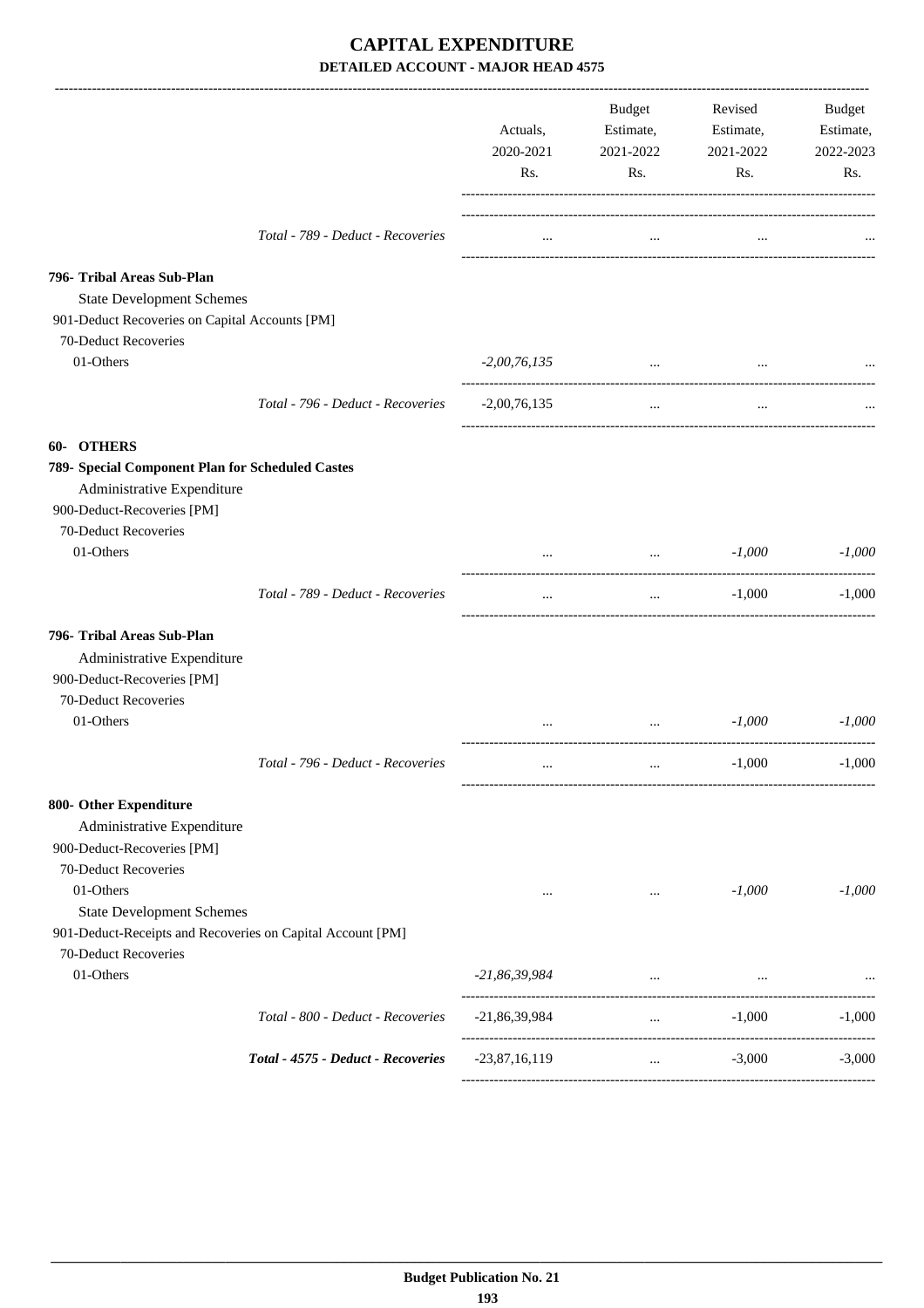# CAPITAL EXPENDITURE

## DETAILED ACCOUNT - MAJOR HEAD 4575

| | Actuals, 2020-2021 Rs. | Budget Estimate, 2021-2022 Rs. | Revised Estimate, 2021-2022 Rs. | Budget Estimate, 2022-2023 Rs. |
|---|---|---|---|---|
| *Total - 789 - Deduct - Recoveries* | ... | ... | ... | ... |
| **796- Tribal Areas Sub-Plan** | | | | |
| State Development Schemes | | | | |
| 901-Deduct Recoveries on Capital Accounts [PM] | | | | |
| 70-Deduct Recoveries | | | | |
| 01-Others | *-2,00,76,135* | ... | ... | ... |
| *Total - 796 - Deduct - Recoveries* | -2,00,76,135 | ... | ... | ... |
| **60- OTHERS** | | | | |
| **789- Special Component Plan for Scheduled Castes** | | | | |
| Administrative Expenditure | | | | |
| 900-Deduct-Recoveries [PM] | | | | |
| 70-Deduct Recoveries | | | | |
| 01-Others | ... | ... | *-1,000* | *-1,000* |
| *Total - 789 - Deduct - Recoveries* | ... | ... | -1,000 | -1,000 |
| **796- Tribal Areas Sub-Plan** | | | | |
| Administrative Expenditure | | | | |
| 900-Deduct-Recoveries [PM] | | | | |
| 70-Deduct Recoveries | | | | |
| 01-Others | ... | ... | *-1,000* | *-1,000* |
| *Total - 796 - Deduct - Recoveries* | ... | ... | -1,000 | -1,000 |
| **800- Other Expenditure** | | | | |
| Administrative Expenditure | | | | |
| 900-Deduct-Recoveries [PM] | | | | |
| 70-Deduct Recoveries | | | | |
| 01-Others | ... | ... | *-1,000* | *-1,000* |
| State Development Schemes | | | | |
| 901-Deduct-Receipts and Recoveries on Capital Account [PM] | | | | |
| 70-Deduct Recoveries | | | | |
| 01-Others | *-21,86,39,984* | ... | ... | ... |
| *Total - 800 - Deduct - Recoveries* | -21,86,39,984 | ... | -1,000 | -1,000 |
| ***Total - 4575 - Deduct - Recoveries*** | -23,87,16,119 | ... | -3,000 | -3,000 |

**Budget Publication No. 21**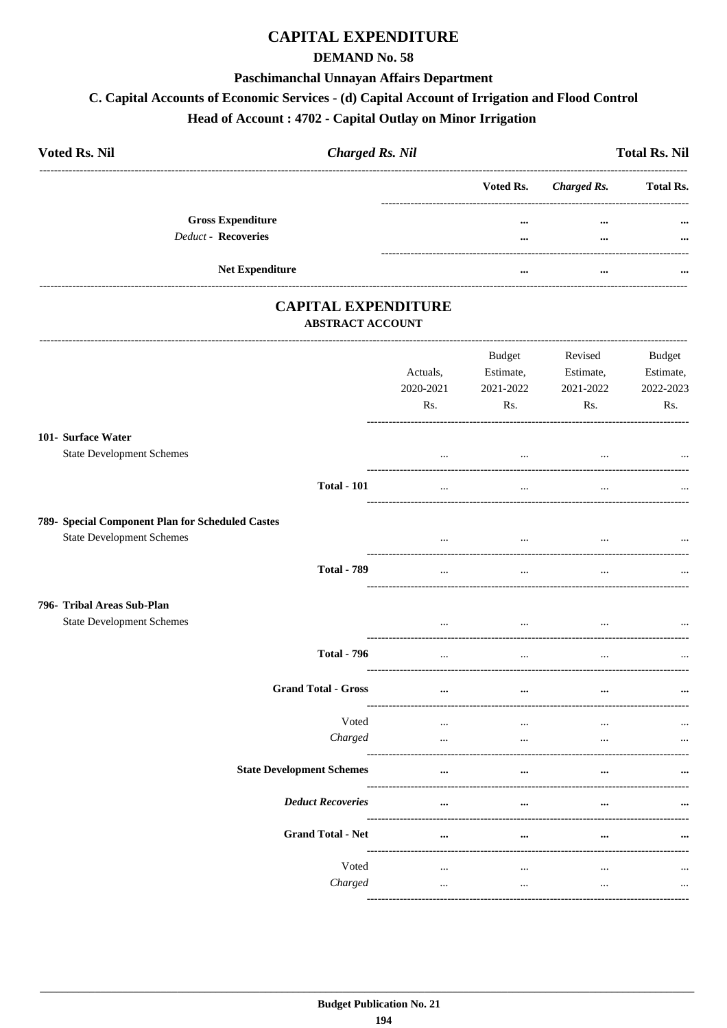# CAPITAL EXPENDITURE

## DEMAND No. 58

### Paschimanchal Unnayan Affairs Department

### C. Capital Accounts of Economic Services - (d) Capital Account of Irrigation and Flood Control

### Head of Account : 4702 - Capital Outlay on Minor Irrigation

| **Voted Rs. Nil** | ***Charged Rs. Nil*** | **Total Rs. Nil** |
|---|---|---|

| | **Voted Rs.** | ***Charged Rs.*** | **Total Rs.** |
|---|---|---|---|
| **Gross Expenditure** | **...** | **...** | **...** |
| *Deduct* - **Recoveries** | **...** | **...** | **...** |
| **Net Expenditure** | **...** | **...** | **...** |

## CAPITAL EXPENDITURE

### ABSTRACT ACCOUNT

| | Actuals, 2020-2021 Rs. | Budget Estimate, 2021-2022 Rs. | Revised Estimate, 2021-2022 Rs. | Budget Estimate, 2022-2023 Rs. |
|---|---|---|---|---|
| **101- Surface Water** | | | | |
| State Development Schemes | ... | ... | ... | ... |
| **Total - 101** | ... | ... | ... | ... |
| **789- Special Component Plan for Scheduled Castes** | | | | |
| State Development Schemes | ... | ... | ... | ... |
| **Total - 789** | ... | ... | ... | ... |
| **796- Tribal Areas Sub-Plan** | | | | |
| State Development Schemes | ... | ... | ... | ... |
| **Total - 796** | ... | ... | ... | ... |
| **Grand Total - Gross** | **...** | **...** | **...** | **...** |
| Voted | ... | ... | ... | ... |
| *Charged* | ... | ... | ... | ... |
| **State Development Schemes** | **...** | **...** | **...** | **...** |
| ***Deduct Recoveries*** | **...** | **...** | **...** | **...** |
| **Grand Total - Net** | **...** | **...** | **...** | **...** |
| Voted | ... | ... | ... | ... |
| *Charged* | ... | ... | ... | ... |

**Budget Publication No. 21**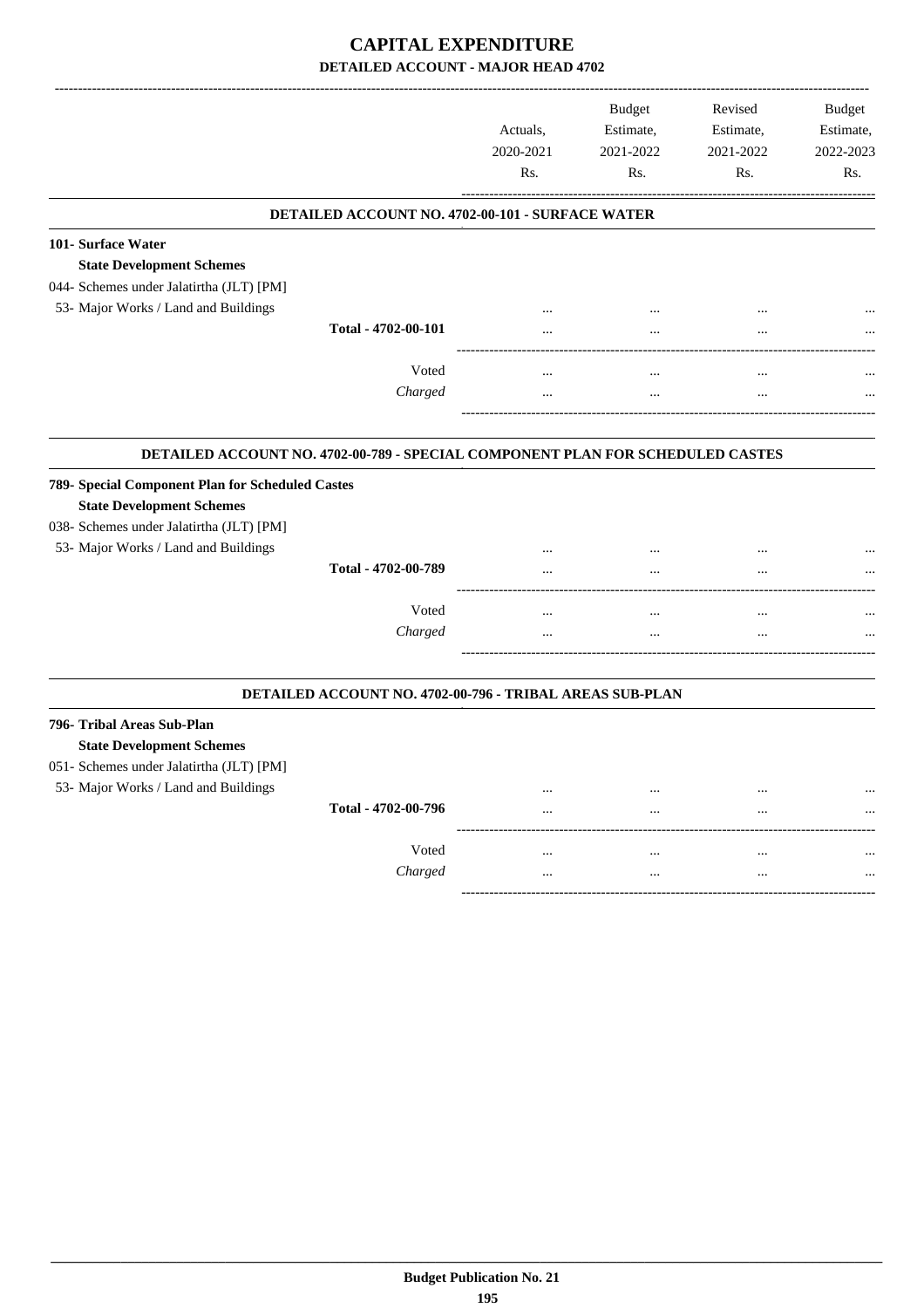# CAPITAL EXPENDITURE

## DETAILED ACCOUNT - MAJOR HEAD 4702

| | Actuals, 2020-2021 Rs. | Budget Estimate, 2021-2022 Rs. | Revised Estimate, 2021-2022 Rs. | Budget Estimate, 2022-2023 Rs. |
|---|---|---|---|---|
| **DETAILED ACCOUNT NO. 4702-00-101 - SURFACE WATER** | | | | |
| **101- Surface Water** | | | | |
| **State Development Schemes** | | | | |
| 044- Schemes under Jalatirtha (JLT) [PM] | | | | |
| 53- Major Works / Land and Buildings | ... | ... | ... | ... |
| **Total - 4702-00-101** | ... | ... | ... | ... |
| Voted | ... | ... | ... | ... |
| *Charged* | ... | ... | ... | ... |
| **DETAILED ACCOUNT NO. 4702-00-789 - SPECIAL COMPONENT PLAN FOR SCHEDULED CASTES** | | | | |
| **789- Special Component Plan for Scheduled Castes** | | | | |
| **State Development Schemes** | | | | |
| 038- Schemes under Jalatirtha (JLT) [PM] | | | | |
| 53- Major Works / Land and Buildings | ... | ... | ... | ... |
| **Total - 4702-00-789** | ... | ... | ... | ... |
| Voted | ... | ... | ... | ... |
| *Charged* | ... | ... | ... | ... |
| **DETAILED ACCOUNT NO. 4702-00-796 - TRIBAL AREAS SUB-PLAN** | | | | |
| **796- Tribal Areas Sub-Plan** | | | | |
| **State Development Schemes** | | | | |
| 051- Schemes under Jalatirtha (JLT) [PM] | | | | |
| 53- Major Works / Land and Buildings | ... | ... | ... | ... |
| **Total - 4702-00-796** | ... | ... | ... | ... |
| Voted | ... | ... | ... | ... |
| *Charged* | ... | ... | ... | ... |

**Budget Publication No. 21**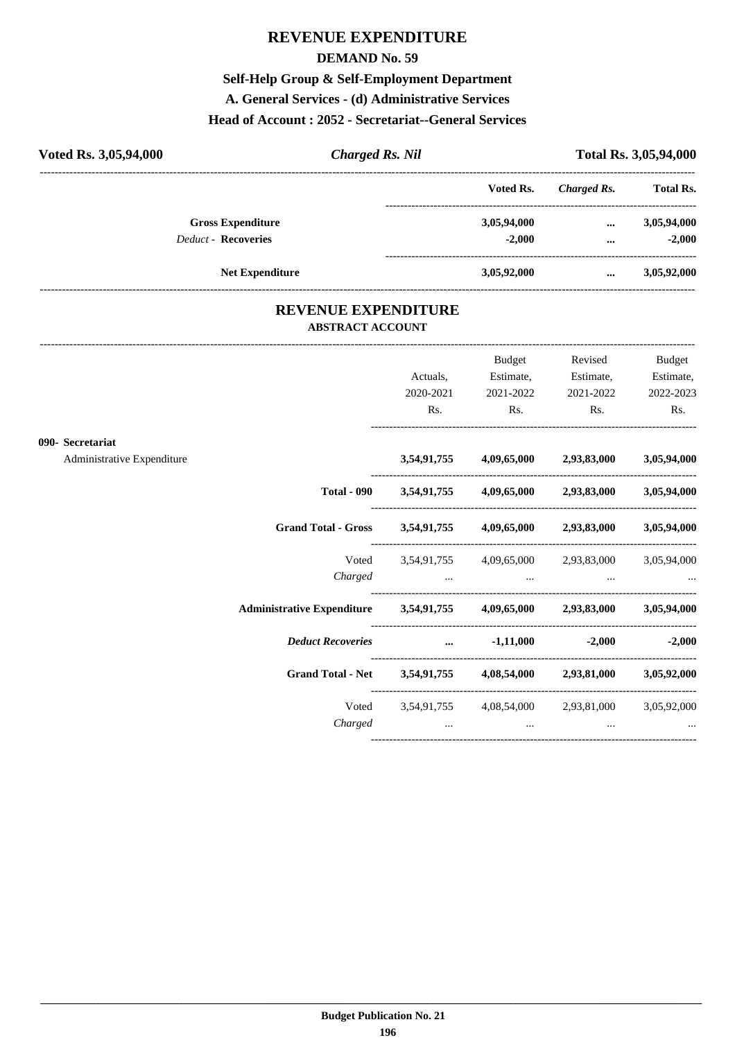# REVENUE EXPENDITURE

## DEMAND No. 59

### Self-Help Group & Self-Employment Department

### A. General Services - (d) Administrative Services

### Head of Account : 2052 - Secretariat--General Services

**Voted Rs. 3,05,94,000** | ***Charged Rs. Nil*** | **Total Rs. 3,05,94,000**

| | Voted Rs. | Charged Rs. | Total Rs. |
|---|---|---|---|
| **Gross Expenditure** | **3,05,94,000** | **...** | **3,05,94,000** |
| *Deduct* - **Recoveries** | **-2,000** | **...** | **-2,000** |
| **Net Expenditure** | **3,05,92,000** | **...** | **3,05,92,000** |

## REVENUE EXPENDITURE

### ABSTRACT ACCOUNT

| | Actuals, 2020-2021 Rs. | Budget Estimate, 2021-2022 Rs. | Revised Estimate, 2021-2022 Rs. | Budget Estimate, 2022-2023 Rs. |
|---|---|---|---|---|
| **090- Secretariat** | | | | |
| Administrative Expenditure | **3,54,91,755** | **4,09,65,000** | **2,93,83,000** | **3,05,94,000** |
| **Total - 090** | **3,54,91,755** | **4,09,65,000** | **2,93,83,000** | **3,05,94,000** |
| **Grand Total - Gross** | **3,54,91,755** | **4,09,65,000** | **2,93,83,000** | **3,05,94,000** |
| Voted | 3,54,91,755 | 4,09,65,000 | 2,93,83,000 | 3,05,94,000 |
| *Charged* | ... | ... | ... | ... |
| **Administrative Expenditure** | **3,54,91,755** | **4,09,65,000** | **2,93,83,000** | **3,05,94,000** |
| ***Deduct Recoveries*** | **...** | **-1,11,000** | **-2,000** | **-2,000** |
| **Grand Total - Net** | **3,54,91,755** | **4,08,54,000** | **2,93,81,000** | **3,05,92,000** |
| Voted | 3,54,91,755 | 4,08,54,000 | 2,93,81,000 | 3,05,92,000 |
| *Charged* | ... | ... | ... | ... |

**Budget Publication No. 21**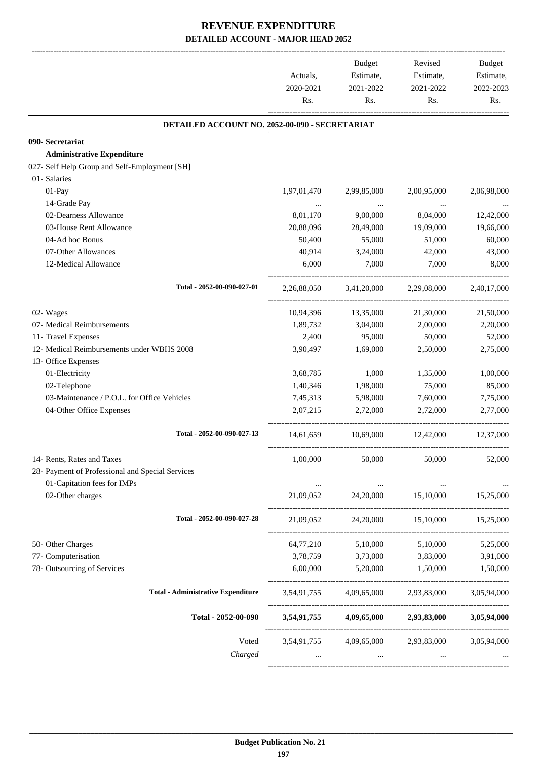# REVENUE EXPENDITURE

## DETAILED ACCOUNT - MAJOR HEAD 2052

| | Actuals, 2020-2021 Rs. | Budget Estimate, 2021-2022 Rs. | Revised Estimate, 2021-2022 Rs. | Budget Estimate, 2022-2023 Rs. |
|---|---|---|---|---|
| **DETAILED ACCOUNT NO. 2052-00-090 - SECRETARIAT** | | | | |
| **090- Secretariat** | | | | |
| **Administrative Expenditure** | | | | |
| 027- Self Help Group and Self-Employment [SH] | | | | |
| 01- Salaries | | | | |
| 01-Pay | 1,97,01,470 | 2,99,85,000 | 2,00,95,000 | 2,06,98,000 |
| 14-Grade Pay | ... | ... | ... | ... |
| 02-Dearness Allowance | 8,01,170 | 9,00,000 | 8,04,000 | 12,42,000 |
| 03-House Rent Allowance | 20,88,096 | 28,49,000 | 19,09,000 | 19,66,000 |
| 04-Ad hoc Bonus | 50,400 | 55,000 | 51,000 | 60,000 |
| 07-Other Allowances | 40,914 | 3,24,000 | 42,000 | 43,000 |
| 12-Medical Allowance | 6,000 | 7,000 | 7,000 | 8,000 |
| Total - 2052-00-090-027-01 | 2,26,88,050 | 3,41,20,000 | 2,29,08,000 | 2,40,17,000 |
| 02- Wages | 10,94,396 | 13,35,000 | 21,30,000 | 21,50,000 |
| 07- Medical Reimbursements | 1,89,732 | 3,04,000 | 2,00,000 | 2,20,000 |
| 11- Travel Expenses | 2,400 | 95,000 | 50,000 | 52,000 |
| 12- Medical Reimbursements under WBHS 2008 | 3,90,497 | 1,69,000 | 2,50,000 | 2,75,000 |
| 13- Office Expenses | | | | |
| 01-Electricity | 3,68,785 | 1,000 | 1,35,000 | 1,00,000 |
| 02-Telephone | 1,40,346 | 1,98,000 | 75,000 | 85,000 |
| 03-Maintenance / P.O.L. for Office Vehicles | 7,45,313 | 5,98,000 | 7,60,000 | 7,75,000 |
| 04-Other Office Expenses | 2,07,215 | 2,72,000 | 2,72,000 | 2,77,000 |
| Total - 2052-00-090-027-13 | 14,61,659 | 10,69,000 | 12,42,000 | 12,37,000 |
| 14- Rents, Rates and Taxes | 1,00,000 | 50,000 | 50,000 | 52,000 |
| 28- Payment of Professional and Special Services | | | | |
| 01-Capitation fees for IMPs | ... | ... | ... | ... |
| 02-Other charges | 21,09,052 | 24,20,000 | 15,10,000 | 15,25,000 |
| Total - 2052-00-090-027-28 | 21,09,052 | 24,20,000 | 15,10,000 | 15,25,000 |
| 50- Other Charges | 64,77,210 | 5,10,000 | 5,10,000 | 5,25,000 |
| 77- Computerisation | 3,78,759 | 3,73,000 | 3,83,000 | 3,91,000 |
| 78- Outsourcing of Services | 6,00,000 | 5,20,000 | 1,50,000 | 1,50,000 |
| **Total - Administrative Expenditure** | 3,54,91,755 | 4,09,65,000 | 2,93,83,000 | 3,05,94,000 |
| **Total - 2052-00-090** | **3,54,91,755** | **4,09,65,000** | **2,93,83,000** | **3,05,94,000** |
| Voted | 3,54,91,755 | 4,09,65,000 | 2,93,83,000 | 3,05,94,000 |
| *Charged* | ... | ... | ... | ... |

**Budget Publication No. 21**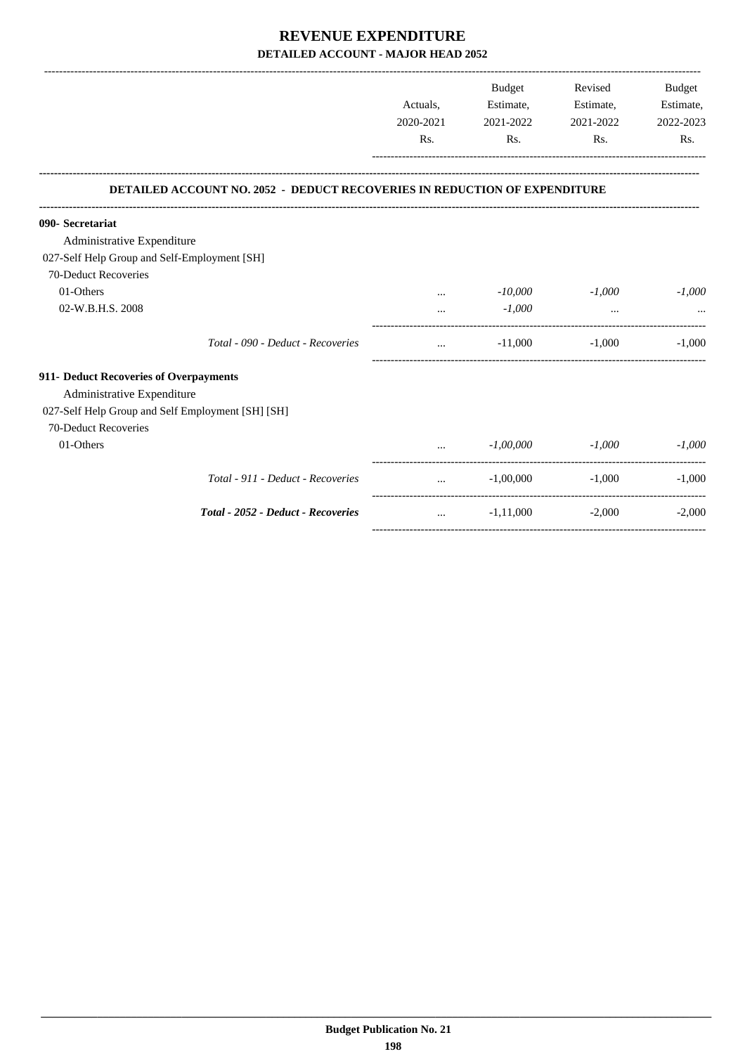# REVENUE EXPENDITURE

## DETAILED ACCOUNT - MAJOR HEAD 2052

| | Actuals, 2020-2021 Rs. | Budget Estimate, 2021-2022 Rs. | Revised Estimate, 2021-2022 Rs. | Budget Estimate, 2022-2023 Rs. |
|---|---|---|---|---|
| **DETAILED ACCOUNT NO. 2052 - DEDUCT RECOVERIES IN REDUCTION OF EXPENDITURE** | | | | |
| **090- Secretariat** | | | | |
| Administrative Expenditure | | | | |
| 027-Self Help Group and Self-Employment [SH] | | | | |
| 70-Deduct Recoveries | | | | |
| 01-Others | ... | *-10,000* | *-1,000* | *-1,000* |
| 02-W.B.H.S. 2008 | ... | *-1,000* | ... | ... |
| *Total - 090 - Deduct - Recoveries* | ... | -11,000 | -1,000 | -1,000 |
| **911- Deduct Recoveries of Overpayments** | | | | |
| Administrative Expenditure | | | | |
| 027-Self Help Group and Self Employment [SH] [SH] | | | | |
| 70-Deduct Recoveries | | | | |
| 01-Others | ... | *-1,00,000* | *-1,000* | *-1,000* |
| *Total - 911 - Deduct - Recoveries* | ... | -1,00,000 | -1,000 | -1,000 |
| ***Total - 2052 - Deduct - Recoveries*** | ... | -1,11,000 | -2,000 | -2,000 |

**Budget Publication No. 21**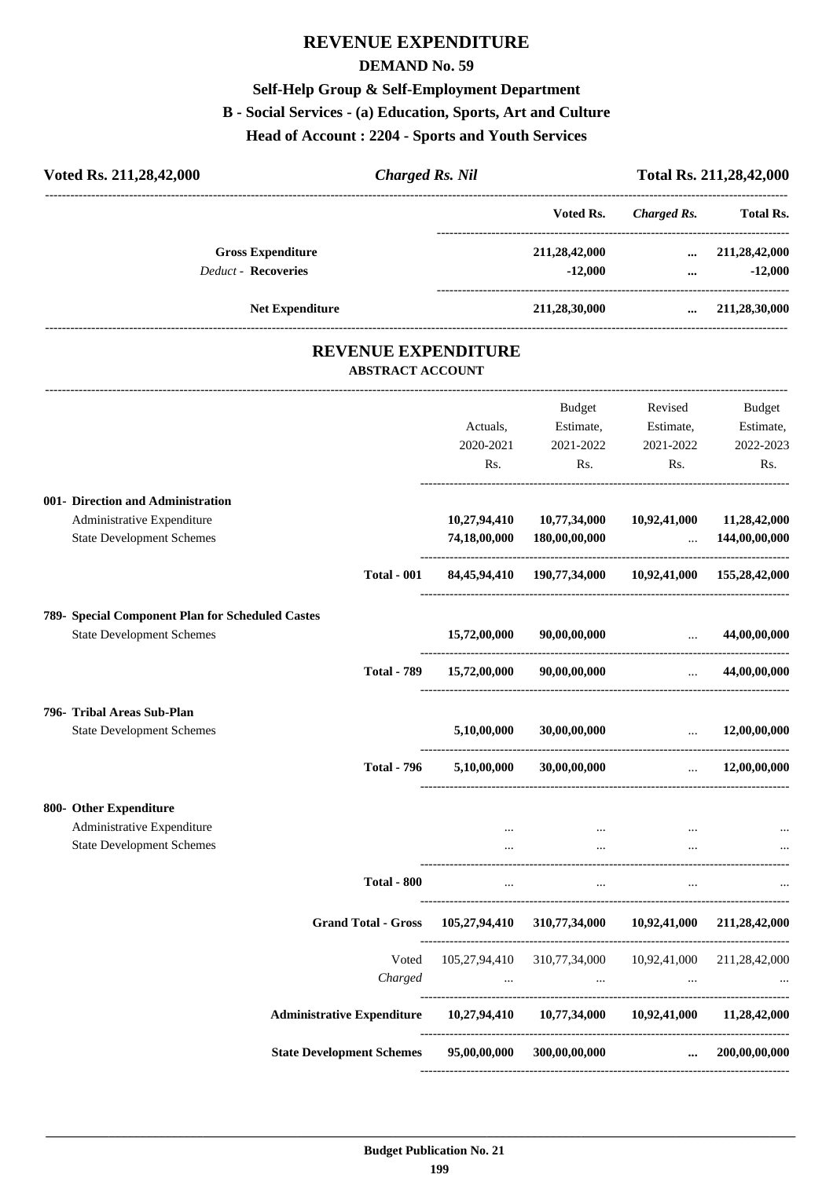# REVENUE EXPENDITURE

## DEMAND No. 59

### Self-Help Group & Self-Employment Department

### B - Social Services - (a) Education, Sports, Art and Culture

### Head of Account : 2204 - Sports and Youth Services

| Voted Rs. 211,28,42,000 | *Charged Rs. Nil* | Total Rs. 211,28,42,000 |
|---|---|---|

| | Voted Rs. | *Charged Rs.* | Total Rs. |
|---|---|---|---|
| **Gross Expenditure** | 211,28,42,000 | ... | 211,28,42,000 |
| *Deduct* - **Recoveries** | -12,000 | ... | -12,000 |
| **Net Expenditure** | 211,28,30,000 | ... | 211,28,30,000 |

## REVENUE EXPENDITURE

### ABSTRACT ACCOUNT

| | Actuals, 2020-2021 Rs. | Budget Estimate, 2021-2022 Rs. | Revised Estimate, 2021-2022 Rs. | Budget Estimate, 2022-2023 Rs. |
|---|---|---|---|---|
| **001- Direction and Administration** | | | | |
| Administrative Expenditure | 10,27,94,410 | 10,77,34,000 | 10,92,41,000 | 11,28,42,000 |
| State Development Schemes | 74,18,00,000 | 180,00,00,000 | ... | 144,00,00,000 |
| **Total - 001** | 84,45,94,410 | 190,77,34,000 | 10,92,41,000 | 155,28,42,000 |
| **789- Special Component Plan for Scheduled Castes** | | | | |
| State Development Schemes | 15,72,00,000 | 90,00,00,000 | ... | 44,00,00,000 |
| **Total - 789** | 15,72,00,000 | 90,00,00,000 | ... | 44,00,00,000 |
| **796- Tribal Areas Sub-Plan** | | | | |
| State Development Schemes | 5,10,00,000 | 30,00,00,000 | ... | 12,00,00,000 |
| **Total - 796** | 5,10,00,000 | 30,00,00,000 | ... | 12,00,00,000 |
| **800- Other Expenditure** | | | | |
| Administrative Expenditure | ... | ... | ... | ... |
| State Development Schemes | ... | ... | ... | ... |
| **Total - 800** | ... | ... | ... | ... |
| **Grand Total - Gross** | 105,27,94,410 | 310,77,34,000 | 10,92,41,000 | 211,28,42,000 |
| Voted | 105,27,94,410 | 310,77,34,000 | 10,92,41,000 | 211,28,42,000 |
| *Charged* | ... | ... | ... | ... |
| **Administrative Expenditure** | 10,27,94,410 | 10,77,34,000 | 10,92,41,000 | 11,28,42,000 |
| **State Development Schemes** | 95,00,00,000 | 300,00,00,000 | ... | 200,00,00,000 |

**Budget Publication No. 21**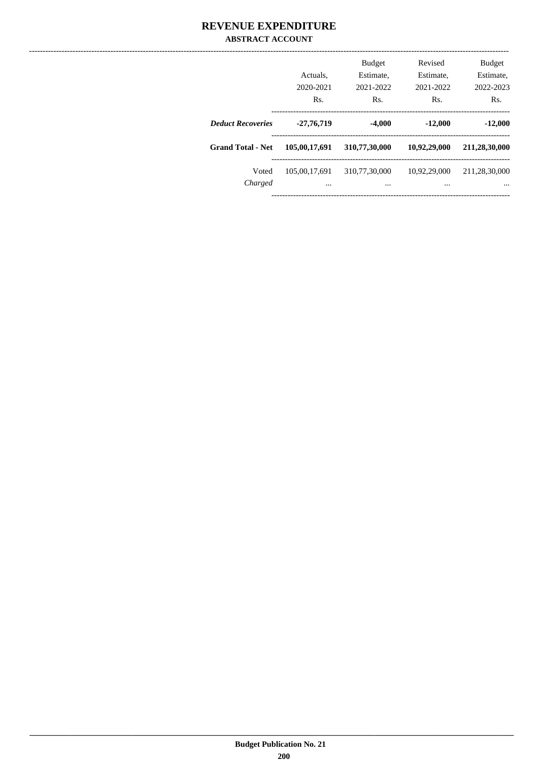# REVENUE EXPENDITURE

### ABSTRACT ACCOUNT

| | Actuals, 2020-2021 Rs. | Budget Estimate, 2021-2022 Rs. | Revised Estimate, 2021-2022 Rs. | Budget Estimate, 2022-2023 Rs. |
|---|---|---|---|---|
| ***Deduct Recoveries*** | **-27,76,719** | **-4,000** | **-12,000** | **-12,000** |
| **Grand Total - Net** | **105,00,17,691** | **310,77,30,000** | **10,92,29,000** | **211,28,30,000** |
| Voted | 105,00,17,691 | 310,77,30,000 | 10,92,29,000 | 211,28,30,000 |
| *Charged* | ... | ... | ... | ... |

**Budget Publication No. 21**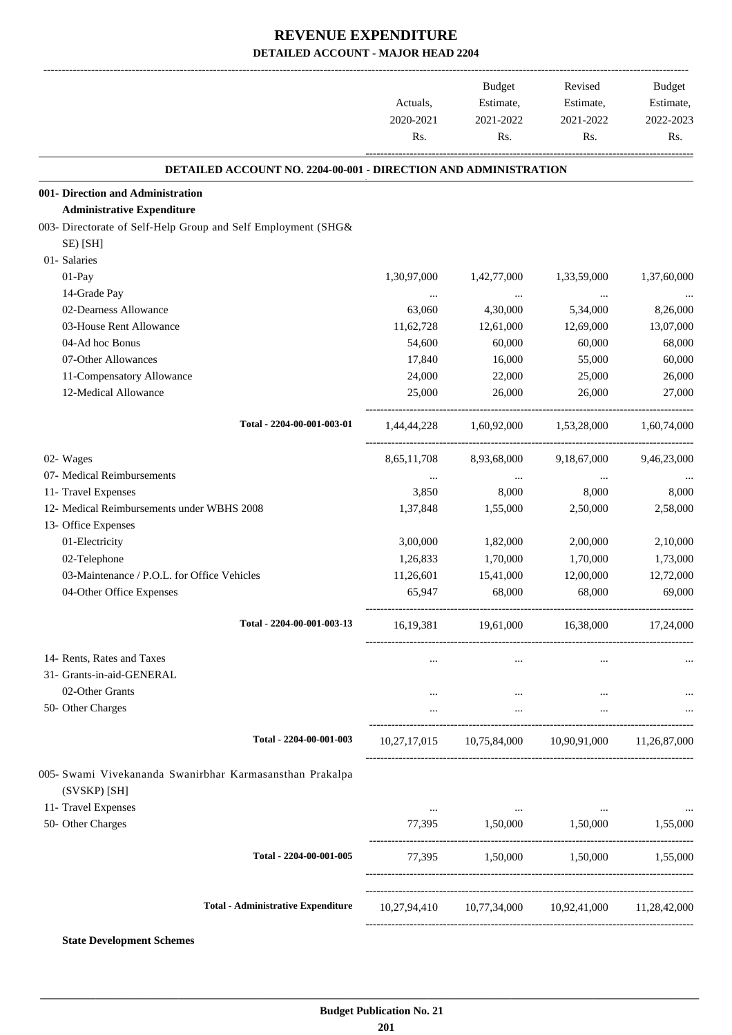# REVENUE EXPENDITURE

## DETAILED ACCOUNT - MAJOR HEAD 2204

| | Actuals, 2020-2021 Rs. | Budget Estimate, 2021-2022 Rs. | Revised Estimate, 2021-2022 Rs. | Budget Estimate, 2022-2023 Rs. |
|---|---|---|---|---|
| **DETAILED ACCOUNT NO. 2204-00-001 - DIRECTION AND ADMINISTRATION** | | | | |
| **001- Direction and Administration** | | | | |
| **Administrative Expenditure** | | | | |
| 003- Directorate of Self-Help Group and Self Employment (SHG& SE) [SH] | | | | |
| 01- Salaries | | | | |
| 01-Pay | 1,30,97,000 | 1,42,77,000 | 1,33,59,000 | 1,37,60,000 |
| 14-Grade Pay | ... | ... | ... | ... |
| 02-Dearness Allowance | 63,060 | 4,30,000 | 5,34,000 | 8,26,000 |
| 03-House Rent Allowance | 11,62,728 | 12,61,000 | 12,69,000 | 13,07,000 |
| 04-Ad hoc Bonus | 54,600 | 60,000 | 60,000 | 68,000 |
| 07-Other Allowances | 17,840 | 16,000 | 55,000 | 60,000 |
| 11-Compensatory Allowance | 24,000 | 22,000 | 25,000 | 26,000 |
| 12-Medical Allowance | 25,000 | 26,000 | 26,000 | 27,000 |
| Total - 2204-00-001-003-01 | 1,44,44,228 | 1,60,92,000 | 1,53,28,000 | 1,60,74,000 |
| 02- Wages | 8,65,11,708 | 8,93,68,000 | 9,18,67,000 | 9,46,23,000 |
| 07- Medical Reimbursements | ... | ... | ... | ... |
| 11- Travel Expenses | 3,850 | 8,000 | 8,000 | 8,000 |
| 12- Medical Reimbursements under WBHS 2008 | 1,37,848 | 1,55,000 | 2,50,000 | 2,58,000 |
| 13- Office Expenses | | | | |
| 01-Electricity | 3,00,000 | 1,82,000 | 2,00,000 | 2,10,000 |
| 02-Telephone | 1,26,833 | 1,70,000 | 1,70,000 | 1,73,000 |
| 03-Maintenance / P.O.L. for Office Vehicles | 11,26,601 | 15,41,000 | 12,00,000 | 12,72,000 |
| 04-Other Office Expenses | 65,947 | 68,000 | 68,000 | 69,000 |
| Total - 2204-00-001-003-13 | 16,19,381 | 19,61,000 | 16,38,000 | 17,24,000 |
| 14- Rents, Rates and Taxes | ... | ... | ... | ... |
| 31- Grants-in-aid-GENERAL | | | | |
| 02-Other Grants | ... | ... | ... | ... |
| 50- Other Charges | ... | ... | ... | ... |
| Total - 2204-00-001-003 | 10,27,17,015 | 10,75,84,000 | 10,90,91,000 | 11,26,87,000 |
| 005- Swami Vivekananda Swanirbhar Karmasansthan Prakalpa (SVSKP) [SH] | | | | |
| 11- Travel Expenses | ... | ... | ... | ... |
| 50- Other Charges | 77,395 | 1,50,000 | 1,50,000 | 1,55,000 |
| Total - 2204-00-001-005 | 77,395 | 1,50,000 | 1,50,000 | 1,55,000 |
| **Total - Administrative Expenditure** | 10,27,94,410 | 10,77,34,000 | 10,92,41,000 | 11,28,42,000 |

**State Development Schemes**

**Budget Publication No. 21**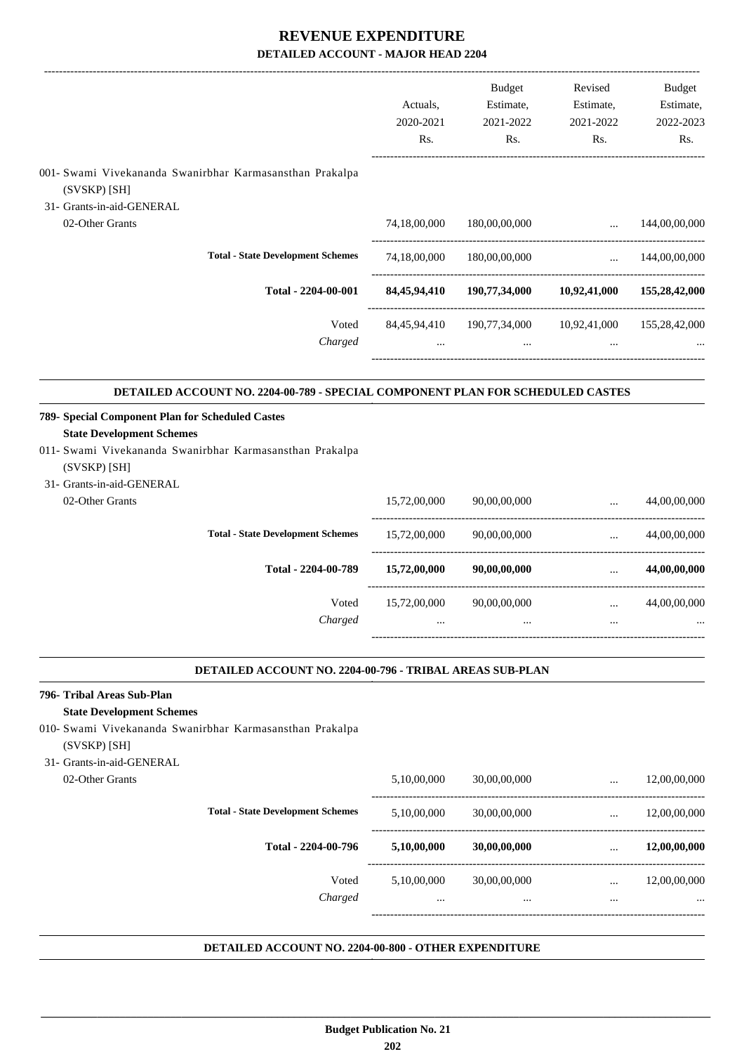# REVENUE EXPENDITURE
## DETAILED ACCOUNT - MAJOR HEAD 2204

| | Actuals, 2020-2021 Rs. | Budget Estimate, 2021-2022 Rs. | Revised Estimate, 2021-2022 Rs. | Budget Estimate, 2022-2023 Rs. |
|---|---|---|---|---|
| 001- Swami Vivekananda Swanirbhar Karmasansthan Prakalpa (SVSKP) [SH] | | | | |
| 31- Grants-in-aid-GENERAL | | | | |
| 02-Other Grants | 74,18,00,000 | 180,00,00,000 | ... | 144,00,00,000 |
| **Total - State Development Schemes** | 74,18,00,000 | 180,00,00,000 | ... | 144,00,00,000 |
| **Total - 2204-00-001** | **84,45,94,410** | **190,77,34,000** | **10,92,41,000** | **155,28,42,000** |
| Voted | 84,45,94,410 | 190,77,34,000 | 10,92,41,000 | 155,28,42,000 |
| *Charged* | ... | ... | ... | ... |

### DETAILED ACCOUNT NO. 2204-00-789 - SPECIAL COMPONENT PLAN FOR SCHEDULED CASTES

| | Actuals, 2020-2021 Rs. | Budget Estimate, 2021-2022 Rs. | Revised Estimate, 2021-2022 Rs. | Budget Estimate, 2022-2023 Rs. |
|---|---|---|---|---|
| **789- Special Component Plan for Scheduled Castes** | | | | |
| **State Development Schemes** | | | | |
| 011- Swami Vivekananda Swanirbhar Karmasansthan Prakalpa (SVSKP) [SH] | | | | |
| 31- Grants-in-aid-GENERAL | | | | |
| 02-Other Grants | 15,72,00,000 | 90,00,00,000 | ... | 44,00,00,000 |
| **Total - State Development Schemes** | 15,72,00,000 | 90,00,00,000 | ... | 44,00,00,000 |
| **Total - 2204-00-789** | **15,72,00,000** | **90,00,00,000** | **...** | **44,00,00,000** |
| Voted | 15,72,00,000 | 90,00,00,000 | ... | 44,00,00,000 |
| *Charged* | ... | ... | ... | ... |

### DETAILED ACCOUNT NO. 2204-00-796 - TRIBAL AREAS SUB-PLAN

| | Actuals, 2020-2021 Rs. | Budget Estimate, 2021-2022 Rs. | Revised Estimate, 2021-2022 Rs. | Budget Estimate, 2022-2023 Rs. |
|---|---|---|---|---|
| **796- Tribal Areas Sub-Plan** | | | | |
| **State Development Schemes** | | | | |
| 010- Swami Vivekananda Swanirbhar Karmasansthan Prakalpa (SVSKP) [SH] | | | | |
| 31- Grants-in-aid-GENERAL | | | | |
| 02-Other Grants | 5,10,00,000 | 30,00,00,000 | ... | 12,00,00,000 |
| **Total - State Development Schemes** | 5,10,00,000 | 30,00,00,000 | ... | 12,00,00,000 |
| **Total - 2204-00-796** | **5,10,00,000** | **30,00,00,000** | **...** | **12,00,00,000** |
| Voted | 5,10,00,000 | 30,00,00,000 | ... | 12,00,00,000 |
| *Charged* | ... | ... | ... | ... |

### DETAILED ACCOUNT NO. 2204-00-800 - OTHER EXPENDITURE

**Budget Publication No. 21**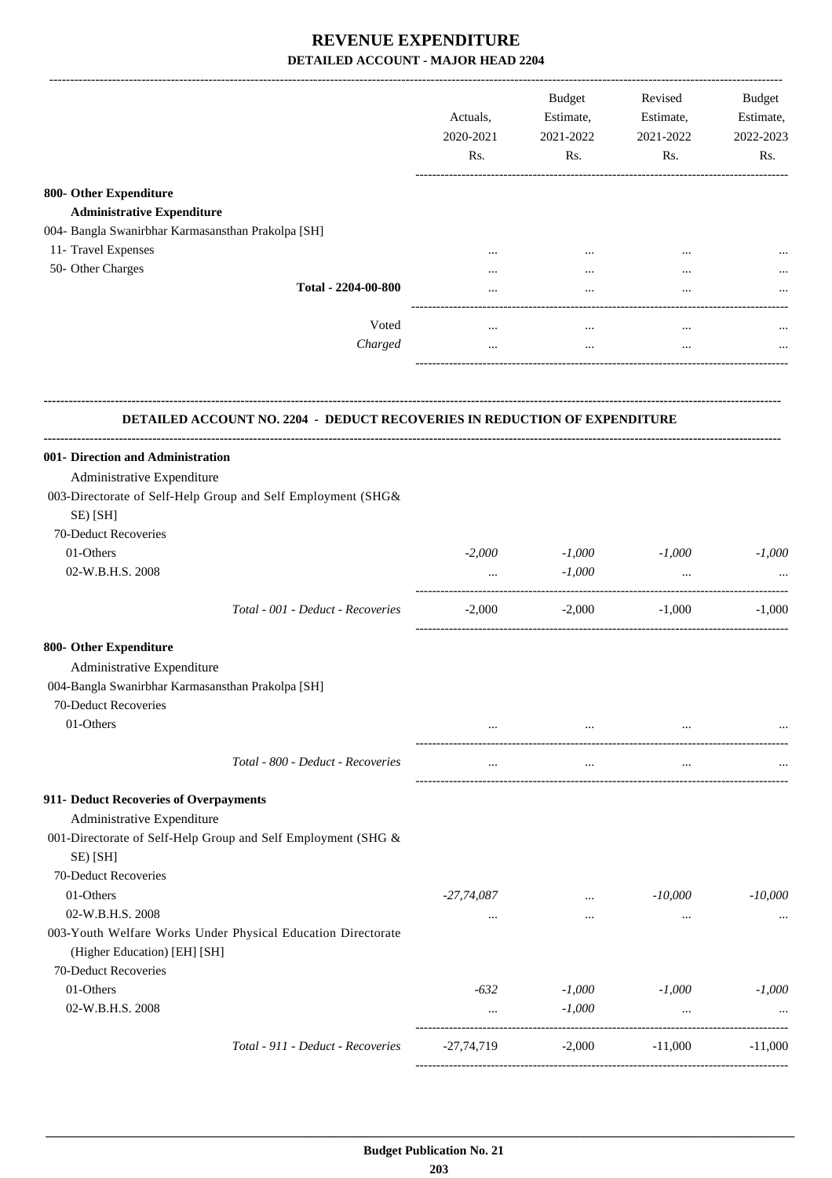# REVENUE EXPENDITURE

## DETAILED ACCOUNT - MAJOR HEAD 2204

| | Actuals, 2020-2021 Rs. | Budget Estimate, 2021-2022 Rs. | Revised Estimate, 2021-2022 Rs. | Budget Estimate, 2022-2023 Rs. |
|---|---|---|---|---|
| **800- Other Expenditure** | | | | |
| **Administrative Expenditure** | | | | |
| 004- Bangla Swanirbhar Karmasansthan Prakolpa [SH] | | | | |
| 11- Travel Expenses | ... | ... | ... | ... |
| 50- Other Charges | ... | ... | ... | ... |
| **Total - 2204-00-800** | ... | ... | ... | ... |
| Voted | ... | ... | ... | ... |
| *Charged* | ... | ... | ... | ... |

### DETAILED ACCOUNT NO. 2204 - DEDUCT RECOVERIES IN REDUCTION OF EXPENDITURE

| | Actuals, 2020-2021 Rs. | Budget Estimate, 2021-2022 Rs. | Revised Estimate, 2021-2022 Rs. | Budget Estimate, 2022-2023 Rs. |
|---|---|---|---|---|
| **001- Direction and Administration** | | | | |
| Administrative Expenditure | | | | |
| 003-Directorate of Self-Help Group and Self Employment (SHG& SE) [SH] | | | | |
| 70-Deduct Recoveries | | | | |
| 01-Others | *-2,000* | *-1,000* | *-1,000* | *-1,000* |
| 02-W.B.H.S. 2008 | ... | *-1,000* | ... | ... |
| *Total - 001 - Deduct - Recoveries* | -2,000 | -2,000 | -1,000 | -1,000 |
| **800- Other Expenditure** | | | | |
| Administrative Expenditure | | | | |
| 004-Bangla Swanirbhar Karmasansthan Prakolpa [SH] | | | | |
| 70-Deduct Recoveries | | | | |
| 01-Others | ... | ... | ... | ... |
| *Total - 800 - Deduct - Recoveries* | ... | ... | ... | ... |
| **911- Deduct Recoveries of Overpayments** | | | | |
| Administrative Expenditure | | | | |
| 001-Directorate of Self-Help Group and Self Employment (SHG & SE) [SH] | | | | |
| 70-Deduct Recoveries | | | | |
| 01-Others | *-27,74,087* | ... | *-10,000* | *-10,000* |
| 02-W.B.H.S. 2008 | ... | ... | ... | ... |
| 003-Youth Welfare Works Under Physical Education Directorate (Higher Education) [EH] [SH] | | | | |
| 70-Deduct Recoveries | | | | |
| 01-Others | *-632* | *-1,000* | *-1,000* | *-1,000* |
| 02-W.B.H.S. 2008 | ... | *-1,000* | ... | ... |
| *Total - 911 - Deduct - Recoveries* | -27,74,719 | -2,000 | -11,000 | -11,000 |

**Budget Publication No. 21**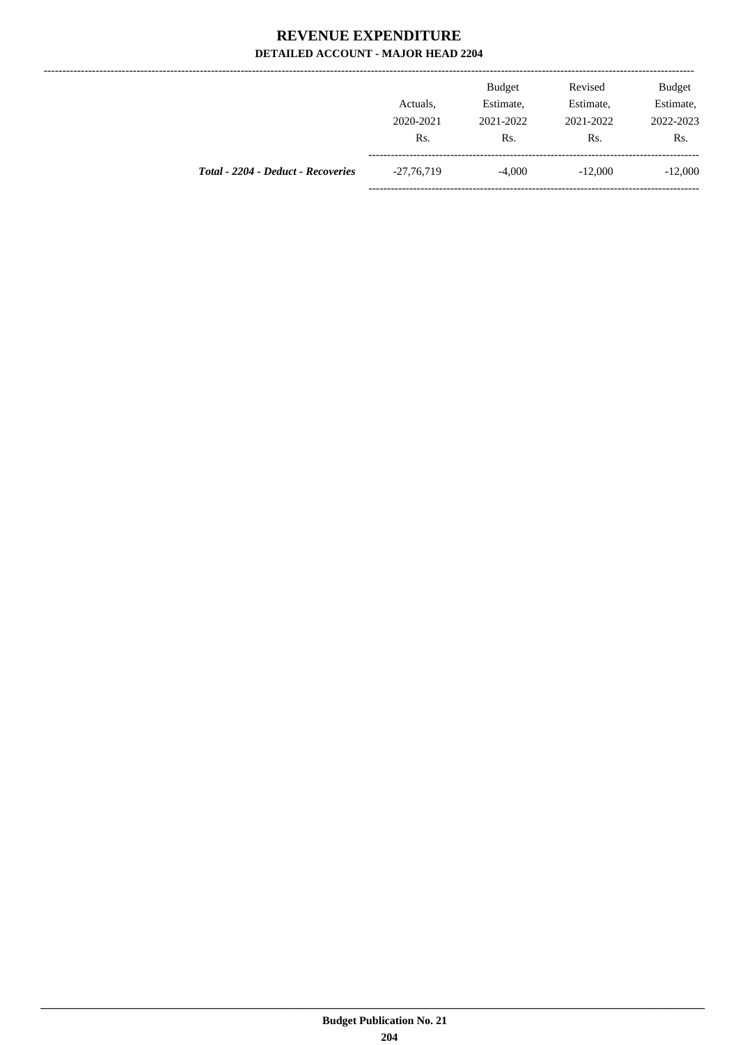# REVENUE EXPENDITURE

## DETAILED ACCOUNT - MAJOR HEAD 2204

| | Actuals, 2020-2021 Rs. | Budget Estimate, 2021-2022 Rs. | Revised Estimate, 2021-2022 Rs. | Budget Estimate, 2022-2023 Rs. |
|---|---|---|---|---|
| ***Total - 2204 - Deduct - Recoveries*** | -27,76,719 | -4,000 | -12,000 | -12,000 |

**Budget Publication No. 21**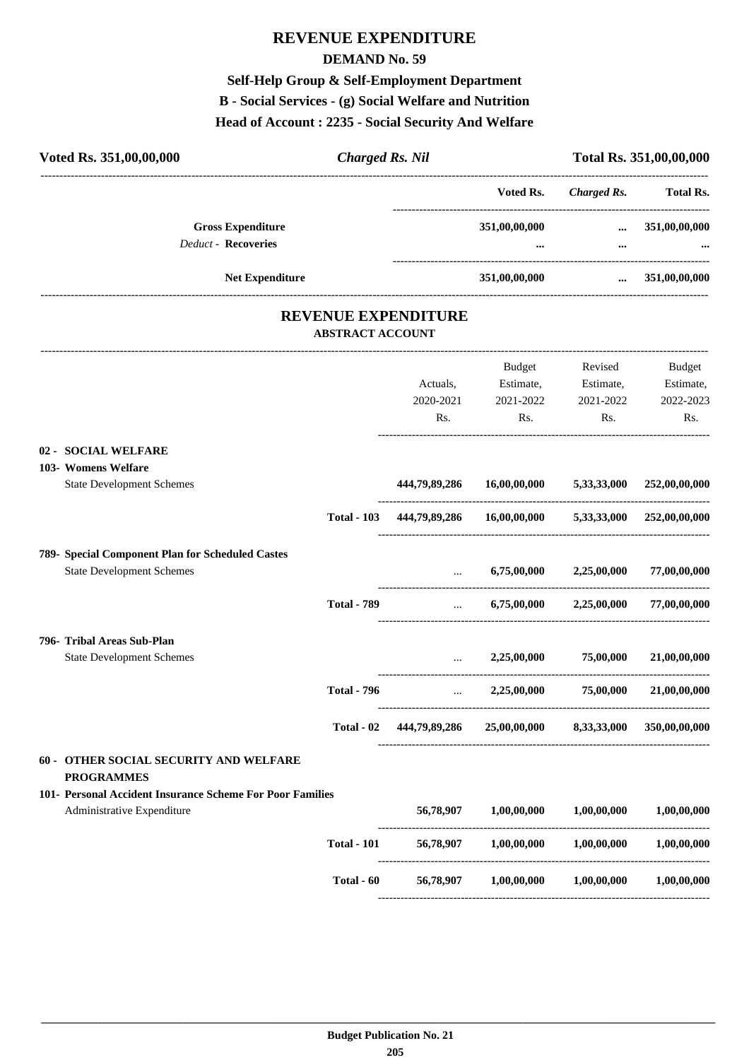# REVENUE EXPENDITURE

## DEMAND No. 59

### Self-Help Group & Self-Employment Department

### B - Social Services - (g) Social Welfare and Nutrition

### Head of Account : 2235 - Social Security And Welfare

| Voted Rs. 351,00,00,000 | Charged Rs. Nil | | Total Rs. 351,00,00,000 |
|---|---|---|---|
| | Voted Rs. | Charged Rs. | Total Rs. |
| **Gross Expenditure** | 351,00,00,000 | ... | 351,00,00,000 |
| *Deduct* - **Recoveries** | ... | ... | ... |
| **Net Expenditure** | 351,00,00,000 | ... | 351,00,00,000 |

## REVENUE EXPENDITURE

### ABSTRACT ACCOUNT

| | | Actuals, 2020-2021 Rs. | Budget Estimate, 2021-2022 Rs. | Revised Estimate, 2021-2022 Rs. | Budget Estimate, 2022-2023 Rs. |
|---|---|---|---|---|---|
| **02 - SOCIAL WELFARE** | | | | | |
| **103- Womens Welfare** | | | | | |
| State Development Schemes | | 444,79,89,286 | 16,00,00,000 | 5,33,33,000 | 252,00,00,000 |
| | **Total - 103** | 444,79,89,286 | 16,00,00,000 | 5,33,33,000 | 252,00,00,000 |
| **789- Special Component Plan for Scheduled Castes** | | | | | |
| State Development Schemes | | ... | 6,75,00,000 | 2,25,00,000 | 77,00,00,000 |
| | **Total - 789** | ... | 6,75,00,000 | 2,25,00,000 | 77,00,00,000 |
| **796- Tribal Areas Sub-Plan** | | | | | |
| State Development Schemes | | ... | 2,25,00,000 | 75,00,000 | 21,00,00,000 |
| | **Total - 796** | ... | 2,25,00,000 | 75,00,000 | 21,00,00,000 |
| | **Total - 02** | 444,79,89,286 | 25,00,00,000 | 8,33,33,000 | 350,00,00,000 |
| **60 - OTHER SOCIAL SECURITY AND WELFARE PROGRAMMES** | | | | | |
| **101- Personal Accident Insurance Scheme For Poor Families** | | | | | |
| Administrative Expenditure | | 56,78,907 | 1,00,00,000 | 1,00,00,000 | 1,00,00,000 |
| | **Total - 101** | 56,78,907 | 1,00,00,000 | 1,00,00,000 | 1,00,00,000 |
| | **Total - 60** | 56,78,907 | 1,00,00,000 | 1,00,00,000 | 1,00,00,000 |

**Budget Publication No. 21**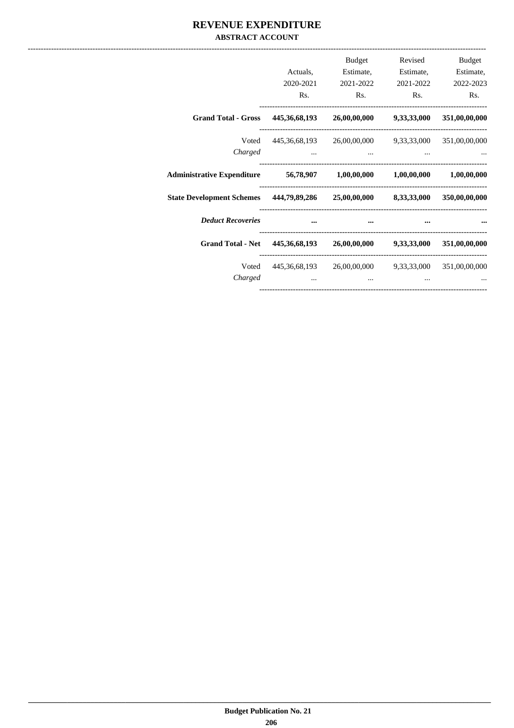# REVENUE EXPENDITURE

## ABSTRACT ACCOUNT

| | Actuals, 2020-2021 Rs. | Budget Estimate, 2021-2022 Rs. | Revised Estimate, 2021-2022 Rs. | Budget Estimate, 2022-2023 Rs. |
|---|---|---|---|---|
| **Grand Total - Gross** | **445,36,68,193** | **26,00,00,000** | **9,33,33,000** | **351,00,00,000** |
| Voted | 445,36,68,193 | 26,00,00,000 | 9,33,33,000 | 351,00,00,000 |
| *Charged* | ... | ... | ... | ... |
| **Administrative Expenditure** | **56,78,907** | **1,00,00,000** | **1,00,00,000** | **1,00,00,000** |
| **State Development Schemes** | **444,79,89,286** | **25,00,00,000** | **8,33,33,000** | **350,00,00,000** |
| ***Deduct Recoveries*** | **...** | **...** | **...** | **...** |
| **Grand Total - Net** | **445,36,68,193** | **26,00,00,000** | **9,33,33,000** | **351,00,00,000** |
| Voted | 445,36,68,193 | 26,00,00,000 | 9,33,33,000 | 351,00,00,000 |
| *Charged* | ... | ... | ... | ... |

**Budget Publication No. 21**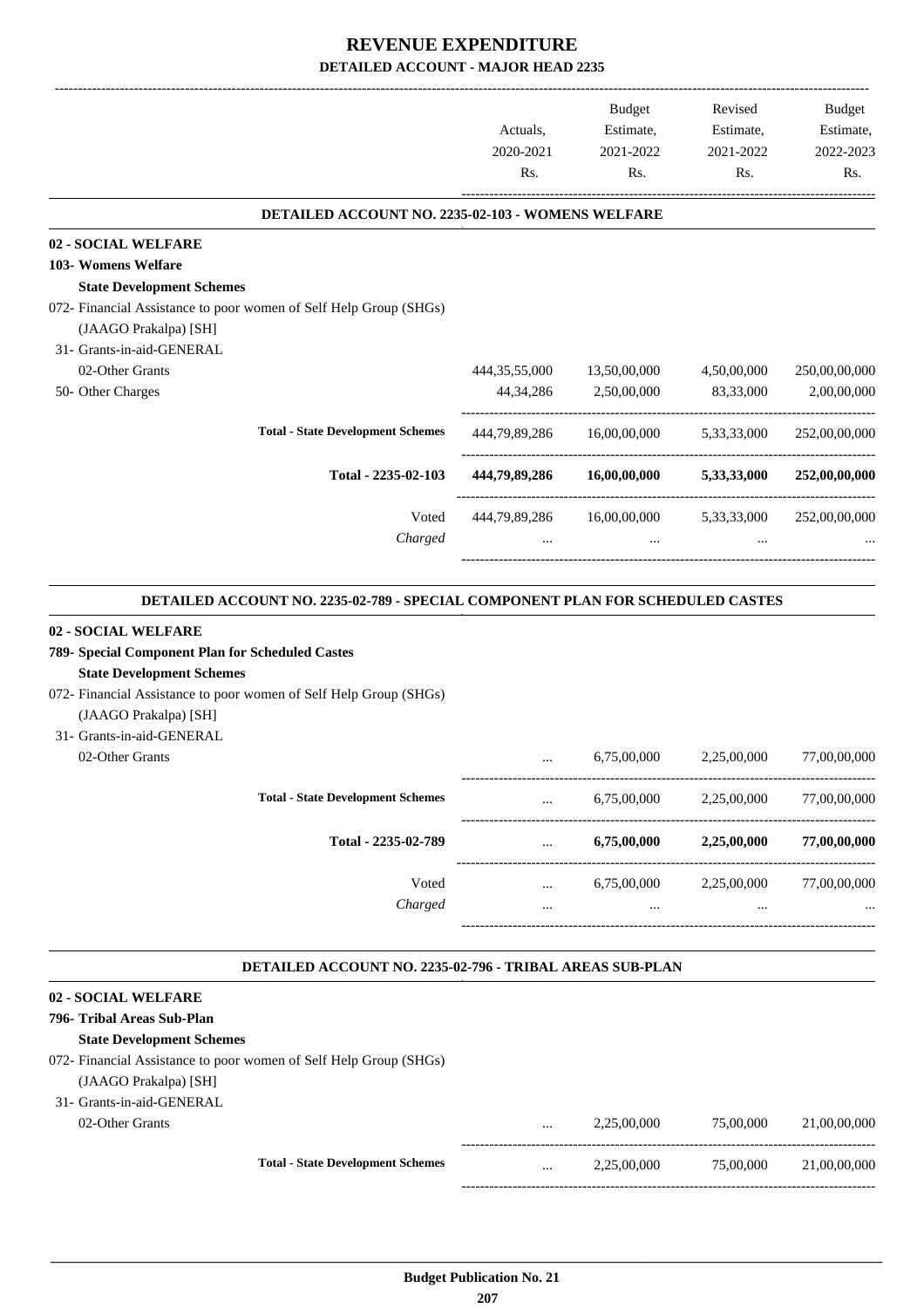# REVENUE EXPENDITURE

## DETAILED ACCOUNT - MAJOR HEAD 2235

| | Actuals, 2020-2021 Rs. | Budget Estimate, 2021-2022 Rs. | Revised Estimate, 2021-2022 Rs. | Budget Estimate, 2022-2023 Rs. |
|---|---|---|---|---|

### DETAILED ACCOUNT NO. 2235-02-103 - WOMENS WELFARE

| | Actuals, 2020-2021 Rs. | Budget Estimate, 2021-2022 Rs. | Revised Estimate, 2021-2022 Rs. | Budget Estimate, 2022-2023 Rs. |
|---|---|---|---|---|
| **02 - SOCIAL WELFARE** | | | | |
| **103- Womens Welfare** | | | | |
| **State Development Schemes** | | | | |
| 072- Financial Assistance to poor women of Self Help Group (SHGs) (JAAGO Prakalpa) [SH] | | | | |
| 31- Grants-in-aid-GENERAL | | | | |
| 02-Other Grants | 444,35,55,000 | 13,50,00,000 | 4,50,00,000 | 250,00,00,000 |
| 50- Other Charges | 44,34,286 | 2,50,00,000 | 83,33,000 | 2,00,00,000 |
| **Total - State Development Schemes** | 444,79,89,286 | 16,00,00,000 | 5,33,33,000 | 252,00,00,000 |
| **Total - 2235-02-103** | **444,79,89,286** | **16,00,00,000** | **5,33,33,000** | **252,00,00,000** |
| Voted | 444,79,89,286 | 16,00,00,000 | 5,33,33,000 | 252,00,00,000 |
| *Charged* | ... | ... | ... | ... |

### DETAILED ACCOUNT NO. 2235-02-789 - SPECIAL COMPONENT PLAN FOR SCHEDULED CASTES

| | Actuals, 2020-2021 Rs. | Budget Estimate, 2021-2022 Rs. | Revised Estimate, 2021-2022 Rs. | Budget Estimate, 2022-2023 Rs. |
|---|---|---|---|---|
| **02 - SOCIAL WELFARE** | | | | |
| **789- Special Component Plan for Scheduled Castes** | | | | |
| **State Development Schemes** | | | | |
| 072- Financial Assistance to poor women of Self Help Group (SHGs) (JAAGO Prakalpa) [SH] | | | | |
| 31- Grants-in-aid-GENERAL | | | | |
| 02-Other Grants | ... | 6,75,00,000 | 2,25,00,000 | 77,00,00,000 |
| **Total - State Development Schemes** | ... | 6,75,00,000 | 2,25,00,000 | 77,00,00,000 |
| **Total - 2235-02-789** | ... | **6,75,00,000** | **2,25,00,000** | **77,00,00,000** |
| Voted | ... | 6,75,00,000 | 2,25,00,000 | 77,00,00,000 |
| *Charged* | ... | ... | ... | ... |

### DETAILED ACCOUNT NO. 2235-02-796 - TRIBAL AREAS SUB-PLAN

| | Actuals, 2020-2021 Rs. | Budget Estimate, 2021-2022 Rs. | Revised Estimate, 2021-2022 Rs. | Budget Estimate, 2022-2023 Rs. |
|---|---|---|---|---|
| **02 - SOCIAL WELFARE** | | | | |
| **796- Tribal Areas Sub-Plan** | | | | |
| **State Development Schemes** | | | | |
| 072- Financial Assistance to poor women of Self Help Group (SHGs) (JAAGO Prakalpa) [SH] | | | | |
| 31- Grants-in-aid-GENERAL | | | | |
| 02-Other Grants | ... | 2,25,00,000 | 75,00,000 | 21,00,00,000 |
| **Total - State Development Schemes** | ... | 2,25,00,000 | 75,00,000 | 21,00,00,000 |

**Budget Publication No. 21**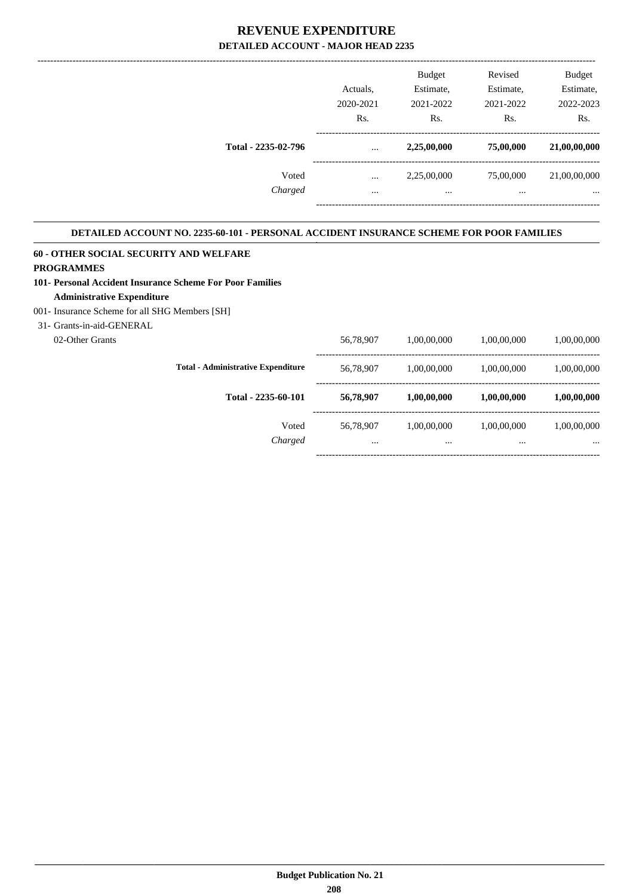# REVENUE EXPENDITURE

## DETAILED ACCOUNT - MAJOR HEAD 2235

| | Actuals, 2020-2021 Rs. | Budget Estimate, 2021-2022 Rs. | Revised Estimate, 2021-2022 Rs. | Budget Estimate, 2022-2023 Rs. |
|---|---|---|---|---|
| **Total - 2235-02-796** | ... | **2,25,00,000** | **75,00,000** | **21,00,00,000** |
| Voted | ... | 2,25,00,000 | 75,00,000 | 21,00,00,000 |
| *Charged* | ... | ... | ... | ... |

### DETAILED ACCOUNT NO. 2235-60-101 - PERSONAL ACCIDENT INSURANCE SCHEME FOR POOR FAMILIES

| | Actuals, 2020-2021 Rs. | Budget Estimate, 2021-2022 Rs. | Revised Estimate, 2021-2022 Rs. | Budget Estimate, 2022-2023 Rs. |
|---|---|---|---|---|
| **60 - OTHER SOCIAL SECURITY AND WELFARE PROGRAMMES** | | | | |
| **101- Personal Accident Insurance Scheme For Poor Families** | | | | |
| **Administrative Expenditure** | | | | |
| 001- Insurance Scheme for all SHG Members [SH] | | | | |
| 31- Grants-in-aid-GENERAL | | | | |
| 02-Other Grants | 56,78,907 | 1,00,00,000 | 1,00,00,000 | 1,00,00,000 |
| **Total - Administrative Expenditure** | 56,78,907 | 1,00,00,000 | 1,00,00,000 | 1,00,00,000 |
| **Total - 2235-60-101** | **56,78,907** | **1,00,00,000** | **1,00,00,000** | **1,00,00,000** |
| Voted | 56,78,907 | 1,00,00,000 | 1,00,00,000 | 1,00,00,000 |
| *Charged* | ... | ... | ... | ... |

**Budget Publication No. 21**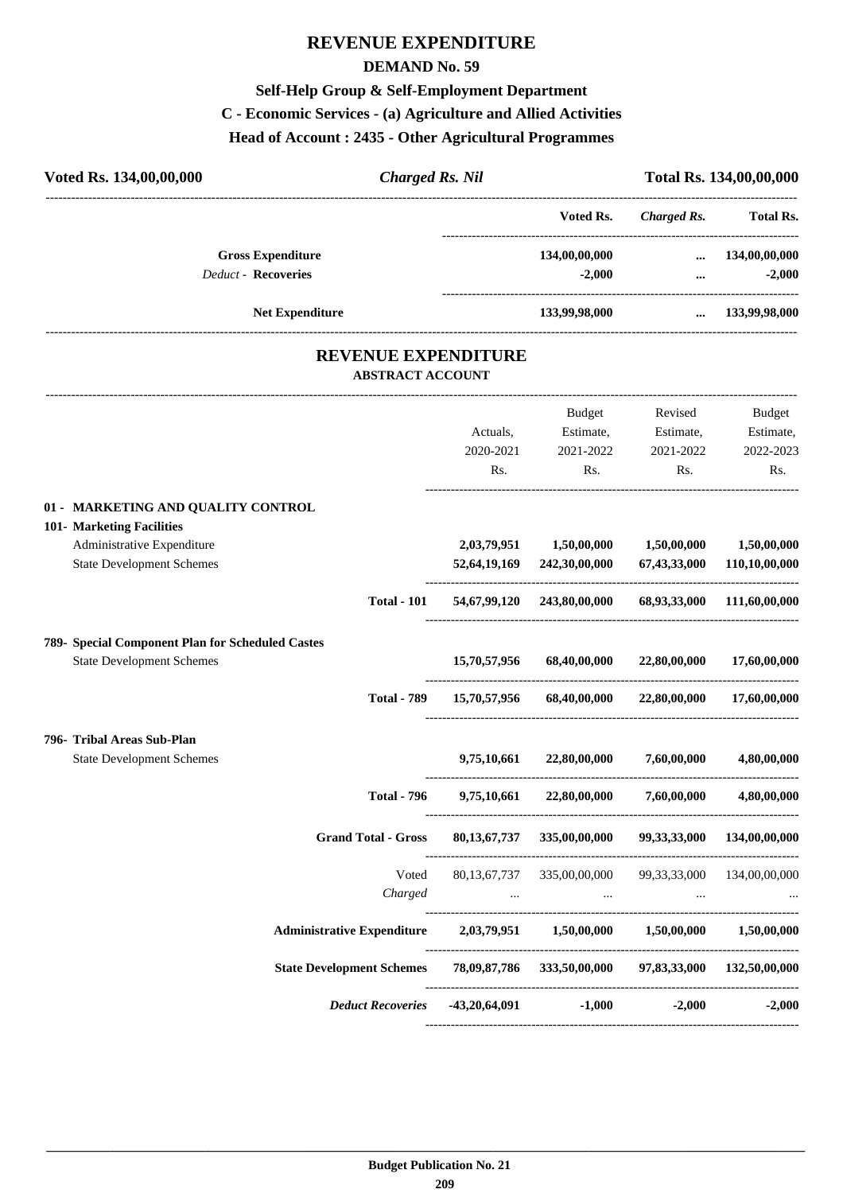# REVENUE EXPENDITURE

## DEMAND No. 59

### Self-Help Group & Self-Employment Department

### C - Economic Services - (a) Agriculture and Allied Activities

### Head of Account : 2435 - Other Agricultural Programmes

| Voted Rs. 134,00,00,000 | *Charged Rs. Nil* | Total Rs. 134,00,00,000 |
|---|---|---|

| | Voted Rs. | *Charged Rs.* | Total Rs. |
|---|---|---|---|
| **Gross Expenditure** | 134,00,00,000 | ... | 134,00,00,000 |
| *Deduct* - **Recoveries** | -2,000 | ... | -2,000 |
| **Net Expenditure** | 133,99,98,000 | ... | 133,99,98,000 |

## REVENUE EXPENDITURE

### ABSTRACT ACCOUNT

| | Actuals, 2020-2021 Rs. | Budget Estimate, 2021-2022 Rs. | Revised Estimate, 2021-2022 Rs. | Budget Estimate, 2022-2023 Rs. |
|---|---|---|---|---|
| **01 - MARKETING AND QUALITY CONTROL** | | | | |
| **101- Marketing Facilities** | | | | |
| Administrative Expenditure | 2,03,79,951 | 1,50,00,000 | 1,50,00,000 | 1,50,00,000 |
| State Development Schemes | 52,64,19,169 | 242,30,00,000 | 67,43,33,000 | 110,10,00,000 |
| **Total - 101** | 54,67,99,120 | 243,80,00,000 | 68,93,33,000 | 111,60,00,000 |
| **789- Special Component Plan for Scheduled Castes** | | | | |
| State Development Schemes | 15,70,57,956 | 68,40,00,000 | 22,80,00,000 | 17,60,00,000 |
| **Total - 789** | 15,70,57,956 | 68,40,00,000 | 22,80,00,000 | 17,60,00,000 |
| **796- Tribal Areas Sub-Plan** | | | | |
| State Development Schemes | 9,75,10,661 | 22,80,00,000 | 7,60,00,000 | 4,80,00,000 |
| **Total - 796** | 9,75,10,661 | 22,80,00,000 | 7,60,00,000 | 4,80,00,000 |
| **Grand Total - Gross** | 80,13,67,737 | 335,00,00,000 | 99,33,33,000 | 134,00,00,000 |
| Voted | 80,13,67,737 | 335,00,00,000 | 99,33,33,000 | 134,00,00,000 |
| *Charged* | ... | ... | ... | ... |
| **Administrative Expenditure** | 2,03,79,951 | 1,50,00,000 | 1,50,00,000 | 1,50,00,000 |
| **State Development Schemes** | 78,09,87,786 | 333,50,00,000 | 97,83,33,000 | 132,50,00,000 |
| ***Deduct Recoveries*** | -43,20,64,091 | -1,000 | -2,000 | -2,000 |

**Budget Publication No. 21**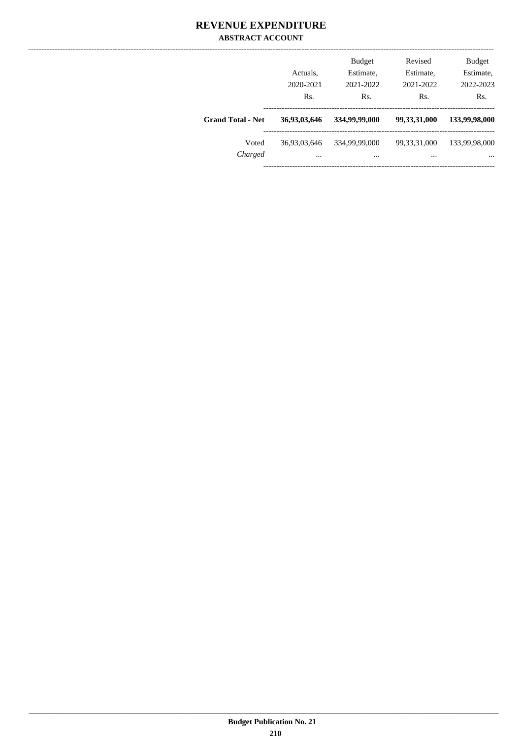# REVENUE EXPENDITURE

## ABSTRACT ACCOUNT

| | Actuals, 2020-2021 Rs. | Budget Estimate, 2021-2022 Rs. | Revised Estimate, 2021-2022 Rs. | Budget Estimate, 2022-2023 Rs. |
|---|---|---|---|---|
| **Grand Total - Net** | **36,93,03,646** | **334,99,99,000** | **99,33,31,000** | **133,99,98,000** |
| Voted | 36,93,03,646 | 334,99,99,000 | 99,33,31,000 | 133,99,98,000 |
| *Charged* | ... | ... | ... | ... |

Budget Publication No. 21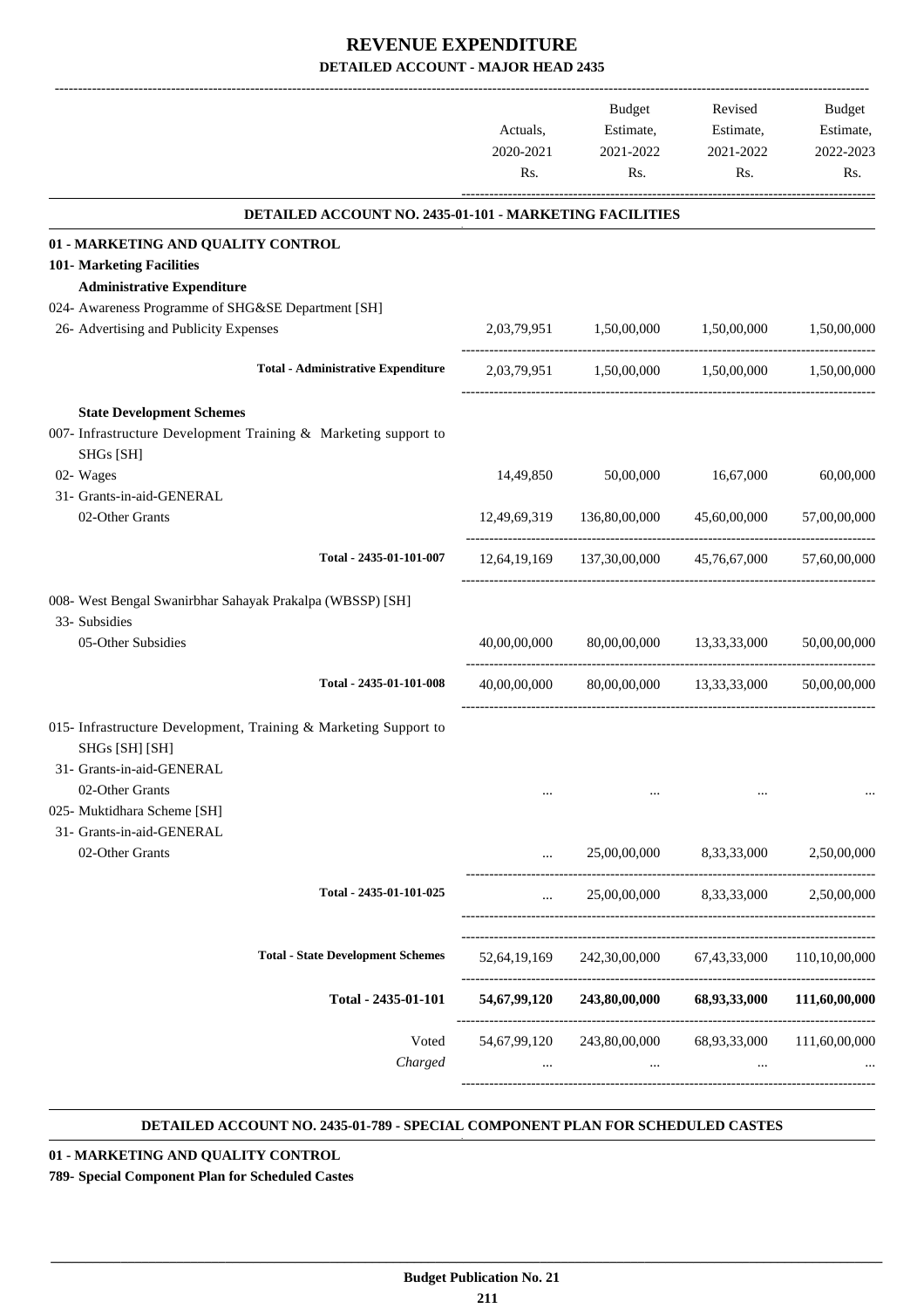# REVENUE EXPENDITURE

## DETAILED ACCOUNT - MAJOR HEAD 2435

| | Actuals, 2020-2021 Rs. | Budget Estimate, 2021-2022 Rs. | Revised Estimate, 2021-2022 Rs. | Budget Estimate, 2022-2023 Rs. |
|---|---|---|---|---|
| **DETAILED ACCOUNT NO. 2435-01-101 - MARKETING FACILITIES** | | | | |
| **01 - MARKETING AND QUALITY CONTROL** | | | | |
| **101- Marketing Facilities** | | | | |
| **Administrative Expenditure** | | | | |
| 024- Awareness Programme of SHG&SE Department [SH] | | | | |
| 26- Advertising and Publicity Expenses | 2,03,79,951 | 1,50,00,000 | 1,50,00,000 | 1,50,00,000 |
| **Total - Administrative Expenditure** | 2,03,79,951 | 1,50,00,000 | 1,50,00,000 | 1,50,00,000 |
| **State Development Schemes** | | | | |
| 007- Infrastructure Development Training & Marketing support to SHGs [SH] | | | | |
| 02- Wages | 14,49,850 | 50,00,000 | 16,67,000 | 60,00,000 |
| 31- Grants-in-aid-GENERAL | | | | |
| 02-Other Grants | 12,49,69,319 | 136,80,00,000 | 45,60,00,000 | 57,00,00,000 |
| **Total - 2435-01-101-007** | 12,64,19,169 | 137,30,00,000 | 45,76,67,000 | 57,60,00,000 |
| 008- West Bengal Swanirbhar Sahayak Prakalpa (WBSSP) [SH] | | | | |
| 33- Subsidies | | | | |
| 05-Other Subsidies | 40,00,00,000 | 80,00,00,000 | 13,33,33,000 | 50,00,00,000 |
| **Total - 2435-01-101-008** | 40,00,00,000 | 80,00,00,000 | 13,33,33,000 | 50,00,00,000 |
| 015- Infrastructure Development, Training & Marketing Support to SHGs [SH] [SH] | | | | |
| 31- Grants-in-aid-GENERAL | | | | |
| 02-Other Grants | ... | ... | ... | ... |
| 025- Muktidhara Scheme [SH] | | | | |
| 31- Grants-in-aid-GENERAL | | | | |
| 02-Other Grants | ... | 25,00,00,000 | 8,33,33,000 | 2,50,00,000 |
| **Total - 2435-01-101-025** | ... | 25,00,00,000 | 8,33,33,000 | 2,50,00,000 |
| **Total - State Development Schemes** | 52,64,19,169 | 242,30,00,000 | 67,43,33,000 | 110,10,00,000 |
| **Total - 2435-01-101** | **54,67,99,120** | **243,80,00,000** | **68,93,33,000** | **111,60,00,000** |
| Voted | 54,67,99,120 | 243,80,00,000 | 68,93,33,000 | 111,60,00,000 |
| *Charged* | ... | ... | ... | ... |

**DETAILED ACCOUNT NO. 2435-01-789 - SPECIAL COMPONENT PLAN FOR SCHEDULED CASTES**

**01 - MARKETING AND QUALITY CONTROL**

**789- Special Component Plan for Scheduled Castes**

**Budget Publication No. 21**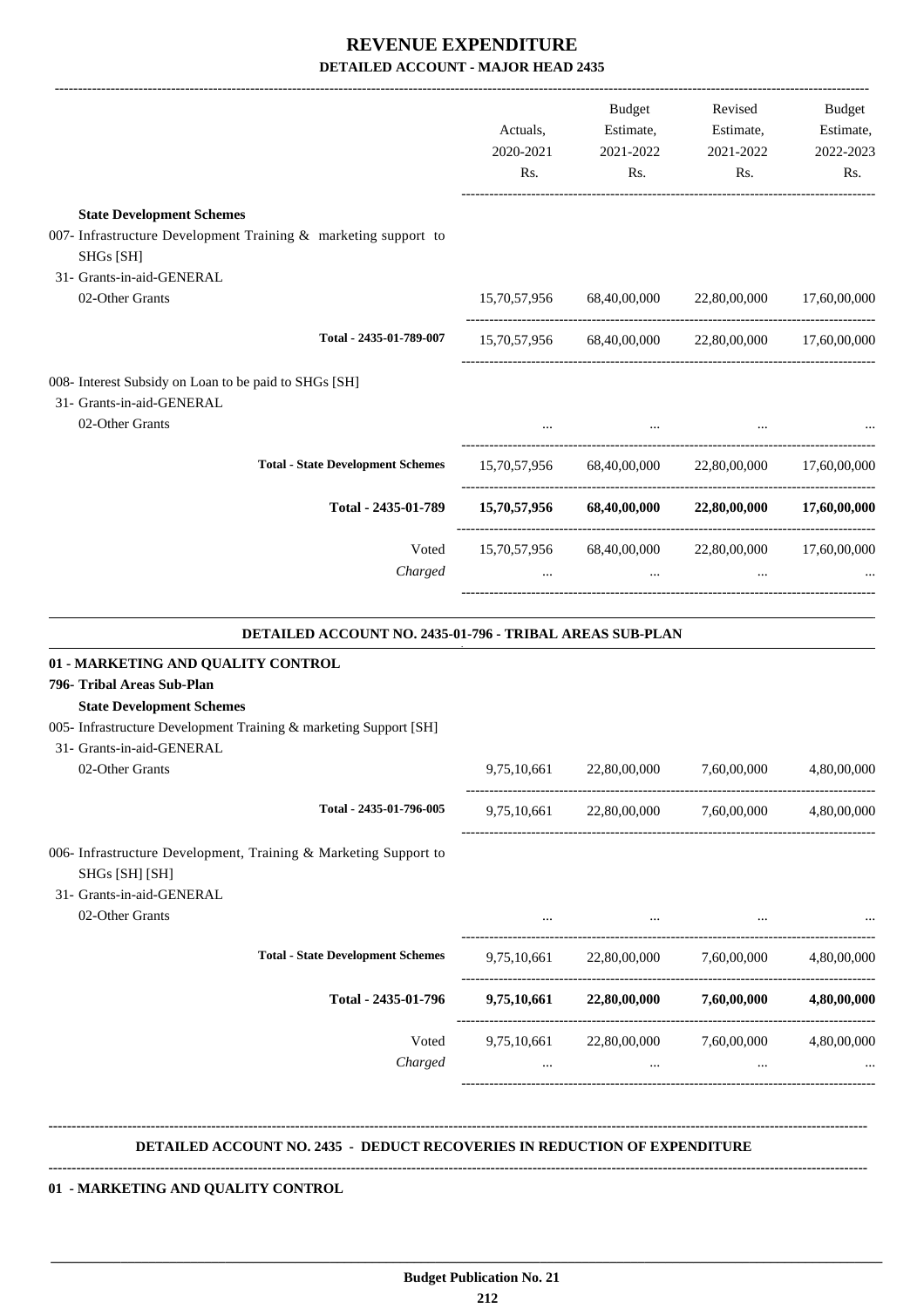# REVENUE EXPENDITURE

## DETAILED ACCOUNT - MAJOR HEAD 2435

| | Actuals, 2020-2021 Rs. | Budget Estimate, 2021-2022 Rs. | Revised Estimate, 2021-2022 Rs. | Budget Estimate, 2022-2023 Rs. |
|---|---|---|---|---|
| **State Development Schemes** | | | | |
| 007- Infrastructure Development Training & marketing support to SHGs [SH] | | | | |
| 31- Grants-in-aid-GENERAL | | | | |
| 02-Other Grants | 15,70,57,956 | 68,40,00,000 | 22,80,00,000 | 17,60,00,000 |
| Total - 2435-01-789-007 | 15,70,57,956 | 68,40,00,000 | 22,80,00,000 | 17,60,00,000 |
| 008- Interest Subsidy on Loan to be paid to SHGs [SH] | | | | |
| 31- Grants-in-aid-GENERAL | | | | |
| 02-Other Grants | ... | ... | ... | ... |
| Total - State Development Schemes | 15,70,57,956 | 68,40,00,000 | 22,80,00,000 | 17,60,00,000 |
| **Total - 2435-01-789** | **15,70,57,956** | **68,40,00,000** | **22,80,00,000** | **17,60,00,000** |
| Voted | 15,70,57,956 | 68,40,00,000 | 22,80,00,000 | 17,60,00,000 |
| *Charged* | ... | ... | ... | ... |

### DETAILED ACCOUNT NO. 2435-01-796 - TRIBAL AREAS SUB-PLAN

| | Actuals, 2020-2021 Rs. | Budget Estimate, 2021-2022 Rs. | Revised Estimate, 2021-2022 Rs. | Budget Estimate, 2022-2023 Rs. |
|---|---|---|---|---|
| **01 - MARKETING AND QUALITY CONTROL** | | | | |
| **796- Tribal Areas Sub-Plan** | | | | |
| **State Development Schemes** | | | | |
| 005- Infrastructure Development Training & marketing Support [SH] | | | | |
| 31- Grants-in-aid-GENERAL | | | | |
| 02-Other Grants | 9,75,10,661 | 22,80,00,000 | 7,60,00,000 | 4,80,00,000 |
| Total - 2435-01-796-005 | 9,75,10,661 | 22,80,00,000 | 7,60,00,000 | 4,80,00,000 |
| 006- Infrastructure Development, Training & Marketing Support to SHGs [SH] [SH] | | | | |
| 31- Grants-in-aid-GENERAL | | | | |
| 02-Other Grants | ... | ... | ... | ... |
| Total - State Development Schemes | 9,75,10,661 | 22,80,00,000 | 7,60,00,000 | 4,80,00,000 |
| **Total - 2435-01-796** | **9,75,10,661** | **22,80,00,000** | **7,60,00,000** | **4,80,00,000** |
| Voted | 9,75,10,661 | 22,80,00,000 | 7,60,00,000 | 4,80,00,000 |
| *Charged* | ... | ... | ... | ... |

### DETAILED ACCOUNT NO. 2435 - DEDUCT RECOVERIES IN REDUCTION OF EXPENDITURE

**01 - MARKETING AND QUALITY CONTROL**

**Budget Publication No. 21**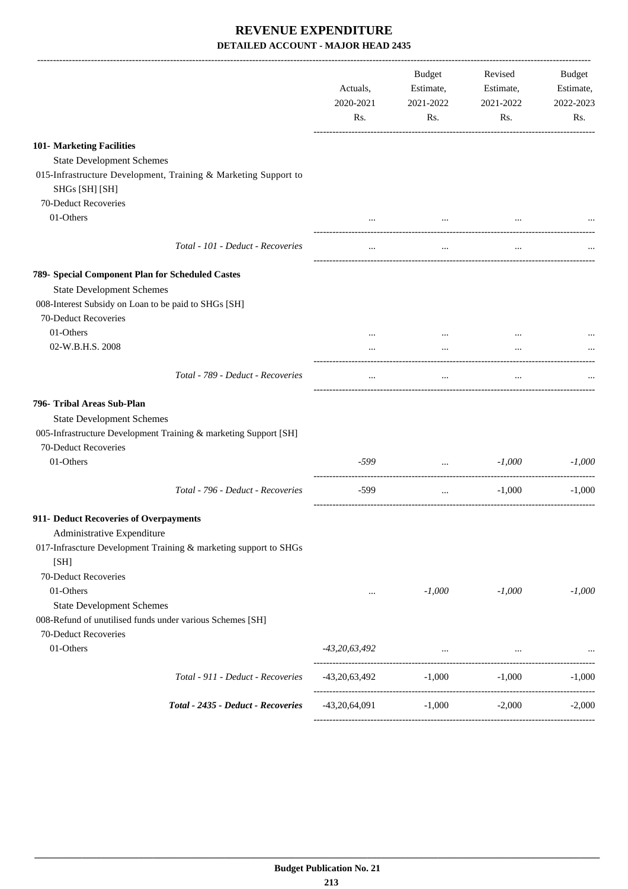# REVENUE EXPENDITURE

## DETAILED ACCOUNT - MAJOR HEAD 2435

| | Actuals, 2020-2021 Rs. | Budget Estimate, 2021-2022 Rs. | Revised Estimate, 2021-2022 Rs. | Budget Estimate, 2022-2023 Rs. |
|---|---|---|---|---|
| **101- Marketing Facilities** | | | | |
| State Development Schemes | | | | |
| 015-Infrastructure Development, Training & Marketing Support to SHGs [SH] [SH] | | | | |
| 70-Deduct Recoveries | | | | |
| 01-Others | ... | ... | ... | ... |
| *Total - 101 - Deduct - Recoveries* | ... | ... | ... | ... |
| **789- Special Component Plan for Scheduled Castes** | | | | |
| State Development Schemes | | | | |
| 008-Interest Subsidy on Loan to be paid to SHGs [SH] | | | | |
| 70-Deduct Recoveries | | | | |
| 01-Others | ... | ... | ... | ... |
| 02-W.B.H.S. 2008 | ... | ... | ... | ... |
| *Total - 789 - Deduct - Recoveries* | ... | ... | ... | ... |
| **796- Tribal Areas Sub-Plan** | | | | |
| State Development Schemes | | | | |
| 005-Infrastructure Development Training & marketing Support [SH] | | | | |
| 70-Deduct Recoveries | | | | |
| 01-Others | *-599* | ... | *-1,000* | *-1,000* |
| *Total - 796 - Deduct - Recoveries* | -599 | ... | -1,000 | -1,000 |
| **911- Deduct Recoveries of Overpayments** | | | | |
| Administrative Expenditure | | | | |
| 017-Infrascture Development Training & marketing support to SHGs [SH] | | | | |
| 70-Deduct Recoveries | | | | |
| 01-Others | ... | *-1,000* | *-1,000* | *-1,000* |
| State Development Schemes | | | | |
| 008-Refund of unutilised funds under various Schemes [SH] | | | | |
| 70-Deduct Recoveries | | | | |
| 01-Others | *-43,20,63,492* | ... | ... | ... |
| *Total - 911 - Deduct - Recoveries* | -43,20,63,492 | -1,000 | -1,000 | -1,000 |
| ***Total - 2435 - Deduct - Recoveries*** | -43,20,64,091 | -1,000 | -2,000 | -2,000 |

**Budget Publication No. 21**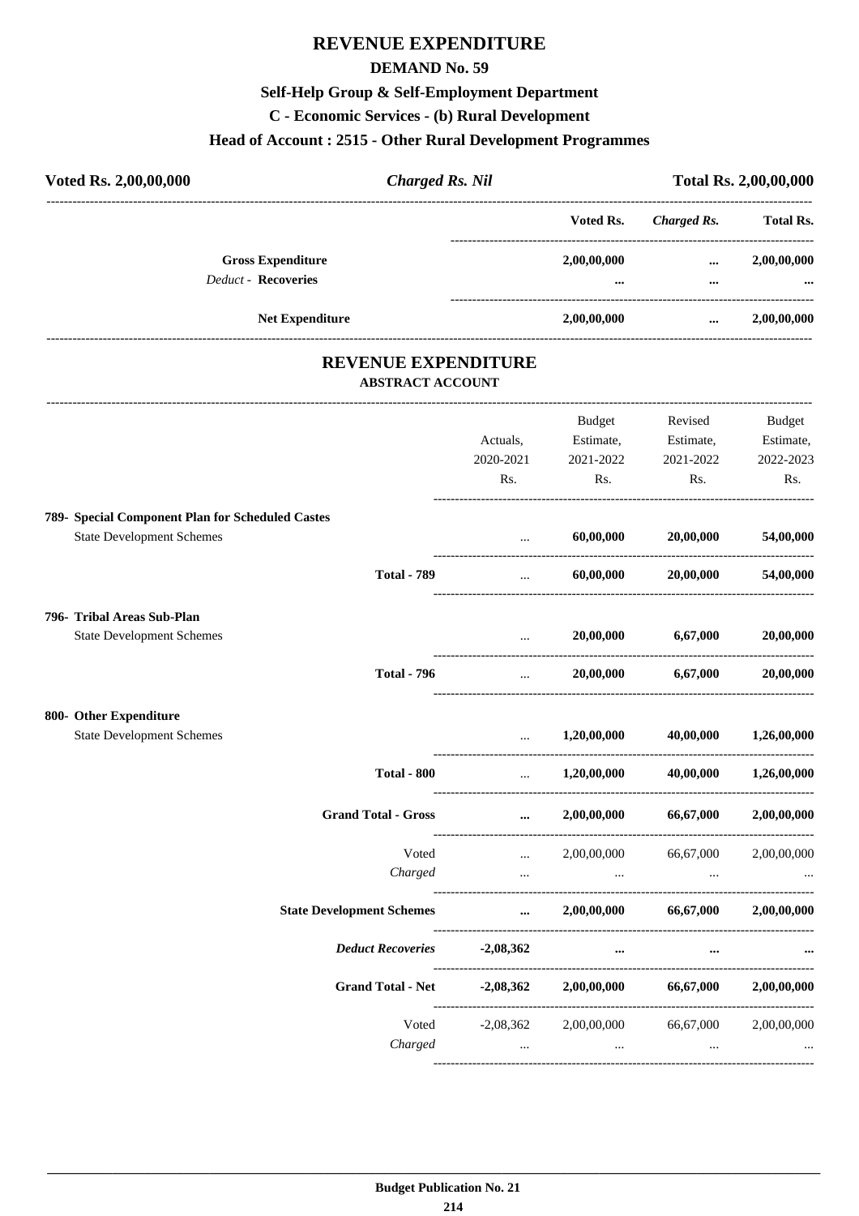# REVENUE EXPENDITURE

## DEMAND No. 59

### Self-Help Group & Self-Employment Department

### C - Economic Services - (b) Rural Development

### Head of Account : 2515 - Other Rural Development Programmes

| **Voted Rs. 2,00,00,000** | ***Charged Rs. Nil*** | **Total Rs. 2,00,00,000** |
|---|---|---|

| | Voted Rs. | *Charged Rs.* | Total Rs. |
|---|---|---|---|
| **Gross Expenditure** | **2,00,00,000** | **...** | **2,00,00,000** |
| *Deduct* - **Recoveries** | **...** | **...** | **...** |
| **Net Expenditure** | **2,00,00,000** | **...** | **2,00,00,000** |

## REVENUE EXPENDITURE

### ABSTRACT ACCOUNT

| | Actuals, 2020-2021 Rs. | Budget Estimate, 2021-2022 Rs. | Revised Estimate, 2021-2022 Rs. | Budget Estimate, 2022-2023 Rs. |
|---|---|---|---|---|
| **789- Special Component Plan for Scheduled Castes** | | | | |
| State Development Schemes | ... | **60,00,000** | **20,00,000** | **54,00,000** |
| **Total - 789** | ... | **60,00,000** | **20,00,000** | **54,00,000** |
| **796- Tribal Areas Sub-Plan** | | | | |
| State Development Schemes | ... | **20,00,000** | **6,67,000** | **20,00,000** |
| **Total - 796** | ... | **20,00,000** | **6,67,000** | **20,00,000** |
| **800- Other Expenditure** | | | | |
| State Development Schemes | ... | **1,20,00,000** | **40,00,000** | **1,26,00,000** |
| **Total - 800** | ... | **1,20,00,000** | **40,00,000** | **1,26,00,000** |
| **Grand Total - Gross** | **...** | **2,00,00,000** | **66,67,000** | **2,00,00,000** |
| Voted | ... | 2,00,00,000 | 66,67,000 | 2,00,00,000 |
| *Charged* | ... | ... | ... | ... |
| **State Development Schemes** | **...** | **2,00,00,000** | **66,67,000** | **2,00,00,000** |
| ***Deduct Recoveries*** | **-2,08,362** | **...** | **...** | **...** |
| **Grand Total - Net** | **-2,08,362** | **2,00,00,000** | **66,67,000** | **2,00,00,000** |
| Voted | -2,08,362 | 2,00,00,000 | 66,67,000 | 2,00,00,000 |
| *Charged* | ... | ... | ... | ... |

**Budget Publication No. 21**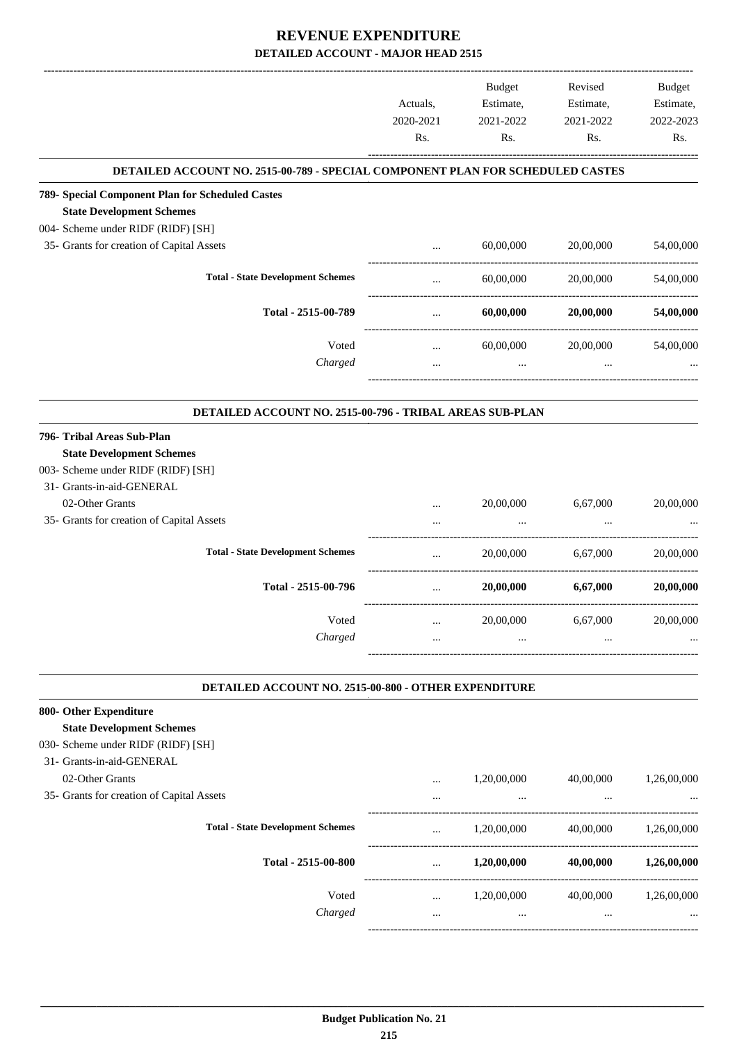# REVENUE EXPENDITURE
## DETAILED ACCOUNT - MAJOR HEAD 2515

| | Actuals, 2020-2021 Rs. | Budget Estimate, 2021-2022 Rs. | Revised Estimate, 2021-2022 Rs. | Budget Estimate, 2022-2023 Rs. |
|---|---|---|---|---|
| **DETAILED ACCOUNT NO. 2515-00-789 - SPECIAL COMPONENT PLAN FOR SCHEDULED CASTES** | | | | |
| **789- Special Component Plan for Scheduled Castes** | | | | |
| **State Development Schemes** | | | | |
| 004- Scheme under RIDF (RIDF) [SH] | | | | |
| 35- Grants for creation of Capital Assets | ... | 60,00,000 | 20,00,000 | 54,00,000 |
| **Total - State Development Schemes** | ... | 60,00,000 | 20,00,000 | 54,00,000 |
| **Total - 2515-00-789** | ... | **60,00,000** | **20,00,000** | **54,00,000** |
| Voted | ... | 60,00,000 | 20,00,000 | 54,00,000 |
| *Charged* | ... | ... | ... | ... |
| **DETAILED ACCOUNT NO. 2515-00-796 - TRIBAL AREAS SUB-PLAN** | | | | |
| **796- Tribal Areas Sub-Plan** | | | | |
| **State Development Schemes** | | | | |
| 003- Scheme under RIDF (RIDF) [SH] | | | | |
| 31- Grants-in-aid-GENERAL | | | | |
| 02-Other Grants | ... | 20,00,000 | 6,67,000 | 20,00,000 |
| 35- Grants for creation of Capital Assets | ... | ... | ... | ... |
| **Total - State Development Schemes** | ... | 20,00,000 | 6,67,000 | 20,00,000 |
| **Total - 2515-00-796** | ... | **20,00,000** | **6,67,000** | **20,00,000** |
| Voted | ... | 20,00,000 | 6,67,000 | 20,00,000 |
| *Charged* | ... | ... | ... | ... |
| **DETAILED ACCOUNT NO. 2515-00-800 - OTHER EXPENDITURE** | | | | |
| **800- Other Expenditure** | | | | |
| **State Development Schemes** | | | | |
| 030- Scheme under RIDF (RIDF) [SH] | | | | |
| 31- Grants-in-aid-GENERAL | | | | |
| 02-Other Grants | ... | 1,20,00,000 | 40,00,000 | 1,26,00,000 |
| 35- Grants for creation of Capital Assets | ... | ... | ... | ... |
| **Total - State Development Schemes** | ... | 1,20,00,000 | 40,00,000 | 1,26,00,000 |
| **Total - 2515-00-800** | ... | **1,20,00,000** | **40,00,000** | **1,26,00,000** |
| Voted | ... | 1,20,00,000 | 40,00,000 | 1,26,00,000 |
| *Charged* | ... | ... | ... | ... |

**Budget Publication No. 21**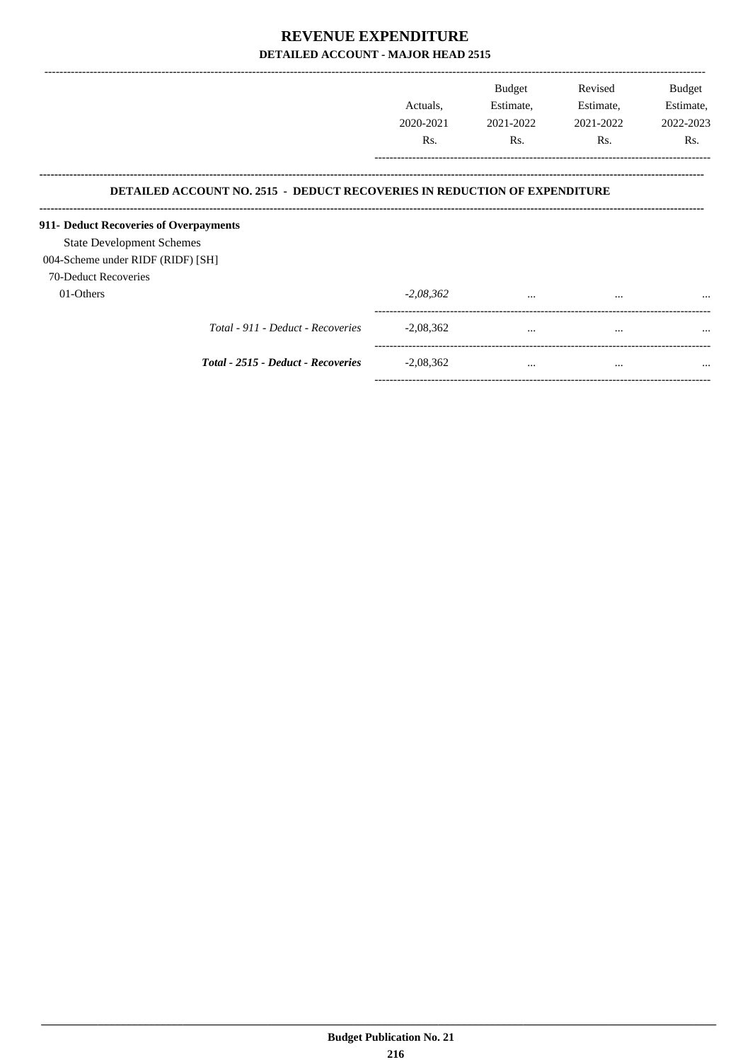# REVENUE EXPENDITURE
## DETAILED ACCOUNT - MAJOR HEAD 2515

| | Actuals, 2020-2021 Rs. | Budget Estimate, 2021-2022 Rs. | Revised Estimate, 2021-2022 Rs. | Budget Estimate, 2022-2023 Rs. |
|---|---|---|---|---|
| **DETAILED ACCOUNT NO. 2515 - DEDUCT RECOVERIES IN REDUCTION OF EXPENDITURE** | | | | |
| **911- Deduct Recoveries of Overpayments** | | | | |
| State Development Schemes | | | | |
| 004-Scheme under RIDF (RIDF) [SH] | | | | |
| 70-Deduct Recoveries | | | | |
| 01-Others | *-2,08,362* | ... | ... | ... |
| *Total - 911 - Deduct - Recoveries* | -2,08,362 | ... | ... | ... |
| ***Total - 2515 - Deduct - Recoveries*** | -2,08,362 | ... | ... | ... |

**Budget Publication No. 21**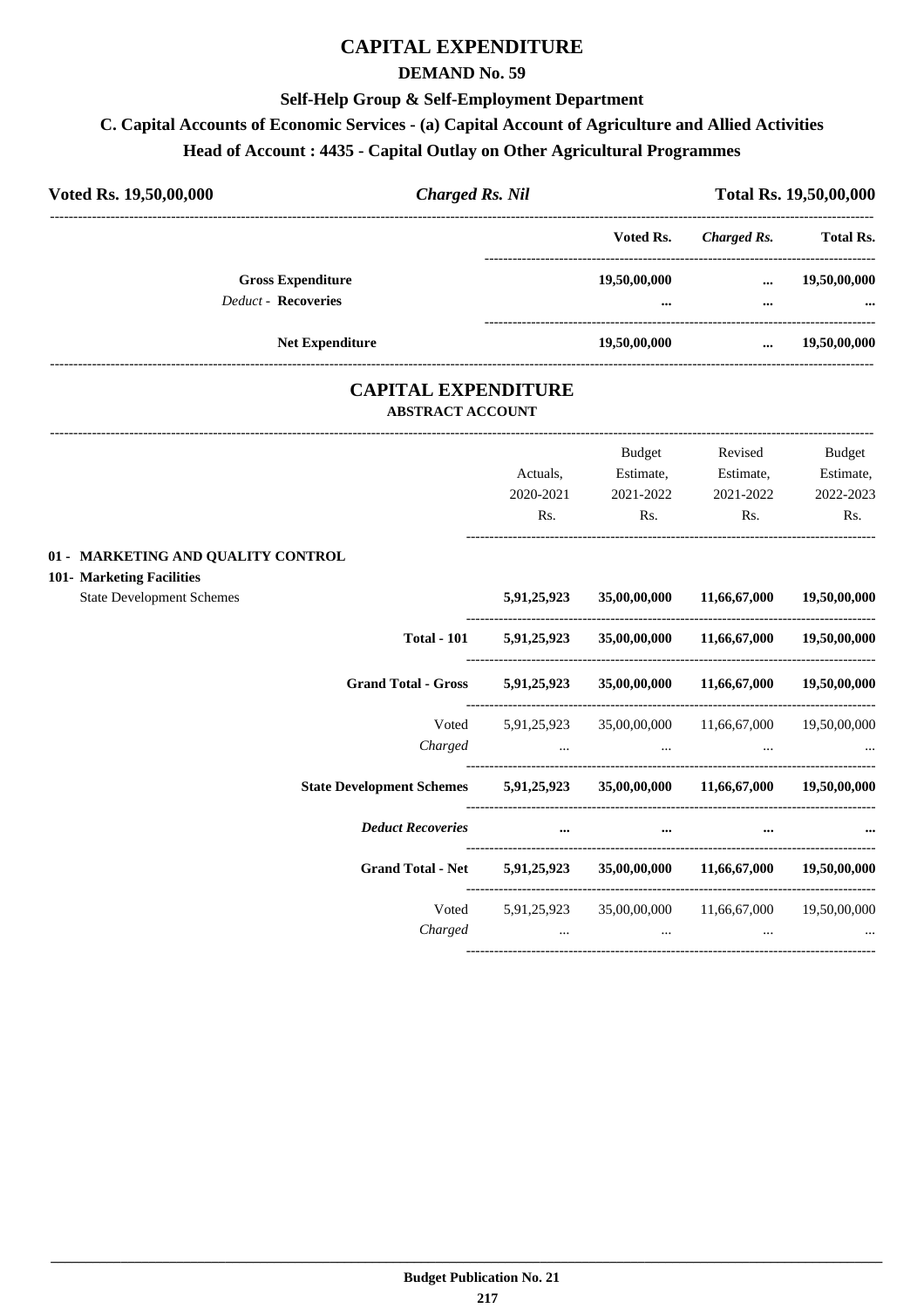# CAPITAL EXPENDITURE

## DEMAND No. 59

### Self-Help Group & Self-Employment Department

### C. Capital Accounts of Economic Services - (a) Capital Account of Agriculture and Allied Activities

### Head of Account : 4435 - Capital Outlay on Other Agricultural Programmes

| Voted Rs. 19,50,00,000 | *Charged Rs. Nil* | Total Rs. 19,50,00,000 |
|---|---|---|

| | Voted Rs. | *Charged Rs.* | Total Rs. |
|---|---|---|---|
| **Gross Expenditure** | **19,50,00,000** | **...** | **19,50,00,000** |
| *Deduct -* **Recoveries** | **...** | **...** | **...** |
| **Net Expenditure** | **19,50,00,000** | **...** | **19,50,00,000** |

## CAPITAL EXPENDITURE

### ABSTRACT ACCOUNT

| | Actuals, 2020-2021 Rs. | Budget Estimate, 2021-2022 Rs. | Revised Estimate, 2021-2022 Rs. | Budget Estimate, 2022-2023 Rs. |
|---|---|---|---|---|
| **01 - MARKETING AND QUALITY CONTROL** | | | | |
| **101- Marketing Facilities** | | | | |
| State Development Schemes | **5,91,25,923** | **35,00,00,000** | **11,66,67,000** | **19,50,00,000** |
| **Total - 101** | **5,91,25,923** | **35,00,00,000** | **11,66,67,000** | **19,50,00,000** |
| **Grand Total - Gross** | **5,91,25,923** | **35,00,00,000** | **11,66,67,000** | **19,50,00,000** |
| Voted | 5,91,25,923 | 35,00,00,000 | 11,66,67,000 | 19,50,00,000 |
| *Charged* | ... | ... | ... | ... |
| **State Development Schemes** | **5,91,25,923** | **35,00,00,000** | **11,66,67,000** | **19,50,00,000** |
| ***Deduct Recoveries*** | **...** | **...** | **...** | **...** |
| **Grand Total - Net** | **5,91,25,923** | **35,00,00,000** | **11,66,67,000** | **19,50,00,000** |
| Voted | 5,91,25,923 | 35,00,00,000 | 11,66,67,000 | 19,50,00,000 |
| *Charged* | ... | ... | ... | ... |

**Budget Publication No. 21**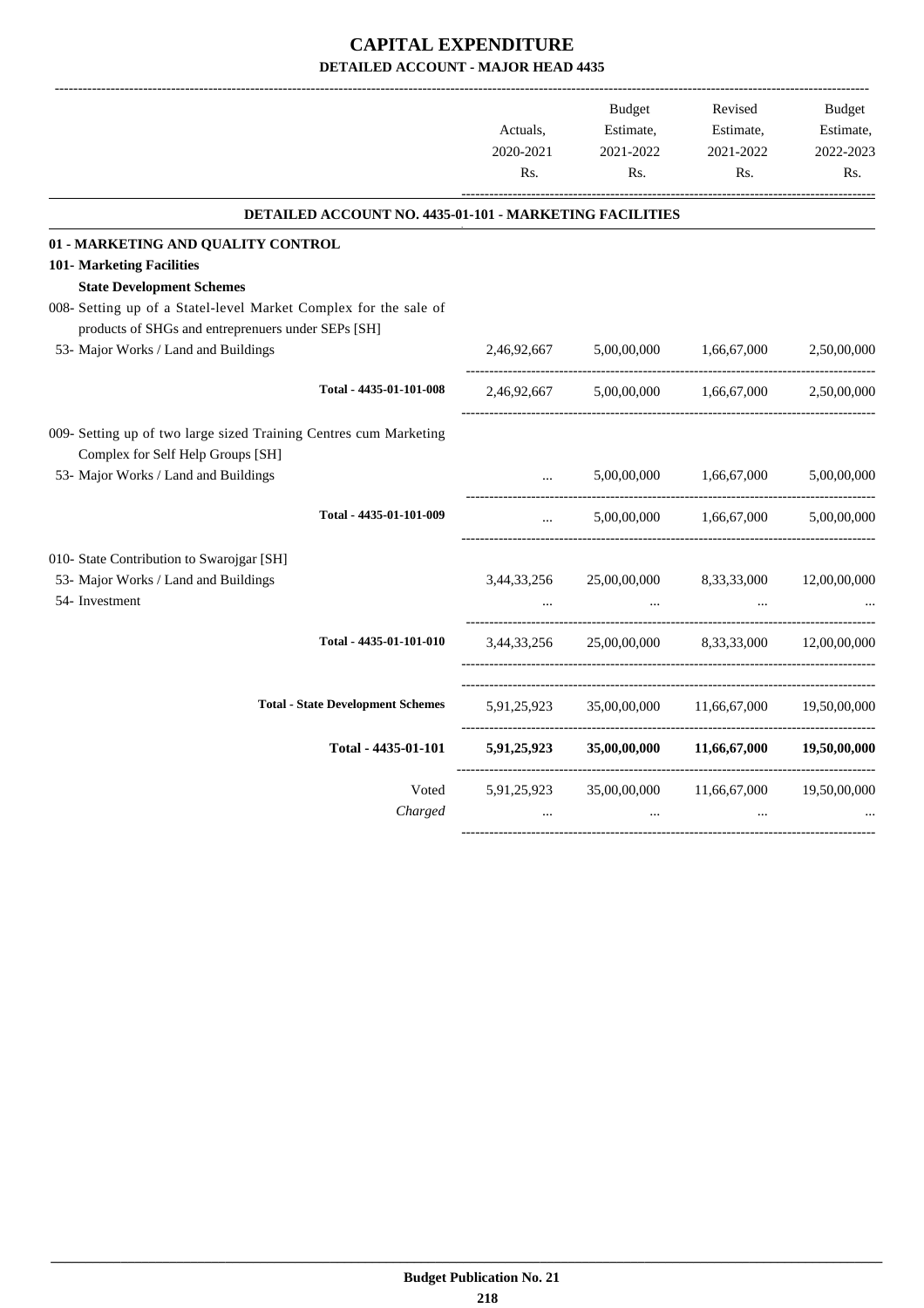# CAPITAL EXPENDITURE

## DETAILED ACCOUNT - MAJOR HEAD 4435

| | Actuals, 2020-2021 Rs. | Budget Estimate, 2021-2022 Rs. | Revised Estimate, 2021-2022 Rs. | Budget Estimate, 2022-2023 Rs. |
|---|---|---|---|---|
| **DETAILED ACCOUNT NO. 4435-01-101 - MARKETING FACILITIES** | | | | |
| **01 - MARKETING AND QUALITY CONTROL** | | | | |
| **101- Marketing Facilities** | | | | |
| **State Development Schemes** | | | | |
| 008- Setting up of a Statel-level Market Complex for the sale of products of SHGs and entreprenuers under SEPs [SH] | | | | |
| 53- Major Works / Land and Buildings | 2,46,92,667 | 5,00,00,000 | 1,66,67,000 | 2,50,00,000 |
| Total - 4435-01-101-008 | 2,46,92,667 | 5,00,00,000 | 1,66,67,000 | 2,50,00,000 |
| 009- Setting up of two large sized Training Centres cum Marketing Complex for Self Help Groups [SH] | | | | |
| 53- Major Works / Land and Buildings | ... | 5,00,00,000 | 1,66,67,000 | 5,00,00,000 |
| Total - 4435-01-101-009 | ... | 5,00,00,000 | 1,66,67,000 | 5,00,00,000 |
| 010- State Contribution to Swarojgar [SH] | | | | |
| 53- Major Works / Land and Buildings | 3,44,33,256 | 25,00,00,000 | 8,33,33,000 | 12,00,00,000 |
| 54- Investment | ... | ... | ... | ... |
| Total - 4435-01-101-010 | 3,44,33,256 | 25,00,00,000 | 8,33,33,000 | 12,00,00,000 |
| **Total - State Development Schemes** | 5,91,25,923 | 35,00,00,000 | 11,66,67,000 | 19,50,00,000 |
| **Total - 4435-01-101** | **5,91,25,923** | **35,00,00,000** | **11,66,67,000** | **19,50,00,000** |
| Voted | 5,91,25,923 | 35,00,00,000 | 11,66,67,000 | 19,50,00,000 |
| *Charged* | ... | ... | ... | ... |

**Budget Publication No. 21**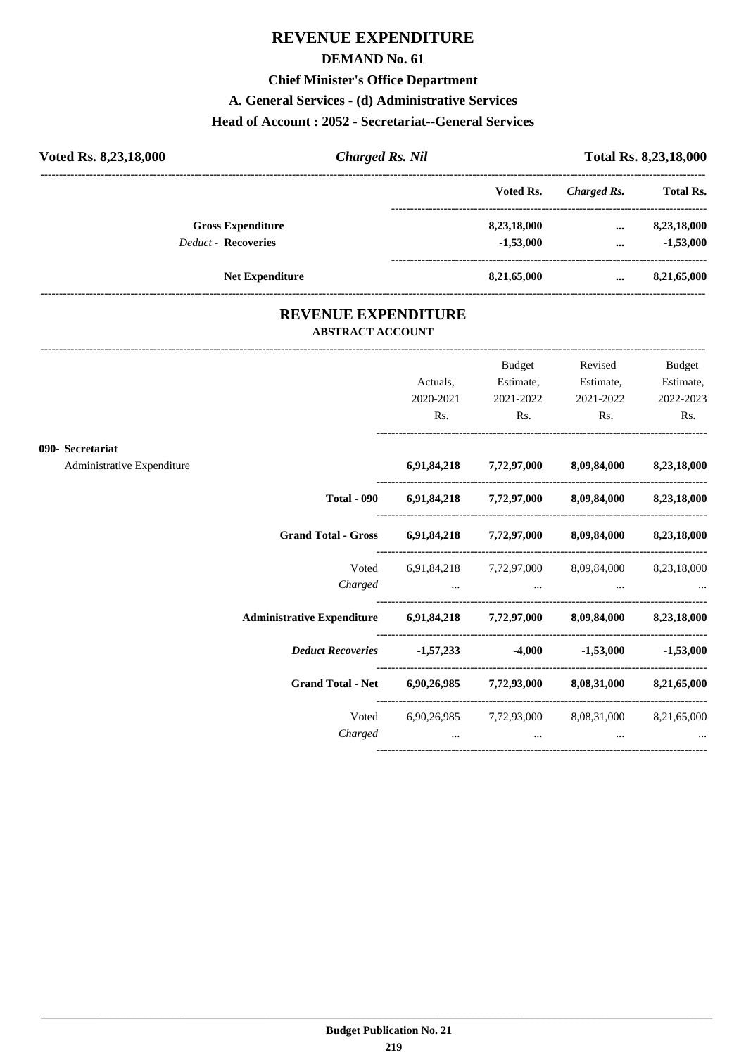# REVENUE EXPENDITURE

## DEMAND No. 61

### Chief Minister's Office Department

### A. General Services - (d) Administrative Services

### Head of Account : 2052 - Secretariat--General Services

| **Voted Rs. 8,23,18,000** | ***Charged Rs. Nil*** | **Total Rs. 8,23,18,000** |
|---|---|---|

| | Voted Rs. | *Charged Rs.* | Total Rs. |
|---|---|---|---|
| **Gross Expenditure** | **8,23,18,000** | **...** | **8,23,18,000** |
| *Deduct* - **Recoveries** | **-1,53,000** | **...** | **-1,53,000** |
| **Net Expenditure** | **8,21,65,000** | **...** | **8,21,65,000** |

## REVENUE EXPENDITURE

### ABSTRACT ACCOUNT

| | Actuals, 2020-2021 Rs. | Budget Estimate, 2021-2022 Rs. | Revised Estimate, 2021-2022 Rs. | Budget Estimate, 2022-2023 Rs. |
|---|---|---|---|---|
| **090- Secretariat** | | | | |
| Administrative Expenditure | **6,91,84,218** | **7,72,97,000** | **8,09,84,000** | **8,23,18,000** |
| **Total - 090** | **6,91,84,218** | **7,72,97,000** | **8,09,84,000** | **8,23,18,000** |
| **Grand Total - Gross** | **6,91,84,218** | **7,72,97,000** | **8,09,84,000** | **8,23,18,000** |
| Voted | 6,91,84,218 | 7,72,97,000 | 8,09,84,000 | 8,23,18,000 |
| *Charged* | ... | ... | ... | ... |
| **Administrative Expenditure** | **6,91,84,218** | **7,72,97,000** | **8,09,84,000** | **8,23,18,000** |
| ***Deduct Recoveries*** | **-1,57,233** | **-4,000** | **-1,53,000** | **-1,53,000** |
| **Grand Total - Net** | **6,90,26,985** | **7,72,93,000** | **8,08,31,000** | **8,21,65,000** |
| Voted | 6,90,26,985 | 7,72,93,000 | 8,08,31,000 | 8,21,65,000 |
| *Charged* | ... | ... | ... | ... |

**Budget Publication No. 21**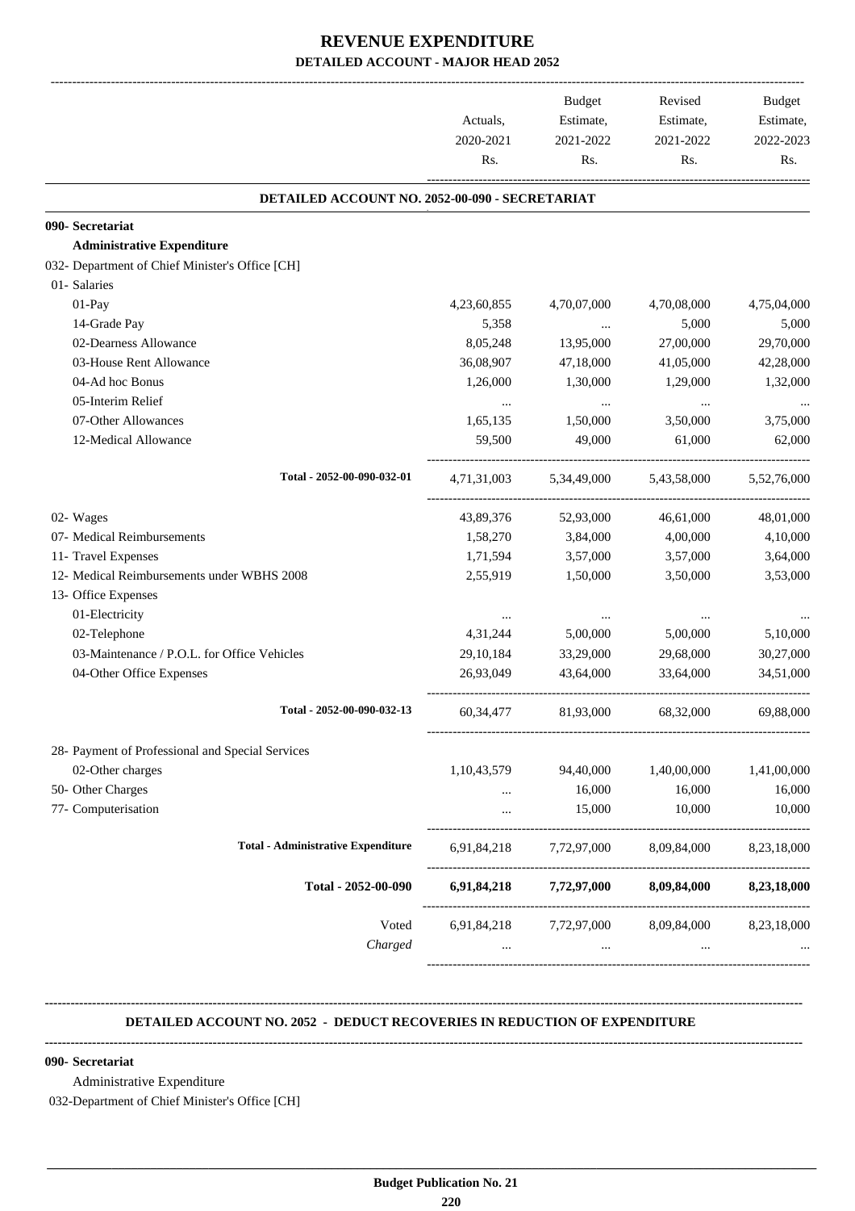# REVENUE EXPENDITURE

## DETAILED ACCOUNT - MAJOR HEAD 2052

| | Actuals, 2020-2021 Rs. | Budget Estimate, 2021-2022 Rs. | Revised Estimate, 2021-2022 Rs. | Budget Estimate, 2022-2023 Rs. |
|---|---|---|---|---|
| **DETAILED ACCOUNT NO. 2052-00-090 - SECRETARIAT** | | | | |
| **090- Secretariat** | | | | |
| **Administrative Expenditure** | | | | |
| 032- Department of Chief Minister's Office [CH] | | | | |
| 01- Salaries | | | | |
| 01-Pay | 4,23,60,855 | 4,70,07,000 | 4,70,08,000 | 4,75,04,000 |
| 14-Grade Pay | 5,358 | ... | 5,000 | 5,000 |
| 02-Dearness Allowance | 8,05,248 | 13,95,000 | 27,00,000 | 29,70,000 |
| 03-House Rent Allowance | 36,08,907 | 47,18,000 | 41,05,000 | 42,28,000 |
| 04-Ad hoc Bonus | 1,26,000 | 1,30,000 | 1,29,000 | 1,32,000 |
| 05-Interim Relief | ... | ... | ... | ... |
| 07-Other Allowances | 1,65,135 | 1,50,000 | 3,50,000 | 3,75,000 |
| 12-Medical Allowance | 59,500 | 49,000 | 61,000 | 62,000 |
| Total - 2052-00-090-032-01 | 4,71,31,003 | 5,34,49,000 | 5,43,58,000 | 5,52,76,000 |
| 02- Wages | 43,89,376 | 52,93,000 | 46,61,000 | 48,01,000 |
| 07- Medical Reimbursements | 1,58,270 | 3,84,000 | 4,00,000 | 4,10,000 |
| 11- Travel Expenses | 1,71,594 | 3,57,000 | 3,57,000 | 3,64,000 |
| 12- Medical Reimbursements under WBHS 2008 | 2,55,919 | 1,50,000 | 3,50,000 | 3,53,000 |
| 13- Office Expenses | | | | |
| 01-Electricity | ... | ... | ... | ... |
| 02-Telephone | 4,31,244 | 5,00,000 | 5,00,000 | 5,10,000 |
| 03-Maintenance / P.O.L. for Office Vehicles | 29,10,184 | 33,29,000 | 29,68,000 | 30,27,000 |
| 04-Other Office Expenses | 26,93,049 | 43,64,000 | 33,64,000 | 34,51,000 |
| Total - 2052-00-090-032-13 | 60,34,477 | 81,93,000 | 68,32,000 | 69,88,000 |
| 28- Payment of Professional and Special Services | | | | |
| 02-Other charges | 1,10,43,579 | 94,40,000 | 1,40,00,000 | 1,41,00,000 |
| 50- Other Charges | ... | 16,000 | 16,000 | 16,000 |
| 77- Computerisation | ... | 15,000 | 10,000 | 10,000 |
| **Total - Administrative Expenditure** | 6,91,84,218 | 7,72,97,000 | 8,09,84,000 | 8,23,18,000 |
| **Total - 2052-00-090** | **6,91,84,218** | **7,72,97,000** | **8,09,84,000** | **8,23,18,000** |
| Voted | 6,91,84,218 | 7,72,97,000 | 8,09,84,000 | 8,23,18,000 |
| *Charged* | ... | ... | ... | ... |

**DETAILED ACCOUNT NO. 2052 - DEDUCT RECOVERIES IN REDUCTION OF EXPENDITURE**

**090- Secretariat**

Administrative Expenditure

032-Department of Chief Minister's Office [CH]

**Budget Publication No. 21**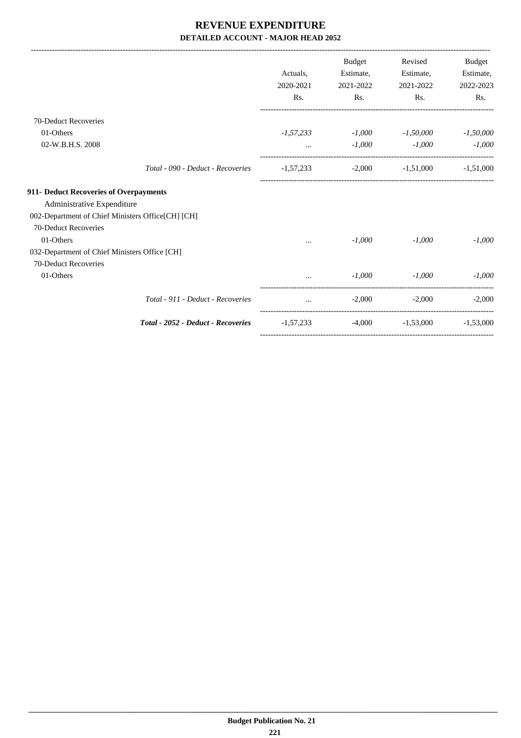# REVENUE EXPENDITURE

## DETAILED ACCOUNT - MAJOR HEAD 2052

| | Actuals, 2020-2021 Rs. | Budget Estimate, 2021-2022 Rs. | Revised Estimate, 2021-2022 Rs. | Budget Estimate, 2022-2023 Rs. |
|---|---|---|---|---|
| 70-Deduct Recoveries | | | | |
| 01-Others | *-1,57,233* | *-1,000* | *-1,50,000* | *-1,50,000* |
| 02-W.B.H.S. 2008 | ... | *-1,000* | *-1,000* | *-1,000* |
| *Total - 090 - Deduct - Recoveries* | -1,57,233 | -2,000 | -1,51,000 | -1,51,000 |
| **911- Deduct Recoveries of Overpayments** | | | | |
| Administrative Expenditure | | | | |
| 002-Department of Chief Ministers Office[CH] [CH] | | | | |
| 70-Deduct Recoveries | | | | |
| 01-Others | ... | *-1,000* | *-1,000* | *-1,000* |
| 032-Department of Chief Ministers Office [CH] | | | | |
| 70-Deduct Recoveries | | | | |
| 01-Others | ... | *-1,000* | *-1,000* | *-1,000* |
| *Total - 911 - Deduct - Recoveries* | ... | -2,000 | -2,000 | -2,000 |
| ***Total - 2052 - Deduct - Recoveries*** | -1,57,233 | -4,000 | -1,53,000 | -1,53,000 |

**Budget Publication No. 21**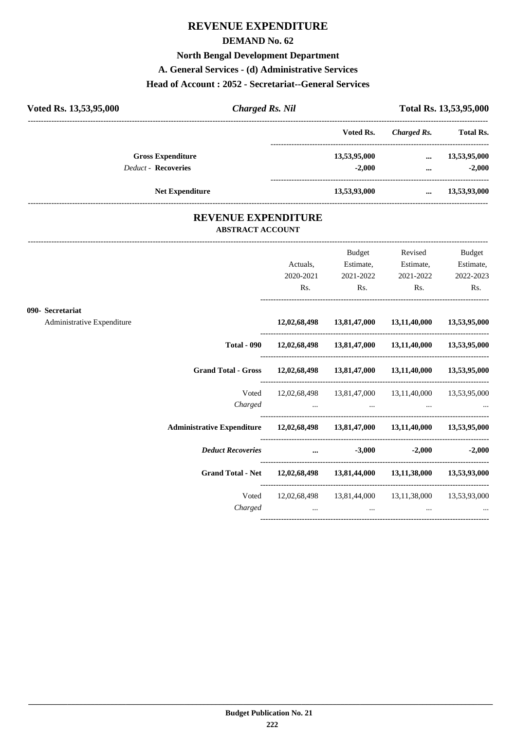# REVENUE EXPENDITURE

## DEMAND No. 62

### North Bengal Development Department

### A. General Services - (d) Administrative Services

### Head of Account : 2052 - Secretariat--General Services

**Voted Rs. 13,53,95,000** | ***Charged Rs. Nil*** | **Total Rs. 13,53,95,000**

| | Voted Rs. | *Charged Rs.* | Total Rs. |
|---|---|---|---|
| **Gross Expenditure** | 13,53,95,000 | ... | 13,53,95,000 |
| *Deduct* - **Recoveries** | -2,000 | ... | -2,000 |
| **Net Expenditure** | 13,53,93,000 | ... | 13,53,93,000 |

## REVENUE EXPENDITURE

### ABSTRACT ACCOUNT

| | Actuals, 2020-2021 Rs. | Budget Estimate, 2021-2022 Rs. | Revised Estimate, 2021-2022 Rs. | Budget Estimate, 2022-2023 Rs. |
|---|---|---|---|---|
| **090- Secretariat** | | | | |
| Administrative Expenditure | **12,02,68,498** | **13,81,47,000** | **13,11,40,000** | **13,53,95,000** |
| **Total - 090** | **12,02,68,498** | **13,81,47,000** | **13,11,40,000** | **13,53,95,000** |
| **Grand Total - Gross** | **12,02,68,498** | **13,81,47,000** | **13,11,40,000** | **13,53,95,000** |
| Voted | 12,02,68,498 | 13,81,47,000 | 13,11,40,000 | 13,53,95,000 |
| *Charged* | ... | ... | ... | ... |
| **Administrative Expenditure** | **12,02,68,498** | **13,81,47,000** | **13,11,40,000** | **13,53,95,000** |
| ***Deduct Recoveries*** | **...** | **-3,000** | **-2,000** | **-2,000** |
| **Grand Total - Net** | **12,02,68,498** | **13,81,44,000** | **13,11,38,000** | **13,53,93,000** |
| Voted | 12,02,68,498 | 13,81,44,000 | 13,11,38,000 | 13,53,93,000 |
| *Charged* | ... | ... | ... | ... |

**Budget Publication No. 21**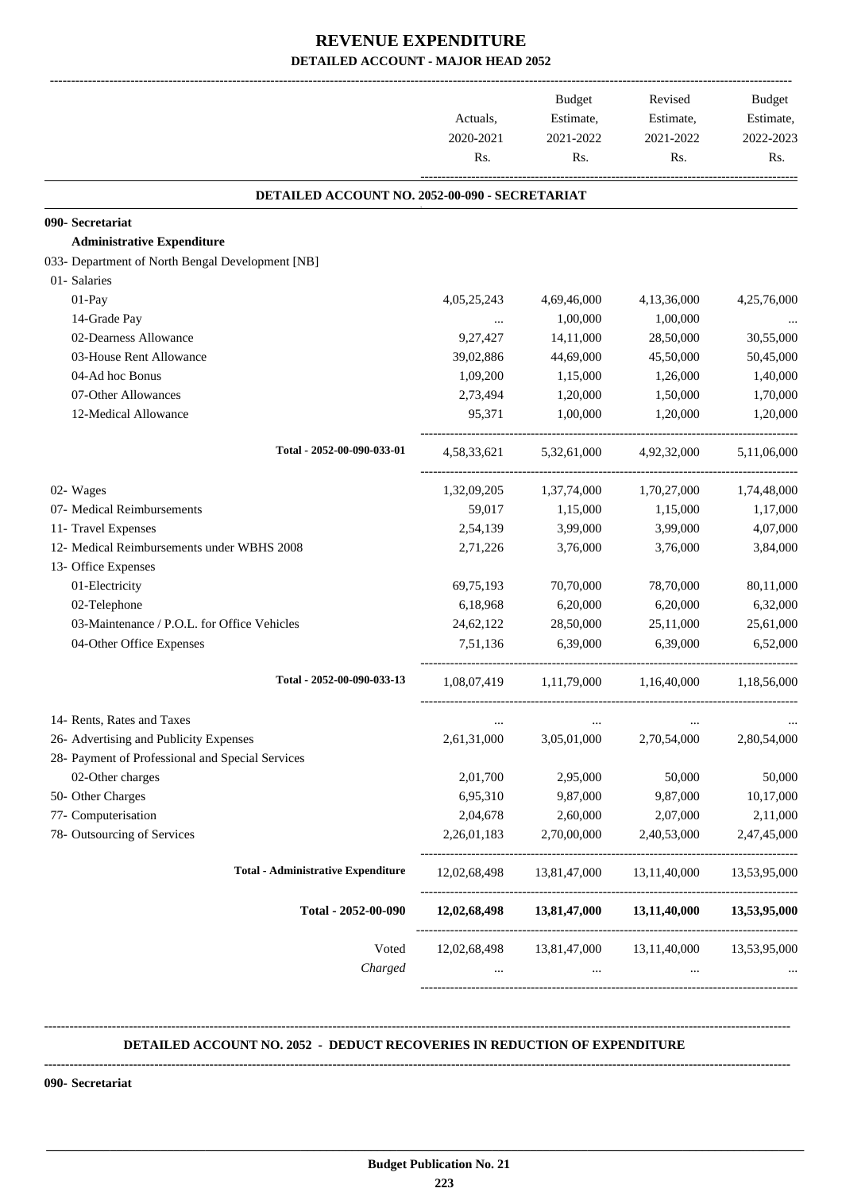# REVENUE EXPENDITURE

## DETAILED ACCOUNT - MAJOR HEAD 2052

| | Actuals, 2020-2021 Rs. | Budget Estimate, 2021-2022 Rs. | Revised Estimate, 2021-2022 Rs. | Budget Estimate, 2022-2023 Rs. |
|---|---|---|---|---|
| **DETAILED ACCOUNT NO. 2052-00-090 - SECRETARIAT** | | | | |
| **090- Secretariat** | | | | |
| **Administrative Expenditure** | | | | |
| 033- Department of North Bengal Development [NB] | | | | |
| 01- Salaries | | | | |
| 01-Pay | 4,05,25,243 | 4,69,46,000 | 4,13,36,000 | 4,25,76,000 |
| 14-Grade Pay | ... | 1,00,000 | 1,00,000 | ... |
| 02-Dearness Allowance | 9,27,427 | 14,11,000 | 28,50,000 | 30,55,000 |
| 03-House Rent Allowance | 39,02,886 | 44,69,000 | 45,50,000 | 50,45,000 |
| 04-Ad hoc Bonus | 1,09,200 | 1,15,000 | 1,26,000 | 1,40,000 |
| 07-Other Allowances | 2,73,494 | 1,20,000 | 1,50,000 | 1,70,000 |
| 12-Medical Allowance | 95,371 | 1,00,000 | 1,20,000 | 1,20,000 |
| Total - 2052-00-090-033-01 | 4,58,33,621 | 5,32,61,000 | 4,92,32,000 | 5,11,06,000 |
| 02- Wages | 1,32,09,205 | 1,37,74,000 | 1,70,27,000 | 1,74,48,000 |
| 07- Medical Reimbursements | 59,017 | 1,15,000 | 1,15,000 | 1,17,000 |
| 11- Travel Expenses | 2,54,139 | 3,99,000 | 3,99,000 | 4,07,000 |
| 12- Medical Reimbursements under WBHS 2008 | 2,71,226 | 3,76,000 | 3,76,000 | 3,84,000 |
| 13- Office Expenses | | | | |
| 01-Electricity | 69,75,193 | 70,70,000 | 78,70,000 | 80,11,000 |
| 02-Telephone | 6,18,968 | 6,20,000 | 6,20,000 | 6,32,000 |
| 03-Maintenance / P.O.L. for Office Vehicles | 24,62,122 | 28,50,000 | 25,11,000 | 25,61,000 |
| 04-Other Office Expenses | 7,51,136 | 6,39,000 | 6,39,000 | 6,52,000 |
| Total - 2052-00-090-033-13 | 1,08,07,419 | 1,11,79,000 | 1,16,40,000 | 1,18,56,000 |
| 14- Rents, Rates and Taxes | ... | ... | ... | ... |
| 26- Advertising and Publicity Expenses | 2,61,31,000 | 3,05,01,000 | 2,70,54,000 | 2,80,54,000 |
| 28- Payment of Professional and Special Services | | | | |
| 02-Other charges | 2,01,700 | 2,95,000 | 50,000 | 50,000 |
| 50- Other Charges | 6,95,310 | 9,87,000 | 9,87,000 | 10,17,000 |
| 77- Computerisation | 2,04,678 | 2,60,000 | 2,07,000 | 2,11,000 |
| 78- Outsourcing of Services | 2,26,01,183 | 2,70,00,000 | 2,40,53,000 | 2,47,45,000 |
| **Total - Administrative Expenditure** | 12,02,68,498 | 13,81,47,000 | 13,11,40,000 | 13,53,95,000 |
| **Total - 2052-00-090** | **12,02,68,498** | **13,81,47,000** | **13,11,40,000** | **13,53,95,000** |
| Voted | 12,02,68,498 | 13,81,47,000 | 13,11,40,000 | 13,53,95,000 |
| *Charged* | ... | ... | ... | ... |

**DETAILED ACCOUNT NO. 2052 - DEDUCT RECOVERIES IN REDUCTION OF EXPENDITURE**

**090- Secretariat**

**Budget Publication No. 21**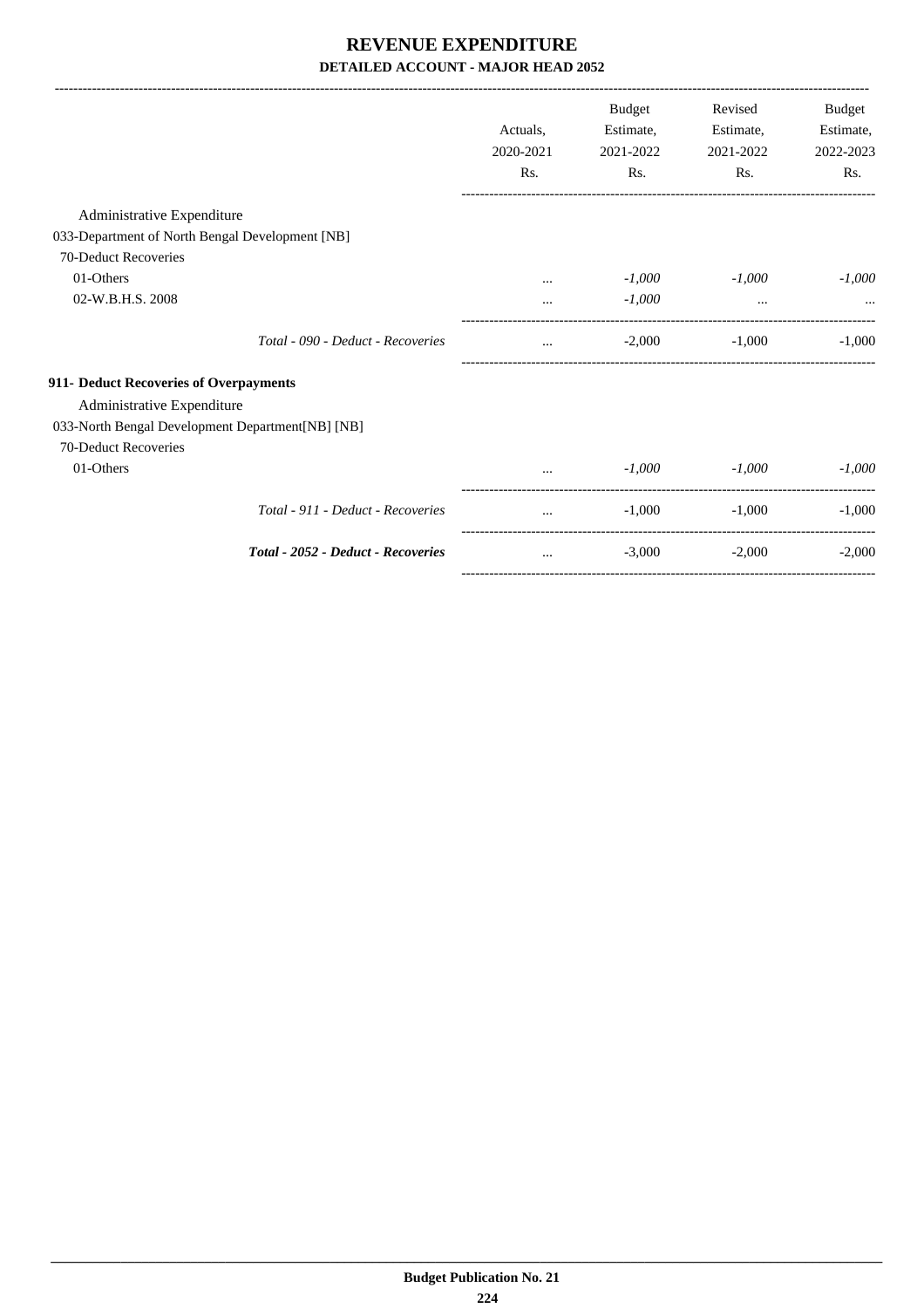# REVENUE EXPENDITURE

## DETAILED ACCOUNT - MAJOR HEAD 2052

| | Actuals, 2020-2021 Rs. | Budget Estimate, 2021-2022 Rs. | Revised Estimate, 2021-2022 Rs. | Budget Estimate, 2022-2023 Rs. |
|---|---|---|---|---|
| Administrative Expenditure | | | | |
| 033-Department of North Bengal Development [NB] | | | | |
| 70-Deduct Recoveries | | | | |
| 01-Others | ... | *-1,000* | *-1,000* | *-1,000* |
| 02-W.B.H.S. 2008 | ... | *-1,000* | ... | ... |
| *Total - 090 - Deduct - Recoveries* | ... | -2,000 | -1,000 | -1,000 |
| **911- Deduct Recoveries of Overpayments** | | | | |
| Administrative Expenditure | | | | |
| 033-North Bengal Development Department[NB] [NB] | | | | |
| 70-Deduct Recoveries | | | | |
| 01-Others | ... | *-1,000* | *-1,000* | *-1,000* |
| *Total - 911 - Deduct - Recoveries* | ... | -1,000 | -1,000 | -1,000 |
| ***Total - 2052 - Deduct - Recoveries*** | ... | -3,000 | -2,000 | -2,000 |

Budget Publication No. 21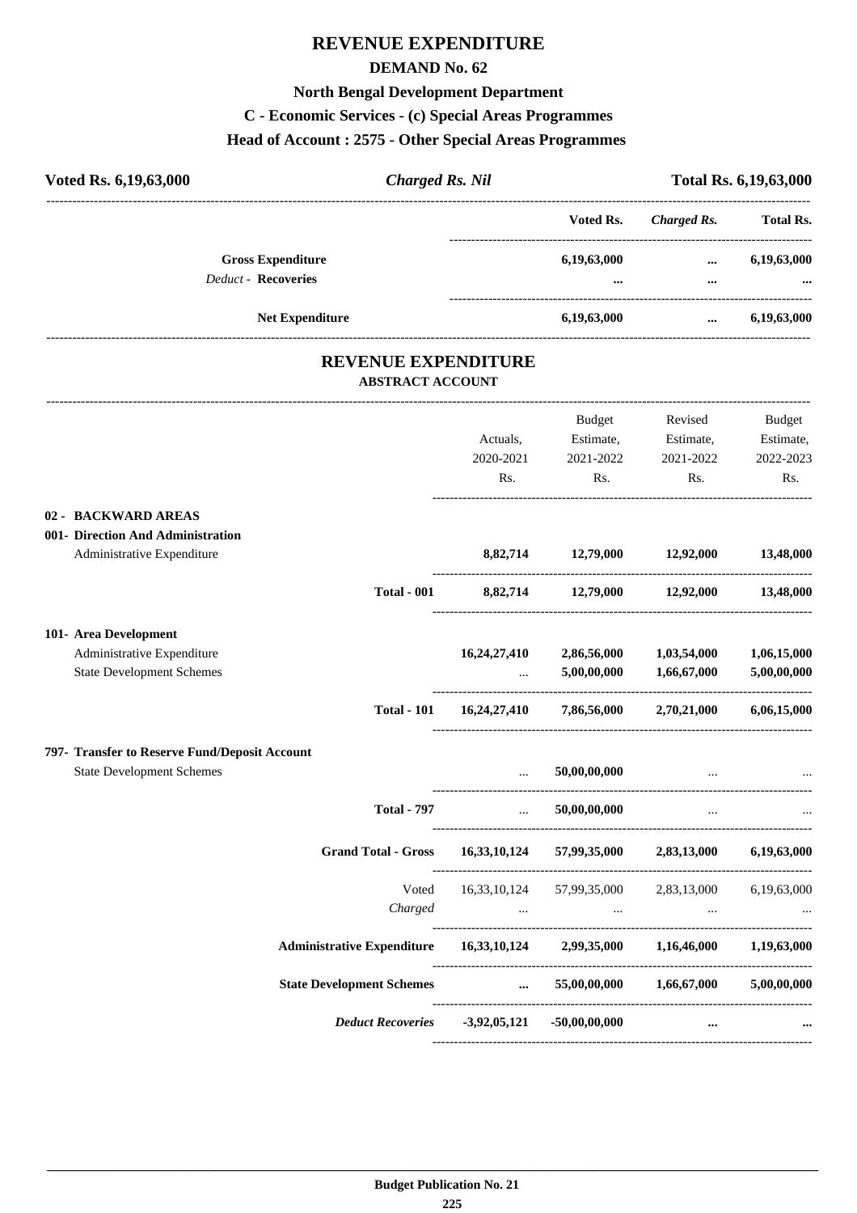# REVENUE EXPENDITURE

## DEMAND No. 62

### North Bengal Development Department

### C - Economic Services - (c) Special Areas Programmes

### Head of Account : 2575 - Other Special Areas Programmes

**Voted Rs. 6,19,63,000** | ***Charged Rs. Nil*** | **Total Rs. 6,19,63,000**

| | Voted Rs. | *Charged Rs.* | Total Rs. |
|---|---|---|---|
| **Gross Expenditure** | **6,19,63,000** | **...** | **6,19,63,000** |
| *Deduct* - **Recoveries** | **...** | **...** | **...** |
| **Net Expenditure** | **6,19,63,000** | **...** | **6,19,63,000** |

## REVENUE EXPENDITURE

### ABSTRACT ACCOUNT

| | Actuals, 2020-2021 Rs. | Budget Estimate, 2021-2022 Rs. | Revised Estimate, 2021-2022 Rs. | Budget Estimate, 2022-2023 Rs. |
|---|---|---|---|---|
| **02 - BACKWARD AREAS** | | | | |
| **001- Direction And Administration** | | | | |
| Administrative Expenditure | **8,82,714** | **12,79,000** | **12,92,000** | **13,48,000** |
| **Total - 001** | **8,82,714** | **12,79,000** | **12,92,000** | **13,48,000** |
| **101- Area Development** | | | | |
| Administrative Expenditure | **16,24,27,410** | **2,86,56,000** | **1,03,54,000** | **1,06,15,000** |
| State Development Schemes | ... | **5,00,00,000** | **1,66,67,000** | **5,00,00,000** |
| **Total - 101** | **16,24,27,410** | **7,86,56,000** | **2,70,21,000** | **6,06,15,000** |
| **797- Transfer to Reserve Fund/Deposit Account** | | | | |
| State Development Schemes | ... | **50,00,00,000** | ... | ... |
| **Total - 797** | ... | **50,00,00,000** | ... | ... |
| **Grand Total - Gross** | **16,33,10,124** | **57,99,35,000** | **2,83,13,000** | **6,19,63,000** |
| Voted | 16,33,10,124 | 57,99,35,000 | 2,83,13,000 | 6,19,63,000 |
| *Charged* | ... | ... | ... | ... |
| **Administrative Expenditure** | **16,33,10,124** | **2,99,35,000** | **1,16,46,000** | **1,19,63,000** |
| **State Development Schemes** | **...** | **55,00,00,000** | **1,66,67,000** | **5,00,00,000** |
| ***Deduct Recoveries*** | **-3,92,05,121** | **-50,00,00,000** | **...** | **...** |

**Budget Publication No. 21**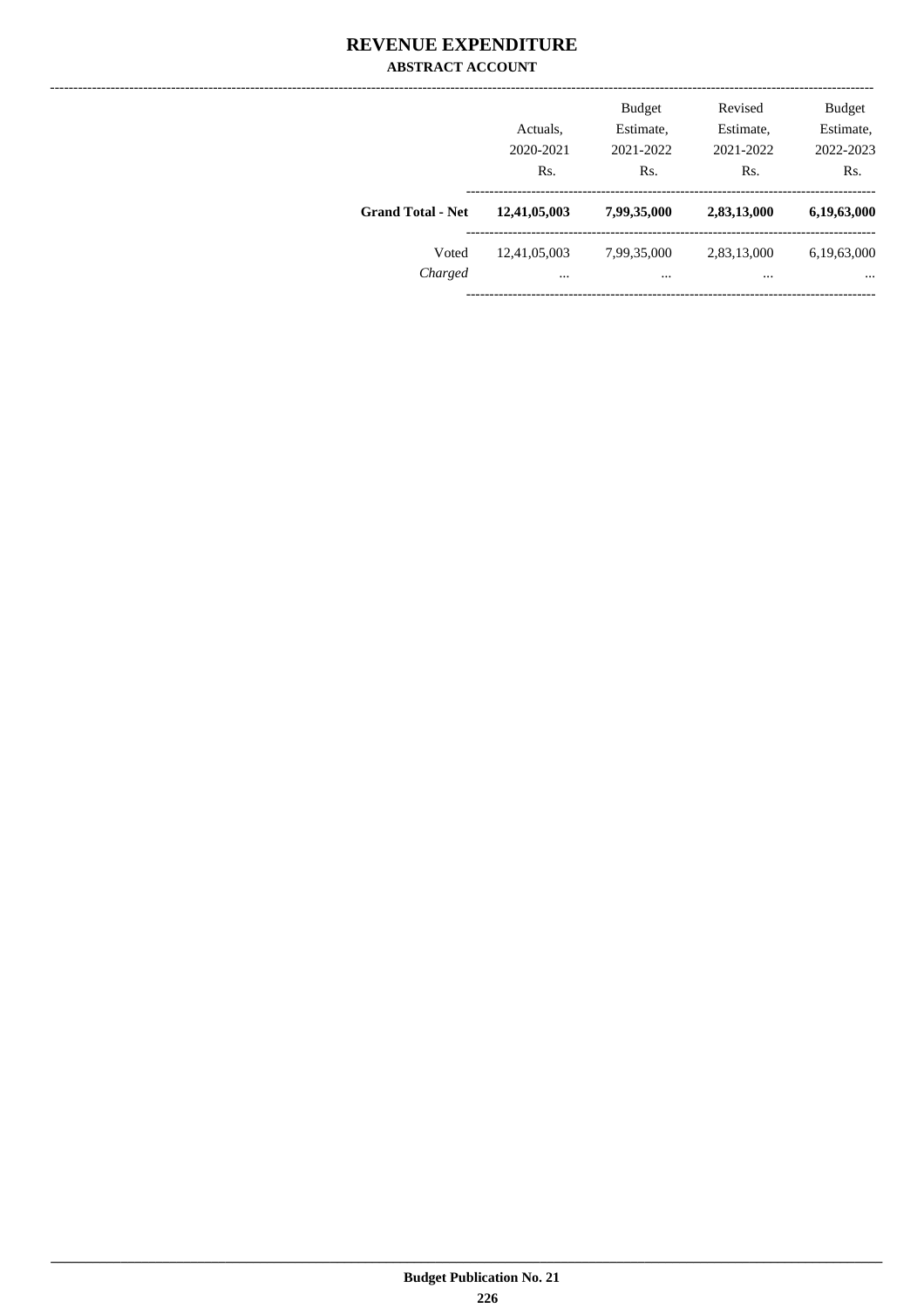# REVENUE EXPENDITURE

### ABSTRACT ACCOUNT

| | Actuals, 2020-2021 Rs. | Budget Estimate, 2021-2022 Rs. | Revised Estimate, 2021-2022 Rs. | Budget Estimate, 2022-2023 Rs. |
|---|---|---|---|---|
| **Grand Total - Net** | **12,41,05,003** | **7,99,35,000** | **2,83,13,000** | **6,19,63,000** |
| Voted | 12,41,05,003 | 7,99,35,000 | 2,83,13,000 | 6,19,63,000 |
| *Charged* | ... | ... | ... | ... |

Budget Publication No. 21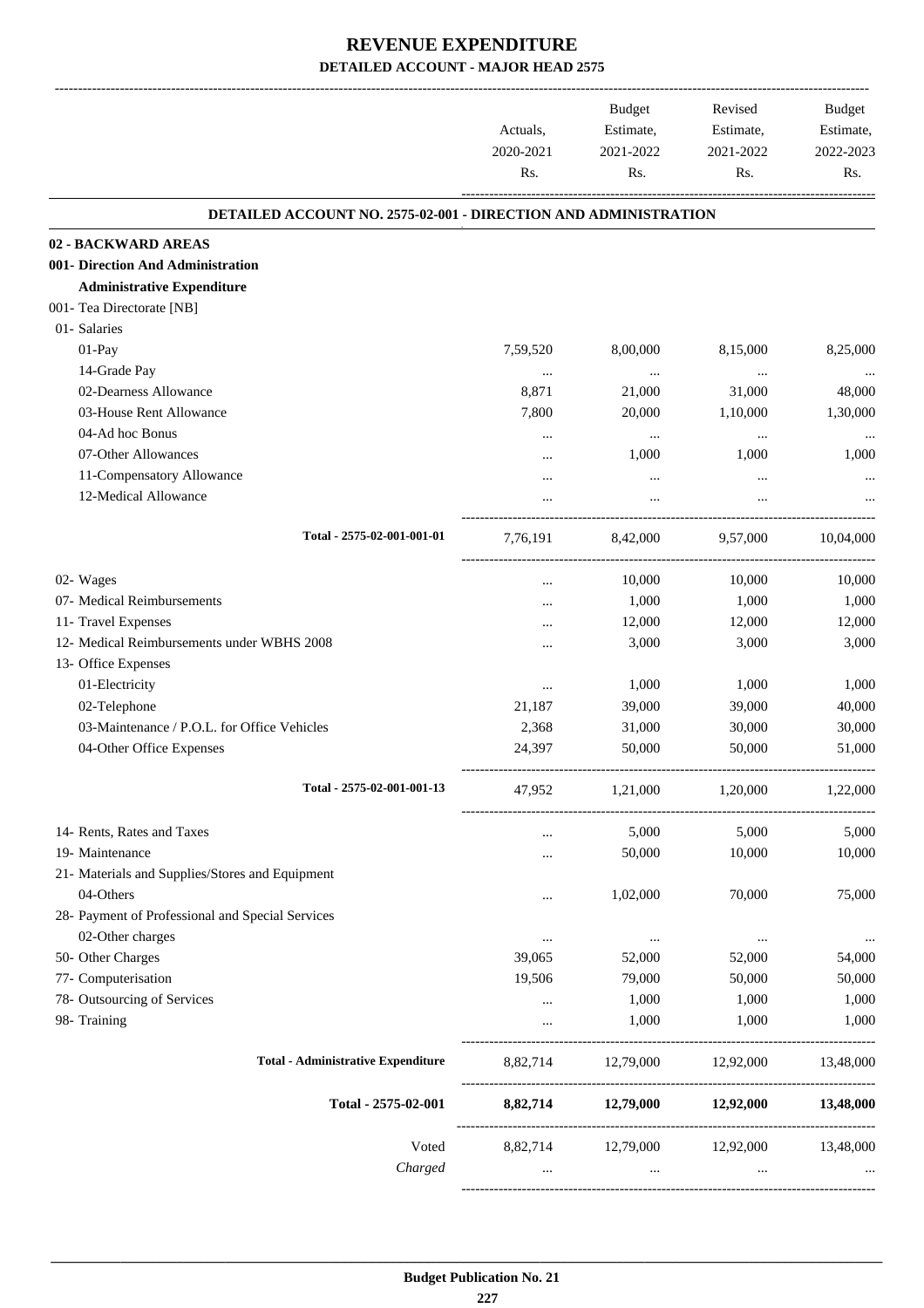# REVENUE EXPENDITURE

## DETAILED ACCOUNT - MAJOR HEAD 2575

| | Actuals, 2020-2021 Rs. | Budget Estimate, 2021-2022 Rs. | Revised Estimate, 2021-2022 Rs. | Budget Estimate, 2022-2023 Rs. |
|---|---|---|---|---|
| **DETAILED ACCOUNT NO. 2575-02-001 - DIRECTION AND ADMINISTRATION** | | | | |
| **02 - BACKWARD AREAS** | | | | |
| **001- Direction And Administration** | | | | |
| **Administrative Expenditure** | | | | |
| 001- Tea Directorate [NB] | | | | |
| 01- Salaries | | | | |
| 01-Pay | 7,59,520 | 8,00,000 | 8,15,000 | 8,25,000 |
| 14-Grade Pay | ... | ... | ... | ... |
| 02-Dearness Allowance | 8,871 | 21,000 | 31,000 | 48,000 |
| 03-House Rent Allowance | 7,800 | 20,000 | 1,10,000 | 1,30,000 |
| 04-Ad hoc Bonus | ... | ... | ... | ... |
| 07-Other Allowances | ... | 1,000 | 1,000 | 1,000 |
| 11-Compensatory Allowance | ... | ... | ... | ... |
| 12-Medical Allowance | ... | ... | ... | ... |
| **Total - 2575-02-001-001-01** | 7,76,191 | 8,42,000 | 9,57,000 | 10,04,000 |
| 02- Wages | ... | 10,000 | 10,000 | 10,000 |
| 07- Medical Reimbursements | ... | 1,000 | 1,000 | 1,000 |
| 11- Travel Expenses | ... | 12,000 | 12,000 | 12,000 |
| 12- Medical Reimbursements under WBHS 2008 | ... | 3,000 | 3,000 | 3,000 |
| 13- Office Expenses | | | | |
| 01-Electricity | ... | 1,000 | 1,000 | 1,000 |
| 02-Telephone | 21,187 | 39,000 | 39,000 | 40,000 |
| 03-Maintenance / P.O.L. for Office Vehicles | 2,368 | 31,000 | 30,000 | 30,000 |
| 04-Other Office Expenses | 24,397 | 50,000 | 50,000 | 51,000 |
| **Total - 2575-02-001-001-13** | 47,952 | 1,21,000 | 1,20,000 | 1,22,000 |
| 14- Rents, Rates and Taxes | ... | 5,000 | 5,000 | 5,000 |
| 19- Maintenance | ... | 50,000 | 10,000 | 10,000 |
| 21- Materials and Supplies/Stores and Equipment | | | | |
| 04-Others | ... | 1,02,000 | 70,000 | 75,000 |
| 28- Payment of Professional and Special Services | | | | |
| 02-Other charges | ... | ... | ... | ... |
| 50- Other Charges | 39,065 | 52,000 | 52,000 | 54,000 |
| 77- Computerisation | 19,506 | 79,000 | 50,000 | 50,000 |
| 78- Outsourcing of Services | ... | 1,000 | 1,000 | 1,000 |
| 98- Training | ... | 1,000 | 1,000 | 1,000 |
| **Total - Administrative Expenditure** | 8,82,714 | 12,79,000 | 12,92,000 | 13,48,000 |
| **Total - 2575-02-001** | **8,82,714** | **12,79,000** | **12,92,000** | **13,48,000** |
| Voted | 8,82,714 | 12,79,000 | 12,92,000 | 13,48,000 |
| *Charged* | ... | ... | ... | ... |

**Budget Publication No. 21**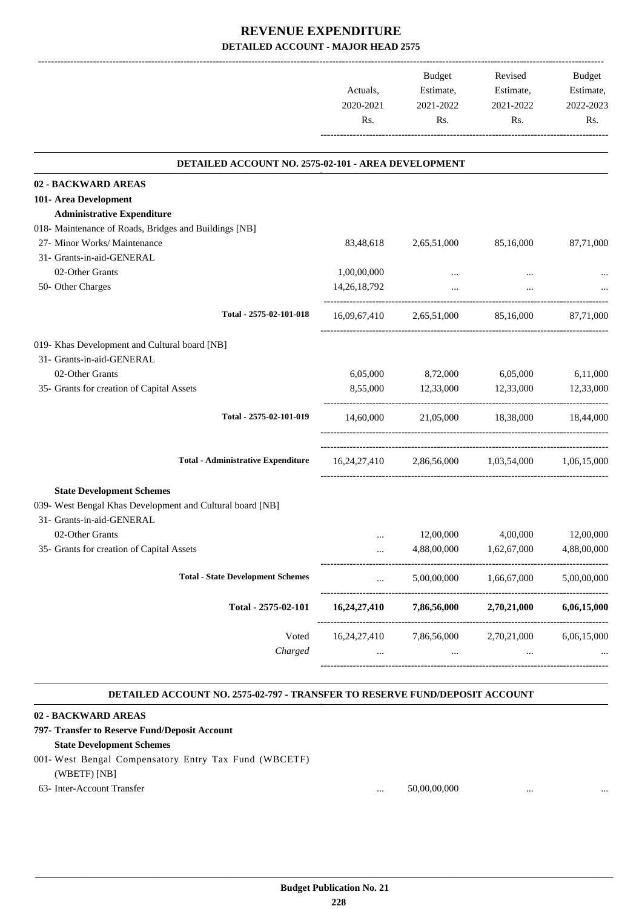# REVENUE EXPENDITURE

## DETAILED ACCOUNT - MAJOR HEAD 2575

| | Actuals, 2020-2021 Rs. | Budget Estimate, 2021-2022 Rs. | Revised Estimate, 2021-2022 Rs. | Budget Estimate, 2022-2023 Rs. |
|---|---|---|---|---|

### DETAILED ACCOUNT NO. 2575-02-101 - AREA DEVELOPMENT

| | Actuals, 2020-2021 Rs. | Budget Estimate, 2021-2022 Rs. | Revised Estimate, 2021-2022 Rs. | Budget Estimate, 2022-2023 Rs. |
|---|---|---|---|---|
| **02 - BACKWARD AREAS** | | | | |
| **101- Area Development** | | | | |
| **Administrative Expenditure** | | | | |
| 018- Maintenance of Roads, Bridges and Buildings [NB] | | | | |
| 27- Minor Works/ Maintenance | 83,48,618 | 2,65,51,000 | 85,16,000 | 87,71,000 |
| 31- Grants-in-aid-GENERAL | | | | |
| 02-Other Grants | 1,00,00,000 | ... | ... | ... |
| 50- Other Charges | 14,26,18,792 | ... | ... | ... |
| Total - 2575-02-101-018 | 16,09,67,410 | 2,65,51,000 | 85,16,000 | 87,71,000 |
| 019- Khas Development and Cultural board [NB] | | | | |
| 31- Grants-in-aid-GENERAL | | | | |
| 02-Other Grants | 6,05,000 | 8,72,000 | 6,05,000 | 6,11,000 |
| 35- Grants for creation of Capital Assets | 8,55,000 | 12,33,000 | 12,33,000 | 12,33,000 |
| Total - 2575-02-101-019 | 14,60,000 | 21,05,000 | 18,38,000 | 18,44,000 |
| Total - Administrative Expenditure | 16,24,27,410 | 2,86,56,000 | 1,03,54,000 | 1,06,15,000 |
| **State Development Schemes** | | | | |
| 039- West Bengal Khas Development and Cultural board [NB] | | | | |
| 31- Grants-in-aid-GENERAL | | | | |
| 02-Other Grants | ... | 12,00,000 | 4,00,000 | 12,00,000 |
| 35- Grants for creation of Capital Assets | ... | 4,88,00,000 | 1,62,67,000 | 4,88,00,000 |
| Total - State Development Schemes | ... | 5,00,00,000 | 1,66,67,000 | 5,00,00,000 |
| **Total - 2575-02-101** | **16,24,27,410** | **7,86,56,000** | **2,70,21,000** | **6,06,15,000** |
| Voted | 16,24,27,410 | 7,86,56,000 | 2,70,21,000 | 6,06,15,000 |
| *Charged* | ... | ... | ... | ... |

### DETAILED ACCOUNT NO. 2575-02-797 - TRANSFER TO RESERVE FUND/DEPOSIT ACCOUNT

| | Actuals, 2020-2021 Rs. | Budget Estimate, 2021-2022 Rs. | Revised Estimate, 2021-2022 Rs. | Budget Estimate, 2022-2023 Rs. |
|---|---|---|---|---|
| **02 - BACKWARD AREAS** | | | | |
| **797- Transfer to Reserve Fund/Deposit Account** | | | | |
| **State Development Schemes** | | | | |
| 001- West Bengal Compensatory Entry Tax Fund (WBCETF) (WBETF) [NB] | | | | |
| 63- Inter-Account Transfer | ... | 50,00,00,000 | ... | ... |

Budget Publication No. 21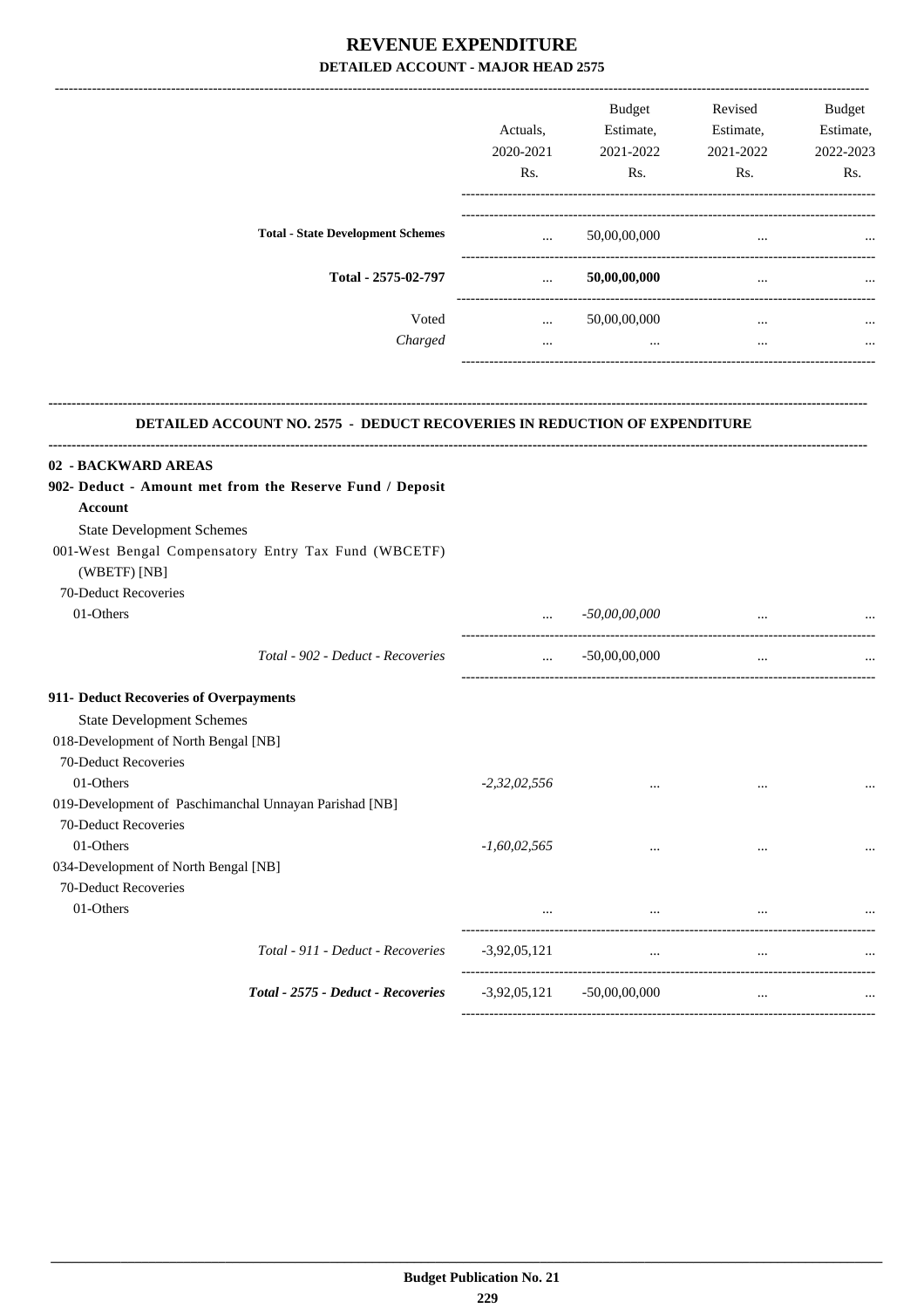# REVENUE EXPENDITURE

## DETAILED ACCOUNT - MAJOR HEAD 2575

| | Actuals, 2020-2021 Rs. | Budget Estimate, 2021-2022 Rs. | Revised Estimate, 2021-2022 Rs. | Budget Estimate, 2022-2023 Rs. |
|---|---|---|---|---|
| **Total - State Development Schemes** | ... | 50,00,00,000 | ... | ... |
| **Total - 2575-02-797** | ... | **50,00,00,000** | ... | ... |
| Voted | ... | 50,00,00,000 | ... | ... |
| *Charged* | ... | ... | ... | ... |

### DETAILED ACCOUNT NO. 2575 - DEDUCT RECOVERIES IN REDUCTION OF EXPENDITURE

| | Actuals, 2020-2021 Rs. | Budget Estimate, 2021-2022 Rs. | Revised Estimate, 2021-2022 Rs. | Budget Estimate, 2022-2023 Rs. |
|---|---|---|---|---|
| **02 - BACKWARD AREAS** | | | | |
| **902- Deduct - Amount met from the Reserve Fund / Deposit Account** | | | | |
| State Development Schemes | | | | |
| 001-West Bengal Compensatory Entry Tax Fund (WBCETF) (WBETF) [NB] | | | | |
| 70-Deduct Recoveries | | | | |
| 01-Others | ... | *-50,00,00,000* | ... | ... |
| *Total - 902 - Deduct - Recoveries* | ... | -50,00,00,000 | ... | ... |
| **911- Deduct Recoveries of Overpayments** | | | | |
| State Development Schemes | | | | |
| 018-Development of North Bengal [NB] | | | | |
| 70-Deduct Recoveries | | | | |
| 01-Others | *-2,32,02,556* | ... | ... | ... |
| 019-Development of Paschimanchal Unnayan Parishad [NB] | | | | |
| 70-Deduct Recoveries | | | | |
| 01-Others | *-1,60,02,565* | ... | ... | ... |
| 034-Development of North Bengal [NB] | | | | |
| 70-Deduct Recoveries | | | | |
| 01-Others | ... | ... | ... | ... |
| *Total - 911 - Deduct - Recoveries* | -3,92,05,121 | ... | ... | ... |
| ***Total - 2575 - Deduct - Recoveries*** | -3,92,05,121 | -50,00,00,000 | ... | ... |

**Budget Publication No. 21**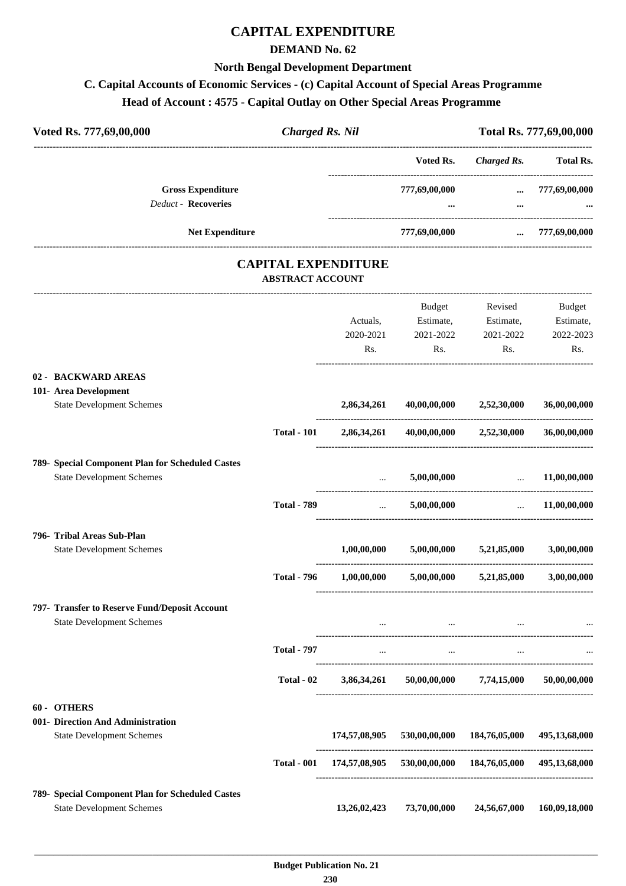# CAPITAL EXPENDITURE

## DEMAND No. 62

### North Bengal Development Department

### C. Capital Accounts of Economic Services - (c) Capital Account of Special Areas Programme

### Head of Account : 4575 - Capital Outlay on Other Special Areas Programme

| Voted Rs. 777,69,00,000 | *Charged Rs. Nil* | Total Rs. 777,69,00,000 |
|---|---|---|

| | Voted Rs. | *Charged Rs.* | Total Rs. |
|---|---|---|---|
| **Gross Expenditure** | 777,69,00,000 | ... | 777,69,00,000 |
| *Deduct* - **Recoveries** | ... | ... | ... |
| **Net Expenditure** | 777,69,00,000 | ... | 777,69,00,000 |

## CAPITAL EXPENDITURE

### ABSTRACT ACCOUNT

| | | Actuals, 2020-2021 Rs. | Budget Estimate, 2021-2022 Rs. | Revised Estimate, 2021-2022 Rs. | Budget Estimate, 2022-2023 Rs. |
|---|---|---|---|---|---|
| **02 - BACKWARD AREAS** | | | | | |
| **101- Area Development** | | | | | |
| State Development Schemes | | **2,86,34,261** | **40,00,00,000** | **2,52,30,000** | **36,00,00,000** |
| | **Total - 101** | **2,86,34,261** | **40,00,00,000** | **2,52,30,000** | **36,00,00,000** |
| **789- Special Component Plan for Scheduled Castes** | | | | | |
| State Development Schemes | | ... | **5,00,00,000** | ... | **11,00,00,000** |
| | **Total - 789** | ... | **5,00,00,000** | ... | **11,00,00,000** |
| **796- Tribal Areas Sub-Plan** | | | | | |
| State Development Schemes | | **1,00,00,000** | **5,00,00,000** | **5,21,85,000** | **3,00,00,000** |
| | **Total - 796** | **1,00,00,000** | **5,00,00,000** | **5,21,85,000** | **3,00,00,000** |
| **797- Transfer to Reserve Fund/Deposit Account** | | | | | |
| State Development Schemes | | ... | ... | ... | ... |
| | **Total - 797** | ... | ... | ... | ... |
| | **Total - 02** | **3,86,34,261** | **50,00,00,000** | **7,74,15,000** | **50,00,00,000** |
| **60 - OTHERS** | | | | | |
| **001- Direction And Administration** | | | | | |
| State Development Schemes | | **174,57,08,905** | **530,00,00,000** | **184,76,05,000** | **495,13,68,000** |
| | **Total - 001** | **174,57,08,905** | **530,00,00,000** | **184,76,05,000** | **495,13,68,000** |
| **789- Special Component Plan for Scheduled Castes** | | | | | |
| State Development Schemes | | **13,26,02,423** | **73,70,00,000** | **24,56,67,000** | **160,09,18,000** |

**Budget Publication No. 21**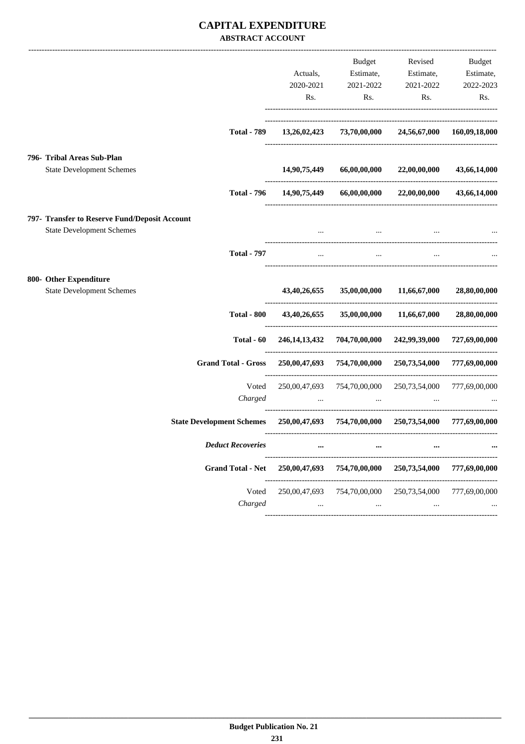# CAPITAL EXPENDITURE

## ABSTRACT ACCOUNT

| | Actuals, 2020-2021 Rs. | Budget Estimate, 2021-2022 Rs. | Revised Estimate, 2021-2022 Rs. | Budget Estimate, 2022-2023 Rs. |
|---|---|---|---|---|
| **Total - 789** | **13,26,02,423** | **73,70,00,000** | **24,56,67,000** | **160,09,18,000** |
| **796- Tribal Areas Sub-Plan** | | | | |
| State Development Schemes | **14,90,75,449** | **66,00,00,000** | **22,00,00,000** | **43,66,14,000** |
| **Total - 796** | **14,90,75,449** | **66,00,00,000** | **22,00,00,000** | **43,66,14,000** |
| **797- Transfer to Reserve Fund/Deposit Account** | | | | |
| State Development Schemes | ... | ... | ... | ... |
| **Total - 797** | ... | ... | ... | ... |
| **800- Other Expenditure** | | | | |
| State Development Schemes | **43,40,26,655** | **35,00,00,000** | **11,66,67,000** | **28,80,00,000** |
| **Total - 800** | **43,40,26,655** | **35,00,00,000** | **11,66,67,000** | **28,80,00,000** |
| **Total - 60** | **246,14,13,432** | **704,70,00,000** | **242,99,39,000** | **727,69,00,000** |
| **Grand Total - Gross** | **250,00,47,693** | **754,70,00,000** | **250,73,54,000** | **777,69,00,000** |
| Voted | 250,00,47,693 | 754,70,00,000 | 250,73,54,000 | 777,69,00,000 |
| *Charged* | ... | ... | ... | ... |
| **State Development Schemes** | **250,00,47,693** | **754,70,00,000** | **250,73,54,000** | **777,69,00,000** |
| ***Deduct Recoveries*** | **...** | **...** | **...** | **...** |
| **Grand Total - Net** | **250,00,47,693** | **754,70,00,000** | **250,73,54,000** | **777,69,00,000** |
| Voted | 250,00,47,693 | 754,70,00,000 | 250,73,54,000 | 777,69,00,000 |
| *Charged* | ... | ... | ... | ... |

**Budget Publication No. 21**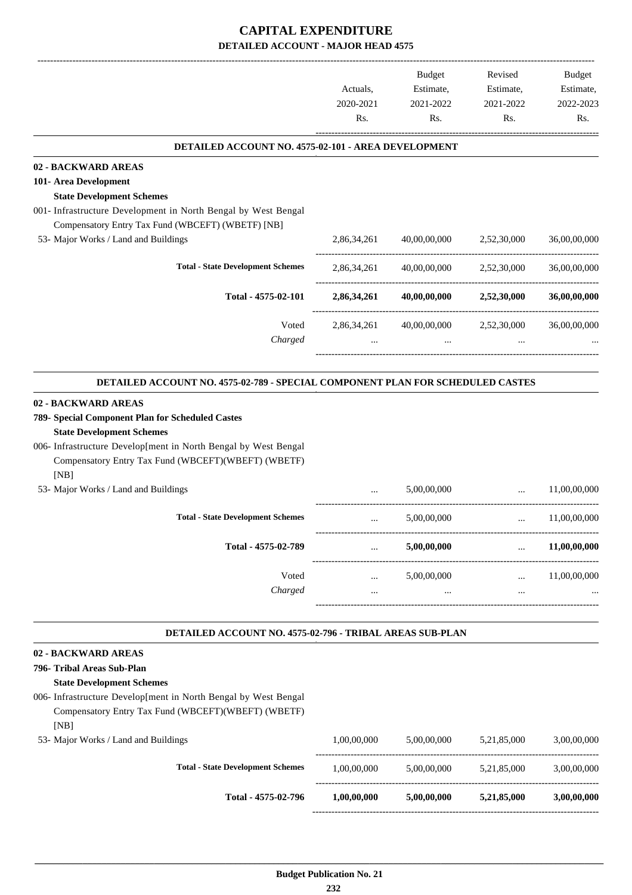# CAPITAL EXPENDITURE

**DETAILED ACCOUNT - MAJOR HEAD 4575**

| | Actuals, 2020-2021 Rs. | Budget Estimate, 2021-2022 Rs. | Revised Estimate, 2021-2022 Rs. | Budget Estimate, 2022-2023 Rs. |
|---|---|---|---|---|

### DETAILED ACCOUNT NO. 4575-02-101 - AREA DEVELOPMENT

| | Actuals, 2020-2021 Rs. | Budget Estimate, 2021-2022 Rs. | Revised Estimate, 2021-2022 Rs. | Budget Estimate, 2022-2023 Rs. |
|---|---|---|---|---|
| **02 - BACKWARD AREAS** | | | | |
| **101- Area Development** | | | | |
| **State Development Schemes** | | | | |
| 001- Infrastructure Development in North Bengal by West Bengal Compensatory Entry Tax Fund (WBCEFT) (WBETF) [NB] | | | | |
| 53- Major Works / Land and Buildings | 2,86,34,261 | 40,00,00,000 | 2,52,30,000 | 36,00,00,000 |
| **Total - State Development Schemes** | 2,86,34,261 | 40,00,00,000 | 2,52,30,000 | 36,00,00,000 |
| **Total - 4575-02-101** | **2,86,34,261** | **40,00,00,000** | **2,52,30,000** | **36,00,00,000** |
| Voted | 2,86,34,261 | 40,00,00,000 | 2,52,30,000 | 36,00,00,000 |
| *Charged* | ... | ... | ... | ... |

### DETAILED ACCOUNT NO. 4575-02-789 - SPECIAL COMPONENT PLAN FOR SCHEDULED CASTES

| | Actuals, 2020-2021 Rs. | Budget Estimate, 2021-2022 Rs. | Revised Estimate, 2021-2022 Rs. | Budget Estimate, 2022-2023 Rs. |
|---|---|---|---|---|
| **02 - BACKWARD AREAS** | | | | |
| **789- Special Component Plan for Scheduled Castes** | | | | |
| **State Development Schemes** | | | | |
| 006- Infrastructure Develop[ment in North Bengal by West Bengal Compensatory Entry Tax Fund (WBCEFT)(WBEFT) (WBETF) [NB] | | | | |
| 53- Major Works / Land and Buildings | ... | 5,00,00,000 | ... | 11,00,00,000 |
| **Total - State Development Schemes** | ... | 5,00,00,000 | ... | 11,00,00,000 |
| **Total - 4575-02-789** | ... | **5,00,00,000** | ... | **11,00,00,000** |
| Voted | ... | 5,00,00,000 | ... | 11,00,00,000 |
| *Charged* | ... | ... | ... | ... |

### DETAILED ACCOUNT NO. 4575-02-796 - TRIBAL AREAS SUB-PLAN

| | Actuals, 2020-2021 Rs. | Budget Estimate, 2021-2022 Rs. | Revised Estimate, 2021-2022 Rs. | Budget Estimate, 2022-2023 Rs. |
|---|---|---|---|---|
| **02 - BACKWARD AREAS** | | | | |
| **796- Tribal Areas Sub-Plan** | | | | |
| **State Development Schemes** | | | | |
| 006- Infrastructure Develop[ment in North Bengal by West Bengal Compensatory Entry Tax Fund (WBCEFT)(WBEFT) (WBETF) [NB] | | | | |
| 53- Major Works / Land and Buildings | 1,00,00,000 | 5,00,00,000 | 5,21,85,000 | 3,00,00,000 |
| **Total - State Development Schemes** | 1,00,00,000 | 5,00,00,000 | 5,21,85,000 | 3,00,00,000 |
| **Total - 4575-02-796** | **1,00,00,000** | **5,00,00,000** | **5,21,85,000** | **3,00,00,000** |

**Budget Publication No. 21**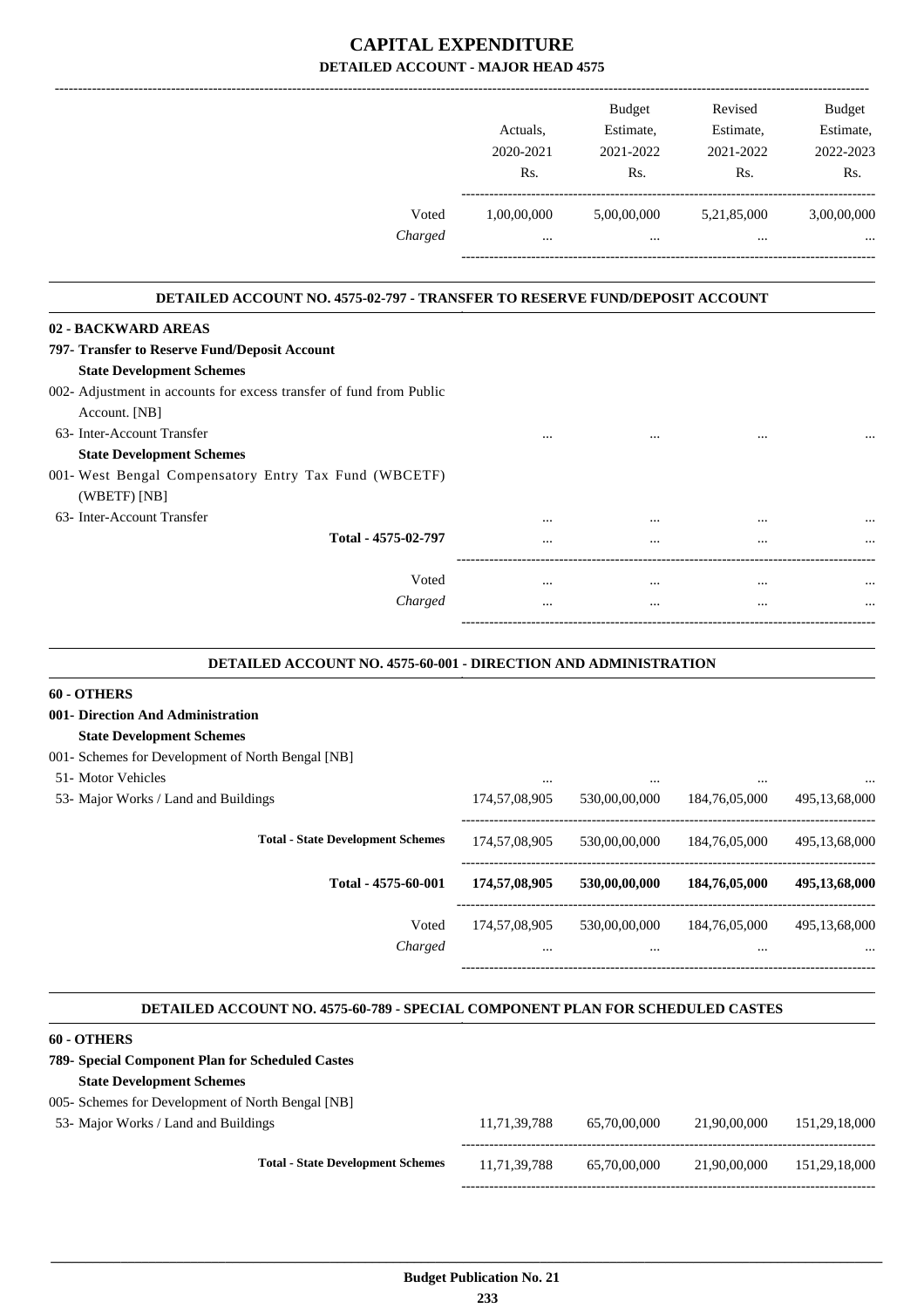# CAPITAL EXPENDITURE

## DETAILED ACCOUNT - MAJOR HEAD 4575

| | Actuals, 2020-2021 Rs. | Budget Estimate, 2021-2022 Rs. | Revised Estimate, 2021-2022 Rs. | Budget Estimate, 2022-2023 Rs. |
|---|---|---|---|---|
| Voted | 1,00,00,000 | 5,00,00,000 | 5,21,85,000 | 3,00,00,000 |
| *Charged* | ... | ... | ... | ... |

### DETAILED ACCOUNT NO. 4575-02-797 - TRANSFER TO RESERVE FUND/DEPOSIT ACCOUNT

| | Actuals, 2020-2021 Rs. | Budget Estimate, 2021-2022 Rs. | Revised Estimate, 2021-2022 Rs. | Budget Estimate, 2022-2023 Rs. |
|---|---|---|---|---|
| **02 - BACKWARD AREAS** | | | | |
| **797- Transfer to Reserve Fund/Deposit Account** | | | | |
| **State Development Schemes** | | | | |
| 002- Adjustment in accounts for excess transfer of fund from Public Account. [NB] | | | | |
| 63- Inter-Account Transfer | ... | ... | ... | ... |
| **State Development Schemes** | | | | |
| 001- West Bengal Compensatory Entry Tax Fund (WBCETF) (WBETF) [NB] | | | | |
| 63- Inter-Account Transfer | ... | ... | ... | ... |
| **Total - 4575-02-797** | ... | ... | ... | ... |
| Voted | ... | ... | ... | ... |
| *Charged* | ... | ... | ... | ... |

### DETAILED ACCOUNT NO. 4575-60-001 - DIRECTION AND ADMINISTRATION

| | Actuals, 2020-2021 Rs. | Budget Estimate, 2021-2022 Rs. | Revised Estimate, 2021-2022 Rs. | Budget Estimate, 2022-2023 Rs. |
|---|---|---|---|---|
| **60 - OTHERS** | | | | |
| **001- Direction And Administration** | | | | |
| **State Development Schemes** | | | | |
| 001- Schemes for Development of North Bengal [NB] | | | | |
| 51- Motor Vehicles | ... | ... | ... | ... |
| 53- Major Works / Land and Buildings | 174,57,08,905 | 530,00,00,000 | 184,76,05,000 | 495,13,68,000 |
| **Total - State Development Schemes** | 174,57,08,905 | 530,00,00,000 | 184,76,05,000 | 495,13,68,000 |
| **Total - 4575-60-001** | **174,57,08,905** | **530,00,00,000** | **184,76,05,000** | **495,13,68,000** |
| Voted | 174,57,08,905 | 530,00,00,000 | 184,76,05,000 | 495,13,68,000 |
| *Charged* | ... | ... | ... | ... |

### DETAILED ACCOUNT NO. 4575-60-789 - SPECIAL COMPONENT PLAN FOR SCHEDULED CASTES

| | Actuals, 2020-2021 Rs. | Budget Estimate, 2021-2022 Rs. | Revised Estimate, 2021-2022 Rs. | Budget Estimate, 2022-2023 Rs. |
|---|---|---|---|---|
| **60 - OTHERS** | | | | |
| **789- Special Component Plan for Scheduled Castes** | | | | |
| **State Development Schemes** | | | | |
| 005- Schemes for Development of North Bengal [NB] | | | | |
| 53- Major Works / Land and Buildings | 11,71,39,788 | 65,70,00,000 | 21,90,00,000 | 151,29,18,000 |
| **Total - State Development Schemes** | 11,71,39,788 | 65,70,00,000 | 21,90,00,000 | 151,29,18,000 |

**Budget Publication No. 21**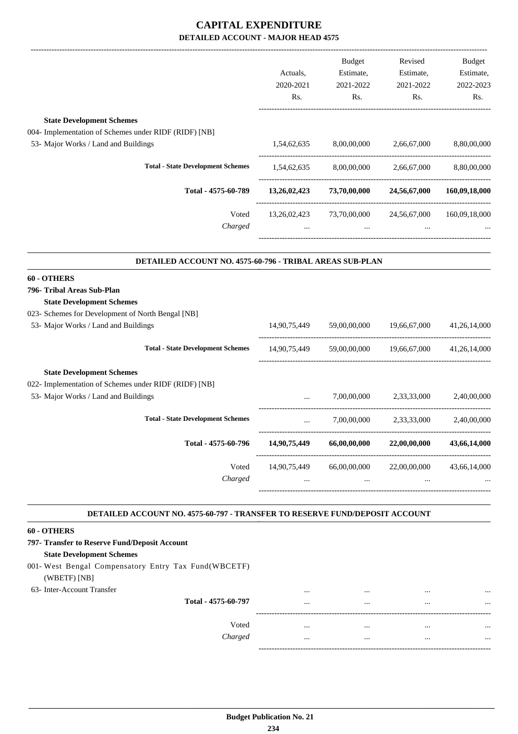# CAPITAL EXPENDITURE

## DETAILED ACCOUNT - MAJOR HEAD 4575

| | Actuals, 2020-2021 Rs. | Budget Estimate, 2021-2022 Rs. | Revised Estimate, 2021-2022 Rs. | Budget Estimate, 2022-2023 Rs. |
|---|---|---|---|---|
| **State Development Schemes** | | | | |
| 004- Implementation of Schemes under RIDF (RIDF) [NB] | | | | |
| 53- Major Works / Land and Buildings | 1,54,62,635 | 8,00,00,000 | 2,66,67,000 | 8,80,00,000 |
| **Total - State Development Schemes** | 1,54,62,635 | 8,00,00,000 | 2,66,67,000 | 8,80,00,000 |
| **Total - 4575-60-789** | **13,26,02,423** | **73,70,00,000** | **24,56,67,000** | **160,09,18,000** |
| Voted | 13,26,02,423 | 73,70,00,000 | 24,56,67,000 | 160,09,18,000 |
| *Charged* | ... | ... | ... | ... |

### DETAILED ACCOUNT NO. 4575-60-796 - TRIBAL AREAS SUB-PLAN

| | Actuals, 2020-2021 Rs. | Budget Estimate, 2021-2022 Rs. | Revised Estimate, 2021-2022 Rs. | Budget Estimate, 2022-2023 Rs. |
|---|---|---|---|---|
| **60 - OTHERS** | | | | |
| **796- Tribal Areas Sub-Plan** | | | | |
| **State Development Schemes** | | | | |
| 023- Schemes for Development of North Bengal [NB] | | | | |
| 53- Major Works / Land and Buildings | 14,90,75,449 | 59,00,00,000 | 19,66,67,000 | 41,26,14,000 |
| **Total - State Development Schemes** | 14,90,75,449 | 59,00,00,000 | 19,66,67,000 | 41,26,14,000 |
| **State Development Schemes** | | | | |
| 022- Implementation of Schemes under RIDF (RIDF) [NB] | | | | |
| 53- Major Works / Land and Buildings | ... | 7,00,00,000 | 2,33,33,000 | 2,40,00,000 |
| **Total - State Development Schemes** | ... | 7,00,00,000 | 2,33,33,000 | 2,40,00,000 |
| **Total - 4575-60-796** | **14,90,75,449** | **66,00,00,000** | **22,00,00,000** | **43,66,14,000** |
| Voted | 14,90,75,449 | 66,00,00,000 | 22,00,00,000 | 43,66,14,000 |
| *Charged* | ... | ... | ... | ... |

### DETAILED ACCOUNT NO. 4575-60-797 - TRANSFER TO RESERVE FUND/DEPOSIT ACCOUNT

| | Actuals, 2020-2021 Rs. | Budget Estimate, 2021-2022 Rs. | Revised Estimate, 2021-2022 Rs. | Budget Estimate, 2022-2023 Rs. |
|---|---|---|---|---|
| **60 - OTHERS** | | | | |
| **797- Transfer to Reserve Fund/Deposit Account** | | | | |
| **State Development Schemes** | | | | |
| 001- West Bengal Compensatory Entry Tax Fund(WBCETF) (WBETF) [NB] | | | | |
| 63- Inter-Account Transfer | ... | ... | ... | ... |
| **Total - 4575-60-797** | ... | ... | ... | ... |
| Voted | ... | ... | ... | ... |
| *Charged* | ... | ... | ... | ... |

**Budget Publication No. 21**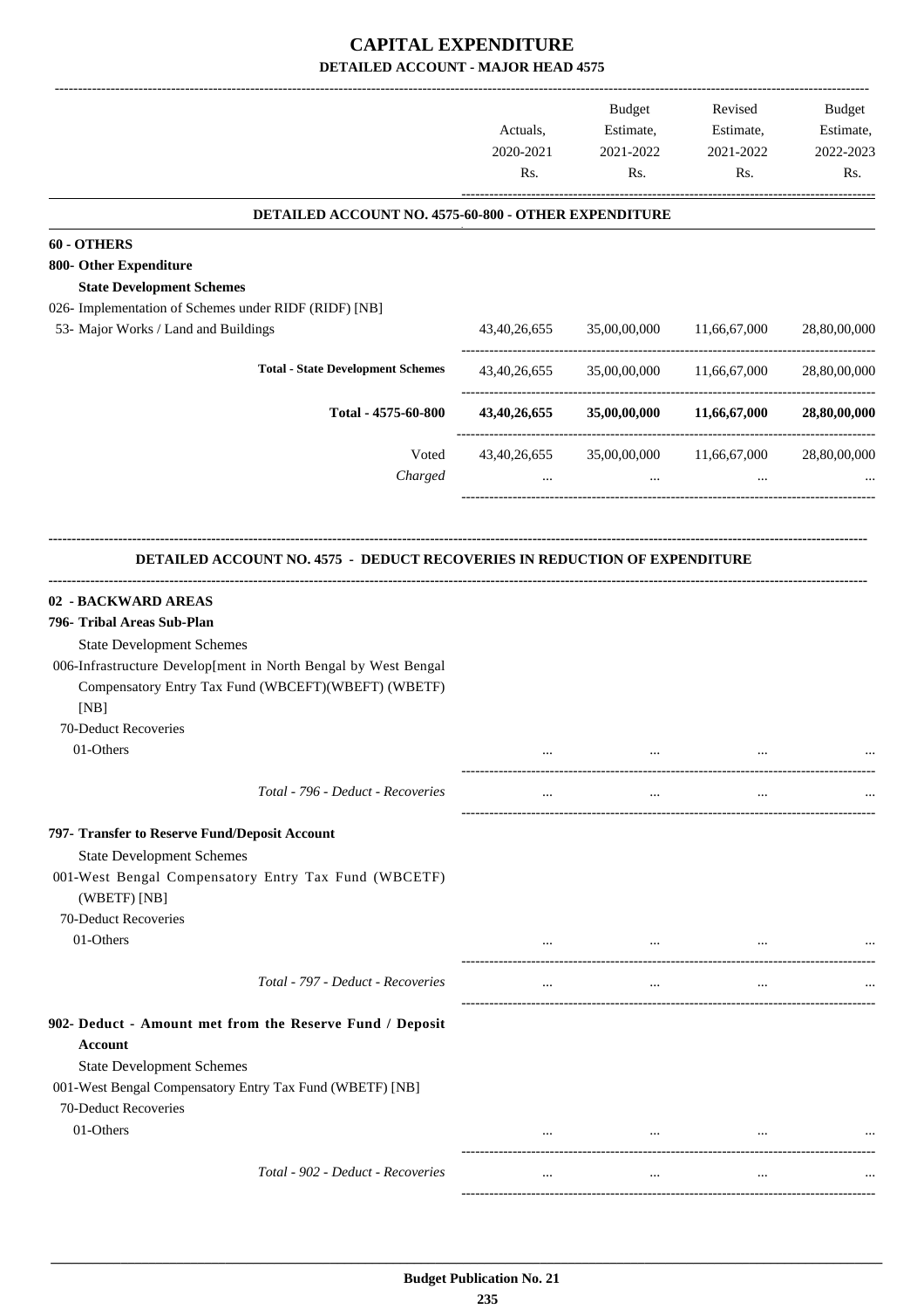# CAPITAL EXPENDITURE

## DETAILED ACCOUNT - MAJOR HEAD 4575

| | Actuals, 2020-2021 Rs. | Budget Estimate, 2021-2022 Rs. | Revised Estimate, 2021-2022 Rs. | Budget Estimate, 2022-2023 Rs. |
|---|---|---|---|---|
| **DETAILED ACCOUNT NO. 4575-60-800 - OTHER EXPENDITURE** | | | | |
| **60 - OTHERS** | | | | |
| **800- Other Expenditure** | | | | |
| **State Development Schemes** | | | | |
| 026- Implementation of Schemes under RIDF (RIDF) [NB] | | | | |
| 53- Major Works / Land and Buildings | 43,40,26,655 | 35,00,00,000 | 11,66,67,000 | 28,80,00,000 |
| **Total - State Development Schemes** | 43,40,26,655 | 35,00,00,000 | 11,66,67,000 | 28,80,00,000 |
| **Total - 4575-60-800** | **43,40,26,655** | **35,00,00,000** | **11,66,67,000** | **28,80,00,000** |
| Voted | 43,40,26,655 | 35,00,00,000 | 11,66,67,000 | 28,80,00,000 |
| *Charged* | ... | ... | ... | ... |

**DETAILED ACCOUNT NO. 4575 - DEDUCT RECOVERIES IN REDUCTION OF EXPENDITURE**

| | Actuals, 2020-2021 Rs. | Budget Estimate, 2021-2022 Rs. | Revised Estimate, 2021-2022 Rs. | Budget Estimate, 2022-2023 Rs. |
|---|---|---|---|---|
| **02 - BACKWARD AREAS** | | | | |
| **796- Tribal Areas Sub-Plan** | | | | |
| State Development Schemes | | | | |
| 006-Infrastructure Develop[ment in North Bengal by West Bengal Compensatory Entry Tax Fund (WBCEFT)(WBEFT) (WBETF) [NB] | | | | |
| 70-Deduct Recoveries | | | | |
| 01-Others | ... | ... | ... | ... |
| *Total - 796 - Deduct - Recoveries* | ... | ... | ... | ... |
| **797- Transfer to Reserve Fund/Deposit Account** | | | | |
| State Development Schemes | | | | |
| 001-West Bengal Compensatory Entry Tax Fund (WBCETF) (WBETF) [NB] | | | | |
| 70-Deduct Recoveries | | | | |
| 01-Others | ... | ... | ... | ... |
| *Total - 797 - Deduct - Recoveries* | ... | ... | ... | ... |
| **902- Deduct - Amount met from the Reserve Fund / Deposit Account** | | | | |
| State Development Schemes | | | | |
| 001-West Bengal Compensatory Entry Tax Fund (WBETF) [NB] | | | | |
| 70-Deduct Recoveries | | | | |
| 01-Others | ... | ... | ... | ... |
| *Total - 902 - Deduct - Recoveries* | ... | ... | ... | ... |

**Budget Publication No. 21**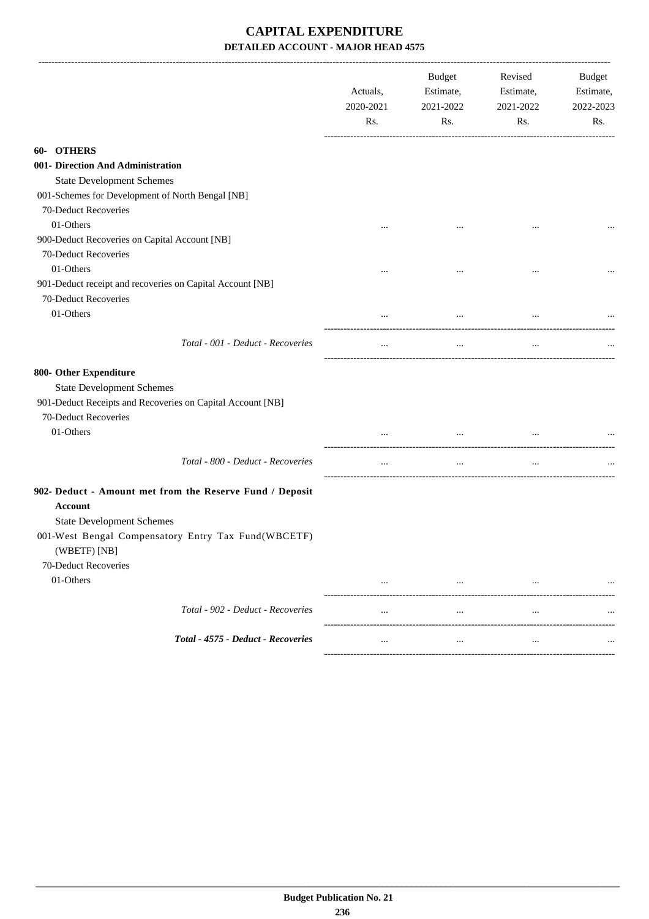# CAPITAL EXPENDITURE

## DETAILED ACCOUNT - MAJOR HEAD 4575

| | Actuals, 2020-2021 Rs. | Budget Estimate, 2021-2022 Rs. | Revised Estimate, 2021-2022 Rs. | Budget Estimate, 2022-2023 Rs. |
|---|---|---|---|---|
| **60- OTHERS** | | | | |
| **001- Direction And Administration** | | | | |
| State Development Schemes | | | | |
| 001-Schemes for Development of North Bengal [NB] | | | | |
| 70-Deduct Recoveries | | | | |
| 01-Others | ... | ... | ... | ... |
| 900-Deduct Recoveries on Capital Account [NB] | | | | |
| 70-Deduct Recoveries | | | | |
| 01-Others | ... | ... | ... | ... |
| 901-Deduct receipt and recoveries on Capital Account [NB] | | | | |
| 70-Deduct Recoveries | | | | |
| 01-Others | ... | ... | ... | ... |
| *Total - 001 - Deduct - Recoveries* | ... | ... | ... | ... |
| **800- Other Expenditure** | | | | |
| State Development Schemes | | | | |
| 901-Deduct Receipts and Recoveries on Capital Account [NB] | | | | |
| 70-Deduct Recoveries | | | | |
| 01-Others | ... | ... | ... | ... |
| *Total - 800 - Deduct - Recoveries* | ... | ... | ... | ... |
| **902- Deduct - Amount met from the Reserve Fund / Deposit Account** | | | | |
| State Development Schemes | | | | |
| 001-West Bengal Compensatory Entry Tax Fund(WBCETF) (WBETF) [NB] | | | | |
| 70-Deduct Recoveries | | | | |
| 01-Others | ... | ... | ... | ... |
| *Total - 902 - Deduct - Recoveries* | ... | ... | ... | ... |
| ***Total - 4575 - Deduct - Recoveries*** | ... | ... | ... | ... |

**Budget Publication No. 21**